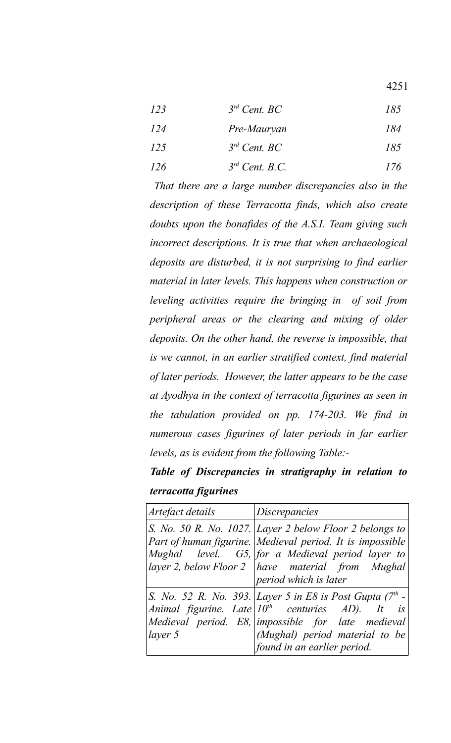| | | |
|---|---|---|
| *123* | *$3^{rd}$ Cent. BC* | *185* |
| *124* | *Pre-Mauryan* | *184* |
| *125* | *$3^{rd}$ Cent. BC* | *185* |
| *126* | *$3^{rd}$ Cent. B.C.* | *176* |

*That there are a large number discrepancies also in the description of these Terracotta finds, which also create doubts upon the bonafides of the A.S.I. Team giving such incorrect descriptions. It is true that when archaeological deposits are disturbed, it is not surprising to find earlier material in later levels. This happens when construction or leveling activities require the bringing in of soil from peripheral areas or the clearing and mixing of older deposits. On the other hand, the reverse is impossible, that is we cannot, in an earlier stratified context, find material of later periods. However, the latter appears to be the case at Ayodhya in the context of terracotta figurines as seen in the tabulation provided on pp. 174-203. We find in numerous cases figurines of later periods in far earlier levels, as is evident from the following Table:-*

***Table of Discrepancies in stratigraphy in relation to terracotta figurines***

| *Artefact details* | *Discrepancies* |
|---|---|
| *S. No. 50 R. No. 1027. Part of human figurine. Mughal level. G5, layer 2, below Floor 2* | *Layer 2 below Floor 2 belongs to Medieval period. It is impossible for a Medieval period layer to have material from Mughal period which is later* |
| *S. No. 52 R. No. 393. Animal figurine. Late Medieval period. E8, layer 5* | *Layer 5 in E8 is Post Gupta ($7^{th}$ - $10^{th}$ centuries AD). It is impossible for late medieval (Mughal) period material to be found in an earlier period.* |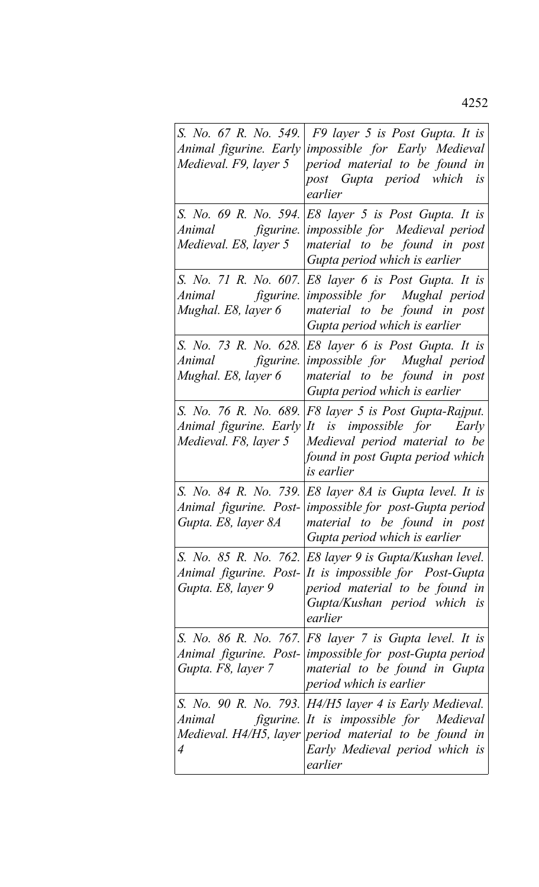| *S. No. 67 R. No. 549. Animal figurine. Early Medieval. F9, layer 5* | *F9 layer 5 is Post Gupta. It is impossible for Early Medieval period material to be found in post Gupta period which is earlier* |
|---|---|
| *S. No. 69 R. No. 594. Animal figurine. Medieval. E8, layer 5* | *E8 layer 5 is Post Gupta. It is impossible for Medieval period material to be found in post Gupta period which is earlier* |
| *S. No. 71 R. No. 607. Animal figurine. Mughal. E8, layer 6* | *E8 layer 6 is Post Gupta. It is impossible for Mughal period material to be found in post Gupta period which is earlier* |
| *S. No. 73 R. No. 628. Animal figurine. Mughal. E8, layer 6* | *E8 layer 6 is Post Gupta. It is impossible for Mughal period material to be found in post Gupta period which is earlier* |
| *S. No. 76 R. No. 689. Animal figurine. Early Medieval. F8, layer 5* | *F8 layer 5 is Post Gupta-Rajput. It is impossible for Early Medieval period material to be found in post Gupta period which is earlier* |
| *S. No. 84 R. No. 739. Animal figurine. Post-Gupta. E8, layer 8A* | *E8 layer 8A is Gupta level. It is impossible for post-Gupta period material to be found in post Gupta period which is earlier* |
| *S. No. 85 R. No. 762. Animal figurine. Post-Gupta. E8, layer 9* | *E8 layer 9 is Gupta/Kushan level. It is impossible for Post-Gupta period material to be found in Gupta/Kushan period which is earlier* |
| *S. No. 86 R. No. 767. Animal figurine. Post-Gupta. F8, layer 7* | *F8 layer 7 is Gupta level. It is impossible for post-Gupta period material to be found in Gupta period which is earlier* |
| *S. No. 90 R. No. 793. Animal figurine. Medieval. H4/H5, layer 4* | *H4/H5 layer 4 is Early Medieval. It is impossible for Medieval period material to be found in Early Medieval period which is earlier* |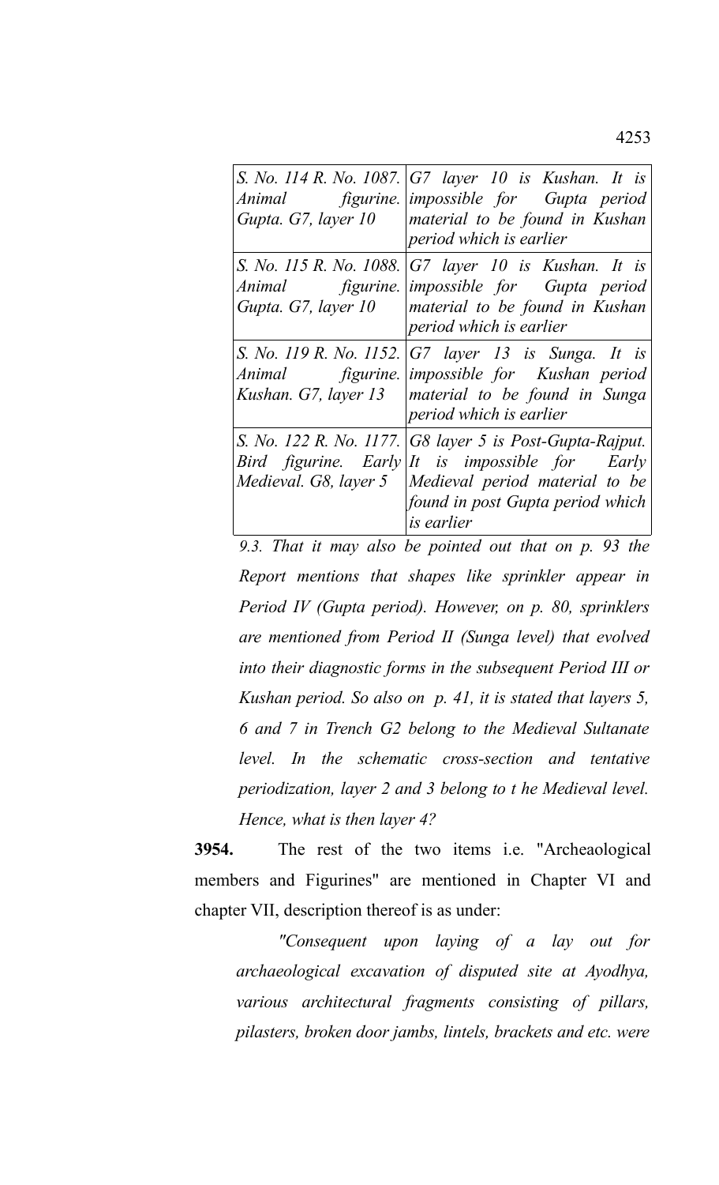| | |
|---|---|
| *S. No. 114 R. No. 1087. Animal figurine. Gupta. G7, layer 10* | *G7 layer 10 is Kushan. It is impossible for Gupta period material to be found in Kushan period which is earlier* |
| *S. No. 115 R. No. 1088. Animal figurine. Gupta. G7, layer 10* | *G7 layer 10 is Kushan. It is impossible for Gupta period material to be found in Kushan period which is earlier* |
| *S. No. 119 R. No. 1152. Animal figurine. Kushan. G7, layer 13* | *G7 layer 13 is Sunga. It is impossible for Kushan period material to be found in Sunga period which is earlier* |
| *S. No. 122 R. No. 1177. Bird figurine. Early Medieval. G8, layer 5* | *G8 layer 5 is Post-Gupta-Rajput. It is impossible for Early Medieval period material to be found in post Gupta period which is earlier* |

*9.3. That it may also be pointed out that on p. 93 the Report mentions that shapes like sprinkler appear in Period IV (Gupta period). However, on p. 80, sprinklers are mentioned from Period II (Sunga level) that evolved into their diagnostic forms in the subsequent Period III or Kushan period. So also on p. 41, it is stated that layers 5, 6 and 7 in Trench G2 belong to the Medieval Sultanate level. In the schematic cross-section and tentative periodization, layer 2 and 3 belong to t he Medieval level. Hence, what is then layer 4?*

**3954.** The rest of the two items i.e. "Archeaological members and Figurines" are mentioned in Chapter VI and chapter VII, description thereof is as under:

*"Consequent upon laying of a lay out for archaeological excavation of disputed site at Ayodhya, various architectural fragments consisting of pillars, pilasters, broken door jambs, lintels, brackets and etc. were*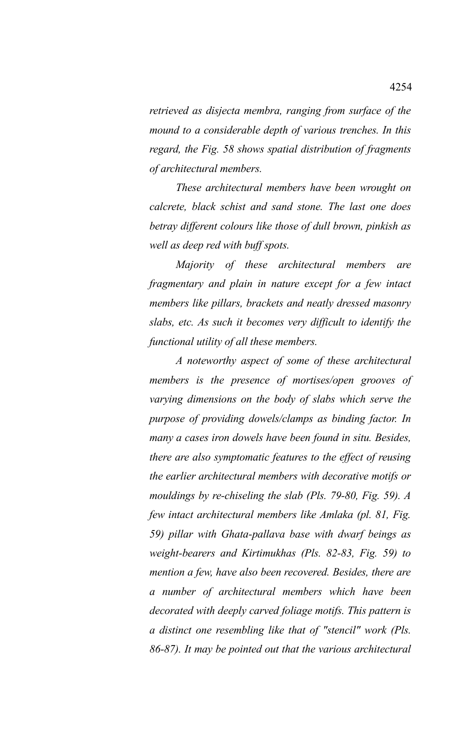*retrieved as disjecta membra, ranging from surface of the mound to a considerable depth of various trenches. In this regard, the Fig. 58 shows spatial distribution of fragments of architectural members.*

*These architectural members have been wrought on calcrete, black schist and sand stone. The last one does betray different colours like those of dull brown, pinkish as well as deep red with buff spots.*

*Majority of these architectural members are fragmentary and plain in nature except for a few intact members like pillars, brackets and neatly dressed masonry slabs, etc. As such it becomes very difficult to identify the functional utility of all these members.*

*A noteworthy aspect of some of these architectural members is the presence of mortises/open grooves of varying dimensions on the body of slabs which serve the purpose of providing dowels/clamps as binding factor. In many a cases iron dowels have been found in situ. Besides, there are also symptomatic features to the effect of reusing the earlier architectural members with decorative motifs or mouldings by re-chiseling the slab (Pls. 79-80, Fig. 59). A few intact architectural members like Amlaka (pl. 81, Fig. 59) pillar with Ghata-pallava base with dwarf beings as weight-bearers and Kirtimukhas (Pls. 82-83, Fig. 59) to mention a few, have also been recovered. Besides, there are a number of architectural members which have been decorated with deeply carved foliage motifs. This pattern is a distinct one resembling like that of "stencil" work (Pls. 86-87). It may be pointed out that the various architectural*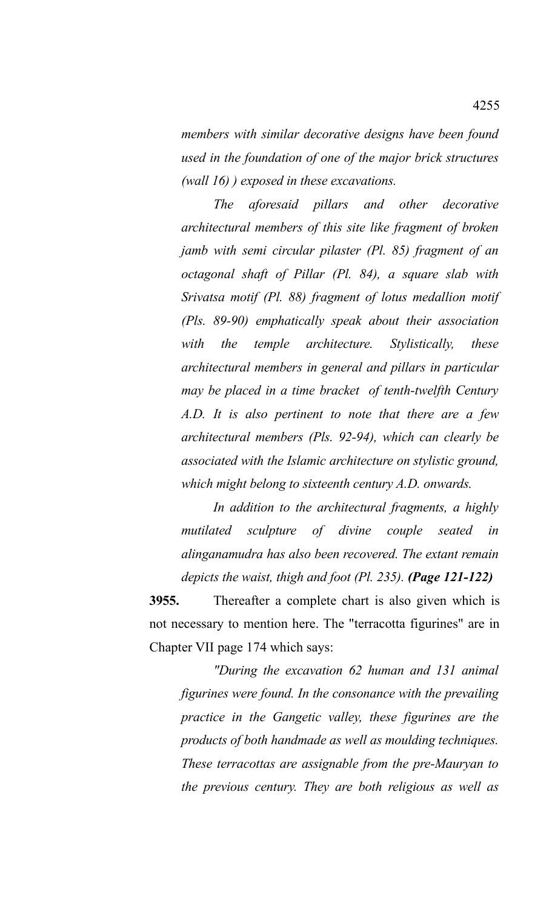*members with similar decorative designs have been found used in the foundation of one of the major brick structures (wall 16) ) exposed in these excavations.*

*The aforesaid pillars and other decorative architectural members of this site like fragment of broken jamb with semi circular pilaster (Pl. 85) fragment of an octagonal shaft of Pillar (Pl. 84), a square slab with Srivatsa motif (Pl. 88) fragment of lotus medallion motif (Pls. 89-90) emphatically speak about their association with the temple architecture. Stylistically, these architectural members in general and pillars in particular may be placed in a time bracket of tenth-twelfth Century A.D. It is also pertinent to note that there are a few architectural members (Pls. 92-94), which can clearly be associated with the Islamic architecture on stylistic ground, which might belong to sixteenth century A.D. onwards.*

*In addition to the architectural fragments, a highly mutilated sculpture of divine couple seated in alinganamudra has also been recovered. The extant remain depicts the waist, thigh and foot (Pl. 235).* ***(Page 121-122)***

**3955.** Thereafter a complete chart is also given which is not necessary to mention here. The "terracotta figurines" are in Chapter VII page 174 which says:

*"During the excavation 62 human and 131 animal figurines were found. In the consonance with the prevailing practice in the Gangetic valley, these figurines are the products of both handmade as well as moulding techniques. These terracottas are assignable from the pre-Mauryan to the previous century. They are both religious as well as*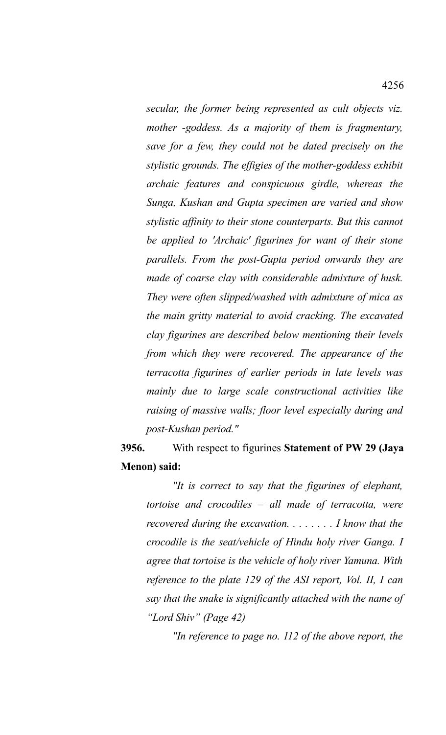*secular, the former being represented as cult objects viz. mother -goddess. As a majority of them is fragmentary, save for a few, they could not be dated precisely on the stylistic grounds. The effigies of the mother-goddess exhibit archaic features and conspicuous girdle, whereas the Sunga, Kushan and Gupta specimen are varied and show stylistic affinity to their stone counterparts. But this cannot be applied to 'Archaic' figurines for want of their stone parallels. From the post-Gupta period onwards they are made of coarse clay with considerable admixture of husk. They were often slipped/washed with admixture of mica as the main gritty material to avoid cracking. The excavated clay figurines are described below mentioning their levels from which they were recovered. The appearance of the terracotta figurines of earlier periods in late levels was mainly due to large scale constructional activities like raising of massive walls; floor level especially during and post-Kushan period."*

**3956.** With respect to figurines **Statement of PW 29 (Jaya Menon) said:**

*"It is correct to say that the figurines of elephant, tortoise and crocodiles – all made of terracotta, were recovered during the excavation. . . . . . . . I know that the crocodile is the seat/vehicle of Hindu holy river Ganga. I agree that tortoise is the vehicle of holy river Yamuna. With reference to the plate 129 of the ASI report, Vol. II, I can say that the snake is significantly attached with the name of "Lord Shiv" (Page 42)*

*"In reference to page no. 112 of the above report, the*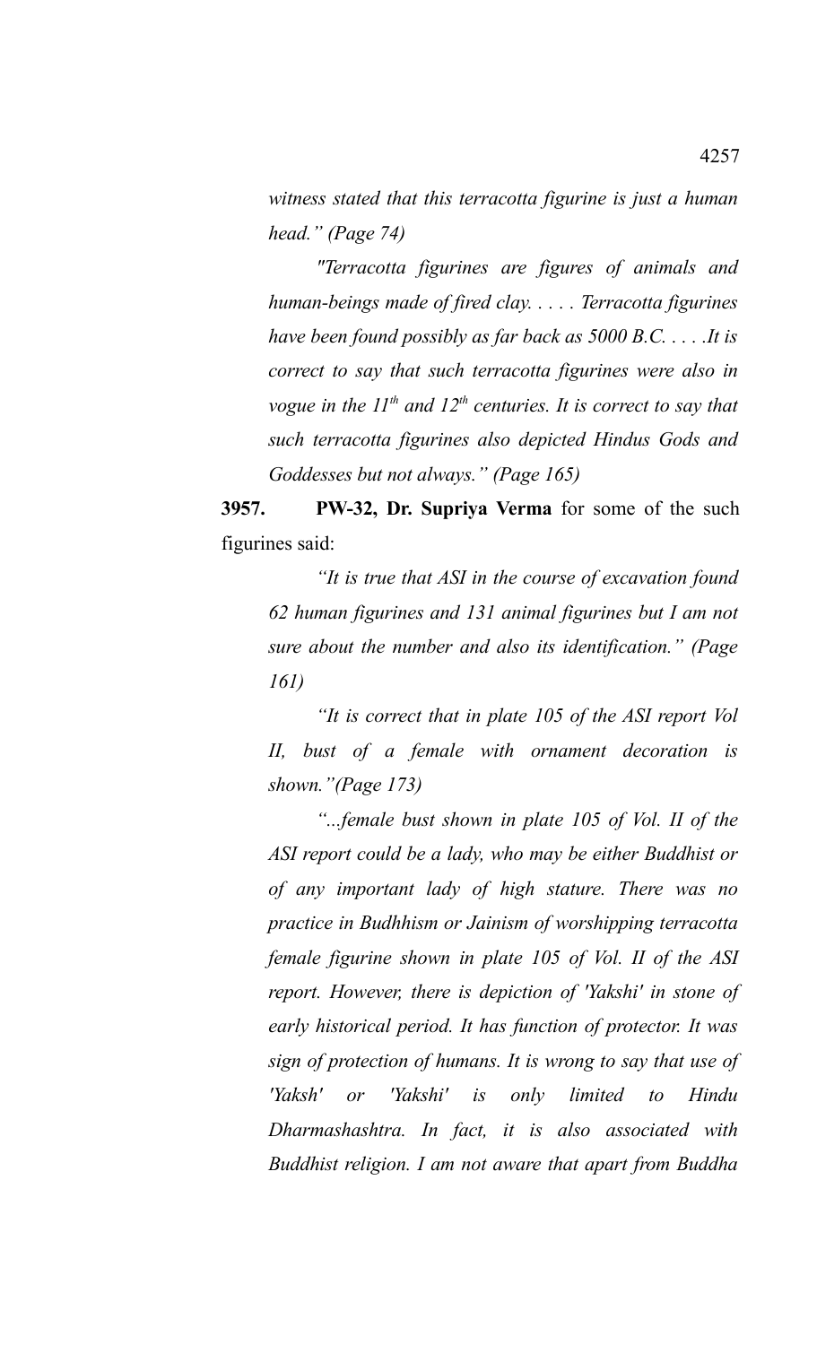*witness stated that this terracotta figurine is just a human head." (Page 74)*

*"Terracotta figurines are figures of animals and human-beings made of fired clay. . . . . Terracotta figurines have been found possibly as far back as 5000 B.C. . . . .It is correct to say that such terracotta figurines were also in vogue in the 11th and 12th centuries. It is correct to say that such terracotta figurines also depicted Hindus Gods and Goddesses but not always." (Page 165)*

**3957.** **PW-32, Dr. Supriya Verma** for some of the such figurines said:

*"It is true that ASI in the course of excavation found 62 human figurines and 131 animal figurines but I am not sure about the number and also its identification." (Page 161)*

*"It is correct that in plate 105 of the ASI report Vol II, bust of a female with ornament decoration is shown."(Page 173)*

*"...female bust shown in plate 105 of Vol. II of the ASI report could be a lady, who may be either Buddhist or of any important lady of high stature. There was no practice in Budhhism or Jainism of worshipping terracotta female figurine shown in plate 105 of Vol. II of the ASI report. However, there is depiction of 'Yakshi' in stone of early historical period. It has function of protector. It was sign of protection of humans. It is wrong to say that use of 'Yaksh' or 'Yakshi' is only limited to Hindu Dharmashashtra. In fact, it is also associated with Buddhist religion. I am not aware that apart from Buddha*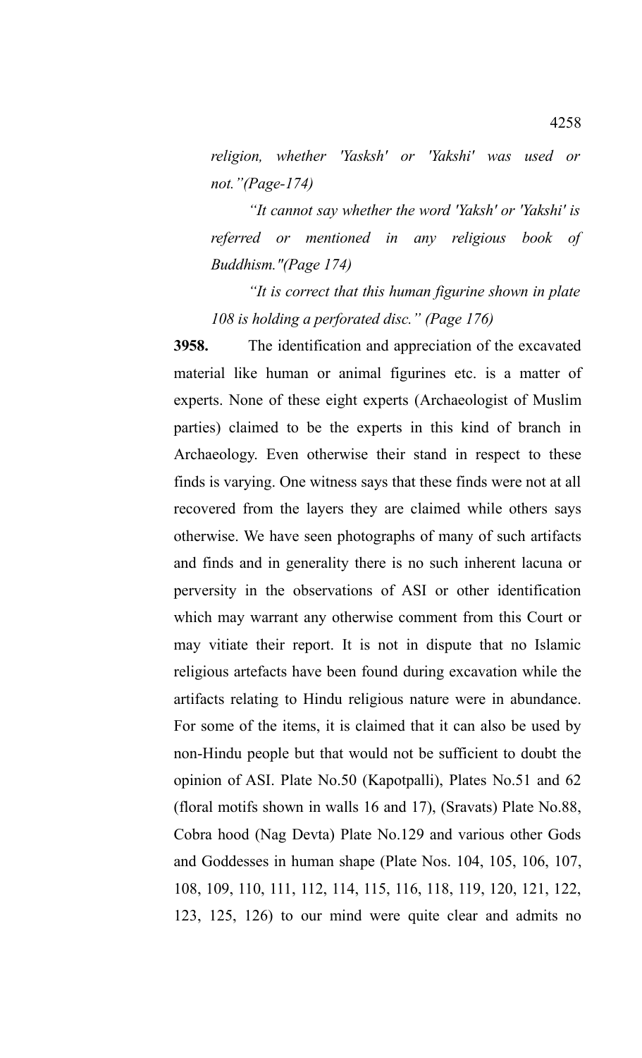*religion, whether 'Yasksh' or 'Yakshi' was used or not."(Page-174)*

*"It cannot say whether the word 'Yaksh' or 'Yakshi' is referred or mentioned in any religious book of Buddhism."(Page 174)*

*"It is correct that this human figurine shown in plate 108 is holding a perforated disc." (Page 176)*

**3958.** The identification and appreciation of the excavated material like human or animal figurines etc. is a matter of experts. None of these eight experts (Archaeologist of Muslim parties) claimed to be the experts in this kind of branch in Archaeology. Even otherwise their stand in respect to these finds is varying. One witness says that these finds were not at all recovered from the layers they are claimed while others says otherwise. We have seen photographs of many of such artifacts and finds and in generality there is no such inherent lacuna or perversity in the observations of ASI or other identification which may warrant any otherwise comment from this Court or may vitiate their report. It is not in dispute that no Islamic religious artefacts have been found during excavation while the artifacts relating to Hindu religious nature were in abundance. For some of the items, it is claimed that it can also be used by non-Hindu people but that would not be sufficient to doubt the opinion of ASI. Plate No.50 (Kapotpalli), Plates No.51 and 62 (floral motifs shown in walls 16 and 17), (Sravats) Plate No.88, Cobra hood (Nag Devta) Plate No.129 and various other Gods and Goddesses in human shape (Plate Nos. 104, 105, 106, 107, 108, 109, 110, 111, 112, 114, 115, 116, 118, 119, 120, 121, 122, 123, 125, 126) to our mind were quite clear and admits no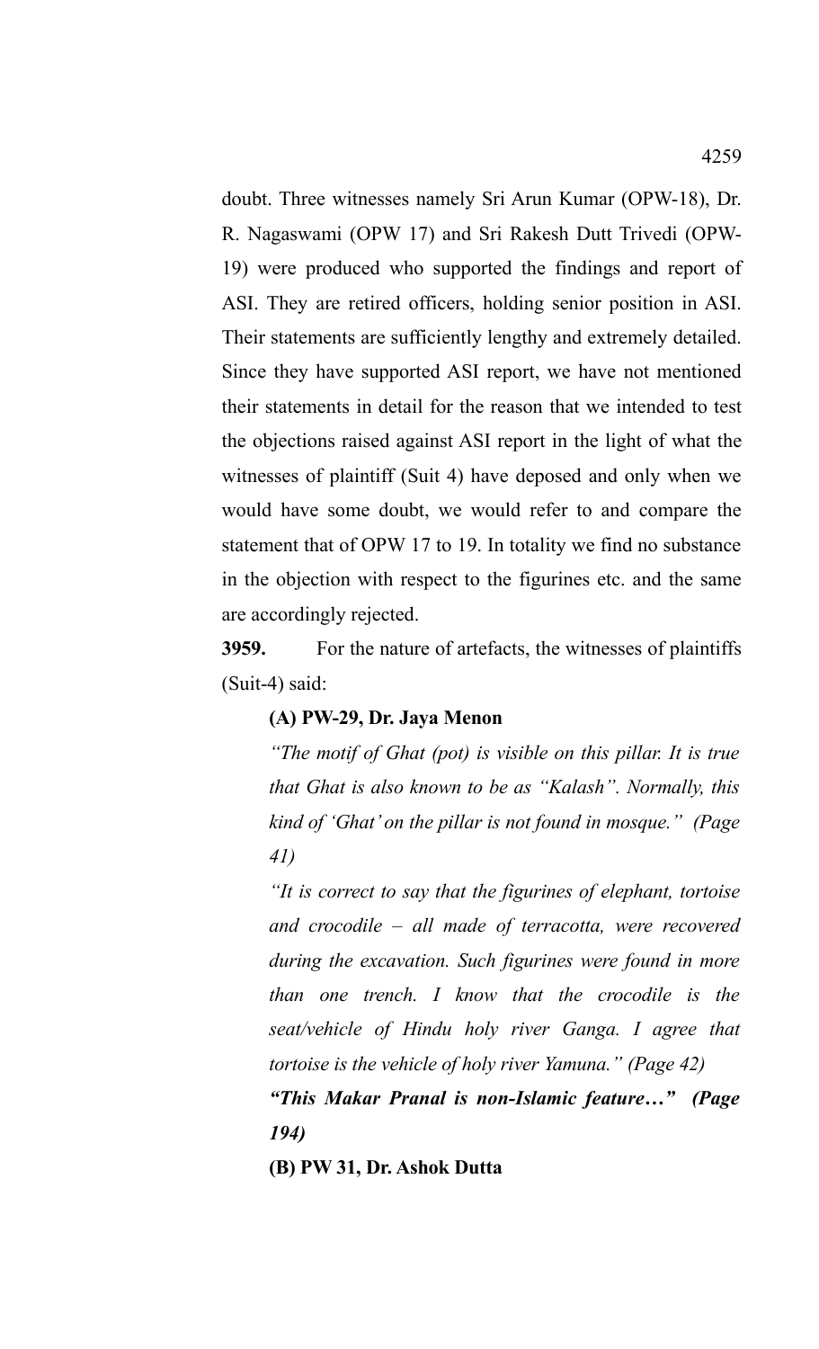doubt. Three witnesses namely Sri Arun Kumar (OPW-18), Dr. R. Nagaswami (OPW 17) and Sri Rakesh Dutt Trivedi (OPW-19) were produced who supported the findings and report of ASI. They are retired officers, holding senior position in ASI. Their statements are sufficiently lengthy and extremely detailed. Since they have supported ASI report, we have not mentioned their statements in detail for the reason that we intended to test the objections raised against ASI report in the light of what the witnesses of plaintiff (Suit 4) have deposed and only when we would have some doubt, we would refer to and compare the statement that of OPW 17 to 19. In totality we find no substance in the objection with respect to the figurines etc. and the same are accordingly rejected.

**3959.** For the nature of artefacts, the witnesses of plaintiffs (Suit-4) said:

**(A) PW-29, Dr. Jaya Menon**

*"The motif of Ghat (pot) is visible on this pillar. It is true that Ghat is also known to be as "Kalash". Normally, this kind of 'Ghat' on the pillar is not found in mosque." (Page 41)*

*"It is correct to say that the figurines of elephant, tortoise and crocodile – all made of terracotta, were recovered during the excavation. Such figurines were found in more than one trench. I know that the crocodile is the seat/vehicle of Hindu holy river Ganga. I agree that tortoise is the vehicle of holy river Yamuna." (Page 42)*

***"This Makar Pranal is non-Islamic feature…" (Page 194)***

**(B) PW 31, Dr. Ashok Dutta**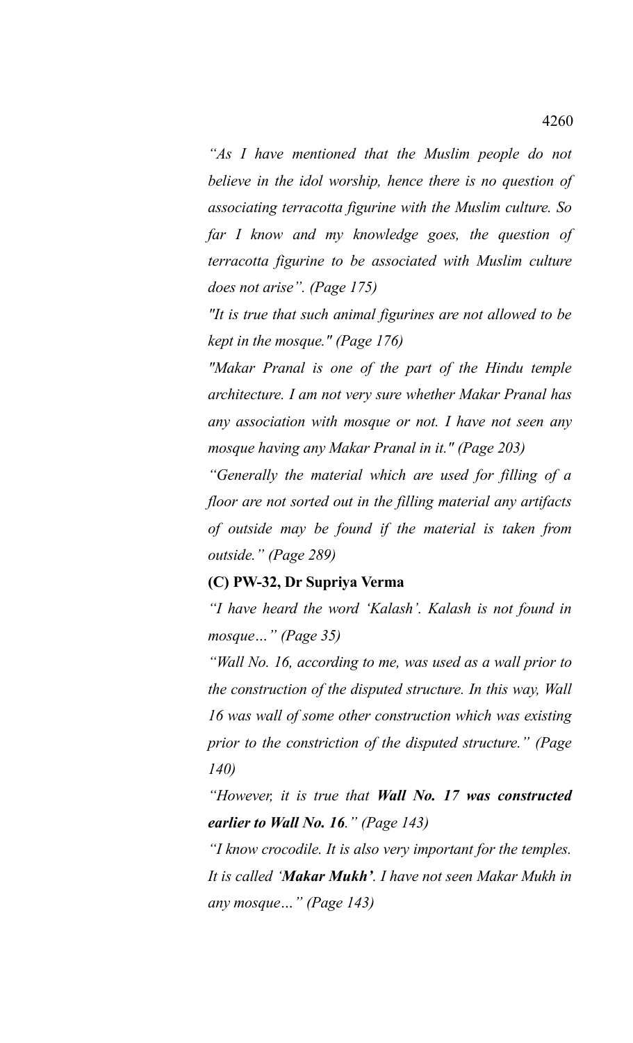*"As I have mentioned that the Muslim people do not believe in the idol worship, hence there is no question of associating terracotta figurine with the Muslim culture. So far I know and my knowledge goes, the question of terracotta figurine to be associated with Muslim culture does not arise". (Page 175)*

*"It is true that such animal figurines are not allowed to be kept in the mosque." (Page 176)*

*"Makar Pranal is one of the part of the Hindu temple architecture. I am not very sure whether Makar Pranal has any association with mosque or not. I have not seen any mosque having any Makar Pranal in it." (Page 203)*

*"Generally the material which are used for filling of a floor are not sorted out in the filling material any artifacts of outside may be found if the material is taken from outside." (Page 289)*

**(C) PW-32, Dr Supriya Verma**

*"I have heard the word 'Kalash'. Kalash is not found in mosque…" (Page 35)*

*"Wall No. 16, according to me, was used as a wall prior to the construction of the disputed structure. In this way, Wall 16 was wall of some other construction which was existing prior to the constriction of the disputed structure." (Page 140)*

*"However, it is true that* ***Wall No. 17 was constructed earlier to Wall No. 16****." (Page 143)*

*"I know crocodile. It is also very important for the temples. It is called '****Makar Mukh'****. I have not seen Makar Mukh in any mosque…" (Page 143)*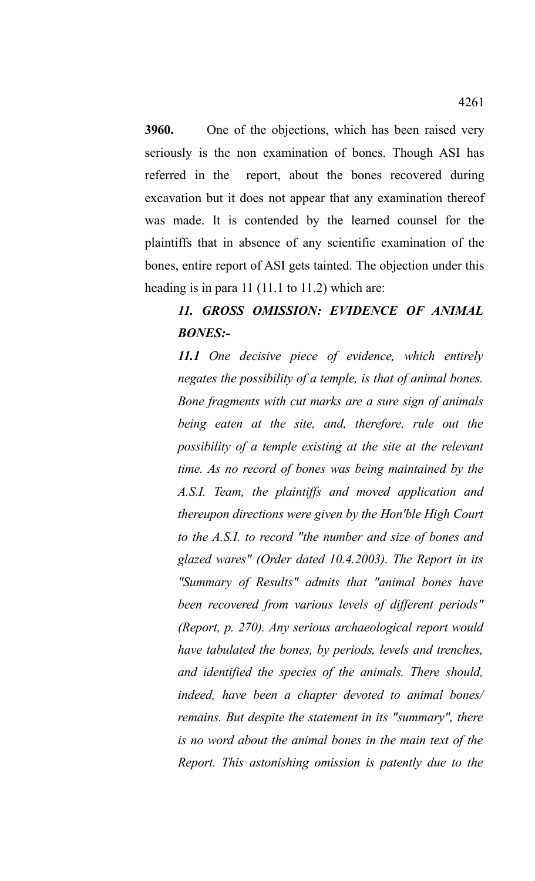**3960.** One of the objections, which has been raised very seriously is the non examination of bones. Though ASI has referred in the report, about the bones recovered during excavation but it does not appear that any examination thereof was made. It is contended by the learned counsel for the plaintiffs that in absence of any scientific examination of the bones, entire report of ASI gets tainted. The objection under this heading is in para 11 (11.1 to 11.2) which are:

***11. GROSS OMISSION: EVIDENCE OF ANIMAL BONES:-***

***11.1*** *One decisive piece of evidence, which entirely negates the possibility of a temple, is that of animal bones. Bone fragments with cut marks are a sure sign of animals being eaten at the site, and, therefore, rule out the possibility of a temple existing at the site at the relevant time. As no record of bones was being maintained by the A.S.I. Team, the plaintiffs and moved application and thereupon directions were given by the Hon'ble High Court to the A.S.I. to record "the number and size of bones and glazed wares" (Order dated 10.4.2003). The Report in its "Summary of Results" admits that "animal bones have been recovered from various levels of different periods" (Report, p. 270). Any serious archaeological report would have tabulated the bones, by periods, levels and trenches, and identified the species of the animals. There should, indeed, have been a chapter devoted to animal bones/ remains. But despite the statement in its "summary", there is no word about the animal bones in the main text of the Report. This astonishing omission is patently due to the*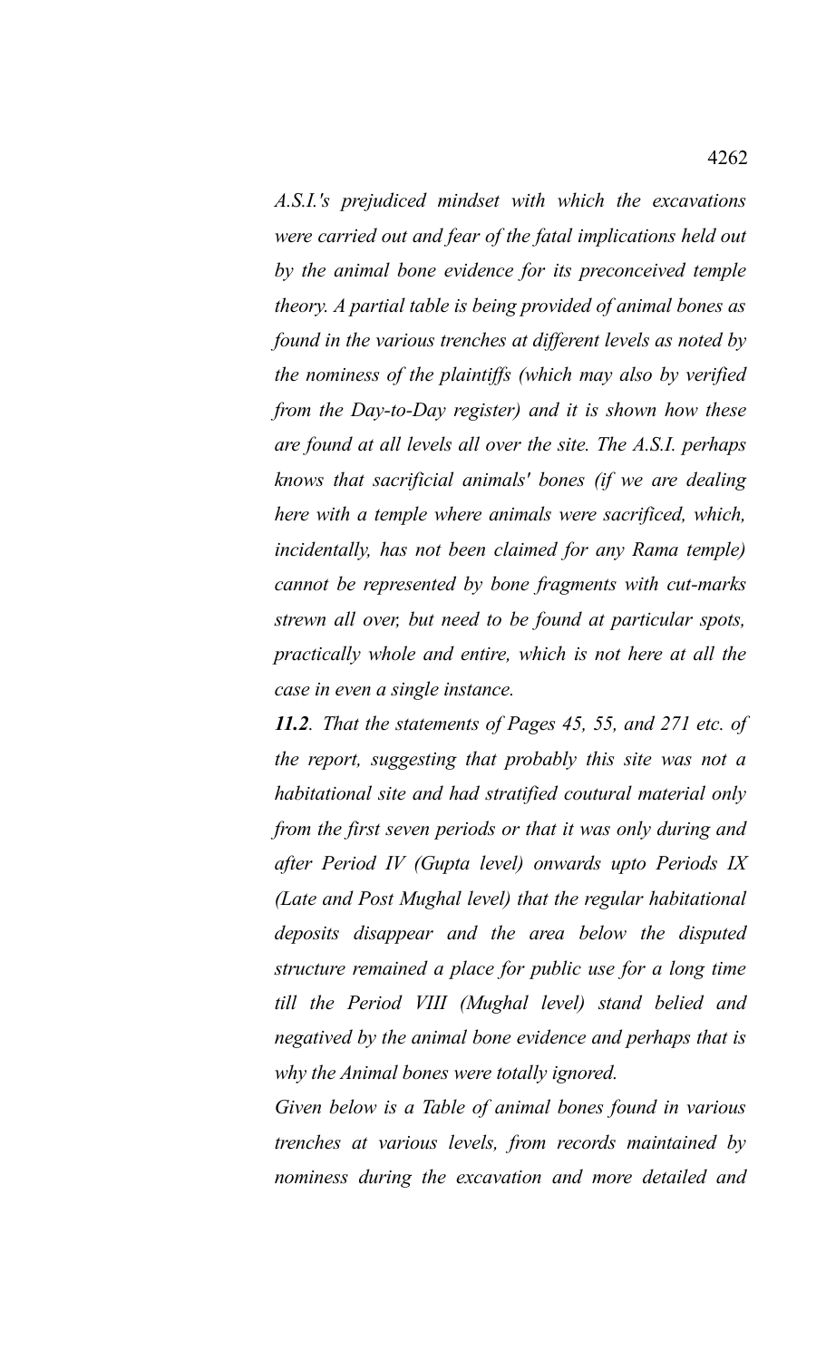*A.S.I.'s prejudiced mindset with which the excavations were carried out and fear of the fatal implications held out by the animal bone evidence for its preconceived temple theory. A partial table is being provided of animal bones as found in the various trenches at different levels as noted by the nominess of the plaintiffs (which may also by verified from the Day-to-Day register) and it is shown how these are found at all levels all over the site. The A.S.I. perhaps knows that sacrificial animals' bones (if we are dealing here with a temple where animals were sacrificed, which, incidentally, has not been claimed for any Rama temple) cannot be represented by bone fragments with cut-marks strewn all over, but need to be found at particular spots, practically whole and entire, which is not here at all the case in even a single instance.*

***11.2**. That the statements of Pages 45, 55, and 271 etc. of the report, suggesting that probably this site was not a habitational site and had stratified coutural material only from the first seven periods or that it was only during and after Period IV (Gupta level) onwards upto Periods IX (Late and Post Mughal level) that the regular habitational deposits disappear and the area below the disputed structure remained a place for public use for a long time till the Period VIII (Mughal level) stand belied and negatived by the animal bone evidence and perhaps that is why the Animal bones were totally ignored.*

*Given below is a Table of animal bones found in various trenches at various levels, from records maintained by nominess during the excavation and more detailed and*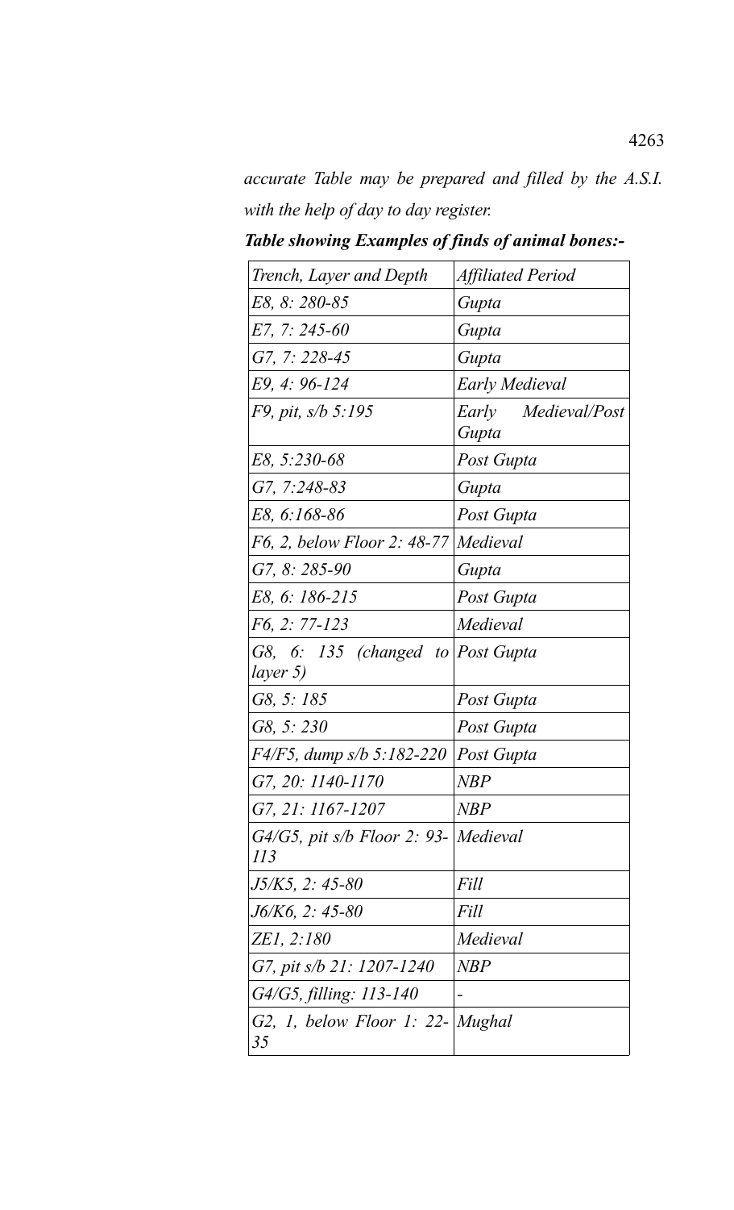*accurate Table may be prepared and filled by the A.S.I. with the help of day to day register.*

***Table showing Examples of finds of animal bones:-***

| *Trench, Layer and Depth* | *Affiliated Period* |
|---|---|
| *E8, 8: 280-85* | *Gupta* |
| *E7, 7: 245-60* | *Gupta* |
| *G7, 7: 228-45* | *Gupta* |
| *E9, 4: 96-124* | *Early Medieval* |
| *F9, pit, s/b 5:195* | *Early Medieval/Post Gupta* |
| *E8, 5:230-68* | *Post Gupta* |
| *G7, 7:248-83* | *Gupta* |
| *E8, 6:168-86* | *Post Gupta* |
| *F6, 2, below Floor 2: 48-77* | *Medieval* |
| *G7, 8: 285-90* | *Gupta* |
| *E8, 6: 186-215* | *Post Gupta* |
| *F6, 2: 77-123* | *Medieval* |
| *G8, 6: 135 (changed to layer 5)* | *Post Gupta* |
| *G8, 5: 185* | *Post Gupta* |
| *G8, 5: 230* | *Post Gupta* |
| *F4/F5, dump s/b 5:182-220* | *Post Gupta* |
| *G7, 20: 1140-1170* | *NBP* |
| *G7, 21: 1167-1207* | *NBP* |
| *G4/G5, pit s/b Floor 2: 93-113* | *Medieval* |
| *J5/K5, 2: 45-80* | *Fill* |
| *J6/K6, 2: 45-80* | *Fill* |
| *ZE1, 2:180* | *Medieval* |
| *G7, pit s/b 21: 1207-1240* | *NBP* |
| *G4/G5, filling: 113-140* | *-* |
| *G2, 1, below Floor 1: 22-35* | *Mughal* |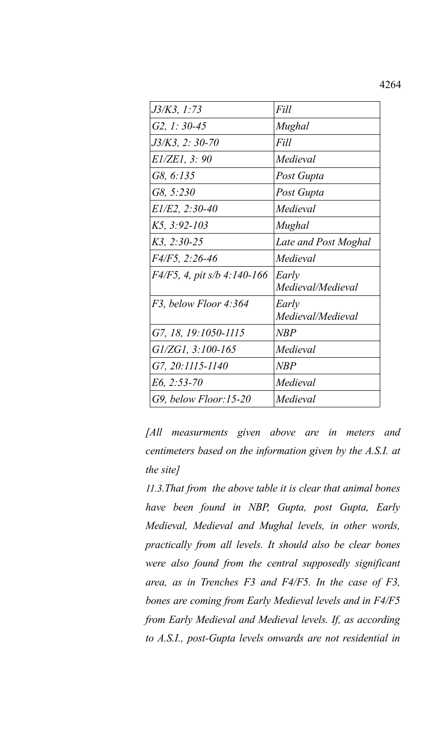| | |
|---|---|
| *J3/K3, 1:73* | *Fill* |
| *G2, 1: 30-45* | *Mughal* |
| *J3/K3, 2: 30-70* | *Fill* |
| *E1/ZE1, 3: 90* | *Medieval* |
| *G8, 6:135* | *Post Gupta* |
| *G8, 5:230* | *Post Gupta* |
| *E1/E2, 2:30-40* | *Medieval* |
| *K5, 3:92-103* | *Mughal* |
| *K3, 2:30-25* | *Late and Post Moghal* |
| *F4/F5, 2:26-46* | *Medieval* |
| *F4/F5, 4, pit s/b 4:140-166* | *Early Medieval/Medieval* |
| *F3, below Floor 4:364* | *Early Medieval/Medieval* |
| *G7, 18, 19:1050-1115* | *NBP* |
| *G1/ZG1, 3:100-165* | *Medieval* |
| *G7, 20:1115-1140* | *NBP* |
| *E6, 2:53-70* | *Medieval* |
| *G9, below Floor:15-20* | *Medieval* |

*[All measurments given above are in meters and centimeters based on the information given by the A.S.I. at the site]*

*11.3.That from the above table it is clear that animal bones have been found in NBP, Gupta, post Gupta, Early Medieval, Medieval and Mughal levels, in other words, practically from all levels. It should also be clear bones were also found from the central supposedly significant area, as in Trenches F3 and F4/F5. In the case of F3, bones are coming from Early Medieval levels and in F4/F5 from Early Medieval and Medieval levels. If, as according to A.S.I., post-Gupta levels onwards are not residential in*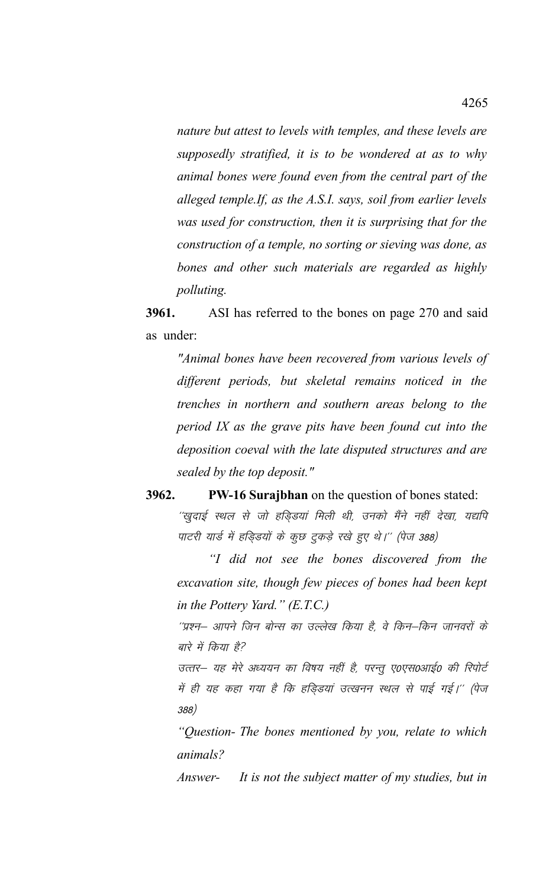*nature but attest to levels with temples, and these levels are supposedly stratified, it is to be wondered at as to why animal bones were found even from the central part of the alleged temple.If, as the A.S.I. says, soil from earlier levels was used for construction, then it is surprising that for the construction of a temple, no sorting or sieving was done, as bones and other such materials are regarded as highly polluting.*

**3961.** ASI has referred to the bones on page 270 and said as under:

*"Animal bones have been recovered from various levels of different periods, but skeletal remains noticed in the trenches in northern and southern areas belong to the period IX as the grave pits have been found cut into the deposition coeval with the late disputed structures and are sealed by the top deposit."*

**3962. PW-16 Surajbhan** on the question of bones stated:

*''खुदाई स्थल से जो हड्डियां मिली थी, उनको मैंने नहीं देखा, यद्यपि पाटरी यार्ड में हड्डियों के कुछ टुकड़े रखे हुए थे।'' (पेज 388)*

*"I did not see the bones discovered from the excavation site, though few pieces of bones had been kept in the Pottery Yard." (E.T.C.)*

*''प्रश्न– आपने जिन बोन्स का उल्लेख किया है, वे किन–किन जानवरों के बारे में किया है?*

*उत्तर– यह मेरे अध्ययन का विषय नहीं है, परन्तु ए0एस0आई0 की रिपोर्ट में ही यह कहा गया है कि हड्डियां उत्खनन स्थल से पाई गई।'' (पेज 388)*

*"Question- The bones mentioned by you, relate to which animals?*

*Answer- It is not the subject matter of my studies, but in*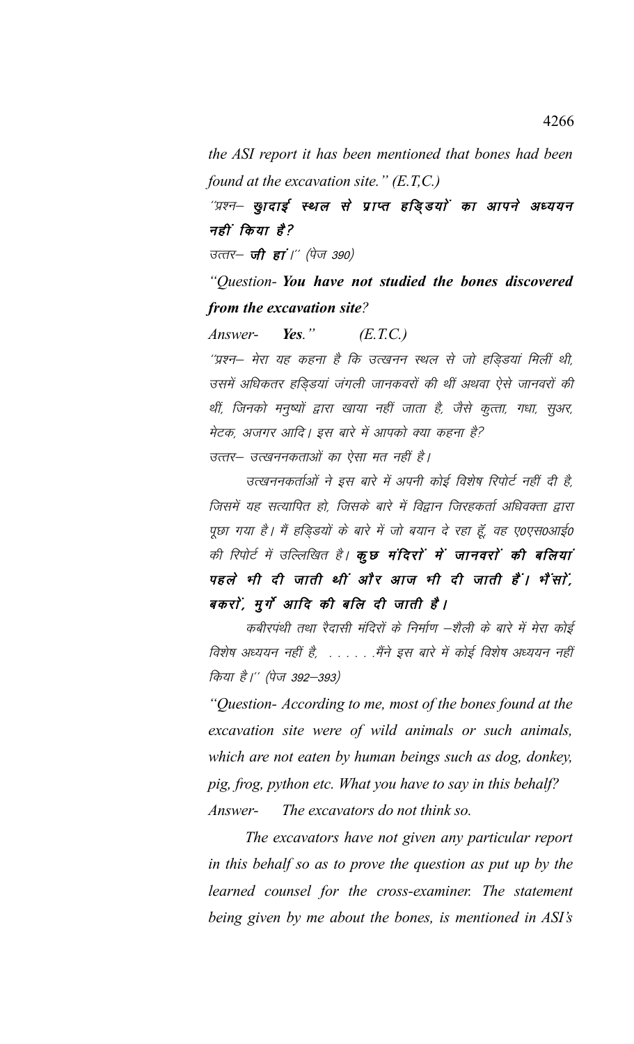*the ASI report it has been mentioned that bones had been found at the excavation site." (E.T.C.)*

''प्रश्न– **खुदाई स्थल से प्राप्त हड्डियों का आपने अध्ययन नहीं किया है?**

उत्तर– **जी हां।**'' (पेज 390)

*"Question- **You have not studied the bones discovered from the excavation site**?*

*Answer- **Yes**." (E.T.C.)*

''प्रश्न– मेरा यह कहना है कि उत्खनन स्थल से जो हड्डियां मिलीं थी, उसमें अधिकतर हड्डियां जंगली जानकवरों की थीं अथवा ऐसे जानवरों की थीं, जिनको मनुष्यों द्वारा खाया नहीं जाता है, जैसे कुत्ता, गधा, सुअर, मेटक, अजगर आदि। इस बारे में आपको क्या कहना है?

उत्तर– उत्खननकताओं का ऐसा मत नहीं है।

उत्खननकर्ताओं ने इस बारे में अपनी कोई विशेष रिपोर्ट नहीं दी है, जिसमें यह सत्यापित हो, जिसके बारे में विद्वान जिरहकर्ता अधिवक्ता द्वारा पूछा गया है। मैं हड्डियों के बारे में जो बयान दे रहा हूँ, वह ए0एस0आई0 की रिपोर्ट में उल्लिखित है। **कुछ मंदिरों में जानवरों की बलियां पहले भी दी जाती थीं और आज भी दी जाती हैं। भैंसों, बकरों, मुर्गे आदि की बलि दी जाती है।**

कबीरपंथी तथा रैदासी मंदिरों के निर्माण –शैली के बारे में मेरा कोई विशेष अध्ययन नहीं है, . . . . . .मैंने इस बारे में कोई विशेष अध्ययन नहीं किया है।'' (पेज 392–393)

*"Question- According to me, most of the bones found at the excavation site were of wild animals or such animals, which are not eaten by human beings such as dog, donkey, pig, frog, python etc. What you have to say in this behalf?*

*Answer- The excavators do not think so.*

*The excavators have not given any particular report in this behalf so as to prove the question as put up by the learned counsel for the cross-examiner. The statement being given by me about the bones, is mentioned in ASI's*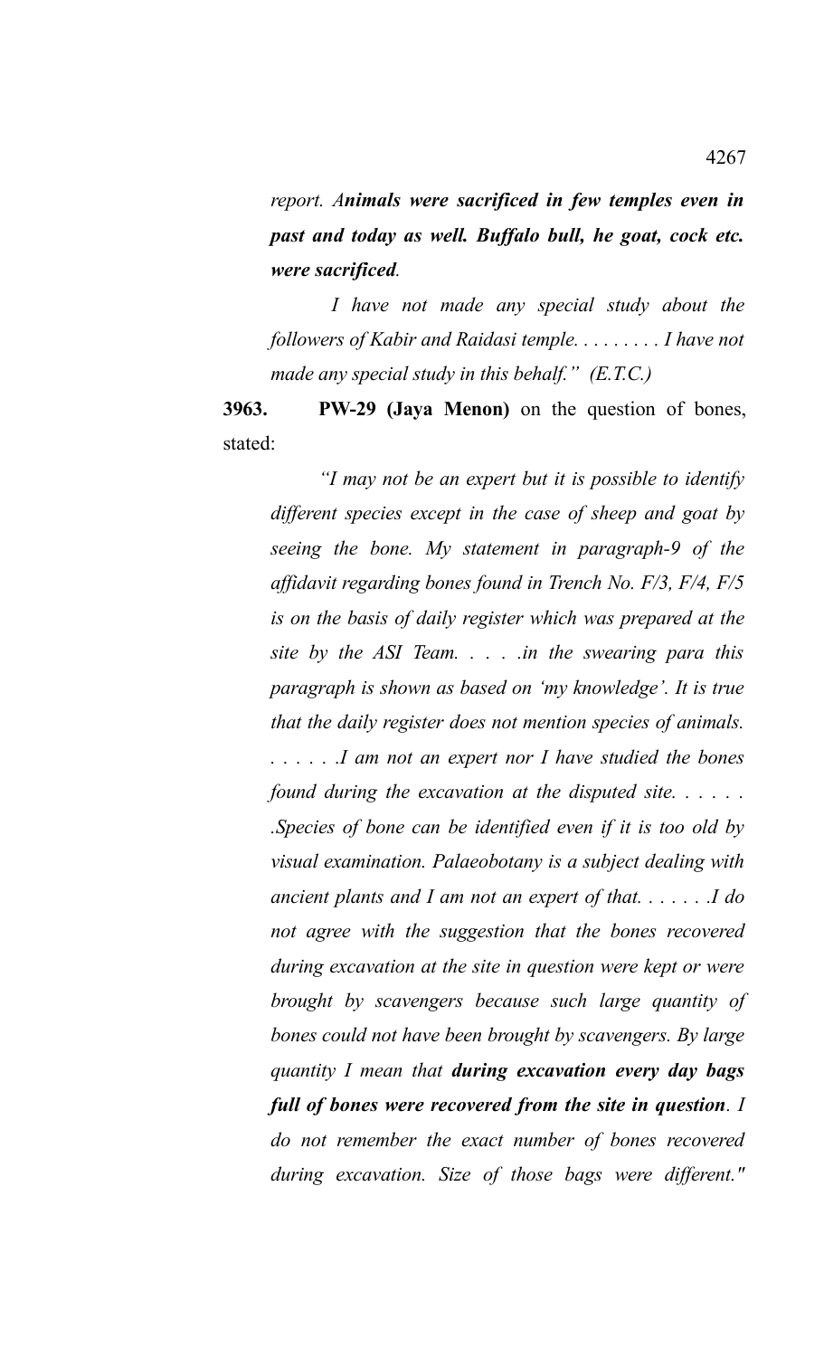*report. **Animals were sacrificed in few temples even in past and today as well. Buffalo bull, he goat, cock etc. were sacrificed**.*

*I have not made any special study about the followers of Kabir and Raidasi temple. . . . . . . . . I have not made any special study in this behalf." (E.T.C.)*

**3963.** **PW-29 (Jaya Menon)** on the question of bones, stated:

*"I may not be an expert but it is possible to identify different species except in the case of sheep and goat by seeing the bone. My statement in paragraph-9 of the affidavit regarding bones found in Trench No. F/3, F/4, F/5 is on the basis of daily register which was prepared at the site by the ASI Team. . . . .in the swearing para this paragraph is shown as based on 'my knowledge'. It is true that the daily register does not mention species of animals. . . . . . .I am not an expert nor I have studied the bones found during the excavation at the disputed site. . . . . . .Species of bone can be identified even if it is too old by visual examination. Palaeobotany is a subject dealing with ancient plants and I am not an expert of that. . . . . . .I do not agree with the suggestion that the bones recovered during excavation at the site in question were kept or were brought by scavengers because such large quantity of bones could not have been brought by scavengers. By large quantity I mean that **during excavation every day bags full of bones were recovered from the site in question**. I do not remember the exact number of bones recovered during excavation. Size of those bags were different."*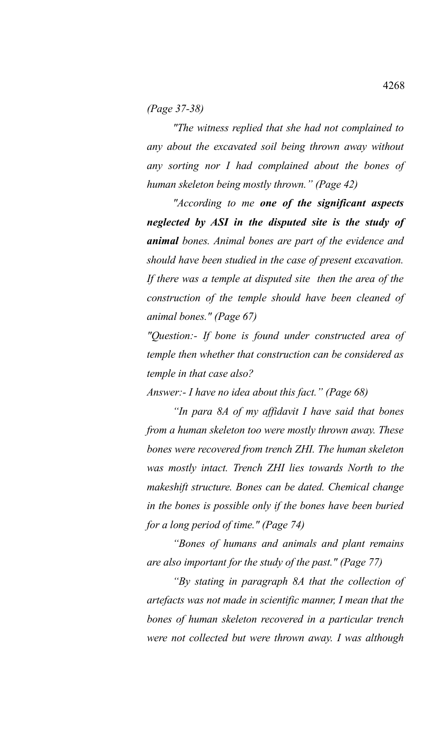*(Page 37-38)*

*"The witness replied that she had not complained to any about the excavated soil being thrown away without any sorting nor I had complained about the bones of human skeleton being mostly thrown." (Page 42)*

*"According to me* ***one of the significant aspects neglected by ASI in the disputed site is the study of animal*** *bones. Animal bones are part of the evidence and should have been studied in the case of present excavation. If there was a temple at disputed site then the area of the construction of the temple should have been cleaned of animal bones." (Page 67)*

*"Question:- If bone is found under constructed area of temple then whether that construction can be considered as temple in that case also?*

*Answer:- I have no idea about this fact." (Page 68)*

*"In para 8A of my affidavit I have said that bones from a human skeleton too were mostly thrown away. These bones were recovered from trench ZHI. The human skeleton was mostly intact. Trench ZHI lies towards North to the makeshift structure. Bones can be dated. Chemical change in the bones is possible only if the bones have been buried for a long period of time." (Page 74)*

*"Bones of humans and animals and plant remains are also important for the study of the past." (Page 77)*

*"By stating in paragraph 8A that the collection of artefacts was not made in scientific manner, I mean that the bones of human skeleton recovered in a particular trench were not collected but were thrown away. I was although*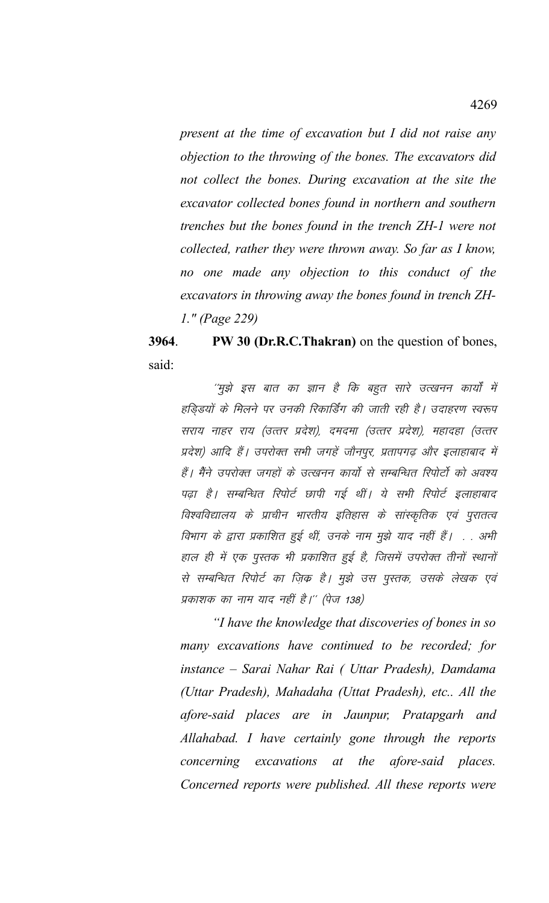*present at the time of excavation but I did not raise any objection to the throwing of the bones. The excavators did not collect the bones. During excavation at the site the excavator collected bones found in northern and southern trenches but the bones found in the trench ZH-1 were not collected, rather they were thrown away. So far as I know, no one made any objection to this conduct of the excavators in throwing away the bones found in trench ZH-1." (Page 229)*

**3964**. **PW 30 (Dr.R.C.Thakran)** on the question of bones, said:

*''मुझे इस बात का ज्ञान है कि बहुत सारे उत्खनन कार्यों में हड्डियों के मिलने पर उनकी रिकार्डिंग की जाती रही है। उदाहरण स्वरूप सराय नाहर राय (उत्तर प्रदेश), दमदमा (उत्तर प्रदेश), महादहा (उत्तर प्रदेश) आदि हैं। उपरोक्त सभी जगहें जौनपुर, प्रतापगढ़ और इलाहाबाद में हैं। मैंने उपरोक्त जगहों के उत्खनन कार्यो से सम्बन्धित रिपोर्टो को अवश्य पढ़ा है। सम्बन्धित रिपोर्ट छापी गई थीं। ये सभी रिपोर्ट इलाहाबाद विश्वविद्यालय के प्राचीन भारतीय इतिहास के सांस्कृतिक एवं पुरातत्व विभाग के द्वारा प्रकाशित हुई थीं, उनके नाम मुझे याद नहीं हैं। . . अभी हाल ही में एक पुस्तक भी प्रकाशित हुई है, जिसमें उपरोक्त तीनों स्थानों से सम्बन्धित रिपोर्ट का ज़िक्र है। मुझे उस पुस्तक, उसके लेखक एवं प्रकाशक का नाम याद नहीं है।'' (पेज 138)*

*"I have the knowledge that discoveries of bones in so many excavations have continued to be recorded; for instance – Sarai Nahar Rai ( Uttar Pradesh), Damdama (Uttar Pradesh), Mahadaha (Uttat Pradesh), etc.. All the afore-said places are in Jaunpur, Pratapgarh and Allahabad. I have certainly gone through the reports concerning excavations at the afore-said places. Concerned reports were published. All these reports were*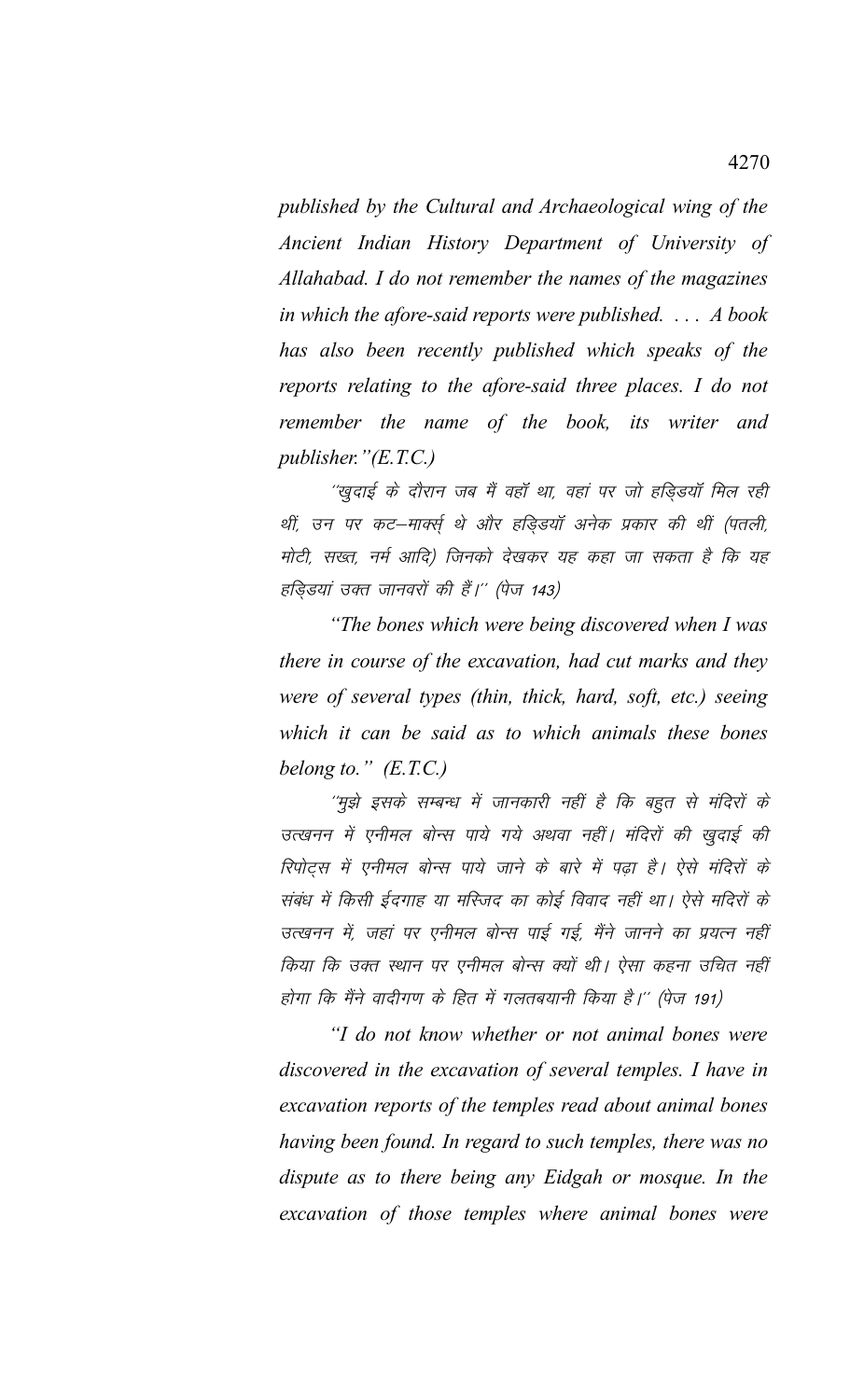*published by the Cultural and Archaeological wing of the Ancient Indian History Department of University of Allahabad. I do not remember the names of the magazines in which the afore-said reports were published. . . . A book has also been recently published which speaks of the reports relating to the afore-said three places. I do not remember the name of the book, its writer and publisher."(E.T.C.)*

"खुदाई के दौरान जब मैं वहाँ था, वहां पर जो हड्डियाँ मिल रही थीं, उन पर कट–मार्क्स् थे और हड्डियाँ अनेक प्रकार की थीं (पतली, मोटी, सख्त, नर्म आदि) जिनको देखकर यह कहा जा सकता है कि यह हड्डियां उक्त जानवरों की हैं।" (पेज 143)

*"The bones which were being discovered when I was there in course of the excavation, had cut marks and they were of several types (thin, thick, hard, soft, etc.) seeing which it can be said as to which animals these bones belong to." (E.T.C.)*

"मुझे इसके सम्बन्ध में जानकारी नहीं है कि बहुत से मंदिरों के उत्खनन में एनीमल बोन्स पाये गये अथवा नहीं। मंदिरों की खुदाई की रिपोर्ट्स में एनीमल बोन्स पाये जाने के बारे में पढ़ा है। ऐसे मंदिरों के संबंध में किसी ईदगाह या मस्जिद का कोई विवाद नहीं था। ऐसे मंदिरों के उत्खनन में, जहां पर एनीमल बोन्स पाई गई, मैंने जानने का प्रयत्न नहीं किया कि उक्त स्थान पर एनीमल बोन्स क्यों थी। ऐसा कहना उचित नहीं होगा कि मैंने वादीगण के हित में गलतबयानी किया है।" (पेज 191)

*"I do not know whether or not animal bones were discovered in the excavation of several temples. I have in excavation reports of the temples read about animal bones having been found. In regard to such temples, there was no dispute as to there being any Eidgah or mosque. In the excavation of those temples where animal bones were*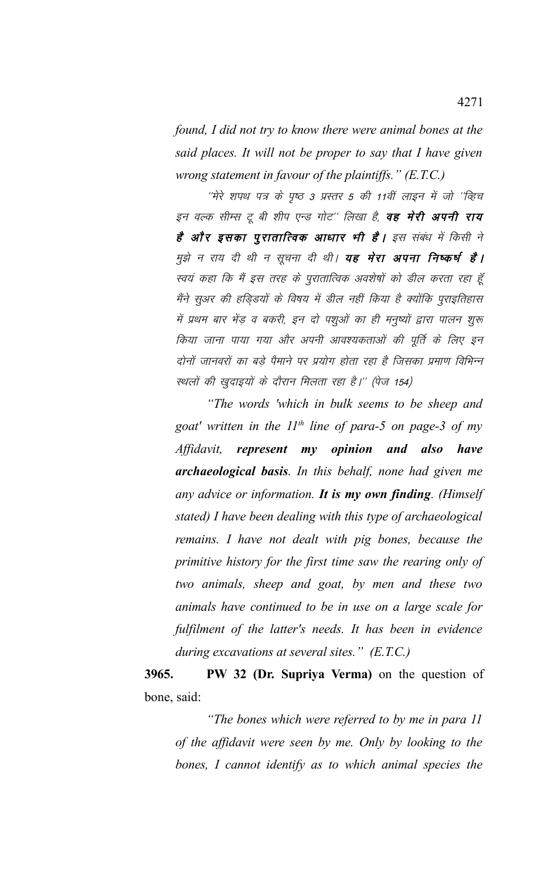*found, I did not try to know there were animal bones at the said places. It will not be proper to say that I have given wrong statement in favour of the plaintiffs." (E.T.C.)*

*"मेरे शपथ पत्र के पृष्ठ 3 प्रस्तर 5 की 11वीं लाइन में जो "व्हिच इन वल्क सीम्स टू बी शीप एन्ड गोट" लिखा है,* ***वह मेरी अपनी राय है और इसका पुरातात्विक आधार भी है।*** *इस संबंध में किसी ने मुझे न राय दी थी न सूचना दी थी।* ***यह मेरा अपना निष्कर्ष है।*** *स्वयं कहा कि मैं इस तरह के पुरातात्विक अवशेषों को डील करता रहा हूँ मैंने सुअर की हड्डियों के विषय में डील नहीं किया है क्योंकि पुराइतिहास में प्रथम बार भेंड़ व बकरी, इन दो पशुओं का ही मनुष्यों द्वारा पालन शुरू किया जाना पाया गया और अपनी आवश्यकताओं की पूर्ति के लिए इन दोनों जानवरों का बड़े पैमाने पर प्रयोग होता रहा है जिसका प्रमाण विभिन्न स्थलों की खुदाइयों के दौरान मिलता रहा है।" (पेज 154)*

*"The words 'which in bulk seems to be sheep and goat' written in the 11th line of para-5 on page-3 of my Affidavit,* ***represent my opinion and also have archaeological basis****. In this behalf, none had given me any advice or information.* ***It is my own finding****. (Himself stated) I have been dealing with this type of archaeological remains. I have not dealt with pig bones, because the primitive history for the first time saw the rearing only of two animals, sheep and goat, by men and these two animals have continued to be in use on a large scale for fulfilment of the latter's needs. It has been in evidence during excavations at several sites." (E.T.C.)*

**3965.** **PW 32 (Dr. Supriya Verma)** on the question of bone, said:

*"The bones which were referred to by me in para 11 of the affidavit were seen by me. Only by looking to the bones, I cannot identify as to which animal species the*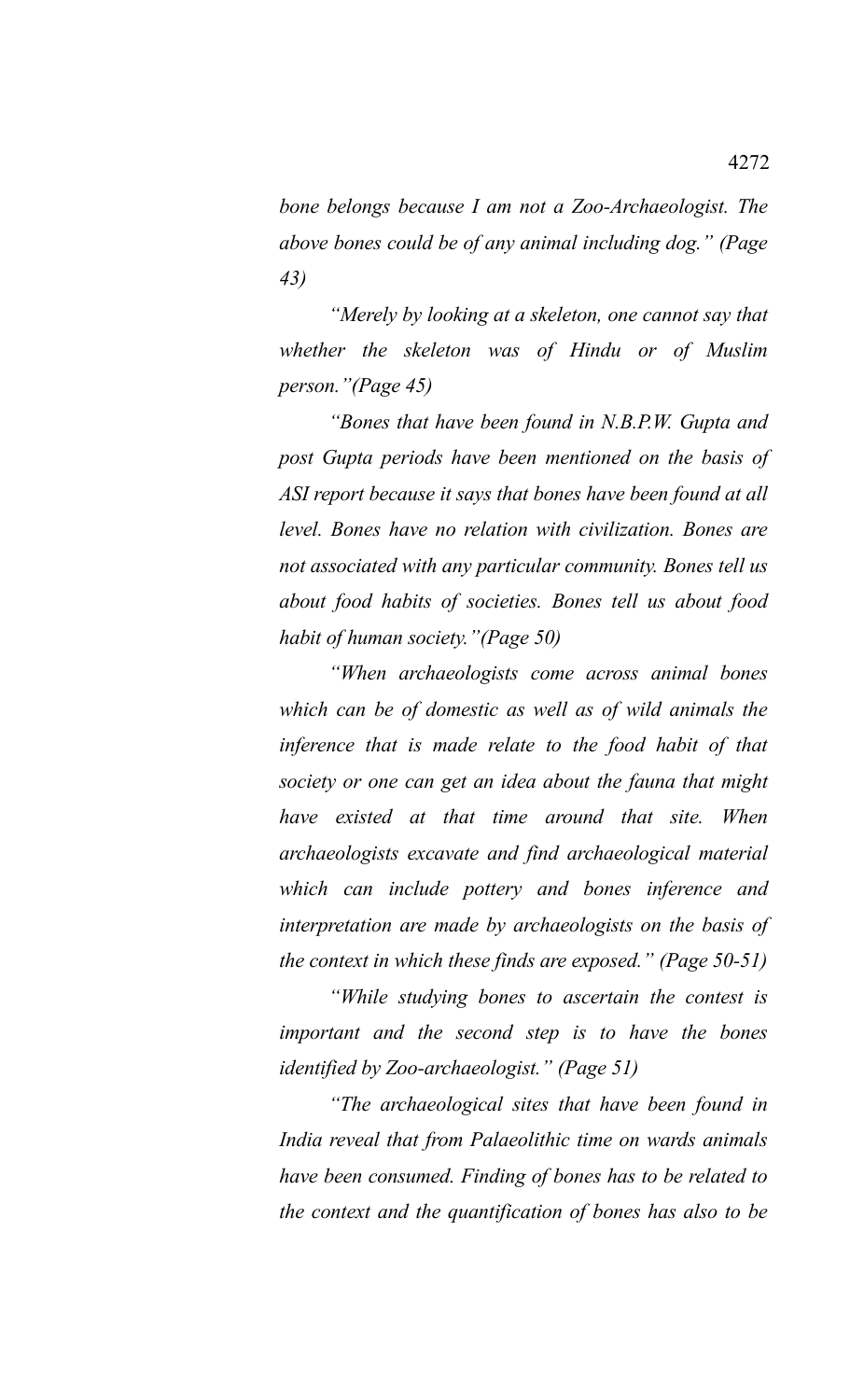*bone belongs because I am not a Zoo-Archaeologist. The above bones could be of any animal including dog." (Page 43)*

*"Merely by looking at a skeleton, one cannot say that whether the skeleton was of Hindu or of Muslim person."(Page 45)*

*"Bones that have been found in N.B.P.W. Gupta and post Gupta periods have been mentioned on the basis of ASI report because it says that bones have been found at all level. Bones have no relation with civilization. Bones are not associated with any particular community. Bones tell us about food habits of societies. Bones tell us about food habit of human society."(Page 50)*

*"When archaeologists come across animal bones which can be of domestic as well as of wild animals the inference that is made relate to the food habit of that society or one can get an idea about the fauna that might have existed at that time around that site. When archaeologists excavate and find archaeological material which can include pottery and bones inference and interpretation are made by archaeologists on the basis of the context in which these finds are exposed." (Page 50-51)*

*"While studying bones to ascertain the contest is important and the second step is to have the bones identified by Zoo-archaeologist." (Page 51)*

*"The archaeological sites that have been found in India reveal that from Palaeolithic time on wards animals have been consumed. Finding of bones has to be related to the context and the quantification of bones has also to be*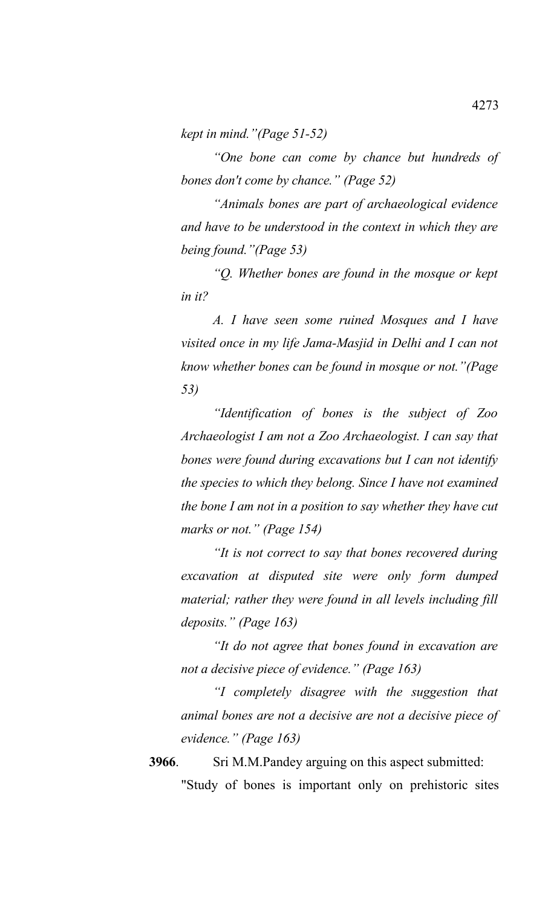*kept in mind."(Page 51-52)*

*"One bone can come by chance but hundreds of bones don't come by chance." (Page 52)*

*"Animals bones are part of archaeological evidence and have to be understood in the context in which they are being found."(Page 53)*

*"Q. Whether bones are found in the mosque or kept in it?*

*A. I have seen some ruined Mosques and I have visited once in my life Jama-Masjid in Delhi and I can not know whether bones can be found in mosque or not."(Page 53)*

*"Identification of bones is the subject of Zoo Archaeologist I am not a Zoo Archaeologist. I can say that bones were found during excavations but I can not identify the species to which they belong. Since I have not examined the bone I am not in a position to say whether they have cut marks or not." (Page 154)*

*"It is not correct to say that bones recovered during excavation at disputed site were only form dumped material; rather they were found in all levels including fill deposits." (Page 163)*

*"It do not agree that bones found in excavation are not a decisive piece of evidence." (Page 163)*

*"I completely disagree with the suggestion that animal bones are not a decisive are not a decisive piece of evidence." (Page 163)*

**3966**. Sri M.M.Pandey arguing on this aspect submitted:

"Study of bones is important only on prehistoric sites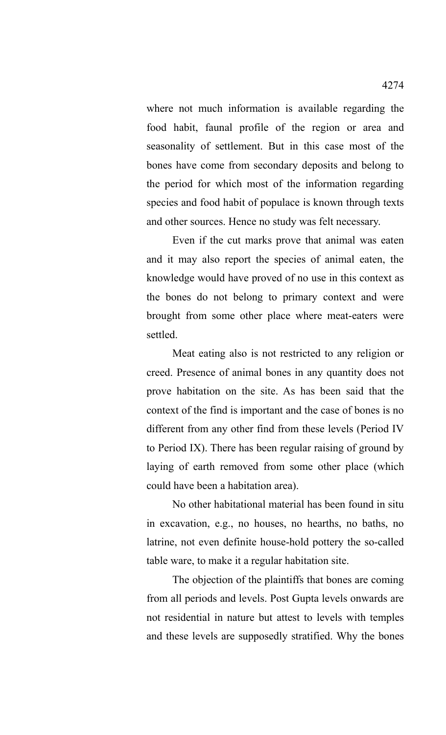where not much information is available regarding the food habit, faunal profile of the region or area and seasonality of settlement. But in this case most of the bones have come from secondary deposits and belong to the period for which most of the information regarding species and food habit of populace is known through texts and other sources. Hence no study was felt necessary.

Even if the cut marks prove that animal was eaten and it may also report the species of animal eaten, the knowledge would have proved of no use in this context as the bones do not belong to primary context and were brought from some other place where meat-eaters were settled.

Meat eating also is not restricted to any religion or creed. Presence of animal bones in any quantity does not prove habitation on the site. As has been said that the context of the find is important and the case of bones is no different from any other find from these levels (Period IV to Period IX). There has been regular raising of ground by laying of earth removed from some other place (which could have been a habitation area).

No other habitational material has been found in situ in excavation, e.g., no houses, no hearths, no baths, no latrine, not even definite house-hold pottery the so-called table ware, to make it a regular habitation site.

The objection of the plaintiffs that bones are coming from all periods and levels. Post Gupta levels onwards are not residential in nature but attest to levels with temples and these levels are supposedly stratified. Why the bones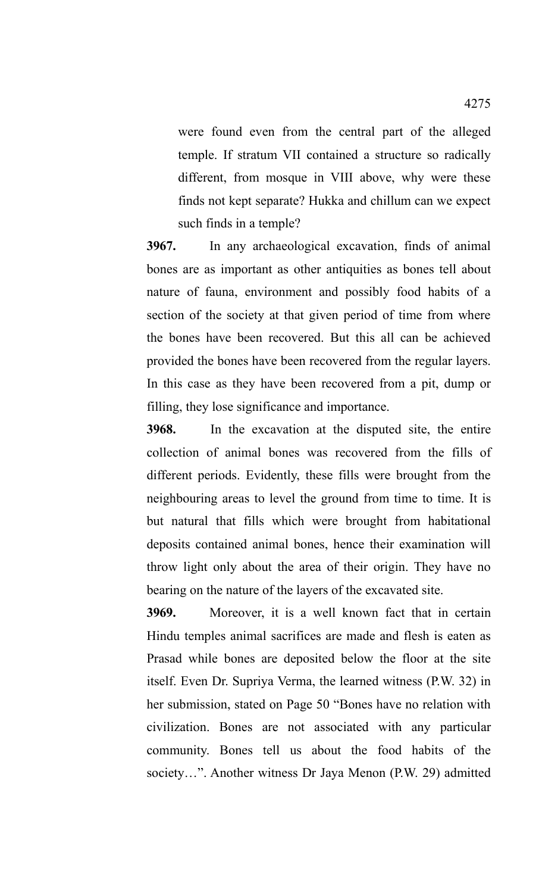were found even from the central part of the alleged temple. If stratum VII contained a structure so radically different, from mosque in VIII above, why were these finds not kept separate? Hukka and chillum can we expect such finds in a temple?

**3967.** In any archaeological excavation, finds of animal bones are as important as other antiquities as bones tell about nature of fauna, environment and possibly food habits of a section of the society at that given period of time from where the bones have been recovered. But this all can be achieved provided the bones have been recovered from the regular layers. In this case as they have been recovered from a pit, dump or filling, they lose significance and importance.

**3968.** In the excavation at the disputed site, the entire collection of animal bones was recovered from the fills of different periods. Evidently, these fills were brought from the neighbouring areas to level the ground from time to time. It is but natural that fills which were brought from habitational deposits contained animal bones, hence their examination will throw light only about the area of their origin. They have no bearing on the nature of the layers of the excavated site.

**3969.** Moreover, it is a well known fact that in certain Hindu temples animal sacrifices are made and flesh is eaten as Prasad while bones are deposited below the floor at the site itself. Even Dr. Supriya Verma, the learned witness (P.W. 32) in her submission, stated on Page 50 "Bones have no relation with civilization. Bones are not associated with any particular community. Bones tell us about the food habits of the society…". Another witness Dr Jaya Menon (P.W. 29) admitted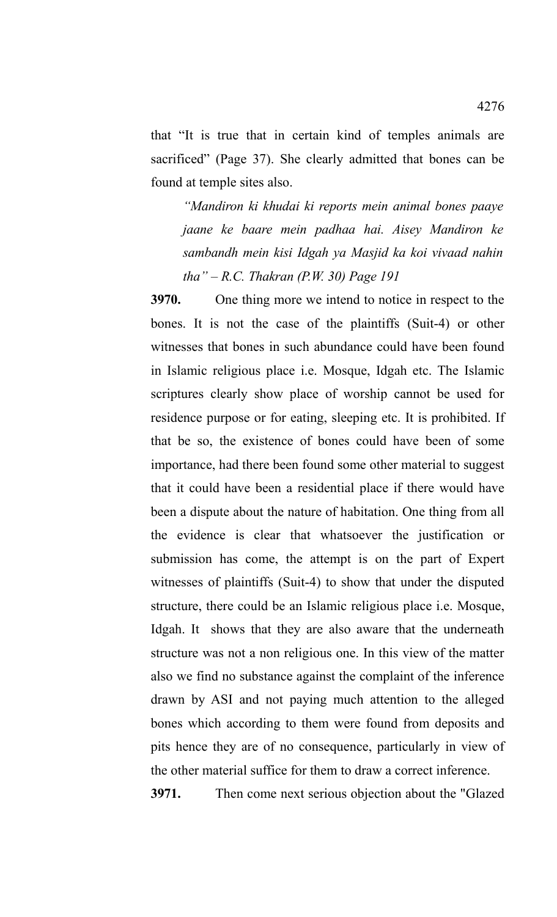that "It is true that in certain kind of temples animals are sacrificed" (Page 37). She clearly admitted that bones can be found at temple sites also.

> *"Mandiron ki khudai ki reports mein animal bones paaye jaane ke baare mein padhaa hai. Aisey Mandiron ke sambandh mein kisi Idgah ya Masjid ka koi vivaad nahin tha" – R.C. Thakran (P.W. 30) Page 191*

**3970.** One thing more we intend to notice in respect to the bones. It is not the case of the plaintiffs (Suit-4) or other witnesses that bones in such abundance could have been found in Islamic religious place i.e. Mosque, Idgah etc. The Islamic scriptures clearly show place of worship cannot be used for residence purpose or for eating, sleeping etc. It is prohibited. If that be so, the existence of bones could have been of some importance, had there been found some other material to suggest that it could have been a residential place if there would have been a dispute about the nature of habitation. One thing from all the evidence is clear that whatsoever the justification or submission has come, the attempt is on the part of Expert witnesses of plaintiffs (Suit-4) to show that under the disputed structure, there could be an Islamic religious place i.e. Mosque, Idgah. It shows that they are also aware that the underneath structure was not a non religious one. In this view of the matter also we find no substance against the complaint of the inference drawn by ASI and not paying much attention to the alleged bones which according to them were found from deposits and pits hence they are of no consequence, particularly in view of the other material suffice for them to draw a correct inference.

**3971.** Then come next serious objection about the "Glazed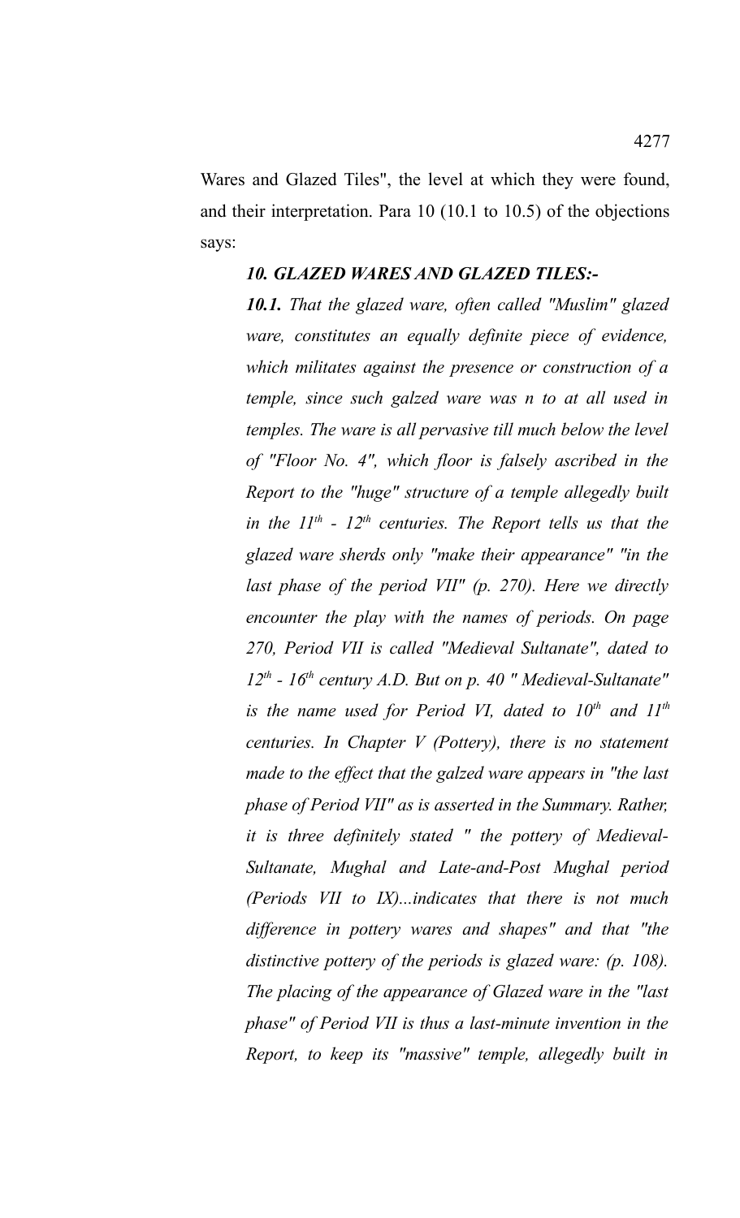Wares and Glazed Tiles", the level at which they were found, and their interpretation. Para 10 (10.1 to 10.5) of the objections says:

***10. GLAZED WARES AND GLAZED TILES:-***

***10.1.*** *That the glazed ware, often called "Muslim" glazed ware, constitutes an equally definite piece of evidence, which militates against the presence or construction of a temple, since such galzed ware was n to at all used in temples. The ware is all pervasive till much below the level of "Floor No. 4", which floor is falsely ascribed in the Report to the "huge" structure of a temple allegedly built in the 11th - 12th centuries. The Report tells us that the glazed ware sherds only "make their appearance" "in the last phase of the period VII" (p. 270). Here we directly encounter the play with the names of periods. On page 270, Period VII is called "Medieval Sultanate", dated to 12th - 16th century A.D. But on p. 40 " Medieval-Sultanate" is the name used for Period VI, dated to 10th and 11th centuries. In Chapter V (Pottery), there is no statement made to the effect that the galzed ware appears in "the last phase of Period VII" as is asserted in the Summary. Rather, it is three definitely stated " the pottery of Medieval-Sultanate, Mughal and Late-and-Post Mughal period (Periods VII to IX)...indicates that there is not much difference in pottery wares and shapes" and that "the distinctive pottery of the periods is glazed ware: (p. 108). The placing of the appearance of Glazed ware in the "last phase" of Period VII is thus a last-minute invention in the Report, to keep its "massive" temple, allegedly built in*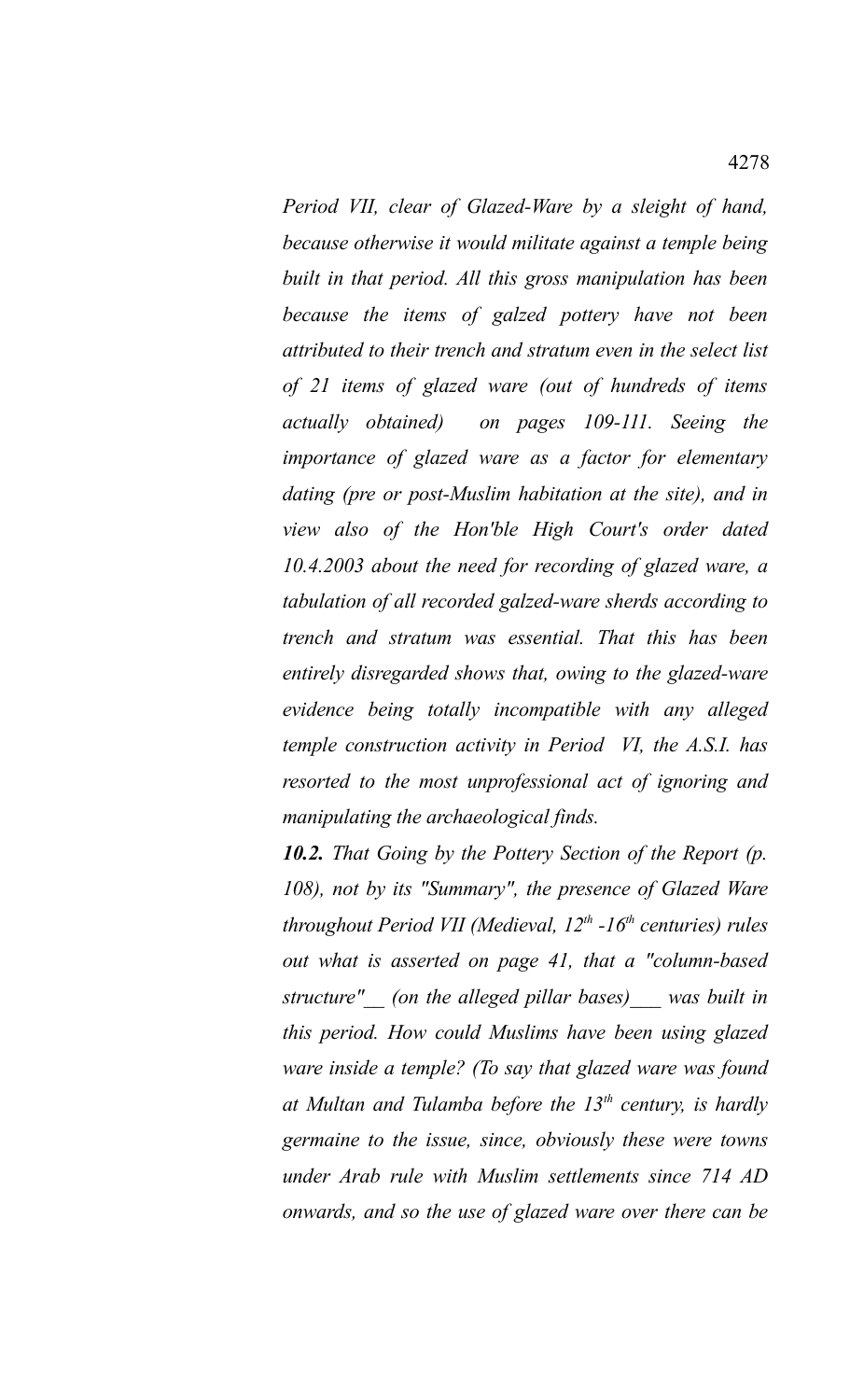*Period VII, clear of Glazed-Ware by a sleight of hand, because otherwise it would militate against a temple being built in that period. All this gross manipulation has been because the items of galzed pottery have not been attributed to their trench and stratum even in the select list of 21 items of glazed ware (out of hundreds of items actually obtained) on pages 109-111. Seeing the importance of glazed ware as a factor for elementary dating (pre or post-Muslim habitation at the site), and in view also of the Hon'ble High Court's order dated 10.4.2003 about the need for recording of glazed ware, a tabulation of all recorded galzed-ware sherds according to trench and stratum was essential. That this has been entirely disregarded shows that, owing to the glazed-ware evidence being totally incompatible with any alleged temple construction activity in Period VI, the A.S.I. has resorted to the most unprofessional act of ignoring and manipulating the archaeological finds.*

***10.2.*** *That Going by the Pottery Section of the Report (p. 108), not by its "Summary", the presence of Glazed Ware throughout Period VII (Medieval, 12th -16th centuries) rules out what is asserted on page 41, that a "column-based structure"__ (on the alleged pillar bases)___ was built in this period. How could Muslims have been using glazed ware inside a temple? (To say that glazed ware was found at Multan and Tulamba before the 13th century, is hardly germaine to the issue, since, obviously these were towns under Arab rule with Muslim settlements since 714 AD onwards, and so the use of glazed ware over there can be*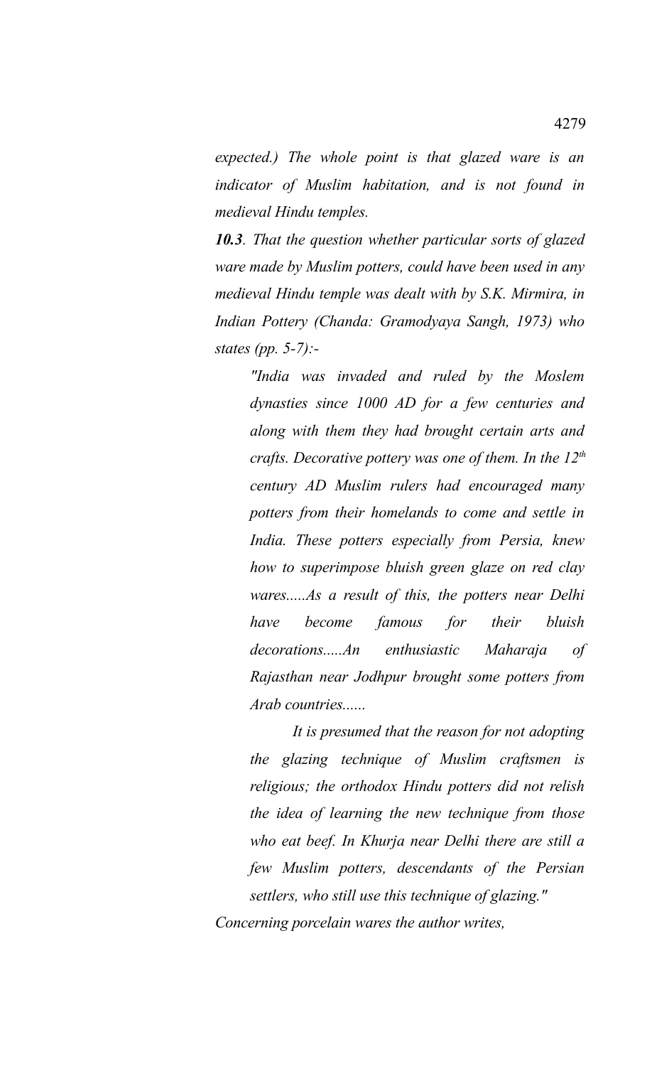*expected.) The whole point is that glazed ware is an indicator of Muslim habitation, and is not found in medieval Hindu temples.*

***10.3**. That the question whether particular sorts of glazed ware made by Muslim potters, could have been used in any medieval Hindu temple was dealt with by S.K. Mirmira, in Indian Pottery (Chanda: Gramodyaya Sangh, 1973) who states (pp. 5-7):-*

> *"India was invaded and ruled by the Moslem dynasties since 1000 AD for a few centuries and along with them they had brought certain arts and crafts. Decorative pottery was one of them. In the 12th century AD Muslim rulers had encouraged many potters from their homelands to come and settle in India. These potters especially from Persia, knew how to superimpose bluish green glaze on red clay wares.....As a result of this, the potters near Delhi have become famous for their bluish decorations.....An enthusiastic Maharaja of Rajasthan near Jodhpur brought some potters from Arab countries......*
>
> *It is presumed that the reason for not adopting the glazing technique of Muslim craftsmen is religious; the orthodox Hindu potters did not relish the idea of learning the new technique from those who eat beef. In Khurja near Delhi there are still a few Muslim potters, descendants of the Persian settlers, who still use this technique of glazing."*

*Concerning porcelain wares the author writes,*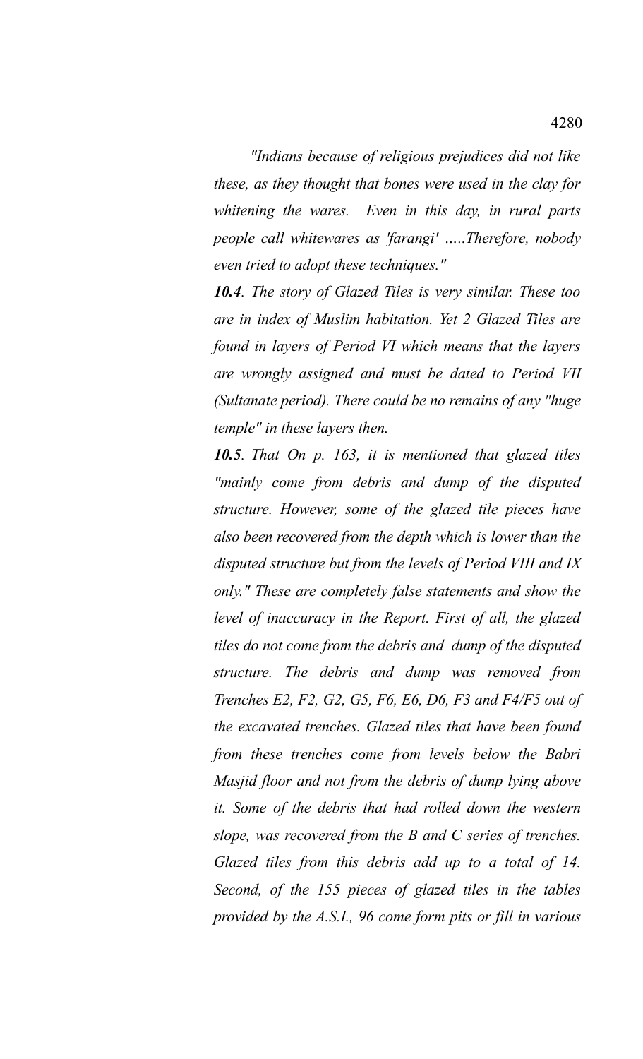*"Indians because of religious prejudices did not like these, as they thought that bones were used in the clay for whitening the wares. Even in this day, in rural parts people call whitewares as 'farangi' .....Therefore, nobody even tried to adopt these techniques."*

***10.4**. The story of Glazed Tiles is very similar. These too are in index of Muslim habitation. Yet 2 Glazed Tiles are found in layers of Period VI which means that the layers are wrongly assigned and must be dated to Period VII (Sultanate period). There could be no remains of any "huge temple" in these layers then.*

***10.5**. That On p. 163, it is mentioned that glazed tiles "mainly come from debris and dump of the disputed structure. However, some of the glazed tile pieces have also been recovered from the depth which is lower than the disputed structure but from the levels of Period VIII and IX only." These are completely false statements and show the level of inaccuracy in the Report. First of all, the glazed tiles do not come from the debris and dump of the disputed structure. The debris and dump was removed from Trenches E2, F2, G2, G5, F6, E6, D6, F3 and F4/F5 out of the excavated trenches. Glazed tiles that have been found from these trenches come from levels below the Babri Masjid floor and not from the debris of dump lying above it. Some of the debris that had rolled down the western slope, was recovered from the B and C series of trenches. Glazed tiles from this debris add up to a total of 14. Second, of the 155 pieces of glazed tiles in the tables provided by the A.S.I., 96 come form pits or fill in various*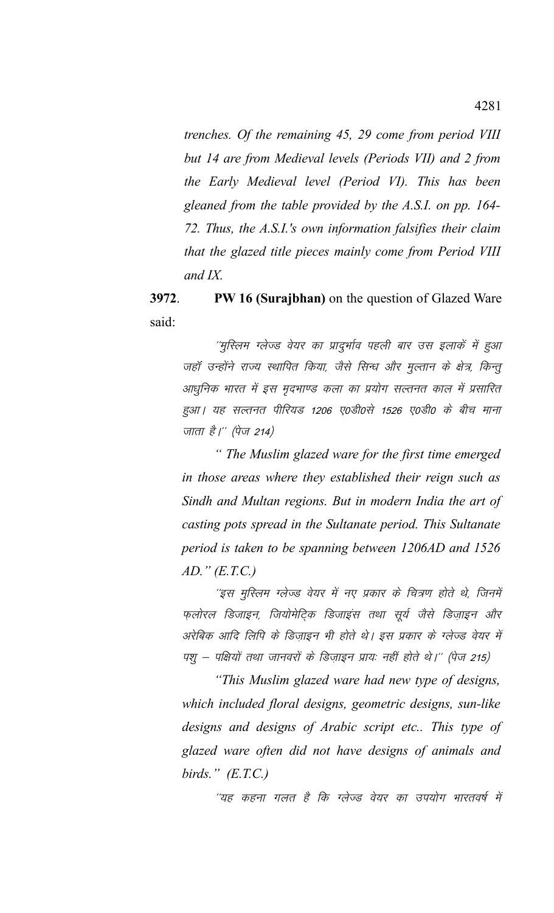*trenches. Of the remaining 45, 29 come from period VIII but 14 are from Medieval levels (Periods VII) and 2 from the Early Medieval level (Period VI). This has been gleaned from the table provided by the A.S.I. on pp. 164-72. Thus, the A.S.I.'s own information falsifies their claim that the glazed title pieces mainly come from Period VIII and IX.*

**3972**. **PW 16 (Surajbhan)** on the question of Glazed Ware said:

*''मुस्लिम ग्लेज्ड वेयर का प्रादुर्भाव पहली बार उस इलाकें में हुआ जहाँ उन्होंने राज्य स्थापित किया, जैसे सिन्ध और मुल्तान के क्षेत्र, किन्तु आधुनिक भारत में इस मृदभाण्ड कला का प्रयोग सल्तनत काल में प्रसारित हुआ। यह सल्तनत पीरियड 1206 ए0डी0से 1526 ए0डी0 के बीच माना जाता है।'' (पेज 214)*

*" The Muslim glazed ware for the first time emerged in those areas where they established their reign such as Sindh and Multan regions. But in modern India the art of casting pots spread in the Sultanate period. This Sultanate period is taken to be spanning between 1206AD and 1526 AD." (E.T.C.)*

*''इस मुस्लिम ग्लेज्ड वेयर में नए प्रकार के चित्रण होते थे, जिनमें फ्लोरल डिजाइन, जियोमेट्रिक डिजाइंस तथा सूर्य जैसे डिज़ाइन और अरेबिक आदि लिपि के डिज़ाइन भी होते थे। इस प्रकार के ग्लेज्ड वेयर में पशु – पक्षियों तथा जानवरों के डिज़ाइन प्रायः नहीं होते थे।'' (पेज 215)*

*"This Muslim glazed ware had new type of designs, which included floral designs, geometric designs, sun-like designs and designs of Arabic script etc.. This type of glazed ware often did not have designs of animals and birds." (E.T.C.)*

*''यह कहना गलत है कि ग्लेज्ड वेयर का उपयोग भारतवर्ष में*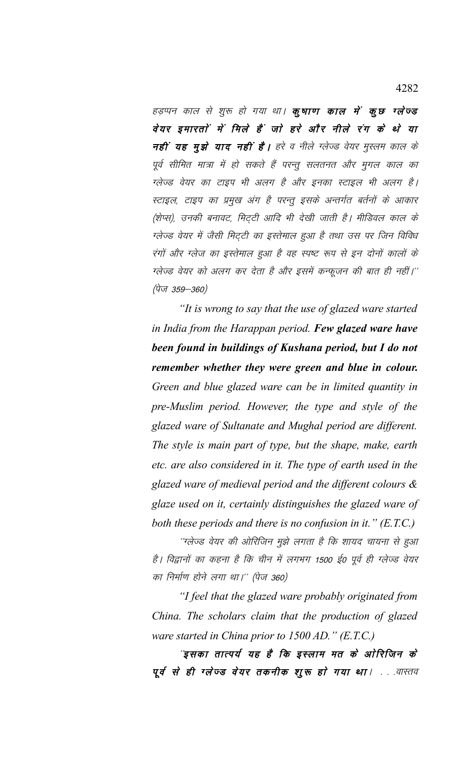हड़प्पन काल से शुरू हो गया था। **कुषाण काल में कुछ ग्लेज्ड वेयर इमारतों में मिले हैं जो हरे और नीले रंग के थे या नहीं यह मुझे याद नहीं है।** हरे व नीले ग्लेज्ड वेयर मुस्लम काल के पूर्व सीमित मात्रा में हो सकते हैं परन्तु सलतनत और मुगल काल का ग्लेज्ड वेयर का टाइप भी अलग है और इनका स्टाइल भी अलग है। स्टाइल, टाइप का प्रमुख अंग है परन्तु इसके अन्तर्गत बर्तनों के आकार (शेप्स), उनकी बनावट, मिट्टी आदि भी देखी जाती है। मीडिवल काल के ग्लेज्ड वेयर में जैसी मिट्टी का इस्तेमाल हुआ है तथा उस पर जिन विविध रंगों और ग्लेज का इस्तेमाल हुआ है वह स्पष्ट रूप से इन दोनों कालों के ग्लेज्ड वेयर को अलग कर देता है और इसमें कन्फूजन की बात ही नहीं।'' (पेज 359–360)

*"It is wrong to say that the use of glazed ware started in India from the Harappan period.* ***Few glazed ware have been found in buildings of Kushana period, but I do not remember whether they were green and blue in colour.*** *Green and blue glazed ware can be in limited quantity in pre-Muslim period. However, the type and style of the glazed ware of Sultanate and Mughal period are different. The style is main part of type, but the shape, make, earth etc. are also considered in it. The type of earth used in the glazed ware of medieval period and the different colours & glaze used on it, certainly distinguishes the glazed ware of both these periods and there is no confusion in it." (E.T.C.)*

''ग्लेज्ड वेयर की ओरिजिन मुझे लगता है कि शायद चायना से हुआ है। विद्वानों का कहना है कि चीन में लगभग 1500 ई0 पूर्व ही ग्लेज्ड वेयर का निर्माण होने लगा था।'' (पेज 360)

*"I feel that the glazed ware probably originated from China. The scholars claim that the production of glazed ware started in China prior to 1500 AD." (E.T.C.)*

''**इसका तात्पर्य यह है कि इस्लाम मत के ओरिजिन के पूर्व से ही ग्लेज्ड वेयर तकनीक शुरू हो गया था।** . . .वास्तव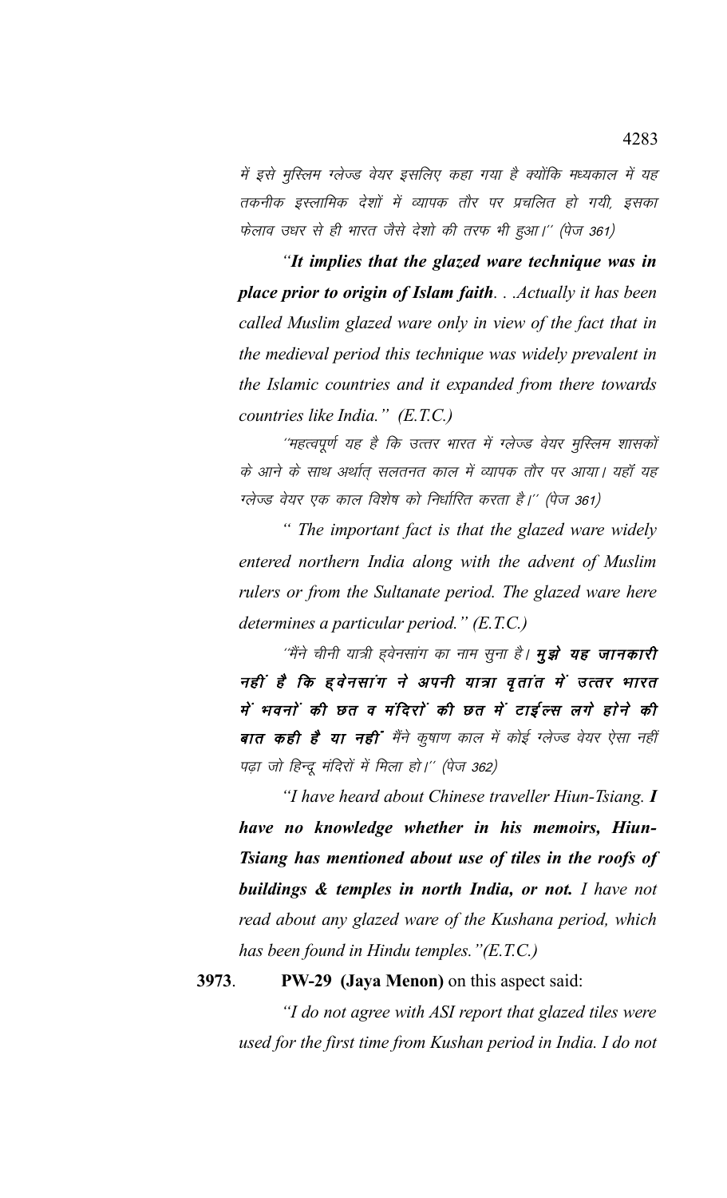में इसे मुस्लिम ग्लेज्ड वेयर इसलिए कहा गया है क्योंकि मध्यकाल में यह तकनीक इस्लामिक देशों में व्यापक तौर पर प्रचलित हो गयी, इसका फेलाव उधर से ही भारत जैसे देशो की तरफ भी हुआ।'' (पेज 361)

*"**It implies that the glazed ware technique was in place prior to origin of Islam faith**. . .Actually it has been called Muslim glazed ware only in view of the fact that in the medieval period this technique was widely prevalent in the Islamic countries and it expanded from there towards countries like India." (E.T.C.)*

''महत्वपूर्ण यह है कि उत्तर भारत में ग्लेज्ड वेयर मुस्लिम शासकों के आने के साथ अर्थात् सलतनत काल में व्यापक तौर पर आया। यहाँ यह ग्लेज्ड वेयर एक काल विशेष को निर्धारित करता है।'' (पेज 361)

*" The important fact is that the glazed ware widely entered northern India along with the advent of Muslim rulers or from the Sultanate period. The glazed ware here determines a particular period." (E.T.C.)*

''मैंने चीनी यात्री ह्वेनसांग का नाम सुना है। ***मुझे यह जानकारी नहीं है कि ह्वेनसांग ने अपनी यात्रा वृतांत में उत्तर भारत में भवनों की छत व मंदिरों की छत में टाईल्स लगे होने की बात कही है या नहीं*** मैंने कुषाण काल में कोई ग्लेज्ड वेयर ऐसा नहीं पढ़ा जो हिन्दू मंदिरों में मिला हो।'' (पेज 362)

*"I have heard about Chinese traveller Hiun-Tsiang. **I have no knowledge whether in his memoirs, Hiun-Tsiang has mentioned about use of tiles in the roofs of buildings & temples in north India, or not.** I have not read about any glazed ware of the Kushana period, which has been found in Hindu temples."(E.T.C.)*

**3973**. **PW-29 (Jaya Menon)** on this aspect said:

*"I do not agree with ASI report that glazed tiles were used for the first time from Kushan period in India. I do not*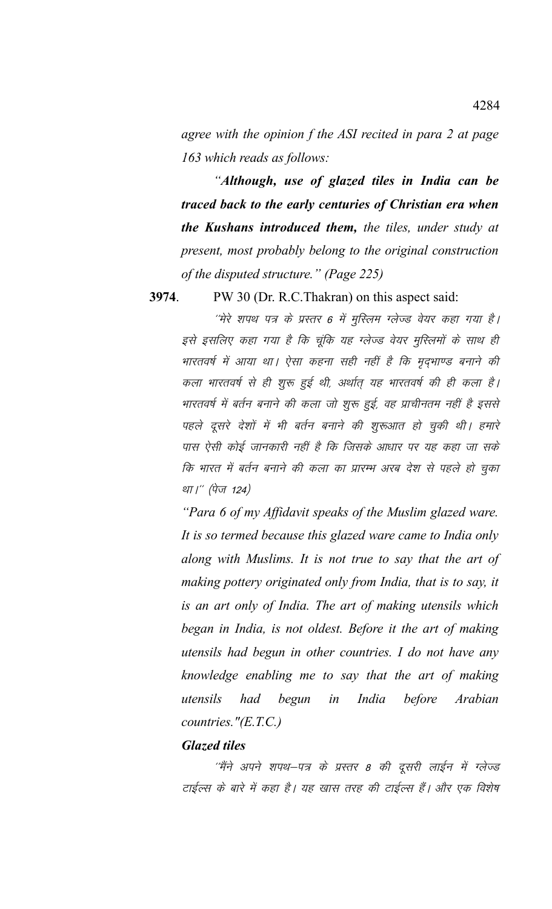*agree with the opinion f the ASI recited in para 2 at page 163 which reads as follows:*

*"**Although, use of glazed tiles in India can be traced back to the early centuries of Christian era when the Kushans introduced them,** the tiles, under study at present, most probably belong to the original construction of the disputed structure." (Page 225)*

**3974**. PW 30 (Dr. R.C.Thakran) on this aspect said:

*"मेरे शपथ पत्र के प्रस्तर 6 में मुस्लिम ग्लेज्ड वेयर कहा गया है। इसे इसलिए कहा गया है कि चूंकि यह ग्लेज्ड वेयर मुस्लिमों के साथ ही भारतवर्ष में आया था। ऐसा कहना सही नहीं है कि मृद्भाण्ड बनाने की कला भारतवर्ष से ही शुरू हुई थी, अर्थात् यह भारतवर्ष की ही कला है। भारतवर्ष में बर्तन बनाने की कला जो शुरू हुई, वह प्राचीनतम नहीं है इससे पहले दूसरे देशों में भी बर्तन बनाने की शुरूआत हो चुकी थी। हमारे पास ऐसी कोई जानकारी नहीं है कि जिसके आधार पर यह कहा जा सके कि भारत में बर्तन बनाने की कला का प्रारम्भ अरब देश से पहले हो चुका था।" (पेज 124)*

*"Para 6 of my Affidavit speaks of the Muslim glazed ware. It is so termed because this glazed ware came to India only along with Muslims. It is not true to say that the art of making pottery originated only from India, that is to say, it is an art only of India. The art of making utensils which began in India, is not oldest. Before it the art of making utensils had begun in other countries. I do not have any knowledge enabling me to say that the art of making utensils had begun in India before Arabian countries."(E.T.C.)*

***Glazed tiles***

*"मैंने अपने शपथ–पत्र के प्रस्तर 8 की दूसरी लाईन में ग्लेज्ड टाईल्स के बारे में कहा है। यह खास तरह की टाईल्स हैं। और एक विशेष*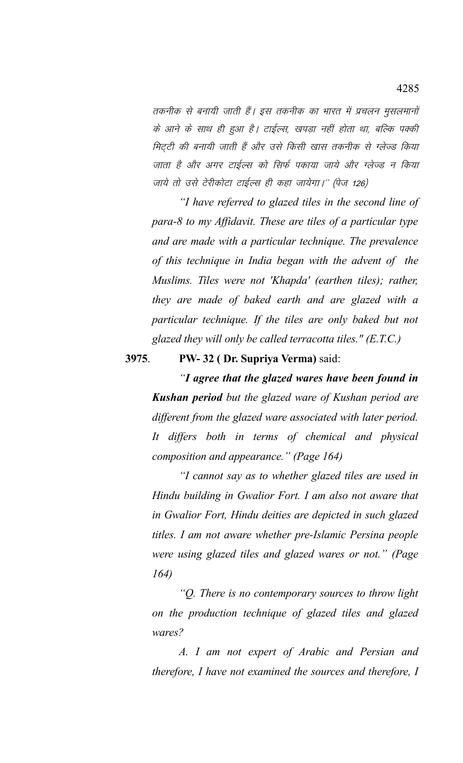तकनीक से बनायी जाती हैं। इस तकनीक का भारत में प्रचलन मुसलमानों के आने के साथ ही हुआ है। टाईल्स, खपड़ा नहीं होता था, बल्कि पक्की मिट्टी की बनायी जाती हैं और उसे किसी खास तकनीक से ग्लेज्ड किया जाता है और अगर टाईल्स को सिर्फ पकाया जाये और ग्लेज्ड न किया जाये तो उसे टेरीकोटा टाईल्स ही कहा जायेगा।'' (पेज 126)

*"I have referred to glazed tiles in the second line of para-8 to my Affidavit. These are tiles of a particular type and are made with a particular technique. The prevalence of this technique in India began with the advent of the Muslims. Tiles were not 'Khapda' (earthen tiles); rather, they are made of baked earth and are glazed with a particular technique. If the tiles are only baked but not glazed they will only be called terracotta tiles." (E.T.C.)*

**3975**. **PW- 32 ( Dr. Supriya Verma)** said:

*"**I agree that the glazed wares have been found in Kushan period** but the glazed ware of Kushan period are different from the glazed ware associated with later period. It differs both in terms of chemical and physical composition and appearance." (Page 164)*

*"I cannot say as to whether glazed tiles are used in Hindu building in Gwalior Fort. I am also not aware that in Gwalior Fort, Hindu deities are depicted in such glazed titles. I am not aware whether pre-Islamic Persina people were using glazed tiles and glazed wares or not." (Page 164)*

*"Q. There is no contemporary sources to throw light on the production technique of glazed tiles and glazed wares?*

*A. I am not expert of Arabic and Persian and therefore, I have not examined the sources and therefore, I*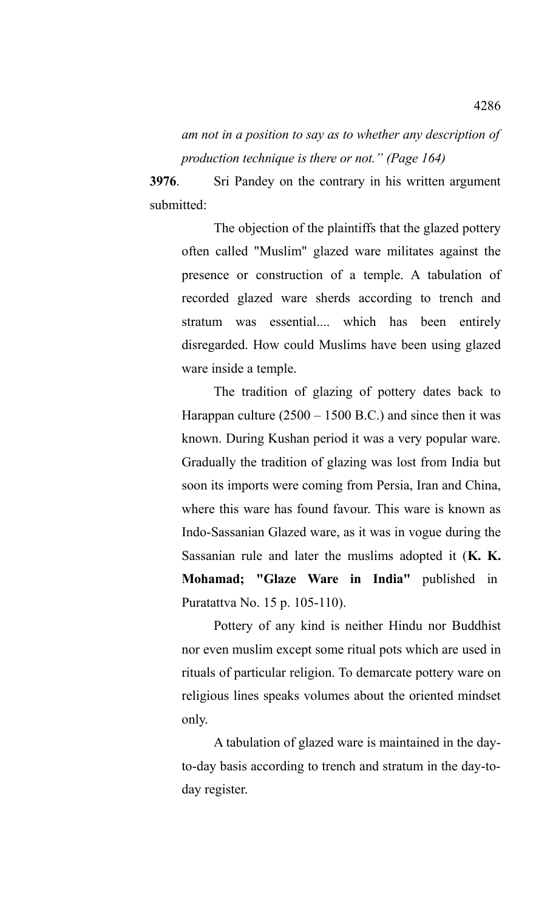*am not in a position to say as to whether any description of production technique is there or not." (Page 164)*

**3976**. Sri Pandey on the contrary in his written argument submitted:

> The objection of the plaintiffs that the glazed pottery often called "Muslim" glazed ware militates against the presence or construction of a temple. A tabulation of recorded glazed ware sherds according to trench and stratum was essential.... which has been entirely disregarded. How could Muslims have been using glazed ware inside a temple.
>
> The tradition of glazing of pottery dates back to Harappan culture (2500 – 1500 B.C.) and since then it was known. During Kushan period it was a very popular ware. Gradually the tradition of glazing was lost from India but soon its imports were coming from Persia, Iran and China, where this ware has found favour. This ware is known as Indo-Sassanian Glazed ware, as it was in vogue during the Sassanian rule and later the muslims adopted it (**K. K. Mohamad; "Glaze Ware in India"** published in Puratattva No. 15 p. 105-110).
>
> Pottery of any kind is neither Hindu nor Buddhist nor even muslim except some ritual pots which are used in rituals of particular religion. To demarcate pottery ware on religious lines speaks volumes about the oriented mindset only.
>
> A tabulation of glazed ware is maintained in the day-to-day basis according to trench and stratum in the day-to-day register.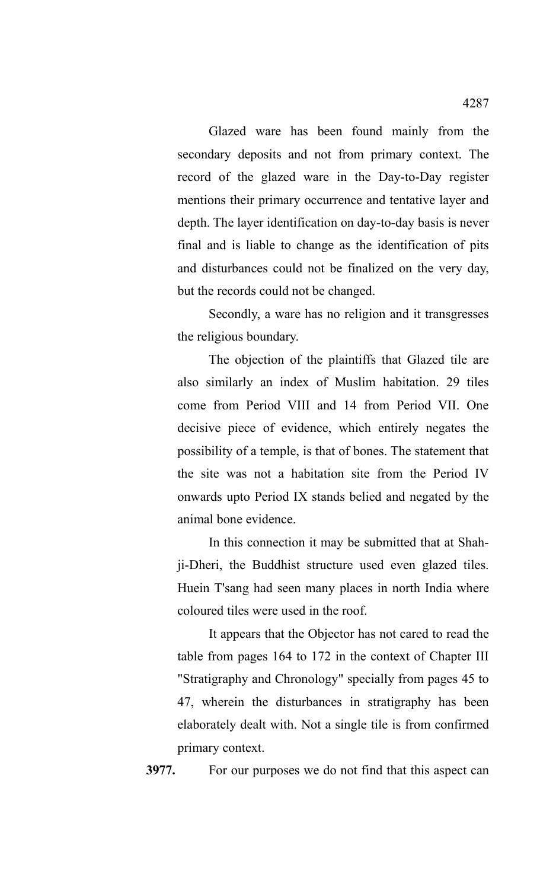Glazed ware has been found mainly from the secondary deposits and not from primary context. The record of the glazed ware in the Day-to-Day register mentions their primary occurrence and tentative layer and depth. The layer identification on day-to-day basis is never final and is liable to change as the identification of pits and disturbances could not be finalized on the very day, but the records could not be changed.

Secondly, a ware has no religion and it transgresses the religious boundary.

The objection of the plaintiffs that Glazed tile are also similarly an index of Muslim habitation. 29 tiles come from Period VIII and 14 from Period VII. One decisive piece of evidence, which entirely negates the possibility of a temple, is that of bones. The statement that the site was not a habitation site from the Period IV onwards upto Period IX stands belied and negated by the animal bone evidence.

In this connection it may be submitted that at Shah-ji-Dheri, the Buddhist structure used even glazed tiles. Huein T'sang had seen many places in north India where coloured tiles were used in the roof.

It appears that the Objector has not cared to read the table from pages 164 to 172 in the context of Chapter III "Stratigraphy and Chronology" specially from pages 45 to 47, wherein the disturbances in stratigraphy has been elaborately dealt with. Not a single tile is from confirmed primary context.

**3977.** For our purposes we do not find that this aspect can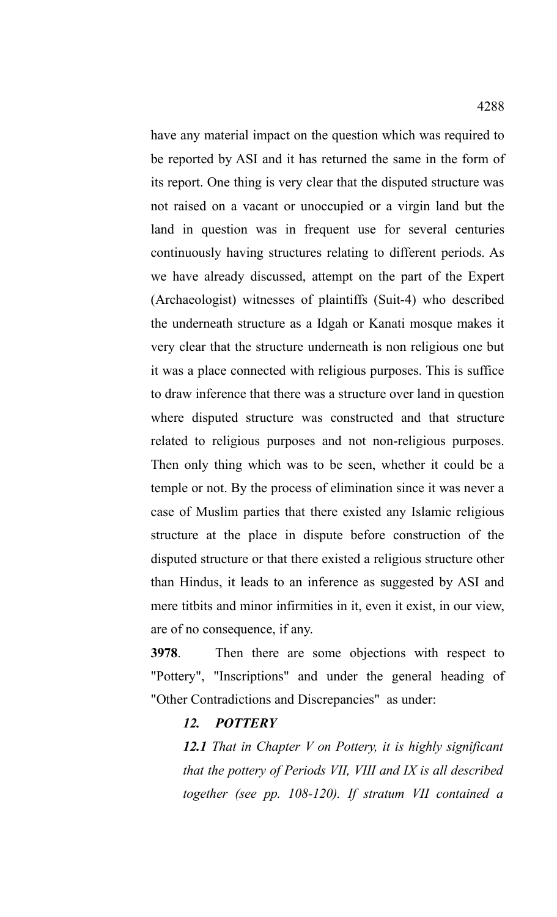have any material impact on the question which was required to be reported by ASI and it has returned the same in the form of its report. One thing is very clear that the disputed structure was not raised on a vacant or unoccupied or a virgin land but the land in question was in frequent use for several centuries continuously having structures relating to different periods. As we have already discussed, attempt on the part of the Expert (Archaeologist) witnesses of plaintiffs (Suit-4) who described the underneath structure as a Idgah or Kanati mosque makes it very clear that the structure underneath is non religious one but it was a place connected with religious purposes. This is suffice to draw inference that there was a structure over land in question where disputed structure was constructed and that structure related to religious purposes and not non-religious purposes. Then only thing which was to be seen, whether it could be a temple or not. By the process of elimination since it was never a case of Muslim parties that there existed any Islamic religious structure at the place in dispute before construction of the disputed structure or that there existed a religious structure other than Hindus, it leads to an inference as suggested by ASI and mere titbits and minor infirmities in it, even it exist, in our view, are of no consequence, if any.

**3978**. Then there are some objections with respect to "Pottery", "Inscriptions" and under the general heading of "Other Contradictions and Discrepancies" as under:

***12. POTTERY***

***12.1*** *That in Chapter V on Pottery, it is highly significant that the pottery of Periods VII, VIII and IX is all described together (see pp. 108-120). If stratum VII contained a*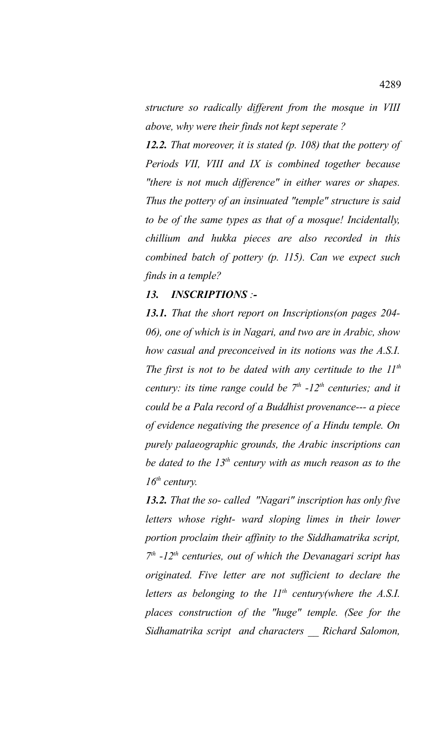*structure so radically different from the mosque in VIII above, why were their finds not kept seperate ?*

***12.2.*** *That moreover, it is stated (p. 108) that the pottery of Periods VII, VIII and IX is combined together because "there is not much difference" in either wares or shapes. Thus the pottery of an insinuated "temple" structure is said to be of the same types as that of a mosque! Incidentally, chillium and hukka pieces are also recorded in this combined batch of pottery (p. 115). Can we expect such finds in a temple?*

***13. INSCRIPTIONS :-***

***13.1.*** *That the short report on Inscriptions(on pages 204-06), one of which is in Nagari, and two are in Arabic, show how casual and preconceived in its notions was the A.S.I. The first is not to be dated with any certitude to the 11th century: its time range could be 7th -12th centuries; and it could be a Pala record of a Buddhist provenance--- a piece of evidence negativing the presence of a Hindu temple. On purely palaeographic grounds, the Arabic inscriptions can be dated to the 13th century with as much reason as to the 16th century.*

***13.2.*** *That the so- called "Nagari" inscription has only five letters whose right- ward sloping limes in their lower portion proclaim their affinity to the Siddhamatrika script, 7th -12th centuries, out of which the Devanagari script has originated. Five letter are not sufficient to declare the letters as belonging to the 11th century(where the A.S.I. places construction of the "huge" temple. (See for the Sidhamatrika script and characters __ Richard Salomon,*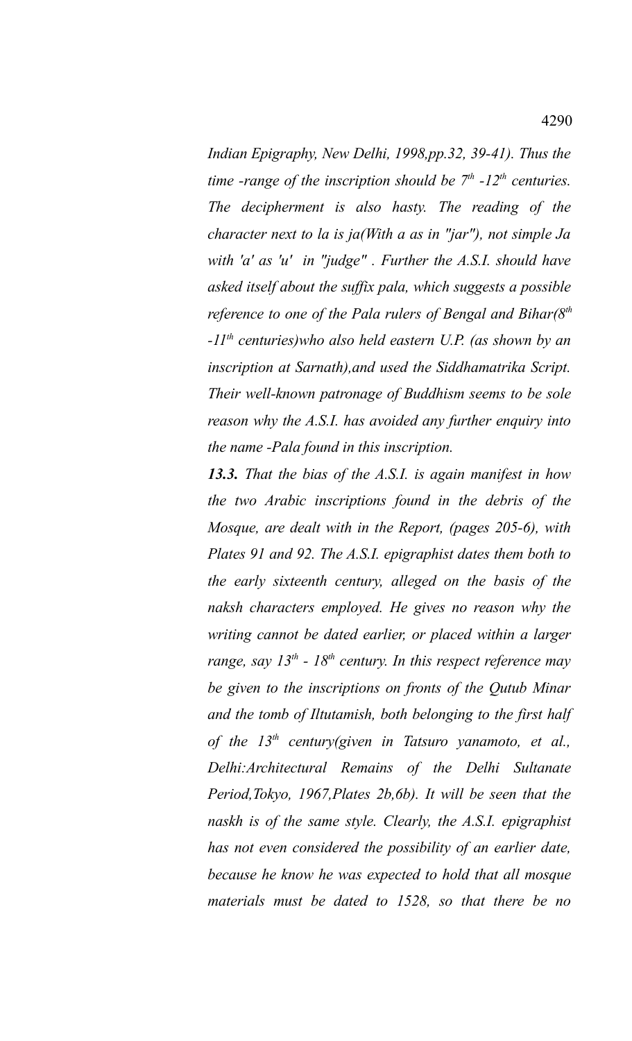*Indian Epigraphy, New Delhi, 1998,pp.32, 39-41). Thus the time -range of the inscription should be 7th -12th centuries. The decipherment is also hasty. The reading of the character next to la is ja(With a as in "jar"), not simple Ja with 'a' as 'u' in "judge" . Further the A.S.I. should have asked itself about the suffix pala, which suggests a possible reference to one of the Pala rulers of Bengal and Bihar(8th -11th centuries)who also held eastern U.P. (as shown by an inscription at Sarnath),and used the Siddhamatrika Script. Their well-known patronage of Buddhism seems to be sole reason why the A.S.I. has avoided any further enquiry into the name -Pala found in this inscription.*

***13.3.*** *That the bias of the A.S.I. is again manifest in how the two Arabic inscriptions found in the debris of the Mosque, are dealt with in the Report, (pages 205-6), with Plates 91 and 92. The A.S.I. epigraphist dates them both to the early sixteenth century, alleged on the basis of the naksh characters employed. He gives no reason why the writing cannot be dated earlier, or placed within a larger range, say 13th - 18th century. In this respect reference may be given to the inscriptions on fronts of the Qutub Minar and the tomb of Iltutamish, both belonging to the first half of the 13th century(given in Tatsuro yanamoto, et al., Delhi:Architectural Remains of the Delhi Sultanate Period,Tokyo, 1967,Plates 2b,6b). It will be seen that the naskh is of the same style. Clearly, the A.S.I. epigraphist has not even considered the possibility of an earlier date, because he know he was expected to hold that all mosque materials must be dated to 1528, so that there be no*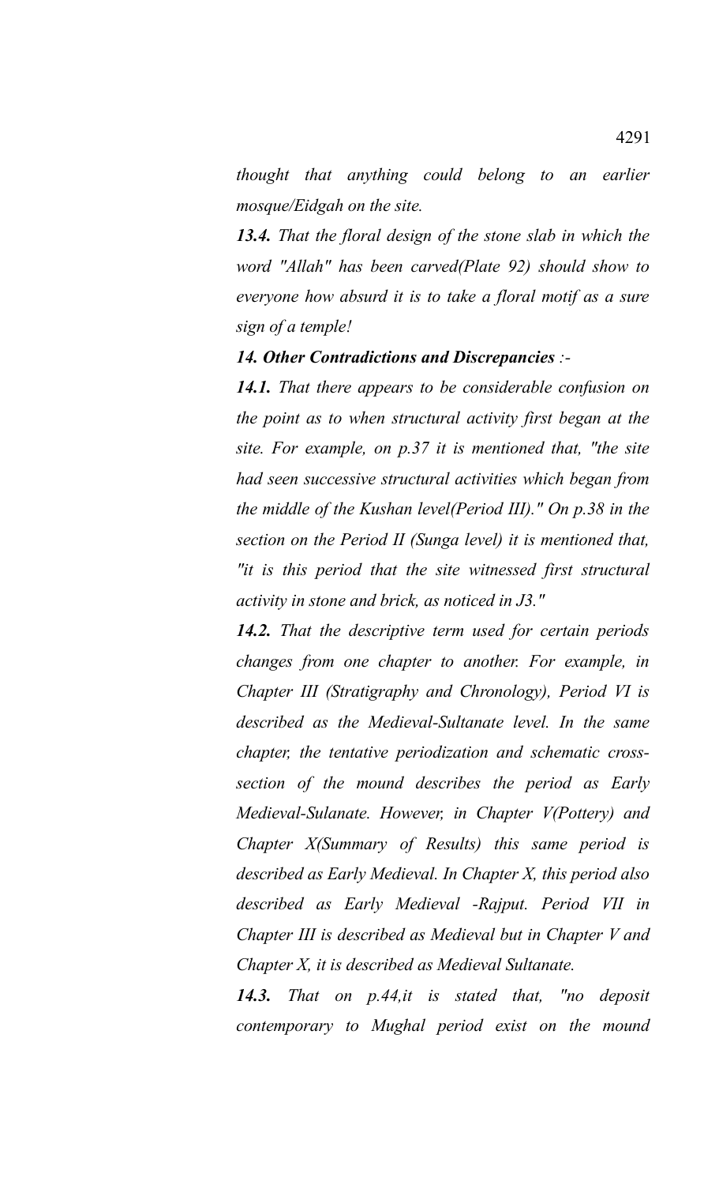*thought that anything could belong to an earlier mosque/Eidgah on the site.*

***13.4.*** *That the floral design of the stone slab in which the word "Allah" has been carved(Plate 92) should show to everyone how absurd it is to take a floral motif as a sure sign of a temple!*

***14. Other Contradictions and Discrepancies*** *:-*

***14.1.*** *That there appears to be considerable confusion on the point as to when structural activity first began at the site. For example, on p.37 it is mentioned that, "the site had seen successive structural activities which began from the middle of the Kushan level(Period III)." On p.38 in the section on the Period II (Sunga level) it is mentioned that, "it is this period that the site witnessed first structural activity in stone and brick, as noticed in J3."*

***14.2.*** *That the descriptive term used for certain periods changes from one chapter to another. For example, in Chapter III (Stratigraphy and Chronology), Period VI is described as the Medieval-Sultanate level. In the same chapter, the tentative periodization and schematic cross-section of the mound describes the period as Early Medieval-Sulanate. However, in Chapter V(Pottery) and Chapter X(Summary of Results) this same period is described as Early Medieval. In Chapter X, this period also described as Early Medieval -Rajput. Period VII in Chapter III is described as Medieval but in Chapter V and Chapter X, it is described as Medieval Sultanate.*

***14.3.*** *That on p.44,it is stated that, "no deposit contemporary to Mughal period exist on the mound*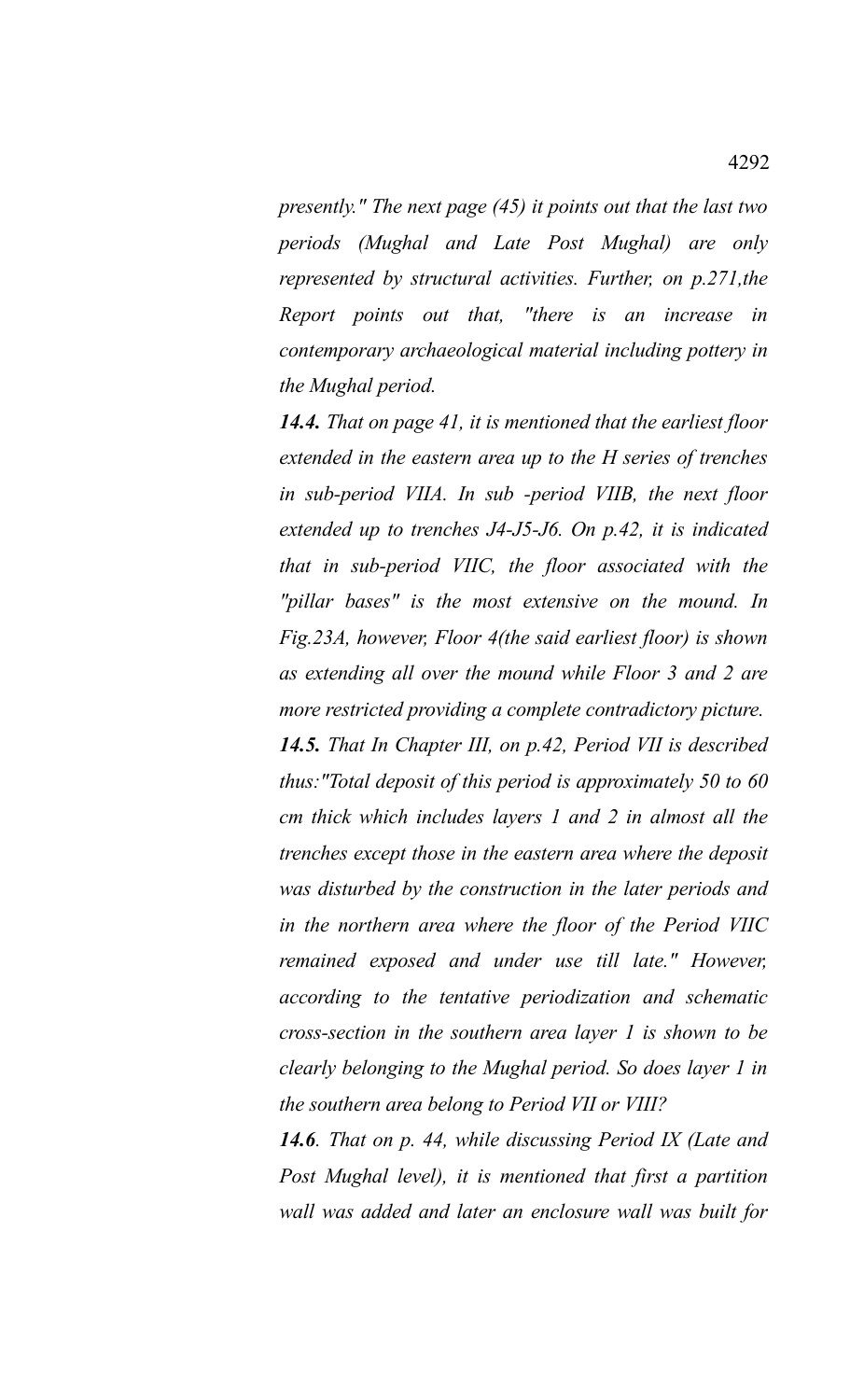*presently." The next page (45) it points out that the last two periods (Mughal and Late Post Mughal) are only represented by structural activities. Further, on p.271,the Report points out that, "there is an increase in contemporary archaeological material including pottery in the Mughal period.*

***14.4.*** *That on page 41, it is mentioned that the earliest floor extended in the eastern area up to the H series of trenches in sub-period VIIA. In sub -period VIIB, the next floor extended up to trenches J4-J5-J6. On p.42, it is indicated that in sub-period VIIC, the floor associated with the "pillar bases" is the most extensive on the mound. In Fig.23A, however, Floor 4(the said earliest floor) is shown as extending all over the mound while Floor 3 and 2 are more restricted providing a complete contradictory picture.*

***14.5.*** *That In Chapter III, on p.42, Period VII is described thus:"Total deposit of this period is approximately 50 to 60 cm thick which includes layers 1 and 2 in almost all the trenches except those in the eastern area where the deposit was disturbed by the construction in the later periods and in the northern area where the floor of the Period VIIC remained exposed and under use till late." However, according to the tentative periodization and schematic cross-section in the southern area layer 1 is shown to be clearly belonging to the Mughal period. So does layer 1 in the southern area belong to Period VII or VIII?*

***14.6****. That on p. 44, while discussing Period IX (Late and Post Mughal level), it is mentioned that first a partition wall was added and later an enclosure wall was built for*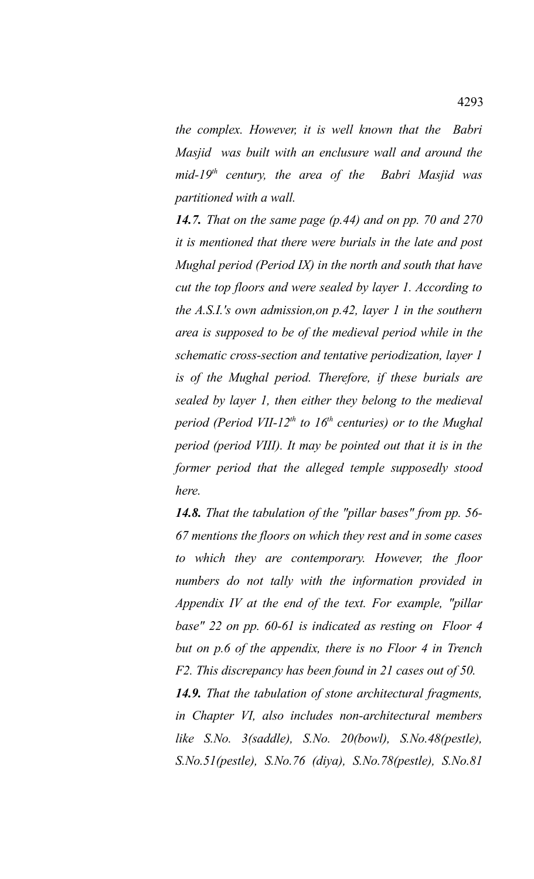*the complex. However, it is well known that the Babri Masjid was built with an enclusure wall and around the mid-19th century, the area of the Babri Masjid was partitioned with a wall.*

***14.7.*** *That on the same page (p.44) and on pp. 70 and 270 it is mentioned that there were burials in the late and post Mughal period (Period IX) in the north and south that have cut the top floors and were sealed by layer 1. According to the A.S.I.'s own admission,on p.42, layer 1 in the southern area is supposed to be of the medieval period while in the schematic cross-section and tentative periodization, layer 1 is of the Mughal period. Therefore, if these burials are sealed by layer 1, then either they belong to the medieval period (Period VII-12th to 16th centuries) or to the Mughal period (period VIII). It may be pointed out that it is in the former period that the alleged temple supposedly stood here.*

***14.8.*** *That the tabulation of the "pillar bases" from pp. 56-67 mentions the floors on which they rest and in some cases to which they are contemporary. However, the floor numbers do not tally with the information provided in Appendix IV at the end of the text. For example, "pillar base" 22 on pp. 60-61 is indicated as resting on Floor 4 but on p.6 of the appendix, there is no Floor 4 in Trench F2. This discrepancy has been found in 21 cases out of 50.*

***14.9.*** *That the tabulation of stone architectural fragments, in Chapter VI, also includes non-architectural members like S.No. 3(saddle), S.No. 20(bowl), S.No.48(pestle), S.No.51(pestle), S.No.76 (diya), S.No.78(pestle), S.No.81*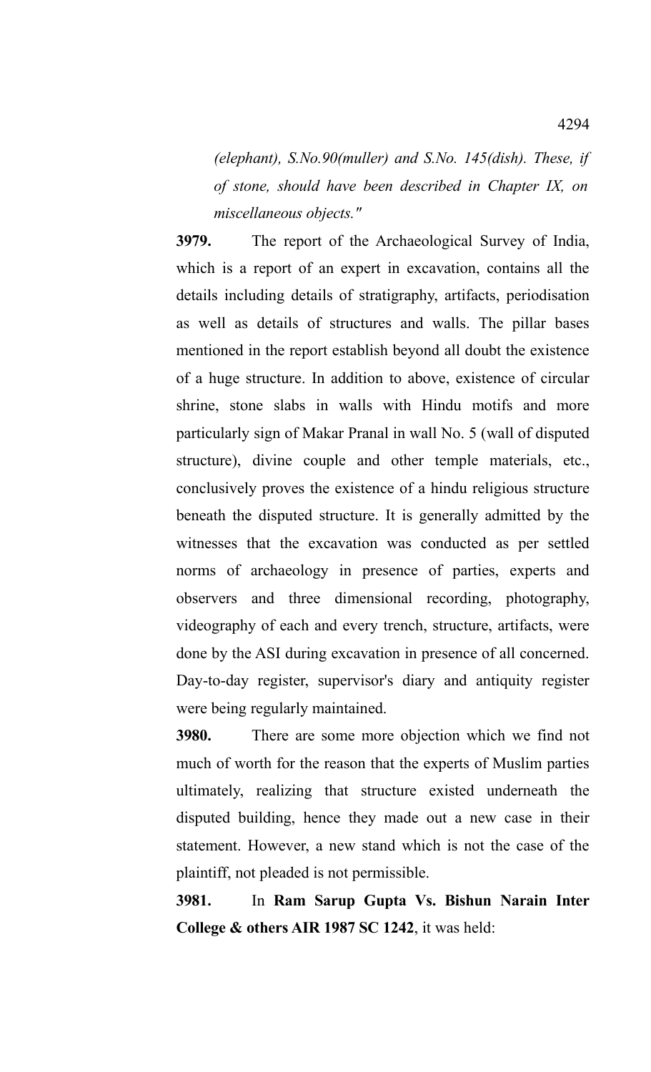*(elephant), S.No.90(muller) and S.No. 145(dish). These, if of stone, should have been described in Chapter IX, on miscellaneous objects."*

**3979.** The report of the Archaeological Survey of India, which is a report of an expert in excavation, contains all the details including details of stratigraphy, artifacts, periodisation as well as details of structures and walls. The pillar bases mentioned in the report establish beyond all doubt the existence of a huge structure. In addition to above, existence of circular shrine, stone slabs in walls with Hindu motifs and more particularly sign of Makar Pranal in wall No. 5 (wall of disputed structure), divine couple and other temple materials, etc., conclusively proves the existence of a hindu religious structure beneath the disputed structure. It is generally admitted by the witnesses that the excavation was conducted as per settled norms of archaeology in presence of parties, experts and observers and three dimensional recording, photography, videography of each and every trench, structure, artifacts, were done by the ASI during excavation in presence of all concerned. Day-to-day register, supervisor's diary and antiquity register were being regularly maintained.

**3980.** There are some more objection which we find not much of worth for the reason that the experts of Muslim parties ultimately, realizing that structure existed underneath the disputed building, hence they made out a new case in their statement. However, a new stand which is not the case of the plaintiff, not pleaded is not permissible.

**3981.** In **Ram Sarup Gupta Vs. Bishun Narain Inter College & others AIR 1987 SC 1242**, it was held: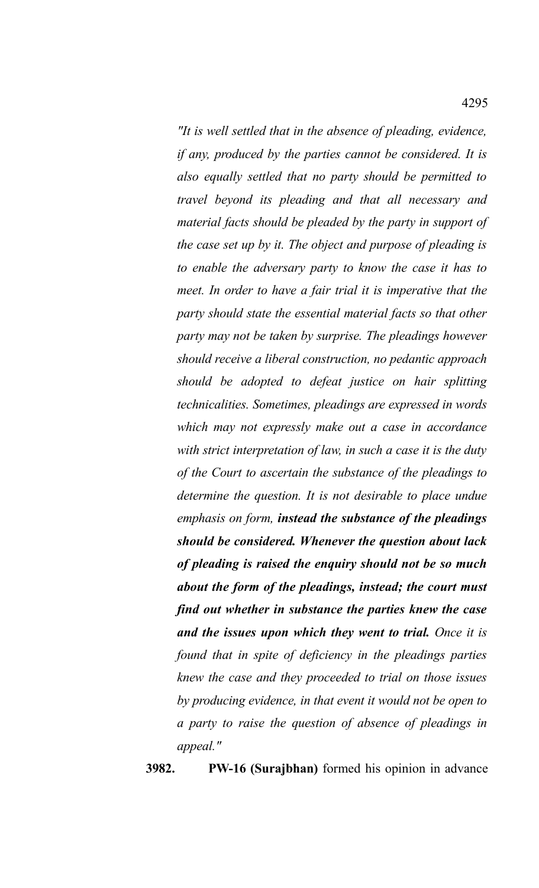*"It is well settled that in the absence of pleading, evidence, if any, produced by the parties cannot be considered. It is also equally settled that no party should be permitted to travel beyond its pleading and that all necessary and material facts should be pleaded by the party in support of the case set up by it. The object and purpose of pleading is to enable the adversary party to know the case it has to meet. In order to have a fair trial it is imperative that the party should state the essential material facts so that other party may not be taken by surprise. The pleadings however should receive a liberal construction, no pedantic approach should be adopted to defeat justice on hair splitting technicalities. Sometimes, pleadings are expressed in words which may not expressly make out a case in accordance with strict interpretation of law, in such a case it is the duty of the Court to ascertain the substance of the pleadings to determine the question. It is not desirable to place undue emphasis on form,* ***instead the substance of the pleadings should be considered. Whenever the question about lack of pleading is raised the enquiry should not be so much about the form of the pleadings, instead; the court must find out whether in substance the parties knew the case and the issues upon which they went to trial.*** *Once it is found that in spite of deficiency in the pleadings parties knew the case and they proceeded to trial on those issues by producing evidence, in that event it would not be open to a party to raise the question of absence of pleadings in appeal."*

**3982.** **PW-16 (Surajbhan)** formed his opinion in advance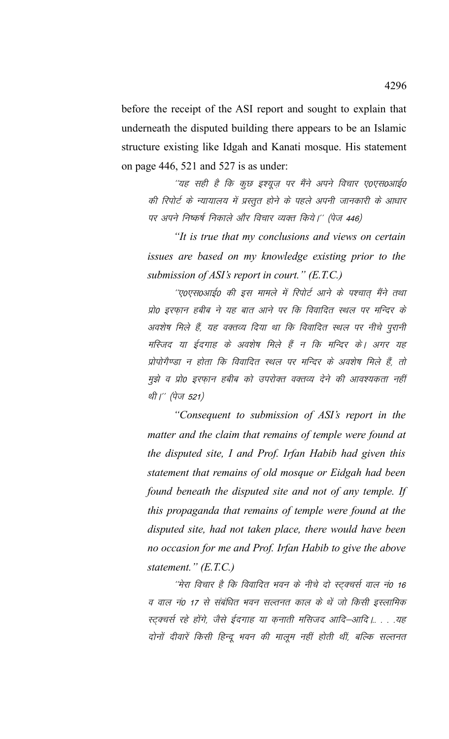before the receipt of the ASI report and sought to explain that underneath the disputed building there appears to be an Islamic structure existing like Idgah and Kanati mosque. His statement on page 446, 521 and 527 is as under:

> ''यह सही है कि कुछ इश्यूज़ पर मैंने अपने विचार ए0एस0आई0 की रिपोर्ट के न्यायालय में प्रस्तुत होने के पहले अपनी जानकारी के आधार पर अपने निष्कर्ष निकाले और विचार व्यक्त किये।'' (पेज 446)
>
> *"It is true that my conclusions and views on certain issues are based on my knowledge existing prior to the submission of ASI's report in court." (E.T.C.)*
>
> ''ए0एस0आई0 की इस मामले में रिपोर्ट आने के पश्चात् मैंने तथा प्रो0 इरफ़ान हबीब ने यह बात आने पर कि विवादित स्थल पर मन्दिर के अवशेष मिले हैं, यह वक्तव्य दिया था कि विवादित स्थल पर नीचे पुरानी मस्जिद या ईदगाह के अवशेष मिले हैं न कि मन्दिर के। अगर यह प्रोपोगैण्डा न होता कि विवादित स्थल पर मन्दिर के अवशेष मिले हैं, तो मुझे व प्रो0 इरफ़ान हबीब को उपरोक्त वक्तव्य देने की आवश्यकता नहीं थी।'' (पेज 521)
>
> *"Consequent to submission of ASI's report in the matter and the claim that remains of temple were found at the disputed site, I and Prof. Irfan Habib had given this statement that remains of old mosque or Eidgah had been found beneath the disputed site and not of any temple. If this propaganda that remains of temple were found at the disputed site, had not taken place, there would have been no occasion for me and Prof. Irfan Habib to give the above statement." (E.T.C.)*
>
> ''मेरा विचार है कि विवादित भवन के नीचे दो स्ट्क्चर्स वाल नं0 16 व वाल नं0 17 से संबंधित भवन सल्तनत काल के थें जो किसी इस्लामिक स्ट्क्चर्स रहे होंगे, जैसे ईदगाह या क़नाती मसिजद आदि–आदि।. . . .यह दोनों दीवारें किसी हिन्दू भवन की मालूम नहीं होती थीं, बल्कि सल्तनत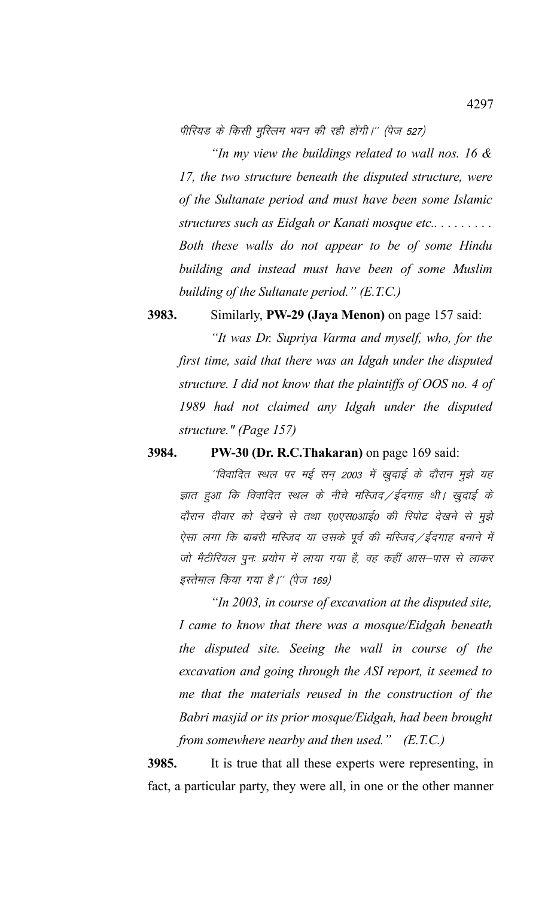पीरियड के किसी मुस्लिम भवन की रही होंगी।'' (पेज 527)

*"In my view the buildings related to wall nos. 16 & 17, the two structure beneath the disputed structure, were of the Sultanate period and must have been some Islamic structures such as Eidgah or Kanati mosque etc.. . . . . . . . . Both these walls do not appear to be of some Hindu building and instead must have been of some Muslim building of the Sultanate period." (E.T.C.)*

**3983.** Similarly, **PW-29 (Jaya Menon)** on page 157 said:

*"It was Dr. Supriya Varma and myself, who, for the first time, said that there was an Idgah under the disputed structure. I did not know that the plaintiffs of OOS no. 4 of 1989 had not claimed any Idgah under the disputed structure." (Page 157)*

**3984.** **PW-30 (Dr. R.C.Thakaran)** on page 169 said:

''विवादित स्थल पर मई सन् 2003 में खुदाई के दौरान मुझे यह ज्ञात हुआ कि विवादित स्थल के नीचे मस्जिद/ईदगाह थी। खुदाई के दौरान दीवार को देखने से तथा ए0एस0आई0 की रिपोर्ट देखने से मुझे ऐसा लगा कि बाबरी मस्जिद या उसके पूर्व की मस्जिद/ईदगाह बनाने में जो मैटीरियल पुनः प्रयोग में लाया गया है, वह कहीं आस-पास से लाकर इस्तेमाल किया गया है।'' (पेज 169)

*"In 2003, in course of excavation at the disputed site, I came to know that there was a mosque/Eidgah beneath the disputed site. Seeing the wall in course of the excavation and going through the ASI report, it seemed to me that the materials reused in the construction of the Babri masjid or its prior mosque/Eidgah, had been brought from somewhere nearby and then used." (E.T.C.)*

**3985.** It is true that all these experts were representing, in fact, a particular party, they were all, in one or the other manner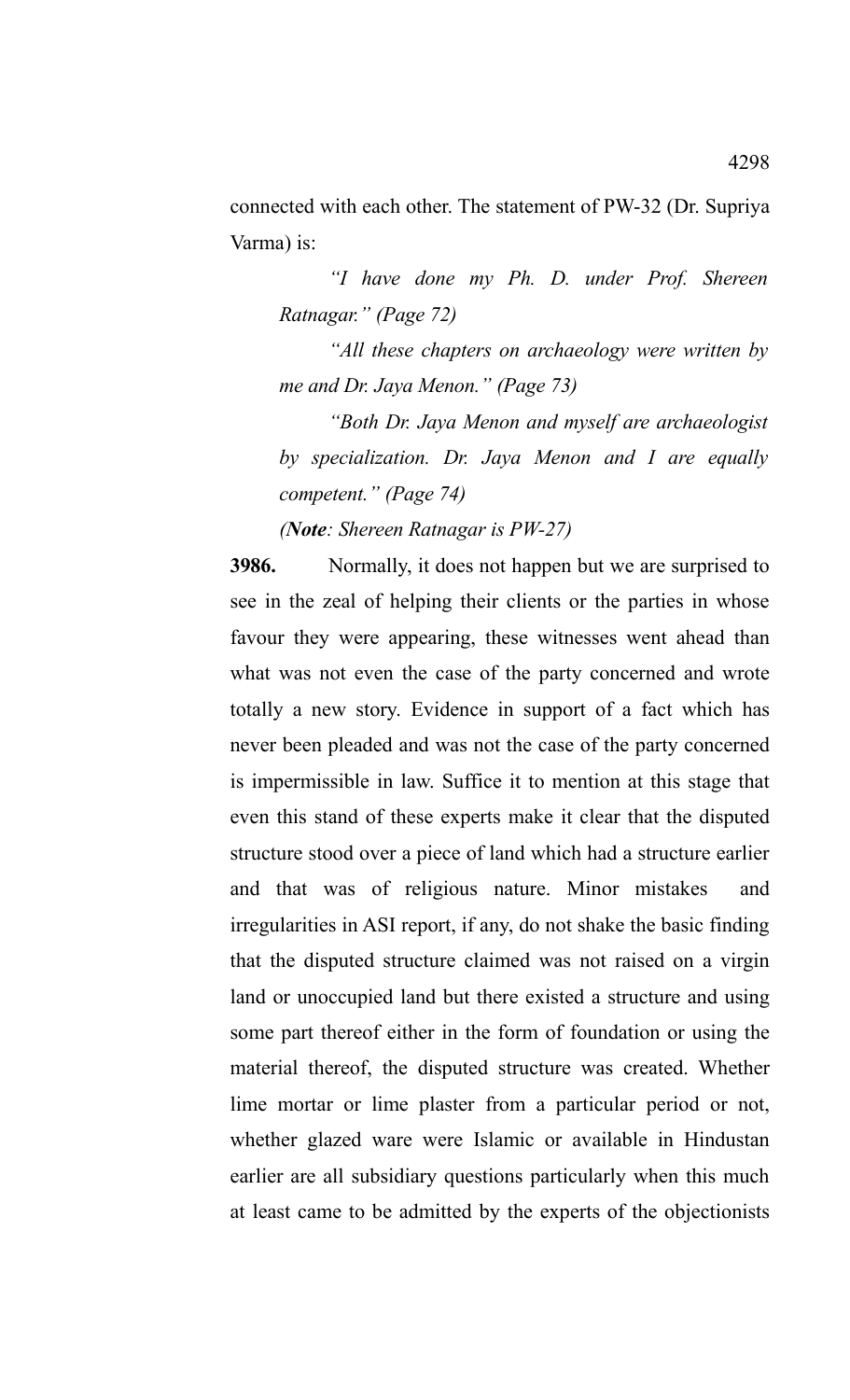connected with each other. The statement of PW-32 (Dr. Supriya Varma) is:

> *"I have done my Ph. D. under Prof. Shereen Ratnagar." (Page 72)*
>
> *"All these chapters on archaeology were written by me and Dr. Jaya Menon." (Page 73)*
>
> *"Both Dr. Jaya Menon and myself are archaeologist by specialization. Dr. Jaya Menon and I are equally competent." (Page 74)*
>
> *(**Note**: Shereen Ratnagar is PW-27)*

**3986.** Normally, it does not happen but we are surprised to see in the zeal of helping their clients or the parties in whose favour they were appearing, these witnesses went ahead than what was not even the case of the party concerned and wrote totally a new story. Evidence in support of a fact which has never been pleaded and was not the case of the party concerned is impermissible in law. Suffice it to mention at this stage that even this stand of these experts make it clear that the disputed structure stood over a piece of land which had a structure earlier and that was of religious nature. Minor mistakes and irregularities in ASI report, if any, do not shake the basic finding that the disputed structure claimed was not raised on a virgin land or unoccupied land but there existed a structure and using some part thereof either in the form of foundation or using the material thereof, the disputed structure was created. Whether lime mortar or lime plaster from a particular period or not, whether glazed ware were Islamic or available in Hindustan earlier are all subsidiary questions particularly when this much at least came to be admitted by the experts of the objectionists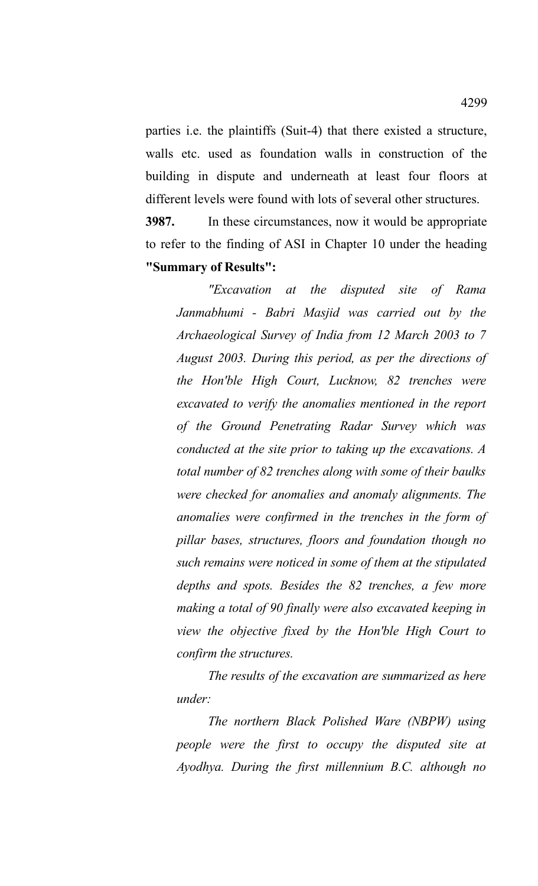parties i.e. the plaintiffs (Suit-4) that there existed a structure, walls etc. used as foundation walls in construction of the building in dispute and underneath at least four floors at different levels were found with lots of several other structures.

**3987.** In these circumstances, now it would be appropriate to refer to the finding of ASI in Chapter 10 under the heading **"Summary of Results":**

> *"Excavation at the disputed site of Rama Janmabhumi - Babri Masjid was carried out by the Archaeological Survey of India from 12 March 2003 to 7 August 2003. During this period, as per the directions of the Hon'ble High Court, Lucknow, 82 trenches were excavated to verify the anomalies mentioned in the report of the Ground Penetrating Radar Survey which was conducted at the site prior to taking up the excavations. A total number of 82 trenches along with some of their baulks were checked for anomalies and anomaly alignments. The anomalies were confirmed in the trenches in the form of pillar bases, structures, floors and foundation though no such remains were noticed in some of them at the stipulated depths and spots. Besides the 82 trenches, a few more making a total of 90 finally were also excavated keeping in view the objective fixed by the Hon'ble High Court to confirm the structures.*
>
> *The results of the excavation are summarized as here under:*
>
> *The northern Black Polished Ware (NBPW) using people were the first to occupy the disputed site at Ayodhya. During the first millennium B.C. although no*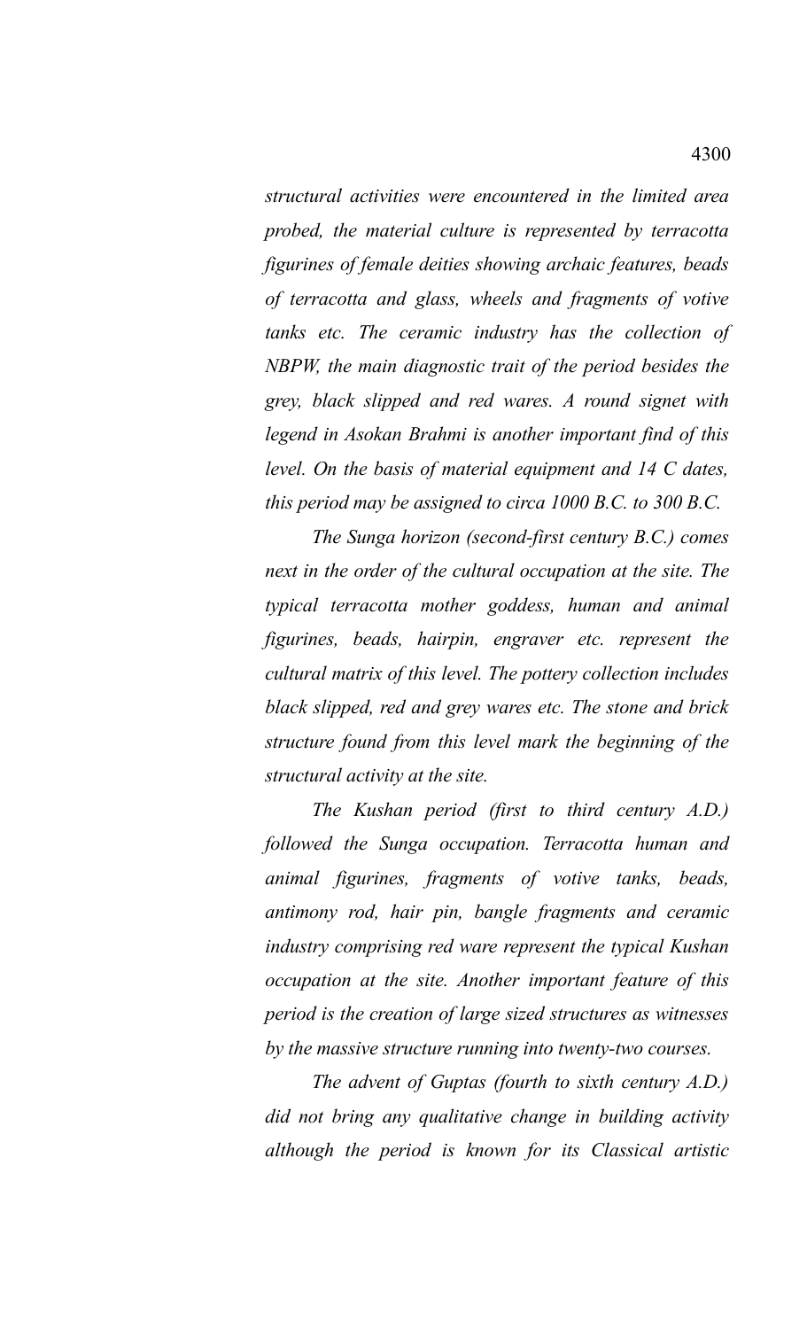*structural activities were encountered in the limited area probed, the material culture is represented by terracotta figurines of female deities showing archaic features, beads of terracotta and glass, wheels and fragments of votive tanks etc. The ceramic industry has the collection of NBPW, the main diagnostic trait of the period besides the grey, black slipped and red wares. A round signet with legend in Asokan Brahmi is another important find of this level. On the basis of material equipment and 14 C dates, this period may be assigned to circa 1000 B.C. to 300 B.C.*

*The Sunga horizon (second-first century B.C.) comes next in the order of the cultural occupation at the site. The typical terracotta mother goddess, human and animal figurines, beads, hairpin, engraver etc. represent the cultural matrix of this level. The pottery collection includes black slipped, red and grey wares etc. The stone and brick structure found from this level mark the beginning of the structural activity at the site.*

*The Kushan period (first to third century A.D.) followed the Sunga occupation. Terracotta human and animal figurines, fragments of votive tanks, beads, antimony rod, hair pin, bangle fragments and ceramic industry comprising red ware represent the typical Kushan occupation at the site. Another important feature of this period is the creation of large sized structures as witnesses by the massive structure running into twenty-two courses.*

*The advent of Guptas (fourth to sixth century A.D.) did not bring any qualitative change in building activity although the period is known for its Classical artistic*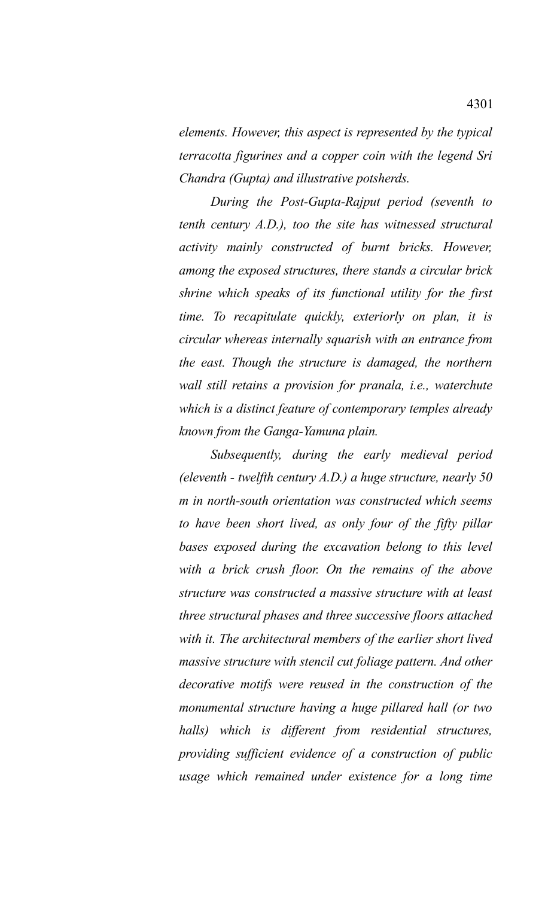*elements. However, this aspect is represented by the typical terracotta figurines and a copper coin with the legend Sri Chandra (Gupta) and illustrative potsherds.*

*During the Post-Gupta-Rajput period (seventh to tenth century A.D.), too the site has witnessed structural activity mainly constructed of burnt bricks. However, among the exposed structures, there stands a circular brick shrine which speaks of its functional utility for the first time. To recapitulate quickly, exteriorly on plan, it is circular whereas internally squarish with an entrance from the east. Though the structure is damaged, the northern wall still retains a provision for pranala, i.e., waterchute which is a distinct feature of contemporary temples already known from the Ganga-Yamuna plain.*

*Subsequently, during the early medieval period (eleventh - twelfth century A.D.) a huge structure, nearly 50 m in north-south orientation was constructed which seems to have been short lived, as only four of the fifty pillar bases exposed during the excavation belong to this level with a brick crush floor. On the remains of the above structure was constructed a massive structure with at least three structural phases and three successive floors attached with it. The architectural members of the earlier short lived massive structure with stencil cut foliage pattern. And other decorative motifs were reused in the construction of the monumental structure having a huge pillared hall (or two halls) which is different from residential structures, providing sufficient evidence of a construction of public usage which remained under existence for a long time*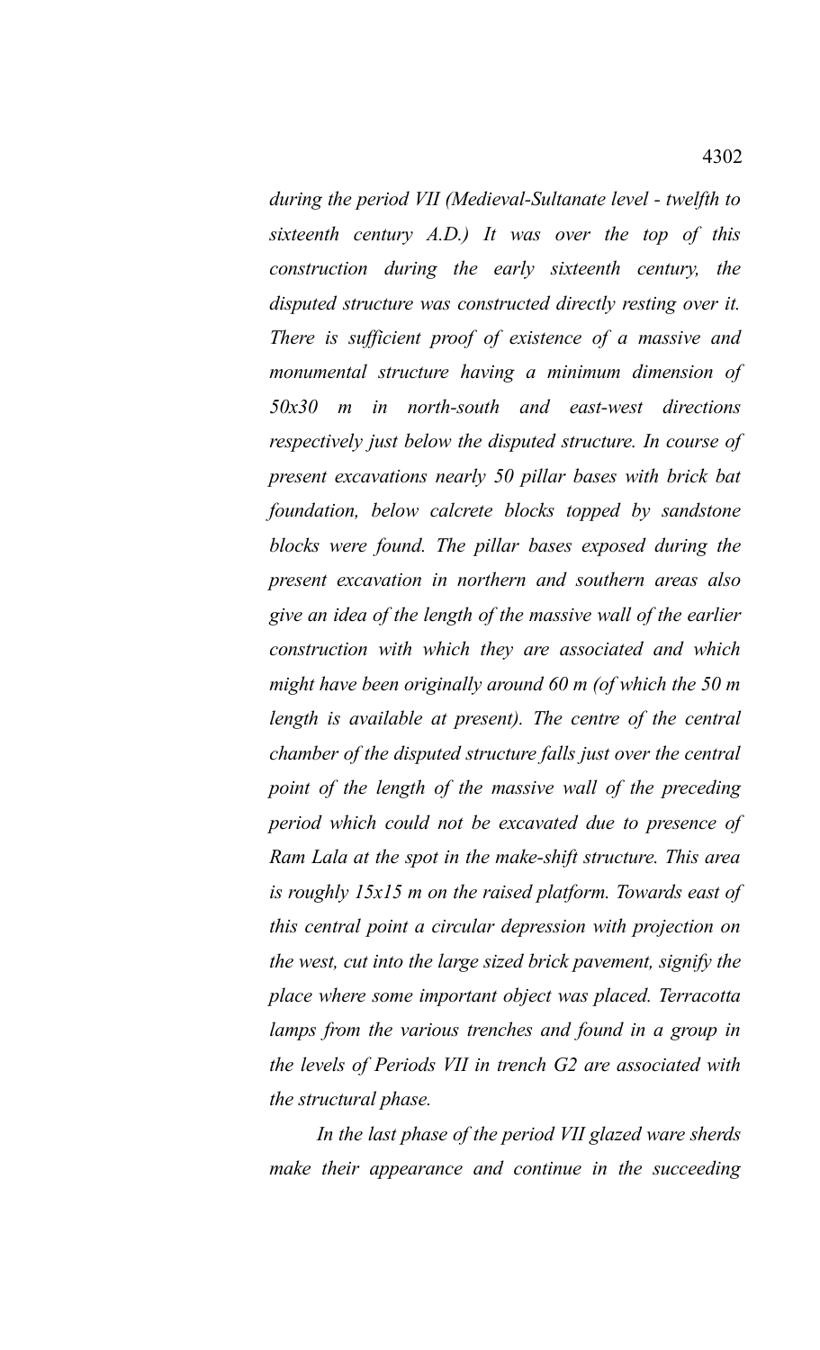*during the period VII (Medieval-Sultanate level - twelfth to sixteenth century A.D.) It was over the top of this construction during the early sixteenth century, the disputed structure was constructed directly resting over it. There is sufficient proof of existence of a massive and monumental structure having a minimum dimension of 50x30 m in north-south and east-west directions respectively just below the disputed structure. In course of present excavations nearly 50 pillar bases with brick bat foundation, below calcrete blocks topped by sandstone blocks were found. The pillar bases exposed during the present excavation in northern and southern areas also give an idea of the length of the massive wall of the earlier construction with which they are associated and which might have been originally around 60 m (of which the 50 m length is available at present). The centre of the central chamber of the disputed structure falls just over the central point of the length of the massive wall of the preceding period which could not be excavated due to presence of Ram Lala at the spot in the make-shift structure. This area is roughly 15x15 m on the raised platform. Towards east of this central point a circular depression with projection on the west, cut into the large sized brick pavement, signify the place where some important object was placed. Terracotta lamps from the various trenches and found in a group in the levels of Periods VII in trench G2 are associated with the structural phase.*

*In the last phase of the period VII glazed ware sherds make their appearance and continue in the succeeding*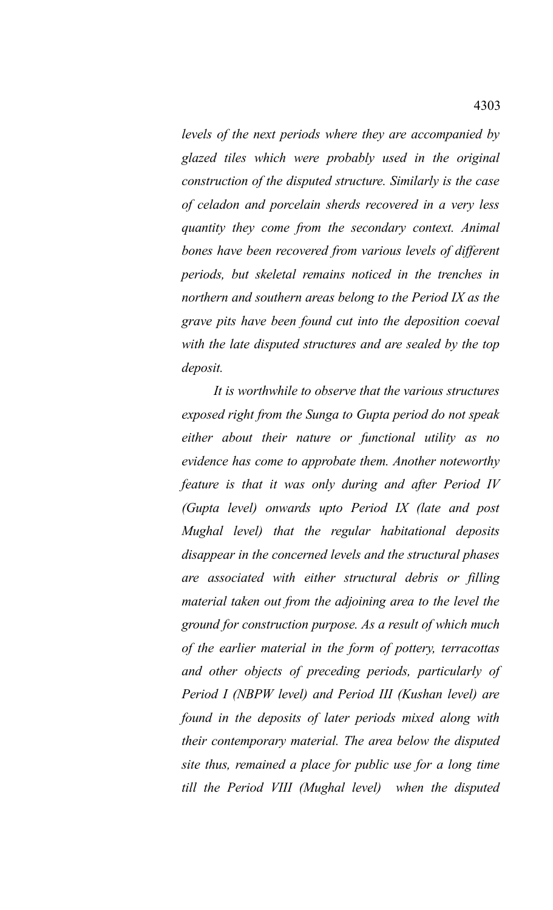*levels of the next periods where they are accompanied by glazed tiles which were probably used in the original construction of the disputed structure. Similarly is the case of celadon and porcelain sherds recovered in a very less quantity they come from the secondary context. Animal bones have been recovered from various levels of different periods, but skeletal remains noticed in the trenches in northern and southern areas belong to the Period IX as the grave pits have been found cut into the deposition coeval with the late disputed structures and are sealed by the top deposit.*

*It is worthwhile to observe that the various structures exposed right from the Sunga to Gupta period do not speak either about their nature or functional utility as no evidence has come to approbate them. Another noteworthy feature is that it was only during and after Period IV (Gupta level) onwards upto Period IX (late and post Mughal level) that the regular habitational deposits disappear in the concerned levels and the structural phases are associated with either structural debris or filling material taken out from the adjoining area to the level the ground for construction purpose. As a result of which much of the earlier material in the form of pottery, terracottas and other objects of preceding periods, particularly of Period I (NBPW level) and Period III (Kushan level) are found in the deposits of later periods mixed along with their contemporary material. The area below the disputed site thus, remained a place for public use for a long time till the Period VIII (Mughal level) when the disputed*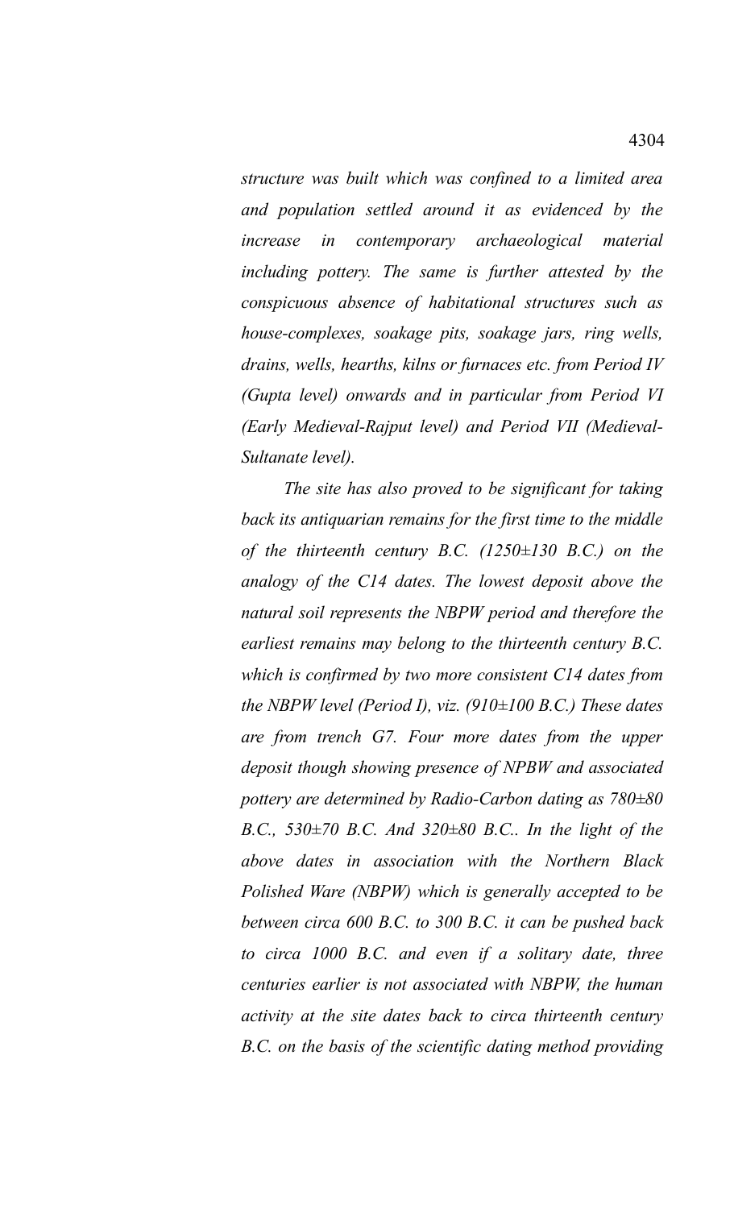*structure was built which was confined to a limited area and population settled around it as evidenced by the increase in contemporary archaeological material including pottery. The same is further attested by the conspicuous absence of habitational structures such as house-complexes, soakage pits, soakage jars, ring wells, drains, wells, hearths, kilns or furnaces etc. from Period IV (Gupta level) onwards and in particular from Period VI (Early Medieval-Rajput level) and Period VII (Medieval-Sultanate level).*

*The site has also proved to be significant for taking back its antiquarian remains for the first time to the middle of the thirteenth century B.C. (1250±130 B.C.) on the analogy of the C14 dates. The lowest deposit above the natural soil represents the NBPW period and therefore the earliest remains may belong to the thirteenth century B.C. which is confirmed by two more consistent C14 dates from the NBPW level (Period I), viz. (910±100 B.C.) These dates are from trench G7. Four more dates from the upper deposit though showing presence of NPBW and associated pottery are determined by Radio-Carbon dating as 780±80 B.C., 530±70 B.C. And 320±80 B.C.. In the light of the above dates in association with the Northern Black Polished Ware (NBPW) which is generally accepted to be between circa 600 B.C. to 300 B.C. it can be pushed back to circa 1000 B.C. and even if a solitary date, three centuries earlier is not associated with NBPW, the human activity at the site dates back to circa thirteenth century B.C. on the basis of the scientific dating method providing*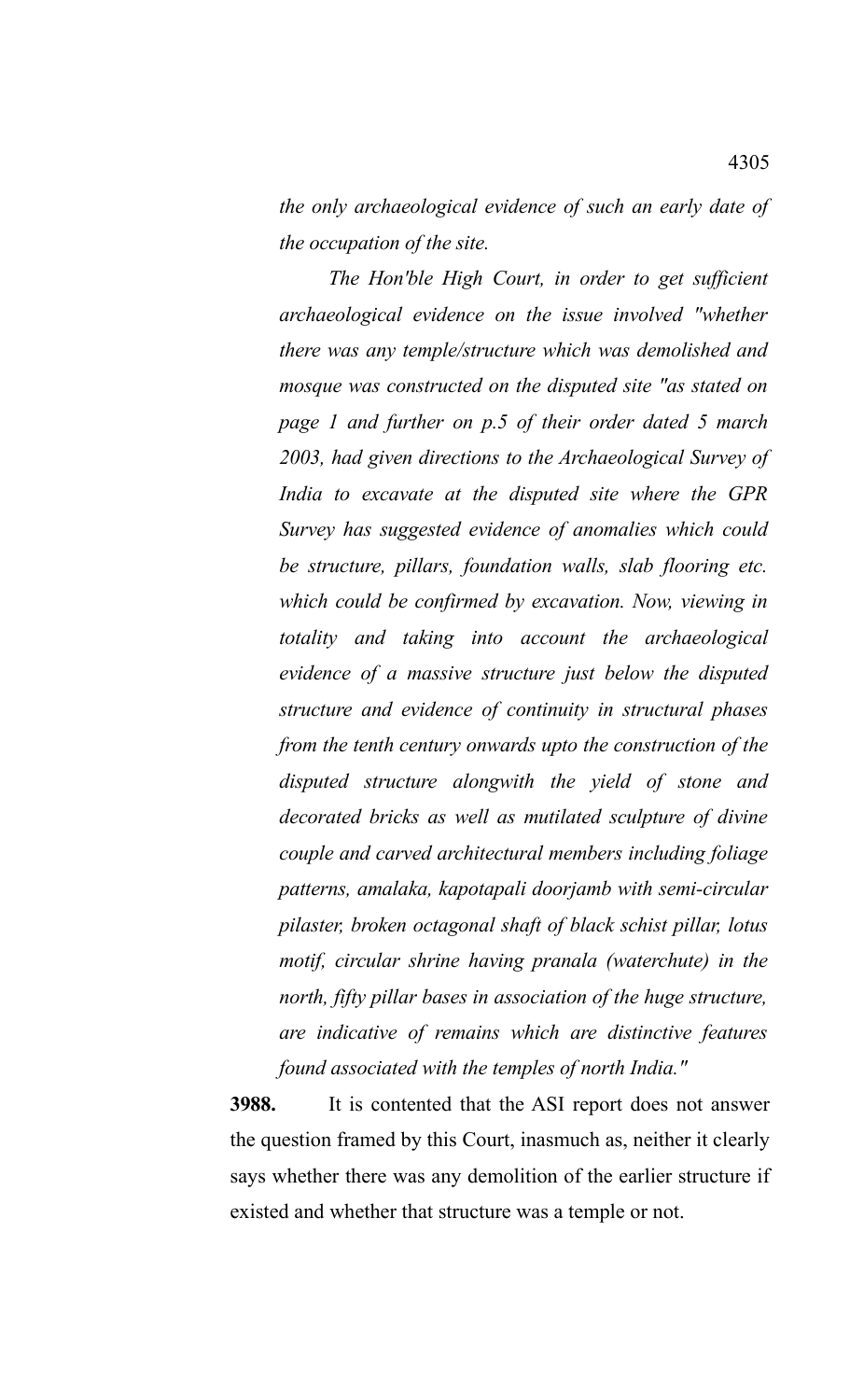*the only archaeological evidence of such an early date of the occupation of the site.*

*The Hon'ble High Court, in order to get sufficient archaeological evidence on the issue involved "whether there was any temple/structure which was demolished and mosque was constructed on the disputed site "as stated on page 1 and further on p.5 of their order dated 5 march 2003, had given directions to the Archaeological Survey of India to excavate at the disputed site where the GPR Survey has suggested evidence of anomalies which could be structure, pillars, foundation walls, slab flooring etc. which could be confirmed by excavation. Now, viewing in totality and taking into account the archaeological evidence of a massive structure just below the disputed structure and evidence of continuity in structural phases from the tenth century onwards upto the construction of the disputed structure alongwith the yield of stone and decorated bricks as well as mutilated sculpture of divine couple and carved architectural members including foliage patterns, amalaka, kapotapali doorjamb with semi-circular pilaster, broken octagonal shaft of black schist pillar, lotus motif, circular shrine having pranala (waterchute) in the north, fifty pillar bases in association of the huge structure, are indicative of remains which are distinctive features found associated with the temples of north India."*

**3988.** It is contented that the ASI report does not answer the question framed by this Court, inasmuch as, neither it clearly says whether there was any demolition of the earlier structure if existed and whether that structure was a temple or not.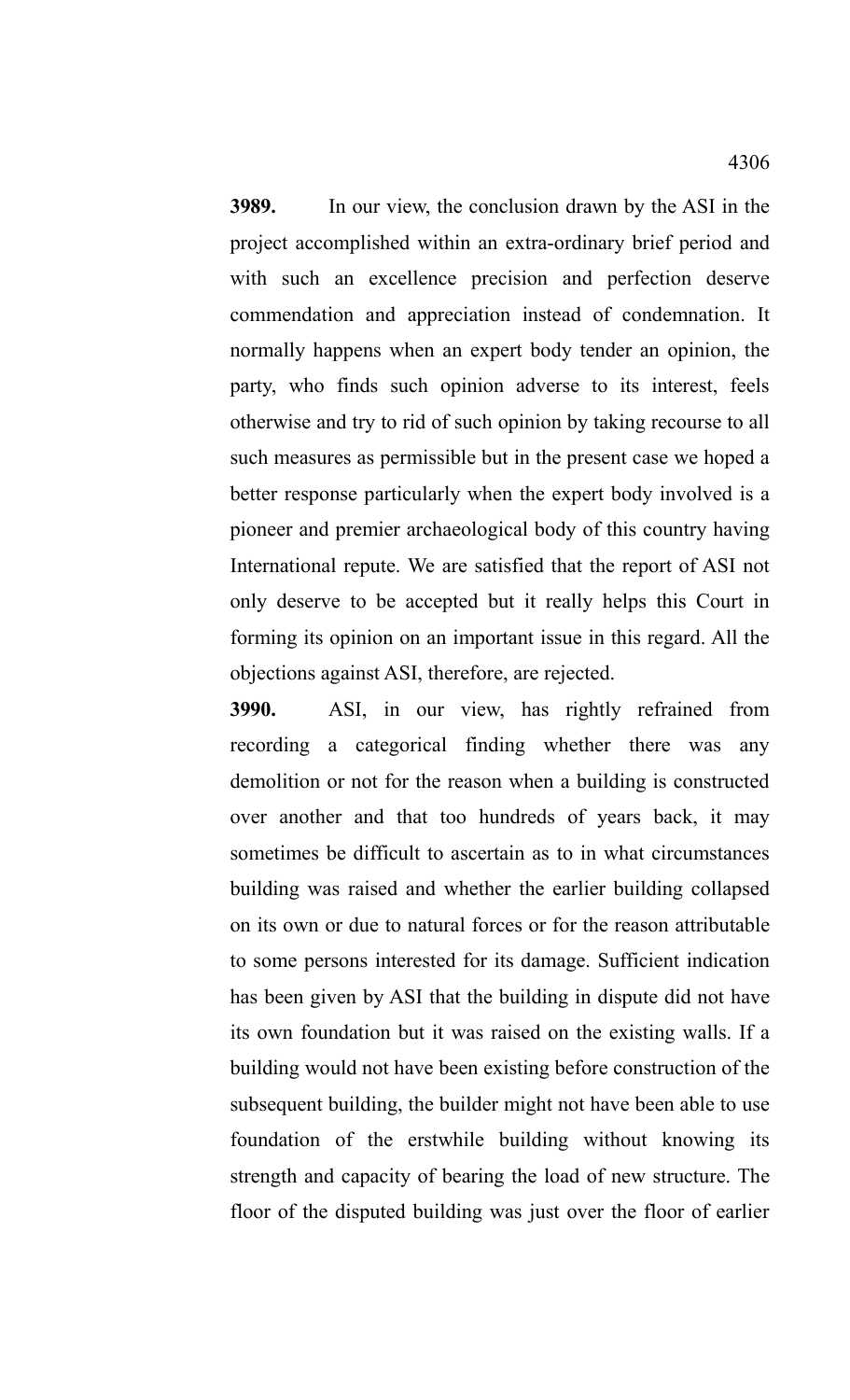**3989.** In our view, the conclusion drawn by the ASI in the project accomplished within an extra-ordinary brief period and with such an excellence precision and perfection deserve commendation and appreciation instead of condemnation. It normally happens when an expert body tender an opinion, the party, who finds such opinion adverse to its interest, feels otherwise and try to rid of such opinion by taking recourse to all such measures as permissible but in the present case we hoped a better response particularly when the expert body involved is a pioneer and premier archaeological body of this country having International repute. We are satisfied that the report of ASI not only deserve to be accepted but it really helps this Court in forming its opinion on an important issue in this regard. All the objections against ASI, therefore, are rejected.

**3990.** ASI, in our view, has rightly refrained from recording a categorical finding whether there was any demolition or not for the reason when a building is constructed over another and that too hundreds of years back, it may sometimes be difficult to ascertain as to in what circumstances building was raised and whether the earlier building collapsed on its own or due to natural forces or for the reason attributable to some persons interested for its damage. Sufficient indication has been given by ASI that the building in dispute did not have its own foundation but it was raised on the existing walls. If a building would not have been existing before construction of the subsequent building, the builder might not have been able to use foundation of the erstwhile building without knowing its strength and capacity of bearing the load of new structure. The floor of the disputed building was just over the floor of earlier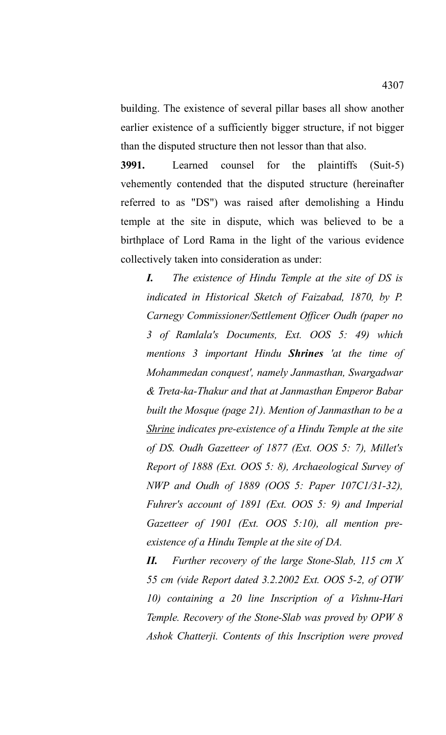building. The existence of several pillar bases all show another earlier existence of a sufficiently bigger structure, if not bigger than the disputed structure then not lessor than that also.

**3991.** Learned counsel for the plaintiffs (Suit-5) vehemently contended that the disputed structure (hereinafter referred to as "DS") was raised after demolishing a Hindu temple at the site in dispute, which was believed to be a birthplace of Lord Rama in the light of the various evidence collectively taken into consideration as under:

> ***I.*** *The existence of Hindu Temple at the site of DS is indicated in Historical Sketch of Faizabad, 1870, by P. Carnegy Commissioner/Settlement Officer Oudh (paper no 3 of Ramlala's Documents, Ext. OOS 5: 49) which mentions 3 important Hindu* ***Shrines*** *'at the time of Mohammedan conquest', namely Janmasthan, Swargadwar & Treta-ka-Thakur and that at Janmasthan Emperor Babar built the Mosque (page 21). Mention of Janmasthan to be a* <u>*Shrine*</u> *indicates pre-existence of a Hindu Temple at the site of DS. Oudh Gazetteer of 1877 (Ext. OOS 5: 7), Millet's Report of 1888 (Ext. OOS 5: 8), Archaeological Survey of NWP and Oudh of 1889 (OOS 5: Paper 107C1/31-32), Fuhrer's account of 1891 (Ext. OOS 5: 9) and Imperial Gazetteer of 1901 (Ext. OOS 5:10), all mention pre-existence of a Hindu Temple at the site of DA.*
>
> ***II.*** *Further recovery of the large Stone-Slab, 115 cm X 55 cm (vide Report dated 3.2.2002 Ext. OOS 5-2, of OTW 10) containing a 20 line Inscription of a Vishnu-Hari Temple. Recovery of the Stone-Slab was proved by OPW 8 Ashok Chatterji. Contents of this Inscription were proved*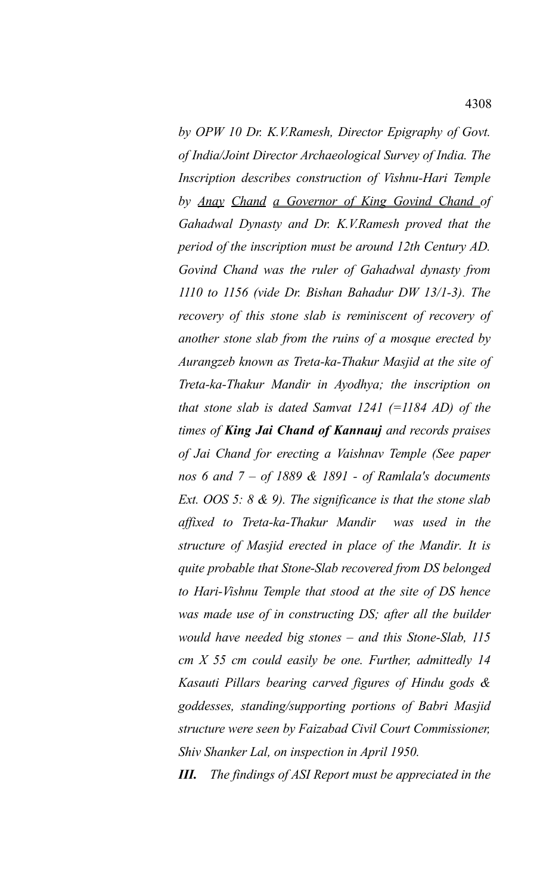*by OPW 10 Dr. K.V.Ramesh, Director Epigraphy of Govt. of India/Joint Director Archaeological Survey of India. The Inscription describes construction of Vishnu-Hari Temple by Anay Chand a Governor of King Govind Chand of Gahadwal Dynasty and Dr. K.V.Ramesh proved that the period of the inscription must be around 12th Century AD. Govind Chand was the ruler of Gahadwal dynasty from 1110 to 1156 (vide Dr. Bishan Bahadur DW 13/1-3). The recovery of this stone slab is reminiscent of recovery of another stone slab from the ruins of a mosque erected by Aurangzeb known as Treta-ka-Thakur Masjid at the site of Treta-ka-Thakur Mandir in Ayodhya; the inscription on that stone slab is dated Samvat 1241 (=1184 AD) of the times of* ***King Jai Chand of Kannauj*** *and records praises of Jai Chand for erecting a Vaishnav Temple (See paper nos 6 and 7 – of 1889 & 1891 - of Ramlala's documents Ext. OOS 5: 8 & 9). The significance is that the stone slab affixed to Treta-ka-Thakur Mandir was used in the structure of Masjid erected in place of the Mandir. It is quite probable that Stone-Slab recovered from DS belonged to Hari-Vishnu Temple that stood at the site of DS hence was made use of in constructing DS; after all the builder would have needed big stones – and this Stone-Slab, 115 cm X 55 cm could easily be one. Further, admittedly 14 Kasauti Pillars bearing carved figures of Hindu gods & goddesses, standing/supporting portions of Babri Masjid structure were seen by Faizabad Civil Court Commissioner, Shiv Shanker Lal, on inspection in April 1950.*

***III.*** *The findings of ASI Report must be appreciated in the*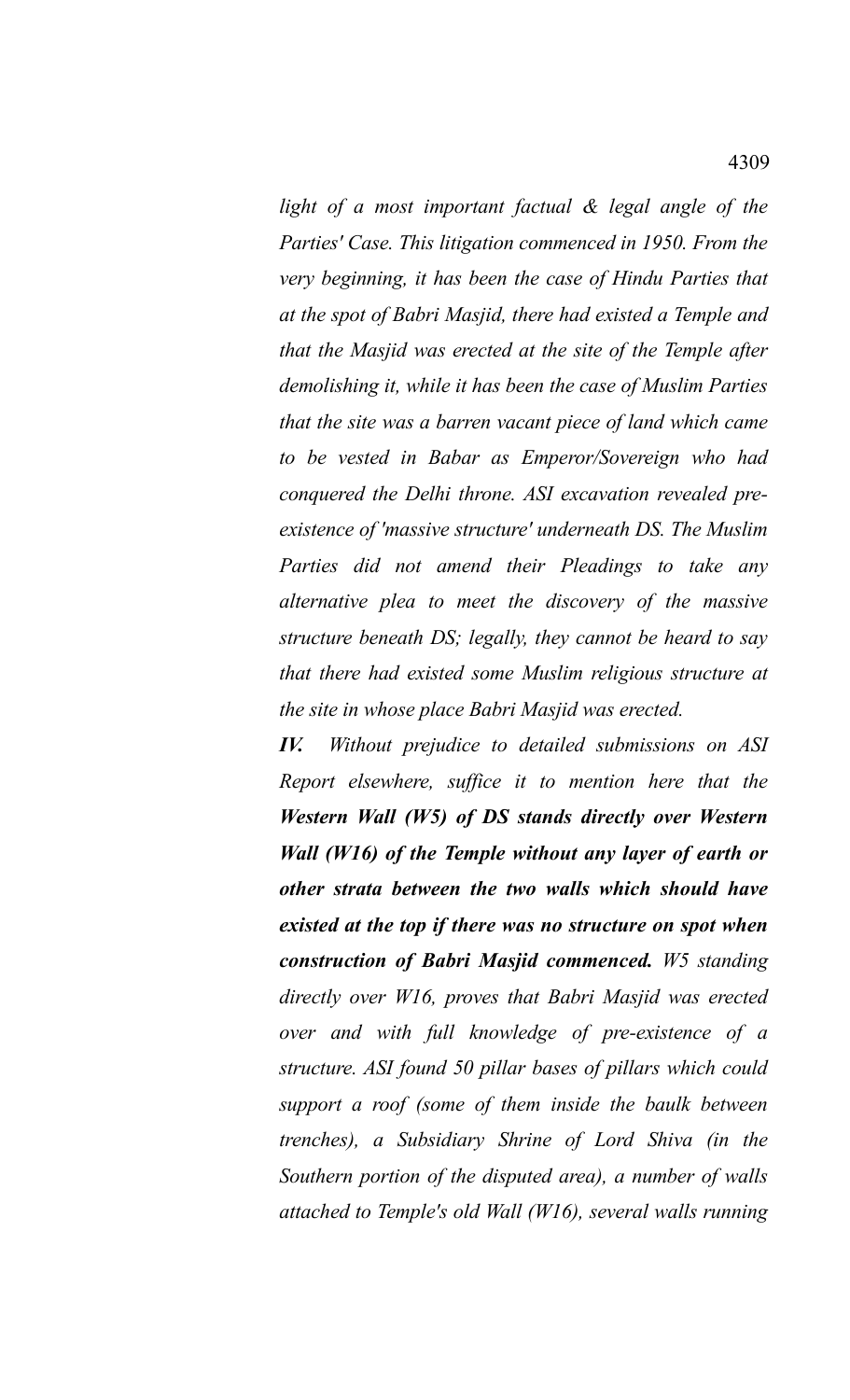*light of a most important factual & legal angle of the Parties' Case. This litigation commenced in 1950. From the very beginning, it has been the case of Hindu Parties that at the spot of Babri Masjid, there had existed a Temple and that the Masjid was erected at the site of the Temple after demolishing it, while it has been the case of Muslim Parties that the site was a barren vacant piece of land which came to be vested in Babar as Emperor/Sovereign who had conquered the Delhi throne. ASI excavation revealed pre-existence of 'massive structure' underneath DS. The Muslim Parties did not amend their Pleadings to take any alternative plea to meet the discovery of the massive structure beneath DS; legally, they cannot be heard to say that there had existed some Muslim religious structure at the site in whose place Babri Masjid was erected.*

***IV.*** *Without prejudice to detailed submissions on ASI Report elsewhere, suffice it to mention here that the* ***Western Wall (W5) of DS stands directly over Western Wall (W16) of the Temple without any layer of earth or other strata between the two walls which should have existed at the top if there was no structure on spot when construction of Babri Masjid commenced.*** *W5 standing directly over W16, proves that Babri Masjid was erected over and with full knowledge of pre-existence of a structure. ASI found 50 pillar bases of pillars which could support a roof (some of them inside the baulk between trenches), a Subsidiary Shrine of Lord Shiva (in the Southern portion of the disputed area), a number of walls attached to Temple's old Wall (W16), several walls running*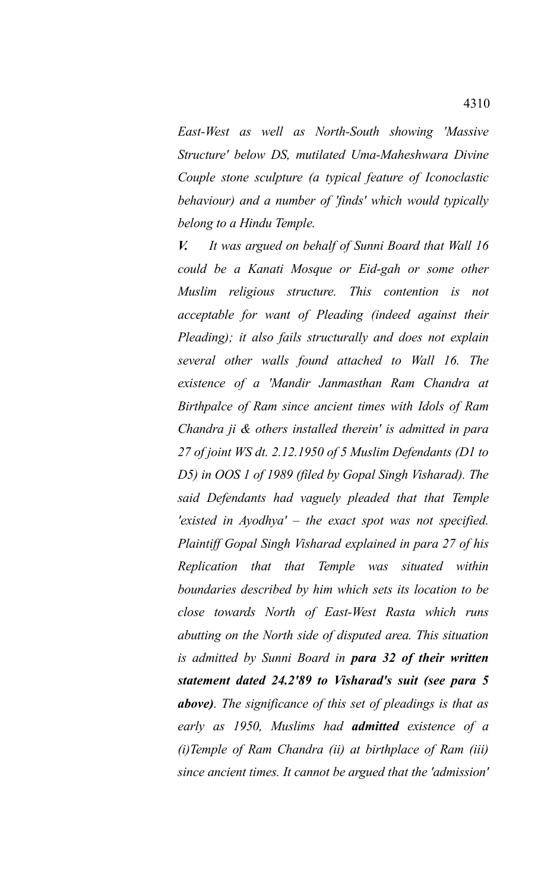*East-West as well as North-South showing 'Massive Structure' below DS, mutilated Uma-Maheshwara Divine Couple stone sculpture (a typical feature of Iconoclastic behaviour) and a number of 'finds' which would typically belong to a Hindu Temple.*

***V.*** *It was argued on behalf of Sunni Board that Wall 16 could be a Kanati Mosque or Eid-gah or some other Muslim religious structure. This contention is not acceptable for want of Pleading (indeed against their Pleading); it also fails structurally and does not explain several other walls found attached to Wall 16. The existence of a 'Mandir Janmasthan Ram Chandra at Birthpalce of Ram since ancient times with Idols of Ram Chandra ji & others installed therein' is admitted in para 27 of joint WS dt. 2.12.1950 of 5 Muslim Defendants (D1 to D5) in OOS 1 of 1989 (filed by Gopal Singh Visharad). The said Defendants had vaguely pleaded that that Temple 'existed in Ayodhya' – the exact spot was not specified. Plaintiff Gopal Singh Visharad explained in para 27 of his Replication that that Temple was situated within boundaries described by him which sets its location to be close towards North of East-West Rasta which runs abutting on the North side of disputed area. This situation is admitted by Sunni Board in* ***para 32 of their written statement dated 24.2'89 to Visharad's suit (see para 5 above)****. The significance of this set of pleadings is that as early as 1950, Muslims had* ***admitted*** *existence of a (i)Temple of Ram Chandra (ii) at birthplace of Ram (iii) since ancient times. It cannot be argued that the 'admission'*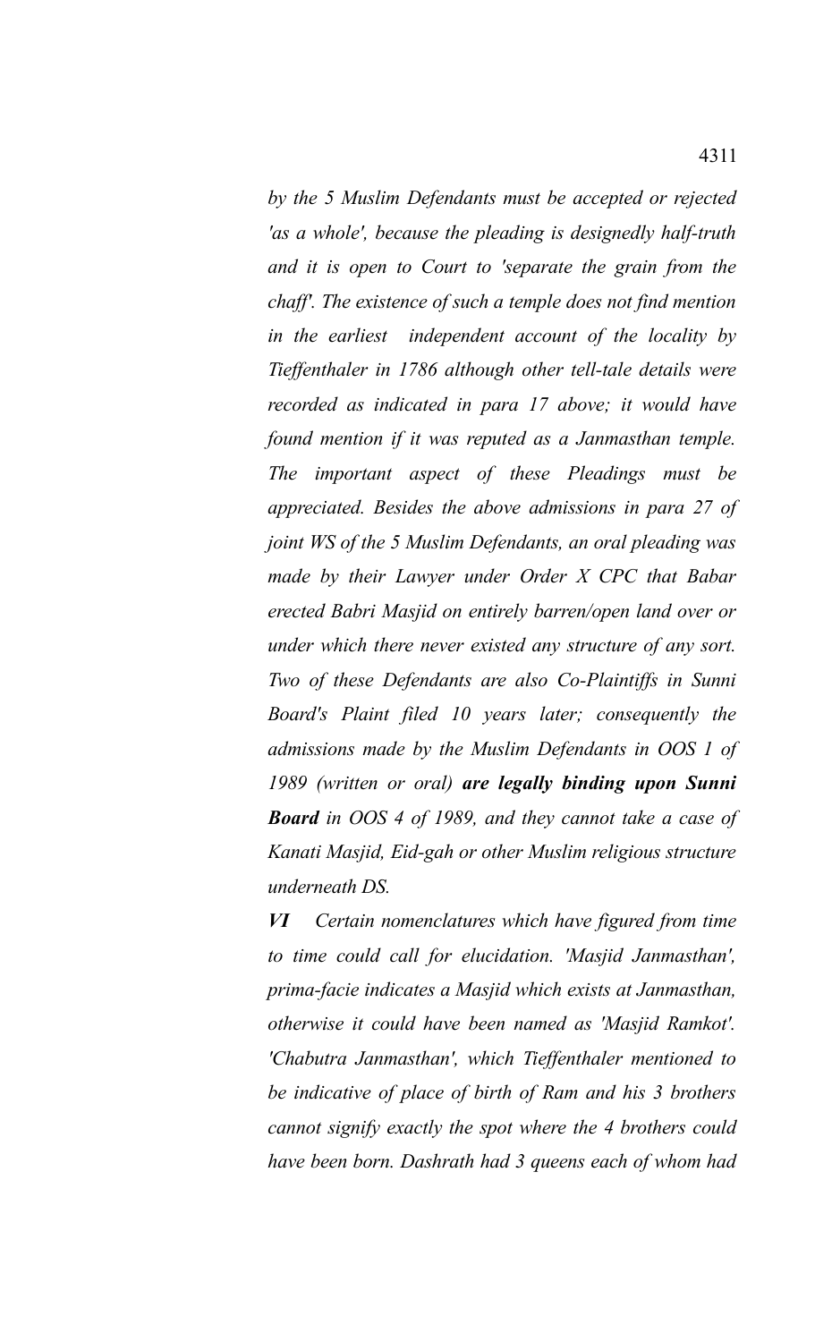*by the 5 Muslim Defendants must be accepted or rejected 'as a whole', because the pleading is designedly half-truth and it is open to Court to 'separate the grain from the chaff'. The existence of such a temple does not find mention in the earliest independent account of the locality by Tieffenthaler in 1786 although other tell-tale details were recorded as indicated in para 17 above; it would have found mention if it was reputed as a Janmasthan temple. The important aspect of these Pleadings must be appreciated. Besides the above admissions in para 27 of joint WS of the 5 Muslim Defendants, an oral pleading was made by their Lawyer under Order X CPC that Babar erected Babri Masjid on entirely barren/open land over or under which there never existed any structure of any sort. Two of these Defendants are also Co-Plaintiffs in Sunni Board's Plaint filed 10 years later; consequently the admissions made by the Muslim Defendants in OOS 1 of 1989 (written or oral)* ***are legally binding upon Sunni Board*** *in OOS 4 of 1989, and they cannot take a case of Kanati Masjid, Eid-gah or other Muslim religious structure underneath DS.*

***VI*** *Certain nomenclatures which have figured from time to time could call for elucidation. 'Masjid Janmasthan', prima-facie indicates a Masjid which exists at Janmasthan, otherwise it could have been named as 'Masjid Ramkot'. 'Chabutra Janmasthan', which Tieffenthaler mentioned to be indicative of place of birth of Ram and his 3 brothers cannot signify exactly the spot where the 4 brothers could have been born. Dashrath had 3 queens each of whom had*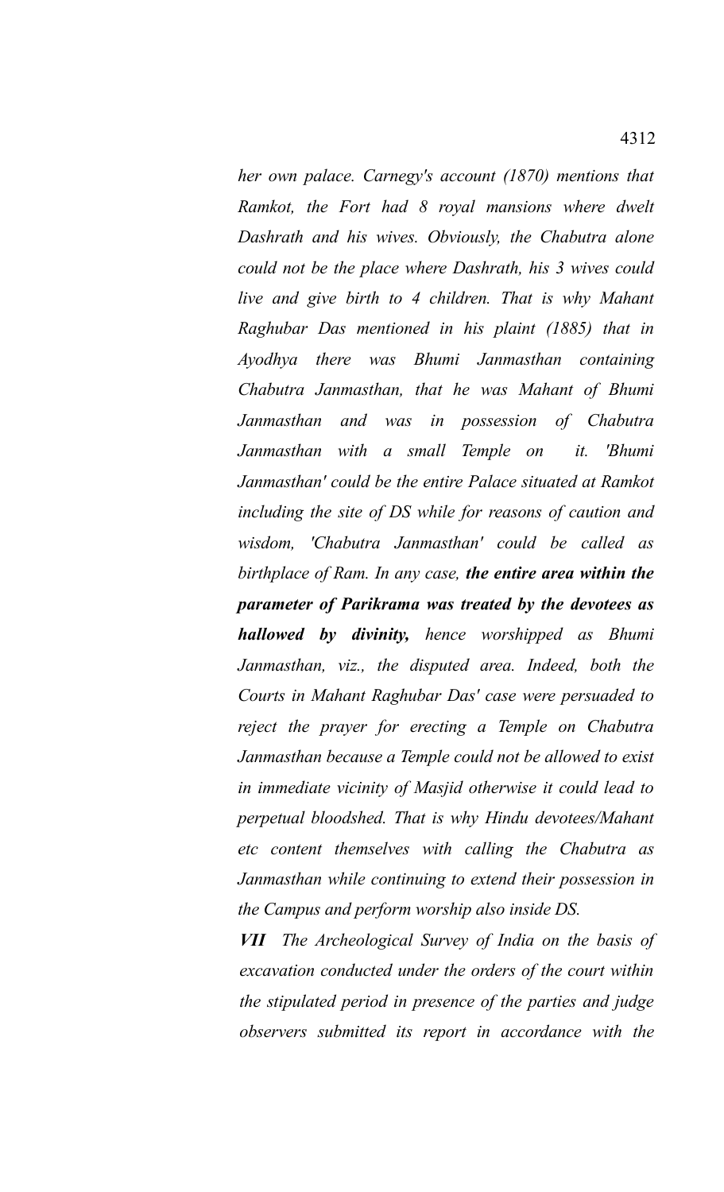*her own palace. Carnegy's account (1870) mentions that Ramkot, the Fort had 8 royal mansions where dwelt Dashrath and his wives. Obviously, the Chabutra alone could not be the place where Dashrath, his 3 wives could live and give birth to 4 children. That is why Mahant Raghubar Das mentioned in his plaint (1885) that in Ayodhya there was Bhumi Janmasthan containing Chabutra Janmasthan, that he was Mahant of Bhumi Janmasthan and was in possession of Chabutra Janmasthan with a small Temple on it. 'Bhumi Janmasthan' could be the entire Palace situated at Ramkot including the site of DS while for reasons of caution and wisdom, 'Chabutra Janmasthan' could be called as birthplace of Ram. In any case,* ***the entire area within the parameter of Parikrama was treated by the devotees as hallowed by divinity,*** *hence worshipped as Bhumi Janmasthan, viz., the disputed area. Indeed, both the Courts in Mahant Raghubar Das' case were persuaded to reject the prayer for erecting a Temple on Chabutra Janmasthan because a Temple could not be allowed to exist in immediate vicinity of Masjid otherwise it could lead to perpetual bloodshed. That is why Hindu devotees/Mahant etc content themselves with calling the Chabutra as Janmasthan while continuing to extend their possession in the Campus and perform worship also inside DS.*

***VII*** *The Archeological Survey of India on the basis of excavation conducted under the orders of the court within the stipulated period in presence of the parties and judge observers submitted its report in accordance with the*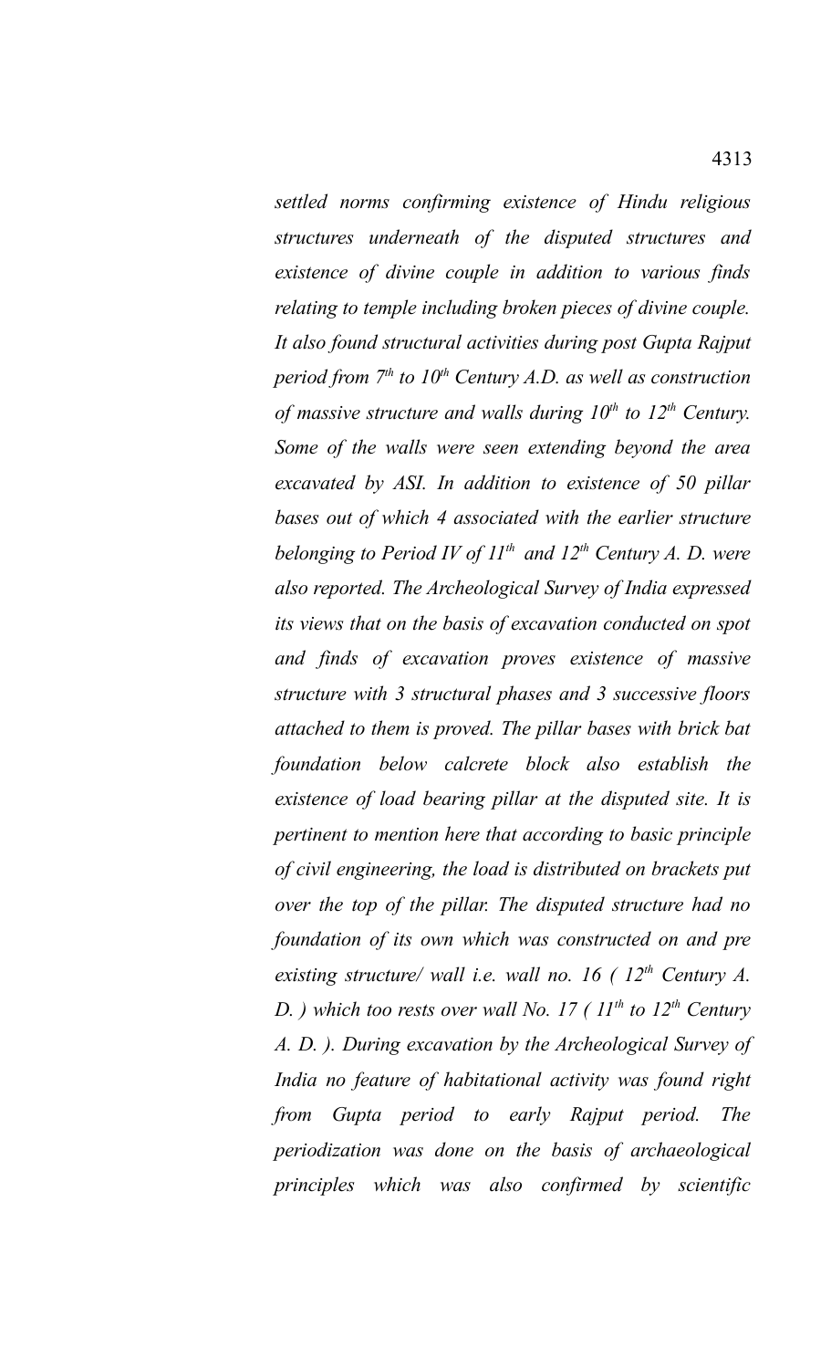*settled norms confirming existence of Hindu religious structures underneath of the disputed structures and existence of divine couple in addition to various finds relating to temple including broken pieces of divine couple. It also found structural activities during post Gupta Rajput period from 7th to 10th Century A.D. as well as construction of massive structure and walls during 10th to 12th Century. Some of the walls were seen extending beyond the area excavated by ASI. In addition to existence of 50 pillar bases out of which 4 associated with the earlier structure belonging to Period IV of 11th and 12th Century A. D. were also reported. The Archeological Survey of India expressed its views that on the basis of excavation conducted on spot and finds of excavation proves existence of massive structure with 3 structural phases and 3 successive floors attached to them is proved. The pillar bases with brick bat foundation below calcrete block also establish the existence of load bearing pillar at the disputed site. It is pertinent to mention here that according to basic principle of civil engineering, the load is distributed on brackets put over the top of the pillar. The disputed structure had no foundation of its own which was constructed on and pre existing structure/ wall i.e. wall no. 16 ( 12th Century A. D. ) which too rests over wall No. 17 ( 11th to 12th Century A. D. ). During excavation by the Archeological Survey of India no feature of habitational activity was found right from Gupta period to early Rajput period. The periodization was done on the basis of archaeological principles which was also confirmed by scientific*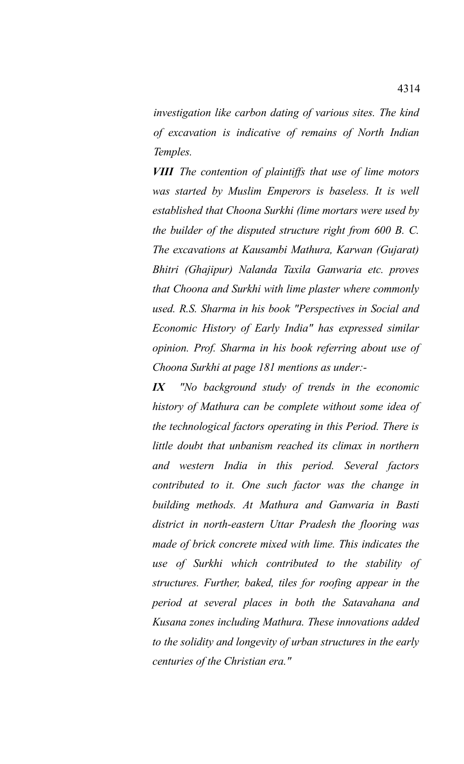*investigation like carbon dating of various sites. The kind of excavation is indicative of remains of North Indian Temples.*

***VIII*** *The contention of plaintiffs that use of lime motors was started by Muslim Emperors is baseless. It is well established that Choona Surkhi (lime mortars were used by the builder of the disputed structure right from 600 B. C. The excavations at Kausambi Mathura, Karwan (Gujarat) Bhitri (Ghajipur) Nalanda Taxila Ganwaria etc. proves that Choona and Surkhi with lime plaster where commonly used. R.S. Sharma in his book "Perspectives in Social and Economic History of Early India" has expressed similar opinion. Prof. Sharma in his book referring about use of Choona Surkhi at page 181 mentions as under:-*

***IX*** *"No background study of trends in the economic history of Mathura can be complete without some idea of the technological factors operating in this Period. There is little doubt that unbanism reached its climax in northern and western India in this period. Several factors contributed to it. One such factor was the change in building methods. At Mathura and Ganwaria in Basti district in north-eastern Uttar Pradesh the flooring was made of brick concrete mixed with lime. This indicates the use of Surkhi which contributed to the stability of structures. Further, baked, tiles for roofing appear in the period at several places in both the Satavahana and Kusana zones including Mathura. These innovations added to the solidity and longevity of urban structures in the early centuries of the Christian era."*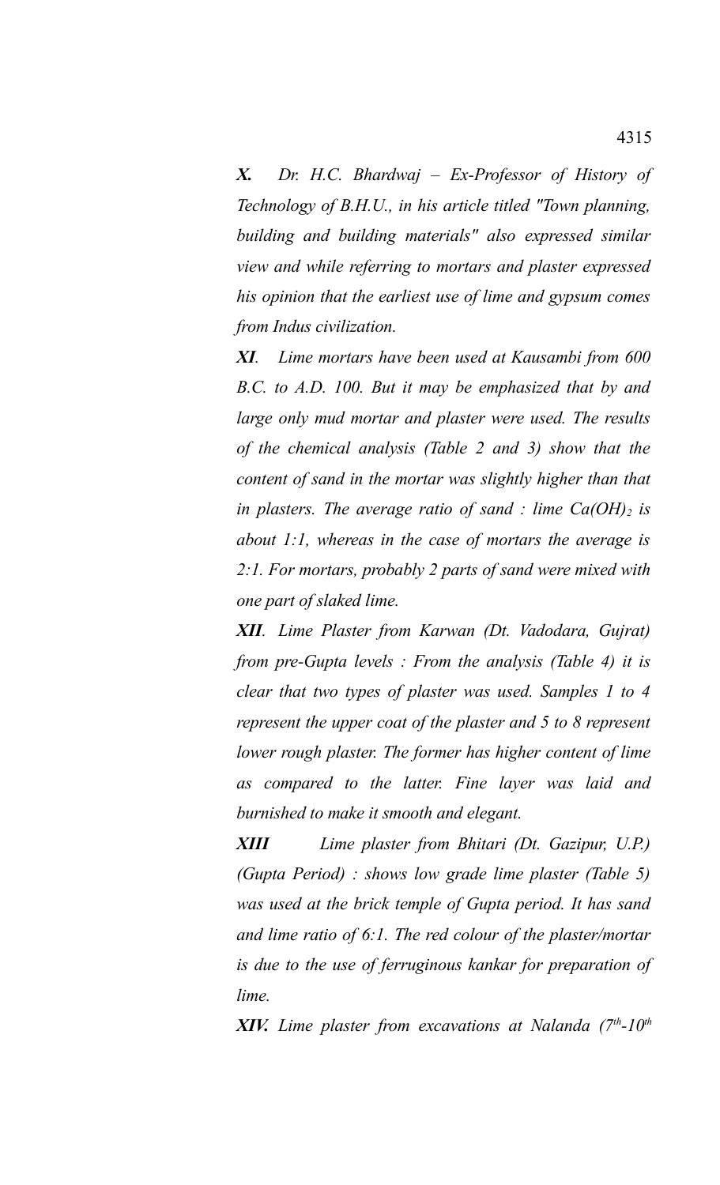***X.*** *Dr. H.C. Bhardwaj – Ex-Professor of History of Technology of B.H.U., in his article titled "Town planning, building and building materials" also expressed similar view and while referring to mortars and plaster expressed his opinion that the earliest use of lime and gypsum comes from Indus civilization.*

***XI****. Lime mortars have been used at Kausambi from 600 B.C. to A.D. 100. But it may be emphasized that by and large only mud mortar and plaster were used. The results of the chemical analysis (Table 2 and 3) show that the content of sand in the mortar was slightly higher than that in plasters. The average ratio of sand : lime* $Ca(OH)_2$ *is about 1:1, whereas in the case of mortars the average is 2:1. For mortars, probably 2 parts of sand were mixed with one part of slaked lime.*

***XII****. Lime Plaster from Karwan (Dt. Vadodara, Gujrat) from pre-Gupta levels : From the analysis (Table 4) it is clear that two types of plaster was used. Samples 1 to 4 represent the upper coat of the plaster and 5 to 8 represent lower rough plaster. The former has higher content of lime as compared to the latter. Fine layer was laid and burnished to make it smooth and elegant.*

***XIII*** *Lime plaster from Bhitari (Dt. Gazipur, U.P.) (Gupta Period) : shows low grade lime plaster (Table 5) was used at the brick temple of Gupta period. It has sand and lime ratio of 6:1. The red colour of the plaster/mortar is due to the use of ferruginous kankar for preparation of lime.*

***XIV.*** *Lime plaster from excavations at Nalanda (7th-10th*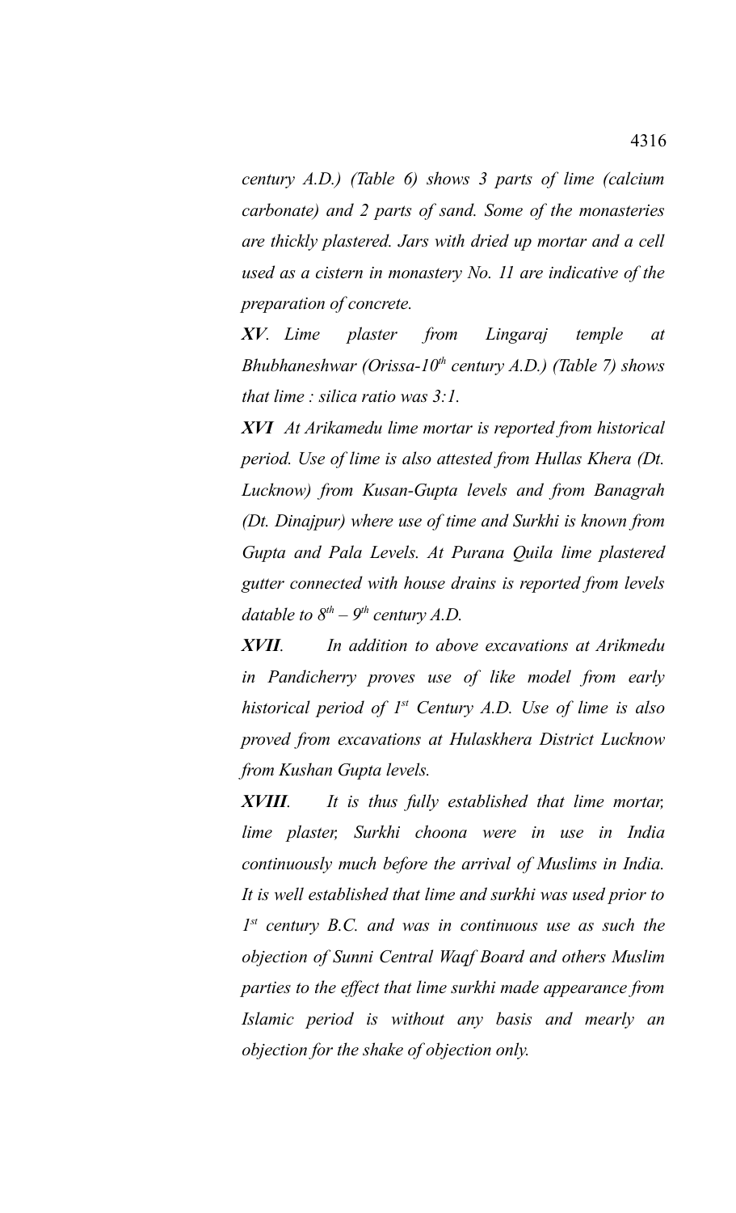*century A.D.) (Table 6) shows 3 parts of lime (calcium carbonate) and 2 parts of sand. Some of the monasteries are thickly plastered. Jars with dried up mortar and a cell used as a cistern in monastery No. 11 are indicative of the preparation of concrete.*

***XV**. Lime plaster from Lingaraj temple at Bhubhaneshwar (Orissa-10th century A.D.) (Table 7) shows that lime : silica ratio was 3:1.*

***XVI** At Arikamedu lime mortar is reported from historical period. Use of lime is also attested from Hullas Khera (Dt. Lucknow) from Kusan-Gupta levels and from Banagrah (Dt. Dinajpur) where use of time and Surkhi is known from Gupta and Pala Levels. At Purana Quila lime plastered gutter connected with house drains is reported from levels datable to 8th – 9th century A.D.*

***XVII**. In addition to above excavations at Arikmedu in Pandicherry proves use of like model from early historical period of 1st Century A.D. Use of lime is also proved from excavations at Hulaskhera District Lucknow from Kushan Gupta levels.*

***XVIII**. It is thus fully established that lime mortar, lime plaster, Surkhi choona were in use in India continuously much before the arrival of Muslims in India. It is well established that lime and surkhi was used prior to 1st century B.C. and was in continuous use as such the objection of Sunni Central Waqf Board and others Muslim parties to the effect that lime surkhi made appearance from Islamic period is without any basis and mearly an objection for the shake of objection only.*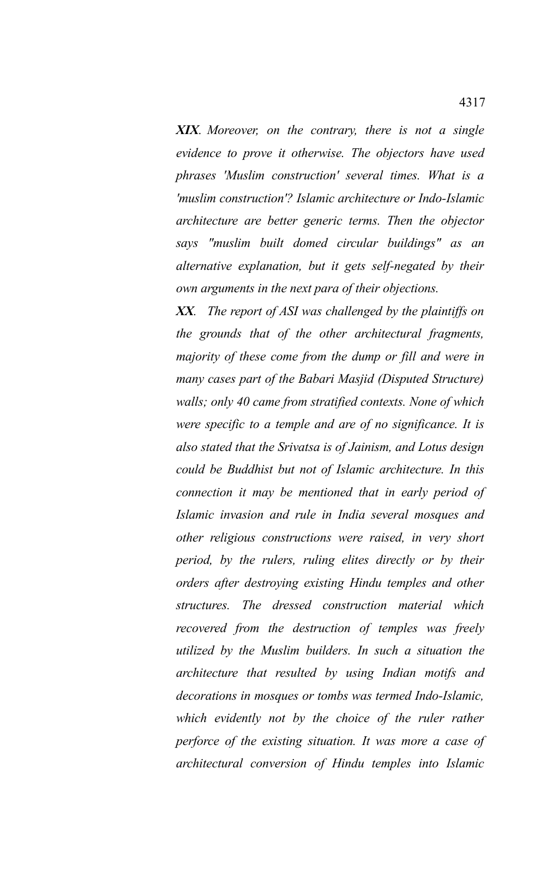*__XIX__. Moreover, on the contrary, there is not a single evidence to prove it otherwise. The objectors have used phrases 'Muslim construction' several times. What is a 'muslim construction'? Islamic architecture or Indo-Islamic architecture are better generic terms. Then the objector says "muslim built domed circular buildings" as an alternative explanation, but it gets self-negated by their own arguments in the next para of their objections.*

*__XX__. The report of ASI was challenged by the plaintiffs on the grounds that of the other architectural fragments, majority of these come from the dump or fill and were in many cases part of the Babari Masjid (Disputed Structure) walls; only 40 came from stratified contexts. None of which were specific to a temple and are of no significance. It is also stated that the Srivatsa is of Jainism, and Lotus design could be Buddhist but not of Islamic architecture. In this connection it may be mentioned that in early period of Islamic invasion and rule in India several mosques and other religious constructions were raised, in very short period, by the rulers, ruling elites directly or by their orders after destroying existing Hindu temples and other structures. The dressed construction material which recovered from the destruction of temples was freely utilized by the Muslim builders. In such a situation the architecture that resulted by using Indian motifs and decorations in mosques or tombs was termed Indo-Islamic, which evidently not by the choice of the ruler rather perforce of the existing situation. It was more a case of architectural conversion of Hindu temples into Islamic*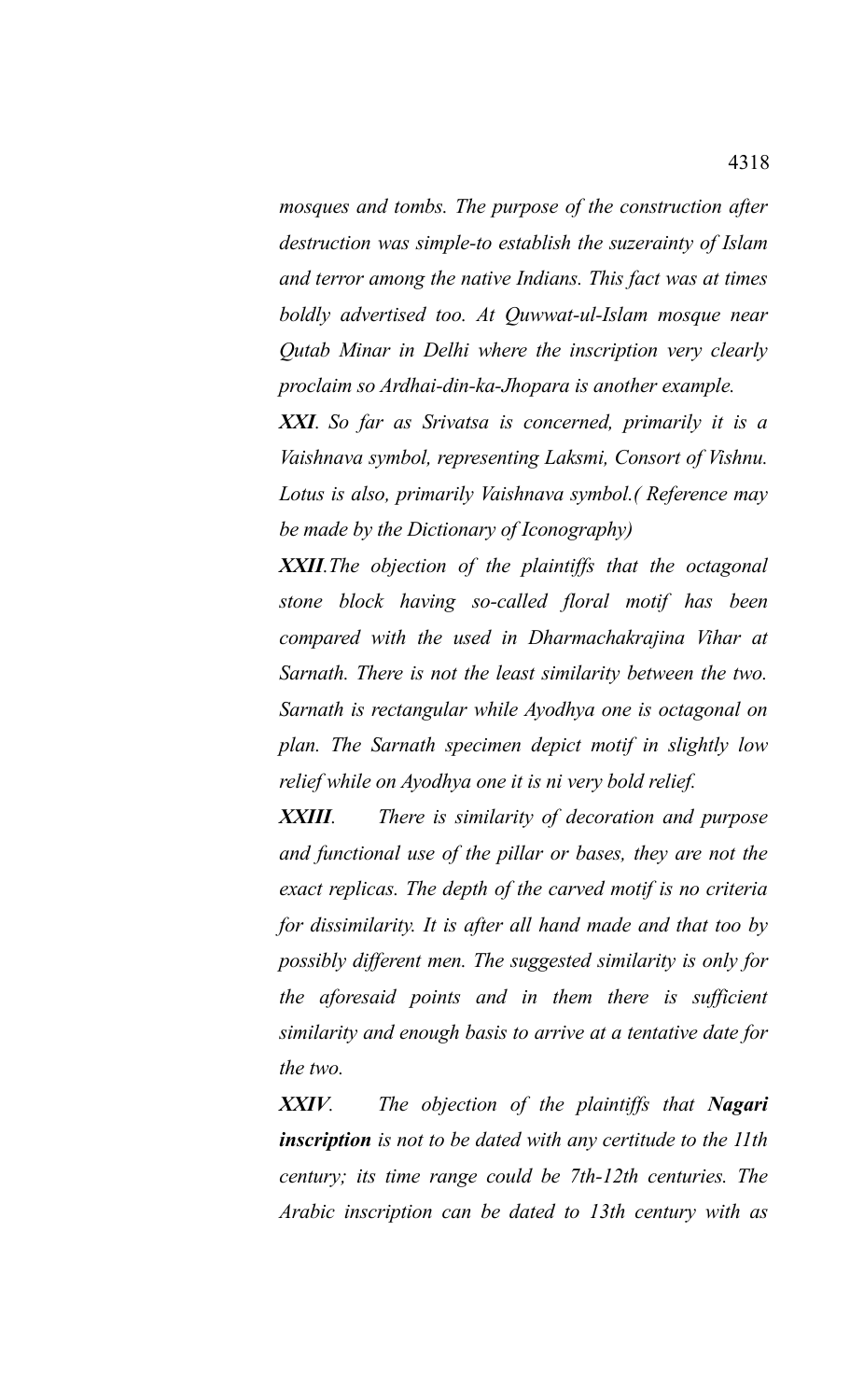*mosques and tombs. The purpose of the construction after destruction was simple-to establish the suzerainty of Islam and terror among the native Indians. This fact was at times boldly advertised too. At Quwwat-ul-Islam mosque near Qutab Minar in Delhi where the inscription very clearly proclaim so Ardhai-din-ka-Jhopara is another example.*

***XXI**. So far as Srivatsa is concerned, primarily it is a Vaishnava symbol, representing Laksmi, Consort of Vishnu. Lotus is also, primarily Vaishnava symbol.( Reference may be made by the Dictionary of Iconography)*

***XXII**.The objection of the plaintiffs that the octagonal stone block having so-called floral motif has been compared with the used in Dharmachakrajina Vihar at Sarnath. There is not the least similarity between the two. Sarnath is rectangular while Ayodhya one is octagonal on plan. The Sarnath specimen depict motif in slightly low relief while on Ayodhya one it is ni very bold relief.*

***XXIII**. There is similarity of decoration and purpose and functional use of the pillar or bases, they are not the exact replicas. The depth of the carved motif is no criteria for dissimilarity. It is after all hand made and that too by possibly different men. The suggested similarity is only for the aforesaid points and in them there is sufficient similarity and enough basis to arrive at a tentative date for the two.*

***XXIV**. The objection of the plaintiffs that **Nagari inscription** is not to be dated with any certitude to the 11th century; its time range could be 7th-12th centuries. The Arabic inscription can be dated to 13th century with as*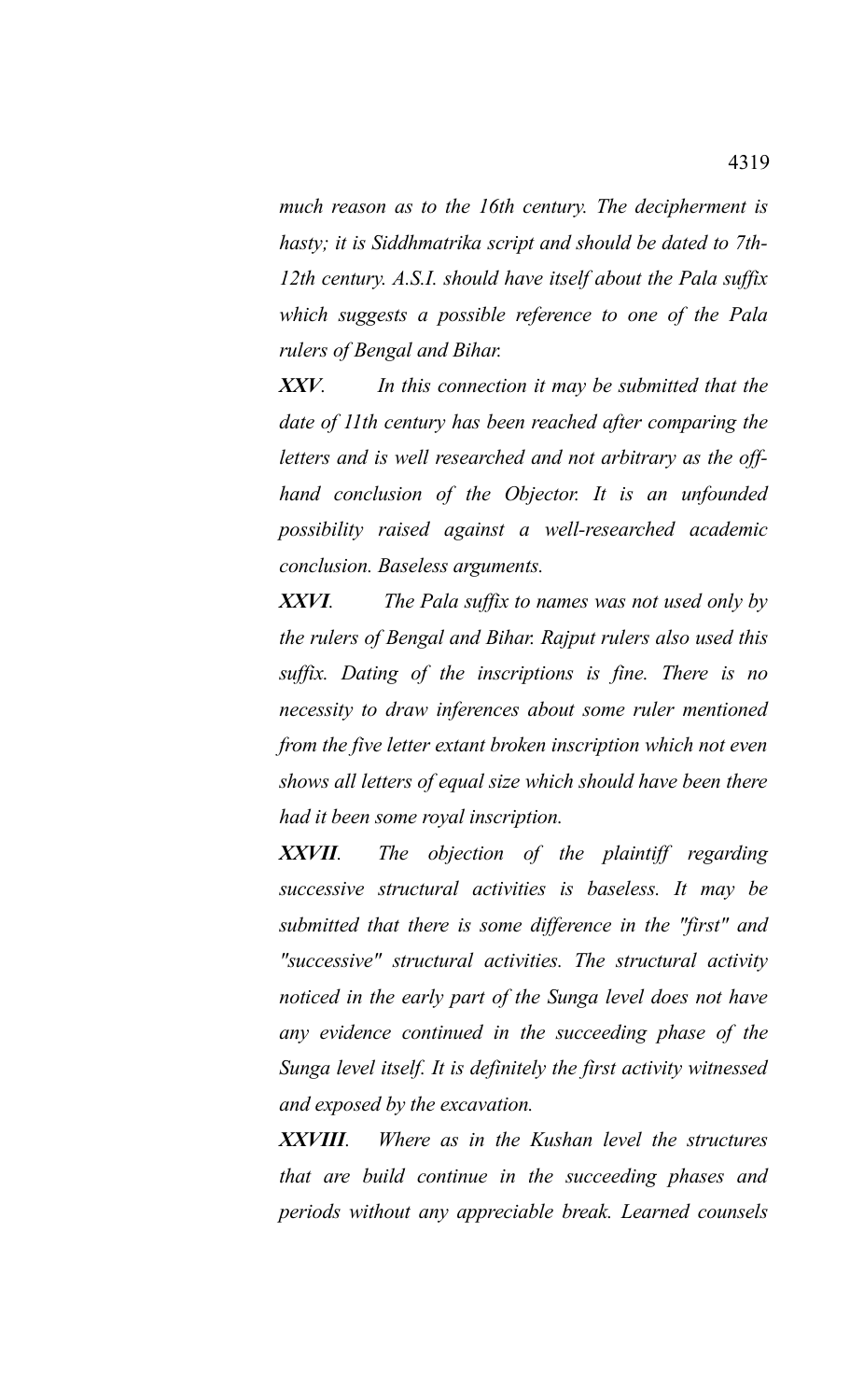*much reason as to the 16th century. The decipherment is hasty; it is Siddhmatrika script and should be dated to 7th-12th century. A.S.I. should have itself about the Pala suffix which suggests a possible reference to one of the Pala rulers of Bengal and Bihar.*

***XXV**. In this connection it may be submitted that the date of 11th century has been reached after comparing the letters and is well researched and not arbitrary as the off-hand conclusion of the Objector. It is an unfounded possibility raised against a well-researched academic conclusion. Baseless arguments.*

***XXVI**. The Pala suffix to names was not used only by the rulers of Bengal and Bihar. Rajput rulers also used this suffix. Dating of the inscriptions is fine. There is no necessity to draw inferences about some ruler mentioned from the five letter extant broken inscription which not even shows all letters of equal size which should have been there had it been some royal inscription.*

***XXVII**. The objection of the plaintiff regarding successive structural activities is baseless. It may be submitted that there is some difference in the "first" and "successive" structural activities. The structural activity noticed in the early part of the Sunga level does not have any evidence continued in the succeeding phase of the Sunga level itself. It is definitely the first activity witnessed and exposed by the excavation.*

***XXVIII**. Where as in the Kushan level the structures that are build continue in the succeeding phases and periods without any appreciable break. Learned counsels*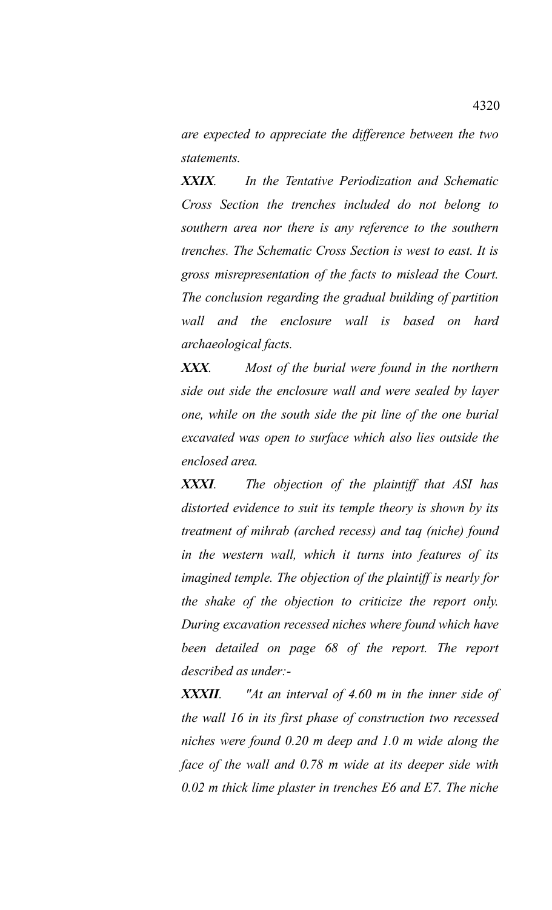*are expected to appreciate the difference between the two statements.*

***XXIX**. In the Tentative Periodization and Schematic Cross Section the trenches included do not belong to southern area nor there is any reference to the southern trenches. The Schematic Cross Section is west to east. It is gross misrepresentation of the facts to mislead the Court. The conclusion regarding the gradual building of partition wall and the enclosure wall is based on hard archaeological facts.*

***XXX**. Most of the burial were found in the northern side out side the enclosure wall and were sealed by layer one, while on the south side the pit line of the one burial excavated was open to surface which also lies outside the enclosed area.*

***XXXI**. The objection of the plaintiff that ASI has distorted evidence to suit its temple theory is shown by its treatment of mihrab (arched recess) and taq (niche) found in the western wall, which it turns into features of its imagined temple. The objection of the plaintiff is nearly for the shake of the objection to criticize the report only. During excavation recessed niches where found which have been detailed on page 68 of the report. The report described as under:-*

***XXXII**. "At an interval of 4.60 m in the inner side of the wall 16 in its first phase of construction two recessed niches were found 0.20 m deep and 1.0 m wide along the face of the wall and 0.78 m wide at its deeper side with 0.02 m thick lime plaster in trenches E6 and E7. The niche*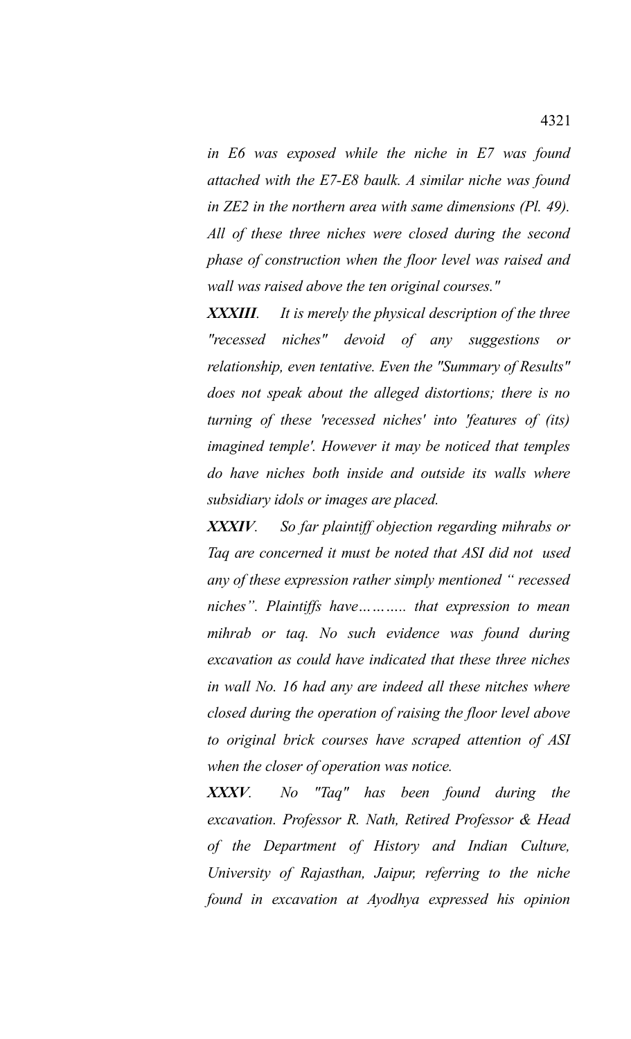*in E6 was exposed while the niche in E7 was found attached with the E7-E8 baulk. A similar niche was found in ZE2 in the northern area with same dimensions (Pl. 49). All of these three niches were closed during the second phase of construction when the floor level was raised and wall was raised above the ten original courses."*

***XXXIII**. It is merely the physical description of the three "recessed niches" devoid of any suggestions or relationship, even tentative. Even the "Summary of Results" does not speak about the alleged distortions; there is no turning of these 'recessed niches' into 'features of (its) imagined temple'. However it may be noticed that temples do have niches both inside and outside its walls where subsidiary idols or images are placed.*

***XXXIV**. So far plaintiff objection regarding mihrabs or Taq are concerned it must be noted that ASI did not used any of these expression rather simply mentioned " recessed niches". Plaintiffs have……….. that expression to mean mihrab or taq. No such evidence was found during excavation as could have indicated that these three niches in wall No. 16 had any are indeed all these nitches where closed during the operation of raising the floor level above to original brick courses have scraped attention of ASI when the closer of operation was notice.*

***XXXV**. No "Taq" has been found during the excavation. Professor R. Nath, Retired Professor & Head of the Department of History and Indian Culture, University of Rajasthan, Jaipur, referring to the niche found in excavation at Ayodhya expressed his opinion*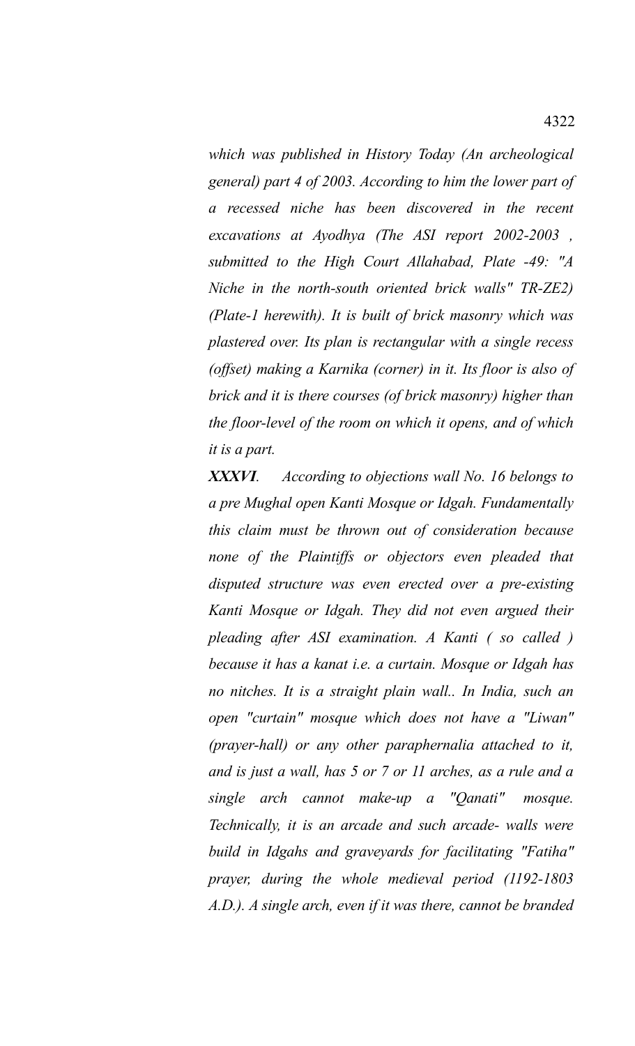*which was published in History Today (An archeological general) part 4 of 2003. According to him the lower part of a recessed niche has been discovered in the recent excavations at Ayodhya (The ASI report 2002-2003 , submitted to the High Court Allahabad, Plate -49: "A Niche in the north-south oriented brick walls" TR-ZE2) (Plate-1 herewith). It is built of brick masonry which was plastered over. Its plan is rectangular with a single recess (offset) making a Karnika (corner) in it. Its floor is also of brick and it is there courses (of brick masonry) higher than the floor-level of the room on which it opens, and of which it is a part.*

***XXXVI**. According to objections wall No. 16 belongs to a pre Mughal open Kanti Mosque or Idgah. Fundamentally this claim must be thrown out of consideration because none of the Plaintiffs or objectors even pleaded that disputed structure was even erected over a pre-existing Kanti Mosque or Idgah. They did not even argued their pleading after ASI examination. A Kanti ( so called ) because it has a kanat i.e. a curtain. Mosque or Idgah has no nitches. It is a straight plain wall.. In India, such an open "curtain" mosque which does not have a "Liwan" (prayer-hall) or any other paraphernalia attached to it, and is just a wall, has 5 or 7 or 11 arches, as a rule and a single arch cannot make-up a "Qanati" mosque. Technically, it is an arcade and such arcade- walls were build in Idgahs and graveyards for facilitating "Fatiha" prayer, during the whole medieval period (1192-1803 A.D.). A single arch, even if it was there, cannot be branded*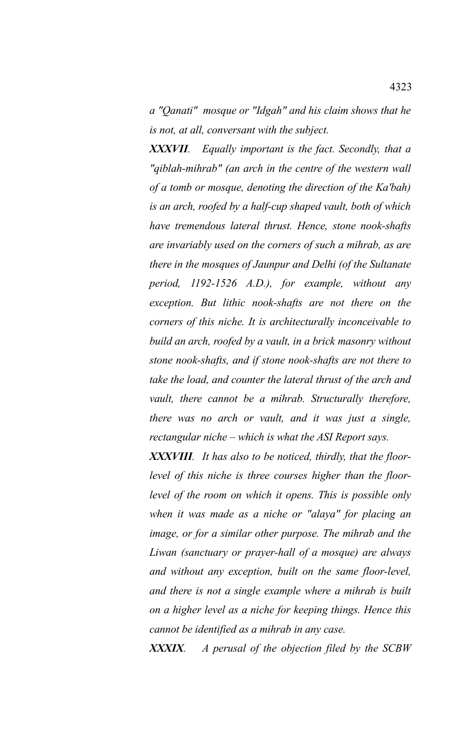*a "Qanati" mosque or "Idgah" and his claim shows that he is not, at all, conversant with the subject.*

***XXXVII***. *Equally important is the fact. Secondly, that a "qiblah-mihrab" (an arch in the centre of the western wall of a tomb or mosque, denoting the direction of the Ka'bah) is an arch, roofed by a half-cup shaped vault, both of which have tremendous lateral thrust. Hence, stone nook-shafts are invariably used on the corners of such a mihrab, as are there in the mosques of Jaunpur and Delhi (of the Sultanate period, 1192-1526 A.D.), for example, without any exception. But lithic nook-shafts are not there on the corners of this niche. It is architecturally inconceivable to build an arch, roofed by a vault, in a brick masonry without stone nook-shafts, and if stone nook-shafts are not there to take the load, and counter the lateral thrust of the arch and vault, there cannot be a mihrab. Structurally therefore, there was no arch or vault, and it was just a single, rectangular niche – which is what the ASI Report says.*

***XXXVIII***. *It has also to be noticed, thirdly, that the floor-level of this niche is three courses higher than the floor-level of the room on which it opens. This is possible only when it was made as a niche or "alaya" for placing an image, or for a similar other purpose. The mihrab and the Liwan (sanctuary or prayer-hall of a mosque) are always and without any exception, built on the same floor-level, and there is not a single example where a mihrab is built on a higher level as a niche for keeping things. Hence this cannot be identified as a mihrab in any case.*

***XXXIX***. *A perusal of the objection filed by the SCBW*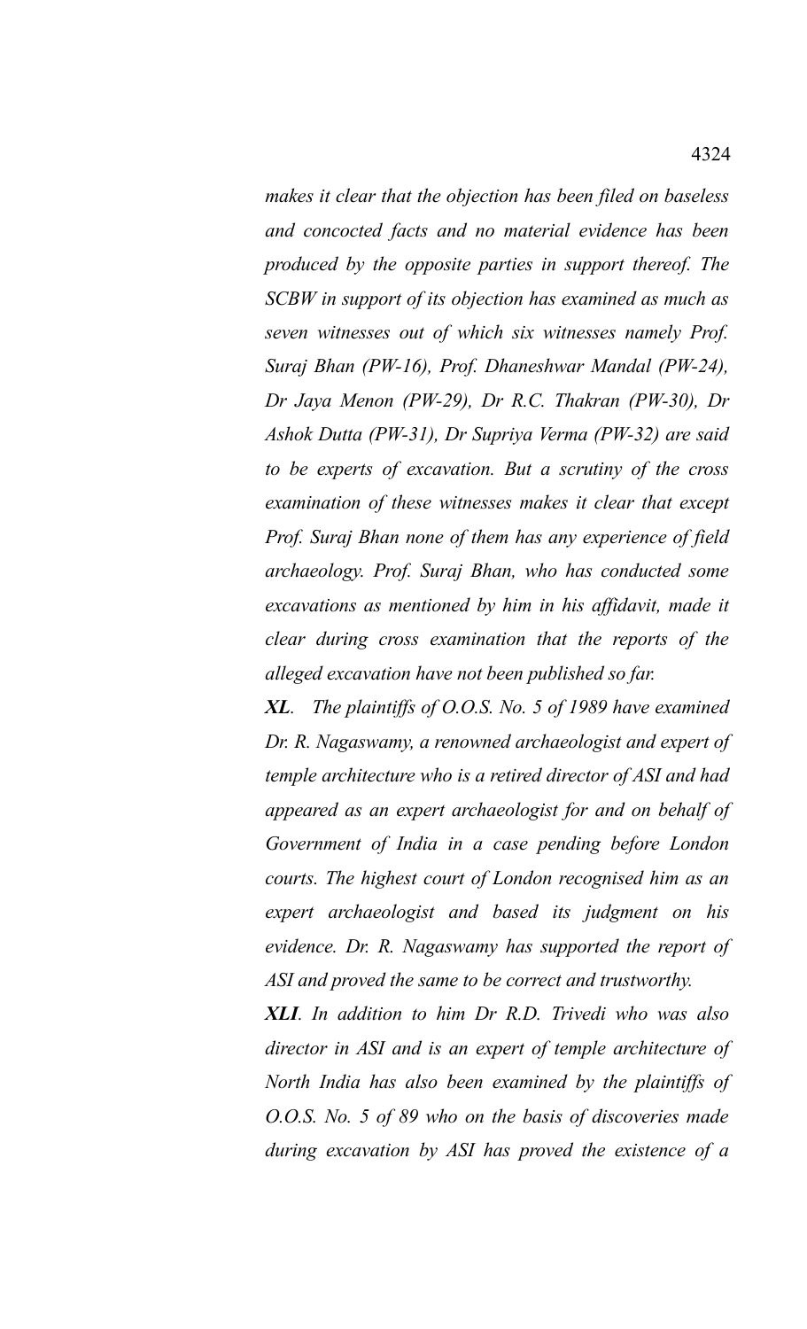*makes it clear that the objection has been filed on baseless and concocted facts and no material evidence has been produced by the opposite parties in support thereof. The SCBW in support of its objection has examined as much as seven witnesses out of which six witnesses namely Prof. Suraj Bhan (PW-16), Prof. Dhaneshwar Mandal (PW-24), Dr Jaya Menon (PW-29), Dr R.C. Thakran (PW-30), Dr Ashok Dutta (PW-31), Dr Supriya Verma (PW-32) are said to be experts of excavation. But a scrutiny of the cross examination of these witnesses makes it clear that except Prof. Suraj Bhan none of them has any experience of field archaeology. Prof. Suraj Bhan, who has conducted some excavations as mentioned by him in his affidavit, made it clear during cross examination that the reports of the alleged excavation have not been published so far.*

***XL**. The plaintiffs of O.O.S. No. 5 of 1989 have examined Dr. R. Nagaswamy, a renowned archaeologist and expert of temple architecture who is a retired director of ASI and had appeared as an expert archaeologist for and on behalf of Government of India in a case pending before London courts. The highest court of London recognised him as an expert archaeologist and based its judgment on his evidence. Dr. R. Nagaswamy has supported the report of ASI and proved the same to be correct and trustworthy.*

***XLI**. In addition to him Dr R.D. Trivedi who was also director in ASI and is an expert of temple architecture of North India has also been examined by the plaintiffs of O.O.S. No. 5 of 89 who on the basis of discoveries made during excavation by ASI has proved the existence of a*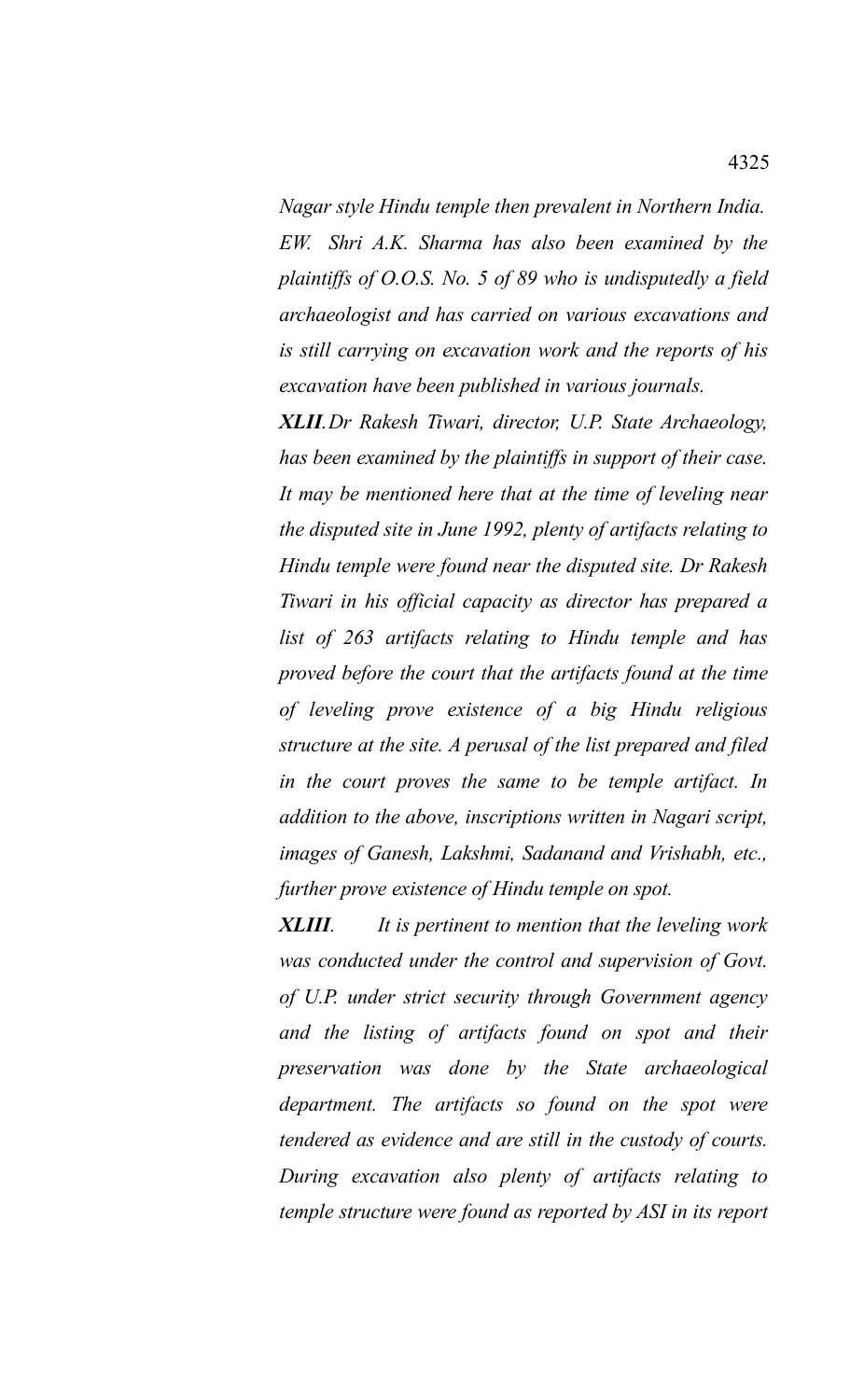*Nagar style Hindu temple then prevalent in Northern India. EW. Shri A.K. Sharma has also been examined by the plaintiffs of O.O.S. No. 5 of 89 who is undisputedly a field archaeologist and has carried on various excavations and is still carrying on excavation work and the reports of his excavation have been published in various journals.*

***XLII**. Dr Rakesh Tiwari, director, U.P. State Archaeology, has been examined by the plaintiffs in support of their case. It may be mentioned here that at the time of leveling near the disputed site in June 1992, plenty of artifacts relating to Hindu temple were found near the disputed site. Dr Rakesh Tiwari in his official capacity as director has prepared a list of 263 artifacts relating to Hindu temple and has proved before the court that the artifacts found at the time of leveling prove existence of a big Hindu religious structure at the site. A perusal of the list prepared and filed in the court proves the same to be temple artifact. In addition to the above, inscriptions written in Nagari script, images of Ganesh, Lakshmi, Sadanand and Vrishabh, etc., further prove existence of Hindu temple on spot.*

***XLIII**. It is pertinent to mention that the leveling work was conducted under the control and supervision of Govt. of U.P. under strict security through Government agency and the listing of artifacts found on spot and their preservation was done by the State archaeological department. The artifacts so found on the spot were tendered as evidence and are still in the custody of courts. During excavation also plenty of artifacts relating to temple structure were found as reported by ASI in its report*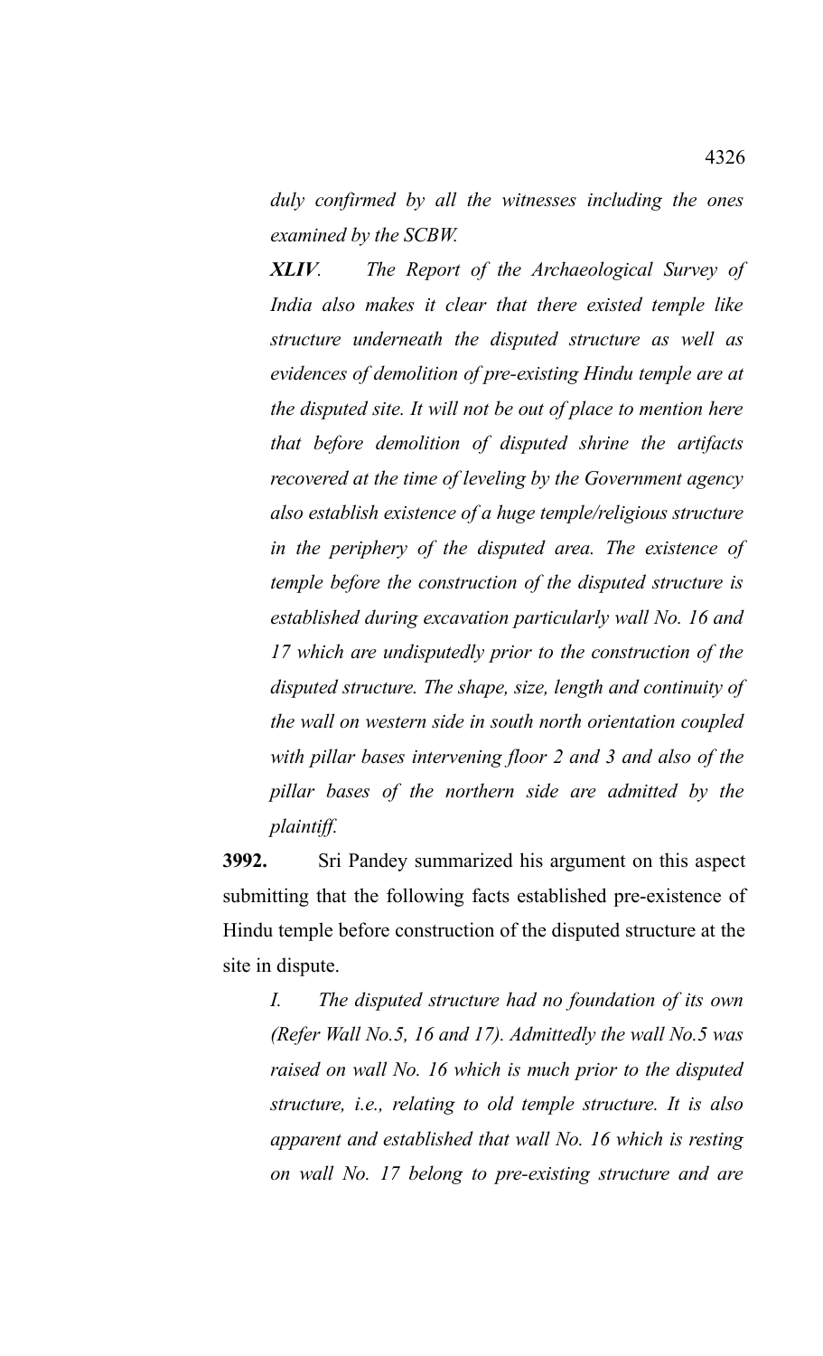*duly confirmed by all the witnesses including the ones examined by the SCBW.*

***XLIV**. The Report of the Archaeological Survey of India also makes it clear that there existed temple like structure underneath the disputed structure as well as evidences of demolition of pre-existing Hindu temple are at the disputed site. It will not be out of place to mention here that before demolition of disputed shrine the artifacts recovered at the time of leveling by the Government agency also establish existence of a huge temple/religious structure in the periphery of the disputed area. The existence of temple before the construction of the disputed structure is established during excavation particularly wall No. 16 and 17 which are undisputedly prior to the construction of the disputed structure. The shape, size, length and continuity of the wall on western side in south north orientation coupled with pillar bases intervening floor 2 and 3 and also of the pillar bases of the northern side are admitted by the plaintiff.*

**3992.** Sri Pandey summarized his argument on this aspect submitting that the following facts established pre-existence of Hindu temple before construction of the disputed structure at the site in dispute.

*I. The disputed structure had no foundation of its own (Refer Wall No.5, 16 and 17). Admittedly the wall No.5 was raised on wall No. 16 which is much prior to the disputed structure, i.e., relating to old temple structure. It is also apparent and established that wall No. 16 which is resting on wall No. 17 belong to pre-existing structure and are*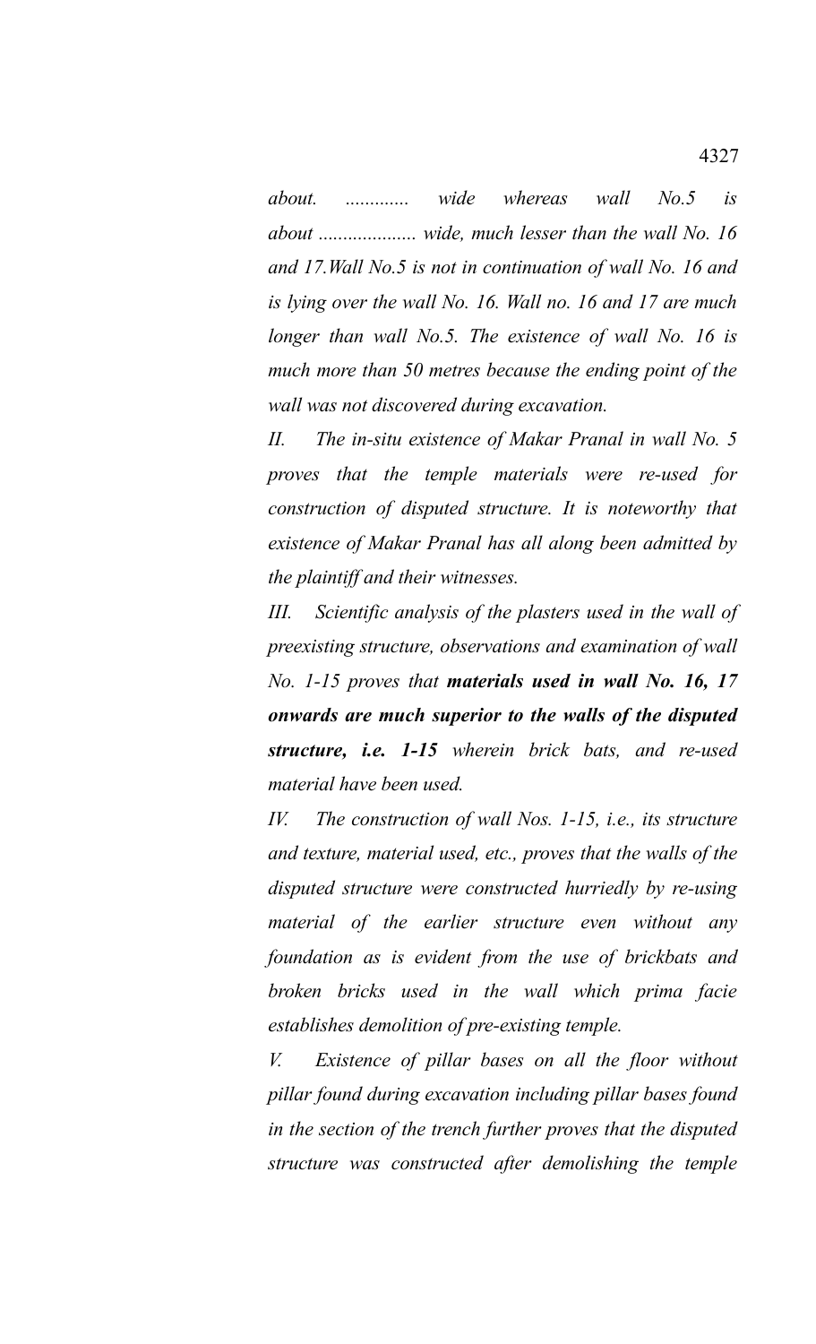*about. ............ wide whereas wall No.5 is about .................... wide, much lesser than the wall No. 16 and 17.Wall No.5 is not in continuation of wall No. 16 and is lying over the wall No. 16. Wall no. 16 and 17 are much longer than wall No.5. The existence of wall No. 16 is much more than 50 metres because the ending point of the wall was not discovered during excavation.*

*II. The in-situ existence of Makar Pranal in wall No. 5 proves that the temple materials were re-used for construction of disputed structure. It is noteworthy that existence of Makar Pranal has all along been admitted by the plaintiff and their witnesses.*

*III. Scientific analysis of the plasters used in the wall of preexisting structure, observations and examination of wall No. 1-15 proves that* ***materials used in wall No. 16, 17 onwards are much superior to the walls of the disputed structure, i.e. 1-15*** *wherein brick bats, and re-used material have been used.*

*IV. The construction of wall Nos. 1-15, i.e., its structure and texture, material used, etc., proves that the walls of the disputed structure were constructed hurriedly by re-using material of the earlier structure even without any foundation as is evident from the use of brickbats and broken bricks used in the wall which prima facie establishes demolition of pre-existing temple.*

*V. Existence of pillar bases on all the floor without pillar found during excavation including pillar bases found in the section of the trench further proves that the disputed structure was constructed after demolishing the temple*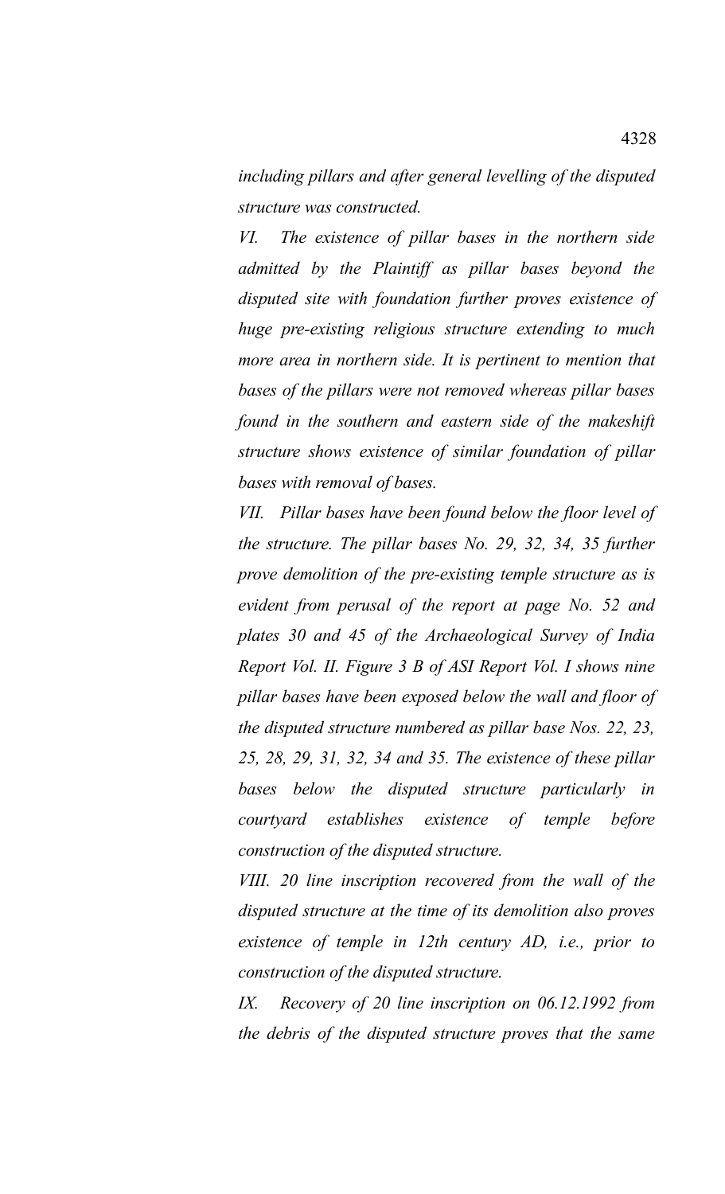*including pillars and after general levelling of the disputed structure was constructed.*

*VI. The existence of pillar bases in the northern side admitted by the Plaintiff as pillar bases beyond the disputed site with foundation further proves existence of huge pre-existing religious structure extending to much more area in northern side. It is pertinent to mention that bases of the pillars were not removed whereas pillar bases found in the southern and eastern side of the makeshift structure shows existence of similar foundation of pillar bases with removal of bases.*

*VII. Pillar bases have been found below the floor level of the structure. The pillar bases No. 29, 32, 34, 35 further prove demolition of the pre-existing temple structure as is evident from perusal of the report at page No. 52 and plates 30 and 45 of the Archaeological Survey of India Report Vol. II. Figure 3 B of ASI Report Vol. I shows nine pillar bases have been exposed below the wall and floor of the disputed structure numbered as pillar base Nos. 22, 23, 25, 28, 29, 31, 32, 34 and 35. The existence of these pillar bases below the disputed structure particularly in courtyard establishes existence of temple before construction of the disputed structure.*

*VIII. 20 line inscription recovered from the wall of the disputed structure at the time of its demolition also proves existence of temple in 12th century AD, i.e., prior to construction of the disputed structure.*

*IX. Recovery of 20 line inscription on 06.12.1992 from the debris of the disputed structure proves that the same*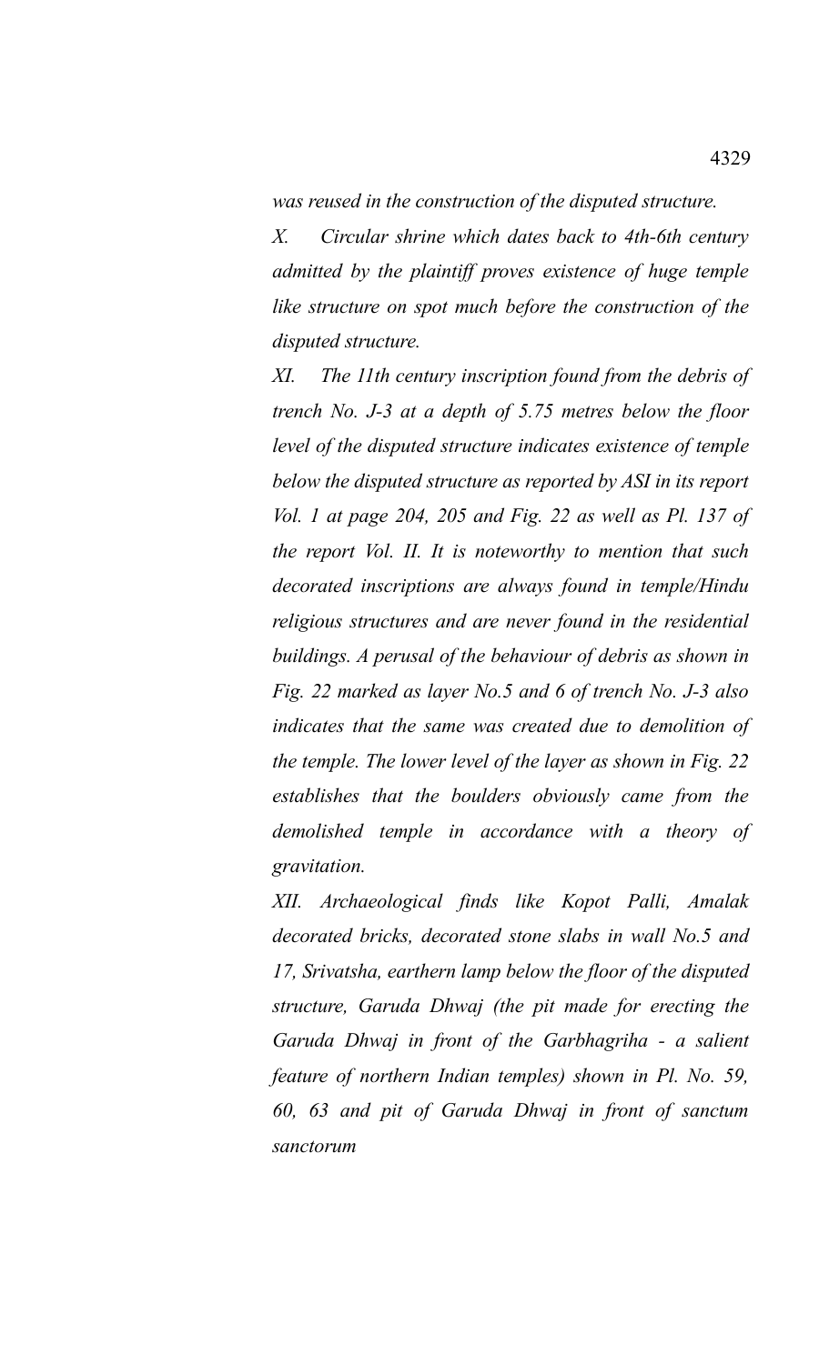*was reused in the construction of the disputed structure.*

*X. Circular shrine which dates back to 4th-6th century admitted by the plaintiff proves existence of huge temple like structure on spot much before the construction of the disputed structure.*

*XI. The 11th century inscription found from the debris of trench No. J-3 at a depth of 5.75 metres below the floor level of the disputed structure indicates existence of temple below the disputed structure as reported by ASI in its report Vol. 1 at page 204, 205 and Fig. 22 as well as Pl. 137 of the report Vol. II. It is noteworthy to mention that such decorated inscriptions are always found in temple/Hindu religious structures and are never found in the residential buildings. A perusal of the behaviour of debris as shown in Fig. 22 marked as layer No.5 and 6 of trench No. J-3 also indicates that the same was created due to demolition of the temple. The lower level of the layer as shown in Fig. 22 establishes that the boulders obviously came from the demolished temple in accordance with a theory of gravitation.*

*XII. Archaeological finds like Kopot Palli, Amalak decorated bricks, decorated stone slabs in wall No.5 and 17, Srivatsha, earthern lamp below the floor of the disputed structure, Garuda Dhwaj (the pit made for erecting the Garuda Dhwaj in front of the Garbhagriha - a salient feature of northern Indian temples) shown in Pl. No. 59, 60, 63 and pit of Garuda Dhwaj in front of sanctum sanctorum*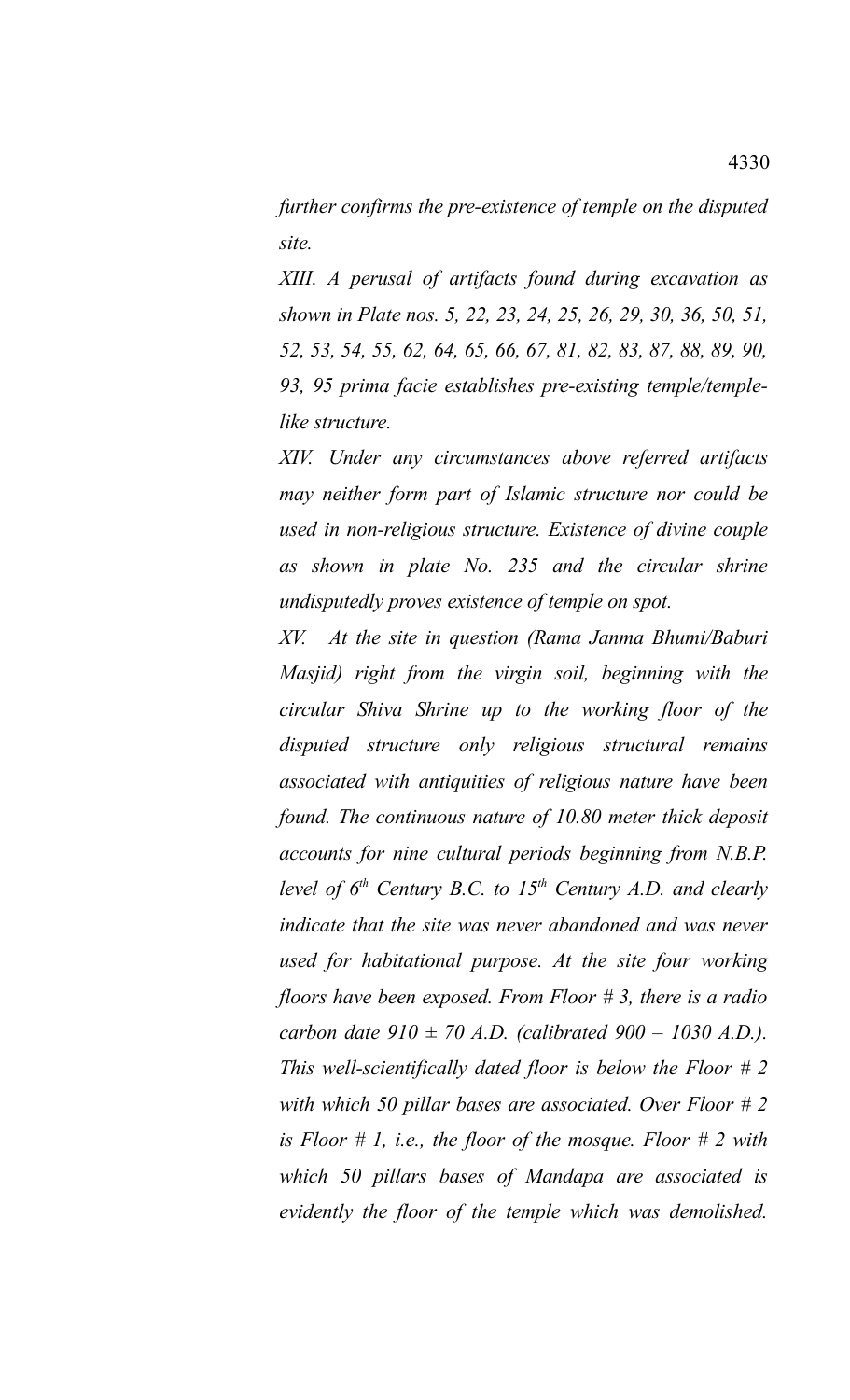*further confirms the pre-existence of temple on the disputed site.*

*XIII. A perusal of artifacts found during excavation as shown in Plate nos. 5, 22, 23, 24, 25, 26, 29, 30, 36, 50, 51, 52, 53, 54, 55, 62, 64, 65, 66, 67, 81, 82, 83, 87, 88, 89, 90, 93, 95 prima facie establishes pre-existing temple/temple-like structure.*

*XIV. Under any circumstances above referred artifacts may neither form part of Islamic structure nor could be used in non-religious structure. Existence of divine couple as shown in plate No. 235 and the circular shrine undisputedly proves existence of temple on spot.*

*XV. At the site in question (Rama Janma Bhumi/Baburi Masjid) right from the virgin soil, beginning with the circular Shiva Shrine up to the working floor of the disputed structure only religious structural remains associated with antiquities of religious nature have been found. The continuous nature of 10.80 meter thick deposit accounts for nine cultural periods beginning from N.B.P. level of 6th Century B.C. to 15th Century A.D. and clearly indicate that the site was never abandoned and was never used for habitational purpose. At the site four working floors have been exposed. From Floor # 3, there is a radio carbon date 910 ± 70 A.D. (calibrated 900 – 1030 A.D.). This well-scientifically dated floor is below the Floor # 2 with which 50 pillar bases are associated. Over Floor # 2 is Floor # 1, i.e., the floor of the mosque. Floor # 2 with which 50 pillars bases of Mandapa are associated is evidently the floor of the temple which was demolished.*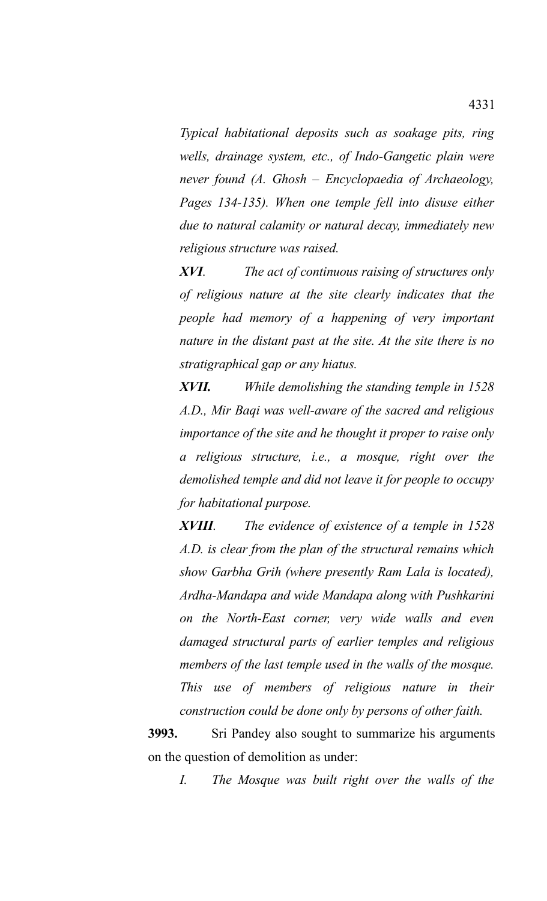*Typical habitational deposits such as soakage pits, ring wells, drainage system, etc., of Indo-Gangetic plain were never found (A. Ghosh – Encyclopaedia of Archaeology, Pages 134-135). When one temple fell into disuse either due to natural calamity or natural decay, immediately new religious structure was raised.*

***XVI**. The act of continuous raising of structures only of religious nature at the site clearly indicates that the people had memory of a happening of very important nature in the distant past at the site. At the site there is no stratigraphical gap or any hiatus.*

***XVII.** While demolishing the standing temple in 1528 A.D., Mir Baqi was well-aware of the sacred and religious importance of the site and he thought it proper to raise only a religious structure, i.e., a mosque, right over the demolished temple and did not leave it for people to occupy for habitational purpose.*

***XVIII**. The evidence of existence of a temple in 1528 A.D. is clear from the plan of the structural remains which show Garbha Grih (where presently Ram Lala is located), Ardha-Mandapa and wide Mandapa along with Pushkarini on the North-East corner, very wide walls and even damaged structural parts of earlier temples and religious members of the last temple used in the walls of the mosque. This use of members of religious nature in their construction could be done only by persons of other faith.*

**3993.** Sri Pandey also sought to summarize his arguments on the question of demolition as under:

*I. The Mosque was built right over the walls of the*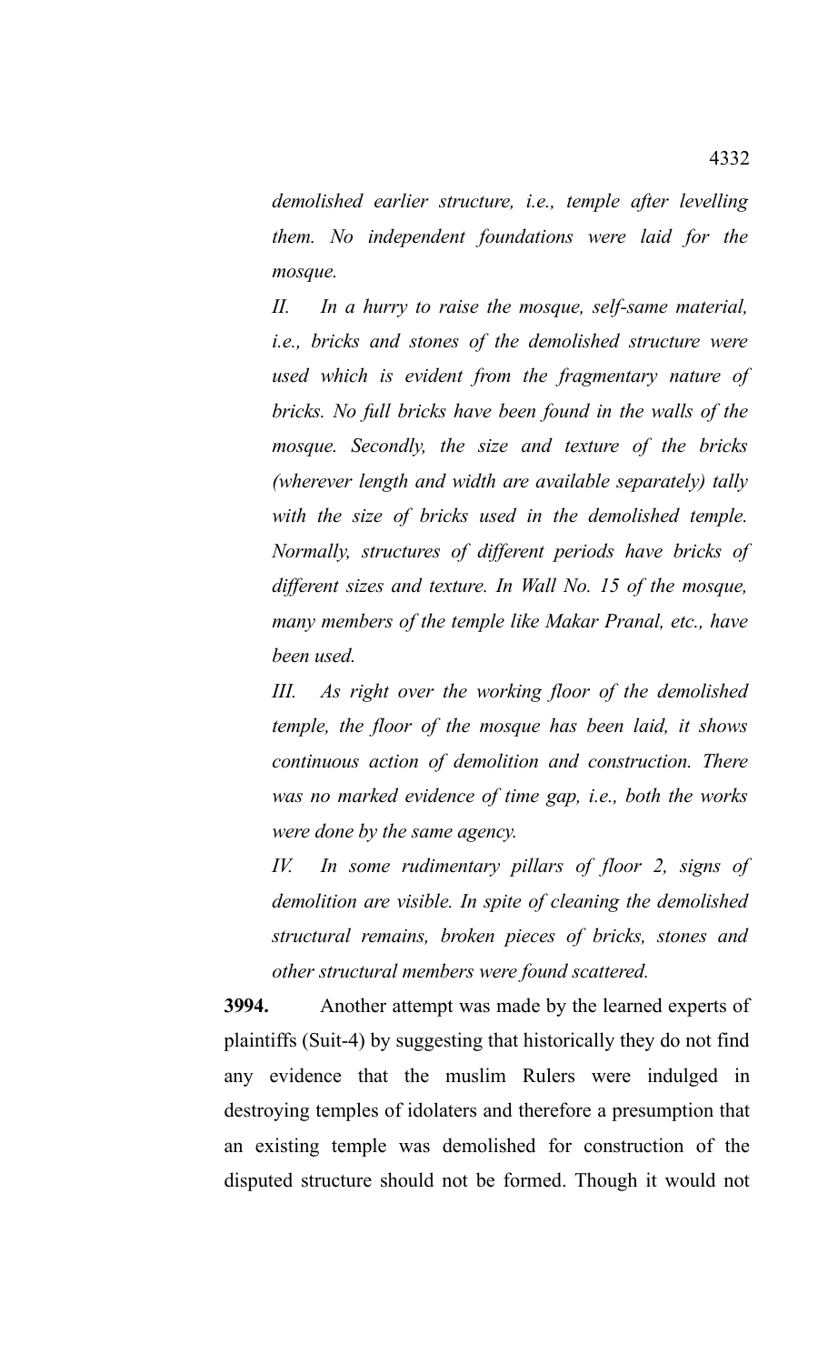*demolished earlier structure, i.e., temple after levelling them. No independent foundations were laid for the mosque.*

*II. In a hurry to raise the mosque, self-same material, i.e., bricks and stones of the demolished structure were used which is evident from the fragmentary nature of bricks. No full bricks have been found in the walls of the mosque. Secondly, the size and texture of the bricks (wherever length and width are available separately) tally with the size of bricks used in the demolished temple. Normally, structures of different periods have bricks of different sizes and texture. In Wall No. 15 of the mosque, many members of the temple like Makar Pranal, etc., have been used.*

*III. As right over the working floor of the demolished temple, the floor of the mosque has been laid, it shows continuous action of demolition and construction. There was no marked evidence of time gap, i.e., both the works were done by the same agency.*

*IV. In some rudimentary pillars of floor 2, signs of demolition are visible. In spite of cleaning the demolished structural remains, broken pieces of bricks, stones and other structural members were found scattered.*

**3994.** Another attempt was made by the learned experts of plaintiffs (Suit-4) by suggesting that historically they do not find any evidence that the muslim Rulers were indulged in destroying temples of idolaters and therefore a presumption that an existing temple was demolished for construction of the disputed structure should not be formed. Though it would not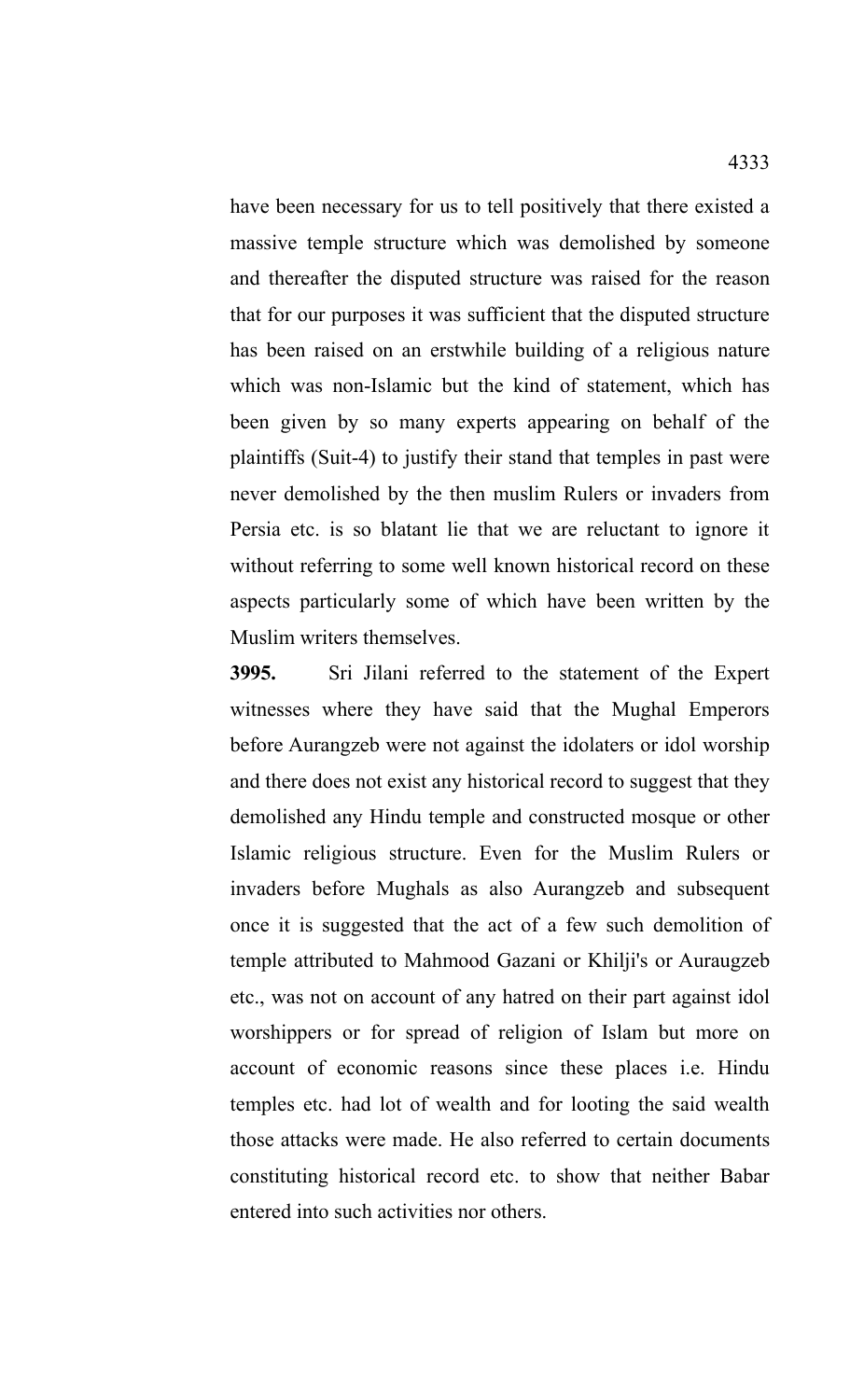have been necessary for us to tell positively that there existed a massive temple structure which was demolished by someone and thereafter the disputed structure was raised for the reason that for our purposes it was sufficient that the disputed structure has been raised on an erstwhile building of a religious nature which was non-Islamic but the kind of statement, which has been given by so many experts appearing on behalf of the plaintiffs (Suit-4) to justify their stand that temples in past were never demolished by the then muslim Rulers or invaders from Persia etc. is so blatant lie that we are reluctant to ignore it without referring to some well known historical record on these aspects particularly some of which have been written by the Muslim writers themselves.

**3995.** Sri Jilani referred to the statement of the Expert witnesses where they have said that the Mughal Emperors before Aurangzeb were not against the idolaters or idol worship and there does not exist any historical record to suggest that they demolished any Hindu temple and constructed mosque or other Islamic religious structure. Even for the Muslim Rulers or invaders before Mughals as also Aurangzeb and subsequent once it is suggested that the act of a few such demolition of temple attributed to Mahmood Gazani or Khilji's or Auraugzeb etc., was not on account of any hatred on their part against idol worshippers or for spread of religion of Islam but more on account of economic reasons since these places i.e. Hindu temples etc. had lot of wealth and for looting the said wealth those attacks were made. He also referred to certain documents constituting historical record etc. to show that neither Babar entered into such activities nor others.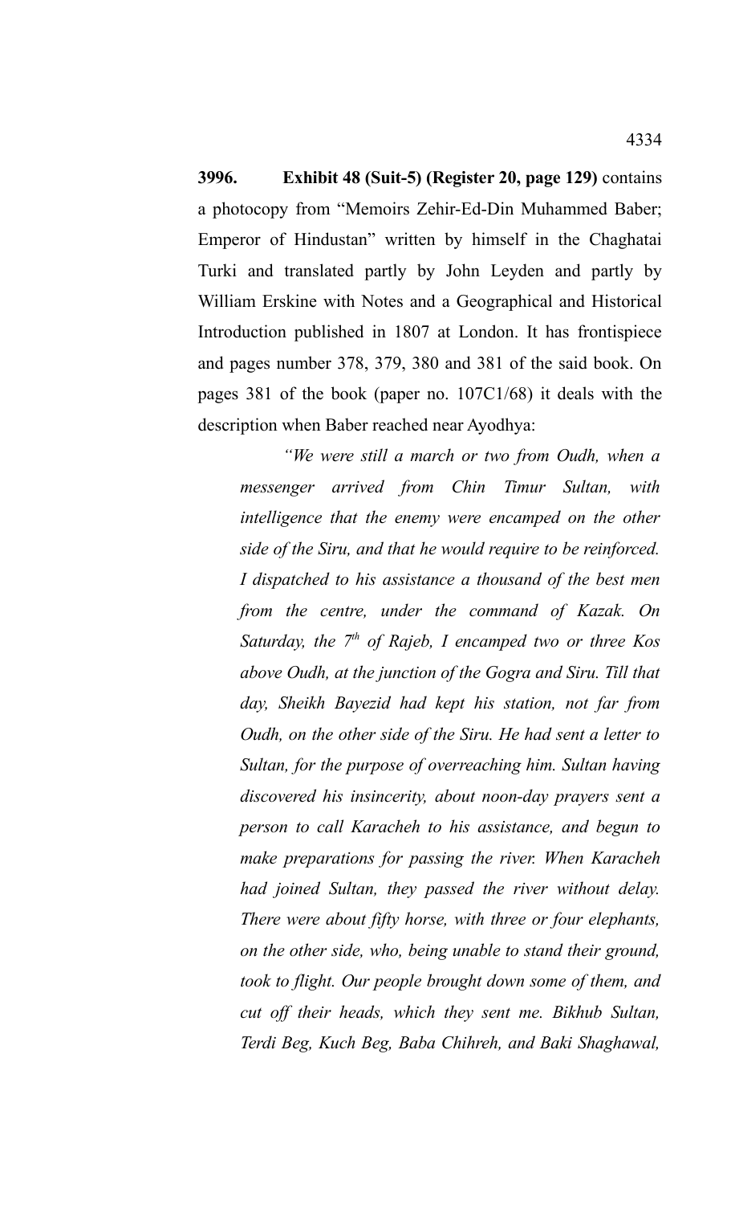**3996. Exhibit 48 (Suit-5) (Register 20, page 129)** contains a photocopy from "Memoirs Zehir-Ed-Din Muhammed Baber; Emperor of Hindustan" written by himself in the Chaghatai Turki and translated partly by John Leyden and partly by William Erskine with Notes and a Geographical and Historical Introduction published in 1807 at London. It has frontispiece and pages number 378, 379, 380 and 381 of the said book. On pages 381 of the book (paper no. 107C1/68) it deals with the description when Baber reached near Ayodhya:

> *"We were still a march or two from Oudh, when a messenger arrived from Chin Timur Sultan, with intelligence that the enemy were encamped on the other side of the Siru, and that he would require to be reinforced. I dispatched to his assistance a thousand of the best men from the centre, under the command of Kazak. On Saturday, the 7th of Rajeb, I encamped two or three Kos above Oudh, at the junction of the Gogra and Siru. Till that day, Sheikh Bayezid had kept his station, not far from Oudh, on the other side of the Siru. He had sent a letter to Sultan, for the purpose of overreaching him. Sultan having discovered his insincerity, about noon-day prayers sent a person to call Karacheh to his assistance, and begun to make preparations for passing the river. When Karacheh had joined Sultan, they passed the river without delay. There were about fifty horse, with three or four elephants, on the other side, who, being unable to stand their ground, took to flight. Our people brought down some of them, and cut off their heads, which they sent me. Bikhub Sultan, Terdi Beg, Kuch Beg, Baba Chihreh, and Baki Shaghawal,*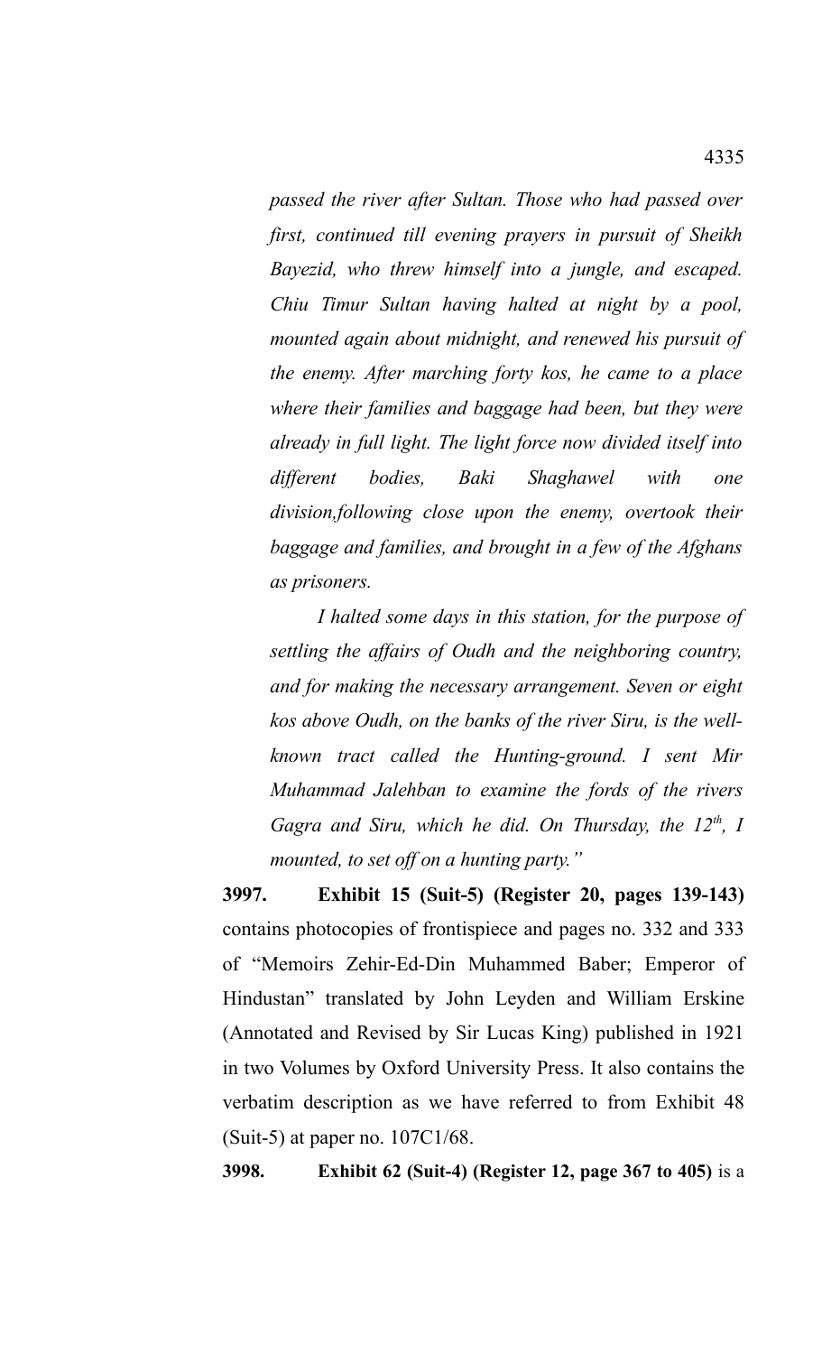*passed the river after Sultan. Those who had passed over first, continued till evening prayers in pursuit of Sheikh Bayezid, who threw himself into a jungle, and escaped. Chiu Timur Sultan having halted at night by a pool, mounted again about midnight, and renewed his pursuit of the enemy. After marching forty kos, he came to a place where their families and baggage had been, but they were already in full light. The light force now divided itself into different bodies, Baki Shaghawel with one division,following close upon the enemy, overtook their baggage and families, and brought in a few of the Afghans as prisoners.*

*I halted some days in this station, for the purpose of settling the affairs of Oudh and the neighboring country, and for making the necessary arrangement. Seven or eight kos above Oudh, on the banks of the river Siru, is the well-known tract called the Hunting-ground. I sent Mir Muhammad Jalehban to examine the fords of the rivers Gagra and Siru, which he did. On Thursday, the 12th, I mounted, to set off on a hunting party."*

**3997. Exhibit 15 (Suit-5) (Register 20, pages 139-143)** contains photocopies of frontispiece and pages no. 332 and 333 of "Memoirs Zehir-Ed-Din Muhammed Baber; Emperor of Hindustan" translated by John Leyden and William Erskine (Annotated and Revised by Sir Lucas King) published in 1921 in two Volumes by Oxford University Press. It also contains the verbatim description as we have referred to from Exhibit 48 (Suit-5) at paper no. 107C1/68.

**3998. Exhibit 62 (Suit-4) (Register 12, page 367 to 405)** is a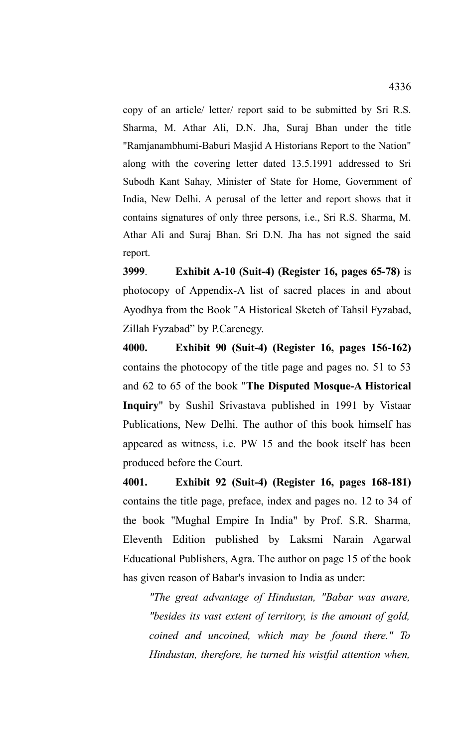copy of an article/ letter/ report said to be submitted by Sri R.S. Sharma, M. Athar Ali, D.N. Jha, Suraj Bhan under the title "Ramjanambhumi-Baburi Masjid A Historians Report to the Nation" along with the covering letter dated 13.5.1991 addressed to Sri Subodh Kant Sahay, Minister of State for Home, Government of India, New Delhi. A perusal of the letter and report shows that it contains signatures of only three persons, i.e., Sri R.S. Sharma, M. Athar Ali and Suraj Bhan. Sri D.N. Jha has not signed the said report.

**3999**. **Exhibit A-10 (Suit-4) (Register 16, pages 65-78)** is photocopy of Appendix-A list of sacred places in and about Ayodhya from the Book "A Historical Sketch of Tahsil Fyzabad, Zillah Fyzabad" by P.Carenegy.

**4000. Exhibit 90 (Suit-4) (Register 16, pages 156-162)** contains the photocopy of the title page and pages no. 51 to 53 and 62 to 65 of the book "**The Disputed Mosque-A Historical Inquiry**" by Sushil Srivastava published in 1991 by Vistaar Publications, New Delhi. The author of this book himself has appeared as witness, i.e. PW 15 and the book itself has been produced before the Court.

**4001. Exhibit 92 (Suit-4) (Register 16, pages 168-181)** contains the title page, preface, index and pages no. 12 to 34 of the book "Mughal Empire In India" by Prof. S.R. Sharma, Eleventh Edition published by Laksmi Narain Agarwal Educational Publishers, Agra. The author on page 15 of the book has given reason of Babar's invasion to India as under:

> *"The great advantage of Hindustan, "Babar was aware, "besides its vast extent of territory, is the amount of gold, coined and uncoined, which may be found there." To Hindustan, therefore, he turned his wistful attention when,*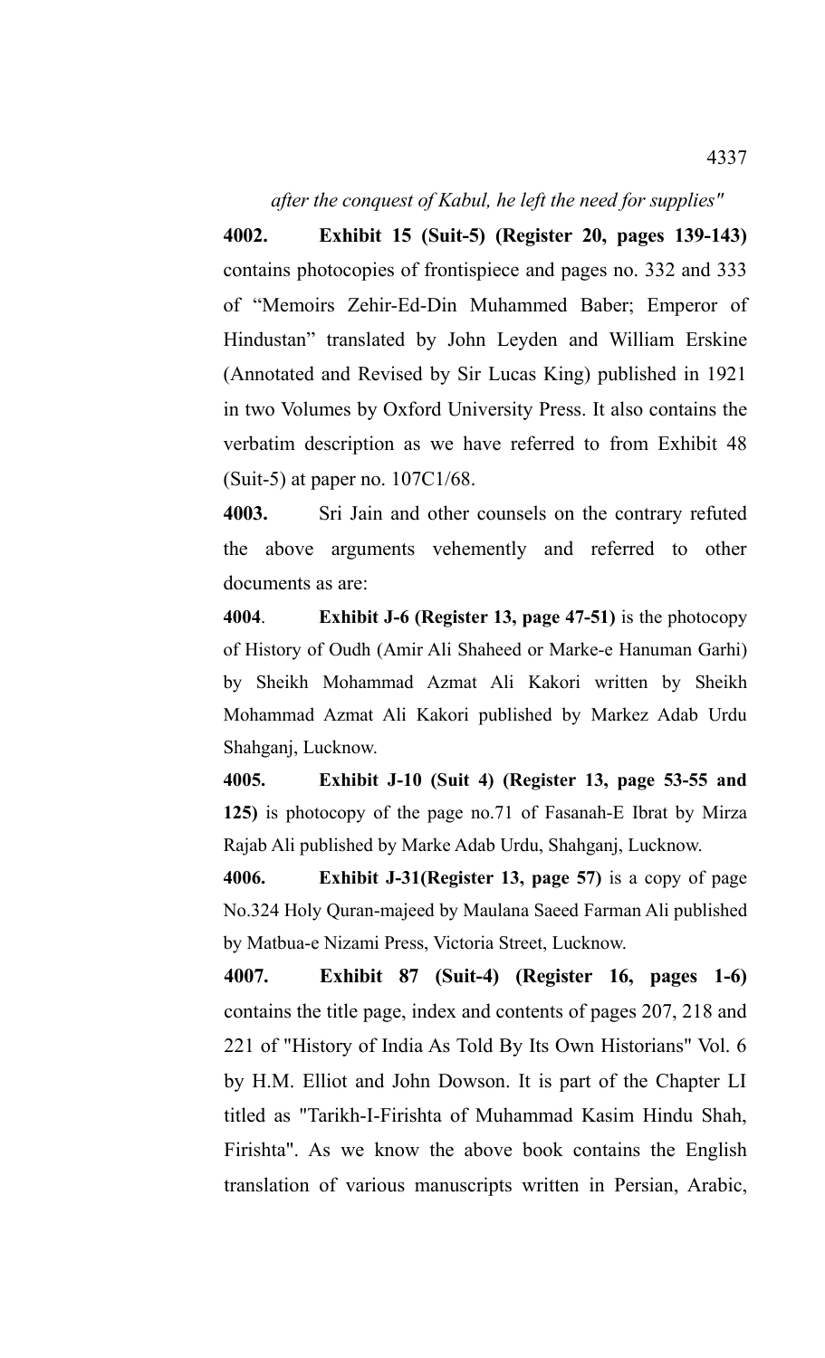*after the conquest of Kabul, he left the need for supplies"*

**4002. Exhibit 15 (Suit-5) (Register 20, pages 139-143)** contains photocopies of frontispiece and pages no. 332 and 333 of "Memoirs Zehir-Ed-Din Muhammed Baber; Emperor of Hindustan" translated by John Leyden and William Erskine (Annotated and Revised by Sir Lucas King) published in 1921 in two Volumes by Oxford University Press. It also contains the verbatim description as we have referred to from Exhibit 48 (Suit-5) at paper no. 107C1/68.

**4003.** Sri Jain and other counsels on the contrary refuted the above arguments vehemently and referred to other documents as are:

**4004**. **Exhibit J-6 (Register 13, page 47-51)** is the photocopy of History of Oudh (Amir Ali Shaheed or Marke-e Hanuman Garhi) by Sheikh Mohammad Azmat Ali Kakori written by Sheikh Mohammad Azmat Ali Kakori published by Markez Adab Urdu Shahganj, Lucknow.

**4005. Exhibit J-10 (Suit 4) (Register 13, page 53-55 and 125)** is photocopy of the page no.71 of Fasanah-E Ibrat by Mirza Rajab Ali published by Marke Adab Urdu, Shahganj, Lucknow.

**4006. Exhibit J-31(Register 13, page 57)** is a copy of page No.324 Holy Quran-majeed by Maulana Saeed Farman Ali published by Matbua-e Nizami Press, Victoria Street, Lucknow.

**4007. Exhibit 87 (Suit-4) (Register 16, pages 1-6)** contains the title page, index and contents of pages 207, 218 and 221 of "History of India As Told By Its Own Historians" Vol. 6 by H.M. Elliot and John Dowson. It is part of the Chapter LI titled as "Tarikh-I-Firishta of Muhammad Kasim Hindu Shah, Firishta". As we know the above book contains the English translation of various manuscripts written in Persian, Arabic,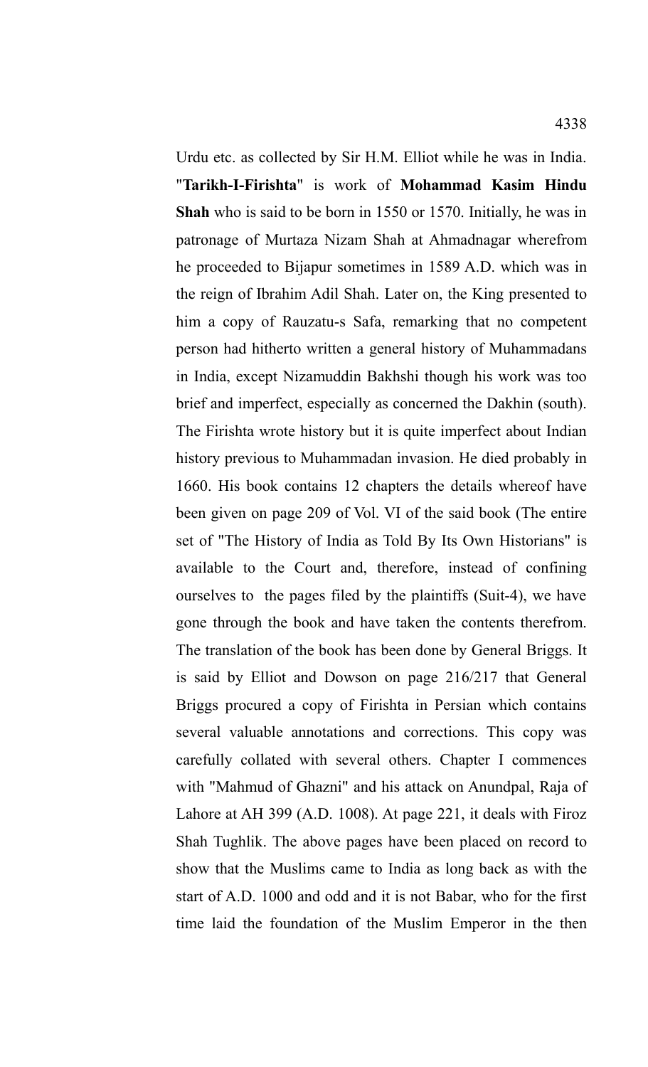Urdu etc. as collected by Sir H.M. Elliot while he was in India. "**Tarikh-I-Firishta**" is work of **Mohammad Kasim Hindu Shah** who is said to be born in 1550 or 1570. Initially, he was in patronage of Murtaza Nizam Shah at Ahmadnagar wherefrom he proceeded to Bijapur sometimes in 1589 A.D. which was in the reign of Ibrahim Adil Shah. Later on, the King presented to him a copy of Rauzatu-s Safa, remarking that no competent person had hitherto written a general history of Muhammadans in India, except Nizamuddin Bakhshi though his work was too brief and imperfect, especially as concerned the Dakhin (south). The Firishta wrote history but it is quite imperfect about Indian history previous to Muhammadan invasion. He died probably in 1660. His book contains 12 chapters the details whereof have been given on page 209 of Vol. VI of the said book (The entire set of "The History of India as Told By Its Own Historians" is available to the Court and, therefore, instead of confining ourselves to the pages filed by the plaintiffs (Suit-4), we have gone through the book and have taken the contents therefrom. The translation of the book has been done by General Briggs. It is said by Elliot and Dowson on page 216/217 that General Briggs procured a copy of Firishta in Persian which contains several valuable annotations and corrections. This copy was carefully collated with several others. Chapter I commences with "Mahmud of Ghazni" and his attack on Anundpal, Raja of Lahore at AH 399 (A.D. 1008). At page 221, it deals with Firoz Shah Tughlik. The above pages have been placed on record to show that the Muslims came to India as long back as with the start of A.D. 1000 and odd and it is not Babar, who for the first time laid the foundation of the Muslim Emperor in the then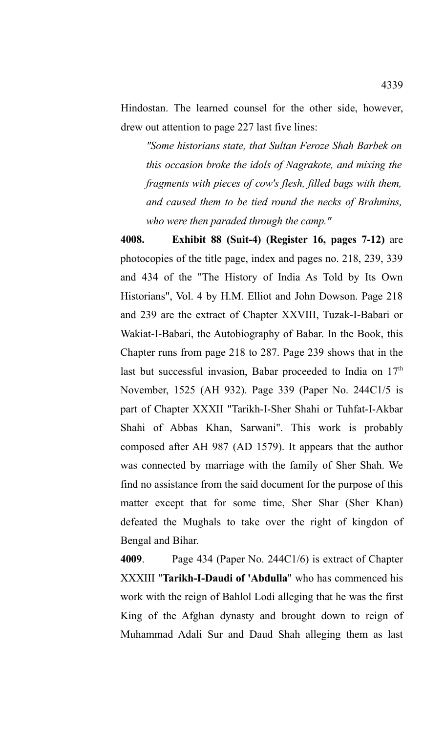Hindostan. The learned counsel for the other side, however, drew out attention to page 227 last five lines:

*"Some historians state, that Sultan Feroze Shah Barbek on this occasion broke the idols of Nagrakote, and mixing the fragments with pieces of cow's flesh, filled bags with them, and caused them to be tied round the necks of Brahmins, who were then paraded through the camp."*

**4008. Exhibit 88 (Suit-4) (Register 16, pages 7-12)** are photocopies of the title page, index and pages no. 218, 239, 339 and 434 of the "The History of India As Told by Its Own Historians", Vol. 4 by H.M. Elliot and John Dowson. Page 218 and 239 are the extract of Chapter XXVIII, Tuzak-I-Babari or Wakiat-I-Babari, the Autobiography of Babar. In the Book, this Chapter runs from page 218 to 287. Page 239 shows that in the last but successful invasion, Babar proceeded to India on 17th November, 1525 (AH 932). Page 339 (Paper No. 244C1/5 is part of Chapter XXXII "Tarikh-I-Sher Shahi or Tuhfat-I-Akbar Shahi of Abbas Khan, Sarwani". This work is probably composed after AH 987 (AD 1579). It appears that the author was connected by marriage with the family of Sher Shah. We find no assistance from the said document for the purpose of this matter except that for some time, Sher Shar (Sher Khan) defeated the Mughals to take over the right of kingdon of Bengal and Bihar.

**4009**. Page 434 (Paper No. 244C1/6) is extract of Chapter XXXIII "**Tarikh-I-Daudi of 'Abdulla**" who has commenced his work with the reign of Bahlol Lodi alleging that he was the first King of the Afghan dynasty and brought down to reign of Muhammad Adali Sur and Daud Shah alleging them as last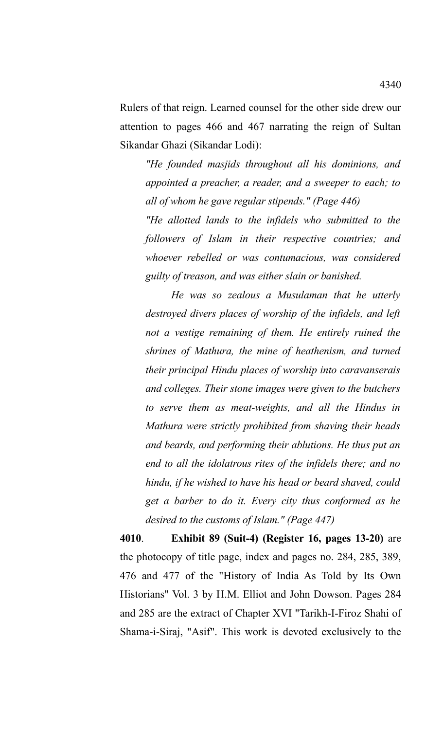Rulers of that reign. Learned counsel for the other side drew our attention to pages 466 and 467 narrating the reign of Sultan Sikandar Ghazi (Sikandar Lodi):

> *"He founded masjids throughout all his dominions, and appointed a preacher, a reader, and a sweeper to each; to all of whom he gave regular stipends." (Page 446)*
>
> *"He allotted lands to the infidels who submitted to the followers of Islam in their respective countries; and whoever rebelled or was contumacious, was considered guilty of treason, and was either slain or banished.*
>
> *He was so zealous a Musulaman that he utterly destroyed divers places of worship of the infidels, and left not a vestige remaining of them. He entirely ruined the shrines of Mathura, the mine of heathenism, and turned their principal Hindu places of worship into caravanserais and colleges. Their stone images were given to the butchers to serve them as meat-weights, and all the Hindus in Mathura were strictly prohibited from shaving their heads and beards, and performing their ablutions. He thus put an end to all the idolatrous rites of the infidels there; and no hindu, if he wished to have his head or beard shaved, could get a barber to do it. Every city thus conformed as he desired to the customs of Islam." (Page 447)*

**4010**. **Exhibit 89 (Suit-4) (Register 16, pages 13-20)** are the photocopy of title page, index and pages no. 284, 285, 389, 476 and 477 of the "History of India As Told by Its Own Historians" Vol. 3 by H.M. Elliot and John Dowson. Pages 284 and 285 are the extract of Chapter XVI "Tarikh-I-Firoz Shahi of Shama-i-Siraj, "Asif". This work is devoted exclusively to the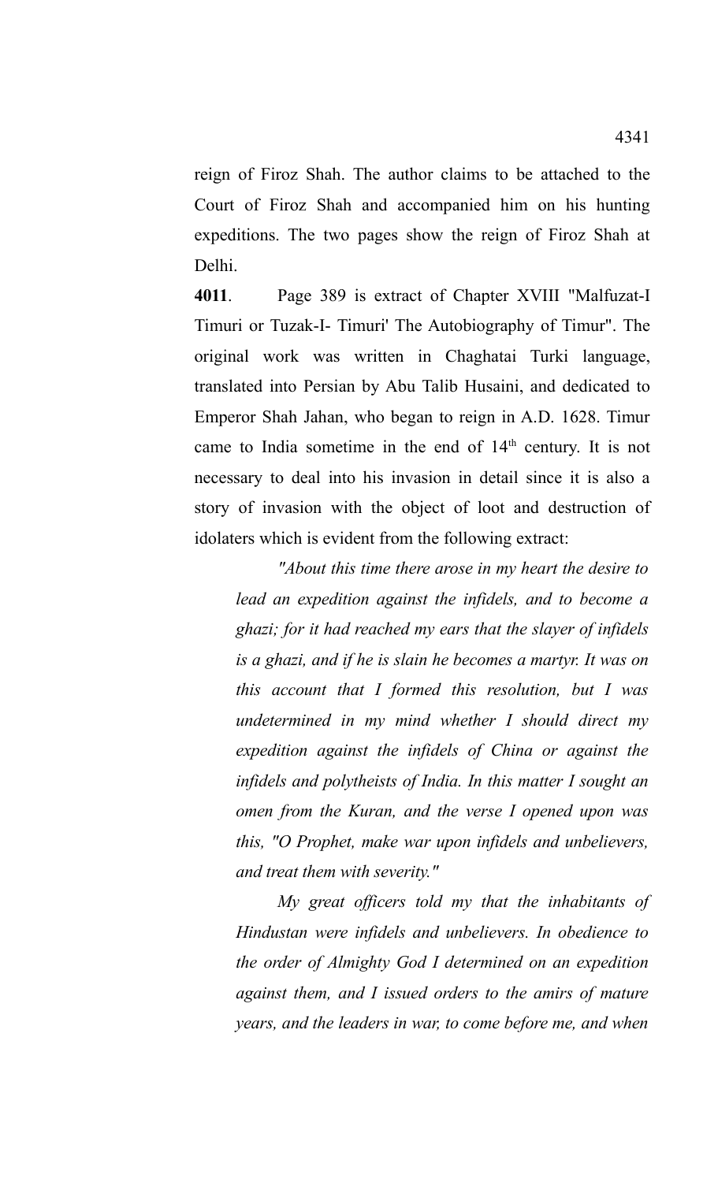reign of Firoz Shah. The author claims to be attached to the Court of Firoz Shah and accompanied him on his hunting expeditions. The two pages show the reign of Firoz Shah at Delhi.

**4011**. Page 389 is extract of Chapter XVIII "Malfuzat-I Timuri or Tuzak-I- Timuri' The Autobiography of Timur". The original work was written in Chaghatai Turki language, translated into Persian by Abu Talib Husaini, and dedicated to Emperor Shah Jahan, who began to reign in A.D. 1628. Timur came to India sometime in the end of 14th century. It is not necessary to deal into his invasion in detail since it is also a story of invasion with the object of loot and destruction of idolaters which is evident from the following extract:

> *"About this time there arose in my heart the desire to lead an expedition against the infidels, and to become a ghazi; for it had reached my ears that the slayer of infidels is a ghazi, and if he is slain he becomes a martyr. It was on this account that I formed this resolution, but I was undetermined in my mind whether I should direct my expedition against the infidels of China or against the infidels and polytheists of India. In this matter I sought an omen from the Kuran, and the verse I opened upon was this, "O Prophet, make war upon infidels and unbelievers, and treat them with severity."*
>
> *My great officers told my that the inhabitants of Hindustan were infidels and unbelievers. In obedience to the order of Almighty God I determined on an expedition against them, and I issued orders to the amirs of mature years, and the leaders in war, to come before me, and when*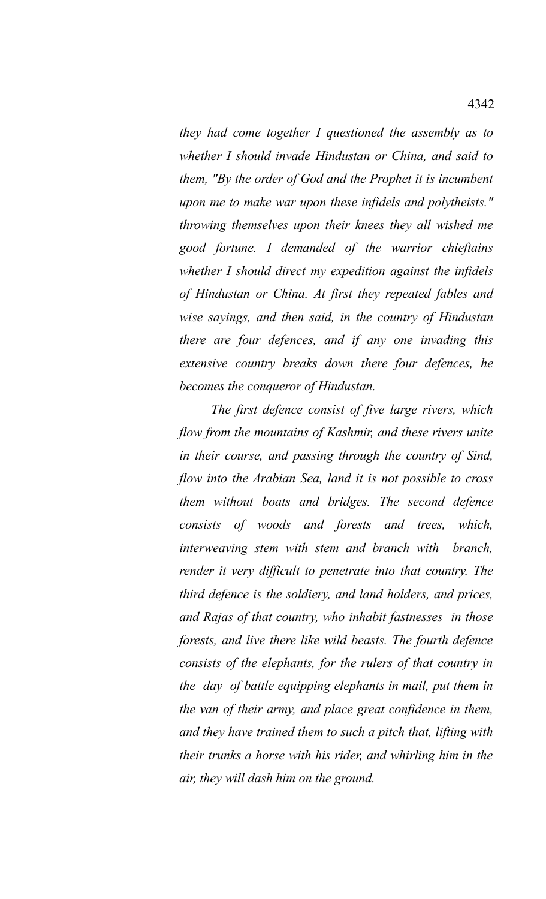*they had come together I questioned the assembly as to whether I should invade Hindustan or China, and said to them, "By the order of God and the Prophet it is incumbent upon me to make war upon these infidels and polytheists." throwing themselves upon their knees they all wished me good fortune. I demanded of the warrior chieftains whether I should direct my expedition against the infidels of Hindustan or China. At first they repeated fables and wise sayings, and then said, in the country of Hindustan there are four defences, and if any one invading this extensive country breaks down there four defences, he becomes the conqueror of Hindustan.*

*The first defence consist of five large rivers, which flow from the mountains of Kashmir, and these rivers unite in their course, and passing through the country of Sind, flow into the Arabian Sea, land it is not possible to cross them without boats and bridges. The second defence consists of woods and forests and trees, which, interweaving stem with stem and branch with branch, render it very difficult to penetrate into that country. The third defence is the soldiery, and land holders, and prices, and Rajas of that country, who inhabit fastnesses in those forests, and live there like wild beasts. The fourth defence consists of the elephants, for the rulers of that country in the day of battle equipping elephants in mail, put them in the van of their army, and place great confidence in them, and they have trained them to such a pitch that, lifting with their trunks a horse with his rider, and whirling him in the air, they will dash him on the ground.*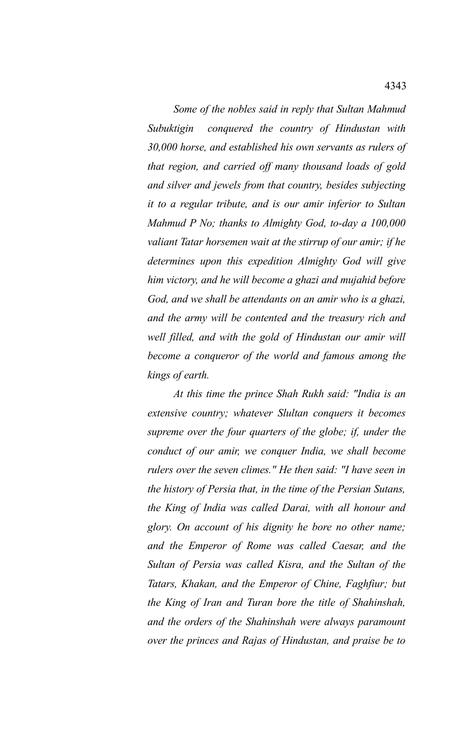*Some of the nobles said in reply that Sultan Mahmud Subuktigin conquered the country of Hindustan with 30,000 horse, and established his own servants as rulers of that region, and carried off many thousand loads of gold and silver and jewels from that country, besides subjecting it to a regular tribute, and is our amir inferior to Sultan Mahmud P No; thanks to Almighty God, to-day a 100,000 valiant Tatar horsemen wait at the stirrup of our amir; if he determines upon this expedition Almighty God will give him victory, and he will become a ghazi and mujahid before God, and we shall be attendants on an amir who is a ghazi, and the army will be contented and the treasury rich and well filled, and with the gold of Hindustan our amir will become a conqueror of the world and famous among the kings of earth.*

*At this time the prince Shah Rukh said: "India is an extensive country; whatever Slultan conquers it becomes supreme over the four quarters of the globe; if, under the conduct of our amir, we conquer India, we shall become rulers over the seven climes." He then said: "I have seen in the history of Persia that, in the time of the Persian Sutans, the King of India was called Darai, with all honour and glory. On account of his dignity he bore no other name; and the Emperor of Rome was called Caesar, and the Sultan of Persia was called Kisra, and the Sultan of the Tatars, Khakan, and the Emperor of Chine, Faghfiur; but the King of Iran and Turan bore the title of Shahinshah, and the orders of the Shahinshah were always paramount over the princes and Rajas of Hindustan, and praise be to*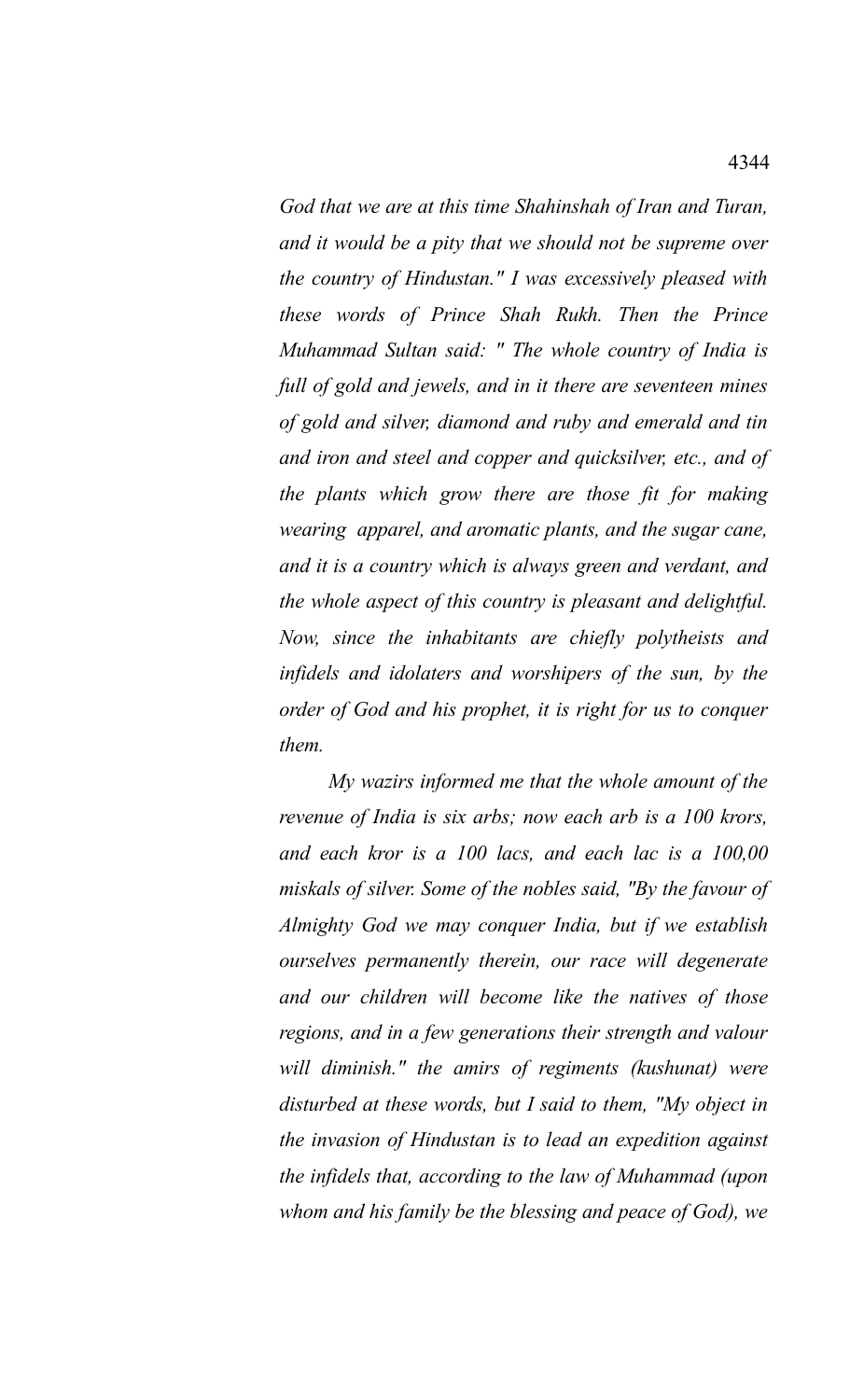*God that we are at this time Shahinshah of Iran and Turan, and it would be a pity that we should not be supreme over the country of Hindustan." I was excessively pleased with these words of Prince Shah Rukh. Then the Prince Muhammad Sultan said: " The whole country of India is full of gold and jewels, and in it there are seventeen mines of gold and silver, diamond and ruby and emerald and tin and iron and steel and copper and quicksilver, etc., and of the plants which grow there are those fit for making wearing apparel, and aromatic plants, and the sugar cane, and it is a country which is always green and verdant, and the whole aspect of this country is pleasant and delightful. Now, since the inhabitants are chiefly polytheists and infidels and idolaters and worshipers of the sun, by the order of God and his prophet, it is right for us to conquer them.*

*My wazirs informed me that the whole amount of the revenue of India is six arbs; now each arb is a 100 krors, and each kror is a 100 lacs, and each lac is a 100,00 miskals of silver. Some of the nobles said, "By the favour of Almighty God we may conquer India, but if we establish ourselves permanently therein, our race will degenerate and our children will become like the natives of those regions, and in a few generations their strength and valour will diminish." the amirs of regiments (kushunat) were disturbed at these words, but I said to them, "My object in the invasion of Hindustan is to lead an expedition against the infidels that, according to the law of Muhammad (upon whom and his family be the blessing and peace of God), we*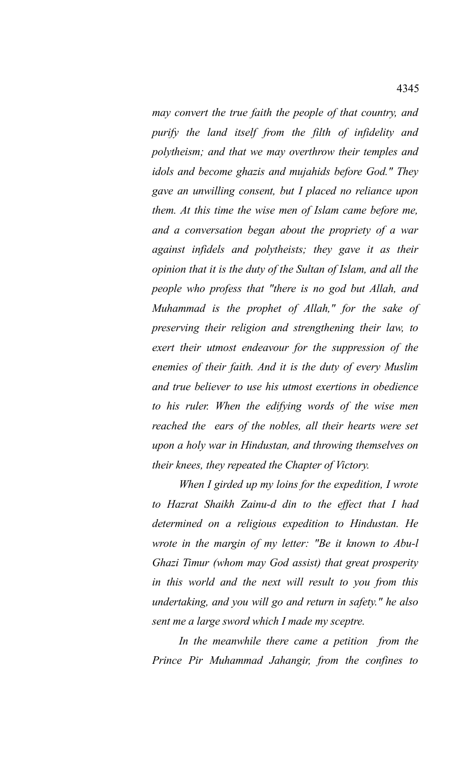*may convert the true faith the people of that country, and purify the land itself from the filth of infidelity and polytheism; and that we may overthrow their temples and idols and become ghazis and mujahids before God." They gave an unwilling consent, but I placed no reliance upon them. At this time the wise men of Islam came before me, and a conversation began about the propriety of a war against infidels and polytheists; they gave it as their opinion that it is the duty of the Sultan of Islam, and all the people who profess that "there is no god but Allah, and Muhammad is the prophet of Allah," for the sake of preserving their religion and strengthening their law, to exert their utmost endeavour for the suppression of the enemies of their faith. And it is the duty of every Muslim and true believer to use his utmost exertions in obedience to his ruler. When the edifying words of the wise men reached the ears of the nobles, all their hearts were set upon a holy war in Hindustan, and throwing themselves on their knees, they repeated the Chapter of Victory.*

*When I girded up my loins for the expedition, I wrote to Hazrat Shaikh Zainu-d din to the effect that I had determined on a religious expedition to Hindustan. He wrote in the margin of my letter: "Be it known to Abu-l Ghazi Timur (whom may God assist) that great prosperity in this world and the next will result to you from this undertaking, and you will go and return in safety." he also sent me a large sword which I made my sceptre.*

*In the meanwhile there came a petition from the Prince Pir Muhammad Jahangir, from the confines to*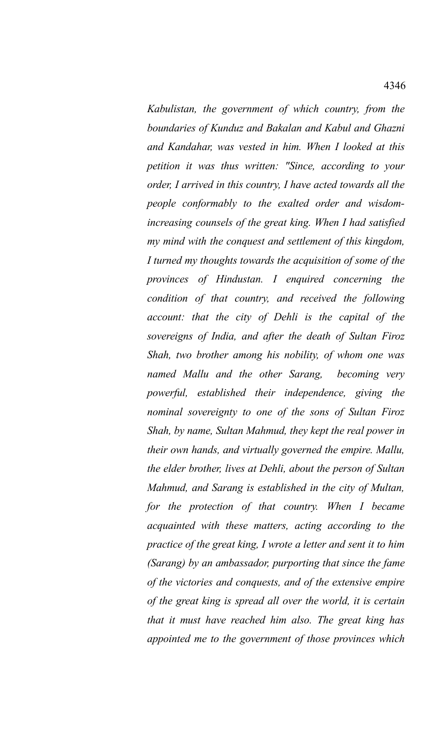*Kabulistan, the government of which country, from the boundaries of Kunduz and Bakalan and Kabul and Ghazni and Kandahar, was vested in him. When I looked at this petition it was thus written: "Since, according to your order, I arrived in this country, I have acted towards all the people conformably to the exalted order and wisdom-increasing counsels of the great king. When I had satisfied my mind with the conquest and settlement of this kingdom, I turned my thoughts towards the acquisition of some of the provinces of Hindustan. I enquired concerning the condition of that country, and received the following account: that the city of Dehli is the capital of the sovereigns of India, and after the death of Sultan Firoz Shah, two brother among his nobility, of whom one was named Mallu and the other Sarang, becoming very powerful, established their independence, giving the nominal sovereignty to one of the sons of Sultan Firoz Shah, by name, Sultan Mahmud, they kept the real power in their own hands, and virtually governed the empire. Mallu, the elder brother, lives at Dehli, about the person of Sultan Mahmud, and Sarang is established in the city of Multan, for the protection of that country. When I became acquainted with these matters, acting according to the practice of the great king, I wrote a letter and sent it to him (Sarang) by an ambassador, purporting that since the fame of the victories and conquests, and of the extensive empire of the great king is spread all over the world, it is certain that it must have reached him also. The great king has appointed me to the government of those provinces which*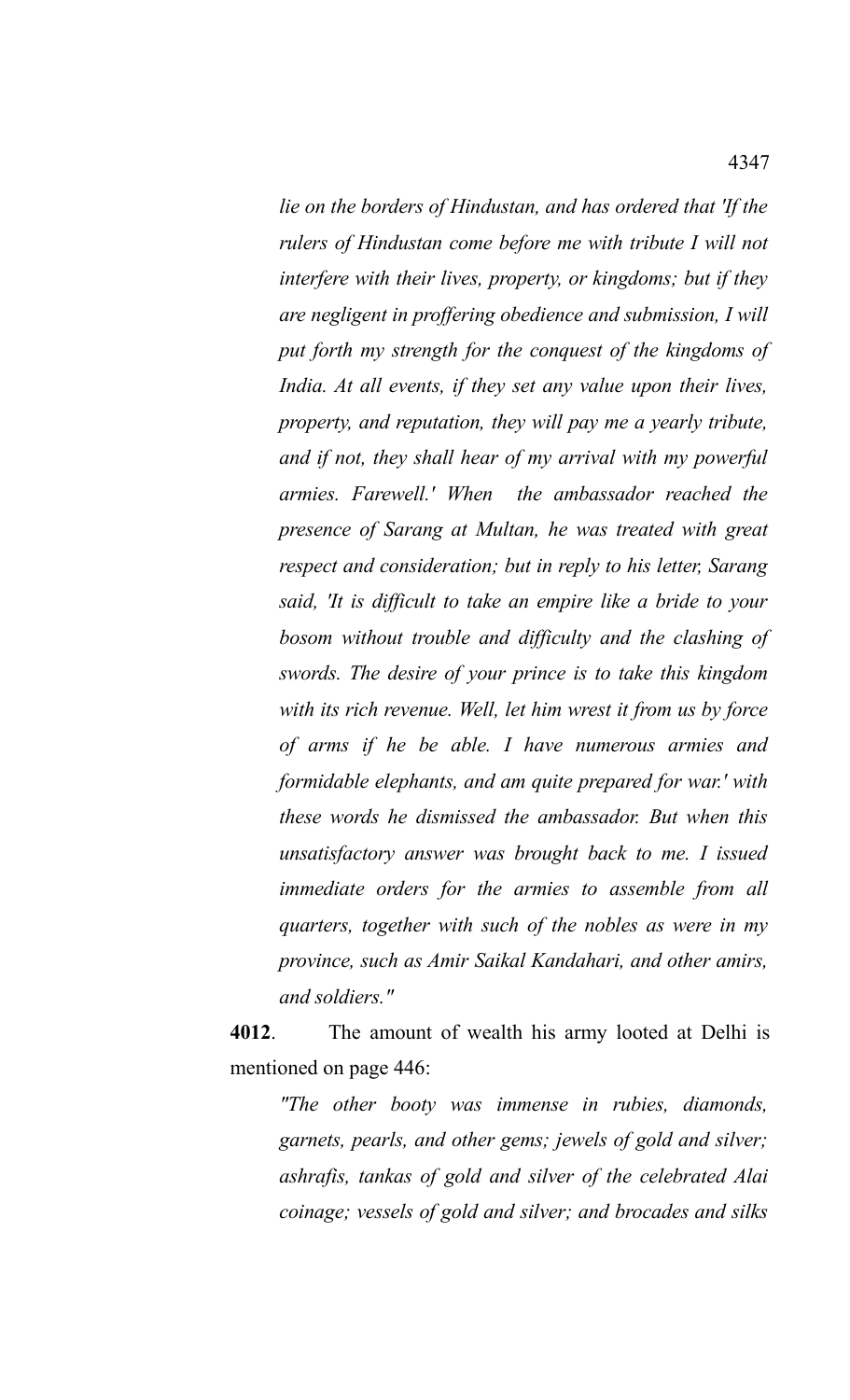*lie on the borders of Hindustan, and has ordered that 'If the rulers of Hindustan come before me with tribute I will not interfere with their lives, property, or kingdoms; but if they are negligent in proffering obedience and submission, I will put forth my strength for the conquest of the kingdoms of India. At all events, if they set any value upon their lives, property, and reputation, they will pay me a yearly tribute, and if not, they shall hear of my arrival with my powerful armies. Farewell.' When the ambassador reached the presence of Sarang at Multan, he was treated with great respect and consideration; but in reply to his letter, Sarang said, 'It is difficult to take an empire like a bride to your bosom without trouble and difficulty and the clashing of swords. The desire of your prince is to take this kingdom with its rich revenue. Well, let him wrest it from us by force of arms if he be able. I have numerous armies and formidable elephants, and am quite prepared for war.' with these words he dismissed the ambassador. But when this unsatisfactory answer was brought back to me. I issued immediate orders for the armies to assemble from all quarters, together with such of the nobles as were in my province, such as Amir Saikal Kandahari, and other amirs, and soldiers."*

**4012**. The amount of wealth his army looted at Delhi is mentioned on page 446:

*"The other booty was immense in rubies, diamonds, garnets, pearls, and other gems; jewels of gold and silver; ashrafis, tankas of gold and silver of the celebrated Alai coinage; vessels of gold and silver; and brocades and silks*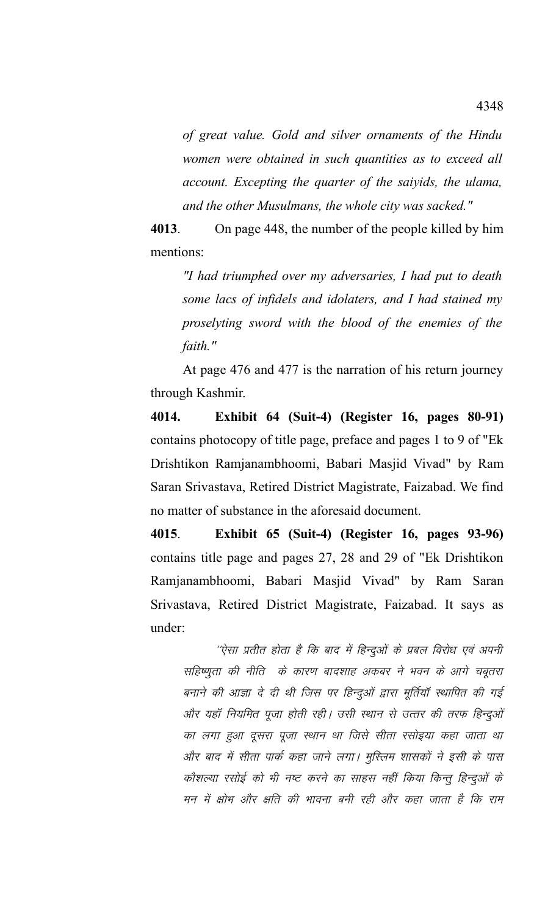*of great value. Gold and silver ornaments of the Hindu women were obtained in such quantities as to exceed all account. Excepting the quarter of the saiyids, the ulama, and the other Musulmans, the whole city was sacked."*

**4013**. On page 448, the number of the people killed by him mentions:

*"I had triumphed over my adversaries, I had put to death some lacs of infidels and idolaters, and I had stained my proselyting sword with the blood of the enemies of the faith."*

At page 476 and 477 is the narration of his return journey through Kashmir.

**4014. Exhibit 64 (Suit-4) (Register 16, pages 80-91)** contains photocopy of title page, preface and pages 1 to 9 of "Ek Drishtikon Ramjanambhoomi, Babari Masjid Vivad" by Ram Saran Srivastava, Retired District Magistrate, Faizabad. We find no matter of substance in the aforesaid document.

**4015**. **Exhibit 65 (Suit-4) (Register 16, pages 93-96)** contains title page and pages 27, 28 and 29 of "Ek Drishtikon Ramjanambhoomi, Babari Masjid Vivad" by Ram Saran Srivastava, Retired District Magistrate, Faizabad. It says as under:

*''ऐसा प्रतीत होता है कि बाद में हिन्दुओं के प्रबल विरोध एवं अपनी सहिष्णुता की नीति के कारण बादशाह अकबर ने भवन के आगे चबूतरा बनाने की आज्ञा दे दी थी जिस पर हिन्दुओं द्वारा मूर्तियाँ स्थापित की गई और यहाँ नियमित पूजा होती रही। उसी स्थान से उत्तर की तरफ हिन्दुओं का लगा हुआ दूसरा पूजा स्थान था जिसे सीता रसोइया कहा जाता था और बाद में सीता पार्क कहा जाने लगा। मुस्लिम शासकों ने इसी के पास कौशल्या रसोई को भी नष्ट करने का साहस नहीं किया किन्तु हिन्दुओं के मन में क्षोभ और क्षति की भावना बनी रही और कहा जाता है कि राम*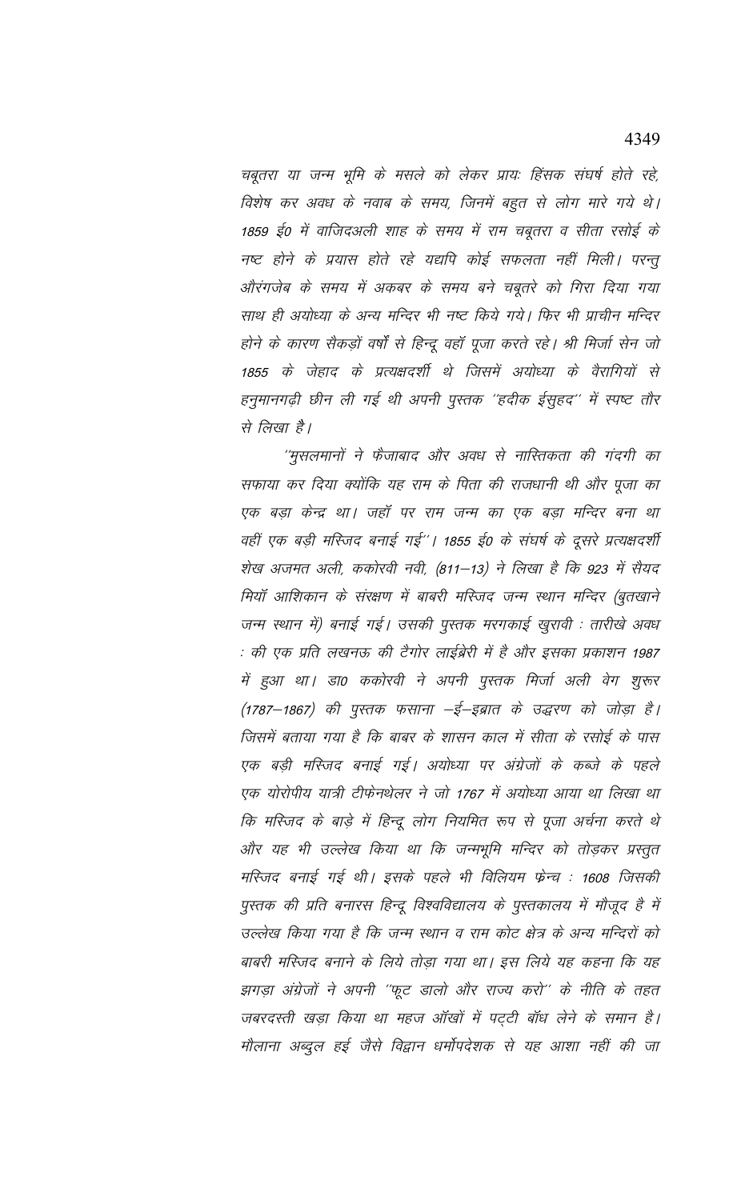*चबूतरा या जन्म भूमि के मसले को लेकर प्रायः हिंसक संघर्ष होते रहे, विशेष कर अवध के नवाब के समय, जिनमें बहुत से लोग मारे गये थे। 1859 ई0 में वाजिदअली शाह के समय में राम चबूतरा व सीता रसोई के नष्ट होने के प्रयास होते रहे यद्यपि कोई सफलता नहीं मिली। परन्तु औरंगजेब के समय में अकबर के समय बने चबूतरे को गिरा दिया गया साथ ही अयोध्या के अन्य मन्दिर भी नष्ट किये गये। फिर भी प्राचीन मन्दिर होने के कारण सैकड़ों वर्षों से हिन्दू वहाँ पूजा करते रहे। श्री मिर्जा सेन जो 1855 के जेहाद के प्रत्यक्षदर्शी थे जिसमें अयोध्या के वैरागियों से हनुमानगढ़ी छीन ली गई थी अपनी पुस्तक ''हदीक ईसुहद'' में स्पष्ट तौर से लिखा है।*

*''मुसलमानों ने फैजाबाद और अवध से नास्तिकता की गंदगी का सफाया कर दिया क्योंकि यह राम के पिता की राजधानी थी और पूजा का एक बड़ा केन्द्र था। जहाँ पर राम जन्म का एक बड़ा मन्दिर बना था वहीं एक बड़ी मस्जिद बनाई गई''। 1855 ई0 के संघर्ष के दूसरे प्रत्यक्षदर्शी शेख अजमत अली, ककोरवी नवी, (811–13) ने लिखा है कि 923 में सैयद मियाँ आशिकान के संरक्षण में बाबरी मस्जिद जन्म स्थान मन्दिर (बुतखाने जन्म स्थान में) बनाई गई। उसकी पुस्तक मरगकाई खुरावी : तारीखे अवध : की एक प्रति लखनऊ की टैगोर लाईब्रेरी में है और इसका प्रकाशन 1987 में हुआ था। डा0 ककोरवी ने अपनी पुस्तक मिर्जा अली वेग शुरूर (1787–1867) की पुस्तक फसाना –ई–इब्रात के उद्धरण को जोड़ा है। जिसमें बताया गया है कि बाबर के शासन काल में सीता के रसोई के पास एक बड़ी मस्जिद बनाई गई। अयोध्या पर अंग्रेजों के कब्जे के पहले एक योरोपीय यात्री टीफेनथेलर ने जो 1767 में अयोध्या आया था लिखा था कि मस्जिद के बाड़े में हिन्दू लोग नियमित रूप से पूजा अर्चना करते थे और यह भी उल्लेख किया था कि जन्मभूमि मन्दिर को तोड़कर प्रस्तुत मस्जिद बनाई गई थी। इसके पहले भी विलियम फ्रेन्च : 1608 जिसकी पुस्तक की प्रति बनारस हिन्दू विश्वविद्यालय के पुस्तकालय में मौजूद है में उल्लेख किया गया है कि जन्म स्थान व राम कोट क्षेत्र के अन्य मन्दिरों को बाबरी मस्जिद बनाने के लिये तोड़ा गया था। इस लिये यह कहना कि यह झगड़ा अंग्रेजों ने अपनी ''फूट डालो और राज्य करो'' के नीति के तहत जबरदस्ती खड़ा किया था महज आँखों में पट्टी बाँध लेने के समान है। मौलाना अब्दुल हई जैसे विद्वान धर्मोपदेशक से यह आशा नहीं की जा*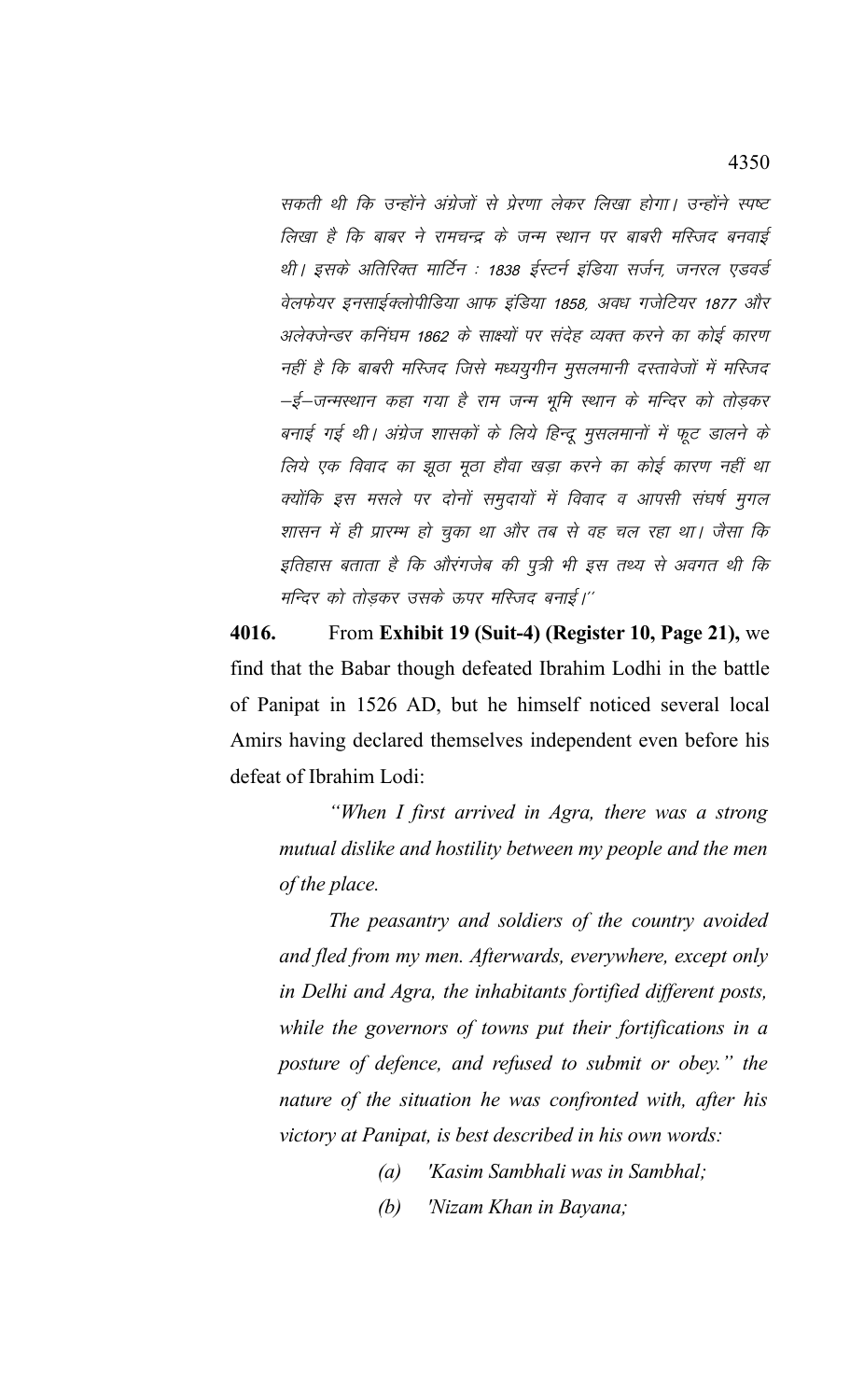*सकती थी कि उन्होंने अंग्रेजों से प्रेरणा लेकर लिखा होगा। उन्होंने स्पष्ट लिखा है कि बाबर ने रामचन्द्र के जन्म स्थान पर बाबरी मस्जिद बनवाई थी। इसके अतिरिक्त मार्टिन : 1838 ईस्टर्न इंडिया सर्जन, जनरल एडवर्ड वेलफेयर इनसाईक्लोपीडिया आफ इंडिया 1858, अवध गजेटियर 1877 और अलेक्जेन्डर कनिंघम 1862 के साक्ष्यों पर संदेह व्यक्त करने का कोई कारण नहीं है कि बाबरी मस्जिद जिसे मध्ययुगीन मुसलमानी दस्तावेजों में मस्जिद –ई–जन्मस्थान कहा गया है राम जन्म भूमि स्थान के मन्दिर को तोड़कर बनाई गई थी। अंग्रेज शासकों के लिये हिन्दू मुसलमानों में फूट डालने के लिये एक विवाद का झूठा मूठा हौवा खड़ा करने का कोई कारण नहीं था क्योंकि इस मसले पर दोनों समुदायों में विवाद व आपसी संघर्ष मुगल शासन में ही प्रारम्भ हो चुका था और तब से वह चल रहा था। जैसा कि इतिहास बताता है कि औरंगजेब की पुत्री भी इस तथ्य से अवगत थी कि मन्दिर को तोड़कर उसके ऊपर मस्जिद बनाई।''*

**4016.** From **Exhibit 19 (Suit-4) (Register 10, Page 21),** we find that the Babar though defeated Ibrahim Lodhi in the battle of Panipat in 1526 AD, but he himself noticed several local Amirs having declared themselves independent even before his defeat of Ibrahim Lodi:

> *"When I first arrived in Agra, there was a strong mutual dislike and hostility between my people and the men of the place.*
>
> *The peasantry and soldiers of the country avoided and fled from my men. Afterwards, everywhere, except only in Delhi and Agra, the inhabitants fortified different posts, while the governors of towns put their fortifications in a posture of defence, and refused to submit or obey." the nature of the situation he was confronted with, after his victory at Panipat, is best described in his own words:*
>
> *(a) 'Kasim Sambhali was in Sambhal;*
>
> *(b) 'Nizam Khan in Bayana;*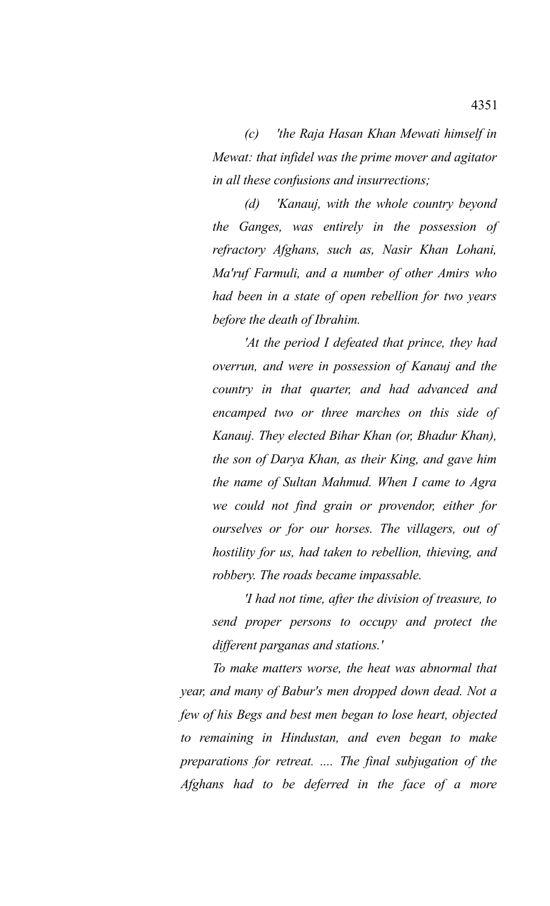*(c) 'the Raja Hasan Khan Mewati himself in Mewat: that infidel was the prime mover and agitator in all these confusions and insurrections;*

*(d) 'Kanauj, with the whole country beyond the Ganges, was entirely in the possession of refractory Afghans, such as, Nasir Khan Lohani, Ma'ruf Farmuli, and a number of other Amirs who had been in a state of open rebellion for two years before the death of Ibrahim.*

*'At the period I defeated that prince, they had overrun, and were in possession of Kanauj and the country in that quarter, and had advanced and encamped two or three marches on this side of Kanauj. They elected Bihar Khan (or, Bhadur Khan), the son of Darya Khan, as their King, and gave him the name of Sultan Mahmud. When I came to Agra we could not find grain or provendor, either for ourselves or for our horses. The villagers, out of hostility for us, had taken to rebellion, thieving, and robbery. The roads became impassable.*

*'I had not time, after the division of treasure, to send proper persons to occupy and protect the different parganas and stations.'*

*To make matters worse, the heat was abnormal that year, and many of Babur's men dropped down dead. Not a few of his Begs and best men began to lose heart, objected to remaining in Hindustan, and even began to make preparations for retreat. .... The final subjugation of the Afghans had to be deferred in the face of a more*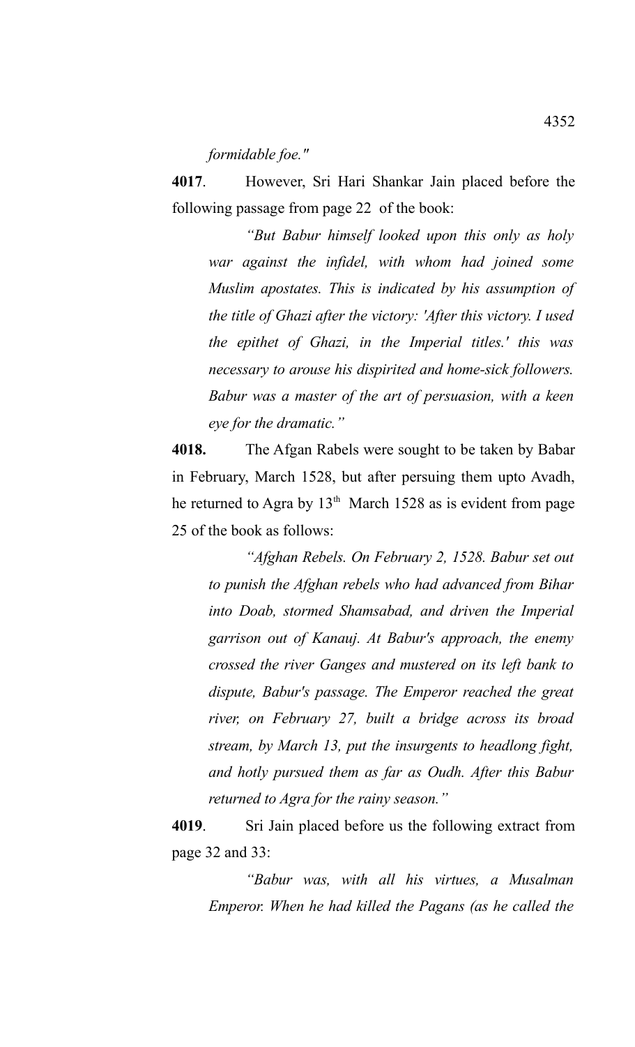*formidable foe."*

**4017**. However, Sri Hari Shankar Jain placed before the following passage from page 22 of the book:

> *"But Babur himself looked upon this only as holy war against the infidel, with whom had joined some Muslim apostates. This is indicated by his assumption of the title of Ghazi after the victory: 'After this victory. I used the epithet of Ghazi, in the Imperial titles.' this was necessary to arouse his dispirited and home-sick followers. Babur was a master of the art of persuasion, with a keen eye for the dramatic."*

**4018.** The Afgan Rabels were sought to be taken by Babar in February, March 1528, but after persuing them upto Avadh, he returned to Agra by 13th March 1528 as is evident from page 25 of the book as follows:

> *"Afghan Rebels. On February 2, 1528. Babur set out to punish the Afghan rebels who had advanced from Bihar into Doab, stormed Shamsabad, and driven the Imperial garrison out of Kanauj. At Babur's approach, the enemy crossed the river Ganges and mustered on its left bank to dispute, Babur's passage. The Emperor reached the great river, on February 27, built a bridge across its broad stream, by March 13, put the insurgents to headlong fight, and hotly pursued them as far as Oudh. After this Babur returned to Agra for the rainy season."*

**4019**. Sri Jain placed before us the following extract from page 32 and 33:

> *"Babur was, with all his virtues, a Musalman Emperor. When he had killed the Pagans (as he called the*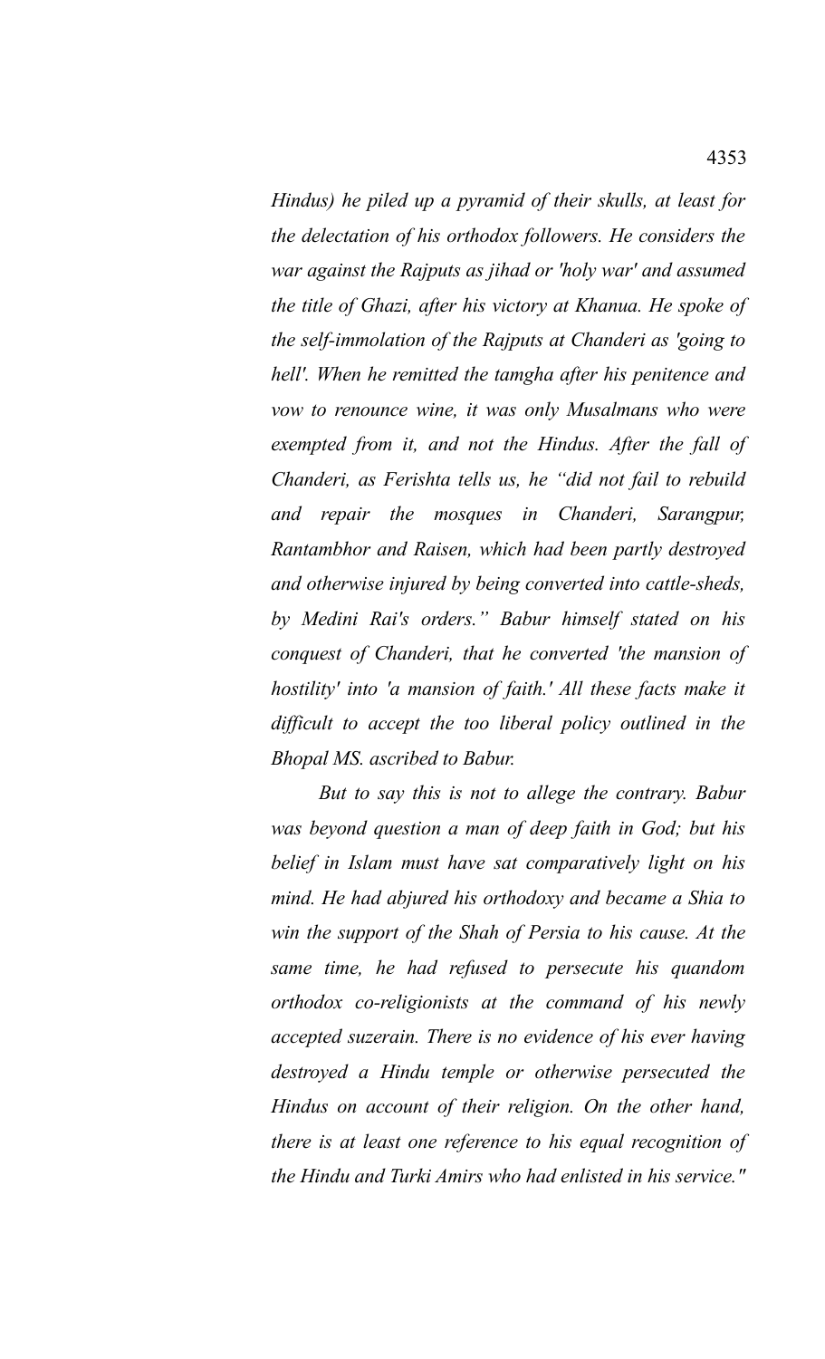*Hindus) he piled up a pyramid of their skulls, at least for the delectation of his orthodox followers. He considers the war against the Rajputs as jihad or 'holy war' and assumed the title of Ghazi, after his victory at Khanua. He spoke of the self-immolation of the Rajputs at Chanderi as 'going to hell'. When he remitted the tamgha after his penitence and vow to renounce wine, it was only Musalmans who were exempted from it, and not the Hindus. After the fall of Chanderi, as Ferishta tells us, he "did not fail to rebuild and repair the mosques in Chanderi, Sarangpur, Rantambhor and Raisen, which had been partly destroyed and otherwise injured by being converted into cattle-sheds, by Medini Rai's orders." Babur himself stated on his conquest of Chanderi, that he converted 'the mansion of hostility' into 'a mansion of faith.' All these facts make it difficult to accept the too liberal policy outlined in the Bhopal MS. ascribed to Babur.*

*But to say this is not to allege the contrary. Babur was beyond question a man of deep faith in God; but his belief in Islam must have sat comparatively light on his mind. He had abjured his orthodoxy and became a Shia to win the support of the Shah of Persia to his cause. At the same time, he had refused to persecute his quandom orthodox co-religionists at the command of his newly accepted suzerain. There is no evidence of his ever having destroyed a Hindu temple or otherwise persecuted the Hindus on account of their religion. On the other hand, there is at least one reference to his equal recognition of the Hindu and Turki Amirs who had enlisted in his service."*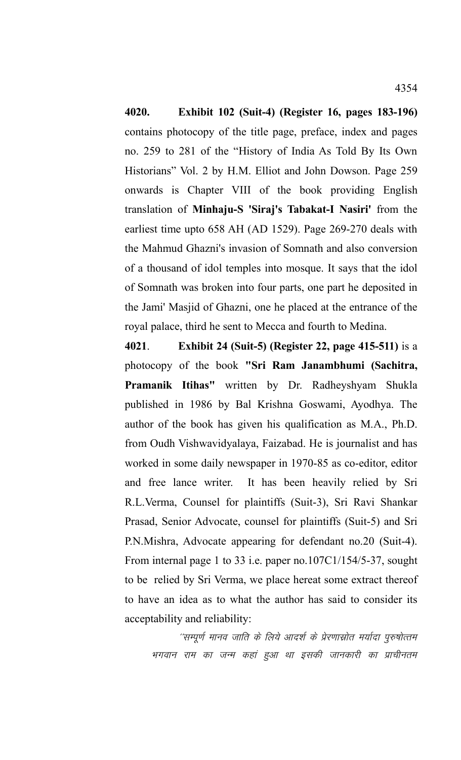**4020. Exhibit 102 (Suit-4) (Register 16, pages 183-196)** contains photocopy of the title page, preface, index and pages no. 259 to 281 of the "History of India As Told By Its Own Historians" Vol. 2 by H.M. Elliot and John Dowson. Page 259 onwards is Chapter VIII of the book providing English translation of **Minhaju-S 'Siraj's Tabakat-I Nasiri'** from the earliest time upto 658 AH (AD 1529). Page 269-270 deals with the Mahmud Ghazni's invasion of Somnath and also conversion of a thousand of idol temples into mosque. It says that the idol of Somnath was broken into four parts, one part he deposited in the Jami' Masjid of Ghazni, one he placed at the entrance of the royal palace, third he sent to Mecca and fourth to Medina.

**4021**. **Exhibit 24 (Suit-5) (Register 22, page 415-511)** is a photocopy of the book **"Sri Ram Janambhumi (Sachitra, Pramanik Itihas"** written by Dr. Radheyshyam Shukla published in 1986 by Bal Krishna Goswami, Ayodhya. The author of the book has given his qualification as M.A., Ph.D. from Oudh Vishwavidyalaya, Faizabad. He is journalist and has worked in some daily newspaper in 1970-85 as co-editor, editor and free lance writer. It has been heavily relied by Sri R.L.Verma, Counsel for plaintiffs (Suit-3), Sri Ravi Shankar Prasad, Senior Advocate, counsel for plaintiffs (Suit-5) and Sri P.N.Mishra, Advocate appearing for defendant no.20 (Suit-4). From internal page 1 to 33 i.e. paper no.107C1/154/5-37, sought to be relied by Sri Verma, we place hereat some extract thereof to have an idea as to what the author has said to consider its acceptability and reliability:

*''सम्पूर्ण मानव जाति के लिये आदर्श के प्रेरणास्रोत मर्यादा पुरुषोत्तम भगवान राम का जन्म कहां हुआ था इसकी जानकारी का प्राचीनतम*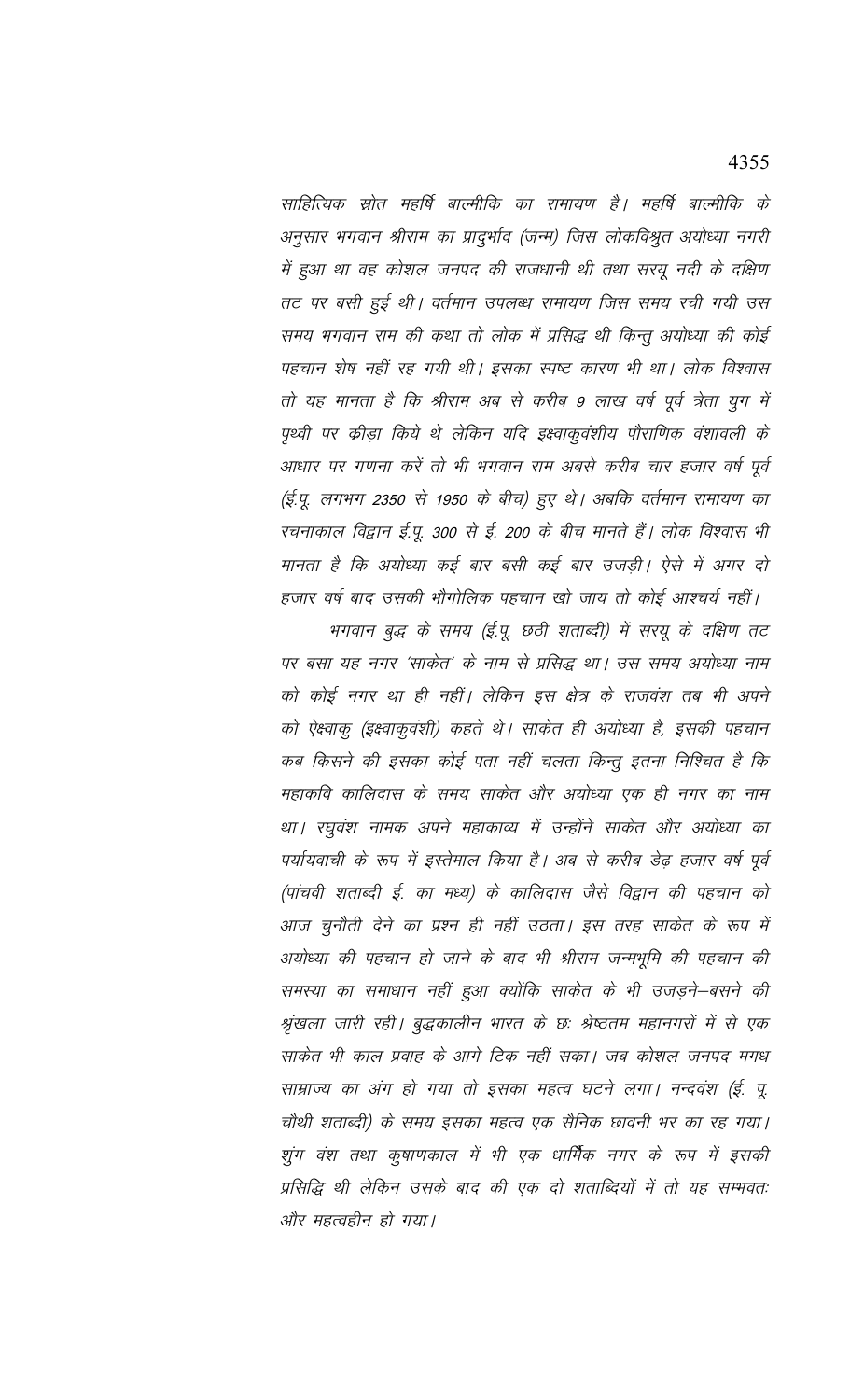साहित्यिक स्रोत महर्षि बाल्मीकि का रामायण है। महर्षि बाल्मीकि के अनुसार भगवान श्रीराम का प्रादुर्भाव (जन्म) जिस लोकविश्रुत अयोध्या नगरी में हुआ था वह कोशल जनपद की राजधानी थी तथा सरयू नदी के दक्षिण तट पर बसी हुई थी। वर्तमान उपलब्ध रामायण जिस समय रची गयी उस समय भगवान राम की कथा तो लोक में प्रसिद्ध थी किन्तु अयोध्या की कोई पहचान शेष नहीं रह गयी थी। इसका स्पष्ट कारण भी था। लोक विश्वास तो यह मानता है कि श्रीराम अब से करीब 9 लाख वर्ष पूर्व त्रेता युग में पृथ्वी पर क्रीड़ा किये थे लेकिन यदि इक्ष्वाकुवंशीय पौराणिक वंशावली के आधार पर गणना करें तो भी भगवान राम अबसे करीब चार हजार वर्ष पूर्व (ई.पू. लगभग 2350 से 1950 के बीच) हुए थे। अबकि वर्तमान रामायण का रचनाकाल विद्वान ई.पू. 300 से ई. 200 के बीच मानते हैं। लोक विश्वास भी मानता है कि अयोध्या कई बार बसी कई बार उजड़ी। ऐसे में अगर दो हजार वर्ष बाद उसकी भौगोलिक पहचान खो जाय तो कोई आश्चर्य नहीं।

भगवान बुद्ध के समय (ई.पू. छठी शताब्दी) में सरयू के दक्षिण तट पर बसा यह नगर 'साकेत' के नाम से प्रसिद्ध था। उस समय अयोध्या नाम को कोई नगर था ही नहीं। लेकिन इस क्षेत्र के राजवंश तब भी अपने को ऐक्ष्वाकु (इक्ष्वाकुवंशी) कहते थे। साकेत ही अयोध्या है, इसकी पहचान कब किसने की इसका कोई पता नहीं चलता किन्तु इतना निश्चित है कि महाकवि कालिदास के समय साकेत और अयोध्या एक ही नगर का नाम था। रघुवंश नामक अपने महाकाव्य में उन्होंने साकेत और अयोध्या का पर्यायवाची के रूप में इस्तेमाल किया है। अब से करीब डेढ़ हजार वर्ष पूर्व (पांचवी शताब्दी ई. का मध्य) के कालिदास जैसे विद्वान की पहचान को आज चुनौती देने का प्रश्न ही नहीं उठता। इस तरह साकेत के रूप में अयोध्या की पहचान हो जाने के बाद भी श्रीराम जन्मभूमि की पहचान की समस्या का समाधान नहीं हुआ क्योंकि साकेत के भी उजड़ने–बसने की श्रृंखला जारी रही। बुद्धकालीन भारत के छः श्रेष्ठतम महानगरों में से एक साकेत भी काल प्रवाह के आगे टिक नहीं सका। जब कोशल जनपद मगध साम्राज्य का अंग हो गया तो इसका महत्व घटने लगा। नन्दवंश (ई. पू. चौथी शताब्दी) के समय इसका महत्व एक सैनिक छावनी भर का रह गया। शुंग वंश तथा कुषाणकाल में भी एक धार्मिक नगर के रूप में इसकी प्रसिद्धि थी लेकिन उसके बाद की एक दो शताब्दियों में तो यह सम्भवतः और महत्वहीन हो गया।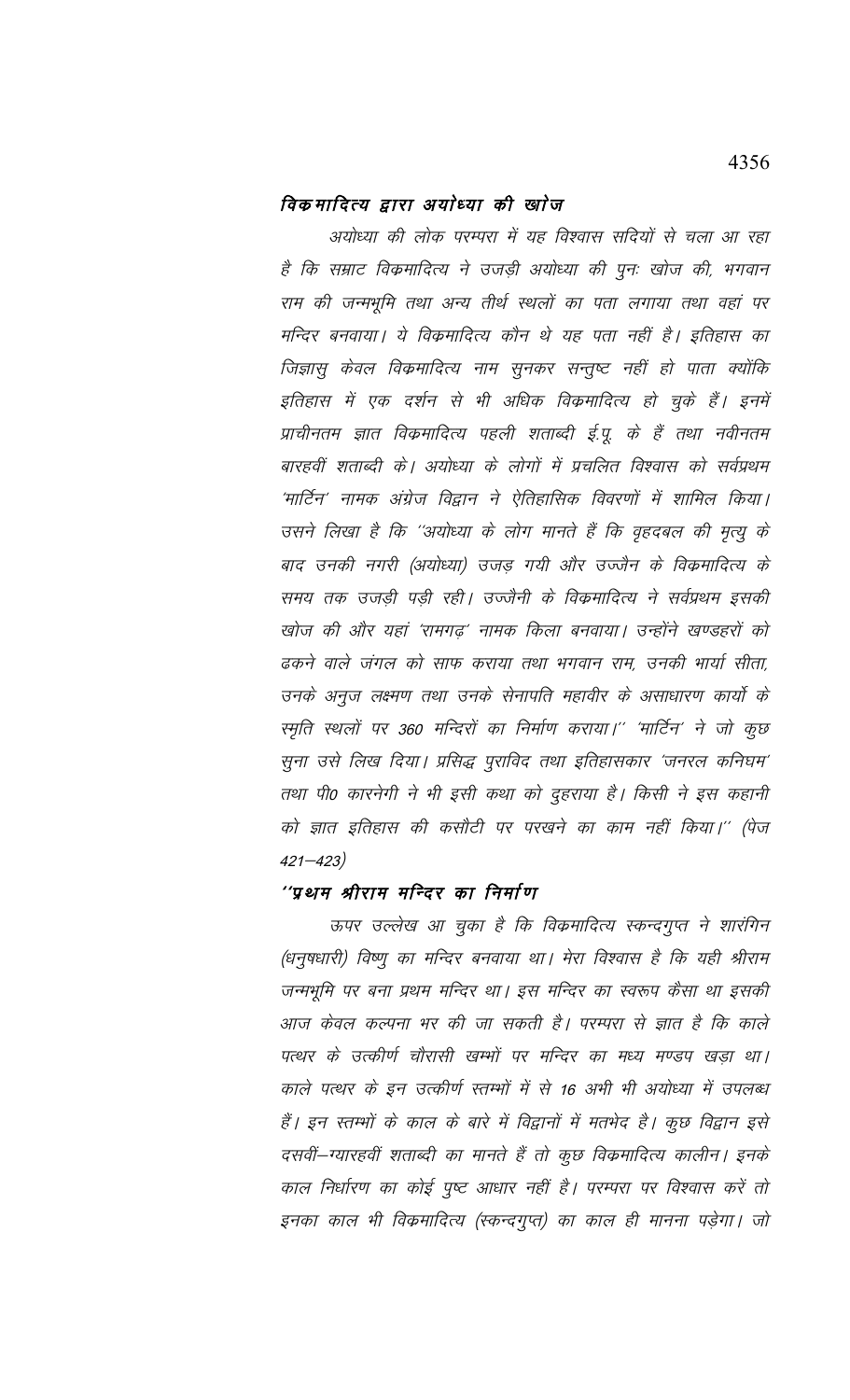### *विक्रमादित्य द्वारा अयोध्या की खोज*

*अयोध्या की लोक परम्परा में यह विश्वास सदियों से चला आ रहा है कि सम्राट विक्रमादित्य ने उजड़ी अयोध्या की पुनः खोज की, भगवान राम की जन्मभूमि तथा अन्य तीर्थ स्थलों का पता लगाया तथा वहां पर मन्दिर बनवाया। ये विक्रमादित्य कौन थे यह पता नहीं है। इतिहास का जिज्ञासु केवल विक्रमादित्य नाम सुनकर सन्तुष्ट नहीं हो पाता क्योंकि इतिहास में एक दर्शन से भी अधिक विक्रमादित्य हो चुके हैं। इनमें प्राचीनतम ज्ञात विक्रमादित्य पहली शताब्दी ई.पू. के हैं तथा नवीनतम बारहवीं शताब्दी के। अयोध्या के लोगों में प्रचलित विश्वास को सर्वप्रथम 'मार्टिन' नामक अंग्रेज विद्वान ने ऐतिहासिक विवरणों में शामिल किया। उसने लिखा है कि ''अयोध्या के लोग मानते हैं कि वृहदबल की मृत्यु के बाद उनकी नगरी (अयोध्या) उजड़ गयी और उज्जैन के विक्रमादित्य के समय तक उजड़ी पड़ी रही। उज्जैनी के विक्रमादित्य ने सर्वप्रथम इसकी खोज की और यहां 'रामगढ़' नामक किला बनवाया। उन्होंने खण्डहरों को ढकने वाले जंगल को साफ कराया तथा भगवान राम, उनकी भार्या सीता, उनके अनुज लक्ष्मण तथा उनके सेनापति महावीर के असाधारण कार्यों के स्मृति स्थलों पर 360 मन्दिरों का निर्माण कराया।'' 'मार्टिन' ने जो कुछ सुना उसे लिख दिया। प्रसिद्ध पुराविद तथा इतिहासकार 'जनरल कनिघम' तथा पी० कारनेगी ने भी इसी कथा को दुहराया है। किसी ने इस कहानी को ज्ञात इतिहास की कसौटी पर परखने का काम नहीं किया।'' (पेज 421–423)*

### *''प्रथम श्रीराम मन्दिर का निर्माण*

*ऊपर उल्लेख आ चुका है कि विक्रमादित्य स्कन्दगुप्त ने शारंगिन (धनुषधारी) विष्णु का मन्दिर बनवाया था। मेरा विश्वास है कि यही श्रीराम जन्मभूमि पर बना प्रथम मन्दिर था। इस मन्दिर का स्वरूप कैसा था इसकी आज केवल कल्पना भर की जा सकती है। परम्परा से ज्ञात है कि काले पत्थर के उत्कीर्ण चौरासी खम्भों पर मन्दिर का मध्य मण्डप खड़ा था। काले पत्थर के इन उत्कीर्ण स्तम्भों में से 16 अभी भी अयोध्या में उपलब्ध हैं। इन स्तम्भों के काल के बारे में विद्वानों में मतभेद है। कुछ विद्वान इसे दसवीं–ग्यारहवीं शताब्दी का मानते हैं तो कुछ विक्रमादित्य कालीन। इनके काल निर्धारण का कोई पुष्ट आधार नहीं है। परम्परा पर विश्वास करें तो इनका काल भी विक्रमादित्य (स्कन्दगुप्त) का काल ही मानना पड़ेगा। जो*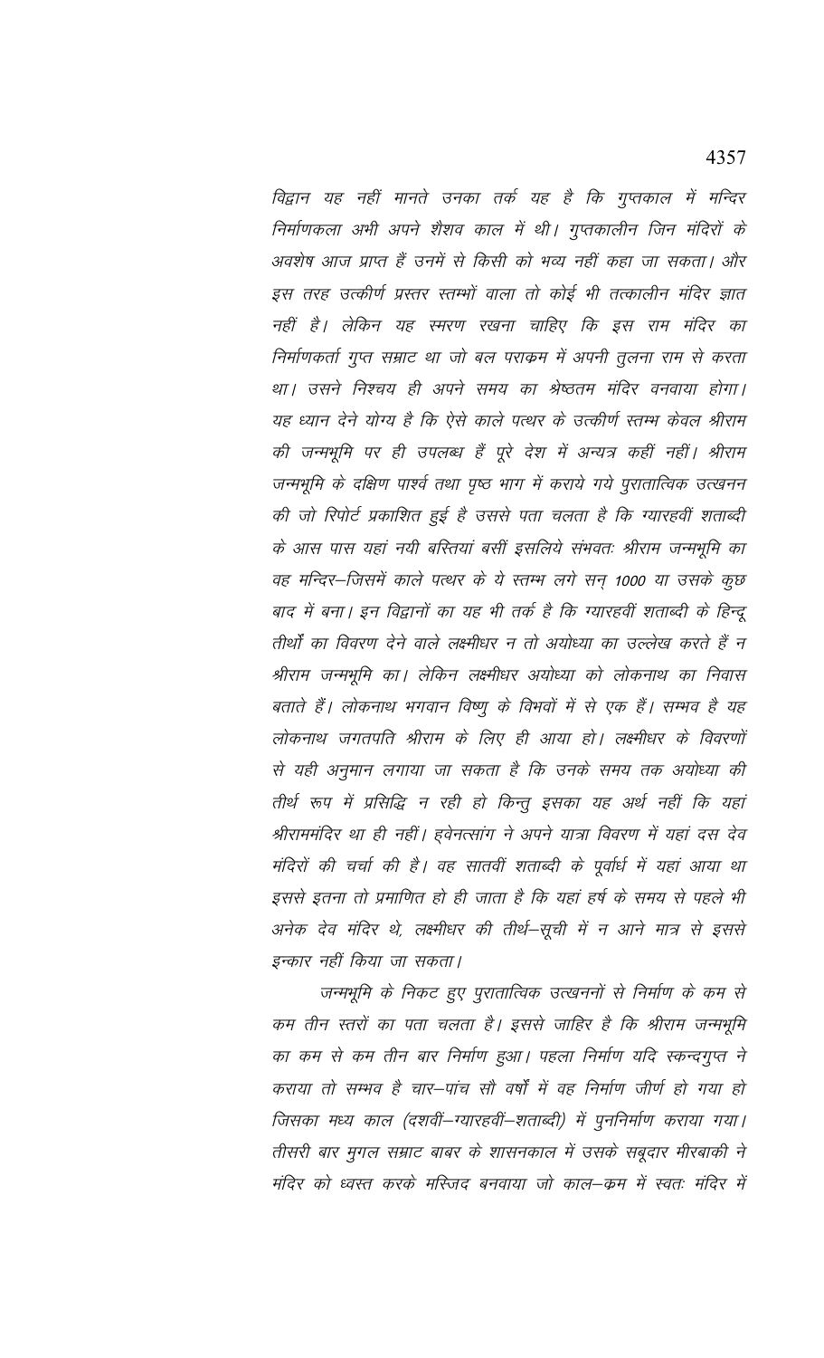विद्वान यह नहीं मानते उनका तर्क यह है कि गुप्तकाल में मन्दिर निर्माणकला अभी अपने शैशव काल में थी। गुप्तकालीन जिन मंदिरों के अवशेष आज प्राप्त हैं उनमें से किसी को भव्य नहीं कहा जा सकता। और इस तरह उत्कीर्ण प्रस्तर स्तम्भों वाला तो कोई भी तत्कालीन मंदिर ज्ञात नहीं है। लेकिन यह स्मरण रखना चाहिए कि इस राम मंदिर का निर्माणकर्ता गुप्त सम्राट था जो बल पराक्रम में अपनी तुलना राम से करता था। उसने निश्चय ही अपने समय का श्रेष्ठतम मंदिर वनवाया होगा। यह ध्यान देने योग्य है कि ऐसे काले पत्थर के उत्कीर्ण स्तम्भ केवल श्रीराम की जन्मभूमि पर ही उपलब्ध हैं पूरे देश में अन्यत्र कहीं नहीं। श्रीराम जन्मभूमि के दक्षिण पार्श्व तथा पृष्ठ भाग में कराये गये पुरातात्विक उत्खनन की जो रिपोर्ट प्रकाशित हुई है उससे पता चलता है कि ग्यारहवीं शताब्दी के आस पास यहां नयी बस्तियां बसीं इसलिये संभवतः श्रीराम जन्मभूमि का वह मन्दिर–जिसमें काले पत्थर के ये स्तम्भ लगे सन् 1000 या उसके कुछ बाद में बना। इन विद्वानों का यह भी तर्क है कि ग्यारहवीं शताब्दी के हिन्दू तीर्थों का विवरण देने वाले लक्ष्मीधर न तो अयोध्या का उल्लेख करते हैं न श्रीराम जन्मभूमि का। लेकिन लक्ष्मीधर अयोध्या को लोकनाथ का निवास बताते हैं। लोकनाथ भगवान विष्णु के विभवों में से एक हैं। सम्भव है यह लोकनाथ जगतपति श्रीराम के लिए ही आया हो। लक्ष्मीधर के विवरणों से यही अनुमान लगाया जा सकता है कि उनके समय तक अयोध्या की तीर्थ रूप में प्रसिद्धि न रही हो किन्तु इसका यह अर्थ नहीं कि यहां श्रीराममंदिर था ही नहीं। ह्वेनत्सांग ने अपने यात्रा विवरण में यहां दस देव मंदिरों की चर्चा की है। वह सातवीं शताब्दी के पूर्वार्ध में यहां आया था इससे इतना तो प्रमाणित हो ही जाता है कि यहां हर्ष के समय से पहले भी अनेक देव मंदिर थे, लक्ष्मीधर की तीर्थ–सूची में न आने मात्र से इससे इन्कार नहीं किया जा सकता।

जन्मभूमि के निकट हुए पुरातात्विक उत्खननों से निर्माण के कम से कम तीन स्तरों का पता चलता है। इससे जाहिर है कि श्रीराम जन्मभूमि का कम से कम तीन बार निर्माण हुआ। पहला निर्माण यदि स्कन्दगुप्त ने कराया तो सम्भव है चार–पांच सौ वर्षों में वह निर्माण जीर्ण हो गया हो जिसका मध्य काल (दशवीं–ग्यारहवीं–शताब्दी) में पुननिर्माण कराया गया। तीसरी बार मुगल सम्राट बाबर के शासनकाल में उसके सबूदार मीरबाकी ने मंदिर को ध्वस्त करके मस्जिद बनवाया जो काल–क्रम में स्वतः मंदिर में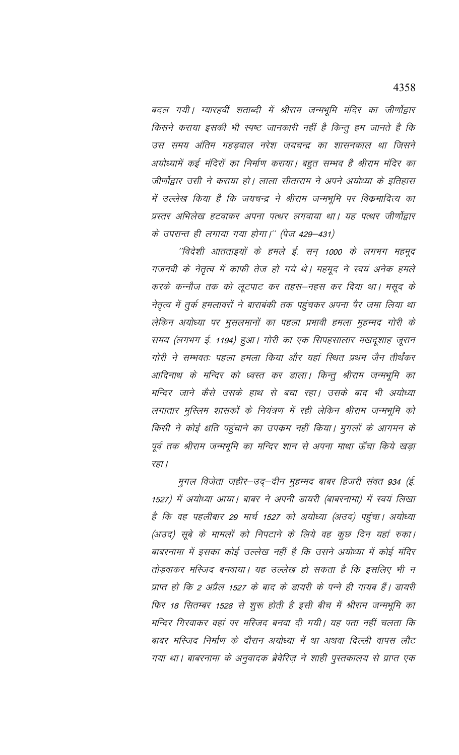*बदल गयी। ग्यारहवीं शताब्दी में श्रीराम जन्मभूमि मंदिर का जीर्णोद्वार किसने कराया इसकी भी स्पष्ट जानकारी नहीं है किन्तु हम जानते है कि उस समय अंतिम गहड़वाल नरेश जयचन्द्र का शासनकाल था जिसने अयोध्यामें कई मंदिरों का निर्माण कराया। बहुत सम्भव है श्रीराम मंदिर का जीर्णोद्वार उसी ने कराया हो। लाला सीताराम ने अपने अयोध्या के इतिहास में उल्लेख किया है कि जयचन्द्र ने श्रीराम जन्मभूमि पर विक्रमादित्य का प्रस्तर अभिलेख हटवाकर अपना पत्थर लगवाया था। यह पत्थर जीर्णोद्वार के उपरान्त ही लगाया गया होगा।'' (पेज 429–431)*

*''विदेशी आतताइयों के हमले ई. सन् 1000 के लगभग महमूद गजनवी के नेतृत्व में काफी तेज हो गये थे। महमूद ने स्वयं अनेक हमले करके कन्नौज तक को लूटपाट कर तहस–नहस कर दिया था। मसूद के नेतृत्व में तुर्क हमलावरों ने बाराबंकी तक पहुंचकर अपना पैर जमा लिया था लेकिन अयोध्या पर मुसलमानों का पहला प्रभावी हमला मुहम्मद गोरी के समय (लगभग ई. 1194) हुआ। गोरी का एक सिपहसालार मखदूशाह जूरान गोरी ने सम्भवतः पहला हमला किया और यहां स्थित प्रथम जैन तीर्थंकर आदिनाथ के मन्दिर को ध्वस्त कर डाला। किन्तु श्रीराम जन्मभूमि का मन्दिर जाने कैसे उसके हाथ से बचा रहा। उसके बाद भी अयोध्या लगातार मुस्लिम शासकों के नियंत्रण में रही लेकिन श्रीराम जन्मभूमि को किसी ने कोई क्षति पहुंचाने का उपक्रम नहीं किया। मुगलों के आगमन के पूर्व तक श्रीराम जन्मभूमि का मन्दिर शान से अपना माथा ऊँचा किये खड़ा रहा।*

*मुगल विजेता जहीर–उद्–दीन मुहम्मद बाबर हिजरी संवत 934 (ई. 1527) में अयोध्या आया। बाबर ने अपनी डायरी (बाबरनामा) में स्वयं लिखा है कि वह पहलीबार 29 मार्च 1527 को अयोध्या (अउद) पहुंचा। अयोध्या (अउद) सूबे के मामलों को निपटाने के लिये वह कुछ दिन यहां रुका। बाबरनामा में इसका कोई उल्लेख नहीं है कि उसने अयोध्या में कोई मंदिर तोड़वाकर मस्जिद बनवाया। यह उल्लेख हो सकता है कि इसलिए भी न प्राप्त हो कि 2 अप्रैल 1527 के बाद के डायरी के पन्ने ही गायब हैं। डायरी फिर 18 सितम्बर 1528 से शुरू होती है इसी बीच में श्रीराम जन्मभूमि का मन्दिर गिरवाकर वहां पर मस्जिद बनवा दी गयी। यह पता नहीं चलता कि बाबर मस्जिद निर्माण के दौरान अयोध्या में था अथवा दिल्ली वापस लौट गया था। बाबरनामा के अनुवादक ब्रेवेरिज़ ने शाही पुस्तकालय से प्राप्त एक*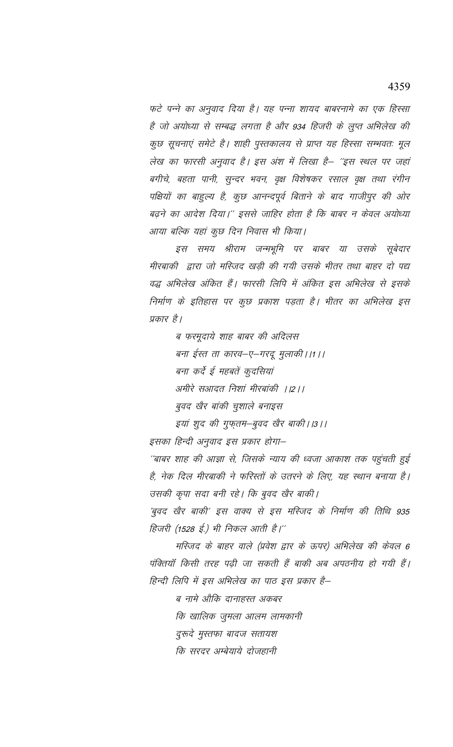*फटे पन्ने का अनुवाद दिया है। यह पन्ना शायद बाबरनामे का एक हिस्सा है जो अयोध्या से सम्बद्ध लगता है और 934 हिजरी के लुप्त अभिलेख की कुछ सूचनाएं समेटे है। शाही पुस्तकालय से प्राप्त यह हिस्सा सम्भवतः मूल लेख का फारसी अनुवाद है। इस अंश में लिखा है– "इस स्थल पर जहां बगीचे, बहता पानी, सुन्दर भवन, वृक्ष विशेषकर रसाल वृक्ष तथा रंगीन पक्षियों का बाहुल्य है, कुछ आनन्दपूर्व बिताने के बाद गाजीपुर की ओर बढ़ने का आदेश दिया।" इससे जाहिर होता है कि बाबर न केवल अयोध्या आया बल्कि यहां कुछ दिन निवास भी किया।*

*इस समय श्रीराम जन्मभूमि पर बाबर या उसके सूबेदार मीरबाकी द्वारा जो मस्जिद खड़ी की गयी उसके भीतर तथा बाहर दो पद्य वद्ध अभिलेख अंकित हैं। फारसी लिपि में अंकित इस अभिलेख से इसके निर्माण के इतिहास पर कुछ प्रकाश पड़ता है। भीतर का अभिलेख इस प्रकार है।*

*ब फरमूदाये शाह बाबर की अदिलस*
*बना ईस्त ता कारव–ए–गरदू मुलाकी।।1।।*
*बना कर्दे ई महबतें कुदसियां*
*अमीरे सआदत निशां मीरबांकी ।।2।।*
*बुवद खैर बांकी चुशाले बनाइस*
*इयां शुद की गुफ्तम–बुवद खैर बाकी।।3।।*

*इसका हिन्दी अनुवाद इस प्रकार होगा–*

*"बाबर शाह की आज्ञा से, जिसके न्याय की ध्वजा आकाश तक पहुंचती हुई है, नेक दिल मीरबाकी ने फरिस्तों के उतरने के लिए, यह स्थान बनाया है। उसकी कृपा सदा बनी रहे। कि बुवद खैर बाकी।*

*'बुवद खैर बाकी' इस वाक्य से इस मस्जिद के निर्माण की तिथि 935 हिजरी (1528 ई.) भी निकल आती है।"*

*मस्जिद के बाहर वाले (प्रवेश द्वार के ऊपर) अभिलेख की केवल 6 पंक्तियाँ किसी तरह पढ़ी जा सकती हैं बाकी अब अपठनीय हो गयी हैं। हिन्दी लिपि में इस अभिलेख का पाठ इस प्रकार है–*

*ब नामे औकि दानाहस्त अकबर*
*कि खालिक जुमला आलम लामकानी*
*दुरूदे मुस्तफा बादज सतायश*
*कि सरदर अम्बेयाये दोजहानी*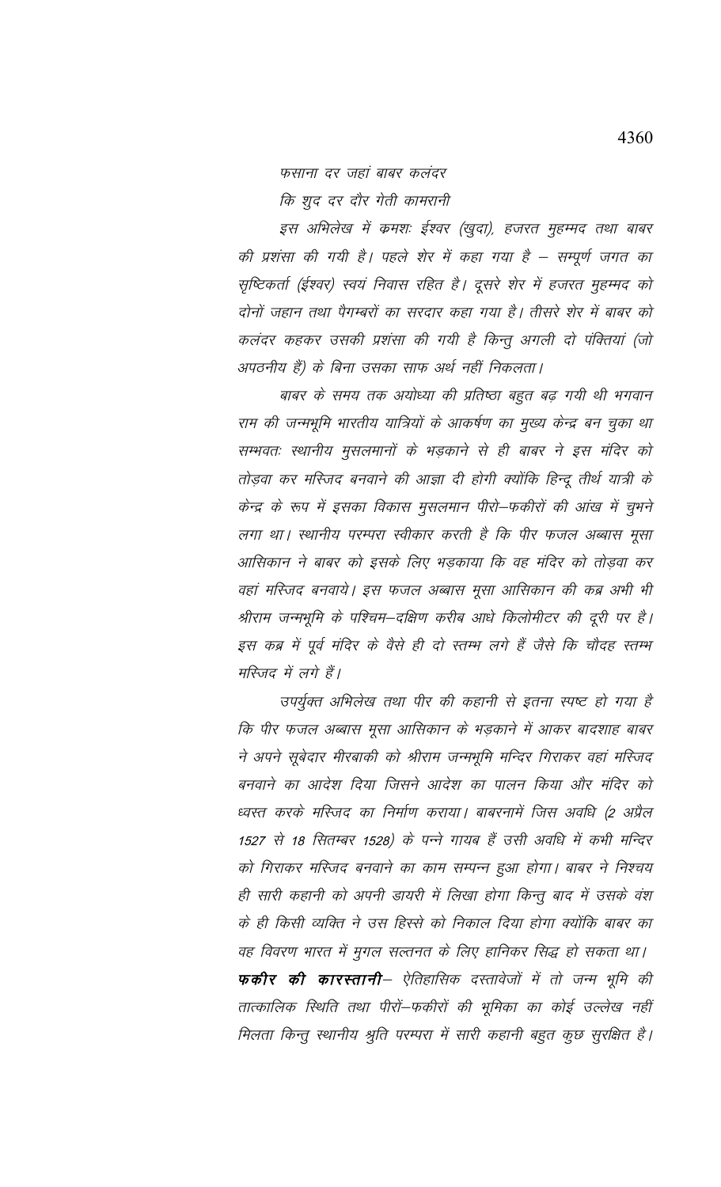*फसाना दर जहां बाबर कलंदर*

*कि शुद दर दौर गेती कामरानी*

*इस अभिलेख में क्रमशः ईश्वर (खुदा), हजरत मुहम्मद तथा बाबर की प्रशंसा की गयी है। पहले शेर में कहा गया है – सम्पूर्ण जगत का सृष्टिकर्ता (ईश्वर) स्वयं निवास रहित है। दूसरे शेर में हजरत मुहम्मद को दोनों जहान तथा पैगम्बरों का सरदार कहा गया है। तीसरे शेर में बाबर को कलंदर कहकर उसकी प्रशंसा की गयी है किन्तु अगली दो पंक्तियां (जो अपठनीय हैं) के बिना उसका साफ अर्थ नहीं निकलता।*

*बाबर के समय तक अयोध्या की प्रतिष्ठा बहुत बढ़ गयी थी भगवान राम की जन्मभूमि भारतीय यात्रियों के आकर्षण का मुख्य केन्द्र बन चुका था सम्भवतः स्थानीय मुसलमानों के भड़काने से ही बाबर ने इस मंदिर को तोड़वा कर मस्जिद बनवाने की आज्ञा दी होगी क्योंकि हिन्दू तीर्थ यात्री के केन्द्र के रूप में इसका विकास मुसलमान पीरो–फकीरों की आंख में चुभने लगा था। स्थानीय परम्परा स्वीकार करती है कि पीर फजल अब्बास मूसा आसिकान ने बाबर को इसके लिए भड़काया कि वह मंदिर को तोड़वा कर वहां मस्जिद बनवाये। इस फजल अब्बास मूसा आसिकान की कब्र अभी भी श्रीराम जन्मभूमि के पश्चिम–दक्षिण करीब आधे किलोमीटर की दूरी पर है। इस कब्र में पूर्व मंदिर के वैसे ही दो स्तम्भ लगे हैं जैसे कि चौदह स्तम्भ मस्जिद में लगे हैं।*

*उपर्युक्त अभिलेख तथा पीर की कहानी से इतना स्पष्ट हो गया है कि पीर फजल अब्बास मूसा आसिकान के भड़काने में आकर बादशाह बाबर ने अपने सूबेदार मीरबाकी को श्रीराम जन्मभूमि मन्दिर गिराकर वहां मस्जिद बनवाने का आदेश दिया जिसने आदेश का पालन किया और मंदिर को ध्वस्त करके मस्जिद का निर्माण कराया। बाबरनामें जिस अवधि (2 अप्रैल 1527 से 18 सितम्बर 1528) के पन्ने गायब हैं उसी अवधि में कभी मन्दिर को गिराकर मस्जिद बनवाने का काम सम्पन्न हुआ होगा। बाबर ने निश्चय ही सारी कहानी को अपनी डायरी में लिखा होगा किन्तु बाद में उसके वंश के ही किसी व्यक्ति ने उस हिस्से को निकाल दिया होगा क्योंकि बाबर का वह विवरण भारत में मुगल सल्तनत के लिए हानिकर सिद्ध हो सकता था।*

***फकीर की कारस्तानी**– ऐतिहासिक दस्तावेजों में तो जन्म भूमि की तात्कालिक स्थिति तथा पीरों–फकीरों की भूमिका का कोई उल्लेख नहीं मिलता किन्तु स्थानीय श्रुति परम्परा में सारी कहानी बहुत कुछ सुरक्षित है।*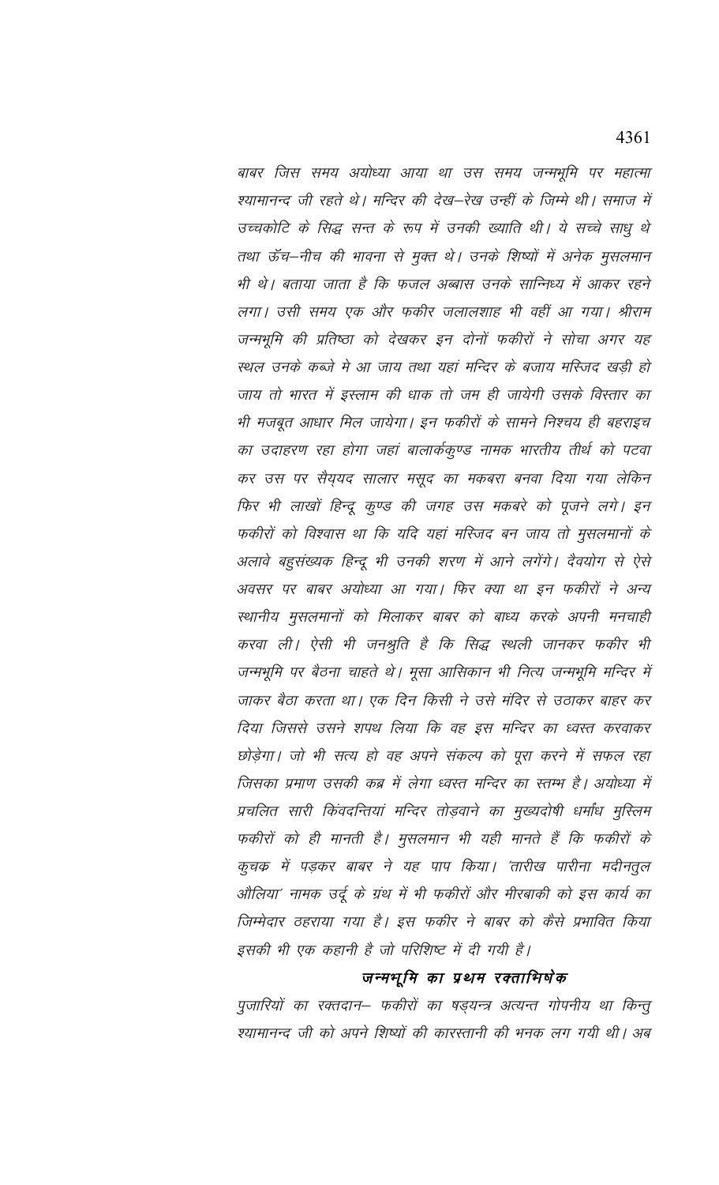बाबर जिस समय अयोध्या आया था उस समय जन्मभूमि पर महात्मा श्यामानन्द जी रहते थे। मन्दिर की देख–रेख उन्हीं के जिम्मे थी। समाज में उच्चकोटि के सिद्ध सन्त के रूप में उनकी ख्याति थी। ये सच्चे साधु थे तथा ऊँच–नीच की भावना से मुक्त थे। उनके शिष्यों में अनेक मुसलमान भी थे। बताया जाता है कि फजल अब्बास उनके सान्निध्य में आकर रहने लगा। उसी समय एक और फकीर जलालशाह भी वहीं आ गया। श्रीराम जन्मभूमि की प्रतिष्ठा को देखकर इन दोनों फकीरों ने सोचा अगर यह स्थल उनके कब्जे मे आ जाय तथा यहां मन्दिर के बजाय मस्जिद खड़ी हो जाय तो भारत में इस्लाम की धाक तो जम ही जायेगी उसके विस्तार का भी मजबूत आधार मिल जायेगा। इन फकीरों के सामने निश्चय ही बहराइच का उदाहरण रहा होगा जहां बालार्ककुण्ड नामक भारतीय तीर्थ को पटवा कर उस पर सैय्यद सालार मसूद का मकबरा बनवा दिया गया लेकिन फिर भी लाखों हिन्दू कुण्ड की जगह उस मकबरे को पूजने लगे। इन फकीरों को विश्वास था कि यदि यहां मस्जिद बन जाय तो मुसलमानों के अलावे बहुसंख्यक हिन्दू भी उनकी शरण में आने लगेंगे। दैवयोग से ऐसे अवसर पर बाबर अयोध्या आ गया। फिर क्या था इन फकीरों ने अन्य स्थानीय मुसलमानों को मिलाकर बाबर को बाध्य करके अपनी मनचाही करवा ली। ऐसी भी जनश्रुति है कि सिद्ध स्थली जानकर फकीर भी जन्मभूमि पर बैठना चाहते थे। मूसा आसिकान भी नित्य जन्मभूमि मन्दिर में जाकर बैठा करता था। एक दिन किसी ने उसे मंदिर से उठाकर बाहर कर दिया जिससे उसने शपथ लिया कि वह इस मन्दिर का ध्वस्त करवाकर छोड़ेगा। जो भी सत्य हो वह अपने संकल्प को पूरा करने में सफल रहा जिसका प्रमाण उसकी कब्र में लेगा ध्वस्त मन्दिर का स्तम्भ है। अयोध्या में प्रचलित सारी किंवदन्तियां मन्दिर तोड़वाने का मुख्यदोषी धर्मांध मुस्लिम फकीरों को ही मानती है। मुसलमान भी यही मानते हैं कि फकीरों के कुचक्र में पड़कर बाबर ने यह पाप किया। 'तारीख पारीना मदीनतुल औलिया' नामक उर्दू के ग्रंथ में भी फकीरों और मीरबाकी को इस कार्य का जिम्मेदार ठहराया गया है। इस फकीर ने बाबर को कैसे प्रभावित किया इसकी भी एक कहानी है जो परिशिष्ट में दी गयी है।

## जन्मभूमि का प्रथम रक्ताभिषेक

पुजारियों का रक्तदान– फकीरों का षड़यन्त्र अत्यन्त गोपनीय था किन्तु श्यामानन्द जी को अपने शिष्यों की कारस्तानी की भनक लग गयी थी। अब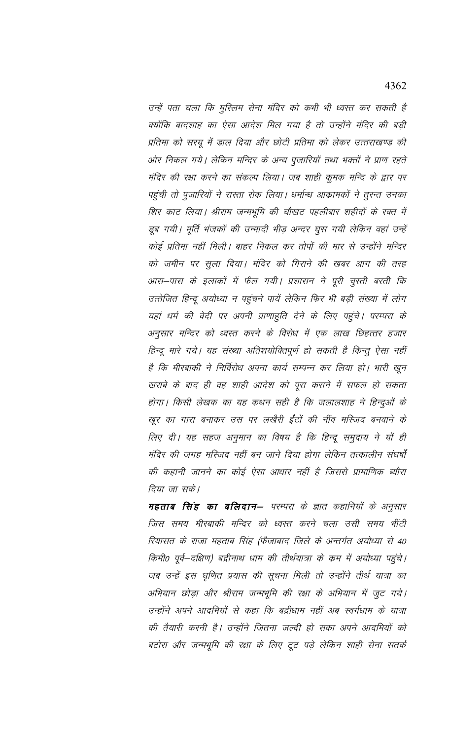*उन्हें पता चला कि मुस्लिम सेना मंदिर को कभी भी ध्वस्त कर सकती है क्योंकि बादशाह का ऐसा आदेश मिल गया है तो उन्होंने मंदिर की बड़ी प्रतिमा को सरयू में डाल दिया और छोटी प्रतिमा को लेकर उत्तराखण्ड की ओर निकल गये। लेकिन मन्दिर के अन्य पुजारियों तथा भक्तों ने प्राण रहते मंदिर की रक्षा करने का संकल्प लिया। जब शाही कुमक मन्दि के द्वार पर पहुंची तो पुजारियों ने रास्ता रोक लिया। धर्मान्ध आक्रामकों ने तुरन्त उनका शिर काट लिया। श्रीराम जन्मभूमि की चौखट पहलीबार शहीदों के रक्त में डूब गयी। मूर्ति भंजकों की उन्मादी भीड़ अन्दर घुस गयी लेकिन वहां उन्हें कोई प्रतिमा नहीं मिली। बाहर निकल कर तोपों की मार से उन्होंने मन्दिर को जमीन पर सुला दिया। मंदिर को गिराने की खबर आग की तरह आस–पास के इलाकों में फैल गयी। प्रशासन ने पूरी चुस्ती बरती कि उत्तेजित हिन्दू अयोध्या न पहुंचने पायें लेकिन फिर भी बड़ी संख्या में लोग यहां धर्म की वेदी पर अपनी प्राणाहुति देने के लिए पहुंचे। परम्परा के अनुसार मन्दिर को ध्वस्त करने के विरोध में एक लाख छिहत्तर हजार हिन्दू मारे गये। यह संख्या अतिशयोक्तिपूर्ण हो सकती है किन्तु ऐसा नहीं है कि मीरबाकी ने निर्विरोध अपना कार्य सम्पन्न कर लिया हो। भारी खून खराबे के बाद ही वह शाही आदेश को पूरा कराने में सफल हो सकता होगा। किसी लेखक का यह कथन सही है कि जलालशाह ने हिन्दुओं के खूर का गारा बनाकर उस पर लखैरी ईंटों की नींव मस्जिद बनवाने के लिए दी। यह सहज अनुमान का विषय है कि हिन्दू समुदाय ने यों ही मंदिर की जगह मस्जिद नहीं बन जाने दिया होगा लेकिन तत्कालीन संघर्षों की कहानी जानने का कोई ऐसा आधार नहीं है जिससे प्रामाणिक ब्यौरा दिया जा सके।*

***महताब सिंह का बलिदान–*** *परम्परा के ज्ञात कहानियों के अनुसार जिस समय मीरबाकी मन्दिर को ध्वस्त करने चला उसी समय भींटी रियासत के राजा महताब सिंह (फैजाबाद जिले के अन्तर्गत अयोध्या से 40 किमी0 पूर्व–दक्षिण) बद्रीनाथ धाम की तीर्थयात्रा के क्रम में अयोध्या पहुंचे। जब उन्हें इस घृणित प्रयास की सूचना मिली तो उन्होंने तीर्थ यात्रा का अभियान छोड़ा और श्रीराम जन्मभूमि की रक्षा के अभियान में जुट गये। उन्होंने अपने आदमियों से कहा कि बद्रीधाम नहीं अब स्वर्गधाम के यात्रा की तैयारी करनी है। उन्होंने जितना जल्दी हो सका अपने आदमियों को बटोरा और जन्मभूमि की रक्षा के लिए टूट पड़े लेकिन शाही सेना सतर्क*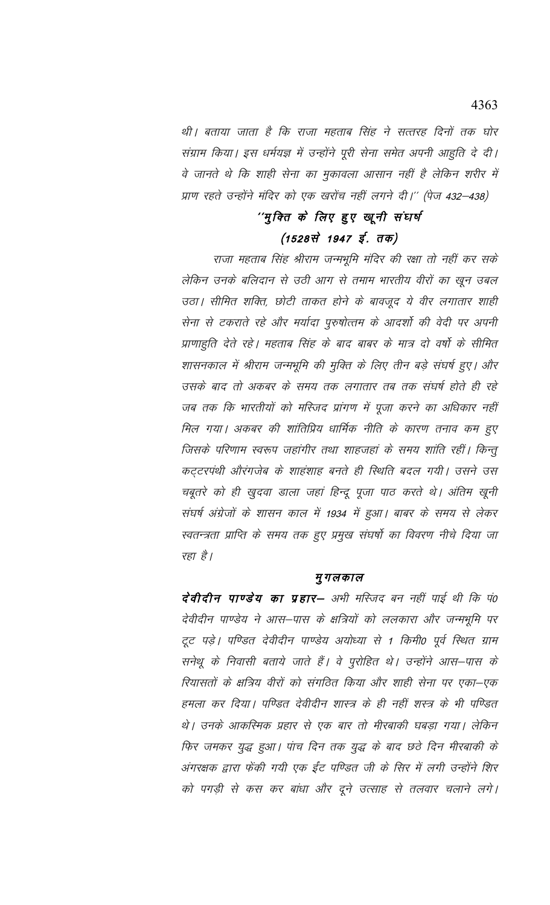*थी। बताया जाता है कि राजा महताब सिंह ने सत्तरह दिनों तक घोर संग्राम किया। इस धर्मयज्ञ में उन्होंने पूरी सेना समेत अपनी आहुति दे दी। वे जानते थे कि शाही सेना का मुकावला आसान नहीं है लेकिन शरीर में प्राण रहते उन्होंने मंदिर को एक खरोंच नहीं लगने दी।'' (पेज 432–438)*

### *''मुक्ति के लिए हुए खूनी संघर्ष (1528से 1947 ई. तक)*

*राजा महताब सिंह श्रीराम जन्मभूमि मंदिर की रक्षा तो नहीं कर सके लेकिन उनके बलिदान से उठी आग से तमाम भारतीय वीरों का खून उबल उठा। सीमित शक्ति, छोटी ताकत होने के बावजूद ये वीर लगातार शाही सेना से टकराते रहे और मर्यादा पुरुषोत्तम के आदर्शों की वेदी पर अपनी प्राणाहुति देते रहे। महताब सिंह के बाद बाबर के मात्र दो वर्षो के सीमित शासनकाल में श्रीराम जन्मभूमि की मुक्ति के लिए तीन बड़े संघर्ष हुए। और उसके बाद तो अकबर के समय तक लगातार तब तक संघर्ष होते ही रहे जब तक कि भारतीयों को मस्जिद प्रांगण में पूजा करने का अधिकार नहीं मिल गया। अकबर की शांतिप्रिय धार्मिक नीति के कारण तनाव कम हुए जिसके परिणाम स्वरूप जहांगीर तथा शाहजहां के समय शांति रहीं। किन्तु कट्टरपंथी औरंगजेब के शाहंशाह बनते ही स्थिति बदल गयी। उसने उस चबूतरे को ही खुदवा डाला जहां हिन्दू पूजा पाठ करते थे। अंतिम खूनी संघर्ष अंग्रेजों के शासन काल में 1934 में हुआ। बाबर के समय से लेकर स्वतन्त्रता प्राप्ति के समय तक हुए प्रमुख संघर्षो का विवरण नीचे दिया जा रहा है।*

#### *मुगलकाल*

***देवीदीन पाण्डेय का प्रहार–** अभी मस्जिद बन नहीं पाई थी कि पं0 देवीदीन पाण्डेय ने आस–पास के क्षत्रियों को ललकारा और जन्मभूमि पर टूट पड़े। पण्डित देवीदीन पाण्डेय अयोध्या से 1 किमी0 पूर्व स्थित ग्राम सनेथू के निवासी बताये जाते हैं। वे पुरोहित थे। उन्होंने आस–पास के रियासतों के क्षत्रिय वीरों को संगठित किया और शाही सेना पर एका–एक हमला कर दिया। पण्डित देवीदीन शास्त्र के ही नहीं शस्त्र के भी पण्डित थे। उनके आकस्मिक प्रहार से एक बार तो मीरबाकी घबड़ा गया। लेकिन फिर जमकर युद्ध हुआ। पांच दिन तक युद्ध के बाद छठे दिन मीरबाकी के अंगरक्षक द्वारा फेंकी गयी एक ईंट पण्डित जी के सिर में लगी उन्होंने शिर को पगड़ी से कस कर बांधा और दूने उत्साह से तलवार चलाने लगे।*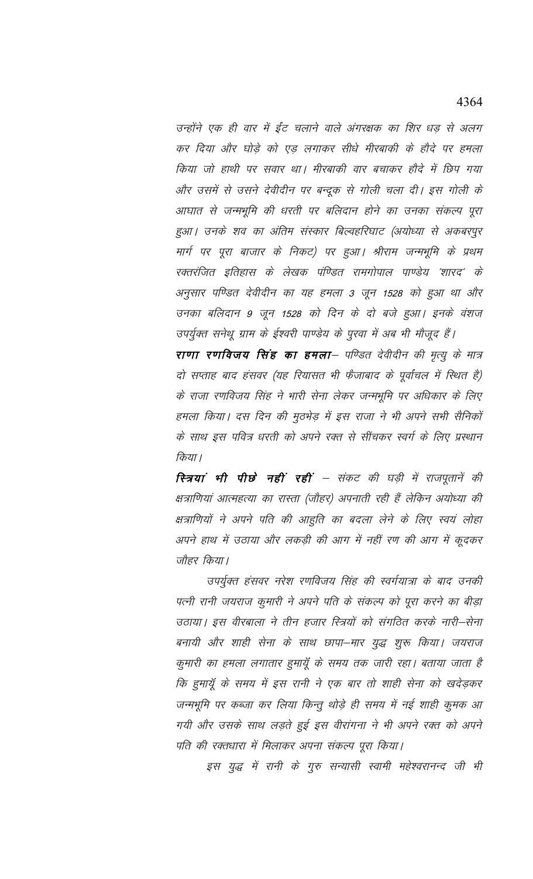*उन्होंने एक ही वार में ईंट चलाने वाले अंगरक्षक का शिर धड़ से अलग कर दिया और घोड़े को एड़ लगाकर सीधे मीरबाकी के हौदे पर हमला किया जो हाथी पर सवार था। मीरबाकी वार बचाकर हौदे में छिप गया और उसमें से उसने देवीदीन पर बन्दूक से गोली चला दी। इस गोली के आघात से जन्मभूमि की धरती पर बलिदान होने का उनका संकल्प पूरा हुआ। उनके शव का अंतिम संस्कार बिल्वहरिघाट (अयोध्या से अकबरपुर मार्ग पर पूरा बाजार के निकट) पर हुआ। श्रीराम जन्मभूमि के प्रथम रक्तरंजित इतिहास के लेखक पंण्डित रामगोपाल पाण्डेय 'शारद' के अनुसार पण्डित देवीदीन का यह हमला 3 जून 1528 को हुआ था और उनका बलिदान 9 जून 1528 को दिन के दो बजे हुआ। इनके वंशज उपर्युक्त सनेथू ग्राम के ईश्वरी पाण्डेय के पुरवा में अब भी मौजूद हैं।*

***राणा रणविजय सिंह का हमला**– पण्डित देवीदीन की मृत्यु के मात्र दो सप्ताह बाद हंसवर (यह रियासत भी फैजाबाद के पूर्वांचल में स्थित है) के राजा रणविजय सिंह ने भारी सेना लेकर जन्मभूमि पर अधिकार के लिए हमला किया। दस दिन की मुठभेड़ में इस राजा ने भी अपने सभी सैनिकों के साथ इस पवित्र धरती को अपने रक्त से सींचकर स्वर्ग के लिए प्रस्थान किया।*

***स्त्रियां भी पीछे नहीं रहीं** – संकट की घड़ी में राजपूतानें की क्षत्राणियां आत्महत्या का रास्ता (जौहर) अपनाती रही हैं लेकिन अयोध्या की क्षत्राणियों ने अपने पति की आहुति का बदला लेने के लिए स्वयं लोहा अपने हाथ में उठाया और लकड़ी की आग में नहीं रण की आग में कूदकर जौहर किया।*

*उपर्युक्त हंसवर नरेश रणविजय सिंह की स्वर्गयात्रा के बाद उनकी पत्नी रानी जयराज कुमारी ने अपने पति के संकल्प को पूरा करने का बीड़ा उठाया। इस वीरबाला ने तीन हजार स्त्रियों को संगठित करके नारी–सेना बनायी और शाही सेना के साथ छापा–मार युद्ध शुरू किया। जयराज कुमारी का हमला लगातार हुमायूँ के समय तक जारी रहा। बताया जाता है कि हुमायूँ के समय में इस रानी ने एक बार तो शाही सेना को खदेड़कर जन्मभूमि पर कब्जा कर लिया किन्तु थोड़े ही समय में नई शाही कुमक आ गयी और उसके साथ लड़ते हुई इस वीरांगना ने भी अपने रक्त को अपने पति की रक्तधारा में मिलाकर अपना संकल्प पूरा किया।*

*इस युद्ध में रानी के गुरु सन्यासी स्वामी महेश्वरानन्द जी भी*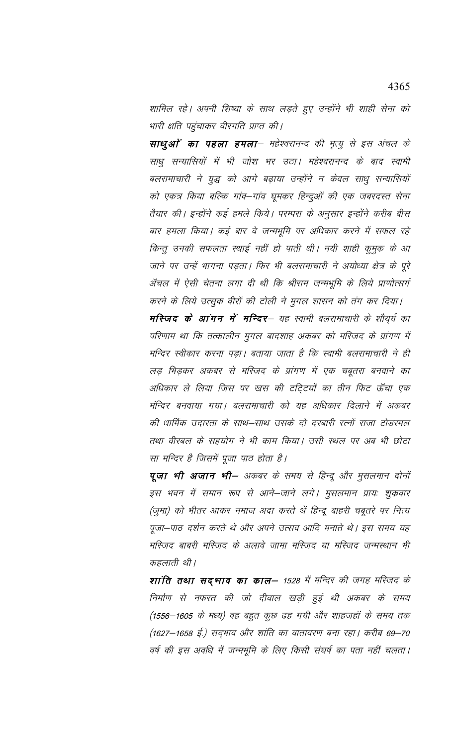*शामिल रहे। अपनी शिष्या के साथ लड़ते हुए उन्होंने भी शाही सेना को भारी क्षति पहुंचाकर वीरगति प्राप्त की।*

***साधुओं का पहला हमला***– *महेश्वरानन्द की मृत्यु से इस अंचल के साधु सन्यासियों में भी जोश भर उठा। महेश्वरानन्द के बाद स्वामी बलरामाचारी ने युद्ध को आगे बढ़ाया उन्होंने न केवल साधु सन्यासियों को एकत्र किया बल्कि गांव–गांव घूमकर हिन्दुओं की एक जबरदस्त सेना तैयार की। इन्होंने कई हमले किये। परम्परा के अनुसार इन्होंने करीब बीस बार हमला किया। कई बार वे जन्मभूमि पर अधिकार करने में सफल रहे किन्तु उनकी सफलता स्थाई नहीं हो पाती थी। नयी शाही कुमुक के आ जाने पर उन्हें भागना पड़ता। फिर भी बलरामाचारी ने अयोध्या क्षेत्र के पूरे अँचल में ऐसी चेतना लगा दी थी कि श्रीराम जन्मभूमि के लिये प्राणोत्सर्ग करने के लिये उत्सुक वीरों की टोली ने मुगल शासन को तंग कर दिया।*

***मस्जिद के आंगन में मन्दिर***– *यह स्वामी बलरामाचारी के शौर्य का परिणाम था कि तत्कालीन मुगल बादशाह अकबर को मस्जिद के प्रांगण में मन्दिर स्वीकार करना पड़ा। बताया जाता है कि स्वामी बलरामाचारी ने ही लड़ भिड़कर अकबर से मस्जिद के प्रांगण में एक चबूतरा बनवाने का अधिकार ले लिया जिस पर खस की टट्टियों का तीन फिट ऊँचा एक मंन्दिर बनवाया गया। बलरामाचारी को यह अधिकार दिलाने में अकबर की धार्मिक उदारता के साथ–साथ उसके दो दरबारी रत्नों राजा टोडरमल तथा बीरबल के सहयोग ने भी काम किया। उसी स्थल पर अब भी छोटा सा मन्दिर है जिसमें पूजा पाठ होता है।*

***पूजा भी अजान भी***– *अकबर के समय से हिन्दू और मुसलमान दोनों इस भवन में समान रूप से आने–जाने लगे। मुसलमान प्रायः शुक्रवार (जुमा) को भीतर आकर नमाज अदा करते थें हिन्दू बाहरी चबूतरे पर नित्य पूजा–पाठ दर्शन करते थे और अपने उत्सव आदि मनाते थे। इस समय यह मस्जिद बाबरी मस्जिद के अलावे जामा मस्जिद या मस्जिद जन्मस्थान भी कहलाती थी।*

***शांति तथा सद्भाव का काल***– *1528 में मन्दिर की जगह मस्जिद के निर्माण से नफरत की जो दीवाल खड़ी हुई थी अकबर के समय (1556–1605 के मध्य) वह बहुत कुछ ढह गयी और शाहजहॉ के समय तक (1627–1658 ई.) सद्भाव और शांति का वातावरण बना रहा। करीब 69–70 वर्ष की इस अवधि में जन्मभूमि के लिए किसी संघर्ष का पता नहीं चलता।*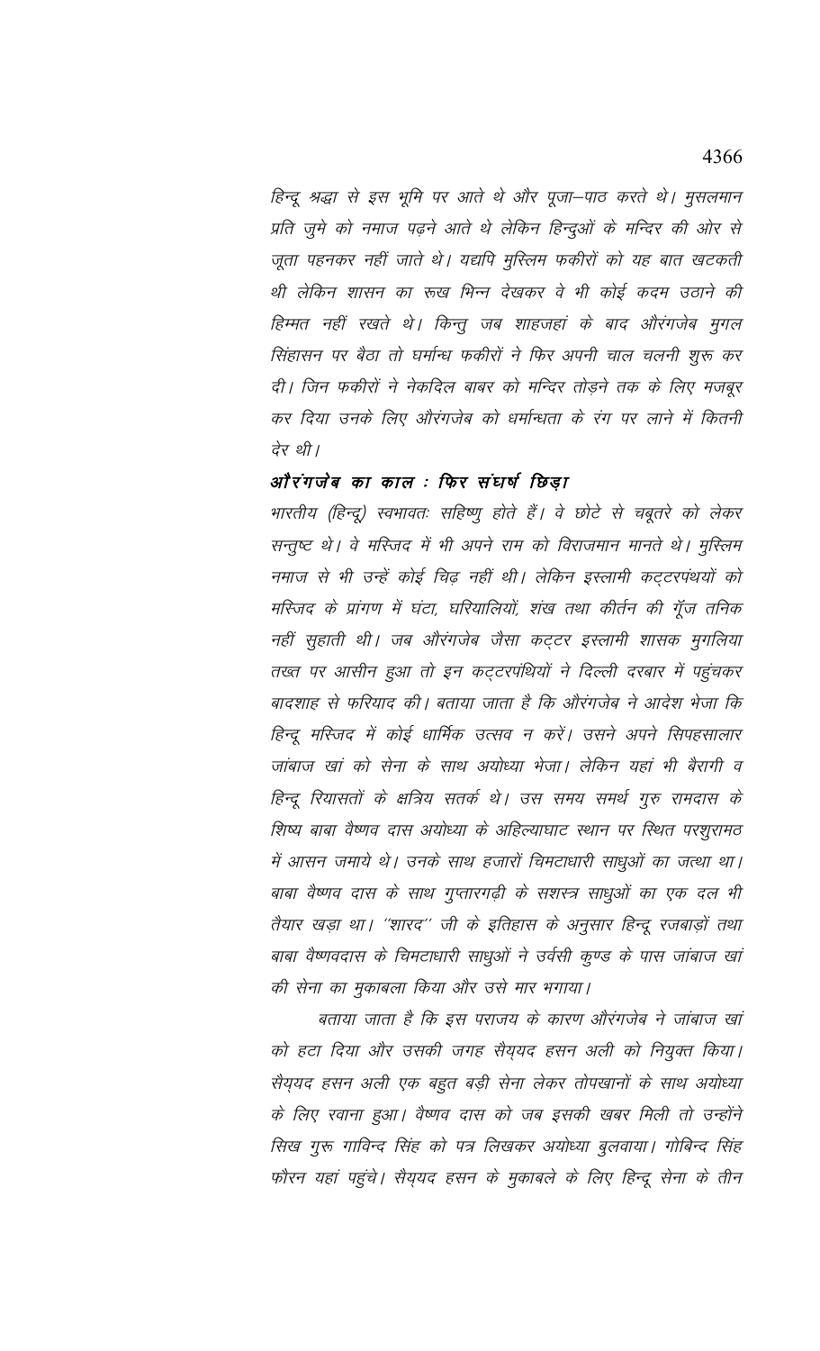*हिन्दू श्रद्धा से इस भूमि पर आते थे और पूजा–पाठ करते थे। मुसलमान प्रति जुमे को नमाज पढ़ने आते थे लेकिन हिन्दुओं के मन्दिर की ओर से जूता पहनकर नहीं जाते थे। यद्यपि मुस्लिम फकीरों को यह बात खटकती थी लेकिन शासन का रूख भिन्न देखकर वे भी कोई कदम उठाने की हिम्मत नहीं रखते थे। किन्तु जब शाहजहां के बाद औरंगजेब मुगल सिंहासन पर बैठा तो धर्मान्ध फकीरों ने फिर अपनी चाल चलनी शुरू कर दी। जिन फकीरों ने नेकदिल बाबर को मन्दिर तोड़ने तक के लिए मजबूर कर दिया उनके लिए औरंगजेब को धर्मान्धता के रंग पर लाने में कितनी देर थी।*

***औरंगजेब का काल : फिर संघर्ष छिड़ा***

*भारतीय (हिन्दू) स्वभावतः सहिष्णु होते हैं। वे छोटे से चबूतरे को लेकर सन्तुष्ट थे। वे मस्जिद में भी अपने राम को विराजमान मानते थे। मुस्लिम नमाज से भी उन्हें कोई चिढ़ नहीं थी। लेकिन इस्लामी कट्टरपंथियों को मस्जिद के प्रांगण में घंटा, घरियालियों, शंख तथा कीर्तन की गूँज तनिक नहीं सुहाती थी। जब औरंगजेब जैसा कट्टर इस्लामी शासक मुगलिया तख्त पर आसीन हुआ तो इन कट्टरपंथियों ने दिल्ली दरबार में पहुंचकर बादशाह से फरियाद की। बताया जाता है कि औरंगजेब ने आदेश भेजा कि हिन्दू मस्जिद में कोई धार्मिक उत्सव न करें। उसने अपने सिपहसालार जांबाज खां को सेना के साथ अयोध्या भेजा। लेकिन यहां भी बैरागी व हिन्दू रियासतों के क्षत्रिय सतर्क थे। उस समय समर्थ गुरु रामदास के शिष्य बाबा वैष्णव दास अयोध्या के अहिल्याघाट स्थान पर स्थित परशुरामठ में आसन जमाये थे। उनके साथ हजारों चिमटाधारी साधुओं का जत्था था। बाबा वैष्णव दास के साथ गुप्तारगढ़ी के सशस्त्र साधुओं का एक दल भी तैयार खड़ा था। "शारद" जी के इतिहास के अनुसार हिन्दू रजबाड़ों तथा बाबा वैष्णवदास के चिमटाधारी साधुओं ने उर्वसी कुण्ड के पास जांबाज खां की सेना का मुकाबला किया और उसे मार भगाया।*

*बताया जाता है कि इस पराजय के कारण औरंगजेब ने जांबाज खां को हटा दिया और उसकी जगह सैय्यद हसन अली को नियुक्त किया। सैय्यद हसन अली एक बहुत बड़ी सेना लेकर तोपखानों के साथ अयोध्या के लिए रवाना हुआ। वैष्णव दास को जब इसकी खबर मिली तो उन्होंने सिख गुरू गाविन्द सिंह को पत्र लिखकर अयोध्या बुलवाया। गोबिन्द सिंह फौरन यहां पहुंचे। सैय्यद हसन के मुकाबले के लिए हिन्दू सेना के तीन*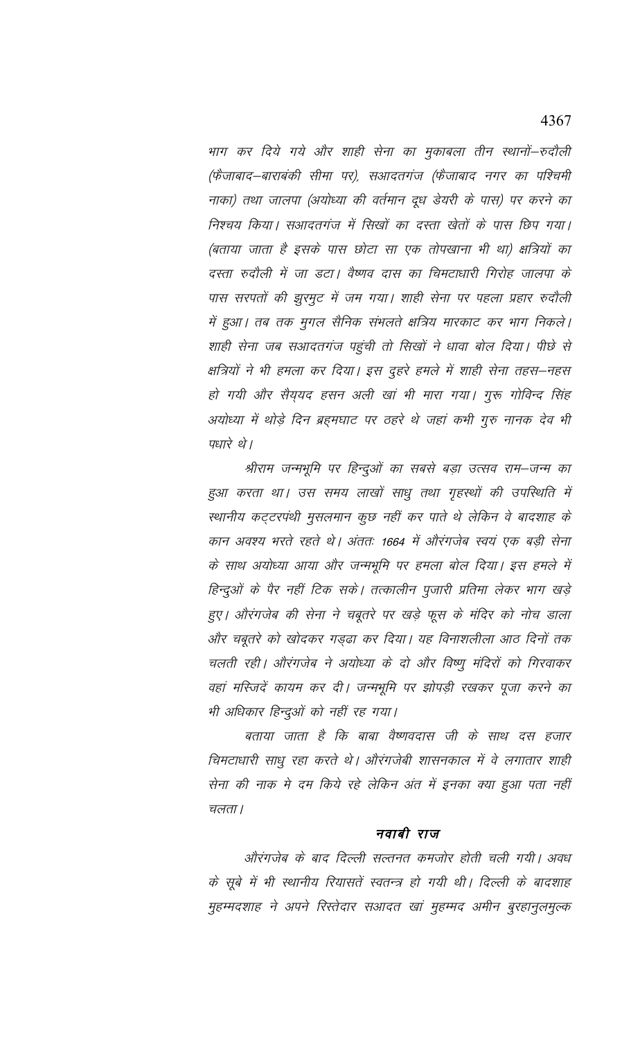भाग कर दिये गये और शाही सेना का मुकाबला तीन स्थानों–रुदौली (फैजाबाद–बाराबंकी सीमा पर), सआदतगंज (फैजाबाद नगर का पश्चिमी नाका) तथा जालपा (अयोध्या की वर्तमान दूध डेयरी के पास) पर करने का निश्चय किया। सआदतगंज में सिखों का दस्ता खेतों के पास छिप गया। (बताया जाता है इसके पास छोटा सा एक तोपखाना भी था) क्षत्रियों का दस्ता रुदौली में जा डटा। वैष्णव दास का चिमटाधारी गिरोह जालपा के पास सरपतों की झुरमुट में जम गया। शाही सेना पर पहला प्रहार रुदौली में हुआ। तब तक मुगल सैनिक संभलते क्षत्रिय मारकाट कर भाग निकले। शाही सेना जब सआदतगंज पहुंची तो सिखों ने धावा बोल दिया। पीछे से क्षत्रियों ने भी हमला कर दिया। इस दुहरे हमले में शाही सेना तहस–नहस हो गयी और सैय्यद हसन अली खां भी मारा गया। गुरू गोविन्द सिंह अयोध्या में थोड़े दिन ब्रह्मघाट पर ठहरे थे जहां कभी गुरु नानक देव भी पधारे थे।

श्रीराम जन्मभूमि पर हिन्दुओं का सबसे बड़ा उत्सव राम–जन्म का हुआ करता था। उस समय लाखों साधु तथा गृहस्थों की उपस्थिति में स्थानीय कट्टरपंथी मुसलमान कुछ नहीं कर पाते थे लेकिन वे बादशाह के कान अवश्य भरते रहते थे। अंततः 1664 में औरंगजेब स्वयं एक बड़ी सेना के साथ अयोध्या आया और जन्मभूमि पर हमला बोल दिया। इस हमले में हिन्दुओं के पैर नहीं टिक सके। तत्कालीन पुजारी प्रतिमा लेकर भाग खड़े हुए। औरंगजेब की सेना ने चबूतरे पर खड़े फूस के मंदिर को नोच डाला और चबूतरे को खोदकर गड्ढा कर दिया। यह विनाशलीला आठ दिनों तक चलती रही। औरंगजेब ने अयोध्या के दो और विष्णु मंदिरों को गिरवाकर वहां मस्जिदें कायम कर दी। जन्मभूमि पर झोपड़ी रखकर पूजा करने का भी अधिकार हिन्दुओं को नहीं रह गया।

बताया जाता है कि बाबा वैष्णवदास जी के साथ दस हजार चिमटाधारी साधु रहा करते थे। औरंगजेबी शासनकाल में वे लगातार शाही सेना की नाक मे दम किये रहे लेकिन अंत में इनका क्या हुआ पता नहीं चलता।

## नवाबी राज

औरंगजेब के बाद दिल्ली सल्तनत कमजोर होती चली गयी। अवध के सूबे में भी स्थानीय रियासतें स्वतन्त्र हो गयी थी। दिल्ली के बादशाह मुहम्मदशाह ने अपने रिस्तेदार सआदत खां मुहम्मद अमीन बुरहानुलमुल्क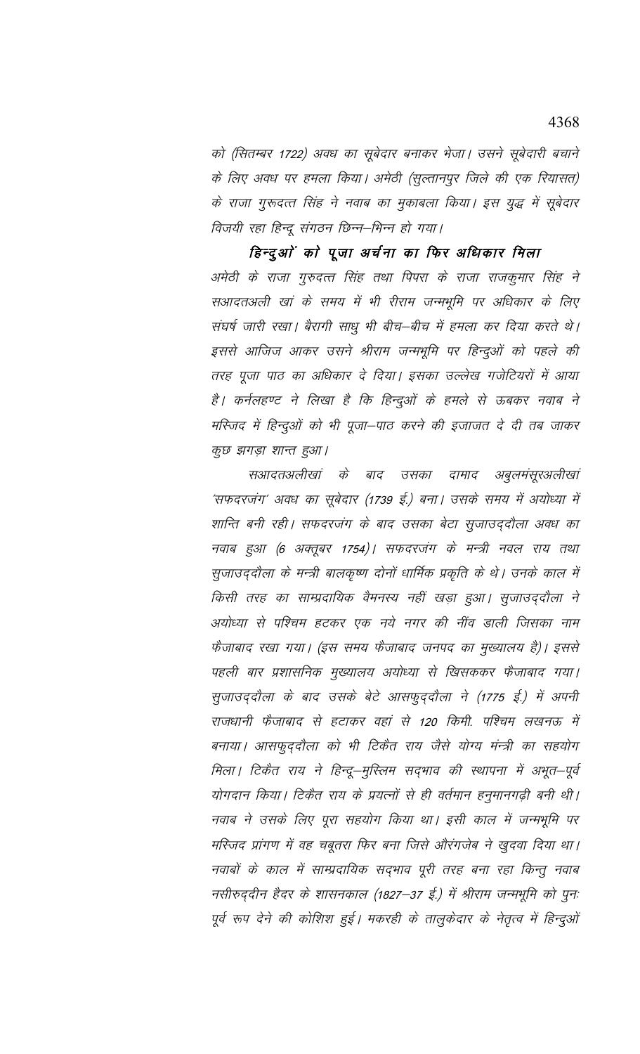को (सितम्बर 1722) अवध का सूबेदार बनाकर भेजा। उसने सूबेदारी बचाने के लिए अवध पर हमला किया। अमेठी (सुल्तानपुर जिले की एक रियासत) के राजा गुरूदत्त सिंह ने नवाब का मुकाबला किया। इस युद्ध में सूबेदार विजयी रहा हिन्दू संगठन छिन्न–भिन्न हो गया।

## हिन्दुओं को पूजा अर्चना का फिर अधिकार मिला

अमेठी के राजा गुरुदत्त सिंह तथा पिपरा के राजा राजकुमार सिंह ने सआदतअली खां के समय में भी रीराम जन्मभूमि पर अधिकार के लिए संघर्ष जारी रखा। बैरागी साधु भी बीच–बीच में हमला कर दिया करते थे। इससे आजिज आकर उसने श्रीराम जन्मभूमि पर हिन्दुओं को पहले की तरह पूजा पाठ का अधिकार दे दिया। इसका उल्लेख गजेटियरों में आया है। कर्नलहण्ट ने लिखा है कि हिन्दुओं के हमले से ऊबकर नवाब ने मस्जिद में हिन्दुओं को भी पूजा–पाठ करने की इजाजत दे दी तब जाकर कुछ झगड़ा शान्त हुआ।

सआदतअलीखां के बाद उसका दामाद अबुलमंसूरअलीखां 'सफदरजंग' अवध का सूबेदार (1739 ई.) बना। उसके समय में अयोध्या में शान्ति बनी रही। सफदरजंग के बाद उसका बेटा सुजाउद्दौला अवध का नवाब हुआ (6 अक्तूबर 1754)। सफदरजंग के मन्त्री नवल राय तथा सुजाउद्दौला के मन्त्री बालकृष्ण दोनों धार्मिक प्रकृति के थे। उनके काल में किसी तरह का साम्प्रदायिक वैमनस्य नहीं खड़ा हुआ। सुजाउद्दौला ने अयोध्या से पश्चिम हटकर एक नये नगर की नींव डाली जिसका नाम फैजाबाद रखा गया। (इस समय फैजाबाद जनपद का मुख्यालय है)। इससे पहली बार प्रशासनिक मुख्यालय अयोध्या से खिसककर फैजाबाद गया। सुजाउद्दौला के बाद उसके बेटे आसफुद्दौला ने (1775 ई.) में अपनी राजधानी फैजाबाद से हटाकर वहां से 120 किमी. पश्चिम लखनऊ में बनाया। आसफुद्दौला को भी टिकैत राय जैसे योग्य मंत्री का सहयोग मिला। टिकैत राय ने हिन्दू–मुस्लिम सद्भाव की स्थापना में अभूत–पूर्व योगदान किया। टिकैत राय के प्रयत्नों से ही वर्तमान हनुमानगढ़ी बनी थी। नवाब ने उसके लिए पूरा सहयोग किया था। इसी काल में जन्मभूमि पर मस्जिद प्रांगण में वह चबूतरा फिर बना जिसे औरंगजेब ने खुदवा दिया था। नवाबों के काल में साम्प्रदायिक सद्भाव पूरी तरह बना रहा किन्तु नवाब नसीरुद्दीन हैदर के शासनकाल (1827–37 ई.) में श्रीराम जन्मभूमि को पुनः पूर्व रूप देने की कोशिश हुई। मकरही के तालुकेदार के नेतृत्व में हिन्दुओं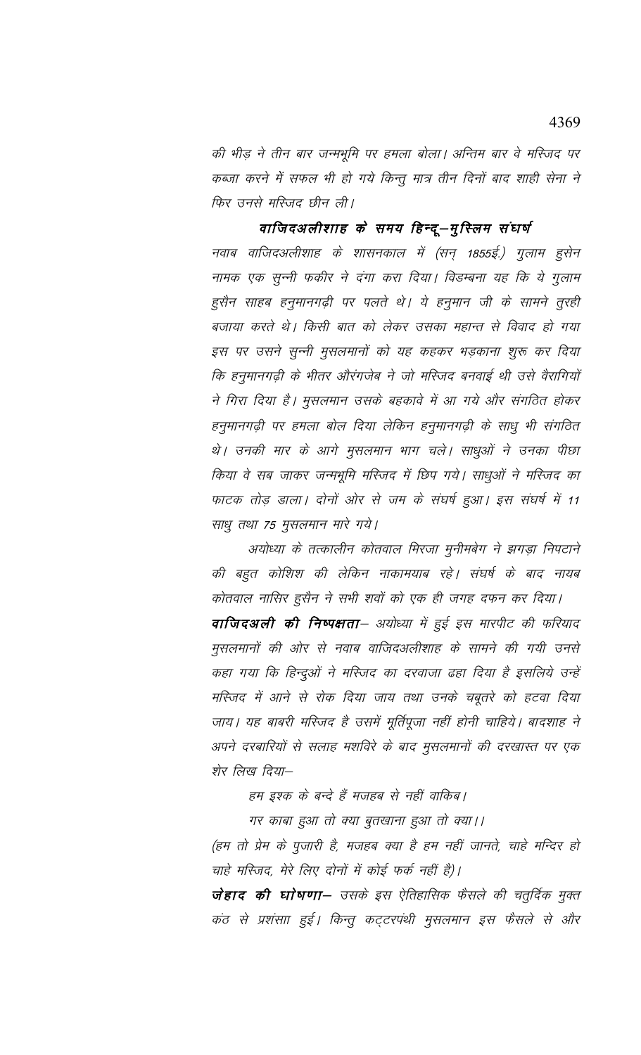*की भीड़ ने तीन बार जन्मभूमि पर हमला बोला। अन्तिम बार वे मस्जिद पर कब्जा करने में सफल भी हो गये किन्तु मात्र तीन दिनों बाद शाही सेना ने फिर उनसे मस्जिद छीन ली।*

## *वाजिदअलीशाह के समय हिन्दू–मुस्लिम संघर्ष*

*नवाब वाजिदअलीशाह के शासनकाल में (सन् 1855ई.) गुलाम हुसेन नामक एक सुन्नी फकीर ने दंगा करा दिया। विडम्बना यह कि ये गुलाम हुसैन साहब हनुमानगढ़ी पर पलते थे। ये हनुमान जी के सामने तुरही बजाया करते थे। किसी बात को लेकर उसका महान्त से विवाद हो गया इस पर उसने सुन्नी मुसलमानों को यह कहकर भड़काना शुरू कर दिया कि हनुमानगढ़ी के भीतर औरंगजेब ने जो मस्जिद बनवाई थी उसे वैरागियों ने गिरा दिया है। मुसलमान उसके बहकावे में आ गये और संगठित होकर हनुमानगढ़ी पर हमला बोल दिया लेकिन हनुमानगढ़ी के साधु भी संगठित थे। उनकी मार के आगे मुसलमान भाग चले। साधुओं ने उनका पीछा किया वे सब जाकर जन्मभूमि मस्जिद में छिप गये। साधुओं ने मस्जिद का फाटक तोड़ डाला। दोनों ओर से जम के संघर्ष हुआ। इस संघर्ष में 11 साधु तथा 75 मुसलमान मारे गये।*

*अयोध्या के तत्कालीन कोतवाल मिरजा मुनीमबेग ने झगड़ा निपटाने की बहुत कोशिश की लेकिन नाकामयाब रहे। संघर्ष के बाद नायब कोतवाल नासिर हुसैन ने सभी शवों को एक ही जगह दफन कर दिया।*

***वाजिदअली की निष्पक्षता***– *अयोध्या में हुई इस मारपीट की फरियाद मुसलमानों की ओर से नवाब वाजिदअलीशाह के सामने की गयी उनसे कहा गया कि हिन्दुओं ने मस्जिद का दरवाजा ढहा दिया है इसलिये उन्हें मस्जिद में आने से रोक दिया जाय तथा उनके चबूतरे को हटवा दिया जाय। यह बाबरी मस्जिद है उसमें मूर्तिपूजा नहीं होनी चाहिये। बादशाह ने अपने दरबारियों से सलाह मशविरे के बाद मुसलमानों की दरखास्त पर एक शेर लिख दिया–*

*हम इश्क के बन्दे हैं मजहब से नहीं वाकिब।*

*गर काबा हुआ तो क्या बुतखाना हुआ तो क्या।।*

*(हम तो प्रेम के पुजारी है, मजहब क्या है हम नहीं जानते, चाहे मन्दिर हो चाहे मस्जिद, मेरे लिए दोनों में कोई फर्क नहीं है)।*

***जेहाद की घोषणा***– *उसके इस ऐतिहासिक फैसले की चतुर्दिक मुक्त कंठ से प्रशंसाा हुई। किन्तु कट्टरपंथी मुसलमान इस फैसले से और*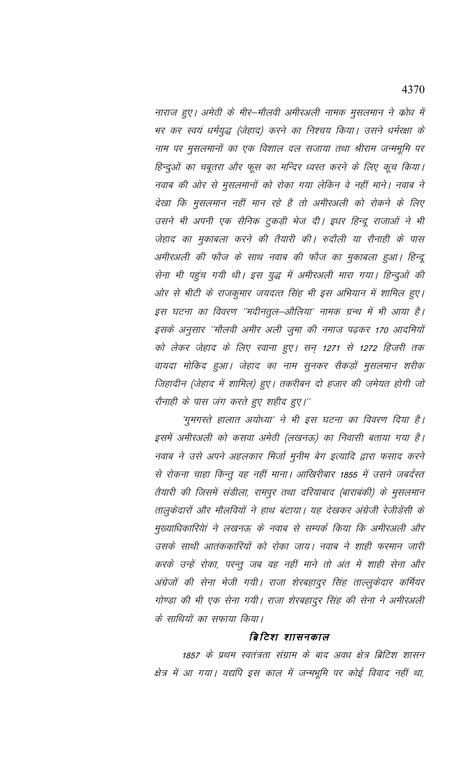*नाराज हुए। अमेठी के मीर–मौलवी अमीरअली नामक मुसलमान ने क्रोध में भर कर स्वयं धर्मयुद्ध (जेहाद) करने का निश्चय किया। उसने धर्मरक्षा के नाम पर मुसलमानों का एक विशाल दल सजाया तथा श्रीराम जन्मभूमि पर हिन्दुओं का चबूतरा और फूस का मन्दिर ध्वस्त करने के लिए कूच किया। नवाब की ओर से मुसलमानों को रोका गया लेकिन वे नहीं माने। नवाब ने देखा कि मुसलमान नहीं मान रहे है तो अमीरअली को रोकने के लिए उसने भी अपनी एक सैनिक टुकड़ी भेज दी। इधर हिन्दू राजाओं ने भी जेहाद का मुकाबला करने की तैयारी की। रुदौली या रौनाही के पास अमीरअली की फौज के साथ नवाब की फौज का मुकाबला हुआ। हिन्दू सेना भी पहुंच गयी थी। इस युद्ध में अमीरअली मारा गया। हिन्दुओं की ओर से भीटी के राजकुमार जयदत्त सिंह भी इस अभियान में शामिल हुए। इस घटना का विवरण ''मदीनतुल–औलिया' नामक ग्रन्थ में भी आया है। इसके अनुसार ''मौलवी अमीर अली जुमा की नमाज पढ़कर 170 आदमियों को लेकर जेहाद के लिए रवाना हुए। सन् 1271 से 1272 हिजरी तक वायदा मोकिद हुआ। जेहाद का नाम सुनकर सैकड़ों मुसलमान शरीक जिहादीन (जेहाद में शामिल) हुए। तकरीबन दो हजार की जमेयत होगी जो रौनाही के पास जंग करते हुए शहीद हुए।''*

*'गुमगस्ते हालात अयोध्या' ने भी इस घटना का विवरण दिया है। इसमें अमीरअली को कसवा अमेठी (लखनऊ) का निवासी बताया गया है। नवाब ने उसे अपने अहलकार मिर्जा मुनीम बेग इत्यादि द्वारा फसाद करने से रोकना चाहा किन्तु वह नहीं माना। आखिरीबार 1855 में उसने जबर्दस्त तैयारी की जिसमें संडीला, रामपुर तथा दरियाबाद (बाराबंकी) के मुसलमान तालुकेदारों और मौलवियों ने हाथ बंटाया। यह देखकर अंग्रेजी रेजीडेंसी के मुख्याधिकारियों ने लखनऊ के नवाब से सम्पर्क किया कि अमीरअली और उसके साथी आतंककारियों को रोका जाय। नवाब ने शाही फरमान जारी करके उन्हें रोका, परन्तु जब वह नहीं माने तो अंत में शाही सेना और अंग्रेजों की सेना भेजी गयी। राजा शेरबहादुर सिंह ताल्लुकेदार कर्मियर गोण्डा की भी एक सेना गयी। राजा शेरबहादुर सिंह की सेना ने अमीरअली के साथियों का सफाया किया।*

### *ब्रिटिश शासनकाल*

*1857 के प्रथम स्वतंत्रता संग्राम के बाद अवध क्षेत्र ब्रिटिश शासन क्षेत्र में आ गया। यद्यपि इस काल में जन्मभूमि पर कोई विवाद नहीं था,*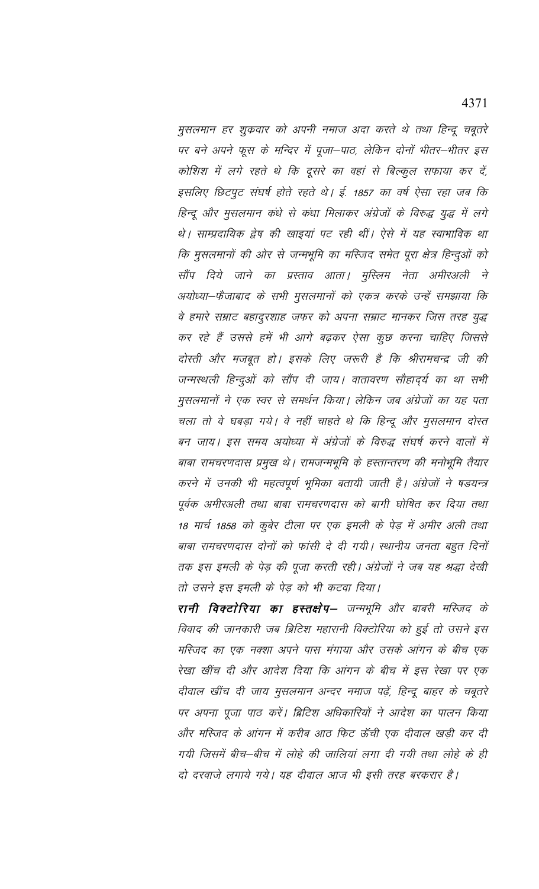*मुसलमान हर शुक्रवार को अपनी नमाज अदा करते थे तथा हिन्दू चबूतरे पर बने अपने फूस के मन्दिर में पूजा–पाठ, लेकिन दोनों भीतर–भीतर इस कोशिश में लगे रहते थे कि दूसरे का वहां से बिल्कुल सफाया कर दें, इसलिए छिटपुट संघर्ष होते रहते थे। ई. 1857 का वर्ष ऐसा रहा जब कि हिन्दू और मुसलमान कंधे से कंधा मिलाकर अंग्रेजों के विरुद्ध युद्ध में लगे थे। साम्प्रदायिक द्वेष की खाइयां पट रही थीं। ऐसे में यह स्वाभाविक था कि मुसलमानों की ओर से जन्मभूमि का मस्जिद समेत पूरा क्षेत्र हिन्दुओं को सौंप दिये जाने का प्रस्ताव आता। मुस्लिम नेता अमीरअली ने अयोध्या–फैजाबाद के सभी मुसलमानों को एकत्र करके उन्हें समझाया कि वे हमारे सम्राट बहादुरशाह जफर को अपना सम्राट मानकर जिस तरह युद्ध कर रहे हैं उससे हमें भी आगे बढ़कर ऐसा कुछ करना चाहिए जिससे दोस्ती और मजबूत हो। इसके लिए जरूरी है कि श्रीरामचन्द्र जी की जन्मस्थली हिन्दुओं को सौंप दी जाय। वातावरण सौहार्द्य का था सभी मुसलमानों ने एक स्वर से समर्थन किया। लेकिन जब अंग्रेजों का यह पता चला तो वे घबड़ा गये। वे नहीं चाहते थे कि हिन्दू और मुसलमान दोस्त बन जाय। इस समय अयोध्या में अंग्रेजों के विरुद्ध संघर्ष करने वालों में बाबा रामचरणदास प्रमुख थे। रामजन्मभूमि के हस्तान्तरण की मनोभूमि तैयार करने में उनकी भी महत्वपूर्ण भूमिका बतायी जाती है। अंग्रेजों ने षडयन्त्र पूर्वक अमीरअली तथा बाबा रामचरणदास को बागी घोषित कर दिया तथा 18 मार्च 1858 को कुबेर टीला पर एक इमली के पेड़ में अमीर अली तथा बाबा रामचरणदास दोनों को फांसी दे दी गयी। स्थानीय जनता बहुत दिनों तक इस इमली के पेड़ की पूजा करती रही। अंग्रेजों ने जब यह श्रद्धा देखी तो उसने इस इमली के पेड़ को भी कटवा दिया।*

***रानी विक्टोरिया का हस्तक्षेप–*** *जन्मभूमि और बाबरी मस्जिद के विवाद की जानकारी जब ब्रिटिश महारानी विक्टोरिया को हुई तो उसने इस मस्जिद का एक नक्शा अपने पास मंगाया और उसके आंगन के बीच एक रेखा खींच दी और आदेश दिया कि आंगन के बीच में इस रेखा पर एक दीवाल खींच दी जाय मुसलमान अन्दर नमाज पढ़ें, हिन्दू बाहर के चबूतरे पर अपना पूजा पाठ करें। ब्रिटिश अधिकारियों ने आदेश का पालन किया और मस्जिद के आंगन में करीब आठ फिट ऊँची एक दीवाल खड़ी कर दी गयी जिसमें बीच–बीच में लोहे की जालियां लगा दी गयी तथा लोहे के ही दो दरवाजे लगाये गये। यह दीवाल आज भी इसी तरह बरकरार है।*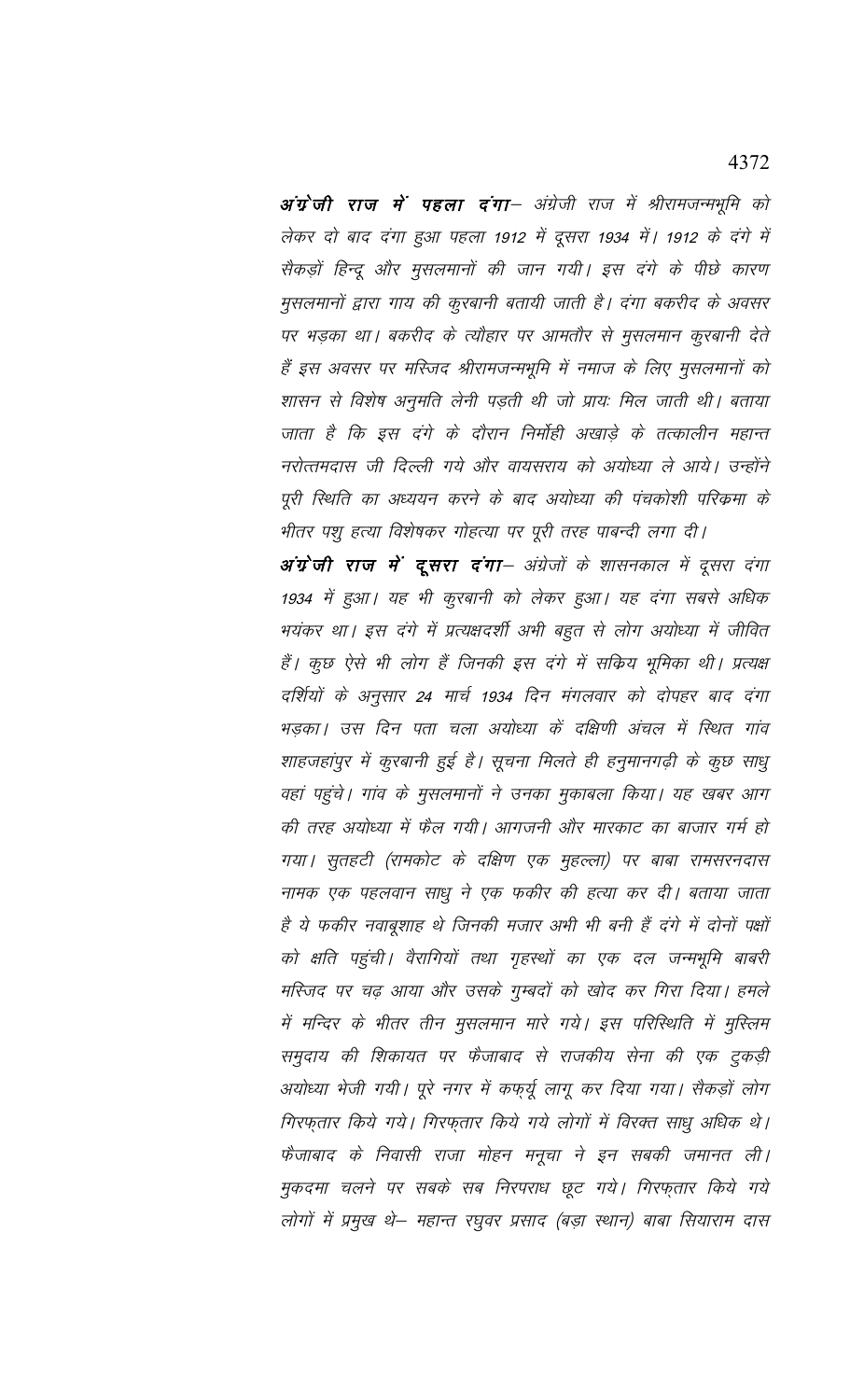***अंग्रेजी राज में पहला दंगा***– *अंग्रेजी राज में श्रीरामजन्मभूमि को लेकर दो बाद दंगा हुआ पहला 1912 में दूसरा 1934 में। 1912 के दंगे में सैकड़ों हिन्दू और मुसलमानों की जान गयी। इस दंगे के पीछे कारण मुसलमानों द्वारा गाय की कुरबानी बतायी जाती है। दंगा बकरीद के अवसर पर भड़का था। बकरीद के त्यौहार पर आमतौर से मुसलमान कुरबानी देते हैं इस अवसर पर मस्जिद श्रीरामजन्मभूमि में नमाज के लिए मुसलमानों को शासन से विशेष अनुमति लेनी पड़ती थी जो प्रायः मिल जाती थी। बताया जाता है कि इस दंगे के दौरान निर्मोही अखाड़े के तत्कालीन महान्त नरोत्तमदास जी दिल्ली गये और वायसराय को अयोध्या ले आये। उन्होंने पूरी स्थिति का अध्ययन करने के बाद अयोध्या की पंचकोशी परिक्रमा के भीतर पशु हत्या विशेषकर गोहत्या पर पूरी तरह पाबन्दी लगा दी।*

***अंग्रेजी राज में दूसरा दंगा***– *अंग्रेजों के शासनकाल में दूसरा दंगा 1934 में हुआ। यह भी कुरबानी को लेकर हुआ। यह दंगा सबसे अधिक भयंकर था। इस दंगे में प्रत्यक्षदर्शी अभी बहुत से लोग अयोध्या में जीवित हैं। कुछ ऐसे भी लोग हैं जिनकी इस दंगे में सक्रिय भूमिका थी। प्रत्यक्ष दर्शियों के अनुसार 24 मार्च 1934 दिन मंगलवार को दोपहर बाद दंगा भड़का। उस दिन पता चला अयोध्या कें दक्षिणी अंचल में स्थित गांव शाहजहांपुर में कुरबानी हुई है। सूचना मिलते ही हनुमानगढ़ी के कुछ साधु वहां पहुंचे। गांव के मुसलमानों ने उनका मुकाबला किया। यह खबर आग की तरह अयोध्या में फैल गयी। आगजनी और मारकाट का बाजार गर्म हो गया। सुतहटी (रामकोट के दक्षिण एक मुहल्ला) पर बाबा रामसरनदास नामक एक पहलवान साधु ने एक फकीर की हत्या कर दी। बताया जाता है ये फकीर नवाबूशाह थे जिनकी मजार अभी भी बनी हैं दंगे में दोनों पक्षों को क्षति पहुंची। वैरागियों तथा गृहस्थों का एक दल जन्मभूमि बाबरी मस्जिद पर चढ़ आया और उसके गुम्बदों को खोद कर गिरा दिया। हमले में मन्दिर के भीतर तीन मुसलमान मारे गये। इस परिस्थिति में मुस्लिम समुदाय की शिकायत पर फैजाबाद से राजकीय सेना की एक टुकड़ी अयोध्या भेजी गयी। पूरे नगर में कफ़्यू लागू कर दिया गया। सैकड़ों लोग गिरफ़्तार किये गये। गिरफ़्तार किये गये लोगों में विरक्त साधु अधिक थे। फैजाबाद के निवासी राजा मोहन मनूचा ने इन सबकी जमानत ली। मुकदमा चलने पर सबके सब निरपराध छूट गये। गिरफ़्तार किये गये लोगों में प्रमुख थे– महान्त रघुवर प्रसाद (बड़ा स्थान) बाबा सियाराम दास*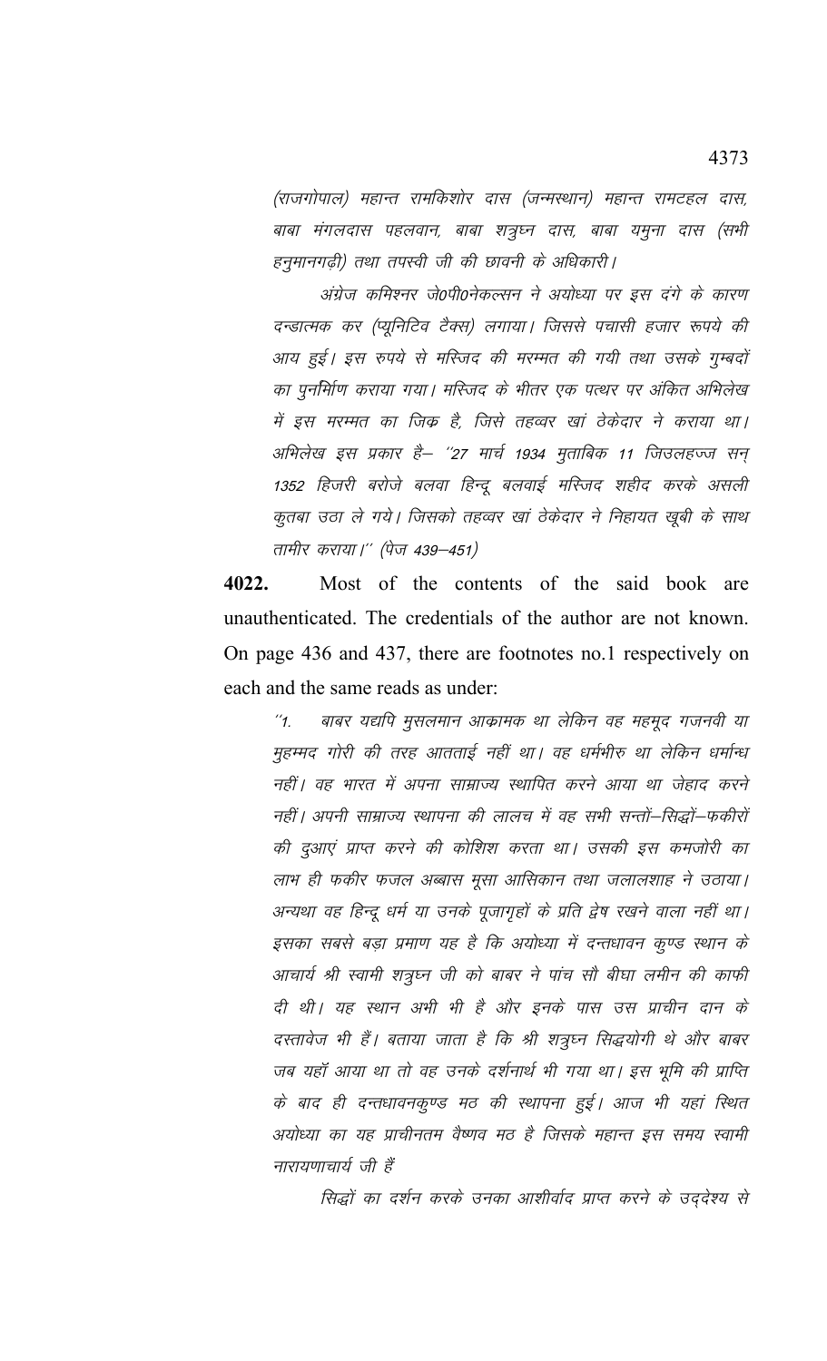*(राजगोपाल) महान्त रामकिशोर दास (जन्मस्थान) महान्त रामटहल दास, बाबा मंगलदास पहलवान, बाबा शत्रुघ्न दास, बाबा यमुना दास (सभी हनुमानगढ़ी) तथा तपस्वी जी की छावनी के अधिकारी।*

*अंग्रेज कमिश्नर जे0पी0नेकल्सन ने अयोध्या पर इस दंगे के कारण दन्डात्मक कर (प्यूनिटिव टैक्स) लगाया। जिससे पचासी हजार रूपये की आय हुई। इस रुपये से मस्जिद की मरम्मत की गयी तथा उसके गुम्बदों का पुनर्निर्माण कराया गया। मस्जिद के भीतर एक पत्थर पर अंकित अभिलेख में इस मरम्मत का जिक्र है, जिसे तहव्वर खां ठेकेदार ने कराया था। अभिलेख इस प्रकार है– ''27 मार्च 1934 मुताबिक 11 जिउलहज्ज सन् 1352 हिजरी बरोजे बलवा हिन्दू बलवाई मस्जिद शहीद करके असली कुतबा उठा ले गये। जिसको तहव्वर खां ठेकेदार ने निहायत खूबी के साथ तामीर कराया।'' (पेज 439–451)*

**4022.** Most of the contents of the said book are unauthenticated. The credentials of the author are not known. On page 436 and 437, there are footnotes no.1 respectively on each and the same reads as under:

*''1. बाबर यद्यपि मुसलमान आक्रामक था लेकिन वह महमूद गजनवी या मुहम्मद गोरी की तरह आतताई नहीं था। वह धर्मभीरु था लेकिन धर्मान्ध नहीं। वह भारत में अपना साम्राज्य स्थापित करने आया था जेहाद करने नहीं। अपनी साम्राज्य स्थापना की लालच में वह सभी सन्तों–सिद्धों–फकीरों की दुआएं प्राप्त करने की कोशिश करता था। उसकी इस कमजोरी का लाभ ही फकीर फजल अब्बास मूसा आसिकान तथा जलालशाह ने उठाया। अन्यथा वह हिन्दू धर्म या उनके पूजागृहों के प्रति द्वेष रखने वाला नहीं था। इसका सबसे बड़ा प्रमाण यह है कि अयोध्या में दन्तधावन कुण्ड स्थान के आचार्य श्री स्वामी शत्रुघ्न जी को बाबर ने पांच सौ बीघा लमीन की काफी दी थी। यह स्थान अभी भी है और इनके पास उस प्राचीन दान के दस्तावेज भी हैं। बताया जाता है कि श्री शत्रुघ्न सिद्धयोगी थे और बाबर जब यहॉ आया था तो वह उनके दर्शनार्थ भी गया था। इस भूमि की प्राप्ति के बाद ही दन्तधावनकुण्ड मठ की स्थापना हुई। आज भी यहां स्थित अयोध्या का यह प्राचीनतम वैष्णव मठ है जिसके महान्त इस समय स्वामी नारायणाचार्य जी हैं*

*सिद्धों का दर्शन करके उनका आशीर्वाद प्राप्त करने के उद्देश्य से*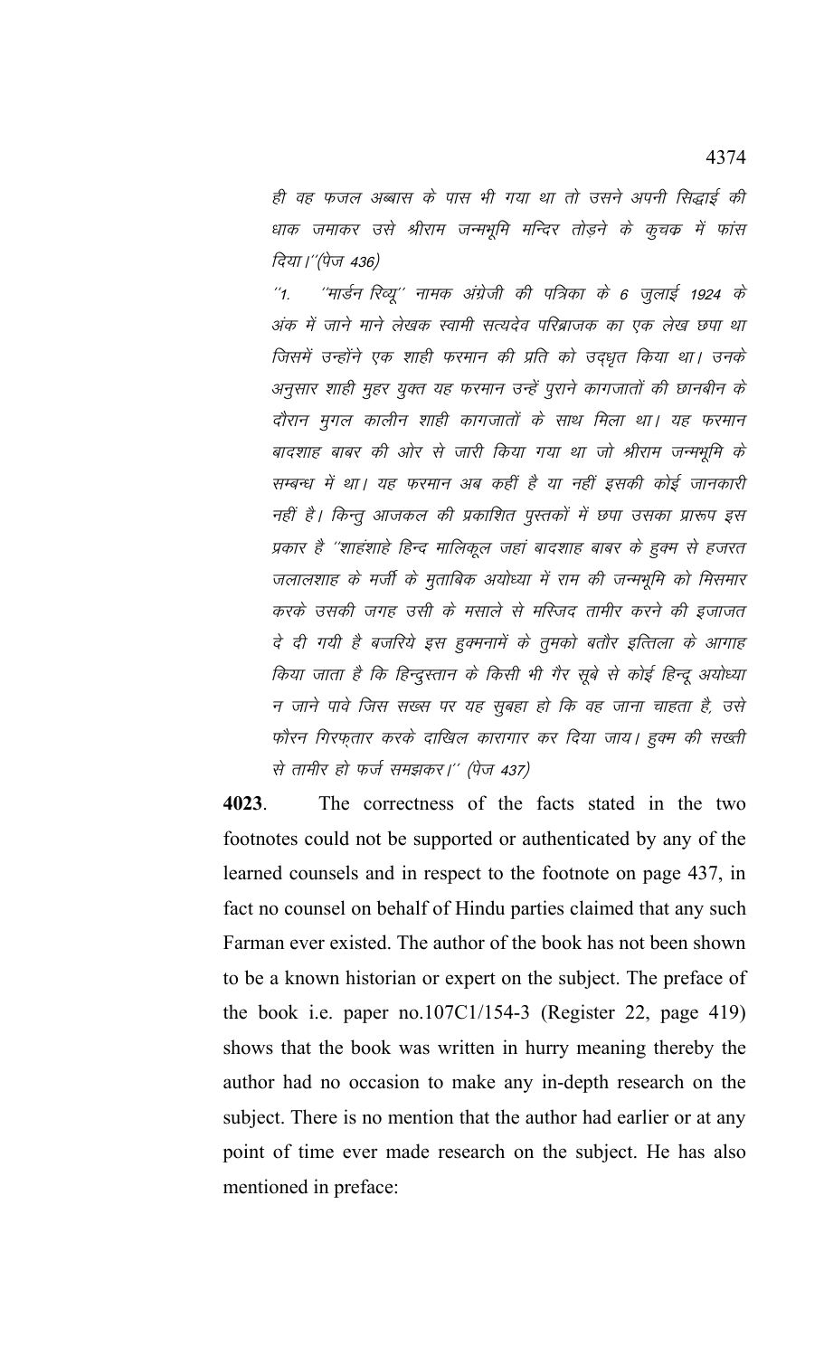*ही वह फजल अब्बास के पास भी गया था तो उसने अपनी सिद्धाई की धाक जमाकर उसे श्रीराम जन्मभूमि मन्दिर तोड़ने के कुचक्र में फांस दिया।''(पेज 436)*

*''1. ''मार्डन रिव्यू'' नामक अंग्रेजी की पत्रिका के 6 जुलाई 1924 के अंक में जाने माने लेखक स्वामी सत्यदेव परिब्राजक का एक लेख छपा था जिसमें उन्होंने एक शाही फरमान की प्रति को उद्धृत किया था। उनके अनुसार शाही मुहर युक्त यह फरमान उन्हें पुराने कागजातों की छानबीन के दौरान मुगल कालीन शाही कागजातों के साथ मिला था। यह फरमान बादशाह बाबर की ओर से जारी किया गया था जो श्रीराम जन्मभूमि के सम्बन्ध में था। यह फरमान अब कहीं है या नहीं इसकी कोई जानकारी नहीं है। किन्तु आजकल की प्रकाशित पुस्तकों में छपा उसका प्रारूप इस प्रकार है ''शाहंशाहे हिन्द मालिकूल जहां बादशाह बाबर के हुक्म से हजरत जलालशाह के मर्जी के मुताबिक अयोध्या में राम की जन्मभूमि को मिसमार करके उसकी जगह उसी के मसाले से मस्जिद तामीर करने की इजाजत दे दी गयी है बजरिये इस हुक्मनामें के तुमको बतौर इत्तिला के आगाह किया जाता है कि हिन्दुस्तान के किसी भी गैर सूबे से कोई हिन्दू अयोध्या न जाने पावे जिस सख्स पर यह सुबहा हो कि वह जाना चाहता है, उसे फौरन गिरफ्तार करके दाखिल कारागार कर दिया जाय। हुक्म की सख्ती से तामीर हो फर्ज समझकर।'' (पेज 437)*

**4023**. The correctness of the facts stated in the two footnotes could not be supported or authenticated by any of the learned counsels and in respect to the footnote on page 437, in fact no counsel on behalf of Hindu parties claimed that any such Farman ever existed. The author of the book has not been shown to be a known historian or expert on the subject. The preface of the book i.e. paper no.107C1/154-3 (Register 22, page 419) shows that the book was written in hurry meaning thereby the author had no occasion to make any in-depth research on the subject. There is no mention that the author had earlier or at any point of time ever made research on the subject. He has also mentioned in preface: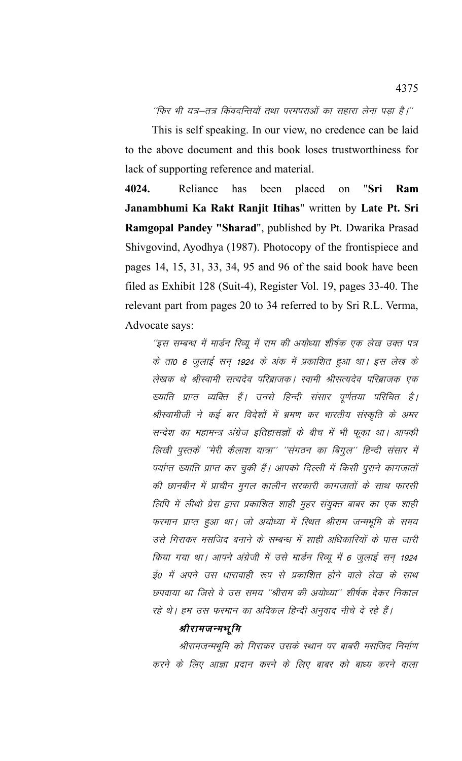''फिर भी यत्र–तत्र किंवदन्तियों तथा परमपराओं का सहारा लेना पड़ा है।''

This is self speaking. In our view, no credence can be laid to the above document and this book loses trustworthiness for lack of supporting reference and material.

**4024.** Reliance has been placed on "**Sri Ram Janambhumi Ka Rakt Ranjit Itihas**" written by **Late Pt. Sri Ramgopal Pandey "Sharad"**, published by Pt. Dwarika Prasad Shivgovind, Ayodhya (1987). Photocopy of the frontispiece and pages 14, 15, 31, 33, 34, 95 and 96 of the said book have been filed as Exhibit 128 (Suit-4), Register Vol. 19, pages 33-40. The relevant part from pages 20 to 34 referred to by Sri R.L. Verma, Advocate says:

> ''इस सम्बन्ध में मार्डन रिव्यू में राम की अयोध्या शीर्षक एक लेख उक्त पत्र के ता0 6 जुलाई सन् 1924 के अंक में प्रकाशित हुआ था। इस लेख के लेखक थे श्रीस्वामी सत्यदेव परिब्राजक। स्वामी श्रीसत्यदेव परिब्राजक एक ख्याति प्राप्त व्यक्ति हैं। उनसे हिन्दी संसार पूर्णतया परिचित है। श्रीस्वामीजी ने कई बार विदेशों में भ्रमण कर भारतीय संस्कृति के अमर सन्देश का महामन्त्र अंग्रेज इतिहासज्ञों के बीच में भी फूका था। आपकी लिखी पुस्तकें ''मेरी कैलाश यात्रा'' ''संगठन का बिगुल'' हिन्दी संसार में पर्याप्त ख्याति प्राप्त कर चुकी हैं। आपको दिल्ली में किसी पुराने कागजातों की छानबीन में प्राचीन मुगल कालीन सरकारी कागजातों के साथ फारसी लिपि में लीथो प्रेस द्वारा प्रकाशित शाही मुहर संयुक्त बाबर का एक शाही फरमान प्राप्त हुआ था। जो अयोध्या में स्थित श्रीराम जन्मभूमि के समय उसे गिराकर मसजिद बनाने के सम्बन्ध में शाही अधिकारियों के पास जारी किया गया था। आपने अंग्रेजी में उसे मार्डन रिव्यू में 6 जुलाई सन् 1924 ई0 में अपने उस धारावाही रूप से प्रकाशित होने वाले लेख के साथ छपवाया था जिसे वे उस समय ''श्रीराम की अयोध्या'' शीर्षक देकर निकाल रहे थे। हम उस फरमान का अविकल हिन्दी अनुवाद नीचे दे रहे हैं।
>
> ***श्रीरामजन्मभूमि***
>
> श्रीरामजन्मभूमि को गिराकर उसके स्थान पर बाबरी मसजिद निर्माण करने के लिए आज्ञा प्रदान करने के लिए बाबर को बाध्य करने वाला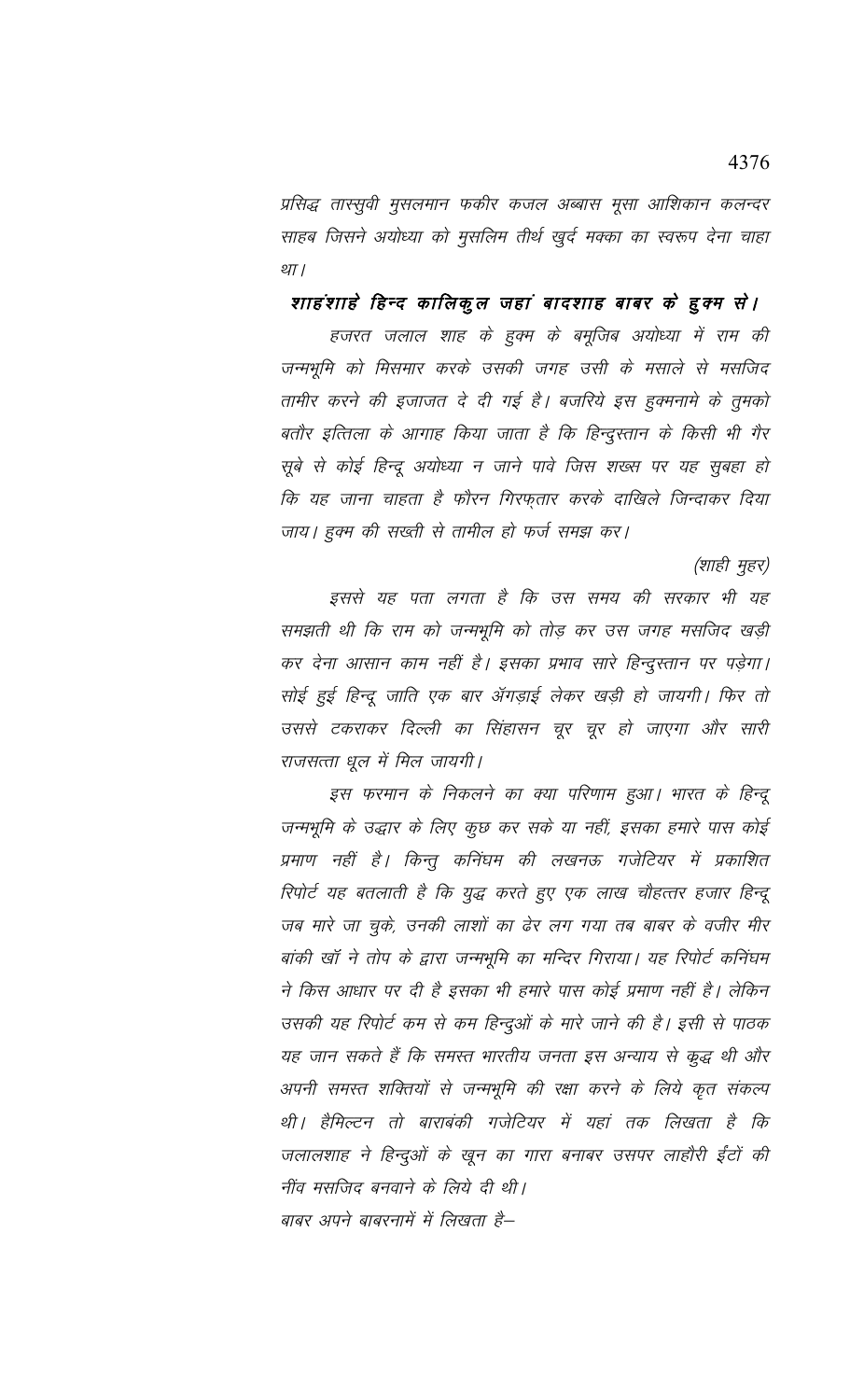*प्रसिद्ध तास्सुवी मुसलमान फकीर कजल अब्बास मूसा आशिकान कलन्दर साहब जिसने अयोध्या को मुसलिम तीर्थ खुर्द मक्का का स्वरूप देना चाहा था।*

***शाहंशाहे हिन्द कालिकुल जहां बादशाह बाबर के हुक्म से।***

*हजरत जलाल शाह के हुक्म के बमूजिब अयोध्या में राम की जन्मभूमि को मिसमार करके उसकी जगह उसी के मसाले से मसजिद तामीर करने की इजाजत दे दी गई है। बजरिये इस हुक्मनामे के तुमको बतौर इत्तिला के आगाह किया जाता है कि हिन्दुस्तान के किसी भी गैर सूबे से कोई हिन्दू अयोध्या न जाने पावे जिस शख्स पर यह सुबहा हो कि यह जाना चाहता है फौरन गिरफ्तार करके दाखिले जिन्दाकर दिया जाय। हुक्म की सख्ती से तामील हो फर्ज समझ कर।*

*(शाही मुहर)*

*इससे यह पता लगता है कि उस समय की सरकार भी यह समझती थी कि राम को जन्मभूमि को तोड़ कर उस जगह मसजिद खड़ी कर देना आसान काम नहीं है। इसका प्रभाव सारे हिन्दुस्तान पर पड़ेगा। सोई हुई हिन्दू जाति एक बार अँगड़ाई लेकर खड़ी हो जायगी। फिर तो उससे टकराकर दिल्ली का सिंहासन चूर चूर हो जाएगा और सारी राजसत्ता धूल में मिल जायगी।*

*इस फरमान के निकलने का क्या परिणाम हुआ। भारत के हिन्दू जन्मभूमि के उद्धार के लिए कुछ कर सके या नहीं, इसका हमारे पास कोई प्रमाण नहीं है। किन्तु कनिंघम की लखनऊ गजेटियर में प्रकाशित रिपोर्ट यह बतलाती है कि युद्ध करते हुए एक लाख चौहत्तर हजार हिन्दू जब मारे जा चुके, उनकी लाशों का ढेर लग गया तब बाबर के वजीर मीर बांकी खॉं ने तोप के द्वारा जन्मभूमि का मन्दिर गिराया। यह रिपोर्ट कनिंघम ने किस आधार पर दी है इसका भी हमारे पास कोई प्रमाण नहीं है। लेकिन उसकी यह रिपोर्ट कम से कम हिन्दुओं के मारे जाने की है। इसी से पाठक यह जान सकते हैं कि समस्त भारतीय जनता इस अन्याय से क्रुद्ध थी और अपनी समस्त शक्तियों से जन्मभूमि की रक्षा करने के लिये कृत संकल्प थी। हैमिल्टन तो बाराबंकी गजेटियर में यहां तक लिखता है कि जलालशाह ने हिन्दुओं के खून का गारा बनाबर उसपर लाहौरी ईंटों की नींव मसजिद बनवाने के लिये दी थी।*

*बाबर अपने बाबरनामें में लिखता है–*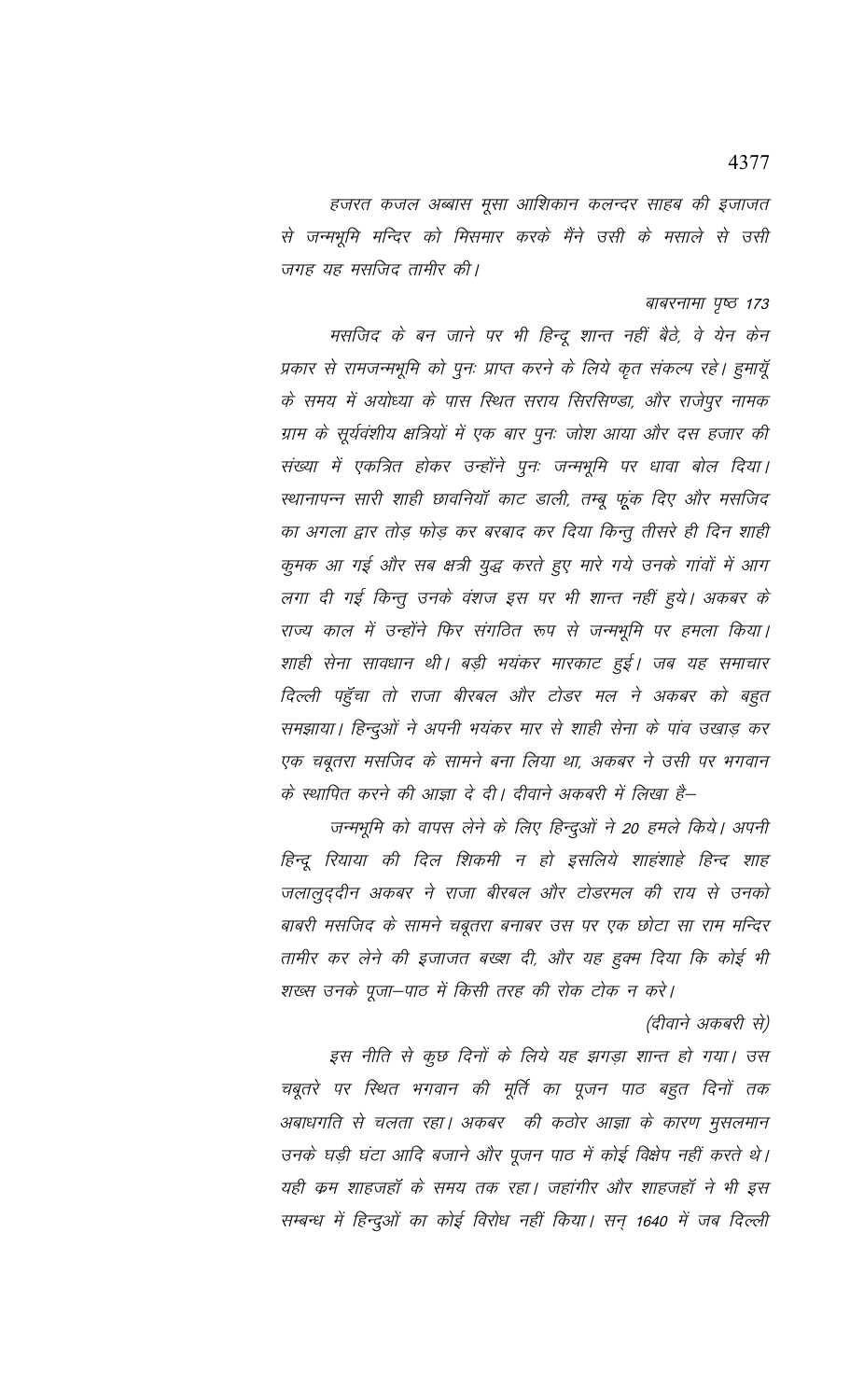*हजरत कजल अब्बास मूसा आशिकान कलन्दर साहब की इजाजत से जन्मभूमि मन्दिर को मिसमार करके मैंने उसी के मसाले से उसी जगह यह मसजिद तामीर की।*

*बाबरनामा पृष्ठ 173*

*मसजिद के बन जाने पर भी हिन्दू शान्त नहीं बैठे, वे येन केन प्रकार से रामजन्मभूमि को पुनः प्राप्त करने के लिये कृत संकल्प रहे। हुमायूँ के समय में अयोध्या के पास स्थित सराय सिरसिण्डा, और राजेपुर नामक ग्राम के सूर्यवंशीय क्षत्रियों में एक बार पुनः जोश आया और दस हजार की संख्या में एकत्रित होकर उन्होंने पुनः जन्मभूमि पर धावा बोल दिया। स्थानापन्न सारी शाही छावनियाँ काट डाली, तम्बू फूंक दिए और मसजिद का अगला द्वार तोड़ फोड़ कर बरबाद कर दिया किन्तु तीसरे ही दिन शाही कुमक आ गई और सब क्षत्री युद्ध करते हुए मारे गये उनके गांवों में आग लगा दी गई किन्तु उनके वंशज इस पर भी शान्त नहीं हुये। अकबर के राज्य काल में उन्होंने फिर संगठित रूप से जन्मभूमि पर हमला किया। शाही सेना सावधान थी। बड़ी भयंकर मारकाट हुई। जब यह समाचार दिल्ली पहुँचा तो राजा बीरबल और टोडर मल ने अकबर को बहुत समझाया। हिन्दुओं ने अपनी भयंकर मार से शाही सेना के पांव उखाड़ कर एक चबूतरा मसजिद के सामने बना लिया था, अकबर ने उसी पर भगवान के स्थापित करने की आज्ञा दे दी। दीवाने अकबरी में लिखा है–*

*जन्मभूमि को वापस लेने के लिए हिन्दुओं ने 20 हमले किये। अपनी हिन्दू रियाया की दिल शिकमी न हो इसलिये शाहंशाहे हिन्द शाह जलालुद्दीन अकबर ने राजा बीरबल और टोडरमल की राय से उनको बाबरी मसजिद के सामने चबूतरा बनाबर उस पर एक छोटा सा राम मन्दिर तामीर कर लेने की इजाजत बख्श दी, और यह हुक्म दिया कि कोई भी शख्स उनके पूजा–पाठ में किसी तरह की रोक टोक न करे।*

*(दीवाने अकबरी से)*

*इस नीति से कुछ दिनों के लिये यह झगड़ा शान्त हो गया। उस चबूतरे पर स्थित भगवान की मूर्ति का पूजन पाठ बहुत दिनों तक अबाधगति से चलता रहा। अकबर की कठोर आज्ञा के कारण मुसलमान उनके घड़ी घंटा आदि बजाने और पूजन पाठ में कोई विक्षेप नहीं करते थे। यही क्रम शाहजहाँ के समय तक रहा। जहांगीर और शाहजहाँ ने भी इस सम्बन्ध में हिन्दुओं का कोई विरोध नहीं किया। सन् 1640 में जब दिल्ली*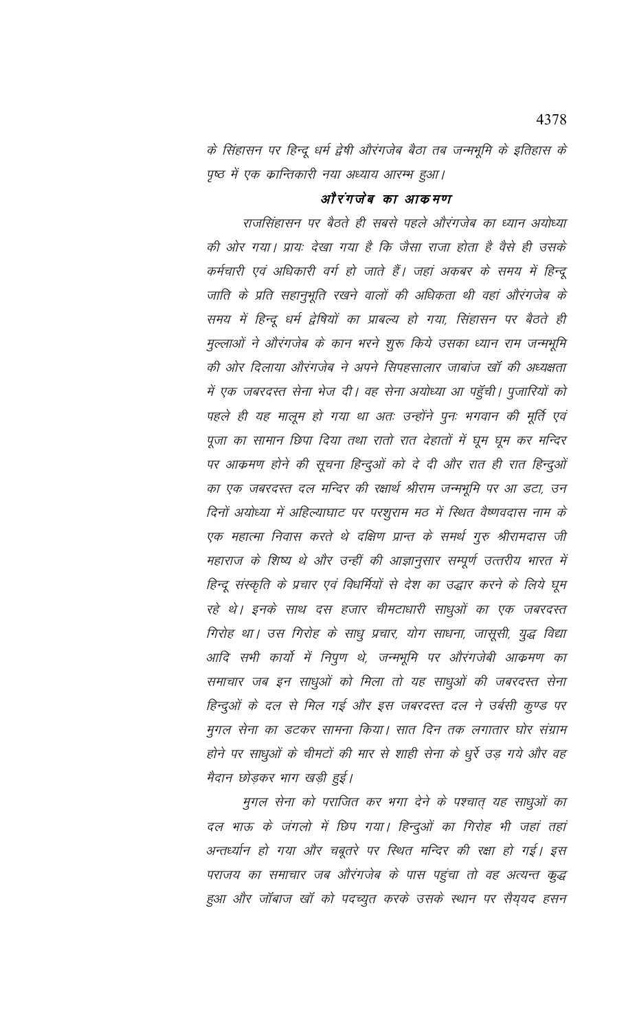*के सिंहासन पर हिन्दू धर्म द्वेषी औरंगजेब बैठा तब जन्मभूमि के इतिहास के पृष्ठ में एक क्रान्तिकारी नया अध्याय आरम्भ हुआ।*

### ***औरंगजेब का आक्रमण***

*राजसिंहासन पर बैठते ही सबसे पहले औरंगजेब का ध्यान अयोध्या की ओर गया। प्रायः देखा गया है कि जैसा राजा होता है वैसे ही उसके कर्मचारी एवं अधिकारी वर्ग हो जाते हैं। जहां अकबर के समय में हिन्दू जाति के प्रति सहानुभूति रखने वालों की अधिकता थी वहां औरंगजेब के समय में हिन्दू धर्म द्वेषियों का प्राबल्य हो गया, सिंहासन पर बैठते ही मुल्लाओं ने औरंगजेब के कान भरने शुरू किये उसका ध्यान राम जन्मभूमि की ओर दिलाया औरंगजेब ने अपने सिपहसालार जाबांज खॉ की अध्यक्षता में एक जबरदस्त सेना भेज दी। वह सेना अयोध्या आ पहुँची। पुजारियों को पहले ही यह मालूम हो गया था अतः उन्होंने पुनः भगवान की मूर्ति एवं पूजा का सामान छिपा दिया तथा रातो रात देहातों में घूम घूम कर मन्दिर पर आक्रमण होने की सूचना हिन्दुओं को दे दी और रात ही रात हिन्दुओं का एक जबरदस्त दल मन्दिर की रक्षार्थ श्रीराम जन्मभूमि पर आ डटा, उन दिनों अयोध्या में अहिल्याघाट पर परशुराम मठ में स्थित वैष्णवदास नाम के एक महात्मा निवास करते थे दक्षिण प्रान्त के समर्थ गुरु श्रीरामदास जी महाराज के शिष्य थे और उन्हीं की आज्ञानुसार सम्पूर्ण उत्तरीय भारत में हिन्दू संस्कृति के प्रचार एवं विधर्मियों से देश का उद्धार करने के लिये घूम रहे थे। इनके साथ दस हजार चीमटाधारी साधुओं का एक जबरदस्त गिरोह था। उस गिरोह के साधु प्रचार, योग साधना, जासूसी, युद्ध विद्या आदि सभी कार्यो में निपुण थे, जन्मभूमि पर औरंगजेबी आक्रमण का समाचार जब इन साधुओं को मिला तो यह साधुओं की जबरदस्त सेना हिन्दुओं के दल से मिल गई और इस जबरदस्त दल ने उर्बसी कुण्ड पर मुगल सेना का डटकर सामना किया। सात दिन तक लगातार घोर संग्राम होने पर साधुओं के चीमटों की मार से शाही सेना के धुर्रे उड़ गये और वह मैदान छोड़कर भाग खड़ी हुई।*

*मुगल सेना को पराजित कर भगा देने के पश्चात् यह साधुओं का दल भाऊ के जंगलो में छिप गया। हिन्दुओं का गिरोह भी जहां तहां अन्तर्ध्यान हो गया और चबूतरे पर स्थित मन्दिर की रक्षा हो गई। इस पराजय का समाचार जब औरंगजेब के पास पहुंचा तो वह अत्यन्त कुद्ध हुआ और जॉबाज खॉ को पदच्युत करके उसके स्थान पर सैय्यद हसन*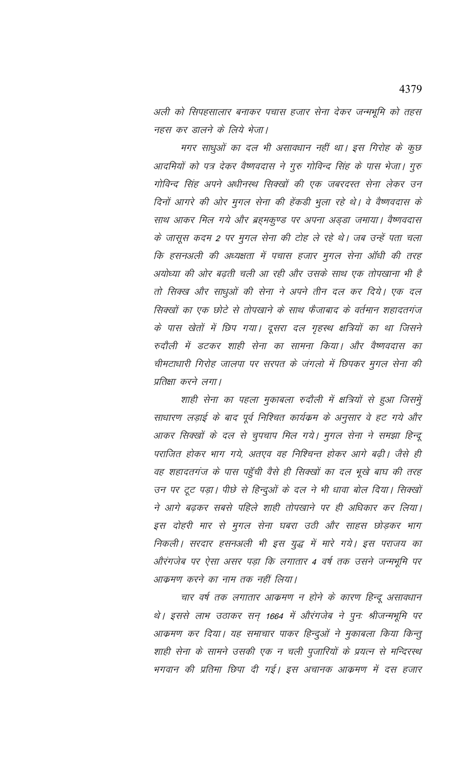अली को सिपहसालार बनाकर पचास हजार सेना देकर जन्मभूमि को तहस नहस कर डालने के लिये भेजा।

मगर साधुओं का दल भी असावधान नहीं था। इस गिरोह के कुछ आदमियों को पत्र देकर वैष्णवदास ने गुरु गोविन्द सिंह के पास भेजा। गुरु गोविन्द सिंह अपने अधीनस्थ सिक्खों की एक जबरदस्त सेना लेकर उन दिनों आगरे की ओर मुगल सेना की हेंकड़ी भुला रहे थे। वे वैष्णवदास के साथ आकर मिल गये और ब्रह्मकुण्ड पर अपना अड्डा जमाया। वैष्णवदास के जासूस कदम 2 पर मुगल सेना की टोह ले रहे थे। जब उन्हें पता चला कि हसनअली की अध्यक्षता में पचास हजार मुगल सेना ऑधी की तरह अयोध्या की ओर बढ़ती चली आ रही और उसके साथ एक तोपखाना भी है तो सिक्ख और साधुओं की सेना ने अपने तीन दल कर दिये। एक दल सिक्खों का एक छोटे से तोपखाने के साथ फैजाबाद के वर्तमान शहादतगंज के पास खेतों में छिप गया। दूसरा दल गृहस्थ क्षत्रियों का था जिसने रुदौली में डटकर शाही सेना का सामना किया। और वैष्णवदास का चीमटाधारी गिरोह जालपा पर सरपत के जंगलो में छिपकर मुगल सेना की प्रतिक्षा करने लगा।

शाही सेना का पहला मुकाबला रुदौली में क्षत्रियों से हुआ जिसमुें साधारण लड़ाई के बाद पूर्व निश्चित कार्यक्रम के अनुसार वे हट गये और आकर सिक्खों के दल से चुपचाप मिल गये। मुगल सेना ने समझा हिन्दू पराजित होकर भाग गये, अतएव वह निश्चिन्त होकर आगे बढ़ी। जैसे ही वह शहादतगंज के पास पहुँची वैसे ही सिक्खों का दल भूखे बाघ की तरह उन पर टूट पड़ा। पीछे से हिन्दुओं के दल ने भी धावा बोल दिया। सिक्खों ने आगे बढ़कर सबसे पहिले शाही तोपखाने पर ही अधिकार कर लिया। इस दोहरी मार से मुगल सेना घबरा उठी और साहस छोड़कर भाग निकली। सरदार हसनअली भी इस युद्ध में मारे गये। इस पराजय का औरंगजेब पर ऐसा असर पड़ा कि लगातार 4 वर्ष तक उसने जन्मभूमि पर आक्रमण करने का नाम तक नहीं लिया।

चार वर्ष तक लगातार आक्रमण न होने के कारण हिन्दू असावधान थे। इससे लाभ उठाकर सन् 1664 में औरंगजेब ने पुनः श्रीजन्मभूमि पर आक्रमण कर दिया। यह समाचार पाकर हिन्दुओं ने मुकाबला किया किन्तु शाही सेना के सामने उसकी एक न चली पुजारियों के प्रयत्न से मन्दिरस्थ भगवान की प्रतिमा छिपा दी गई। इस अचानक आक्रमण में दस हजार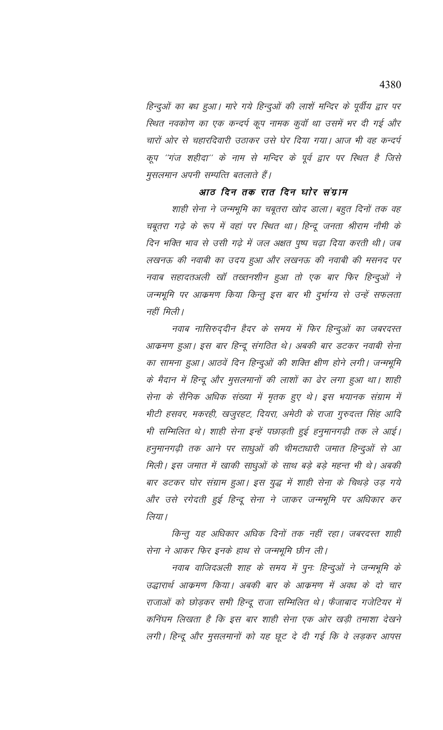*हिन्दुओं का बध हुआ। मारे गये हिन्दुओं की लाशें मन्दिर के पूर्वीय द्वार पर स्थित नवकोण का एक कन्दर्प कूप नामक कुवॉं था उसमें भर दी गई और चारों ओर से चहारदिवारी उठाकर उसे घेर दिया गया। आज भी वह कन्दर्प कूप ''गंज शहीदा'' के नाम से मन्दिर के पूर्व द्वार पर स्थित है जिसे मुसलमान अपनी सम्पत्ति बतलाते हैं।*

### *आठ दिन तक रात दिन घोर संग्राम*

*शाही सेना ने जन्मभूमि का चबूतरा खोद डाला। बहुत दिनों तक वह चबूतरा गढ़े के रूप में वहां पर स्थित था। हिन्दू जनता श्रीराम नौमी के दिन भक्ति भाव से उसी गढ़े में जल अक्षत पुष्प चढ़ा दिया करती थी। जब लखनऊ की नवाबी का उदय हुआ और लखनऊ की नवाबी की मसनद पर नवाब सहादतअली खॉं तख्तनशीन हुआ तो एक बार फिर हिन्दुओं ने जन्मभूमि पर आक्रमण किया किन्तु इस बार भी दुर्भाग्य से उन्हें सफलता नहीं मिली।*

*नवाब नासिरुद्दीन हैदर के समय में फिर हिन्दुओं का जबरदस्त आक्रमण हुआ। इस बार हिन्दू संगठित थे। अबकी बार डटकर नवाबी सेना का सामना हुआ। आठवें दिन हिन्दुओं की शक्ति क्षीण होने लगी। जन्मभूमि के मैदान में हिन्दू और मुसलमानों की लाशों का ढेर लगा हुआ था। शाही सेना के सैनिक अधिक संख्या में मृतक हुए थे। इस भयानक संग्राम में भीटी हसवर, मकरही, खजुरहट, दियरा, अमेठी के राजा गुरुदत्त सिंह आदि भी सम्मिलित थे। शाही सेना इन्हें पछाड़ती हुई हनुमानगढ़ी तक ले आई। हनुमानगढ़ी तक आने पर साधुओं की चीमटाधारी जमात हिन्दुओं से आ मिली। इस जमात में खाकी साधुओं के साथ बड़े बड़े महन्त भी थे। अबकी बार डटकर घोर संग्राम हुआ। इस युद्ध में शाही सेना के चिथड़े उड़ गये और उसे रगेदती हुई हिन्दू सेना ने जाकर जन्मभूमि पर अधिकार कर लिया।*

*किन्तु यह अधिकार अधिक दिनों तक नहीं रहा। जबरदस्त शाही सेना ने आकर फिर इनके हाथ से जन्मभूमि छीन ली।*

*नवाब वाजिदअली शाह के समय में पुनः हिन्दुओं ने जन्मभूमि के उद्धारार्थ आक्रमण किया। अबकी बार के आक्रमण में अवध के दो चार राजाओं को छोड़कर सभी हिन्दू राजा सम्मिलित थे। फैजाबाद गजेटियर में कनिंघम लिखता है कि इस बार शाही सेना एक ओर खड़ी तमाशा देखने लगी। हिन्दू और मुसलमानों को यह छूट दे दी गई कि वे लड़कर आपस*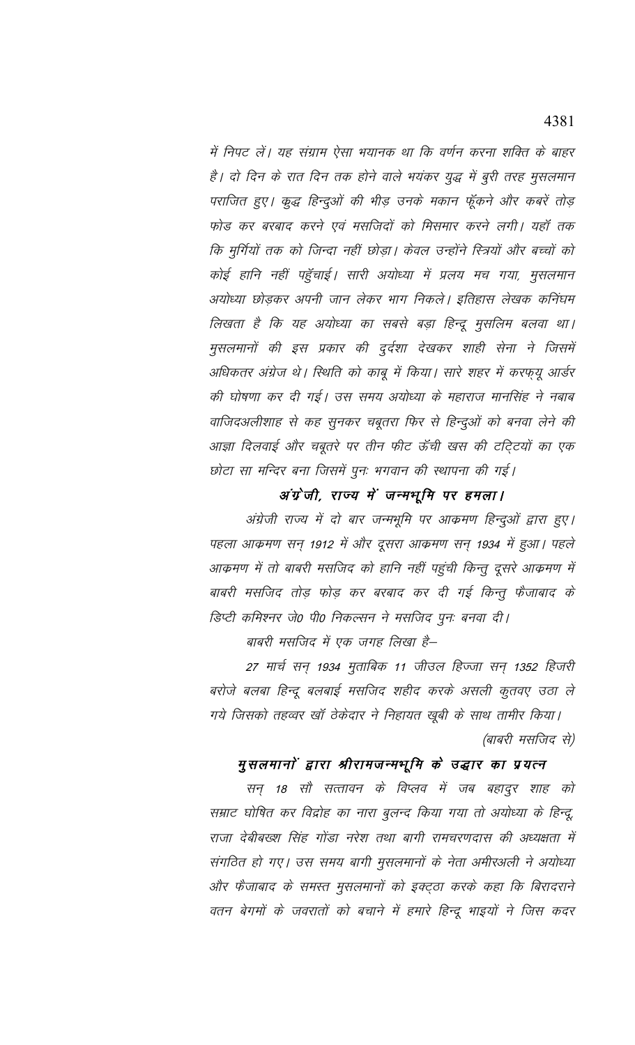*में निपट लें। यह संग्राम ऐसा भयानक था कि वर्णन करना शक्ति के बाहर है। दो दिन के रात दिन तक होने वाले भयंकर युद्ध में बुरी तरह मुसलमान पराजित हुए। क्रुद्ध हिन्दुओं की भीड़ उनके मकान फूँकने और कबरें तोड़ फोड कर बरबाद करने एवं मसजिदों को मिसमार करने लगी। यहाँ तक कि मुर्गियों तक को जिन्दा नहीं छोड़ा। केवल उन्होंने स्त्रियों और बच्चों को कोई हानि नहीं पहुँचाई। सारी अयोध्या में प्रलय मच गया, मुसलमान अयोध्या छोड़कर अपनी जान लेकर भाग निकले। इतिहास लेखक कनिंघम लिखता है कि यह अयोध्या का सबसे बड़ा हिन्दू मुसलिम बलवा था। मुसलमानों की इस प्रकार की दुर्दशा देखकर शाही सेना ने जिसमें अधिकतर अंग्रेज थे। स्थिति को काबू में किया। सारे शहर में करफ्यू आर्डर की घोषणा कर दी गई। उस समय अयोध्या के महाराज मानसिंह ने नबाब वाजिदअलीशाह से कह सुनकर चबूतरा फिर से हिन्दुओं को बनवा लेने की आज्ञा दिलवाई और चबूतरे पर तीन फीट ऊँची खस की टट्टियों का एक छोटा सा मन्दिर बना जिसमें पुनः भगवान की स्थापना की गई।*

## *अंग्रेजी, राज्य में जन्मभूमि पर हमला।*

*अंग्रेजी राज्य में दो बार जन्मभूमि पर आक्रमण हिन्दुओं द्वारा हुए। पहला आक्रमण सन् 1912 में और दूसरा आक्रमण सन् 1934 में हुआ। पहले आक्रमण में तो बाबरी मसजिद को हानि नहीं पहुंची किन्तु दूसरे आक्रमण में बाबरी मसजिद तोड़ फोड़ कर बरबाद कर दी गई किन्तु फैजाबाद के डिप्टी कमिश्नर जे0 पी0 निकल्सन ने मसजिद पुनः बनवा दी।*

*बाबरी मसजिद में एक जगह लिखा है–*

*27 मार्च सन् 1934 मुताबिक 11 जीउल हिज्जा सन् 1352 हिजरी बरोजे बलबा हिन्दू बलबाई मसजिद शहीद करके असली कुतवए उठा ले गये जिसको तहव्वर खॉ ठेकेदार ने निहायत खूबी के साथ तामीर किया।*

*(बाबरी मसजिद से)*

## *मुसलमानों द्वारा श्रीरामजन्मभूमि के उद्धार का प्रयत्न*

*सन् 18 सौ सत्तावन के विप्लव में जब बहादुर शाह को सम्राट घोषित कर विद्रोह का नारा बुलन्द किया गया तो अयोध्या के हिन्दू, राजा देवीबख्श सिंह गोंडा नरेश तथा बागी रामचरणदास की अध्यक्षता में संगठित हो गए। उस समय बागी मुसलमानों के नेता अमीरअली ने अयोध्या और फैजाबाद के समस्त मुसलमानों को इक्ट्ठा करके कहा कि बिरादराने वतन बेगमों के जवरातों को बचाने में हमारे हिन्दू भाइयों ने जिस कदर*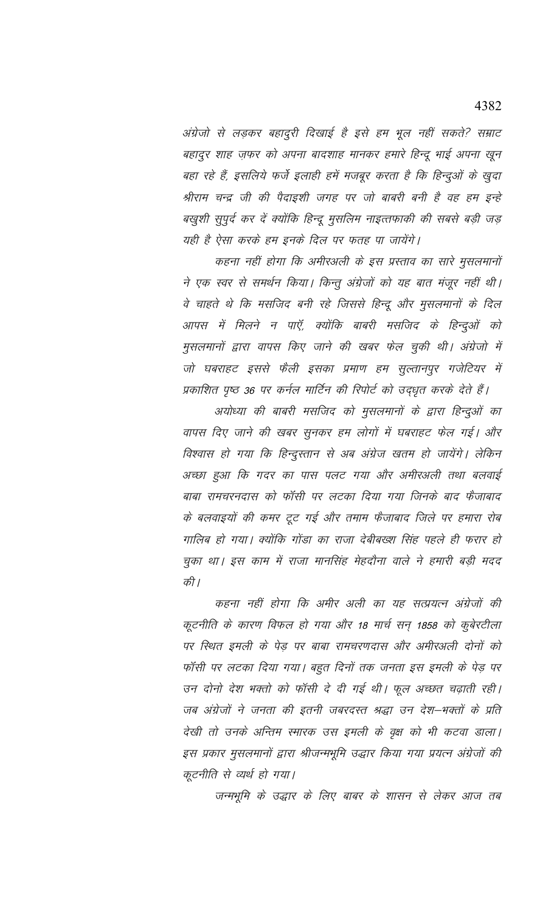*अंग्रेजो से लड़कर बहादुरी दिखाई है इसे हम भूल नहीं सकते? सम्राट बहादुर शाह ज़फर को अपना बादशाह मानकर हमारे हिन्दू भाई अपना खून बहा रहे हैं, इसलिये फर्जे इलाही हमें मजबूर करता है कि हिन्दुओं के खुदा श्रीराम चन्द्र जी की पैदाइशी जगह पर जो बाबरी बनी है वह हम इन्हे बखुशी सुपुर्द कर दें क्योंकि हिन्दू मुसलिम नाइत्तफाकी की सबसे बड़ी जड़ यही है ऐसा करके हम इनके दिल पर फतह पा जायेंगे।*

*कहना नहीं होगा कि अमीरअली के इस प्रस्ताव का सारे मुसलमानों ने एक स्वर से समर्थन किया। किन्तु अंग्रेजों को यह बात मंजूर नहीं थी। वे चाहते थे कि मसजिद बनी रहे जिससे हिन्दू और मुसलमानों के दिल आपस में मिलने न पाएँ, क्योंकि बाबरी मसजिद के हिन्दुओं को मुसलमानों द्वारा वापस किए जाने की खबर फेल चुकी थी। अंग्रेजो में जो घबराहट इससे फैली इसका प्रमाण हम सुल्तानपुर गजेटियर में प्रकाशित पृष्ठ 36 पर कर्नल मार्टिन की रिपोर्ट को उद्धृत करके देते हैं।*

*अयोध्या की बाबरी मसजिद को मुसलमानों के द्वारा हिन्दुओं का वापस दिए जाने की खबर सुनकर हम लोगों में घबराहट फेल गई। और विश्वास हो गया कि हिन्दुस्तान से अब अंग्रेज खतम हो जायेंगे। लेकिन अच्छा हुआ कि गदर का पास पलट गया और अमीरअली तथा बलवाई बाबा रामचरनदास को फॉसी पर लटका दिया गया जिनके बाद फैजाबाद के बलवाइयों की कमर टूट गई और तमाम फैजाबाद जिले पर हमारा रोब गालिब हो गया। क्योंकि गोंडा का राजा देबीबख्श सिंह पहले ही फरार हो चुका था। इस काम में राजा मानसिंह मेहदौना वाले ने हमारी बड़ी मदद की।*

*कहना नहीं होगा कि अमीर अली का यह सत्प्रयत्न अंग्रेजों की कूटनीति के कारण विफल हो गया और 18 मार्च सन् 1858 को कुबेरटीला पर स्थित इमली के पेड़ पर बाबा रामचरणदास और अमीरअली दोनों को फॉसी पर लटका दिया गया। बहुत दिनों तक जनता इस इमली के पेड़ पर उन दोनो देश भक्तो को फॉसी दे दी गई थी। फूल अच्छत चढ़ाती रही। जब अंग्रेजों ने जनता की इतनी जबरदस्त श्रद्धा उन देश–भक्तों के प्रति देखी तो उनके अन्तिम स्मारक उस इमली के वृक्ष को भी कटवा डाला। इस प्रकार मुसलमानों द्वारा श्रीजन्मभूमि उद्धार किया गया प्रयत्न अंग्रेजों की कूटनीति से व्यर्थ हो गया।*

*जन्मभूमि के उद्धार के लिए बाबर के शासन से लेकर आज तक*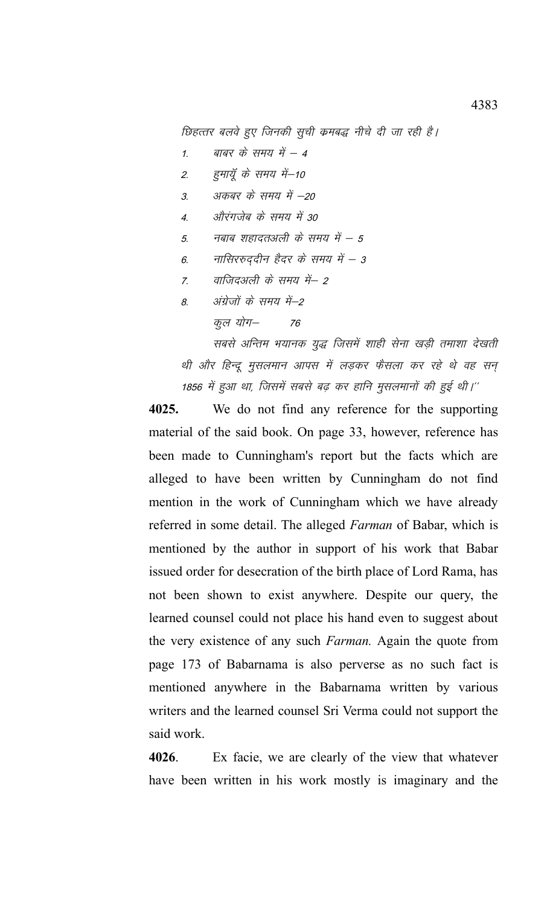छिहत्तर बलवे हुए जिनकी सुची क्रमबद्ध नीचे दी जा रही है।

1. बाबर के समय में – 4
2. हुमायूँ के समय में–10
3. अकबर के समय में –20
4. औरंगजेब के समय में 30
5. नबाब शहादतअली के समय में – 5
6. नासिररुद्दीन हैदर के समय में – 3
7. वाजिदअली के समय में– 2
8. अंग्रेजों के समय में–2

कुल योग– 76

सबसे अन्तिम भयानक युद्ध जिसमें शाही सेना खड़ी तमाशा देखती थी और हिन्दू मुसलमान आपस में लड़कर फैसला कर रहे थे वह सन् 1856 में हुआ था, जिसमें सबसे बढ़ कर हानि मुसलमानों की हुई थी।''

**4025.** We do not find any reference for the supporting material of the said book. On page 33, however, reference has been made to Cunningham's report but the facts which are alleged to have been written by Cunningham do not find mention in the work of Cunningham which we have already referred in some detail. The alleged *Farman* of Babar, which is mentioned by the author in support of his work that Babar issued order for desecration of the birth place of Lord Rama, has not been shown to exist anywhere. Despite our query, the learned counsel could not place his hand even to suggest about the very existence of any such *Farman.* Again the quote from page 173 of Babarnama is also perverse as no such fact is mentioned anywhere in the Babarnama written by various writers and the learned counsel Sri Verma could not support the said work.

**4026**. Ex facie, we are clearly of the view that whatever have been written in his work mostly is imaginary and the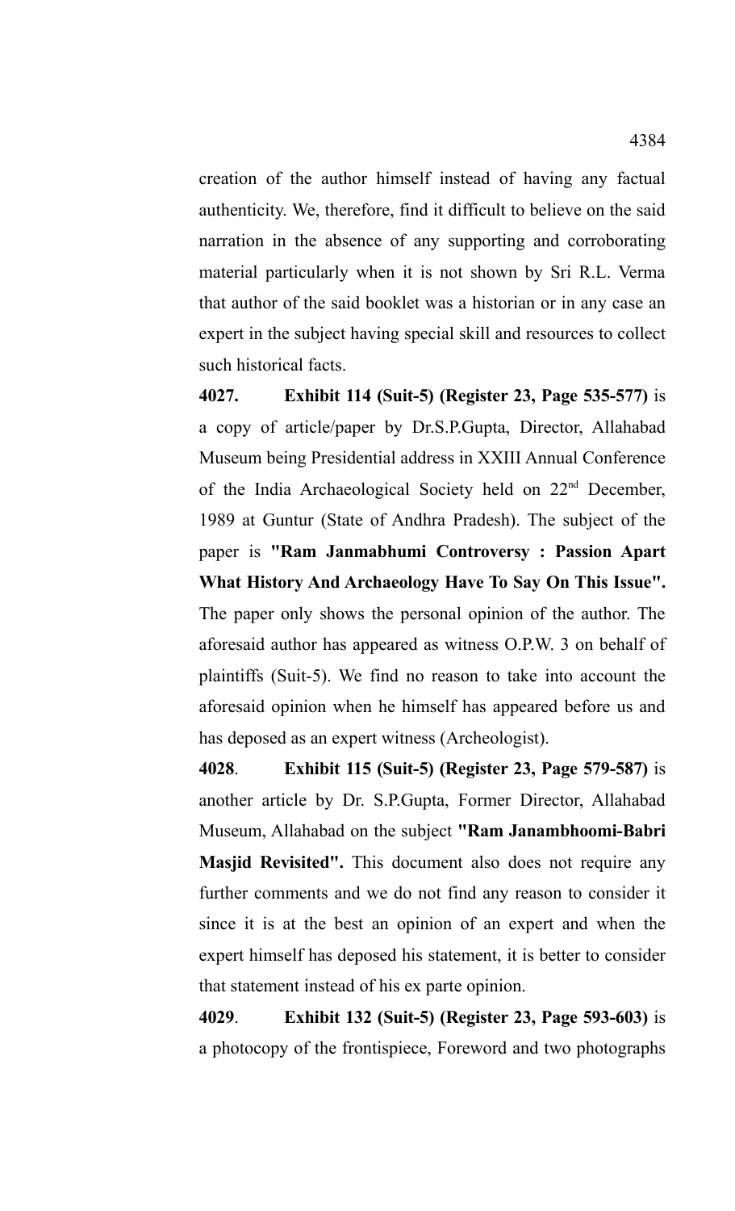creation of the author himself instead of having any factual authenticity. We, therefore, find it difficult to believe on the said narration in the absence of any supporting and corroborating material particularly when it is not shown by Sri R.L. Verma that author of the said booklet was a historian or in any case an expert in the subject having special skill and resources to collect such historical facts.

**4027.** **Exhibit 114 (Suit-5) (Register 23, Page 535-577)** is a copy of article/paper by Dr.S.P.Gupta, Director, Allahabad Museum being Presidential address in XXIII Annual Conference of the India Archaeological Society held on 22nd December, 1989 at Guntur (State of Andhra Pradesh). The subject of the paper is **"Ram Janmabhumi Controversy : Passion Apart What History And Archaeology Have To Say On This Issue".** The paper only shows the personal opinion of the author. The aforesaid author has appeared as witness O.P.W. 3 on behalf of plaintiffs (Suit-5). We find no reason to take into account the aforesaid opinion when he himself has appeared before us and has deposed as an expert witness (Archeologist).

**4028**. **Exhibit 115 (Suit-5) (Register 23, Page 579-587)** is another article by Dr. S.P.Gupta, Former Director, Allahabad Museum, Allahabad on the subject **"Ram Janambhoomi-Babri Masjid Revisited".** This document also does not require any further comments and we do not find any reason to consider it since it is at the best an opinion of an expert and when the expert himself has deposed his statement, it is better to consider that statement instead of his ex parte opinion.

**4029**. **Exhibit 132 (Suit-5) (Register 23, Page 593-603)** is a photocopy of the frontispiece, Foreword and two photographs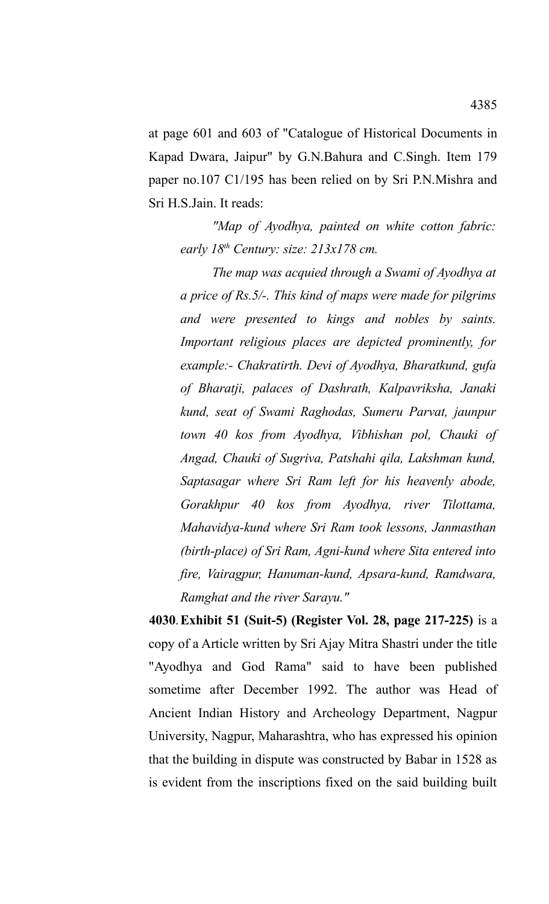at page 601 and 603 of "Catalogue of Historical Documents in Kapad Dwara, Jaipur" by G.N.Bahura and C.Singh. Item 179 paper no.107 C1/195 has been relied on by Sri P.N.Mishra and Sri H.S.Jain. It reads:

> *"Map of Ayodhya, painted on white cotton fabric: early 18th Century: size: 213x178 cm.*
>
> *The map was acquied through a Swami of Ayodhya at a price of Rs.5/-. This kind of maps were made for pilgrims and were presented to kings and nobles by saints. Important religious places are depicted prominently, for example:- Chakratirth. Devi of Ayodhya, Bharatkund, gufa of Bharatji, palaces of Dashrath, Kalpavriksha, Janaki kund, seat of Swami Raghodas, Sumeru Parvat, jaunpur town 40 kos from Ayodhya, Vibhishan pol, Chauki of Angad, Chauki of Sugriva, Patshahi qila, Lakshman kund, Saptasagar where Sri Ram left for his heavenly abode, Gorakhpur 40 kos from Ayodhya, river Tilottama, Mahavidya-kund where Sri Ram took lessons, Janmasthan (birth-place) of Sri Ram, Agni-kund where Sita entered into fire, Vairagpur, Hanuman-kund, Apsara-kund, Ramdwara, Ramghat and the river Sarayu."*

**4030**. **Exhibit 51 (Suit-5) (Register Vol. 28, page 217-225)** is a copy of a Article written by Sri Ajay Mitra Shastri under the title "Ayodhya and God Rama" said to have been published sometime after December 1992. The author was Head of Ancient Indian History and Archeology Department, Nagpur University, Nagpur, Maharashtra, who has expressed his opinion that the building in dispute was constructed by Babar in 1528 as is evident from the inscriptions fixed on the said building built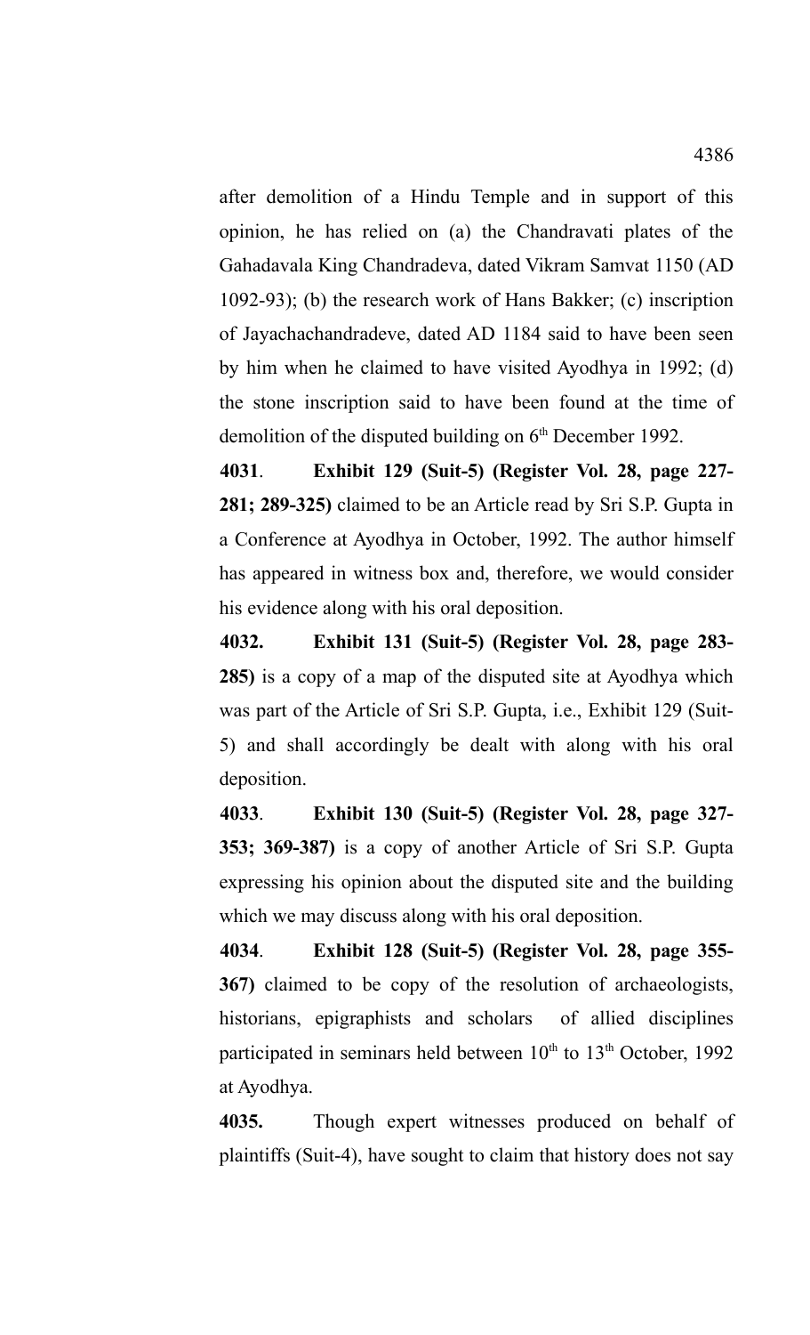after demolition of a Hindu Temple and in support of this opinion, he has relied on (a) the Chandravati plates of the Gahadavala King Chandradeva, dated Vikram Samvat 1150 (AD 1092-93); (b) the research work of Hans Bakker; (c) inscription of Jayachachandradeve, dated AD 1184 said to have been seen by him when he claimed to have visited Ayodhya in 1992; (d) the stone inscription said to have been found at the time of demolition of the disputed building on 6th December 1992.

**4031**. **Exhibit 129 (Suit-5) (Register Vol. 28, page 227-281; 289-325)** claimed to be an Article read by Sri S.P. Gupta in a Conference at Ayodhya in October, 1992. The author himself has appeared in witness box and, therefore, we would consider his evidence along with his oral deposition.

**4032.** **Exhibit 131 (Suit-5) (Register Vol. 28, page 283-285)** is a copy of a map of the disputed site at Ayodhya which was part of the Article of Sri S.P. Gupta, i.e., Exhibit 129 (Suit-5) and shall accordingly be dealt with along with his oral deposition.

**4033**. **Exhibit 130 (Suit-5) (Register Vol. 28, page 327-353; 369-387)** is a copy of another Article of Sri S.P. Gupta expressing his opinion about the disputed site and the building which we may discuss along with his oral deposition.

**4034**. **Exhibit 128 (Suit-5) (Register Vol. 28, page 355-367)** claimed to be copy of the resolution of archaeologists, historians, epigraphists and scholars of allied disciplines participated in seminars held between 10th to 13th October, 1992 at Ayodhya.

**4035.** Though expert witnesses produced on behalf of plaintiffs (Suit-4), have sought to claim that history does not say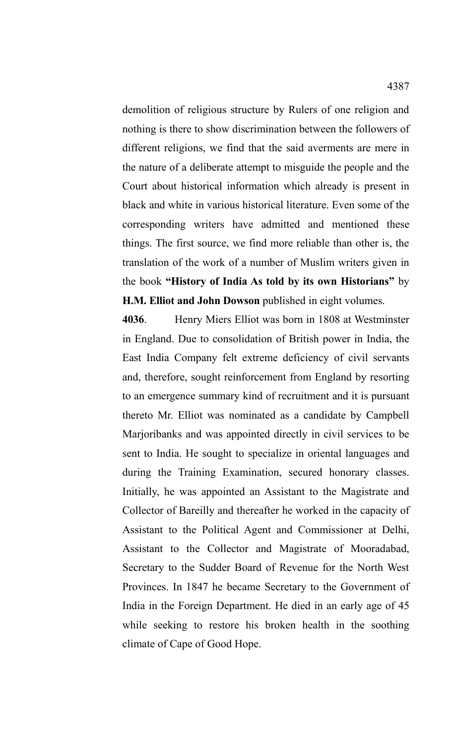demolition of religious structure by Rulers of one religion and nothing is there to show discrimination between the followers of different religions, we find that the said averments are mere in the nature of a deliberate attempt to misguide the people and the Court about historical information which already is present in black and white in various historical literature. Even some of the corresponding writers have admitted and mentioned these things. The first source, we find more reliable than other is, the translation of the work of a number of Muslim writers given in the book **"History of India As told by its own Historians"** by **H.M. Elliot and John Dowson** published in eight volumes.

**4036**. Henry Miers Elliot was born in 1808 at Westminster in England. Due to consolidation of British power in India, the East India Company felt extreme deficiency of civil servants and, therefore, sought reinforcement from England by resorting to an emergence summary kind of recruitment and it is pursuant thereto Mr. Elliot was nominated as a candidate by Campbell Marjoribanks and was appointed directly in civil services to be sent to India. He sought to specialize in oriental languages and during the Training Examination, secured honorary classes. Initially, he was appointed an Assistant to the Magistrate and Collector of Bareilly and thereafter he worked in the capacity of Assistant to the Political Agent and Commissioner at Delhi, Assistant to the Collector and Magistrate of Mooradabad, Secretary to the Sudder Board of Revenue for the North West Provinces. In 1847 he became Secretary to the Government of India in the Foreign Department. He died in an early age of 45 while seeking to restore his broken health in the soothing climate of Cape of Good Hope.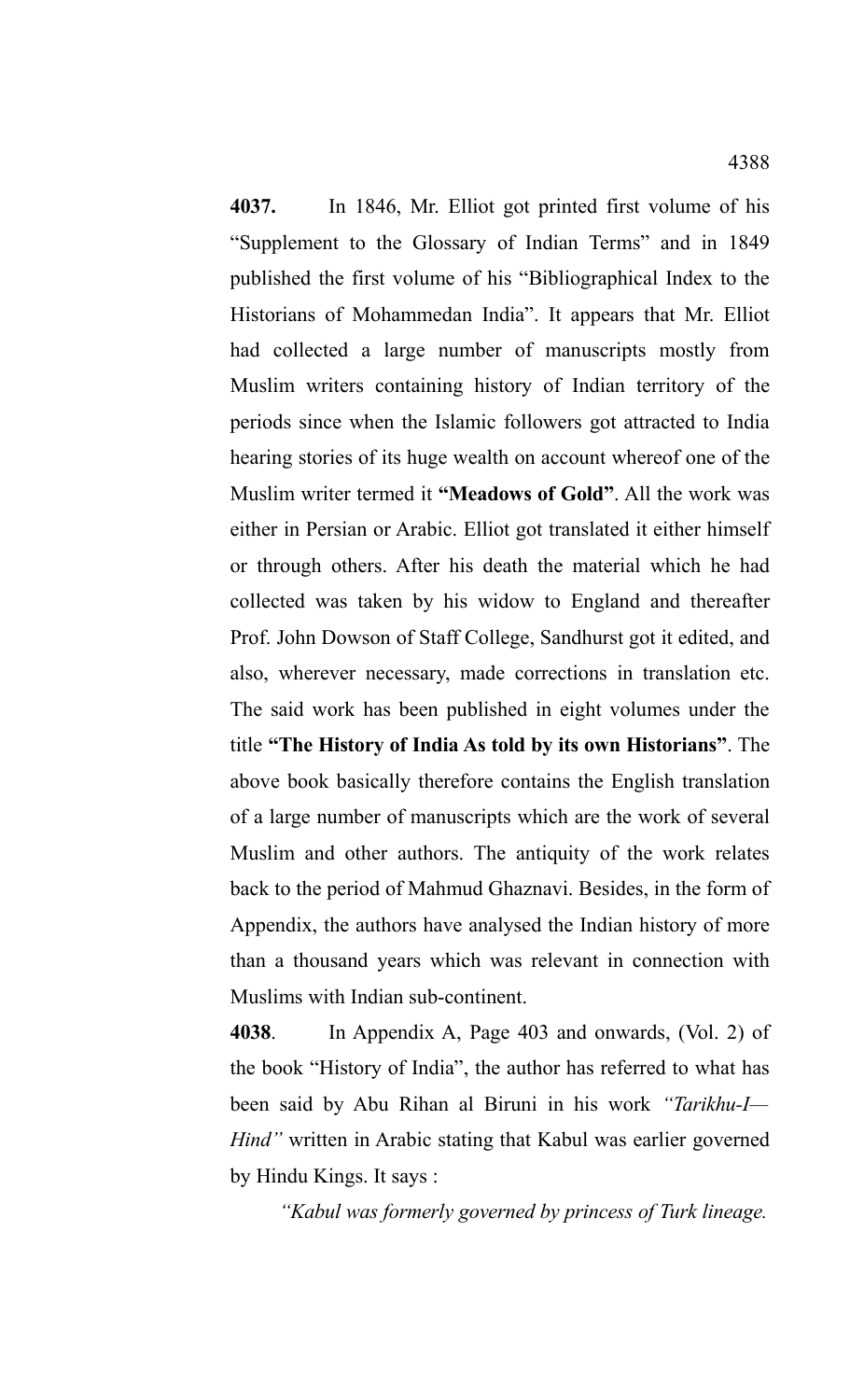**4037.** In 1846, Mr. Elliot got printed first volume of his "Supplement to the Glossary of Indian Terms" and in 1849 published the first volume of his "Bibliographical Index to the Historians of Mohammedan India". It appears that Mr. Elliot had collected a large number of manuscripts mostly from Muslim writers containing history of Indian territory of the periods since when the Islamic followers got attracted to India hearing stories of its huge wealth on account whereof one of the Muslim writer termed it **"Meadows of Gold"**. All the work was either in Persian or Arabic. Elliot got translated it either himself or through others. After his death the material which he had collected was taken by his widow to England and thereafter Prof. John Dowson of Staff College, Sandhurst got it edited, and also, wherever necessary, made corrections in translation etc. The said work has been published in eight volumes under the title **"The History of India As told by its own Historians"**. The above book basically therefore contains the English translation of a large number of manuscripts which are the work of several Muslim and other authors. The antiquity of the work relates back to the period of Mahmud Ghaznavi. Besides, in the form of Appendix, the authors have analysed the Indian history of more than a thousand years which was relevant in connection with Muslims with Indian sub-continent.

**4038**. In Appendix A, Page 403 and onwards, (Vol. 2) of the book "History of India", the author has referred to what has been said by Abu Rihan al Biruni in his work *"Tarikhu-I—Hind"* written in Arabic stating that Kabul was earlier governed by Hindu Kings. It says :

*"Kabul was formerly governed by princess of Turk lineage.*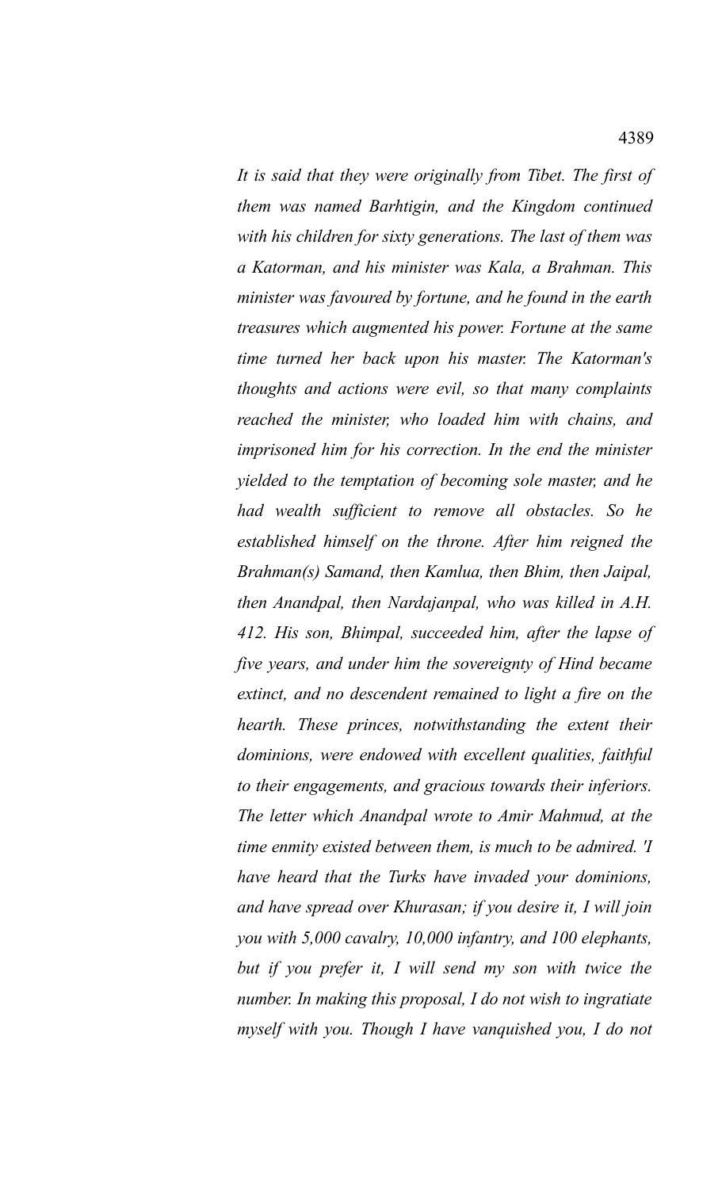*It is said that they were originally from Tibet. The first of them was named Barhtigin, and the Kingdom continued with his children for sixty generations. The last of them was a Katorman, and his minister was Kala, a Brahman. This minister was favoured by fortune, and he found in the earth treasures which augmented his power. Fortune at the same time turned her back upon his master. The Katorman's thoughts and actions were evil, so that many complaints reached the minister, who loaded him with chains, and imprisoned him for his correction. In the end the minister yielded to the temptation of becoming sole master, and he had wealth sufficient to remove all obstacles. So he established himself on the throne. After him reigned the Brahman(s) Samand, then Kamlua, then Bhim, then Jaipal, then Anandpal, then Nardajanpal, who was killed in A.H. 412. His son, Bhimpal, succeeded him, after the lapse of five years, and under him the sovereignty of Hind became extinct, and no descendent remained to light a fire on the hearth. These princes, notwithstanding the extent their dominions, were endowed with excellent qualities, faithful to their engagements, and gracious towards their inferiors. The letter which Anandpal wrote to Amir Mahmud, at the time enmity existed between them, is much to be admired. 'I have heard that the Turks have invaded your dominions, and have spread over Khurasan; if you desire it, I will join you with 5,000 cavalry, 10,000 infantry, and 100 elephants, but if you prefer it, I will send my son with twice the number. In making this proposal, I do not wish to ingratiate myself with you. Though I have vanquished you, I do not*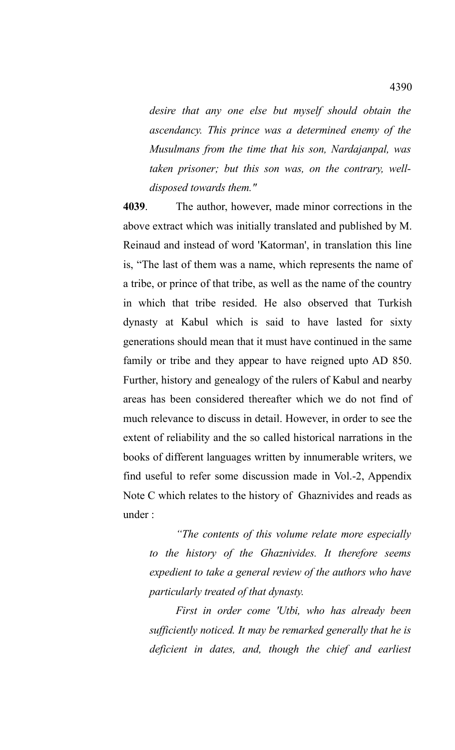*desire that any one else but myself should obtain the ascendancy. This prince was a determined enemy of the Musulmans from the time that his son, Nardajanpal, was taken prisoner; but this son was, on the contrary, well-disposed towards them."*

**4039**. The author, however, made minor corrections in the above extract which was initially translated and published by M. Reinaud and instead of word 'Katorman', in translation this line is, "The last of them was a name, which represents the name of a tribe, or prince of that tribe, as well as the name of the country in which that tribe resided. He also observed that Turkish dynasty at Kabul which is said to have lasted for sixty generations should mean that it must have continued in the same family or tribe and they appear to have reigned upto AD 850. Further, history and genealogy of the rulers of Kabul and nearby areas has been considered thereafter which we do not find of much relevance to discuss in detail. However, in order to see the extent of reliability and the so called historical narrations in the books of different languages written by innumerable writers, we find useful to refer some discussion made in Vol.-2, Appendix Note C which relates to the history of Ghaznivides and reads as under :

*"The contents of this volume relate more especially to the history of the Ghaznivides. It therefore seems expedient to take a general review of the authors who have particularly treated of that dynasty.*

*First in order come 'Utbi, who has already been sufficiently noticed. It may be remarked generally that he is deficient in dates, and, though the chief and earliest*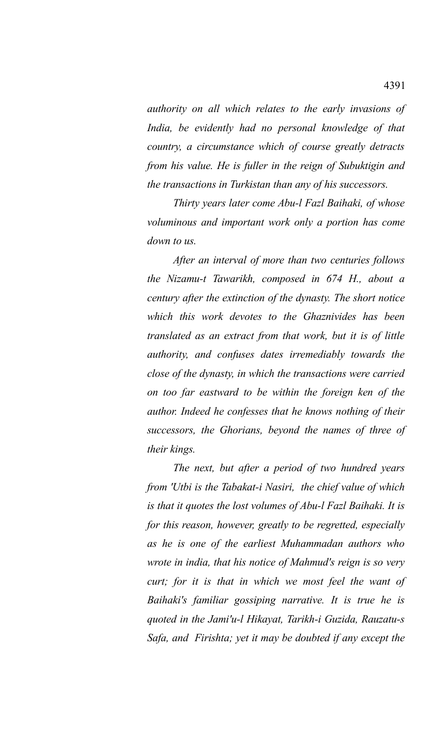*authority on all which relates to the early invasions of India, be evidently had no personal knowledge of that country, a circumstance which of course greatly detracts from his value. He is fuller in the reign of Subuktigin and the transactions in Turkistan than any of his successors.*

*Thirty years later come Abu-l Fazl Baihaki, of whose voluminous and important work only a portion has come down to us.*

*After an interval of more than two centuries follows the Nizamu-t Tawarikh, composed in 674 H., about a century after the extinction of the dynasty. The short notice which this work devotes to the Ghaznivides has been translated as an extract from that work, but it is of little authority, and confuses dates irremediably towards the close of the dynasty, in which the transactions were carried on too far eastward to be within the foreign ken of the author. Indeed he confesses that he knows nothing of their successors, the Ghorians, beyond the names of three of their kings.*

*The next, but after a period of two hundred years from 'Utbi is the Tabakat-i Nasiri, the chief value of which is that it quotes the lost volumes of Abu-l Fazl Baihaki. It is for this reason, however, greatly to be regretted, especially as he is one of the earliest Muhammadan authors who wrote in india, that his notice of Mahmud's reign is so very curt; for it is that in which we most feel the want of Baihaki's familiar gossiping narrative. It is true he is quoted in the Jami'u-l Hikayat, Tarikh-i Guzida, Rauzatu-s Safa, and Firishta; yet it may be doubted if any except the*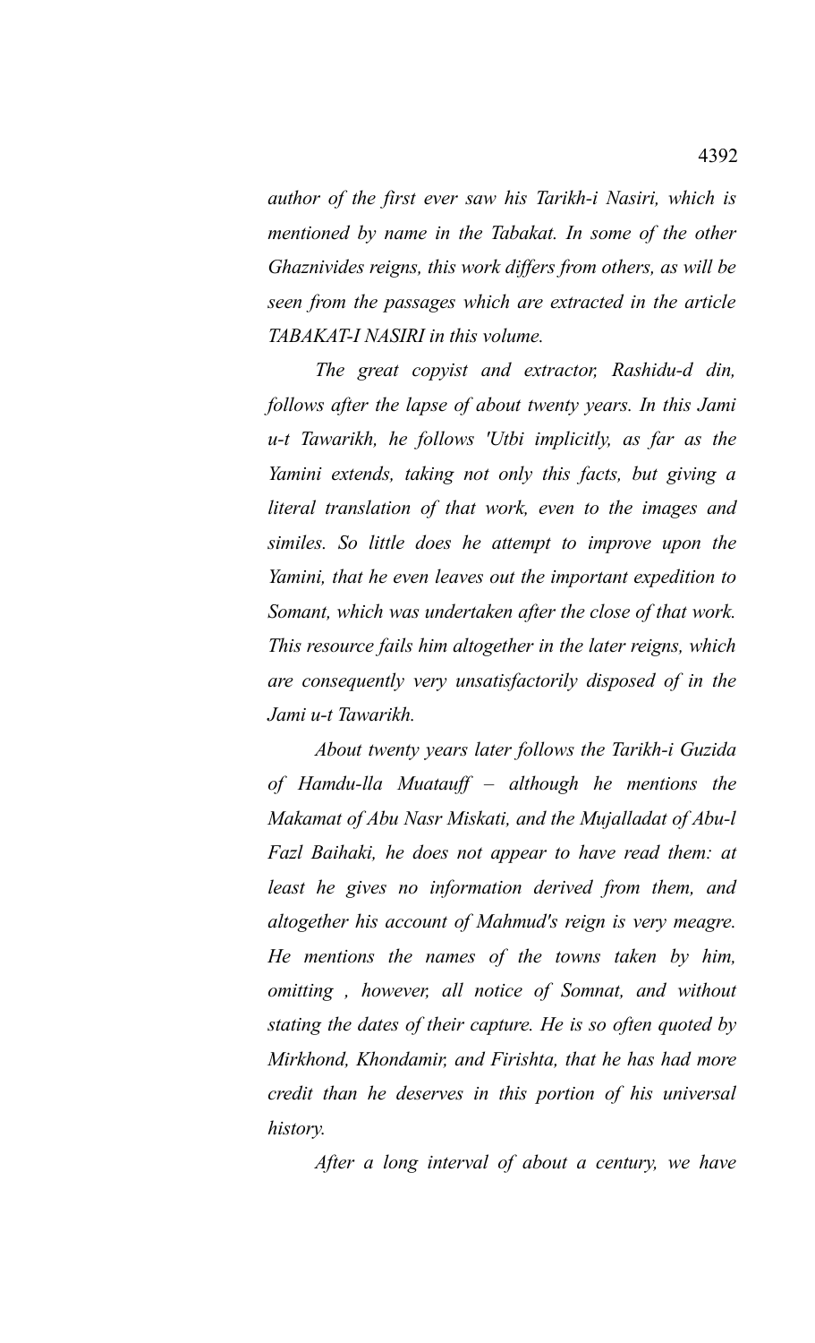*author of the first ever saw his Tarikh-i Nasiri, which is mentioned by name in the Tabakat. In some of the other Ghaznivides reigns, this work differs from others, as will be seen from the passages which are extracted in the article TABAKAT-I NASIRI in this volume.*

*The great copyist and extractor, Rashidu-d din, follows after the lapse of about twenty years. In this Jami u-t Tawarikh, he follows 'Utbi implicitly, as far as the Yamini extends, taking not only this facts, but giving a literal translation of that work, even to the images and similes. So little does he attempt to improve upon the Yamini, that he even leaves out the important expedition to Somant, which was undertaken after the close of that work. This resource fails him altogether in the later reigns, which are consequently very unsatisfactorily disposed of in the Jami u-t Tawarikh.*

*About twenty years later follows the Tarikh-i Guzida of Hamdu-lla Muatauff – although he mentions the Makamat of Abu Nasr Miskati, and the Mujalladat of Abu-l Fazl Baihaki, he does not appear to have read them: at least he gives no information derived from them, and altogether his account of Mahmud's reign is very meagre. He mentions the names of the towns taken by him, omitting , however, all notice of Somnat, and without stating the dates of their capture. He is so often quoted by Mirkhond, Khondamir, and Firishta, that he has had more credit than he deserves in this portion of his universal history.*

*After a long interval of about a century, we have*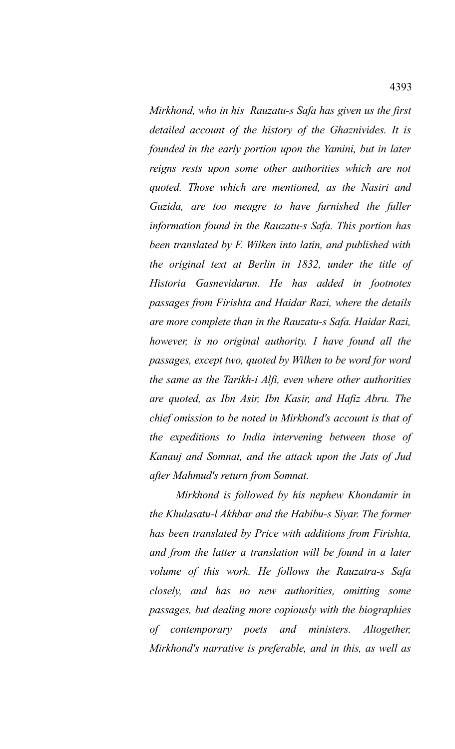*Mirkhond, who in his Rauzatu-s Safa has given us the first detailed account of the history of the Ghaznivides. It is founded in the early portion upon the Yamini, but in later reigns rests upon some other authorities which are not quoted. Those which are mentioned, as the Nasiri and Guzida, are too meagre to have furnished the fuller information found in the Rauzatu-s Safa. This portion has been translated by F. Wilken into latin, and published with the original text at Berlin in 1832, under the title of Historia Gasnevidarun. He has added in footnotes passages from Firishta and Haidar Razi, where the details are more complete than in the Rauzatu-s Safa. Haidar Razi, however, is no original authority. I have found all the passages, except two, quoted by Wilken to be word for word the same as the Tarikh-i Alfi, even where other authorities are quoted, as Ibn Asir, Ibn Kasir, and Hafiz Abru. The chief omission to be noted in Mirkhond's account is that of the expeditions to India intervening between those of Kanauj and Somnat, and the attack upon the Jats of Jud after Mahmud's return from Somnat.*

*Mirkhond is followed by his nephew Khondamir in the Khulasatu-l Akhbar and the Habibu-s Siyar. The former has been translated by Price with additions from Firishta, and from the latter a translation will be found in a later volume of this work. He follows the Rauzatra-s Safa closely, and has no new authorities, omitting some passages, but dealing more copiously with the biographies of contemporary poets and ministers. Altogether, Mirkhond's narrative is preferable, and in this, as well as*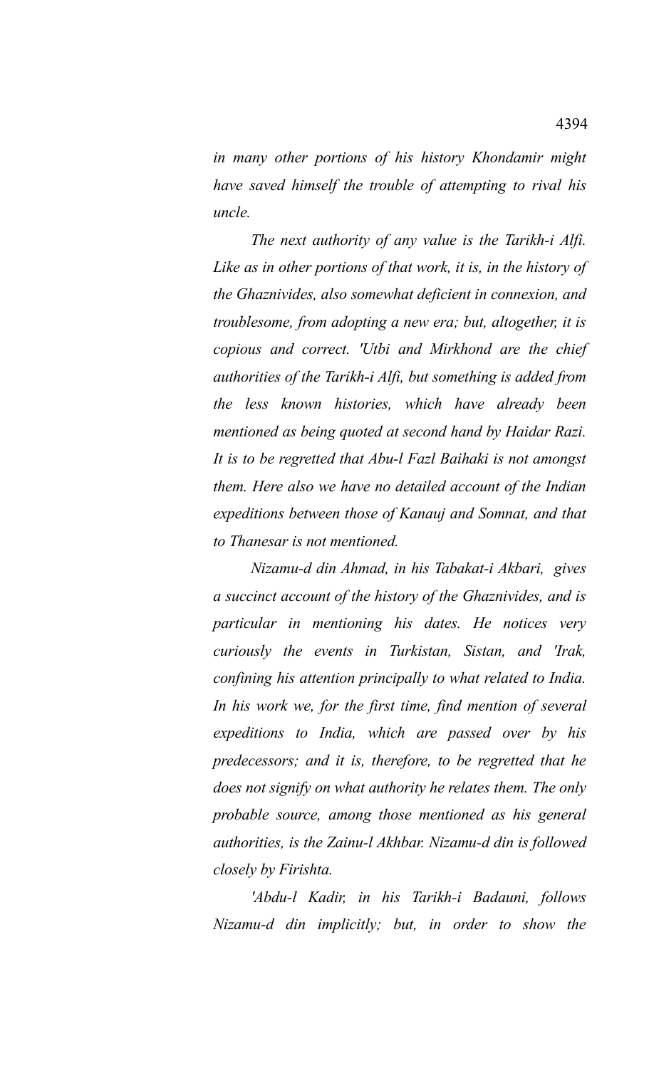*in many other portions of his history Khondamir might have saved himself the trouble of attempting to rival his uncle.*

*The next authority of any value is the Tarikh-i Alfi. Like as in other portions of that work, it is, in the history of the Ghaznivides, also somewhat deficient in connexion, and troublesome, from adopting a new era; but, altogether, it is copious and correct. 'Utbi and Mirkhond are the chief authorities of the Tarikh-i Alfi, but something is added from the less known histories, which have already been mentioned as being quoted at second hand by Haidar Razi. It is to be regretted that Abu-l Fazl Baihaki is not amongst them. Here also we have no detailed account of the Indian expeditions between those of Kanauj and Somnat, and that to Thanesar is not mentioned.*

*Nizamu-d din Ahmad, in his Tabakat-i Akbari, gives a succinct account of the history of the Ghaznivides, and is particular in mentioning his dates. He notices very curiously the events in Turkistan, Sistan, and 'Irak, confining his attention principally to what related to India. In his work we, for the first time, find mention of several expeditions to India, which are passed over by his predecessors; and it is, therefore, to be regretted that he does not signify on what authority he relates them. The only probable source, among those mentioned as his general authorities, is the Zainu-l Akhbar. Nizamu-d din is followed closely by Firishta.*

*'Abdu-l Kadir, in his Tarikh-i Badauni, follows Nizamu-d din implicitly; but, in order to show the*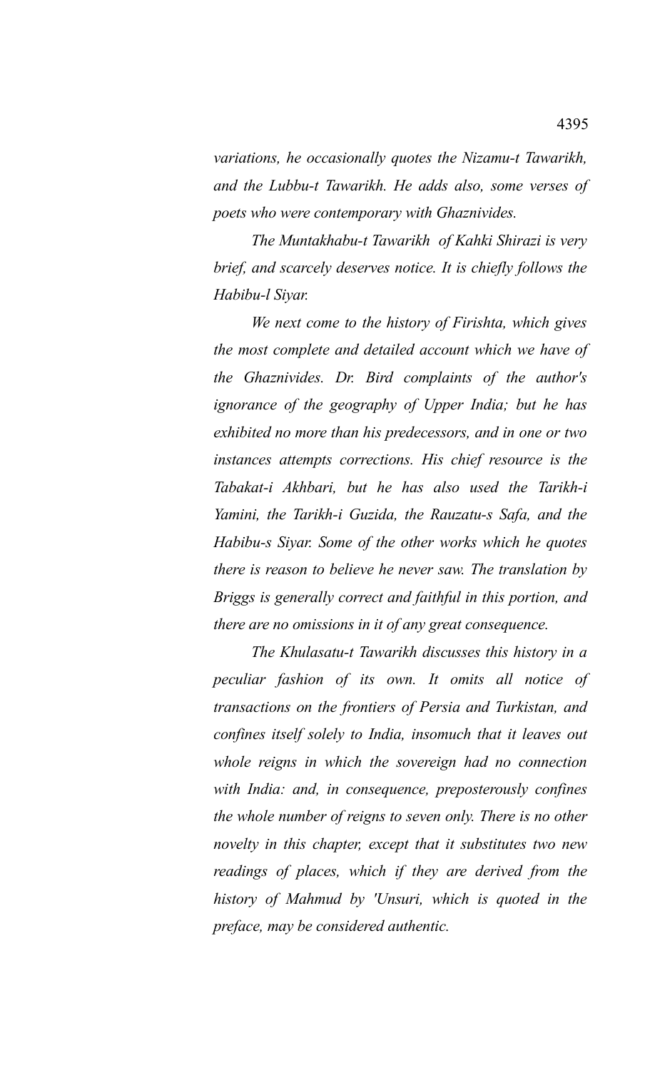*variations, he occasionally quotes the Nizamu-t Tawarikh, and the Lubbu-t Tawarikh. He adds also, some verses of poets who were contemporary with Ghaznivides.*

*The Muntakhabu-t Tawarikh of Kahki Shirazi is very brief, and scarcely deserves notice. It is chiefly follows the Habibu-l Siyar.*

*We next come to the history of Firishta, which gives the most complete and detailed account which we have of the Ghaznivides. Dr. Bird complaints of the author's ignorance of the geography of Upper India; but he has exhibited no more than his predecessors, and in one or two instances attempts corrections. His chief resource is the Tabakat-i Akhbari, but he has also used the Tarikh-i Yamini, the Tarikh-i Guzida, the Rauzatu-s Safa, and the Habibu-s Siyar. Some of the other works which he quotes there is reason to believe he never saw. The translation by Briggs is generally correct and faithful in this portion, and there are no omissions in it of any great consequence.*

*The Khulasatu-t Tawarikh discusses this history in a peculiar fashion of its own. It omits all notice of transactions on the frontiers of Persia and Turkistan, and confines itself solely to India, insomuch that it leaves out whole reigns in which the sovereign had no connection with India: and, in consequence, preposterously confines the whole number of reigns to seven only. There is no other novelty in this chapter, except that it substitutes two new readings of places, which if they are derived from the history of Mahmud by 'Unsuri, which is quoted in the preface, may be considered authentic.*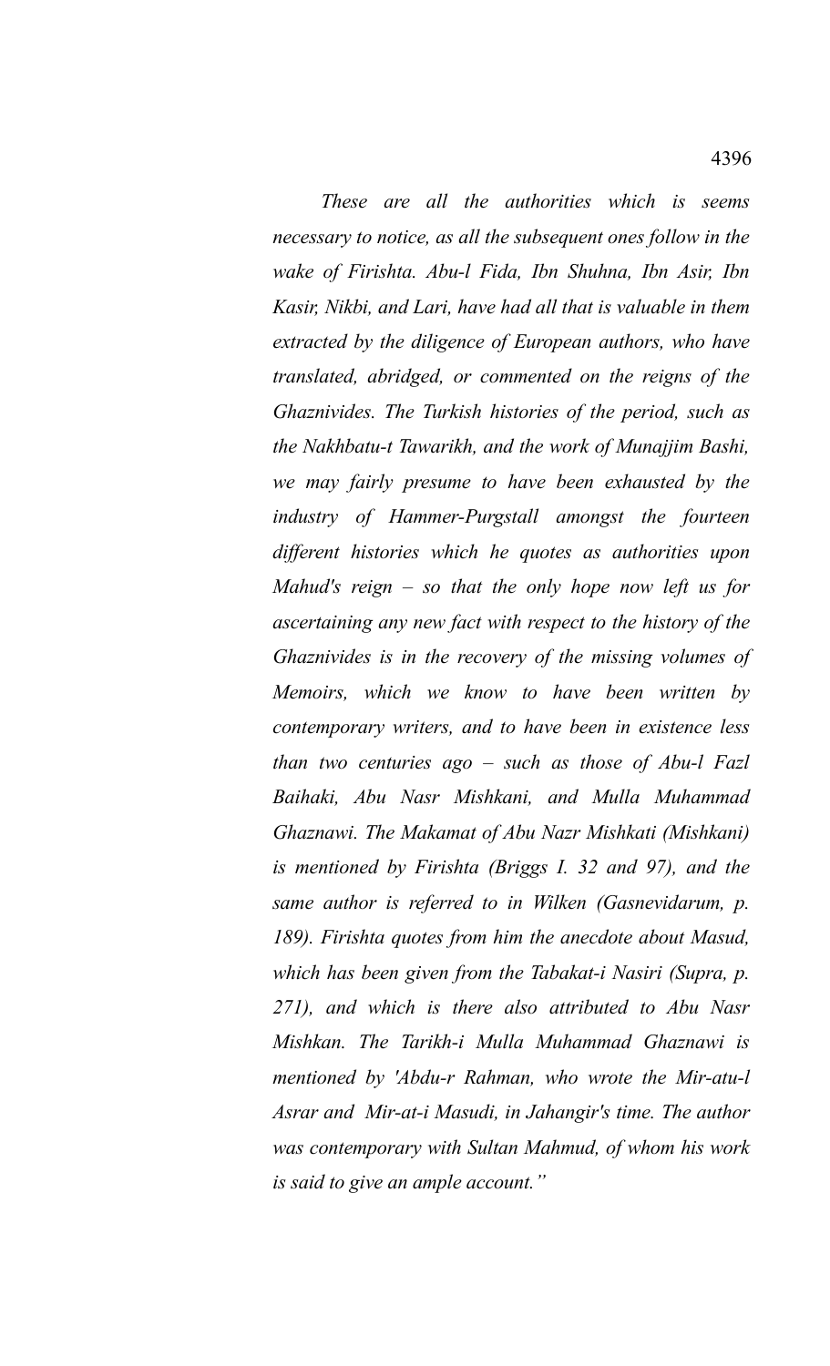*These are all the authorities which is seems necessary to notice, as all the subsequent ones follow in the wake of Firishta. Abu-l Fida, Ibn Shuhna, Ibn Asir, Ibn Kasir, Nikbi, and Lari, have had all that is valuable in them extracted by the diligence of European authors, who have translated, abridged, or commented on the reigns of the Ghaznivides. The Turkish histories of the period, such as the Nakhbatu-t Tawarikh, and the work of Munajjim Bashi, we may fairly presume to have been exhausted by the industry of Hammer-Purgstall amongst the fourteen different histories which he quotes as authorities upon Mahud's reign – so that the only hope now left us for ascertaining any new fact with respect to the history of the Ghaznivides is in the recovery of the missing volumes of Memoirs, which we know to have been written by contemporary writers, and to have been in existence less than two centuries ago – such as those of Abu-l Fazl Baihaki, Abu Nasr Mishkani, and Mulla Muhammad Ghaznawi. The Makamat of Abu Nazr Mishkati (Mishkani) is mentioned by Firishta (Briggs I. 32 and 97), and the same author is referred to in Wilken (Gasnevidarum, p. 189). Firishta quotes from him the anecdote about Masud, which has been given from the Tabakat-i Nasiri (Supra, p. 271), and which is there also attributed to Abu Nasr Mishkan. The Tarikh-i Mulla Muhammad Ghaznawi is mentioned by 'Abdu-r Rahman, who wrote the Mir-atu-l Asrar and Mir-at-i Masudi, in Jahangir's time. The author was contemporary with Sultan Mahmud, of whom his work is said to give an ample account."*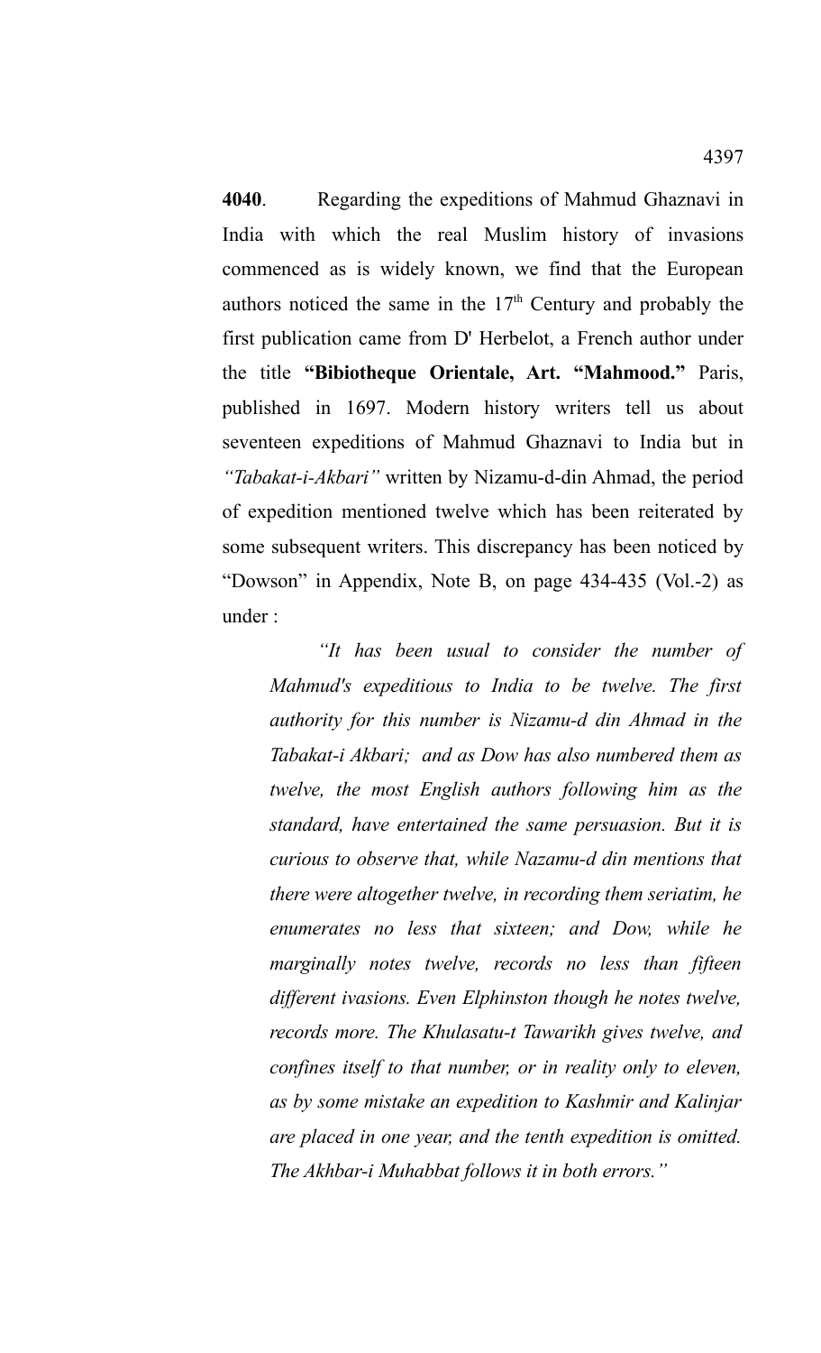**4040**. Regarding the expeditions of Mahmud Ghaznavi in India with which the real Muslim history of invasions commenced as is widely known, we find that the European authors noticed the same in the 17th Century and probably the first publication came from D' Herbelot, a French author under the title **"Bibiotheque Orientale, Art. "Mahmood."** Paris, published in 1697. Modern history writers tell us about seventeen expeditions of Mahmud Ghaznavi to India but in *"Tabakat-i-Akbari"* written by Nizamu-d-din Ahmad, the period of expedition mentioned twelve which has been reiterated by some subsequent writers. This discrepancy has been noticed by "Dowson" in Appendix, Note B, on page 434-435 (Vol.-2) as under :

> *"It has been usual to consider the number of Mahmud's expeditious to India to be twelve. The first authority for this number is Nizamu-d din Ahmad in the Tabakat-i Akbari; and as Dow has also numbered them as twelve, the most English authors following him as the standard, have entertained the same persuasion. But it is curious to observe that, while Nazamu-d din mentions that there were altogether twelve, in recording them seriatim, he enumerates no less that sixteen; and Dow, while he marginally notes twelve, records no less than fifteen different ivasions. Even Elphinston though he notes twelve, records more. The Khulasatu-t Tawarikh gives twelve, and confines itself to that number, or in reality only to eleven, as by some mistake an expedition to Kashmir and Kalinjar are placed in one year, and the tenth expedition is omitted. The Akhbar-i Muhabbat follows it in both errors."*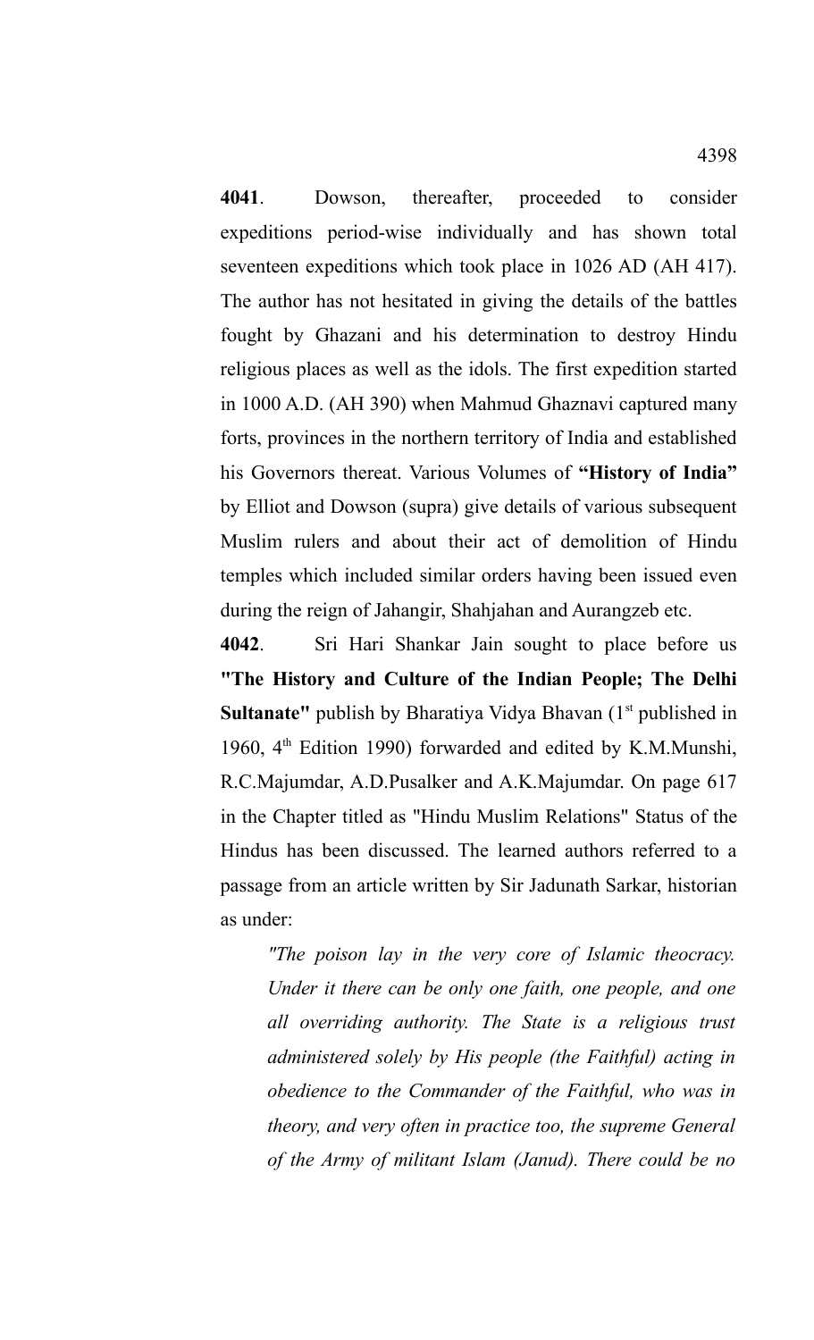**4041**. Dowson, thereafter, proceeded to consider expeditions period-wise individually and has shown total seventeen expeditions which took place in 1026 AD (AH 417). The author has not hesitated in giving the details of the battles fought by Ghazani and his determination to destroy Hindu religious places as well as the idols. The first expedition started in 1000 A.D. (AH 390) when Mahmud Ghaznavi captured many forts, provinces in the northern territory of India and established his Governors thereat. Various Volumes of **"History of India"** by Elliot and Dowson (supra) give details of various subsequent Muslim rulers and about their act of demolition of Hindu temples which included similar orders having been issued even during the reign of Jahangir, Shahjahan and Aurangzeb etc.

**4042**. Sri Hari Shankar Jain sought to place before us **"The History and Culture of the Indian People; The Delhi Sultanate"** publish by Bharatiya Vidya Bhavan (1st published in 1960, 4th Edition 1990) forwarded and edited by K.M.Munshi, R.C.Majumdar, A.D.Pusalker and A.K.Majumdar. On page 617 in the Chapter titled as "Hindu Muslim Relations" Status of the Hindus has been discussed. The learned authors referred to a passage from an article written by Sir Jadunath Sarkar, historian as under:

*"The poison lay in the very core of Islamic theocracy. Under it there can be only one faith, one people, and one all overriding authority. The State is a religious trust administered solely by His people (the Faithful) acting in obedience to the Commander of the Faithful, who was in theory, and very often in practice too, the supreme General of the Army of militant Islam (Janud). There could be no*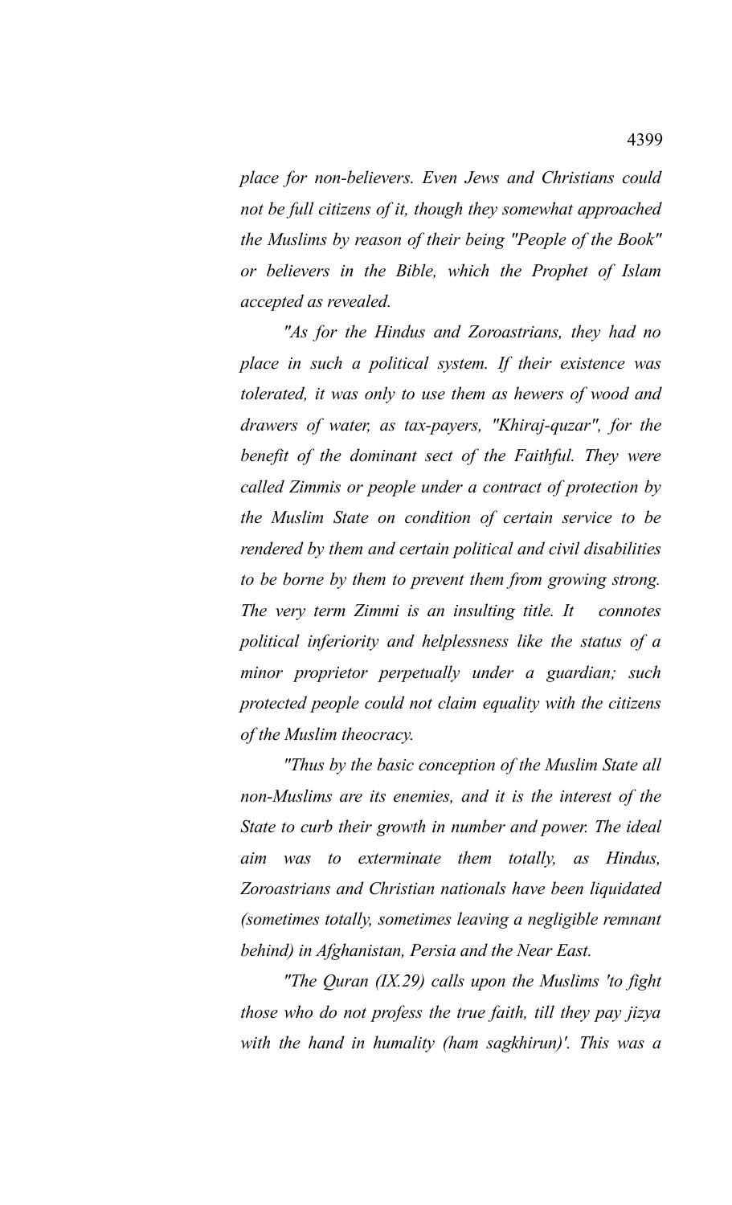*place for non-believers. Even Jews and Christians could not be full citizens of it, though they somewhat approached the Muslims by reason of their being "People of the Book" or believers in the Bible, which the Prophet of Islam accepted as revealed.*

*"As for the Hindus and Zoroastrians, they had no place in such a political system. If their existence was tolerated, it was only to use them as hewers of wood and drawers of water, as tax-payers, "Khiraj-quzar", for the benefit of the dominant sect of the Faithful. They were called Zimmis or people under a contract of protection by the Muslim State on condition of certain service to be rendered by them and certain political and civil disabilities to be borne by them to prevent them from growing strong. The very term Zimmi is an insulting title. It connotes political inferiority and helplessness like the status of a minor proprietor perpetually under a guardian; such protected people could not claim equality with the citizens of the Muslim theocracy.*

*"Thus by the basic conception of the Muslim State all non-Muslims are its enemies, and it is the interest of the State to curb their growth in number and power. The ideal aim was to exterminate them totally, as Hindus, Zoroastrians and Christian nationals have been liquidated (sometimes totally, sometimes leaving a negligible remnant behind) in Afghanistan, Persia and the Near East.*

*"The Quran (IX.29) calls upon the Muslims 'to fight those who do not profess the true faith, till they pay jizya with the hand in humality (ham sagkhirun)'. This was a*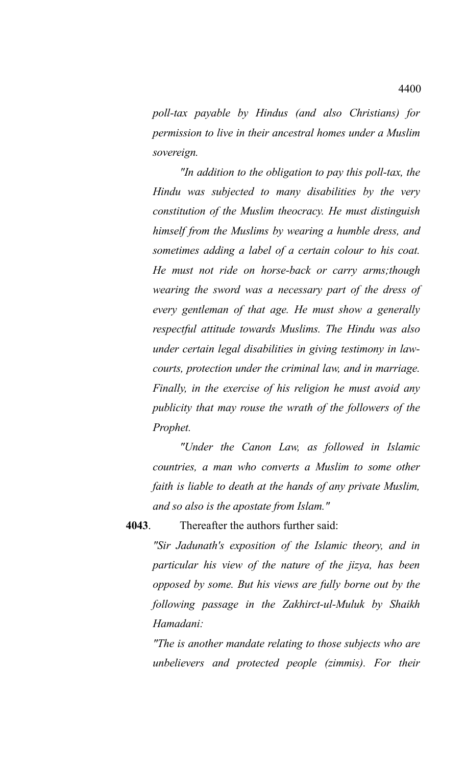*poll-tax payable by Hindus (and also Christians) for permission to live in their ancestral homes under a Muslim sovereign.*

*"In addition to the obligation to pay this poll-tax, the Hindu was subjected to many disabilities by the very constitution of the Muslim theocracy. He must distinguish himself from the Muslims by wearing a humble dress, and sometimes adding a label of a certain colour to his coat. He must not ride on horse-back or carry arms;though wearing the sword was a necessary part of the dress of every gentleman of that age. He must show a generally respectful attitude towards Muslims. The Hindu was also under certain legal disabilities in giving testimony in law-courts, protection under the criminal law, and in marriage. Finally, in the exercise of his religion he must avoid any publicity that may rouse the wrath of the followers of the Prophet.*

*"Under the Canon Law, as followed in Islamic countries, a man who converts a Muslim to some other faith is liable to death at the hands of any private Muslim, and so also is the apostate from Islam."*

**4043**. Thereafter the authors further said:

*"Sir Jadunath's exposition of the Islamic theory, and in particular his view of the nature of the jizya, has been opposed by some. But his views are fully borne out by the following passage in the Zakhirct-ul-Muluk by Shaikh Hamadani:*

*"The is another mandate relating to those subjects who are unbelievers and protected people (zimmis). For their*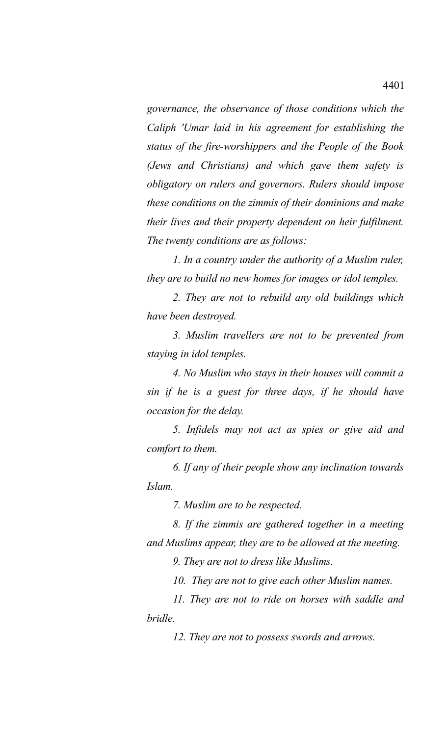*governance, the observance of those conditions which the Caliph 'Umar laid in his agreement for establishing the status of the fire-worshippers and the People of the Book (Jews and Christians) and which gave them safety is obligatory on rulers and governors. Rulers should impose these conditions on the zimmis of their dominions and make their lives and their property dependent on heir fulfilment. The twenty conditions are as follows:*

*1. In a country under the authority of a Muslim ruler, they are to build no new homes for images or idol temples.*

*2. They are not to rebuild any old buildings which have been destroyed.*

*3. Muslim travellers are not to be prevented from staying in idol temples.*

*4. No Muslim who stays in their houses will commit a sin if he is a guest for three days, if he should have occasion for the delay.*

*5. Infidels may not act as spies or give aid and comfort to them.*

*6. If any of their people show any inclination towards Islam.*

*7. Muslim are to be respected.*

*8. If the zimmis are gathered together in a meeting and Muslims appear, they are to be allowed at the meeting.*

*9. They are not to dress like Muslims.*

*10. They are not to give each other Muslim names.*

*11. They are not to ride on horses with saddle and bridle.*

*12. They are not to possess swords and arrows.*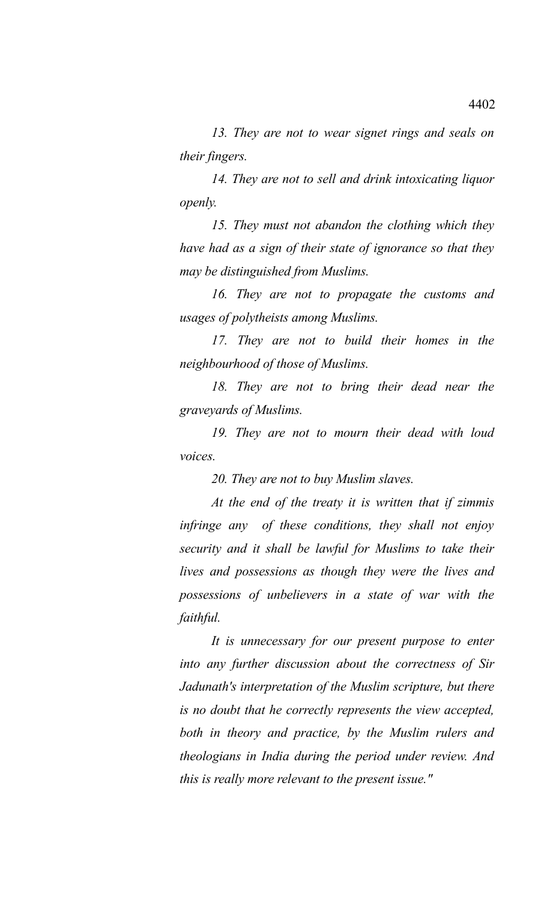*13. They are not to wear signet rings and seals on their fingers.*

*14. They are not to sell and drink intoxicating liquor openly.*

*15. They must not abandon the clothing which they have had as a sign of their state of ignorance so that they may be distinguished from Muslims.*

*16. They are not to propagate the customs and usages of polytheists among Muslims.*

*17. They are not to build their homes in the neighbourhood of those of Muslims.*

*18. They are not to bring their dead near the graveyards of Muslims.*

*19. They are not to mourn their dead with loud voices.*

*20. They are not to buy Muslim slaves.*

*At the end of the treaty it is written that if zimmis infringe any of these conditions, they shall not enjoy security and it shall be lawful for Muslims to take their lives and possessions as though they were the lives and possessions of unbelievers in a state of war with the faithful.*

*It is unnecessary for our present purpose to enter into any further discussion about the correctness of Sir Jadunath's interpretation of the Muslim scripture, but there is no doubt that he correctly represents the view accepted, both in theory and practice, by the Muslim rulers and theologians in India during the period under review. And this is really more relevant to the present issue."*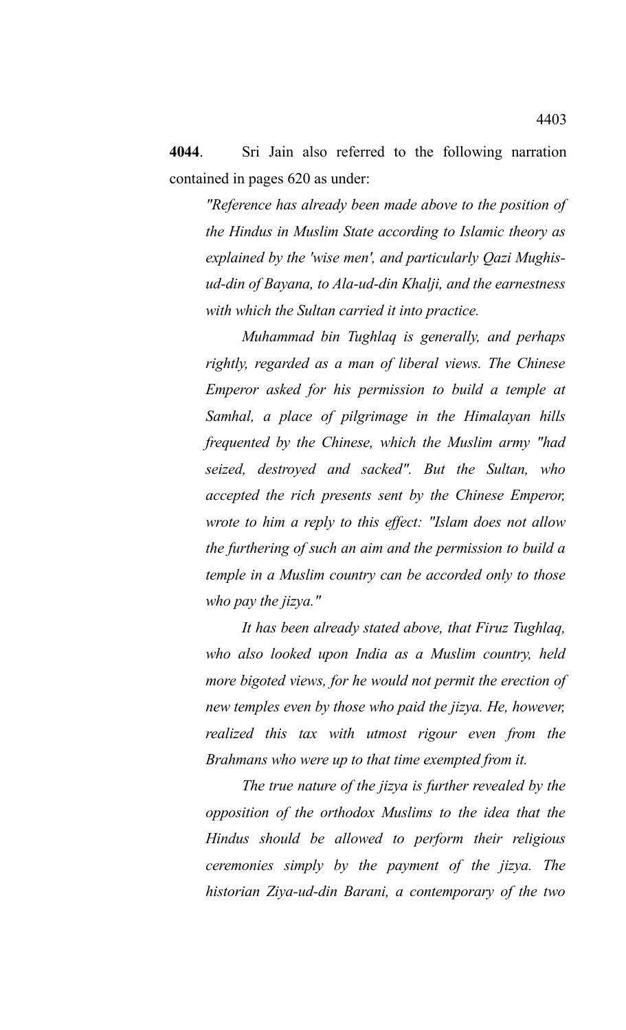**4044**. Sri Jain also referred to the following narration contained in pages 620 as under:

> *"Reference has already been made above to the position of the Hindus in Muslim State according to Islamic theory as explained by the 'wise men', and particularly Qazi Mughis-ud-din of Bayana, to Ala-ud-din Khalji, and the earnestness with which the Sultan carried it into practice.*
>
> *Muhammad bin Tughlaq is generally, and perhaps rightly, regarded as a man of liberal views. The Chinese Emperor asked for his permission to build a temple at Samhal, a place of pilgrimage in the Himalayan hills frequented by the Chinese, which the Muslim army "had seized, destroyed and sacked". But the Sultan, who accepted the rich presents sent by the Chinese Emperor, wrote to him a reply to this effect: "Islam does not allow the furthering of such an aim and the permission to build a temple in a Muslim country can be accorded only to those who pay the jizya."*
>
> *It has been already stated above, that Firuz Tughlaq, who also looked upon India as a Muslim country, held more bigoted views, for he would not permit the erection of new temples even by those who paid the jizya. He, however, realized this tax with utmost rigour even from the Brahmans who were up to that time exempted from it.*
>
> *The true nature of the jizya is further revealed by the opposition of the orthodox Muslims to the idea that the Hindus should be allowed to perform their religious ceremonies simply by the payment of the jizya. The historian Ziya-ud-din Barani, a contemporary of the two*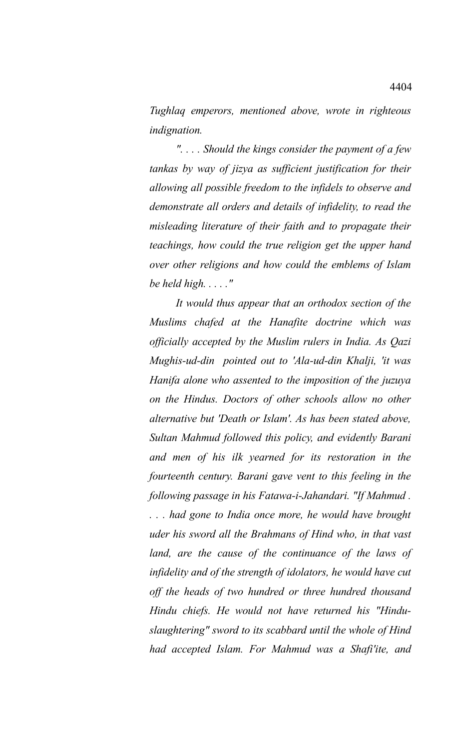*Tughlaq emperors, mentioned above, wrote in righteous indignation.*

*". . . . Should the kings consider the payment of a few tankas by way of jizya as sufficient justification for their allowing all possible freedom to the infidels to observe and demonstrate all orders and details of infidelity, to read the misleading literature of their faith and to propagate their teachings, how could the true religion get the upper hand over other religions and how could the emblems of Islam be held high. . . . ."*

*It would thus appear that an orthodox section of the Muslims chafed at the Hanafite doctrine which was officially accepted by the Muslim rulers in India. As Qazi Mughis-ud-din pointed out to 'Ala-ud-din Khalji, 'it was Hanifa alone who assented to the imposition of the juzuya on the Hindus. Doctors of other schools allow no other alternative but 'Death or Islam'. As has been stated above, Sultan Mahmud followed this policy, and evidently Barani and men of his ilk yearned for its restoration in the fourteenth century. Barani gave vent to this feeling in the following passage in his Fatawa-i-Jahandari. "If Mahmud . . . . had gone to India once more, he would have brought uder his sword all the Brahmans of Hind who, in that vast land, are the cause of the continuance of the laws of infidelity and of the strength of idolators, he would have cut off the heads of two hundred or three hundred thousand Hindu chiefs. He would not have returned his "Hindu-slaughtering" sword to its scabbard until the whole of Hind had accepted Islam. For Mahmud was a Shafi'ite, and*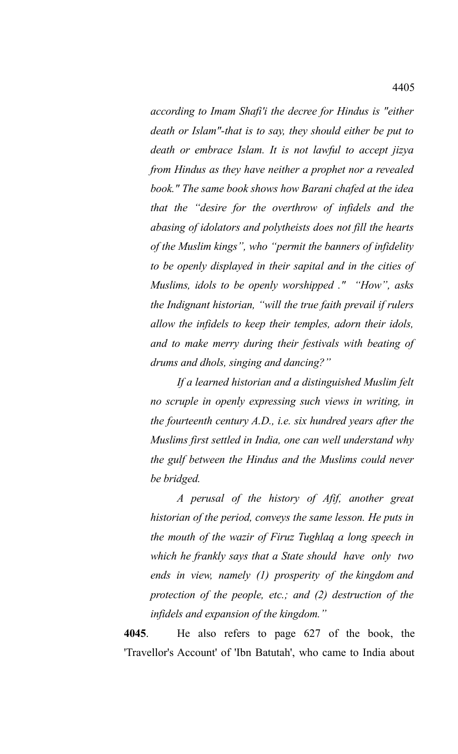*according to Imam Shafi'i the decree for Hindus is "either death or Islam"-that is to say, they should either be put to death or embrace Islam. It is not lawful to accept jizya from Hindus as they have neither a prophet nor a revealed book." The same book shows how Barani chafed at the idea that the "desire for the overthrow of infidels and the abasing of idolators and polytheists does not fill the hearts of the Muslim kings", who "permit the banners of infidelity to be openly displayed in their sapital and in the cities of Muslims, idols to be openly worshipped ." "How", asks the Indignant historian, "will the true faith prevail if rulers allow the infidels to keep their temples, adorn their idols, and to make merry during their festivals with beating of drums and dhols, singing and dancing?"*

*If a learned historian and a distinguished Muslim felt no scruple in openly expressing such views in writing, in the fourteenth century A.D., i.e. six hundred years after the Muslims first settled in India, one can well understand why the gulf between the Hindus and the Muslims could never be bridged.*

*A perusal of the history of Afif, another great historian of the period, conveys the same lesson. He puts in the mouth of the wazir of Firuz Tughlaq a long speech in which he frankly says that a State should have only two ends in view, namely (1) prosperity of the kingdom and protection of the people, etc.; and (2) destruction of the infidels and expansion of the kingdom."*

**4045**. He also refers to page 627 of the book, the 'Travellor's Account' of 'Ibn Batutah', who came to India about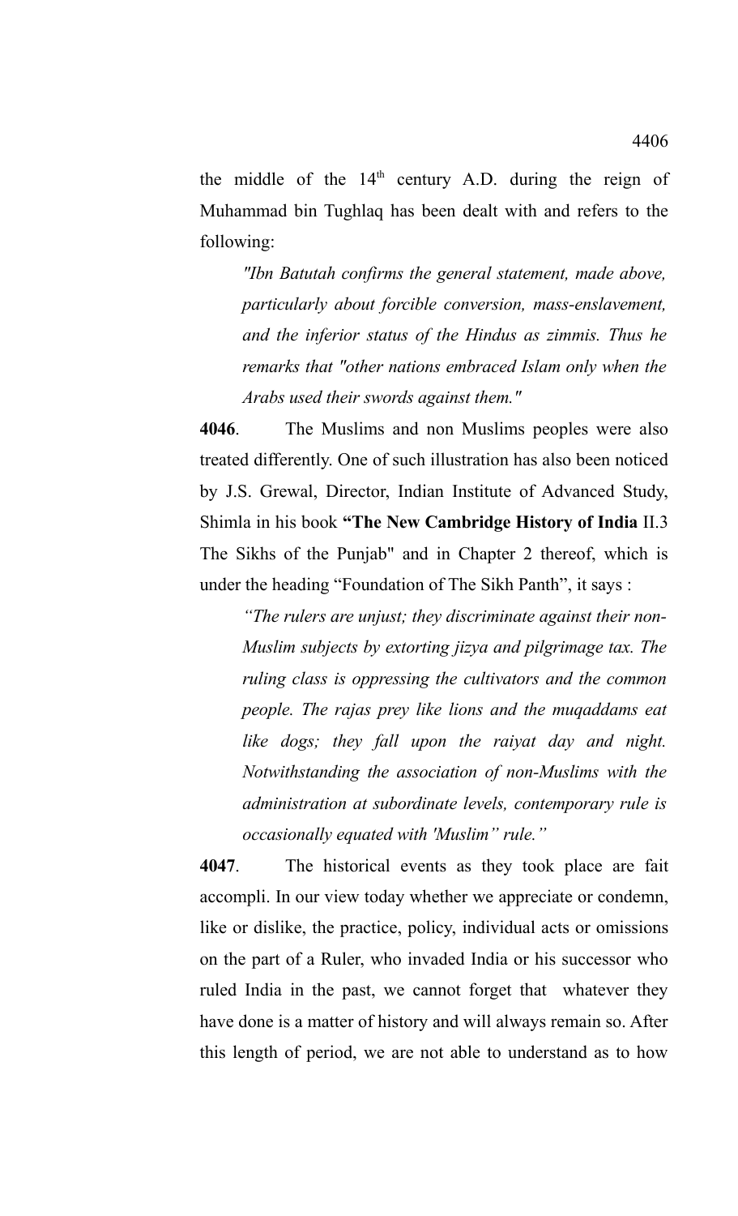the middle of the 14th century A.D. during the reign of Muhammad bin Tughlaq has been dealt with and refers to the following:

> *"Ibn Batutah confirms the general statement, made above, particularly about forcible conversion, mass-enslavement, and the inferior status of the Hindus as zimmis. Thus he remarks that "other nations embraced Islam only when the Arabs used their swords against them."*

**4046**. The Muslims and non Muslims peoples were also treated differently. One of such illustration has also been noticed by J.S. Grewal, Director, Indian Institute of Advanced Study, Shimla in his book **"The New Cambridge History of India** II.3 The Sikhs of the Punjab" and in Chapter 2 thereof, which is under the heading "Foundation of The Sikh Panth", it says :

> *"The rulers are unjust; they discriminate against their non-Muslim subjects by extorting jizya and pilgrimage tax. The ruling class is oppressing the cultivators and the common people. The rajas prey like lions and the muqaddams eat like dogs; they fall upon the raiyat day and night. Notwithstanding the association of non-Muslims with the administration at subordinate levels, contemporary rule is occasionally equated with 'Muslim" rule."*

**4047**. The historical events as they took place are fait accompli. In our view today whether we appreciate or condemn, like or dislike, the practice, policy, individual acts or omissions on the part of a Ruler, who invaded India or his successor who ruled India in the past, we cannot forget that whatever they have done is a matter of history and will always remain so. After this length of period, we are not able to understand as to how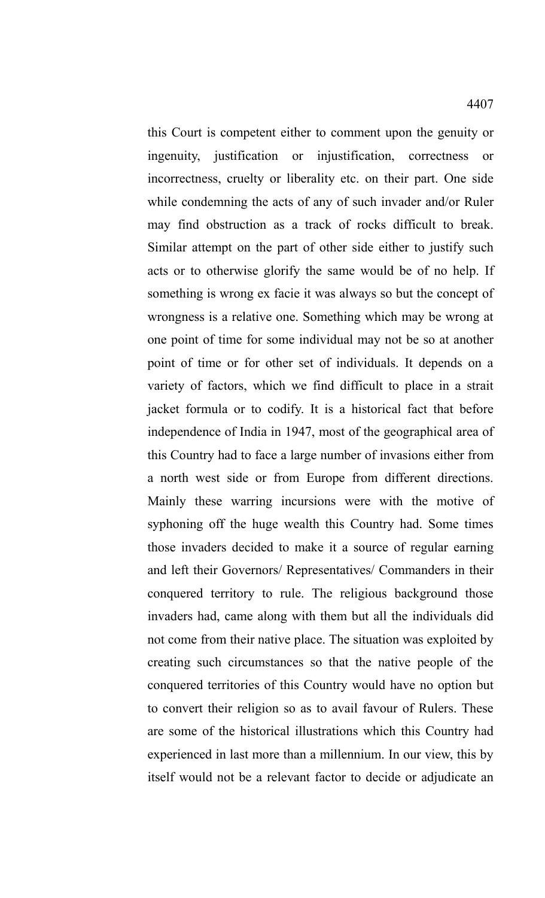this Court is competent either to comment upon the genuity or ingenuity, justification or injustification, correctness or incorrectness, cruelty or liberality etc. on their part. One side while condemning the acts of any of such invader and/or Ruler may find obstruction as a track of rocks difficult to break. Similar attempt on the part of other side either to justify such acts or to otherwise glorify the same would be of no help. If something is wrong ex facie it was always so but the concept of wrongness is a relative one. Something which may be wrong at one point of time for some individual may not be so at another point of time or for other set of individuals. It depends on a variety of factors, which we find difficult to place in a strait jacket formula or to codify. It is a historical fact that before independence of India in 1947, most of the geographical area of this Country had to face a large number of invasions either from a north west side or from Europe from different directions. Mainly these warring incursions were with the motive of syphoning off the huge wealth this Country had. Some times those invaders decided to make it a source of regular earning and left their Governors/ Representatives/ Commanders in their conquered territory to rule. The religious background those invaders had, came along with them but all the individuals did not come from their native place. The situation was exploited by creating such circumstances so that the native people of the conquered territories of this Country would have no option but to convert their religion so as to avail favour of Rulers. These are some of the historical illustrations which this Country had experienced in last more than a millennium. In our view, this by itself would not be a relevant factor to decide or adjudicate an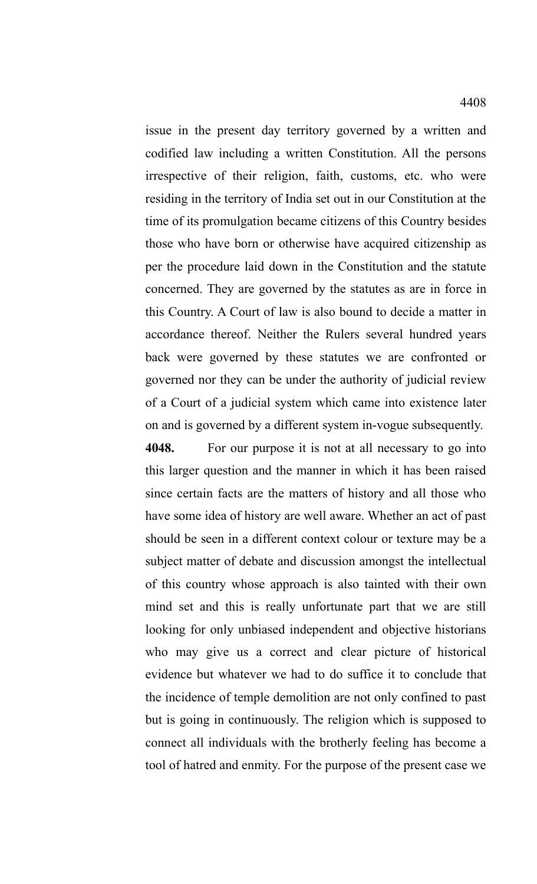issue in the present day territory governed by a written and codified law including a written Constitution. All the persons irrespective of their religion, faith, customs, etc. who were residing in the territory of India set out in our Constitution at the time of its promulgation became citizens of this Country besides those who have born or otherwise have acquired citizenship as per the procedure laid down in the Constitution and the statute concerned. They are governed by the statutes as are in force in this Country. A Court of law is also bound to decide a matter in accordance thereof. Neither the Rulers several hundred years back were governed by these statutes we are confronted or governed nor they can be under the authority of judicial review of a Court of a judicial system which came into existence later on and is governed by a different system in-vogue subsequently.

**4048.** For our purpose it is not at all necessary to go into this larger question and the manner in which it has been raised since certain facts are the matters of history and all those who have some idea of history are well aware. Whether an act of past should be seen in a different context colour or texture may be a subject matter of debate and discussion amongst the intellectual of this country whose approach is also tainted with their own mind set and this is really unfortunate part that we are still looking for only unbiased independent and objective historians who may give us a correct and clear picture of historical evidence but whatever we had to do suffice it to conclude that the incidence of temple demolition are not only confined to past but is going in continuously. The religion which is supposed to connect all individuals with the brotherly feeling has become a tool of hatred and enmity. For the purpose of the present case we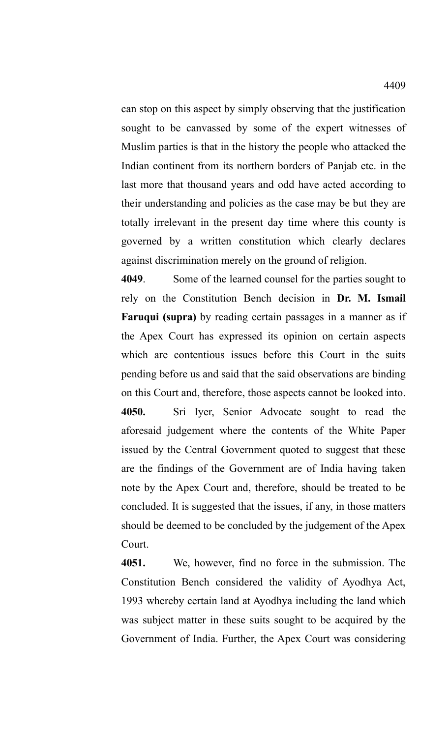can stop on this aspect by simply observing that the justification sought to be canvassed by some of the expert witnesses of Muslim parties is that in the history the people who attacked the Indian continent from its northern borders of Panjab etc. in the last more that thousand years and odd have acted according to their understanding and policies as the case may be but they are totally irrelevant in the present day time where this county is governed by a written constitution which clearly declares against discrimination merely on the ground of religion.

**4049**. Some of the learned counsel for the parties sought to rely on the Constitution Bench decision in **Dr. M. Ismail Faruqui (supra)** by reading certain passages in a manner as if the Apex Court has expressed its opinion on certain aspects which are contentious issues before this Court in the suits pending before us and said that the said observations are binding on this Court and, therefore, those aspects cannot be looked into.

**4050.** Sri Iyer, Senior Advocate sought to read the aforesaid judgement where the contents of the White Paper issued by the Central Government quoted to suggest that these are the findings of the Government are of India having taken note by the Apex Court and, therefore, should be treated to be concluded. It is suggested that the issues, if any, in those matters should be deemed to be concluded by the judgement of the Apex Court.

**4051.** We, however, find no force in the submission. The Constitution Bench considered the validity of Ayodhya Act, 1993 whereby certain land at Ayodhya including the land which was subject matter in these suits sought to be acquired by the Government of India. Further, the Apex Court was considering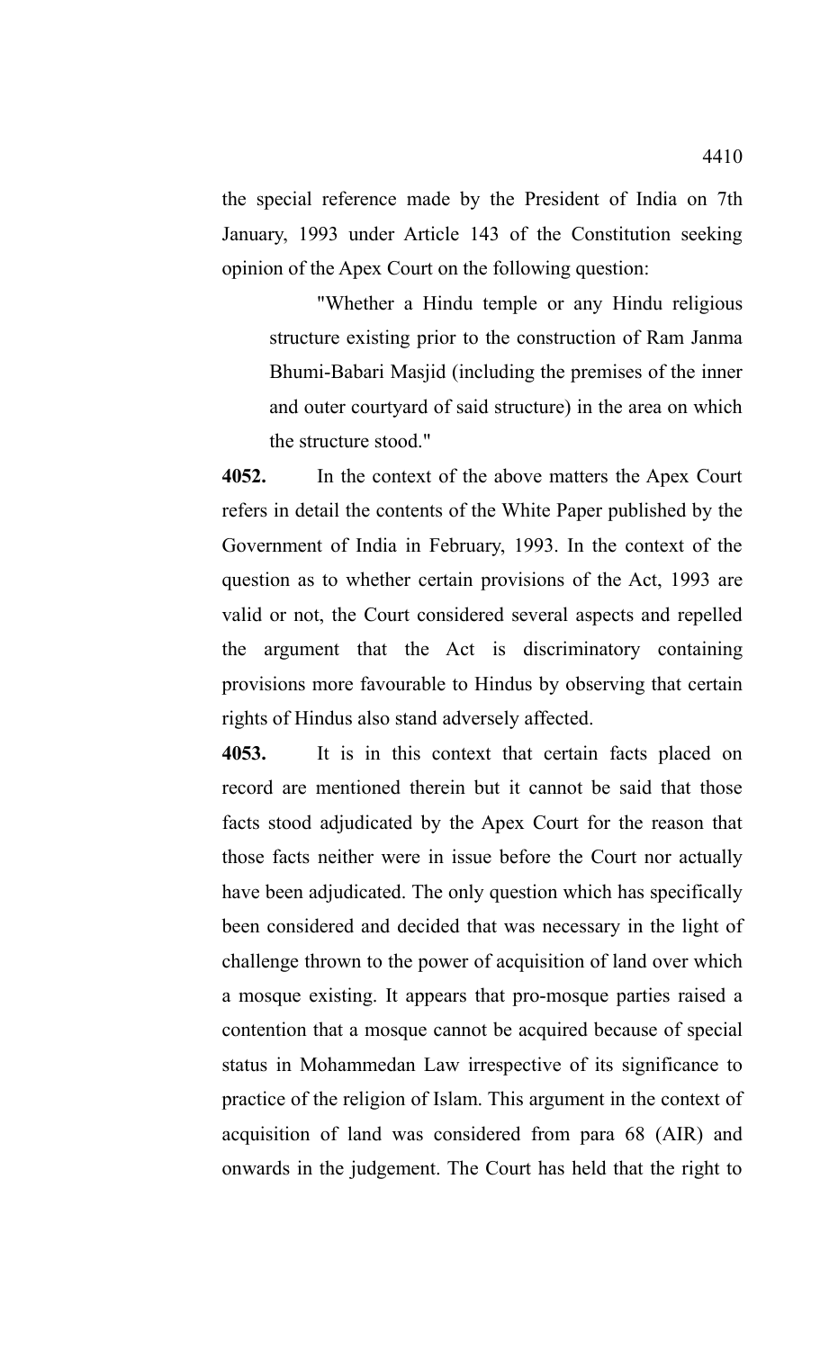the special reference made by the President of India on 7th January, 1993 under Article 143 of the Constitution seeking opinion of the Apex Court on the following question:

> "Whether a Hindu temple or any Hindu religious structure existing prior to the construction of Ram Janma Bhumi-Babari Masjid (including the premises of the inner and outer courtyard of said structure) in the area on which the structure stood."

**4052.** In the context of the above matters the Apex Court refers in detail the contents of the White Paper published by the Government of India in February, 1993. In the context of the question as to whether certain provisions of the Act, 1993 are valid or not, the Court considered several aspects and repelled the argument that the Act is discriminatory containing provisions more favourable to Hindus by observing that certain rights of Hindus also stand adversely affected.

**4053.** It is in this context that certain facts placed on record are mentioned therein but it cannot be said that those facts stood adjudicated by the Apex Court for the reason that those facts neither were in issue before the Court nor actually have been adjudicated. The only question which has specifically been considered and decided that was necessary in the light of challenge thrown to the power of acquisition of land over which a mosque existing. It appears that pro-mosque parties raised a contention that a mosque cannot be acquired because of special status in Mohammedan Law irrespective of its significance to practice of the religion of Islam. This argument in the context of acquisition of land was considered from para 68 (AIR) and onwards in the judgement. The Court has held that the right to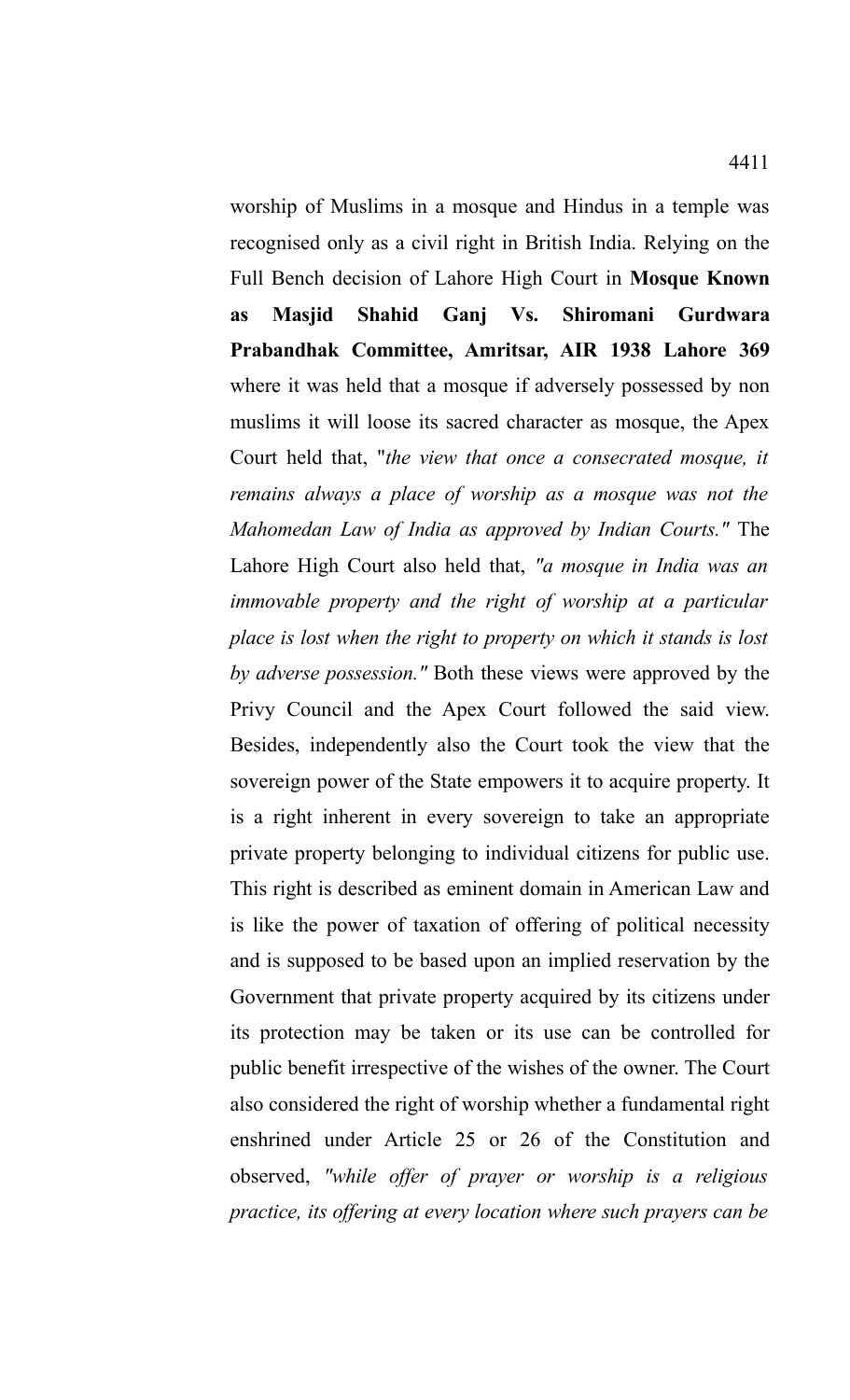worship of Muslims in a mosque and Hindus in a temple was recognised only as a civil right in British India. Relying on the Full Bench decision of Lahore High Court in **Mosque Known as Masjid Shahid Ganj Vs. Shiromani Gurdwara Prabandhak Committee, Amritsar, AIR 1938 Lahore 369** where it was held that a mosque if adversely possessed by non muslims it will loose its sacred character as mosque, the Apex Court held that, "*the view that once a consecrated mosque, it remains always a place of worship as a mosque was not the Mahomedan Law of India as approved by Indian Courts."* The Lahore High Court also held that, *"a mosque in India was an immovable property and the right of worship at a particular place is lost when the right to property on which it stands is lost by adverse possession."* Both these views were approved by the Privy Council and the Apex Court followed the said view. Besides, independently also the Court took the view that the sovereign power of the State empowers it to acquire property. It is a right inherent in every sovereign to take an appropriate private property belonging to individual citizens for public use. This right is described as eminent domain in American Law and is like the power of taxation of offering of political necessity and is supposed to be based upon an implied reservation by the Government that private property acquired by its citizens under its protection may be taken or its use can be controlled for public benefit irrespective of the wishes of the owner. The Court also considered the right of worship whether a fundamental right enshrined under Article 25 or 26 of the Constitution and observed, *"while offer of prayer or worship is a religious practice, its offering at every location where such prayers can be*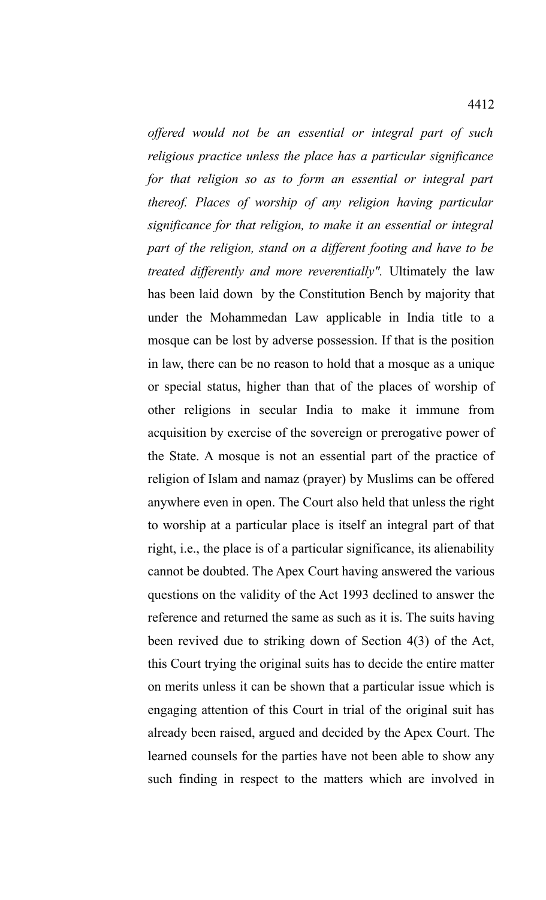*offered would not be an essential or integral part of such religious practice unless the place has a particular significance for that religion so as to form an essential or integral part thereof. Places of worship of any religion having particular significance for that religion, to make it an essential or integral part of the religion, stand on a different footing and have to be treated differently and more reverentially".* Ultimately the law has been laid down by the Constitution Bench by majority that under the Mohammedan Law applicable in India title to a mosque can be lost by adverse possession. If that is the position in law, there can be no reason to hold that a mosque as a unique or special status, higher than that of the places of worship of other religions in secular India to make it immune from acquisition by exercise of the sovereign or prerogative power of the State. A mosque is not an essential part of the practice of religion of Islam and namaz (prayer) by Muslims can be offered anywhere even in open. The Court also held that unless the right to worship at a particular place is itself an integral part of that right, i.e., the place is of a particular significance, its alienability cannot be doubted. The Apex Court having answered the various questions on the validity of the Act 1993 declined to answer the reference and returned the same as such as it is. The suits having been revived due to striking down of Section 4(3) of the Act, this Court trying the original suits has to decide the entire matter on merits unless it can be shown that a particular issue which is engaging attention of this Court in trial of the original suit has already been raised, argued and decided by the Apex Court. The learned counsels for the parties have not been able to show any such finding in respect to the matters which are involved in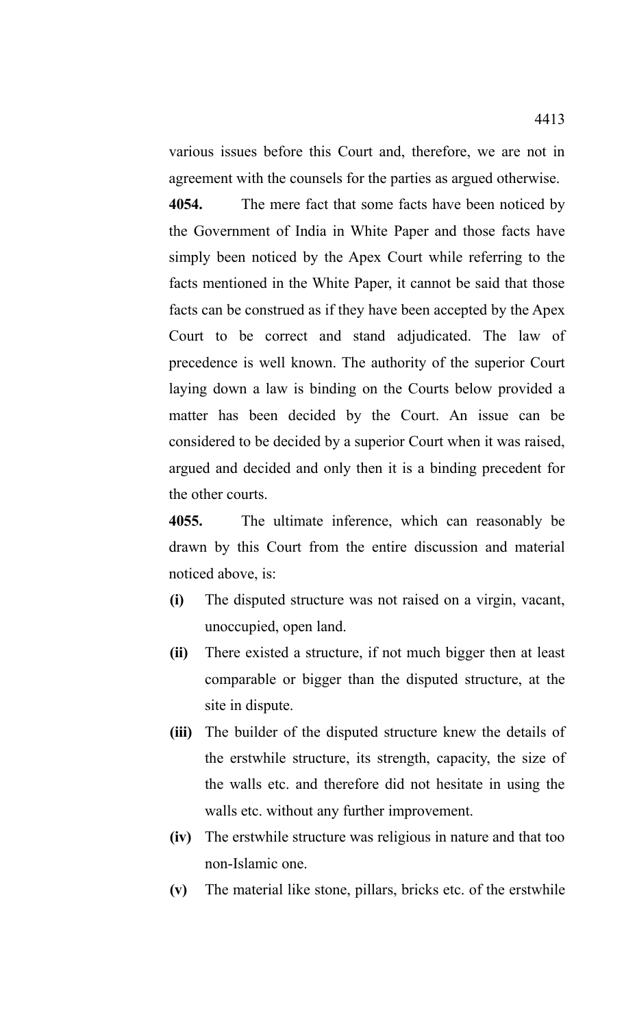various issues before this Court and, therefore, we are not in agreement with the counsels for the parties as argued otherwise.

**4054.** The mere fact that some facts have been noticed by the Government of India in White Paper and those facts have simply been noticed by the Apex Court while referring to the facts mentioned in the White Paper, it cannot be said that those facts can be construed as if they have been accepted by the Apex Court to be correct and stand adjudicated. The law of precedence is well known. The authority of the superior Court laying down a law is binding on the Courts below provided a matter has been decided by the Court. An issue can be considered to be decided by a superior Court when it was raised, argued and decided and only then it is a binding precedent for the other courts.

**4055.** The ultimate inference, which can reasonably be drawn by this Court from the entire discussion and material noticed above, is:

- **(i)** The disputed structure was not raised on a virgin, vacant, unoccupied, open land.
- **(ii)** There existed a structure, if not much bigger then at least comparable or bigger than the disputed structure, at the site in dispute.
- **(iii)** The builder of the disputed structure knew the details of the erstwhile structure, its strength, capacity, the size of the walls etc. and therefore did not hesitate in using the walls etc. without any further improvement.
- **(iv)** The erstwhile structure was religious in nature and that too non-Islamic one.
- **(v)** The material like stone, pillars, bricks etc. of the erstwhile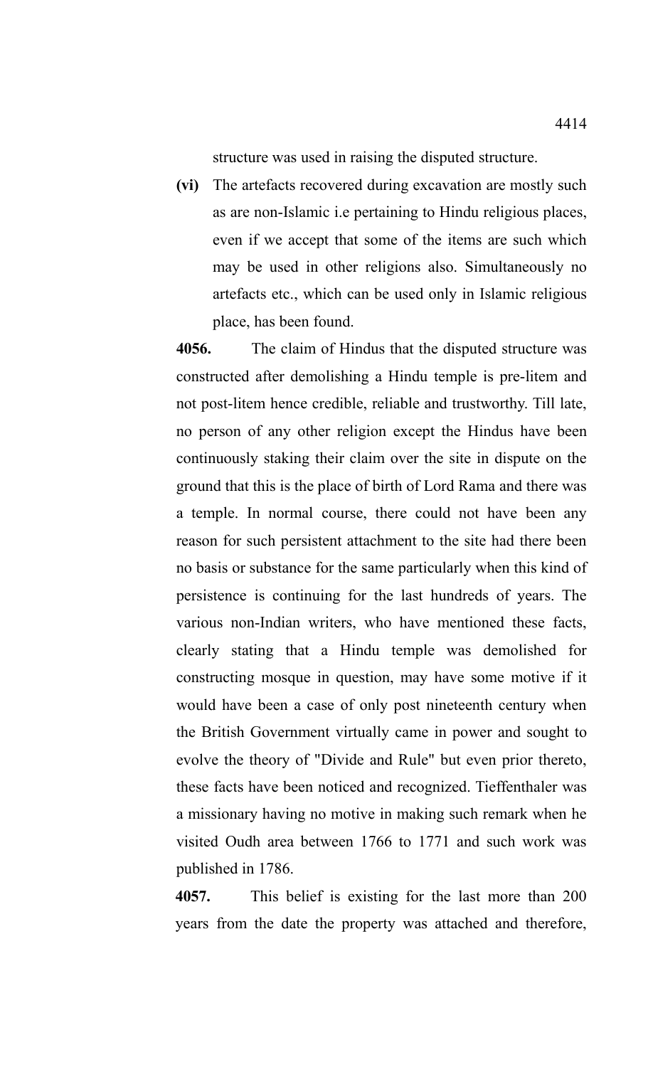structure was used in raising the disputed structure.

**(vi)** The artefacts recovered during excavation are mostly such as are non-Islamic i.e pertaining to Hindu religious places, even if we accept that some of the items are such which may be used in other religions also. Simultaneously no artefacts etc., which can be used only in Islamic religious place, has been found.

**4056.** The claim of Hindus that the disputed structure was constructed after demolishing a Hindu temple is pre-litem and not post-litem hence credible, reliable and trustworthy. Till late, no person of any other religion except the Hindus have been continuously staking their claim over the site in dispute on the ground that this is the place of birth of Lord Rama and there was a temple. In normal course, there could not have been any reason for such persistent attachment to the site had there been no basis or substance for the same particularly when this kind of persistence is continuing for the last hundreds of years. The various non-Indian writers, who have mentioned these facts, clearly stating that a Hindu temple was demolished for constructing mosque in question, may have some motive if it would have been a case of only post nineteenth century when the British Government virtually came in power and sought to evolve the theory of "Divide and Rule" but even prior thereto, these facts have been noticed and recognized. Tieffenthaler was a missionary having no motive in making such remark when he visited Oudh area between 1766 to 1771 and such work was published in 1786.

**4057.** This belief is existing for the last more than 200 years from the date the property was attached and therefore,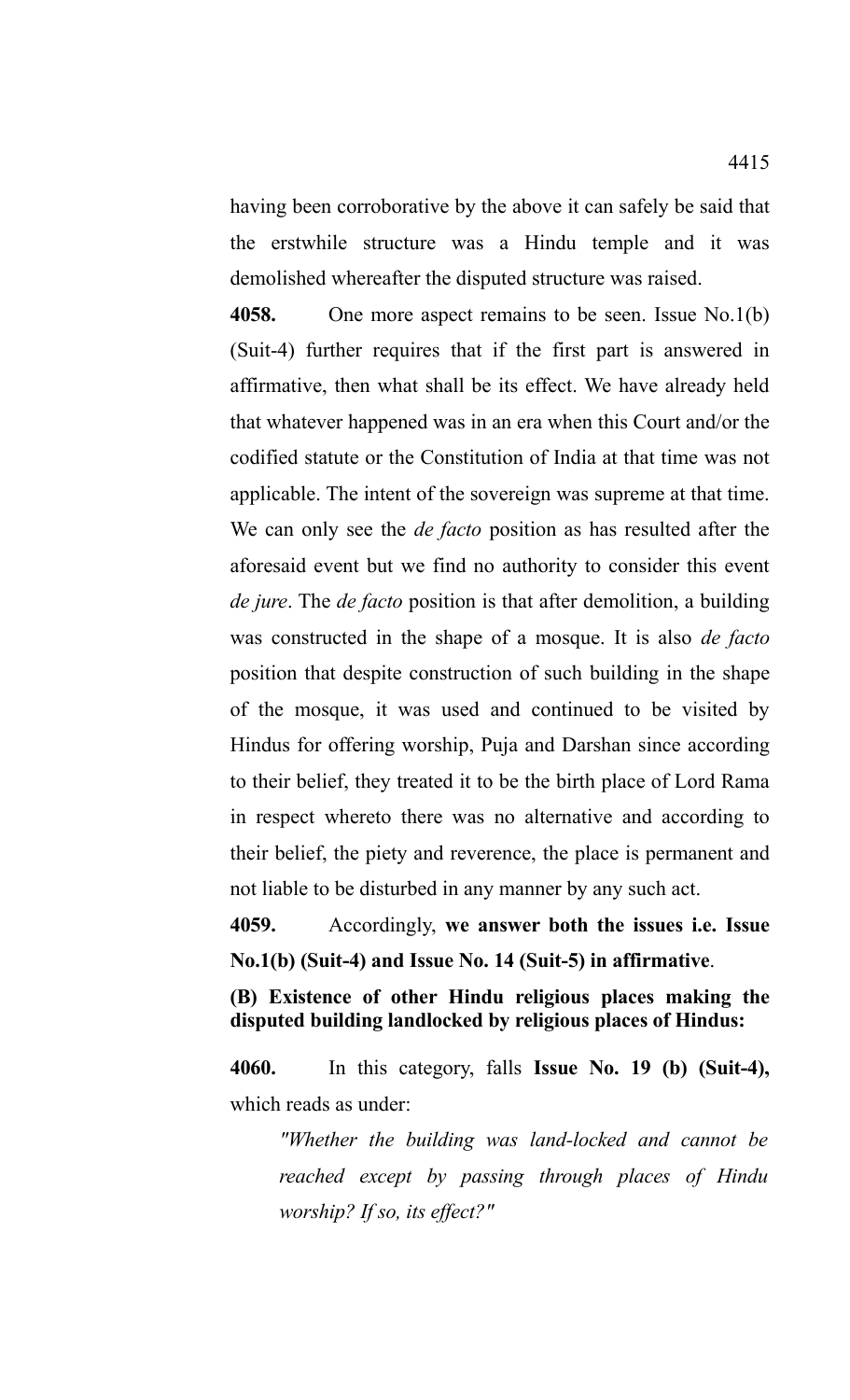having been corroborative by the above it can safely be said that the erstwhile structure was a Hindu temple and it was demolished whereafter the disputed structure was raised.

**4058.** One more aspect remains to be seen. Issue No.1(b) (Suit-4) further requires that if the first part is answered in affirmative, then what shall be its effect. We have already held that whatever happened was in an era when this Court and/or the codified statute or the Constitution of India at that time was not applicable. The intent of the sovereign was supreme at that time. We can only see the *de facto* position as has resulted after the aforesaid event but we find no authority to consider this event *de jure*. The *de facto* position is that after demolition, a building was constructed in the shape of a mosque. It is also *de facto* position that despite construction of such building in the shape of the mosque, it was used and continued to be visited by Hindus for offering worship, Puja and Darshan since according to their belief, they treated it to be the birth place of Lord Rama in respect whereto there was no alternative and according to their belief, the piety and reverence, the place is permanent and not liable to be disturbed in any manner by any such act.

**4059.** Accordingly, **we answer both the issues i.e. Issue No.1(b) (Suit-4) and Issue No. 14 (Suit-5) in affirmative**.

**(B) Existence of other Hindu religious places making the disputed building landlocked by religious places of Hindus:**

**4060.** In this category, falls **Issue No. 19 (b) (Suit-4),** which reads as under:

> *"Whether the building was land-locked and cannot be reached except by passing through places of Hindu worship? If so, its effect?"*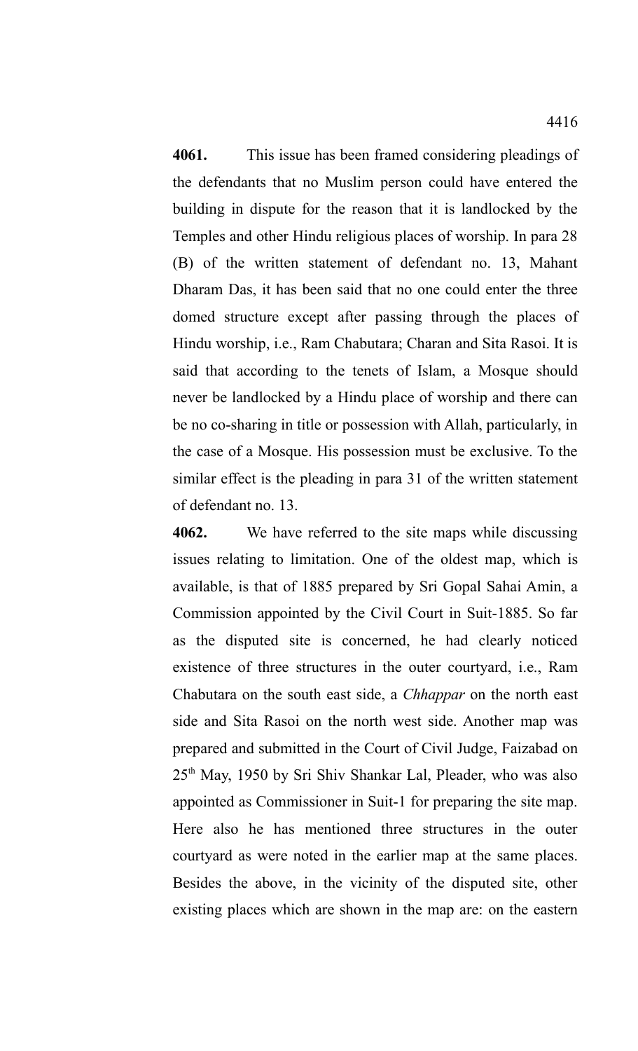**4061.** This issue has been framed considering pleadings of the defendants that no Muslim person could have entered the building in dispute for the reason that it is landlocked by the Temples and other Hindu religious places of worship. In para 28 (B) of the written statement of defendant no. 13, Mahant Dharam Das, it has been said that no one could enter the three domed structure except after passing through the places of Hindu worship, i.e., Ram Chabutara; Charan and Sita Rasoi. It is said that according to the tenets of Islam, a Mosque should never be landlocked by a Hindu place of worship and there can be no co-sharing in title or possession with Allah, particularly, in the case of a Mosque. His possession must be exclusive. To the similar effect is the pleading in para 31 of the written statement of defendant no. 13.

**4062.** We have referred to the site maps while discussing issues relating to limitation. One of the oldest map, which is available, is that of 1885 prepared by Sri Gopal Sahai Amin, a Commission appointed by the Civil Court in Suit-1885. So far as the disputed site is concerned, he had clearly noticed existence of three structures in the outer courtyard, i.e., Ram Chabutara on the south east side, a *Chhappar* on the north east side and Sita Rasoi on the north west side. Another map was prepared and submitted in the Court of Civil Judge, Faizabad on 25th May, 1950 by Sri Shiv Shankar Lal, Pleader, who was also appointed as Commissioner in Suit-1 for preparing the site map. Here also he has mentioned three structures in the outer courtyard as were noted in the earlier map at the same places. Besides the above, in the vicinity of the disputed site, other existing places which are shown in the map are: on the eastern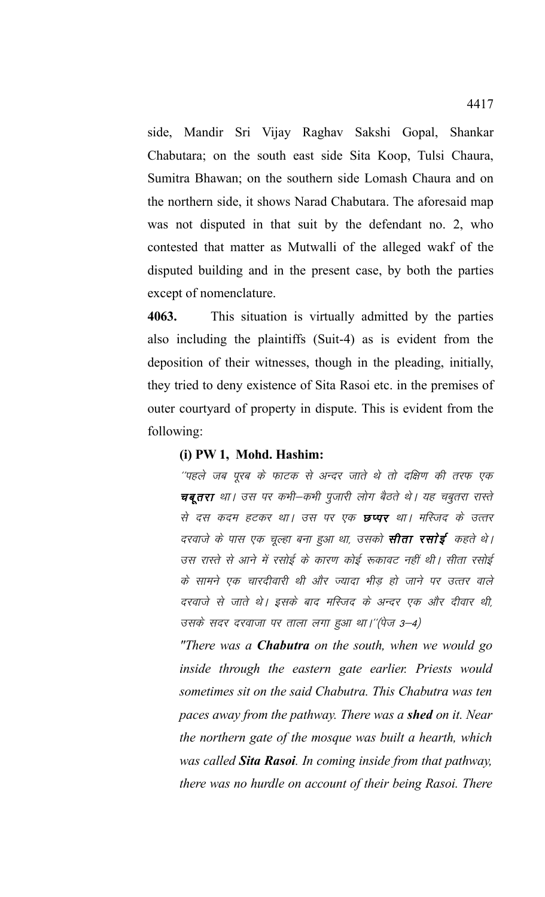side, Mandir Sri Vijay Raghav Sakshi Gopal, Shankar Chabutara; on the south east side Sita Koop, Tulsi Chaura, Sumitra Bhawan; on the southern side Lomash Chaura and on the northern side, it shows Narad Chabutara. The aforesaid map was not disputed in that suit by the defendant no. 2, who contested that matter as Mutwalli of the alleged wakf of the disputed building and in the present case, by both the parties except of nomenclature.

**4063.** This situation is virtually admitted by the parties also including the plaintiffs (Suit-4) as is evident from the deposition of their witnesses, though in the pleading, initially, they tried to deny existence of Sita Rasoi etc. in the premises of outer courtyard of property in dispute. This is evident from the following:

**(i) PW 1, Mohd. Hashim:**

*''पहले जब पूरब के फाटक से अन्दर जाते थे तो दक्षिण की तरफ एक **चबूतरा** था। उस पर कभी–कभी पुजारी लोग बैठते थे। यह चबुतरा रास्ते से दस कदम हटकर था। उस पर एक **छप्पर** था। मस्जिद के उत्तर दरवाजे के पास एक चूल्हा बना हुआ था, उसको **सीता रसोई** कहते थे। उस रास्ते से आने में रसोई के कारण कोई रूकावट नहीं थी। सीता रसोई के सामने एक चारदीवारी थी और ज्यादा भीड़ हो जाने पर उत्तर वाले दरवाजे से जाते थे। इसके बाद मस्जिद के अन्दर एक और दीवार थी, उसके सदर दरवाजा पर ताला लगा हुआ था।''(पेज 3–4)*

*"There was a **Chabutra** on the south, when we would go inside through the eastern gate earlier. Priests would sometimes sit on the said Chabutra. This Chabutra was ten paces away from the pathway. There was a **shed** on it. Near the northern gate of the mosque was built a hearth, which was called **Sita Rasoi**. In coming inside from that pathway, there was no hurdle on account of their being Rasoi. There*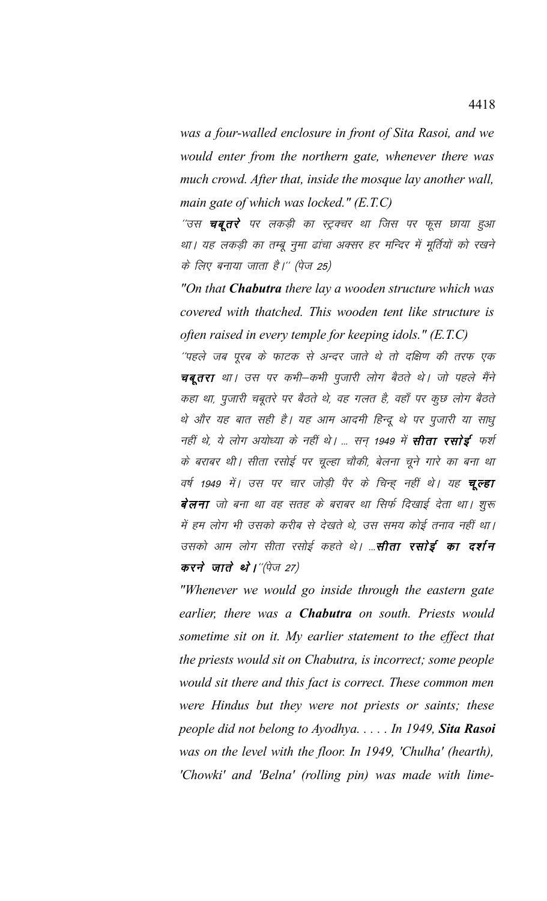*was a four-walled enclosure in front of Sita Rasoi, and we would enter from the northern gate, whenever there was much crowd. After that, inside the mosque lay another wall, main gate of which was locked." (E.T.C)*

*"उस **चबूतरे** पर लकड़ी का स्ट्रक्चर था जिस पर फूस छाया हुआ था। यह लकड़ी का तम्बू नुमा ढांचा अक्सर हर मन्दिर में मूर्तियों को रखने के लिए बनाया जाता है।" (पेज 25)*

*"On that **Chabutra** there lay a wooden structure which was covered with thatched. This wooden tent like structure is often raised in every temple for keeping idols." (E.T.C)*

*"पहले जब पूरब के फाटक से अन्दर जाते थे तो दक्षिण की तरफ एक **चबूतरा** था। उस पर कभी–कभी पुजारी लोग बैठते थे। जो पहले मैंने कहा था, पुजारी चबूतरे पर बैठते थे, वह गलत है, वहाँ पर कुछ लोग बैठते थे और यह बात सही है। यह आम आदमी हिन्दू थे पर पुजारी या साधु नहीं थे, ये लोग अयोध्या के नहीं थे। ... सन् 1949 में **सीता रसोई** फर्श के बराबर थी। सीता रसोई पर चूल्हा चौकी, बेलना चूने गारे का बना था वर्ष 1949 में। उस पर चार जोड़ी पैर के चिन्ह नहीं थे। यह **चूल्हा बेलना** जो बना था वह सतह के बराबर था सिर्फ दिखाई देता था। शुरू में हम लोग भी उसको करीब से देखते थे, उस समय कोई तनाव नहीं था। उसको आम लोग सीता रसोई कहते थे। ...**सीता रसोई का दर्शन करने जाते थे।**" (पेज 27)*

*"Whenever we would go inside through the eastern gate earlier, there was a **Chabutra** on south. Priests would sometime sit on it. My earlier statement to the effect that the priests would sit on Chabutra, is incorrect; some people would sit there and this fact is correct. These common men were Hindus but they were not priests or saints; these people did not belong to Ayodhya. . . . . In 1949, **Sita Rasoi** was on the level with the floor. In 1949, 'Chulha' (hearth), 'Chowki' and 'Belna' (rolling pin) was made with lime-*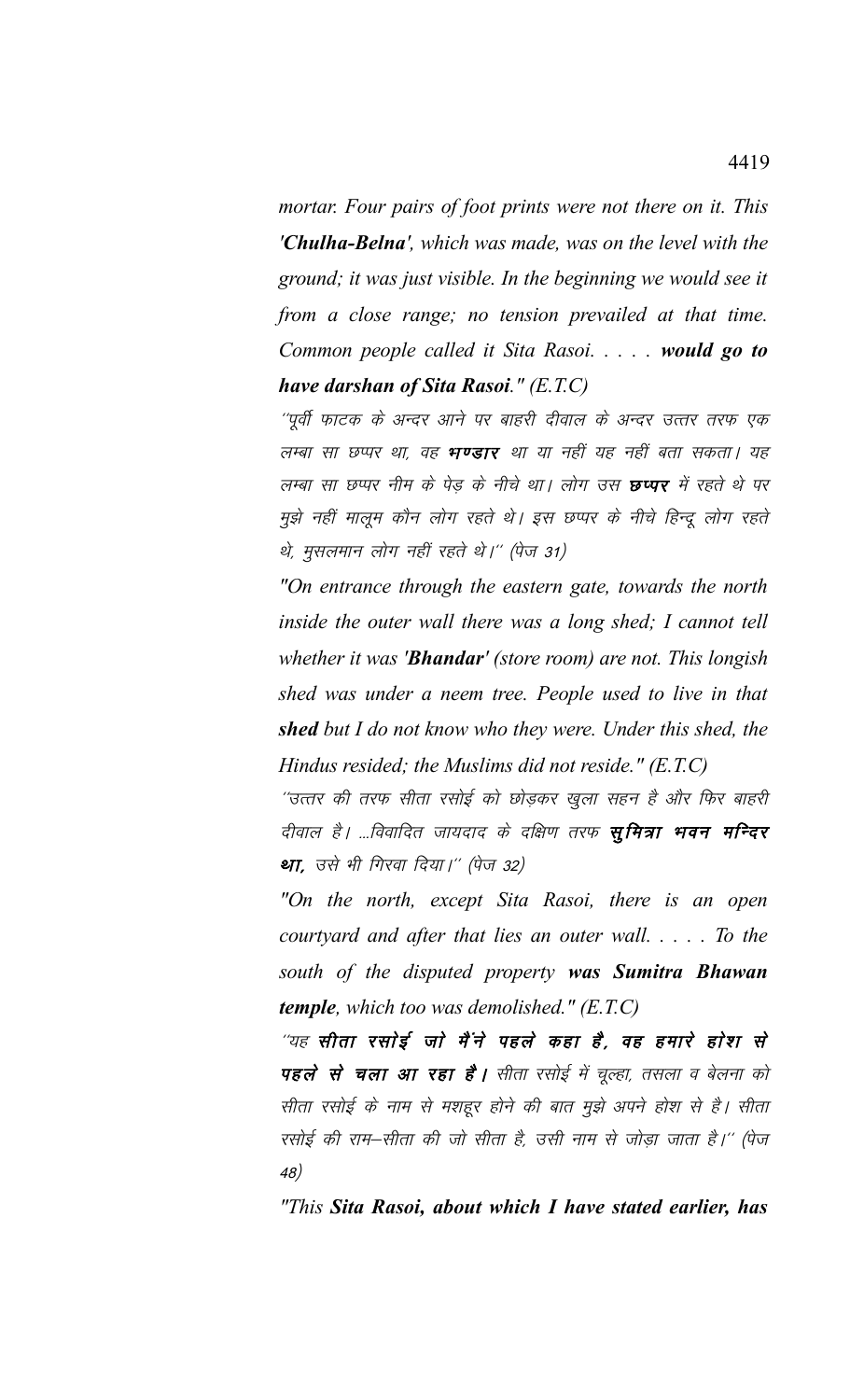*mortar. Four pairs of foot prints were not there on it. This **'Chulha-Belna'**, which was made, was on the level with the ground; it was just visible. In the beginning we would see it from a close range; no tension prevailed at that time. Common people called it Sita Rasoi. . . . . **would go to have darshan of Sita Rasoi**." (E.T.C)*

''पूर्वी फाटक के अन्दर आने पर बाहरी दीवाल के अन्दर उत्तर तरफ एक लम्बा सा छप्पर था, वह **भण्डार** था या नहीं यह नहीं बता सकता। यह लम्बा सा छप्पर नीम के पेड़ के नीचे था। लोग उस **छप्पर** में रहते थे पर मुझे नहीं मालूम कौन लोग रहते थे। इस छप्पर के नीचे हिन्दू लोग रहते थे, मुसलमान लोग नहीं रहते थे।'' (पेज 31)

*"On entrance through the eastern gate, towards the north inside the outer wall there was a long shed; I cannot tell whether it was **'Bhandar'** (store room) are not. This longish shed was under a neem tree. People used to live in that **shed** but I do not know who they were. Under this shed, the Hindus resided; the Muslims did not reside." (E.T.C)*

''उत्तर की तरफ सीता रसोई को छोड़कर खुला सहन है और फिर बाहरी दीवाल है। ...विवादित जायदाद के दक्षिण तरफ **सुमित्रा भवन मन्दिर था,** उसे भी गिरवा दिया।'' (पेज 32)

*"On the north, except Sita Rasoi, there is an open courtyard and after that lies an outer wall. . . . . To the south of the disputed property **was Sumitra Bhawan temple**, which too was demolished." (E.T.C)*

''यह **सीता रसोई जो मैंने पहले कहा है, वह हमारे होश से पहले से चला आ रहा है।** सीता रसोई में चूल्हा, तसला व बेलना को सीता रसोई के नाम से मशहूर होने की बात मुझे अपने होश से है। सीता रसोई की राम–सीता की जो सीता है, उसी नाम से जोड़ा जाता है।'' (पेज 48)

*"This **Sita Rasoi, about which I have stated earlier, has***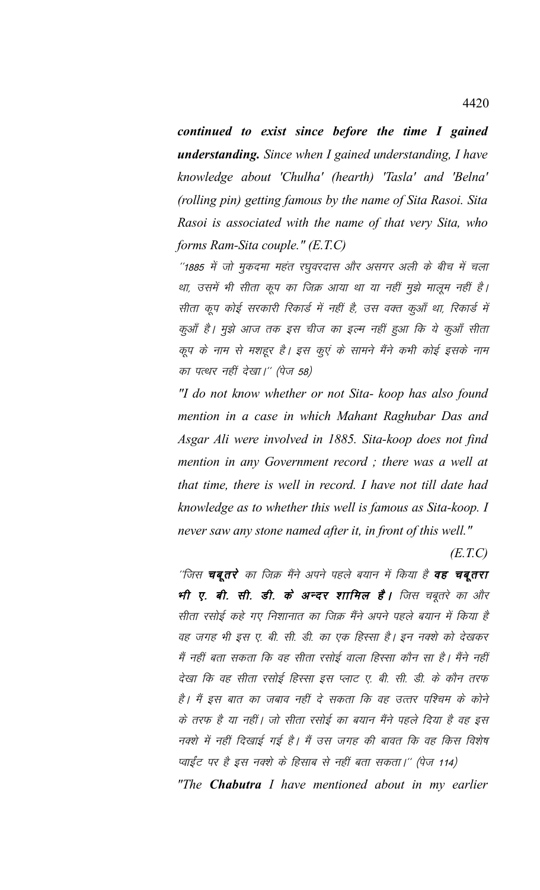***continued to exist since before the time I gained understanding.*** *Since when I gained understanding, I have knowledge about 'Chulha' (hearth) 'Tasla' and 'Belna' (rolling pin) getting famous by the name of Sita Rasoi. Sita Rasoi is associated with the name of that very Sita, who forms Ram-Sita couple." (E.T.C)*

*''1885 में जो मुकदमा महंत रघुवरदास और असगर अली के बीच में चला था, उसमें भी सीता कूप का जिक्र आया था या नहीं मुझे मालूम नहीं है। सीता कूप कोई सरकारी रिकार्ड में नहीं है, उस वक्त कुआँ था, रिकार्ड में कुआँ है। मुझे आज तक इस चीज का इल्म नहीं हुआ कि ये कुआँ सीता कूप के नाम से मशहूर है। इस कुएं के सामने मैंने कभी कोई इसके नाम का पत्थर नहीं देखा।'' (पेज 58)*

*"I do not know whether or not Sita- koop has also found mention in a case in which Mahant Raghubar Das and Asgar Ali were involved in 1885. Sita-koop does not find mention in any Government record ; there was a well at that time, there is well in record. I have not till date had knowledge as to whether this well is famous as Sita-koop. I never saw any stone named after it, in front of this well."*

*(E.T.C)*

*''जिस **चबूतरे** का जिक्र मैंने अपने पहले बयान में किया है **वह चबूतरा भी ए. बी. सी. डी. के अन्दर शामिल है।** जिस चबूतरे का और सीता रसोई कहे गए निशानात का जिक्र मैंने अपने पहले बयान में किया है वह जगह भी इस ए. बी. सी. डी. का एक हिस्सा है। इन नक्शे को देखकर मैं नहीं बता सकता कि वह सीता रसोई वाला हिस्सा कौन सा है। मैंने नहीं देखा कि वह सीता रसोई हिस्सा इस प्लाट ए. बी. सी. डी. के कौन तरफ है। मैं इस बात का जबाव नहीं दे सकता कि वह उत्तर पश्चिम के कोने के तरफ है या नहीं। जो सीता रसोई का बयान मैंने पहले दिया है वह इस नक्शे में नहीं दिखाई गई है। मैं उस जगह की बावत कि वह किस विशेष प्वाईंट पर है इस नक्शे के हिसाब से नहीं बता सकता।'' (पेज 114)*

*"The **Chabutra** I have mentioned about in my earlier*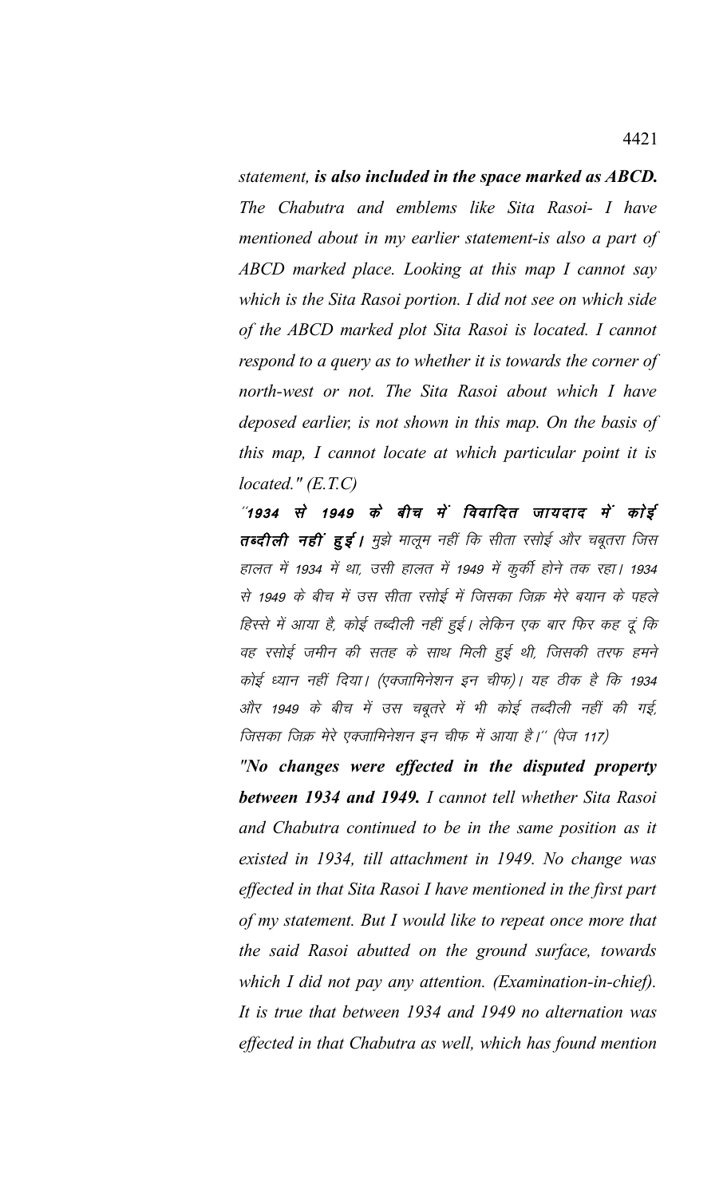*statement, **is also included in the space marked as ABCD.** The Chabutra and emblems like Sita Rasoi- I have mentioned about in my earlier statement-is also a part of ABCD marked place. Looking at this map I cannot say which is the Sita Rasoi portion. I did not see on which side of the ABCD marked plot Sita Rasoi is located. I cannot respond to a query as to whether it is towards the corner of north-west or not. The Sita Rasoi about which I have deposed earlier, is not shown in this map. On the basis of this map, I cannot locate at which particular point it is located." (E.T.C)*

*"**1934 से 1949 के बीच में विवादित जायदाद में कोई तब्दीली नहीं हुई।** मुझे मालूम नहीं कि सीता रसोई और चबूतरा जिस हालत में 1934 में था, उसी हालत में 1949 में कुर्की होने तक रहा। 1934 से 1949 के बीच में उस सीता रसोई में जिसका जिक्र मेरे बयान के पहले हिस्से में आया है, कोई तब्दीली नहीं हुई। लेकिन एक बार फिर कह दूं कि वह रसोई जमीन की सतह के साथ मिली हुई थी, जिसकी तरफ हमने कोई ध्यान नहीं दिया। (एक्जामिनेशन इन चीफ)। यह ठीक है कि 1934 और 1949 के बीच में उस चबूतरे में भी कोई तब्दीली नहीं की गई, जिसका जिक्र मेरे एक्जामिनेशन इन चीफ में आया है।" (पेज 117)*

*"**No changes were effected in the disputed property between 1934 and 1949.** I cannot tell whether Sita Rasoi and Chabutra continued to be in the same position as it existed in 1934, till attachment in 1949. No change was effected in that Sita Rasoi I have mentioned in the first part of my statement. But I would like to repeat once more that the said Rasoi abutted on the ground surface, towards which I did not pay any attention. (Examination-in-chief). It is true that between 1934 and 1949 no alternation was effected in that Chabutra as well, which has found mention*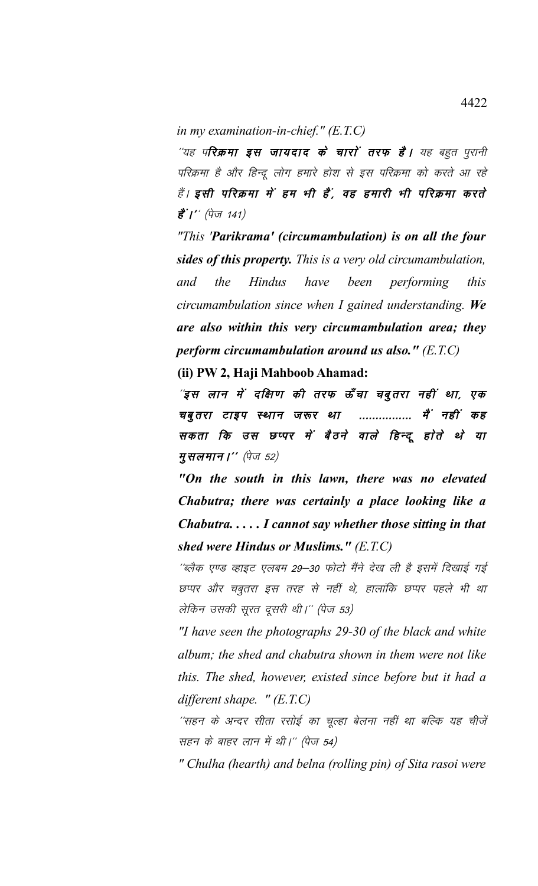*in my examination-in-chief." (E.T.C)*

''यह प**रिक्रमा इस जायदाद के चारों तरफ है।** यह बहुत पुरानी परिक्रमा है और हिन्दू लोग हमारे होश से इस परिक्रमा को करते आ रहे हैं। **इसी परिक्रमा में हम भी हैं, वह हमारी भी परिक्रमा करते हैं।**'' (पेज 141)

*"This* ***'Parikrama' (circumambulation) is on all the four sides of this property.*** *This is a very old circumambulation, and the Hindus have been performing this circumambulation since when I gained understanding.* ***We are also within this very circumambulation area; they perform circumambulation around us also."*** *(E.T.C)*

**(ii) PW 2, Haji Mahboob Ahamad:**

***''इस लान में दक्षिण की तरफ ऊँचा चबुतरा नहीं था, एक चबुतरा टाइप स्थान जरूर था ............... मैं नहीं कह सकता कि उस छप्पर में बैठने वाले हिन्दू होते थे या मुसलमान।''*** (पेज 52)

***"On the south in this lawn, there was no elevated Chabutra; there was certainly a place looking like a Chabutra. . . . . I cannot say whether those sitting in that shed were Hindus or Muslims."*** *(E.T.C)*

''ब्लैक एण्ड व्हाइट एलबम 29–30 फोटो मैंने देख ली है इसमें दिखाई गई छप्पर और चबुतरा इस तरह से नहीं थे, हालांकि छप्पर पहले भी था लेकिन उसकी सूरत दूसरी थी।'' (पेज 53)

*"I have seen the photographs 29-30 of the black and white album; the shed and chabutra shown in them were not like this. The shed, however, existed since before but it had a different shape. " (E.T.C)*

''सहन के अन्दर सीता रसोई का चूल्हा बेलना नहीं था बल्कि यह चीजें सहन के बाहर लान में थी।'' (पेज 54)

*" Chulha (hearth) and belna (rolling pin) of Sita rasoi were*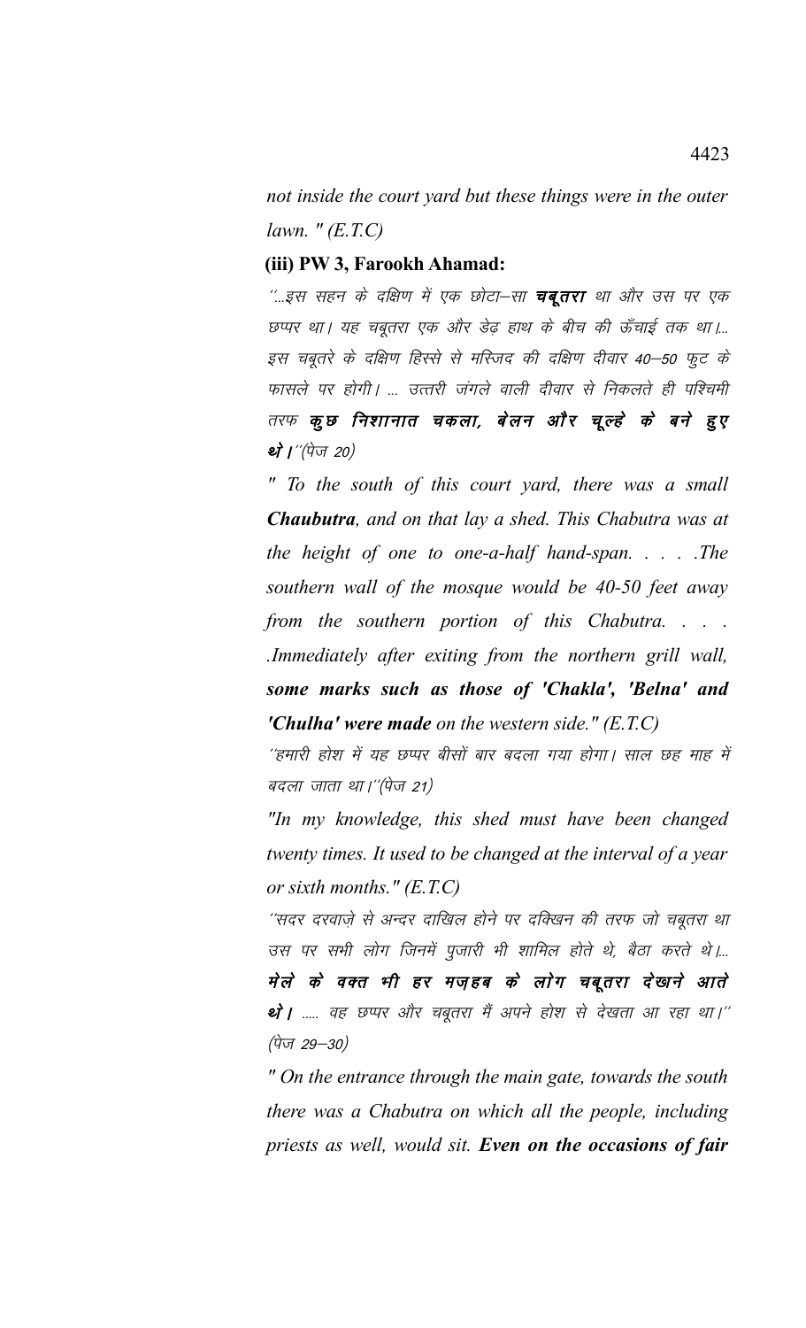*not inside the court yard but these things were in the outer lawn. " (E.T.C)*

**(iii) PW 3, Farookh Ahamad:**

*''...इस सहन के दक्षिण में एक छोटा–सा* ***चबूतरा*** *था और उस पर एक छप्पर था। यह चबूतरा एक और डेढ़ हाथ के बीच की ऊँचाई तक था।... इस चबूतरे के दक्षिण हिस्से से मस्जिद की दक्षिण दीवार 40–50 फुट के फासले पर होगी। ... उत्तरी जंगले वाली दीवार से निकलते ही पश्चिमी तरफ* ***कुछ निशानात चकला, बेलन और चूल्हे के बने हुए थे।*** *''(पेज 20)*

*" To the south of this court yard, there was a small* ***Chaubutra****, and on that lay a shed. This Chabutra was at the height of one to one-a-half hand-span. . . . .The southern wall of the mosque would be 40-50 feet away from the southern portion of this Chabutra. . . . .Immediately after exiting from the northern grill wall,* ***some marks such as those of 'Chakla', 'Belna' and 'Chulha' were made*** *on the western side." (E.T.C)*

*''हमारी होश में यह छप्पर बीसों बार बदला गया होगा। साल छह माह में बदला जाता था।''(पेज 21)*

*"In my knowledge, this shed must have been changed twenty times. It used to be changed at the interval of a year or sixth months." (E.T.C)*

*''सदर दरवाज़े से अन्दर दाखिल होने पर दक्खिन की तरफ जो चबूतरा था उस पर सभी लोग जिनमें पुजारी भी शामिल होते थे, बैठा करते थे।...* ***मेले के वक्त भी हर मज़हब के लोग चबूतरा देखने आते थे।*** *..... वह छप्पर और चबूतरा मैं अपने होश से देखता आ रहा था।'' (पेज 29–30)*

*" On the entrance through the main gate, towards the south there was a Chabutra on which all the people, including priests as well, would sit.* ***Even on the occasions of fair***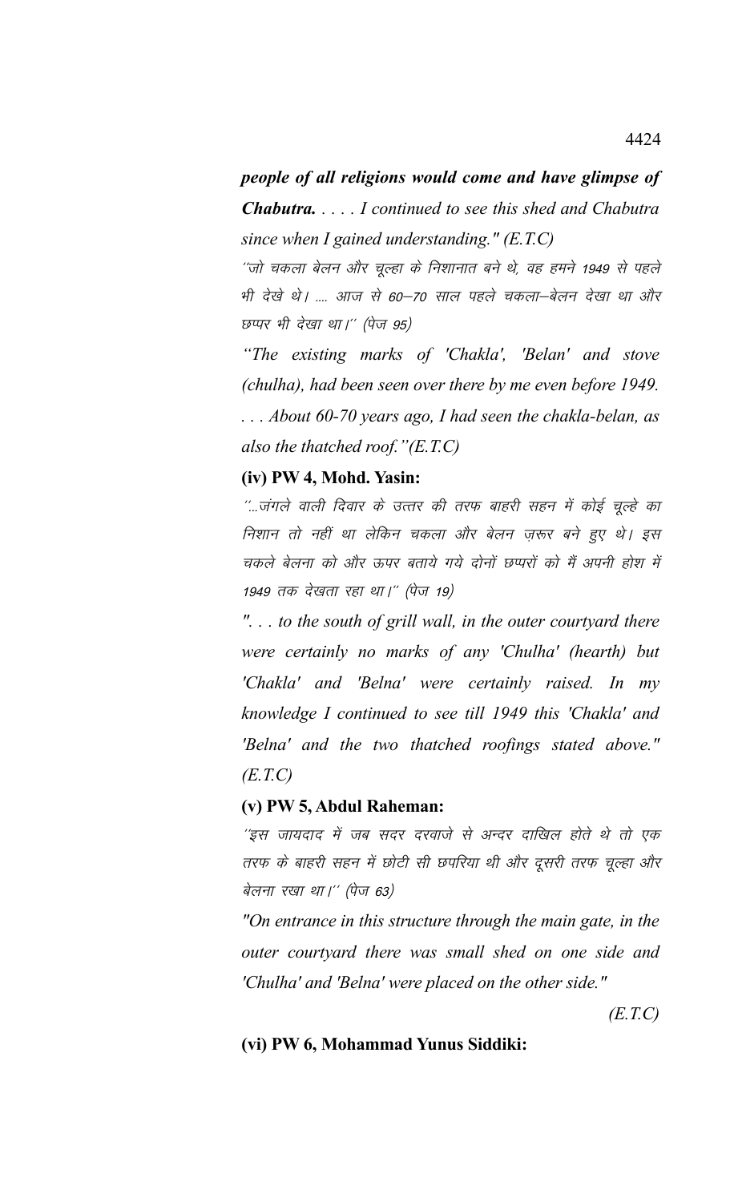***people of all religions would come and have glimpse of Chabutra.** . . . . I continued to see this shed and Chabutra since when I gained understanding." (E.T.C)*

''जो चकला बेलन और चूल्हा के निशानात बने थे, वह हमने 1949 से पहले भी देखे थे। .... आज से 60–70 साल पहले चकला–बेलन देखा था और छप्पर भी देखा था।'' (पेज 95)

*"The existing marks of 'Chakla', 'Belan' and stove (chulha), had been seen over there by me even before 1949. . . . About 60-70 years ago, I had seen the chakla-belan, as also the thatched roof."(E.T.C)*

**(iv) PW 4, Mohd. Yasin:**

''...जंगले वाली दिवार के उत्तर की तरफ बाहरी सहन में कोई चूल्हे का निशान तो नहीं था लेकिन चकला और बेलन ज़रूर बने हुए थे। इस चकले बेलना को और ऊपर बताये गये दोनों छप्परों को मैं अपनी होश में 1949 तक देखता रहा था।'' (पेज 19)

*". . . to the south of grill wall, in the outer courtyard there were certainly no marks of any 'Chulha' (hearth) but 'Chakla' and 'Belna' were certainly raised. In my knowledge I continued to see till 1949 this 'Chakla' and 'Belna' and the two thatched roofings stated above." (E.T.C)*

**(v) PW 5, Abdul Raheman:**

''इस जायदाद में जब सदर दरवाजे से अन्दर दाखिल होते थे तो एक तरफ के बाहरी सहन में छोटी सी छपरिया थी और दूसरी तरफ चूल्हा और बेलना रखा था।'' (पेज 63)

*"On entrance in this structure through the main gate, in the outer courtyard there was small shed on one side and 'Chulha' and 'Belna' were placed on the other side."*

*(E.T.C)*

**(vi) PW 6, Mohammad Yunus Siddiki:**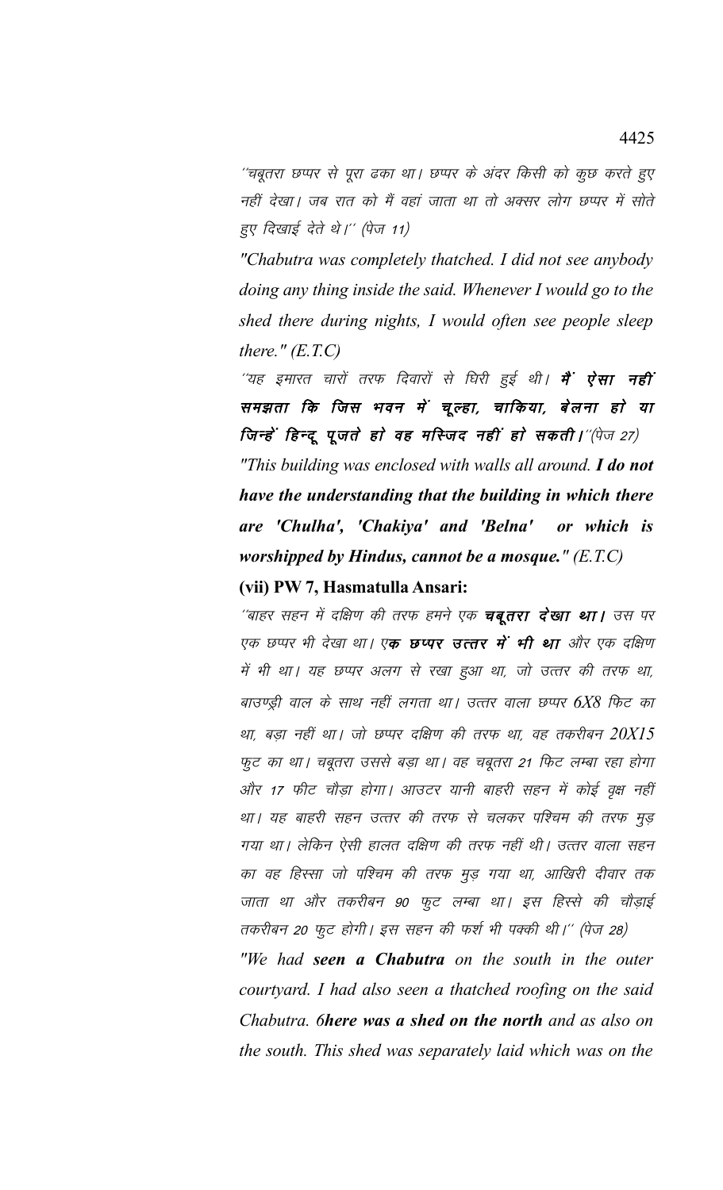''चबूतरा छप्पर से पूरा ढका था। छप्पर के अंदर किसी को कुछ करते हुए नहीं देखा। जब रात को मैं वहां जाता था तो अक्सर लोग छप्पर में सोते हुए दिखाई देते थे।'' (पेज 11)

*"Chabutra was completely thatched. I did not see anybody doing any thing inside the said. Whenever I would go to the shed there during nights, I would often see people sleep there." (E.T.C)*

''यह इमारत चारों तरफ दिवारों से घिरी हुई थी। ***मैं ऐसा नहीं समझता कि जिस भवन में चूल्हा, चाकिया, बेलना हो या जिन्हें हिन्दू पूजते हो वह मस्जिद नहीं हो सकती।***''(पेज 27)

*"This building was enclosed with walls all around. **I do not have the understanding that the building in which there are 'Chulha', 'Chakiya' and 'Belna' or which is worshipped by Hindus, cannot be a mosque.**" (E.T.C)*

**(vii) PW 7, Hasmatulla Ansari:**

''बाहर सहन में दक्षिण की तरफ हमने एक ***चबूतरा देखा था।*** उस पर एक छप्पर भी देखा था। ***एक छप्पर उत्तर में भी था*** और एक दक्षिण में भी था। यह छप्पर अलग से रखा हुआ था, जो उत्तर की तरफ था, बाउण्ड्री वाल के साथ नहीं लगता था। उत्तर वाला छप्पर 6X8 फिट का था, बड़ा नहीं था। जो छप्पर दक्षिण की तरफ था, वह तकरीबन 20X15 फुट का था। चबूतरा उससे बड़ा था। वह चबूतरा 21 फिट लम्बा रहा होगा और 17 फीट चौड़ा होगा। आउटर यानी बाहरी सहन में कोई वृक्ष नहीं था। यह बाहरी सहन उत्तर की तरफ से चलकर पश्चिम की तरफ मुड़ गया था। लेकिन ऐसी हालत दक्षिण की तरफ नहीं थी। उत्तर वाला सहन का वह हिस्सा जो पश्चिम की तरफ मुड़ गया था, आखिरी दीवार तक जाता था और तकरीबन 90 फुट लम्बा था। इस हिस्से की चौड़ाई तकरीबन 20 फुट होगी। इस सहन की फर्श भी पक्की थी।'' (पेज 28)

*"We had **seen a Chabutra** on the south in the outer courtyard. I had also seen a thatched roofing on the said Chabutra. 6**here was a shed on the north** and as also on the south. This shed was separately laid which was on the*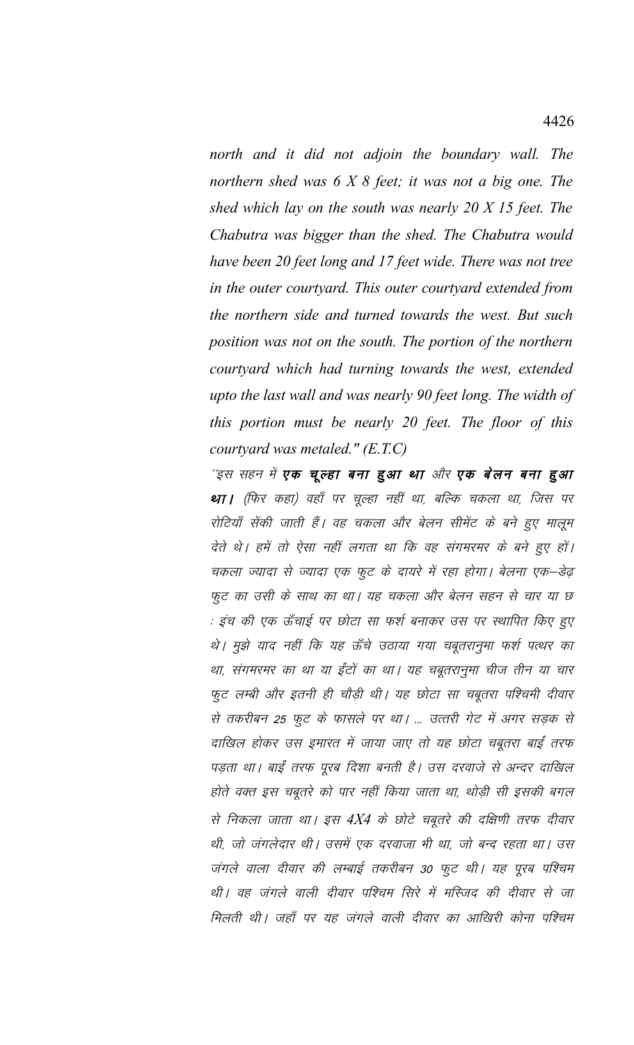*north and it did not adjoin the boundary wall. The northern shed was 6 X 8 feet; it was not a big one. The shed which lay on the south was nearly 20 X 15 feet. The Chabutra was bigger than the shed. The Chabutra would have been 20 feet long and 17 feet wide. There was not tree in the outer courtyard. This outer courtyard extended from the northern side and turned towards the west. But such position was not on the south. The portion of the northern courtyard which had turning towards the west, extended upto the last wall and was nearly 90 feet long. The width of this portion must be nearly 20 feet. The floor of this courtyard was metaled." (E.T.C)*

*"इस सहन में **एक चूल्हा बना हुआ था** और **एक बेलन बना हुआ था।** (फिर कहा) वहाँ पर चूल्हा नहीं था, बल्कि चकला था, जिस पर रोटियाँ सेंकी जाती हैं। वह चकला और बेलन सीमेंट के बने हुए मालूम देते थे। हमें तो ऐसा नहीं लगता था कि वह संगमरमर के बने हुए हों। चकला ज्यादा से ज्यादा एक फुट के दायरे में रहा होगा। बेलना एक–डेढ़ फुट का उसी के साथ का था। यह चकला और बेलन सहन से चार या छ : इंच की एक ऊँचाई पर छोटा सा फर्श बनाकर उस पर स्थापित किए हुए थे। मुझे याद नहीं कि यह ऊँचे उठाया गया चबूतरानुमा फर्श पत्थर का था, संगमरमर का था या ईंटों का था। यह चबूतरानुमा चीज तीन या चार फुट लम्बी और इतनी ही चौड़ी थी। यह छोटा सा चबूतरा पश्चिमी दीवार से तकरीबन 25 फुट के फासले पर था। ... उत्तरी गेट में अगर सड़क से दाखिल होकर उस इमारत में जाया जाए तो यह छोटा चबूतरा बाईं तरफ पड़ता था। बाईं तरफ पूरब दिशा बनती है। उस दरवाजे से अन्दर दाखिल होते वक्त इस चबूतरे को पार नहीं किया जाता था, थोड़ी सी इसकी बगल से निकला जाता था। इस 4X4 के छोटे चबूतरे की दक्षिणी तरफ दीवार थी, जो जंगलेदार थी। उसमें एक दरवाजा भी था, जो बन्द रहता था। उस जंगले वाला दीवार की लम्बाई तकरीबन 30 फुट थी। यह पूरब पश्चिम थी। वह जंगले वाली दीवार पश्चिम सिरे में मस्जिद की दीवार से जा मिलती थी। जहाँ पर यह जंगले वाली दीवार का आखिरी कोना पश्चिम*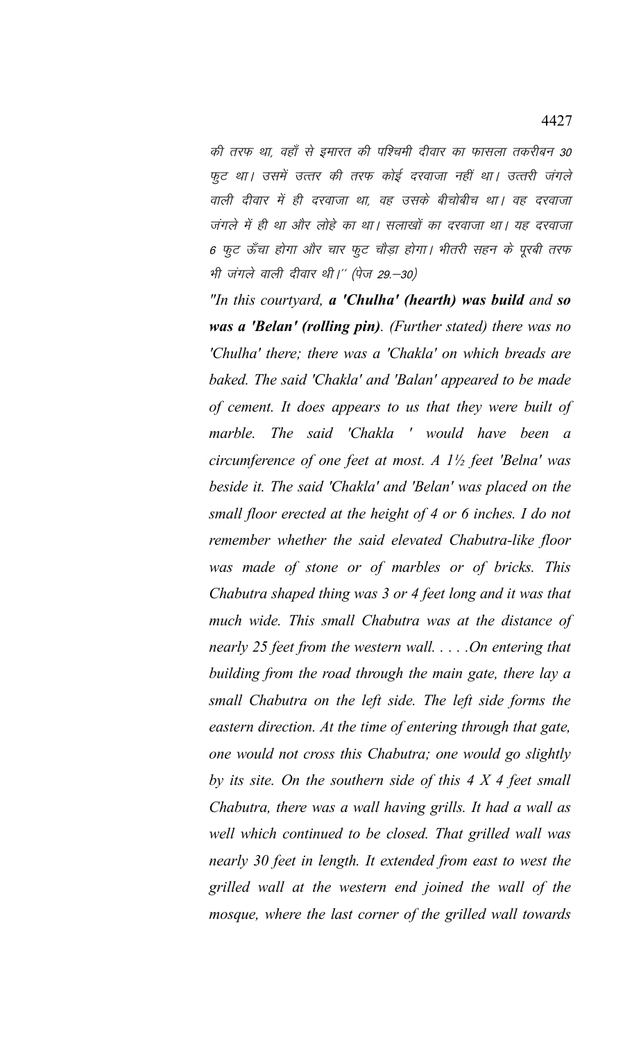की तरफ था, वहाँ से इमारत की पश्चिमी दीवार का फासला तकरीबन 30 फुट था। उसमें उत्तर की तरफ कोई दरवाजा नहीं था। उत्तरी जंगले वाली दीवार में ही दरवाजा था, वह उसके बीचोबीच था। वह दरवाजा जंगले में ही था और लोहे का था। सलाखों का दरवाजा था। यह दरवाजा 6 फुट ऊँचा होगा और चार फुट चौड़ा होगा। भीतरी सहन के पूरबी तरफ भी जंगले वाली दीवार थी।'' (पेज 29.–30)

*"In this courtyard, **a 'Chulha' (hearth) was build** and **so was a 'Belan' (rolling pin)**. (Further stated) there was no 'Chulha' there; there was a 'Chakla' on which breads are baked. The said 'Chakla' and 'Balan' appeared to be made of cement. It does appears to us that they were built of marble. The said 'Chakla ' would have been a circumference of one feet at most. A 1½ feet 'Belna' was beside it. The said 'Chakla' and 'Belan' was placed on the small floor erected at the height of 4 or 6 inches. I do not remember whether the said elevated Chabutra-like floor was made of stone or of marbles or of bricks. This Chabutra shaped thing was 3 or 4 feet long and it was that much wide. This small Chabutra was at the distance of nearly 25 feet from the western wall. . . . .On entering that building from the road through the main gate, there lay a small Chabutra on the left side. The left side forms the eastern direction. At the time of entering through that gate, one would not cross this Chabutra; one would go slightly by its site. On the southern side of this 4 X 4 feet small Chabutra, there was a wall having grills. It had a wall as well which continued to be closed. That grilled wall was nearly 30 feet in length. It extended from east to west the grilled wall at the western end joined the wall of the mosque, where the last corner of the grilled wall towards*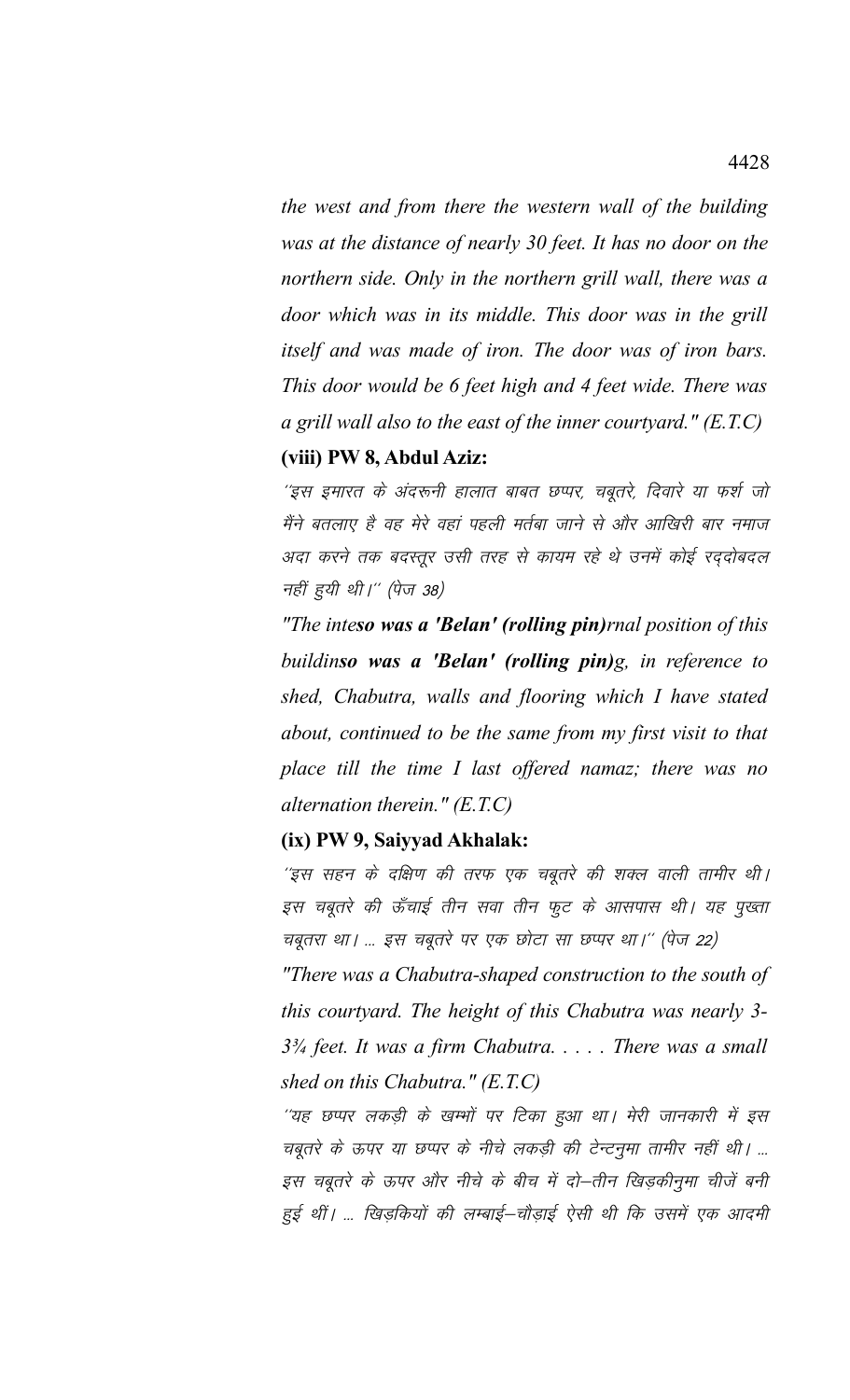*the west and from there the western wall of the building was at the distance of nearly 30 feet. It has no door on the northern side. Only in the northern grill wall, there was a door which was in its middle. This door was in the grill itself and was made of iron. The door was of iron bars. This door would be 6 feet high and 4 feet wide. There was a grill wall also to the east of the inner courtyard." (E.T.C)*

**(viii) PW 8, Abdul Aziz:**

*''इस इमारत के अंदरूनी हालात बाबत छप्पर, चबूतरे, दिवारे या फर्श जो मैंने बतलाए है वह मेरे वहां पहली मर्तबा जाने से और आखिरी बार नमाज अदा करने तक बदस्तूर उसी तरह से कायम रहे थे उनमें कोई रद्दोबदल नहीं हुयी थी।'' (पेज 38)*

*"The inte**so was a 'Belan' (rolling pin)**rnal position of this buildin**so was a 'Belan' (rolling pin)**g, in reference to shed, Chabutra, walls and flooring which I have stated about, continued to be the same from my first visit to that place till the time I last offered namaz; there was no alternation therein." (E.T.C)*

**(ix) PW 9, Saiyyad Akhalak:**

*''इस सहन के दक्षिण की तरफ एक चबूतरे की शक्ल वाली तामीर थी। इस चबूतरे की ऊँचाई तीन सवा तीन फुट के आसपास थी। यह पुख्ता चबूतरा था। ... इस चबूतरे पर एक छोटा सा छप्पर था।'' (पेज 22)*

*"There was a Chabutra-shaped construction to the south of this courtyard. The height of this Chabutra was nearly 3-3¾ feet. It was a firm Chabutra. . . . . There was a small shed on this Chabutra." (E.T.C)*

*''यह छप्पर लकड़ी के खम्भों पर टिका हुआ था। मेरी जानकारी में इस चबूतरे के ऊपर या छप्पर के नीचे लकड़ी की टेन्टनुमा तामीर नहीं थी। ... इस चबूतरे के ऊपर और नीचे के बीच में दो–तीन खिड़कीनुमा चीजें बनी हुई थीं। ... खिड़कियों की लम्बाई–चौड़ाई ऐसी थी कि उसमें एक आदमी*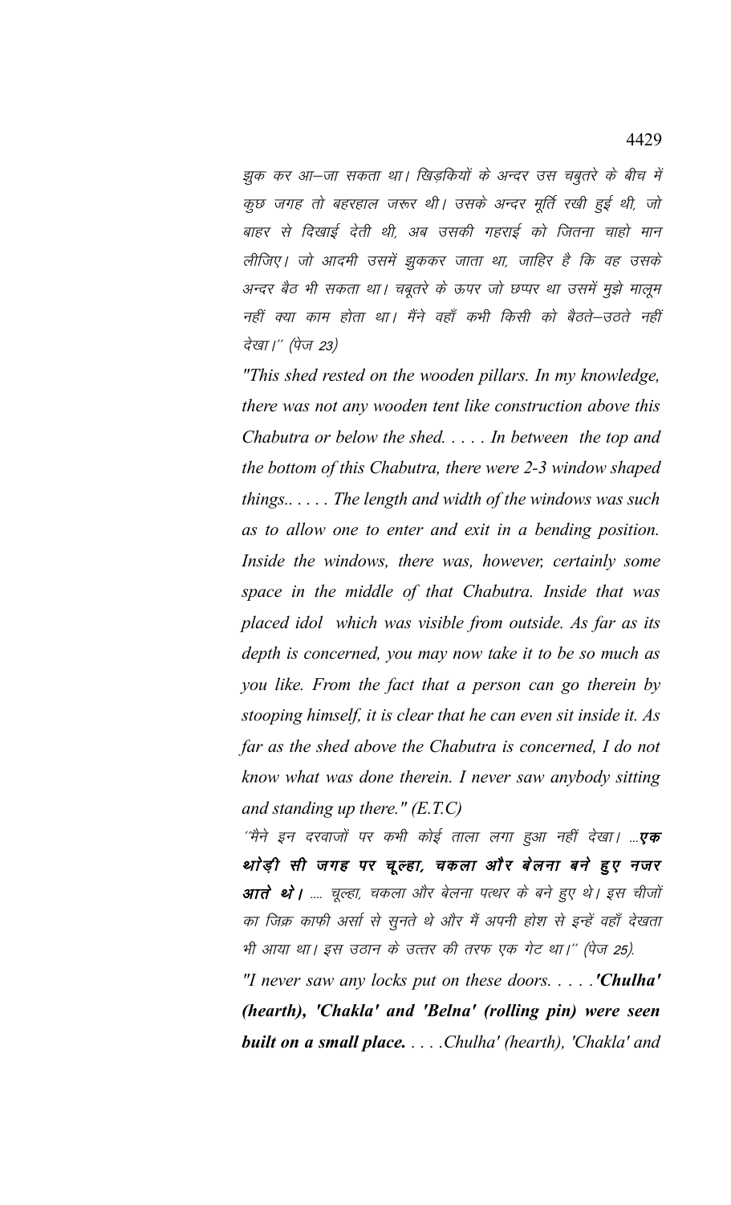झुक कर आ–जा सकता था। खिड़कियों के अन्दर उस चबुतरे के बीच में कुछ जगह तो बहरहाल जरूर थी। उसके अन्दर मूर्ति रखी हुई थी, जो बाहर से दिखाई देती थी, अब उसकी गहराई को जितना चाहो मान लीजिए। जो आदमी उसमें झुककर जाता था, जाहिर है कि वह उसके अन्दर बैठ भी सकता था। चबूतरे के ऊपर जो छप्पर था उसमें मुझे मालूम नहीं क्या काम होता था। मैंने वहाँ कभी किसी को बैठते–उठते नहीं देखा।'' (पेज 23)

*"This shed rested on the wooden pillars. In my knowledge, there was not any wooden tent like construction above this Chabutra or below the shed. . . . . In between the top and the bottom of this Chabutra, there were 2-3 window shaped things.. . . . . The length and width of the windows was such as to allow one to enter and exit in a bending position. Inside the windows, there was, however, certainly some space in the middle of that Chabutra. Inside that was placed idol which was visible from outside. As far as its depth is concerned, you may now take it to be so much as you like. From the fact that a person can go therein by stooping himself, it is clear that he can even sit inside it. As far as the shed above the Chabutra is concerned, I do not know what was done therein. I never saw anybody sitting and standing up there." (E.T.C)*

''मैंने इन दरवाजों पर कभी कोई ताला लगा हुआ नहीं देखा। ...***एक थोड़ी सी जगह पर चूल्हा, चकला और बेलना बने हुए नजर आते थे।*** .... चूल्हा, चकला और बेलना पत्थर के बने हुए थे। इस चीजों का जिक्र काफी अर्सा से सुनते थे और मैं अपनी होश से इन्हें वहाँ देखता भी आया था। इस उठान के उत्तर की तरफ एक गेट था।'' (पेज 25).

*"I never saw any locks put on these doors. . . . .**'Chulha' (hearth), 'Chakla' and 'Belna' (rolling pin) were seen built on a small place.** . . . .Chulha' (hearth), 'Chakla' and*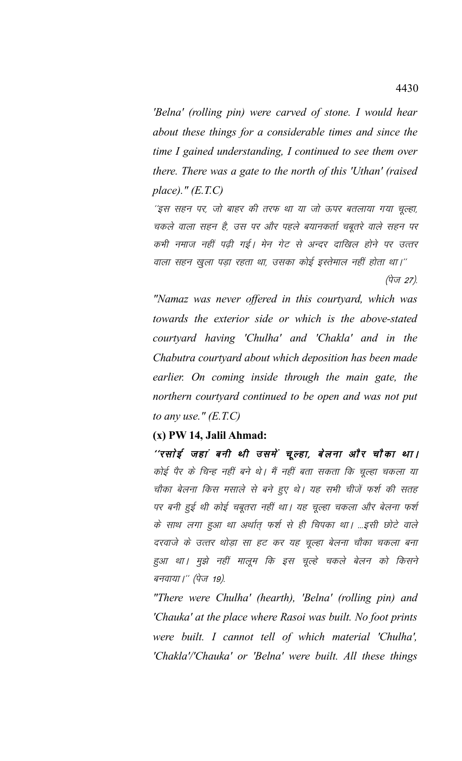*'Belna' (rolling pin) were carved of stone. I would hear about these things for a considerable times and since the time I gained understanding, I continued to see them over there. There was a gate to the north of this 'Uthan' (raised place)." (E.T.C)*

*''इस सहन पर, जो बाहर की तरफ था या जो ऊपर बतलाया गया चूल्हा, चकले वाला सहन है, उस पर और पहले बयानकर्ता चबूतरे वाले सहन पर कभी नमाज नहीं पढ़ी गई। मेन गेट से अन्दर दाखिल होने पर उत्तर वाला सहन खुला पड़ा रहता था, उसका कोई इस्तेमाल नहीं होता था।''* (पेज 27).

*"Namaz was never offered in this courtyard, which was towards the exterior side or which is the above-stated courtyard having 'Chulha' and 'Chakla' and in the Chabutra courtyard about which deposition has been made earlier. On coming inside through the main gate, the northern courtyard continued to be open and was not put to any use." (E.T.C)*

**(x) PW 14, Jalil Ahmad:**

***''रसोई जहां बनी थी उसमें चूल्हा, बेलना और चौका था।*** *कोई पैर के चिन्ह नहीं बने थे। मैं नहीं बता सकता कि चूल्हा चकला या चौका बेलना किस मसाले से बने हुए थे। यह सभी चीजें फर्श की सतह पर बनी हुई थी कोई चबूतरा नहीं था। यह चूल्हा चकला और बेलना फर्श के साथ लगा हुआ था अर्थात् फर्श से ही चिपका था। ...इसी छोटे वाले दरवाजे के उत्तर थोड़ा सा हट कर यह चूल्हा बेलना चौका चकला बना हुआ था। मुझे नहीं मालूम कि इस चूल्हे चकले बेलन को किसने बनवाया।''* (पेज 19).

*"There were Chulha' (hearth), 'Belna' (rolling pin) and 'Chauka' at the place where Rasoi was built. No foot prints were built. I cannot tell of which material 'Chulha', 'Chakla'/'Chauka' or 'Belna' were built. All these things*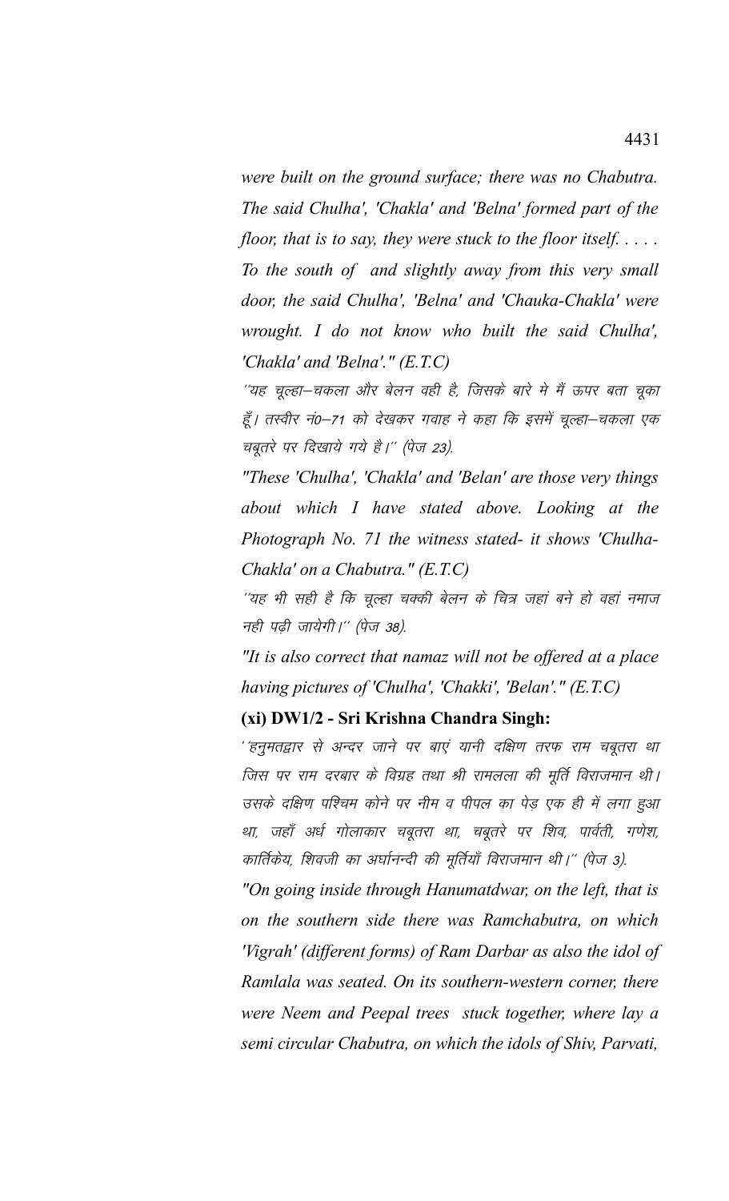*were built on the ground surface; there was no Chabutra. The said Chulha', 'Chakla' and 'Belna' formed part of the floor, that is to say, they were stuck to the floor itself. . . . . To the south of and slightly away from this very small door, the said Chulha', 'Belna' and 'Chauka-Chakla' were wrought. I do not know who built the said Chulha', 'Chakla' and 'Belna'." (E.T.C)*

*''यह चूल्हा–चकला और बेलन वही है, जिसके बारे मे मैं ऊपर बता चूका हूँ। तस्वीर नं0–71 को देखकर गवाह ने कहा कि इसमें चूल्हा–चकला एक चबूतरे पर दिखाये गये है।'' (पेज 23).*

*"These 'Chulha', 'Chakla' and 'Belan' are those very things about which I have stated above. Looking at the Photograph No. 71 the witness stated- it shows 'Chulha-Chakla' on a Chabutra." (E.T.C)*

*''यह भी सही है कि चूल्हा चक्की बेलन के चित्र जहां बने हो वहां नमाज नही पढ़ी जायेगी।'' (पेज 38).*

*"It is also correct that namaz will not be offered at a place having pictures of 'Chulha', 'Chakki', 'Belan'." (E.T.C)*

**(xi) DW1/2 - Sri Krishna Chandra Singh:**

*''हनुमतद्वार से अन्दर जाने पर बाएं यानी दक्षिण तरफ राम चबूतरा था जिस पर राम दरबार के विग्रह तथा श्री रामलला की मूर्ति विराजमान थी। उसके दक्षिण पश्चिम कोने पर नीम व पीपल का पेड़ एक ही में लगा हुआ था, जहाँ अर्ध गोलाकार चबूतरा था, चबूतरे पर शिव, पार्वती, गणेश, कार्तिकेय, शिवजी का अर्घानन्दी की मूर्तियाँ विराजमान थी।'' (पेज 3).*

*"On going inside through Hanumatdwar, on the left, that is on the southern side there was Ramchabutra, on which 'Vigrah' (different forms) of Ram Darbar as also the idol of Ramlala was seated. On its southern-western corner, there were Neem and Peepal trees stuck together, where lay a semi circular Chabutra, on which the idols of Shiv, Parvati,*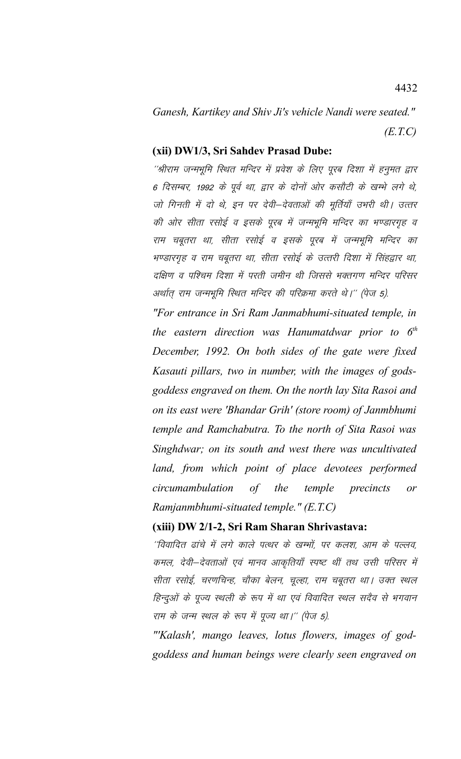*Ganesh, Kartikey and Shiv Ji's vehicle Nandi were seated."* *(E.T.C)*

**(xii) DW1/3, Sri Sahdev Prasad Dube:**

*"श्रीराम जन्मभूमि स्थित मन्दिर में प्रवेश के लिए पूरब दिशा में हनुमत द्वार 6 दिसम्बर, 1992 के पूर्व था, द्वार के दोनों ओर कसौटी के खम्भे लगे थे, जो गिनती में दो थे, इन पर देवी–देवताओं की मूर्तियाँ उभरी थी। उत्तर की ओर सीता रसोई व इसके पूरब में जन्मभूमि मन्दिर का भण्डारगृह व राम चबूतरा था, सीता रसोई व इसके पूरब में जन्मभूमि मन्दिर का भण्डारगृह व राम चबूतरा था, सीता रसोई के उत्तरी दिशा में सिंहद्वार था, दक्षिण व पश्चिम दिशा में परती जमीन थी जिससे भक्तगण मन्दिर परिसर अर्थात् राम जन्मभूमि स्थित मन्दिर की परिक्रमा करते थे।" (पेज 5).*

*"For entrance in Sri Ram Janmabhumi-situated temple, in the eastern direction was Hanumatdwar prior to 6th December, 1992. On both sides of the gate were fixed Kasauti pillars, two in number, with the images of gods-goddess engraved on them. On the north lay Sita Rasoi and on its east were 'Bhandar Grih' (store room) of Janmbhumi temple and Ramchabutra. To the north of Sita Rasoi was Singhdwar; on its south and west there was uncultivated land, from which point of place devotees performed circumambulation of the temple precincts or Ramjanmbhumi-situated temple." (E.T.C)*

**(xiii) DW 2/1-2, Sri Ram Sharan Shrivastava:**

*"विवादित ढांचे में लगे काले पत्थर के खम्भों, पर कलश, आम के पल्लव, कमल, देवी–देवताओं एवं मानव आकृतियाँ स्पष्ट थीं तथ उसी परिसर में सीता रसोई, चरणचिन्ह, चौका बेलन, चूल्हा, राम चबूतरा था। उक्त स्थल हिन्दुओं के पूज्य स्थली के रूप में था एवं विवादित स्थल सदैव से भगवान राम के जन्म स्थल के रूप में पूज्य था।" (पेज 5).*

*"'Kalash', mango leaves, lotus flowers, images of god-goddess and human beings were clearly seen engraved on*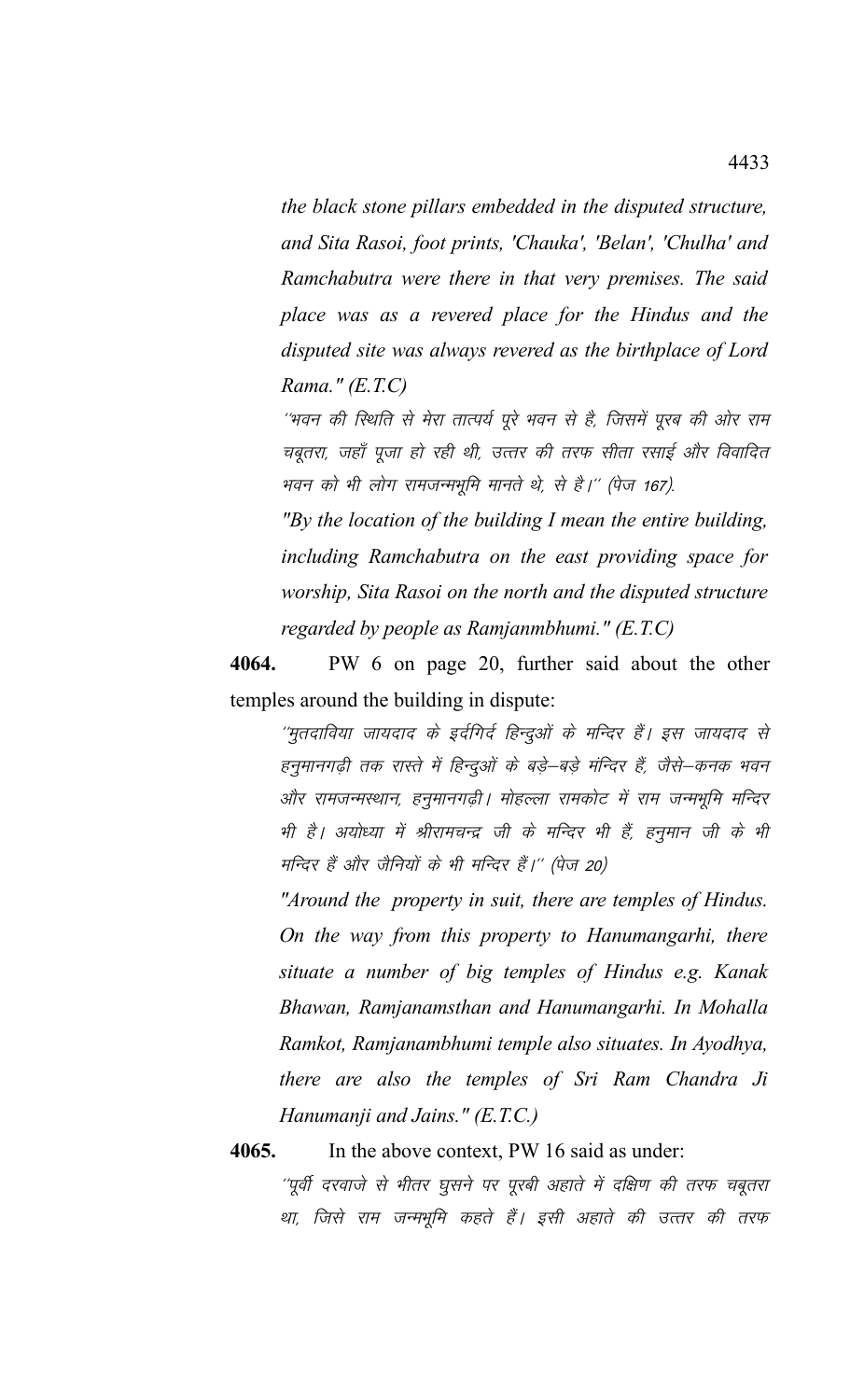*the black stone pillars embedded in the disputed structure, and Sita Rasoi, foot prints, 'Chauka', 'Belan', 'Chulha' and Ramchabutra were there in that very premises. The said place was as a revered place for the Hindus and the disputed site was always revered as the birthplace of Lord Rama." (E.T.C)*

*''भवन की स्थिति से मेरा तात्पर्य पूरे भवन से है, जिसमें पूरब की ओर राम चबूतरा, जहाँ पूजा हो रही थी, उत्तर की तरफ सीता रसाई और विवादित भवन को भी लोग रामजन्मभूमि मानते थे, से है।'' (पेज 167).*

*"By the location of the building I mean the entire building, including Ramchabutra on the east providing space for worship, Sita Rasoi on the north and the disputed structure regarded by people as Ramjanmbhumi." (E.T.C)*

**4064.** PW 6 on page 20, further said about the other temples around the building in dispute:

*''मुतदाविया जायदाद के इर्दगिर्द हिन्दुओं के मन्दिर हैं। इस जायदाद से हनुमानगढ़ी तक रास्ते में हिन्दुओं के बड़े–बड़े मंदिर हैं, जैसे–कनक भवन और रामजन्मस्थान, हनुमानगढ़ी। मोहल्ला रामकोट में राम जन्मभूमि मन्दिर भी है। अयोध्या में श्रीरामचन्द्र जी के मन्दिर भी हैं, हनुमान जी के भी मन्दिर हैं और जैनियों के भी मन्दिर हैं।'' (पेज 20)*

*"Around the property in suit, there are temples of Hindus. On the way from this property to Hanumangarhi, there situate a number of big temples of Hindus e.g. Kanak Bhawan, Ramjanamsthan and Hanumangarhi. In Mohalla Ramkot, Ramjanambhumi temple also situates. In Ayodhya, there are also the temples of Sri Ram Chandra Ji Hanumanji and Jains." (E.T.C.)*

**4065.** In the above context, PW 16 said as under:

*''पूर्वी दरवाजे से भीतर घुसने पर पूरबी अहाते में दक्षिण की तरफ चबूतरा था, जिसे राम जन्मभूमि कहते हैं। इसी अहाते की उत्तर की तरफ*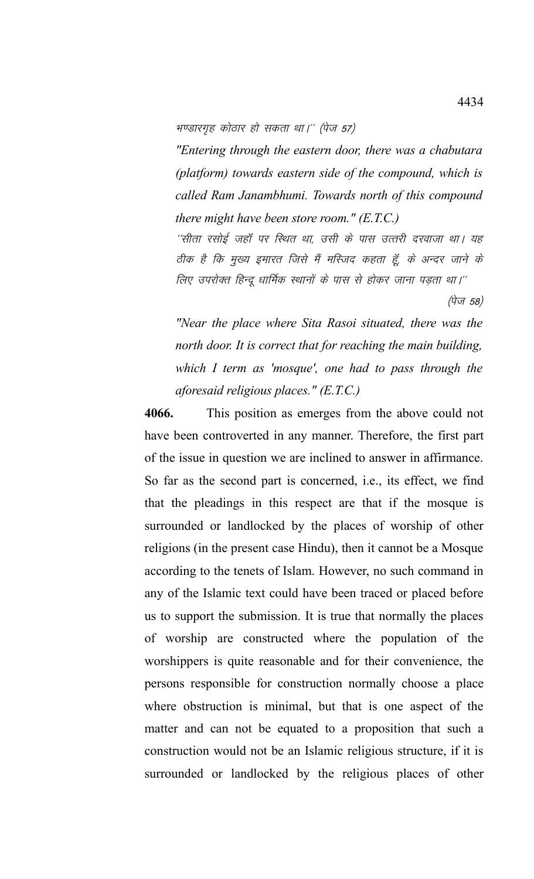भण्डारगृह कोठार हो सकता था।'' (पेज 57)

*"Entering through the eastern door, there was a chabutara (platform) towards eastern side of the compound, which is called Ram Janambhumi. Towards north of this compound there might have been store room." (E.T.C.)*

''सीता रसोई जहॉ पर स्थित था, उसी के पास उत्तरी दरवाजा था। यह ठीक है कि मुख्य इमारत जिसे मैं मस्जिद कहता हूँ, के अन्दर जाने के लिए उपरोक्त हिन्दू धार्मिक स्थानों के पास से होकर जाना पड़ता था।''

(पेज 58)

*"Near the place where Sita Rasoi situated, there was the north door. It is correct that for reaching the main building, which I term as 'mosque', one had to pass through the aforesaid religious places." (E.T.C.)*

**4066.** This position as emerges from the above could not have been controverted in any manner. Therefore, the first part of the issue in question we are inclined to answer in affirmance. So far as the second part is concerned, i.e., its effect, we find that the pleadings in this respect are that if the mosque is surrounded or landlocked by the places of worship of other religions (in the present case Hindu), then it cannot be a Mosque according to the tenets of Islam. However, no such command in any of the Islamic text could have been traced or placed before us to support the submission. It is true that normally the places of worship are constructed where the population of the worshippers is quite reasonable and for their convenience, the persons responsible for construction normally choose a place where obstruction is minimal, but that is one aspect of the matter and can not be equated to a proposition that such a construction would not be an Islamic religious structure, if it is surrounded or landlocked by the religious places of other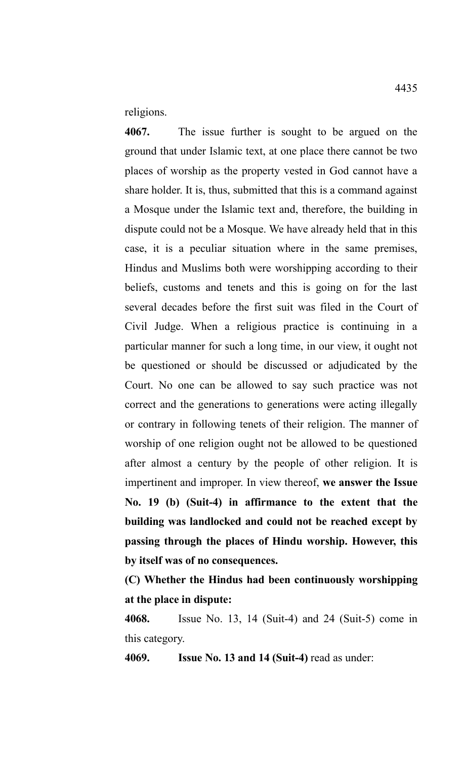religions.

**4067.** The issue further is sought to be argued on the ground that under Islamic text, at one place there cannot be two places of worship as the property vested in God cannot have a share holder. It is, thus, submitted that this is a command against a Mosque under the Islamic text and, therefore, the building in dispute could not be a Mosque. We have already held that in this case, it is a peculiar situation where in the same premises, Hindus and Muslims both were worshipping according to their beliefs, customs and tenets and this is going on for the last several decades before the first suit was filed in the Court of Civil Judge. When a religious practice is continuing in a particular manner for such a long time, in our view, it ought not be questioned or should be discussed or adjudicated by the Court. No one can be allowed to say such practice was not correct and the generations to generations were acting illegally or contrary in following tenets of their religion. The manner of worship of one religion ought not be allowed to be questioned after almost a century by the people of other religion. It is impertinent and improper. In view thereof, **we answer the Issue No. 19 (b) (Suit-4) in affirmance to the extent that the building was landlocked and could not be reached except by passing through the places of Hindu worship. However, this by itself was of no consequences.**

**(C) Whether the Hindus had been continuously worshipping at the place in dispute:**

**4068.** Issue No. 13, 14 (Suit-4) and 24 (Suit-5) come in this category.

**4069.** **Issue No. 13 and 14 (Suit-4)** read as under: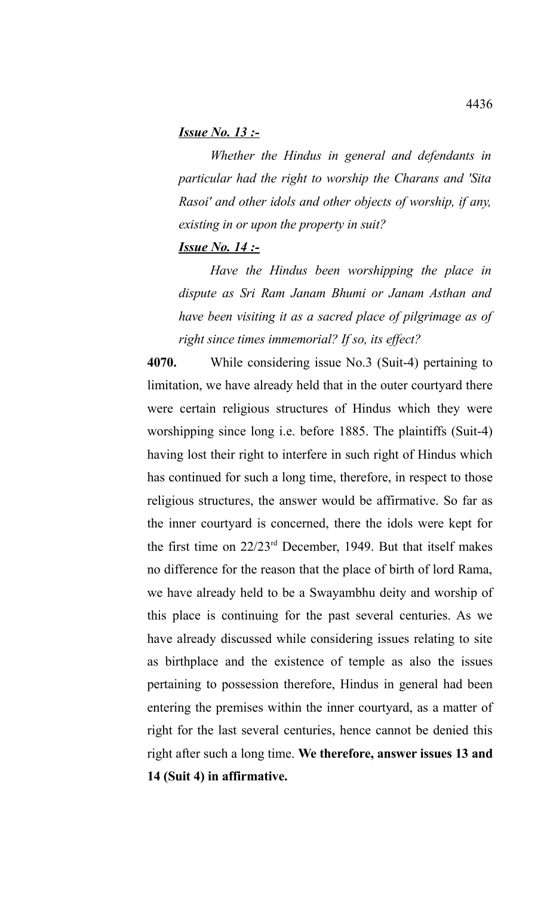***Issue No. 13 :-***

*Whether the Hindus in general and defendants in particular had the right to worship the Charans and 'Sita Rasoi' and other idols and other objects of worship, if any, existing in or upon the property in suit?*

***Issue No. 14 :-***

*Have the Hindus been worshipping the place in dispute as Sri Ram Janam Bhumi or Janam Asthan and have been visiting it as a sacred place of pilgrimage as of right since times immemorial? If so, its effect?*

**4070.** While considering issue No.3 (Suit-4) pertaining to limitation, we have already held that in the outer courtyard there were certain religious structures of Hindus which they were worshipping since long i.e. before 1885. The plaintiffs (Suit-4) having lost their right to interfere in such right of Hindus which has continued for such a long time, therefore, in respect to those religious structures, the answer would be affirmative. So far as the inner courtyard is concerned, there the idols were kept for the first time on 22/23rd December, 1949. But that itself makes no difference for the reason that the place of birth of lord Rama, we have already held to be a Swayambhu deity and worship of this place is continuing for the past several centuries. As we have already discussed while considering issues relating to site as birthplace and the existence of temple as also the issues pertaining to possession therefore, Hindus in general had been entering the premises within the inner courtyard, as a matter of right for the last several centuries, hence cannot be denied this right after such a long time. **We therefore, answer issues 13 and 14 (Suit 4) in affirmative.**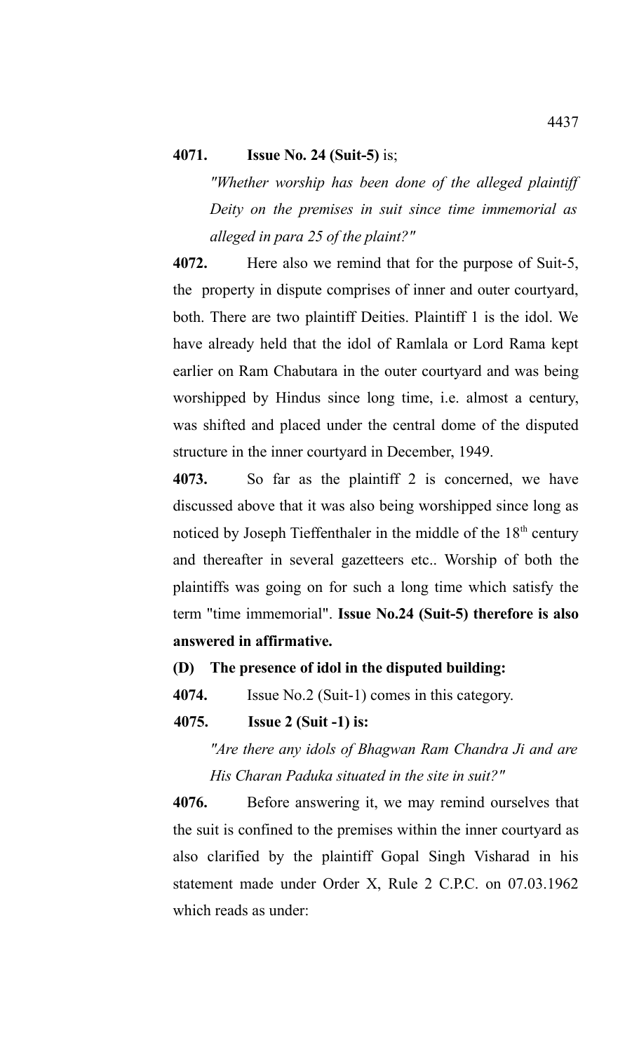**4071.** **Issue No. 24 (Suit-5)** is;

*"Whether worship has been done of the alleged plaintiff Deity on the premises in suit since time immemorial as alleged in para 25 of the plaint?"*

**4072.** Here also we remind that for the purpose of Suit-5, the property in dispute comprises of inner and outer courtyard, both. There are two plaintiff Deities. Plaintiff 1 is the idol. We have already held that the idol of Ramlala or Lord Rama kept earlier on Ram Chabutara in the outer courtyard and was being worshipped by Hindus since long time, i.e. almost a century, was shifted and placed under the central dome of the disputed structure in the inner courtyard in December, 1949.

**4073.** So far as the plaintiff 2 is concerned, we have discussed above that it was also being worshipped since long as noticed by Joseph Tieffenthaler in the middle of the 18th century and thereafter in several gazetteers etc.. Worship of both the plaintiffs was going on for such a long time which satisfy the term "time immemorial". **Issue No.24 (Suit-5) therefore is also answered in affirmative.**

**(D) The presence of idol in the disputed building:**

**4074.** Issue No.2 (Suit-1) comes in this category.

**4075.** **Issue 2 (Suit -1) is:**

*"Are there any idols of Bhagwan Ram Chandra Ji and are His Charan Paduka situated in the site in suit?"*

**4076.** Before answering it, we may remind ourselves that the suit is confined to the premises within the inner courtyard as also clarified by the plaintiff Gopal Singh Visharad in his statement made under Order X, Rule 2 C.P.C. on 07.03.1962 which reads as under: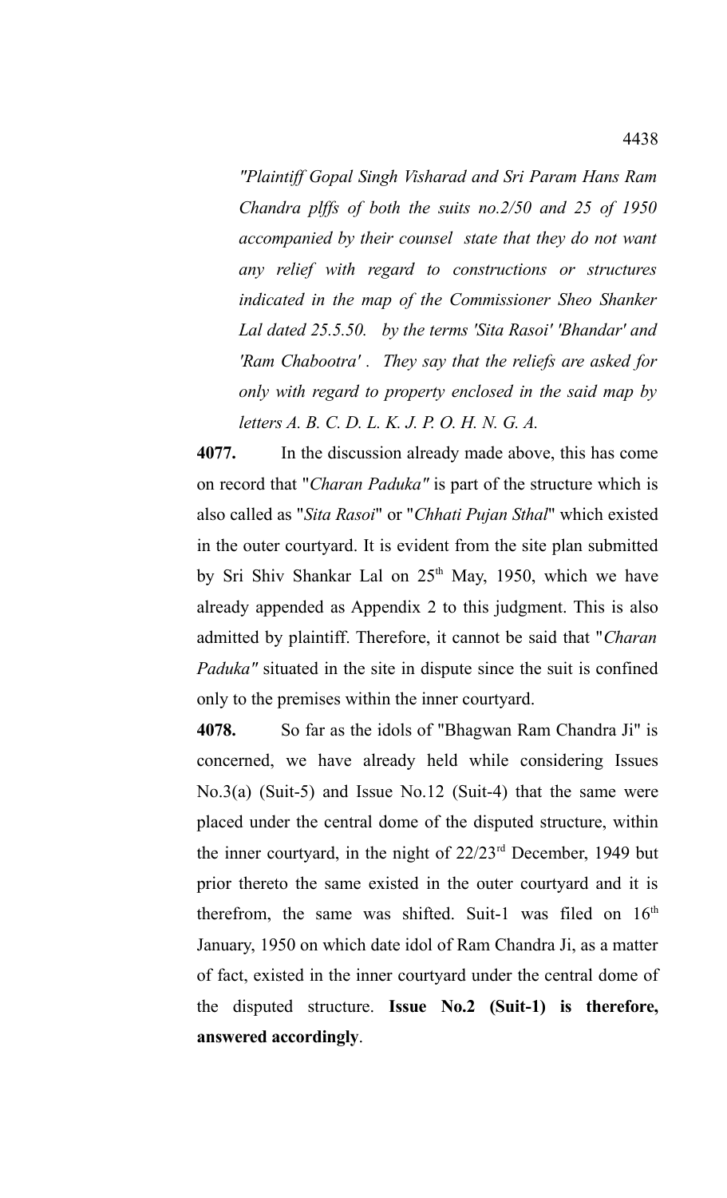*"Plaintiff Gopal Singh Visharad and Sri Param Hans Ram Chandra plffs of both the suits no.2/50 and 25 of 1950 accompanied by their counsel state that they do not want any relief with regard to constructions or structures indicated in the map of the Commissioner Sheo Shanker Lal dated 25.5.50. by the terms 'Sita Rasoi' 'Bhandar' and 'Ram Chabootra' . They say that the reliefs are asked for only with regard to property enclosed in the said map by letters A. B. C. D. L. K. J. P. O. H. N. G. A.*

**4077.** In the discussion already made above, this has come on record that "*Charan Paduka"* is part of the structure which is also called as "*Sita Rasoi*" or "*Chhati Pujan Sthal*" which existed in the outer courtyard. It is evident from the site plan submitted by Sri Shiv Shankar Lal on 25th May, 1950, which we have already appended as Appendix 2 to this judgment. This is also admitted by plaintiff. Therefore, it cannot be said that "*Charan Paduka"* situated in the site in dispute since the suit is confined only to the premises within the inner courtyard.

**4078.** So far as the idols of "Bhagwan Ram Chandra Ji" is concerned, we have already held while considering Issues No.3(a) (Suit-5) and Issue No.12 (Suit-4) that the same were placed under the central dome of the disputed structure, within the inner courtyard, in the night of 22/23rd December, 1949 but prior thereto the same existed in the outer courtyard and it is therefrom, the same was shifted. Suit-1 was filed on 16th January, 1950 on which date idol of Ram Chandra Ji, as a matter of fact, existed in the inner courtyard under the central dome of the disputed structure. **Issue No.2 (Suit-1) is therefore, answered accordingly**.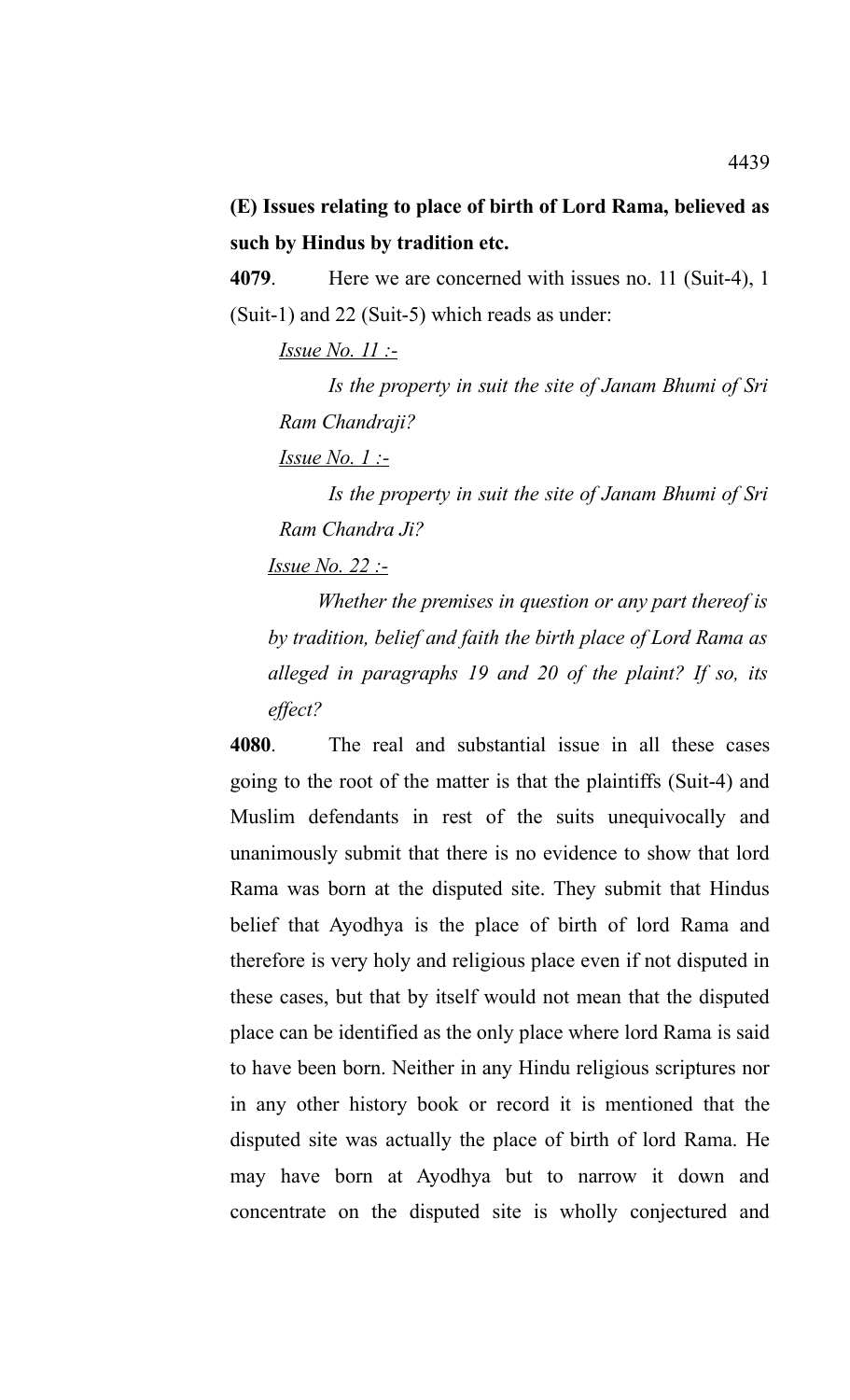**(E) Issues relating to place of birth of Lord Rama, believed as such by Hindus by tradition etc.**

**4079**. Here we are concerned with issues no. 11 (Suit-4), 1 (Suit-1) and 22 (Suit-5) which reads as under:

*<u>Issue No. 11 :-</u>*

*Is the property in suit the site of Janam Bhumi of Sri Ram Chandraji?*

*<u>Issue No. 1 :-</u>*

*Is the property in suit the site of Janam Bhumi of Sri Ram Chandra Ji?*

*<u>Issue No. 22 :-</u>*

*Whether the premises in question or any part thereof is by tradition, belief and faith the birth place of Lord Rama as alleged in paragraphs 19 and 20 of the plaint? If so, its effect?*

**4080**. The real and substantial issue in all these cases going to the root of the matter is that the plaintiffs (Suit-4) and Muslim defendants in rest of the suits unequivocally and unanimously submit that there is no evidence to show that lord Rama was born at the disputed site. They submit that Hindus belief that Ayodhya is the place of birth of lord Rama and therefore is very holy and religious place even if not disputed in these cases, but that by itself would not mean that the disputed place can be identified as the only place where lord Rama is said to have been born. Neither in any Hindu religious scriptures nor in any other history book or record it is mentioned that the disputed site was actually the place of birth of lord Rama. He may have born at Ayodhya but to narrow it down and concentrate on the disputed site is wholly conjectured and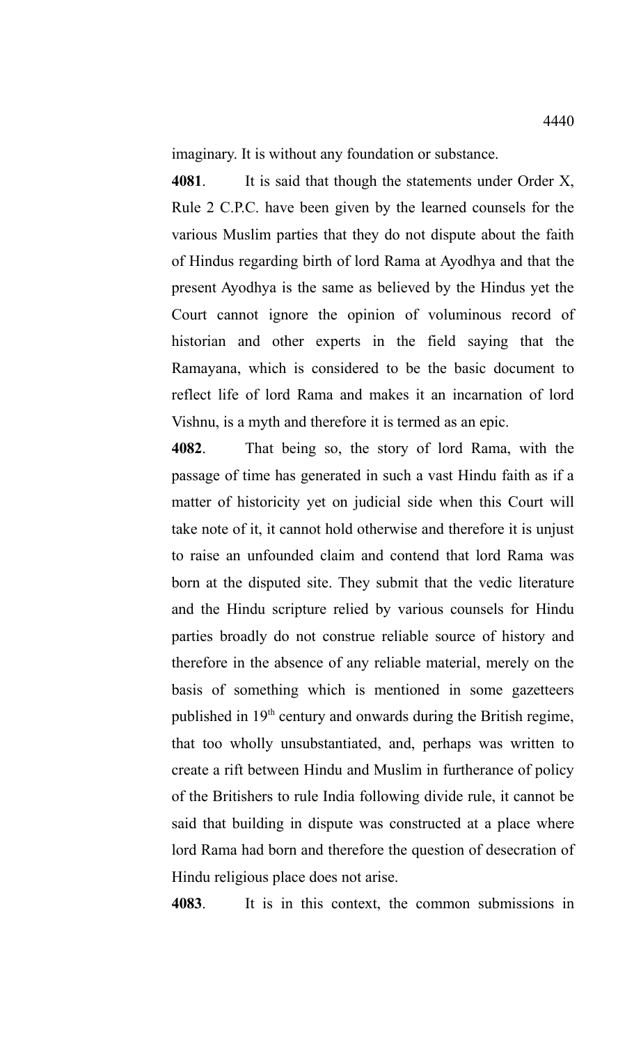imaginary. It is without any foundation or substance.

**4081**. It is said that though the statements under Order X, Rule 2 C.P.C. have been given by the learned counsels for the various Muslim parties that they do not dispute about the faith of Hindus regarding birth of lord Rama at Ayodhya and that the present Ayodhya is the same as believed by the Hindus yet the Court cannot ignore the opinion of voluminous record of historian and other experts in the field saying that the Ramayana, which is considered to be the basic document to reflect life of lord Rama and makes it an incarnation of lord Vishnu, is a myth and therefore it is termed as an epic.

**4082**. That being so, the story of lord Rama, with the passage of time has generated in such a vast Hindu faith as if a matter of historicity yet on judicial side when this Court will take note of it, it cannot hold otherwise and therefore it is unjust to raise an unfounded claim and contend that lord Rama was born at the disputed site. They submit that the vedic literature and the Hindu scripture relied by various counsels for Hindu parties broadly do not construe reliable source of history and therefore in the absence of any reliable material, merely on the basis of something which is mentioned in some gazetteers published in 19th century and onwards during the British regime, that too wholly unsubstantiated, and, perhaps was written to create a rift between Hindu and Muslim in furtherance of policy of the Britishers to rule India following divide rule, it cannot be said that building in dispute was constructed at a place where lord Rama had born and therefore the question of desecration of Hindu religious place does not arise.

**4083**. It is in this context, the common submissions in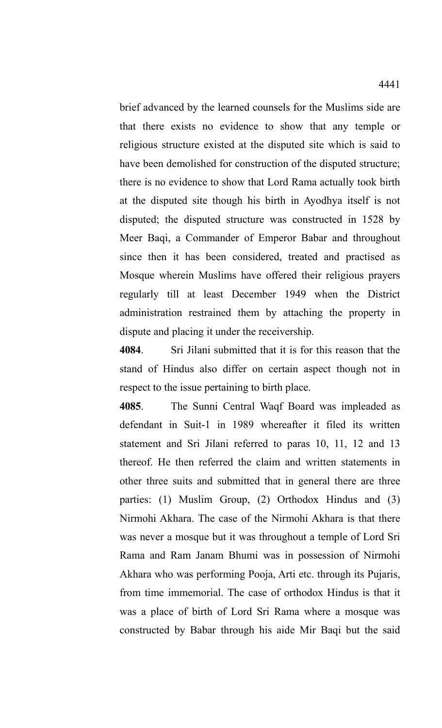brief advanced by the learned counsels for the Muslims side are that there exists no evidence to show that any temple or religious structure existed at the disputed site which is said to have been demolished for construction of the disputed structure; there is no evidence to show that Lord Rama actually took birth at the disputed site though his birth in Ayodhya itself is not disputed; the disputed structure was constructed in 1528 by Meer Baqi, a Commander of Emperor Babar and throughout since then it has been considered, treated and practised as Mosque wherein Muslims have offered their religious prayers regularly till at least December 1949 when the District administration restrained them by attaching the property in dispute and placing it under the receivership.

**4084**. Sri Jilani submitted that it is for this reason that the stand of Hindus also differ on certain aspect though not in respect to the issue pertaining to birth place.

**4085**. The Sunni Central Waqf Board was impleaded as defendant in Suit-1 in 1989 whereafter it filed its written statement and Sri Jilani referred to paras 10, 11, 12 and 13 thereof. He then referred the claim and written statements in other three suits and submitted that in general there are three parties: (1) Muslim Group, (2) Orthodox Hindus and (3) Nirmohi Akhara. The case of the Nirmohi Akhara is that there was never a mosque but it was throughout a temple of Lord Sri Rama and Ram Janam Bhumi was in possession of Nirmohi Akhara who was performing Pooja, Arti etc. through its Pujaris, from time immemorial. The case of orthodox Hindus is that it was a place of birth of Lord Sri Rama where a mosque was constructed by Babar through his aide Mir Baqi but the said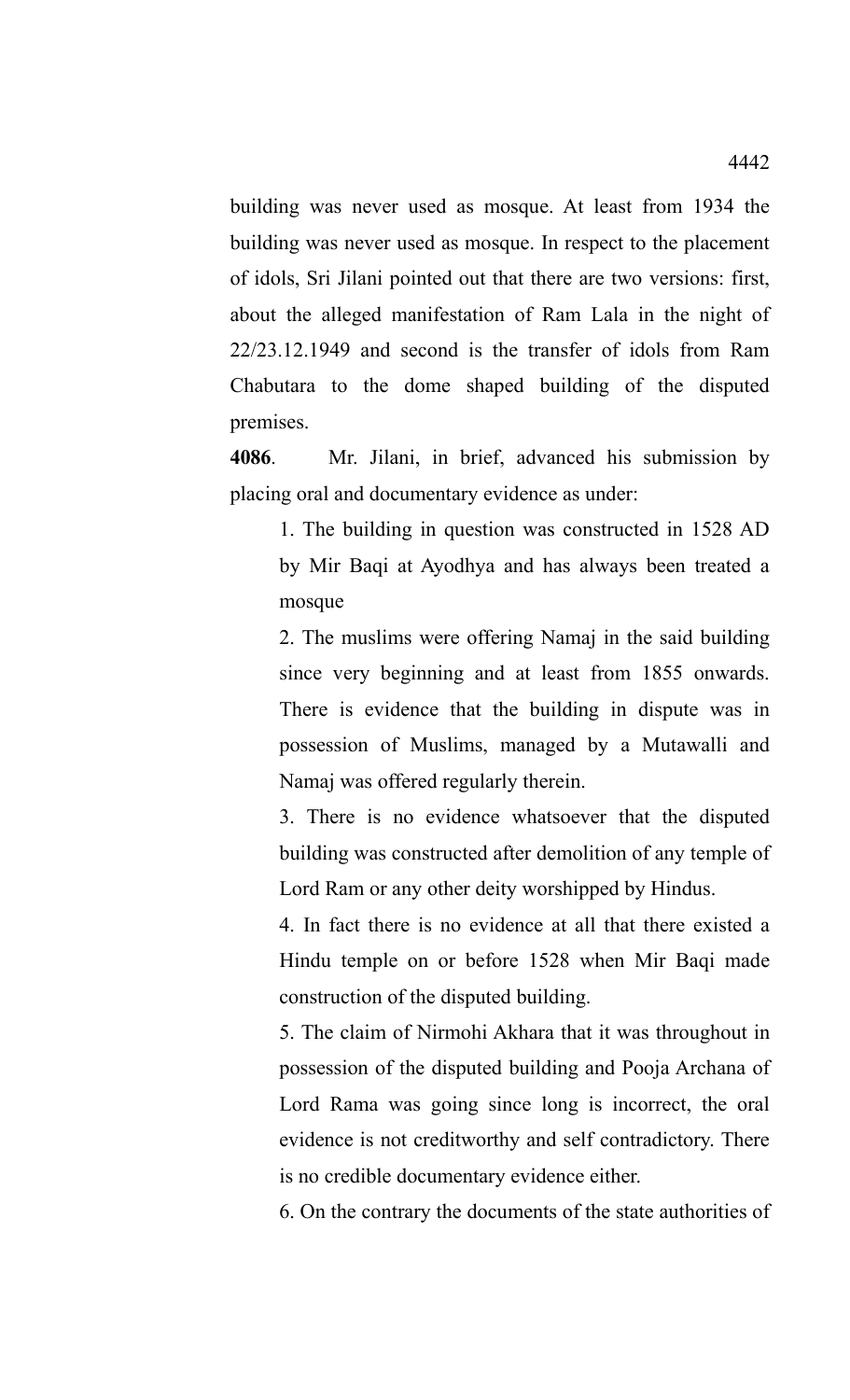building was never used as mosque. At least from 1934 the building was never used as mosque. In respect to the placement of idols, Sri Jilani pointed out that there are two versions: first, about the alleged manifestation of Ram Lala in the night of 22/23.12.1949 and second is the transfer of idols from Ram Chabutara to the dome shaped building of the disputed premises.

**4086**. Mr. Jilani, in brief, advanced his submission by placing oral and documentary evidence as under:

1. The building in question was constructed in 1528 AD by Mir Baqi at Ayodhya and has always been treated a mosque

2. The muslims were offering Namaj in the said building since very beginning and at least from 1855 onwards. There is evidence that the building in dispute was in possession of Muslims, managed by a Mutawalli and Namaj was offered regularly therein.

3. There is no evidence whatsoever that the disputed building was constructed after demolition of any temple of Lord Ram or any other deity worshipped by Hindus.

4. In fact there is no evidence at all that there existed a Hindu temple on or before 1528 when Mir Baqi made construction of the disputed building.

5. The claim of Nirmohi Akhara that it was throughout in possession of the disputed building and Pooja Archana of Lord Rama was going since long is incorrect, the oral evidence is not creditworthy and self contradictory. There is no credible documentary evidence either.

6. On the contrary the documents of the state authorities of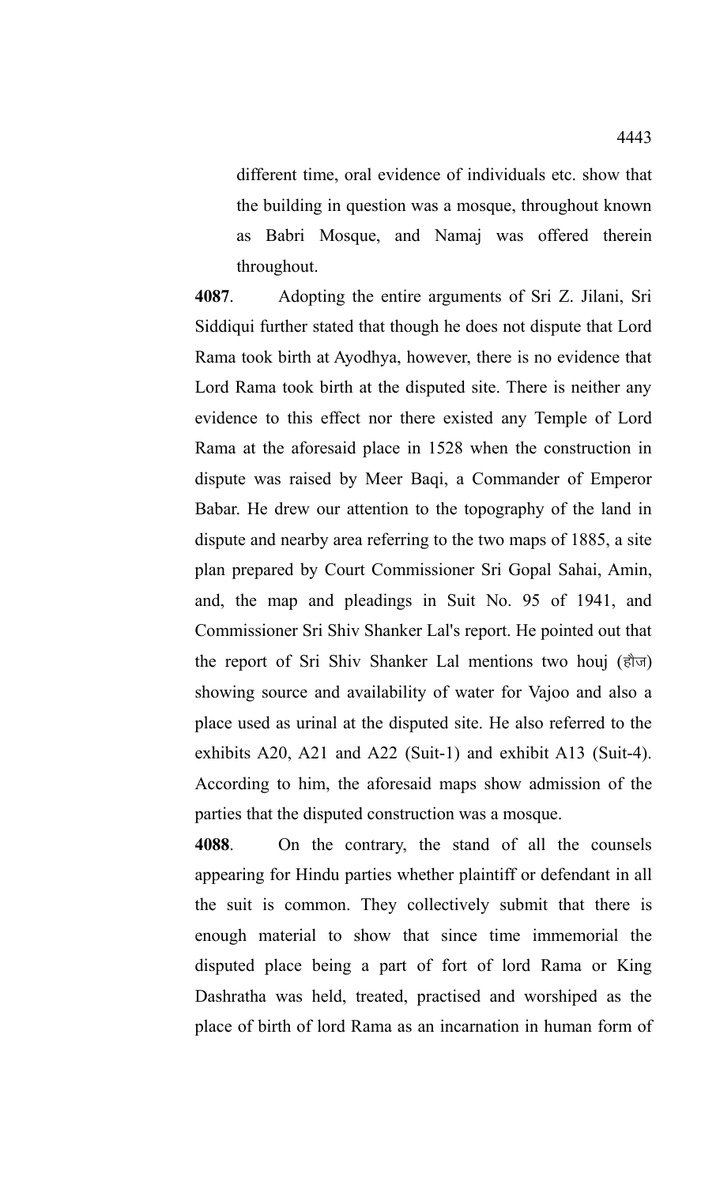different time, oral evidence of individuals etc. show that the building in question was a mosque, throughout known as Babri Mosque, and Namaj was offered therein throughout.

**4087**. Adopting the entire arguments of Sri Z. Jilani, Sri Siddiqui further stated that though he does not dispute that Lord Rama took birth at Ayodhya, however, there is no evidence that Lord Rama took birth at the disputed site. There is neither any evidence to this effect nor there existed any Temple of Lord Rama at the aforesaid place in 1528 when the construction in dispute was raised by Meer Baqi, a Commander of Emperor Babar. He drew our attention to the topography of the land in dispute and nearby area referring to the two maps of 1885, a site plan prepared by Court Commissioner Sri Gopal Sahai, Amin, and, the map and pleadings in Suit No. 95 of 1941, and Commissioner Sri Shiv Shanker Lal's report. He pointed out that the report of Sri Shiv Shanker Lal mentions two houj (हौज) showing source and availability of water for Vajoo and also a place used as urinal at the disputed site. He also referred to the exhibits A20, A21 and A22 (Suit-1) and exhibit A13 (Suit-4). According to him, the aforesaid maps show admission of the parties that the disputed construction was a mosque.

**4088**. On the contrary, the stand of all the counsels appearing for Hindu parties whether plaintiff or defendant in all the suit is common. They collectively submit that there is enough material to show that since time immemorial the disputed place being a part of fort of lord Rama or King Dashratha was held, treated, practised and worshiped as the place of birth of lord Rama as an incarnation in human form of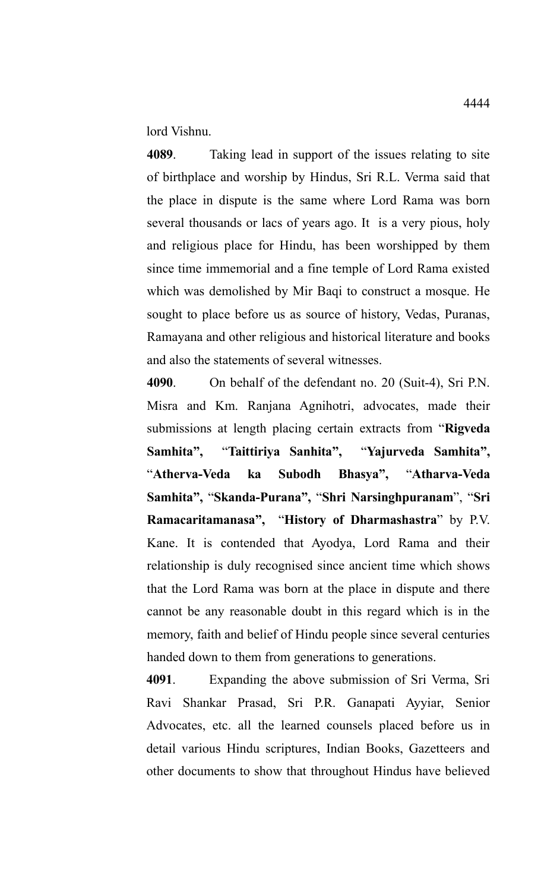lord Vishnu.

**4089**. Taking lead in support of the issues relating to site of birthplace and worship by Hindus, Sri R.L. Verma said that the place in dispute is the same where Lord Rama was born several thousands or lacs of years ago. It is a very pious, holy and religious place for Hindu, has been worshipped by them since time immemorial and a fine temple of Lord Rama existed which was demolished by Mir Baqi to construct a mosque. He sought to place before us as source of history, Vedas, Puranas, Ramayana and other religious and historical literature and books and also the statements of several witnesses.

**4090**. On behalf of the defendant no. 20 (Suit-4), Sri P.N. Misra and Km. Ranjana Agnihotri, advocates, made their submissions at length placing certain extracts from "**Rigveda Samhita",** "**Taittiriya Sanhita",** "**Yajurveda Samhita",** "**Atherva-Veda ka Subodh Bhasya",** "**Atharva-Veda Samhita",** "**Skanda-Purana",** "**Shri Narsinghpuranam**", "**Sri Ramacaritamanasa",** "**History of Dharmashastra**" by P.V. Kane. It is contended that Ayodya, Lord Rama and their relationship is duly recognised since ancient time which shows that the Lord Rama was born at the place in dispute and there cannot be any reasonable doubt in this regard which is in the memory, faith and belief of Hindu people since several centuries handed down to them from generations to generations.

**4091**. Expanding the above submission of Sri Verma, Sri Ravi Shankar Prasad, Sri P.R. Ganapati Ayyiar, Senior Advocates, etc. all the learned counsels placed before us in detail various Hindu scriptures, Indian Books, Gazetteers and other documents to show that throughout Hindus have believed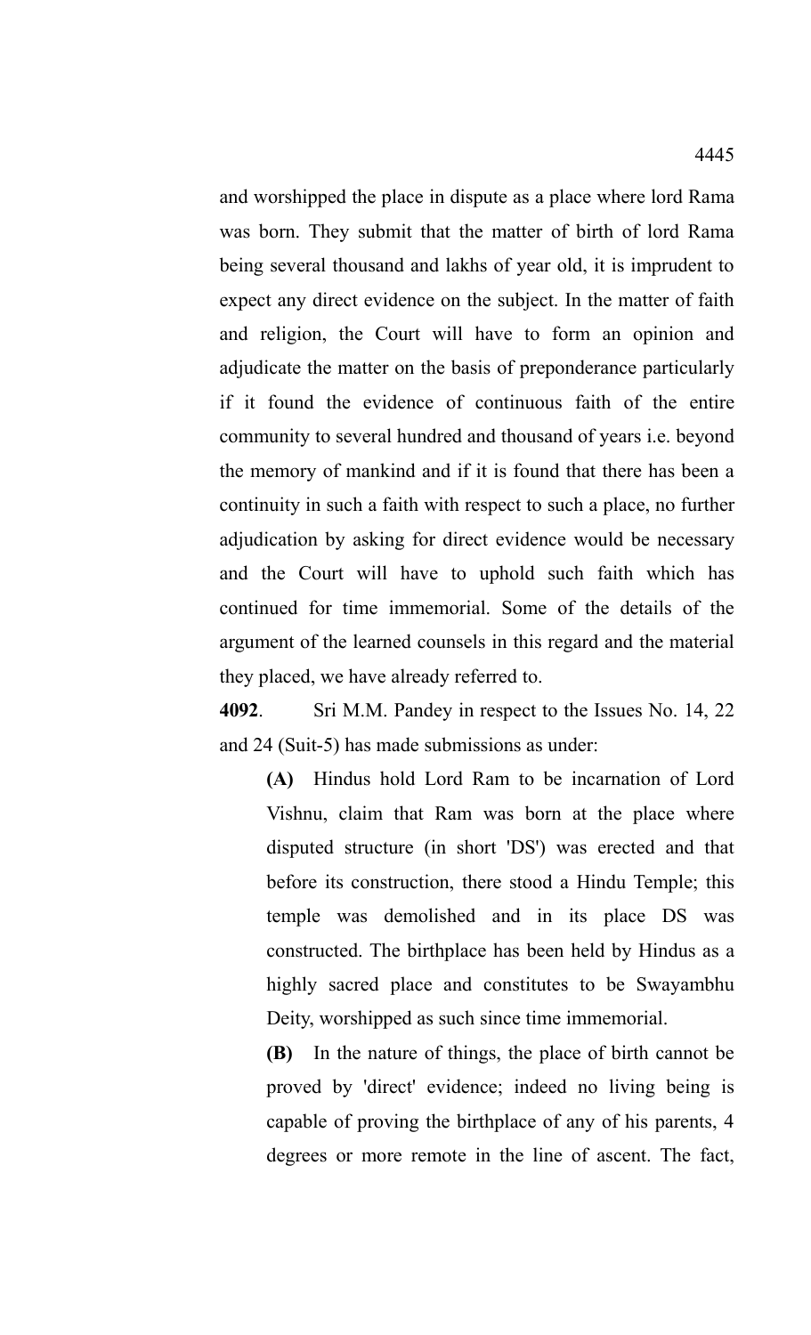and worshipped the place in dispute as a place where lord Rama was born. They submit that the matter of birth of lord Rama being several thousand and lakhs of year old, it is imprudent to expect any direct evidence on the subject. In the matter of faith and religion, the Court will have to form an opinion and adjudicate the matter on the basis of preponderance particularly if it found the evidence of continuous faith of the entire community to several hundred and thousand of years i.e. beyond the memory of mankind and if it is found that there has been a continuity in such a faith with respect to such a place, no further adjudication by asking for direct evidence would be necessary and the Court will have to uphold such faith which has continued for time immemorial. Some of the details of the argument of the learned counsels in this regard and the material they placed, we have already referred to.

**4092**. Sri M.M. Pandey in respect to the Issues No. 14, 22 and 24 (Suit-5) has made submissions as under:

**(A)** Hindus hold Lord Ram to be incarnation of Lord Vishnu, claim that Ram was born at the place where disputed structure (in short 'DS') was erected and that before its construction, there stood a Hindu Temple; this temple was demolished and in its place DS was constructed. The birthplace has been held by Hindus as a highly sacred place and constitutes to be Swayambhu Deity, worshipped as such since time immemorial.

**(B)** In the nature of things, the place of birth cannot be proved by 'direct' evidence; indeed no living being is capable of proving the birthplace of any of his parents, 4 degrees or more remote in the line of ascent. The fact,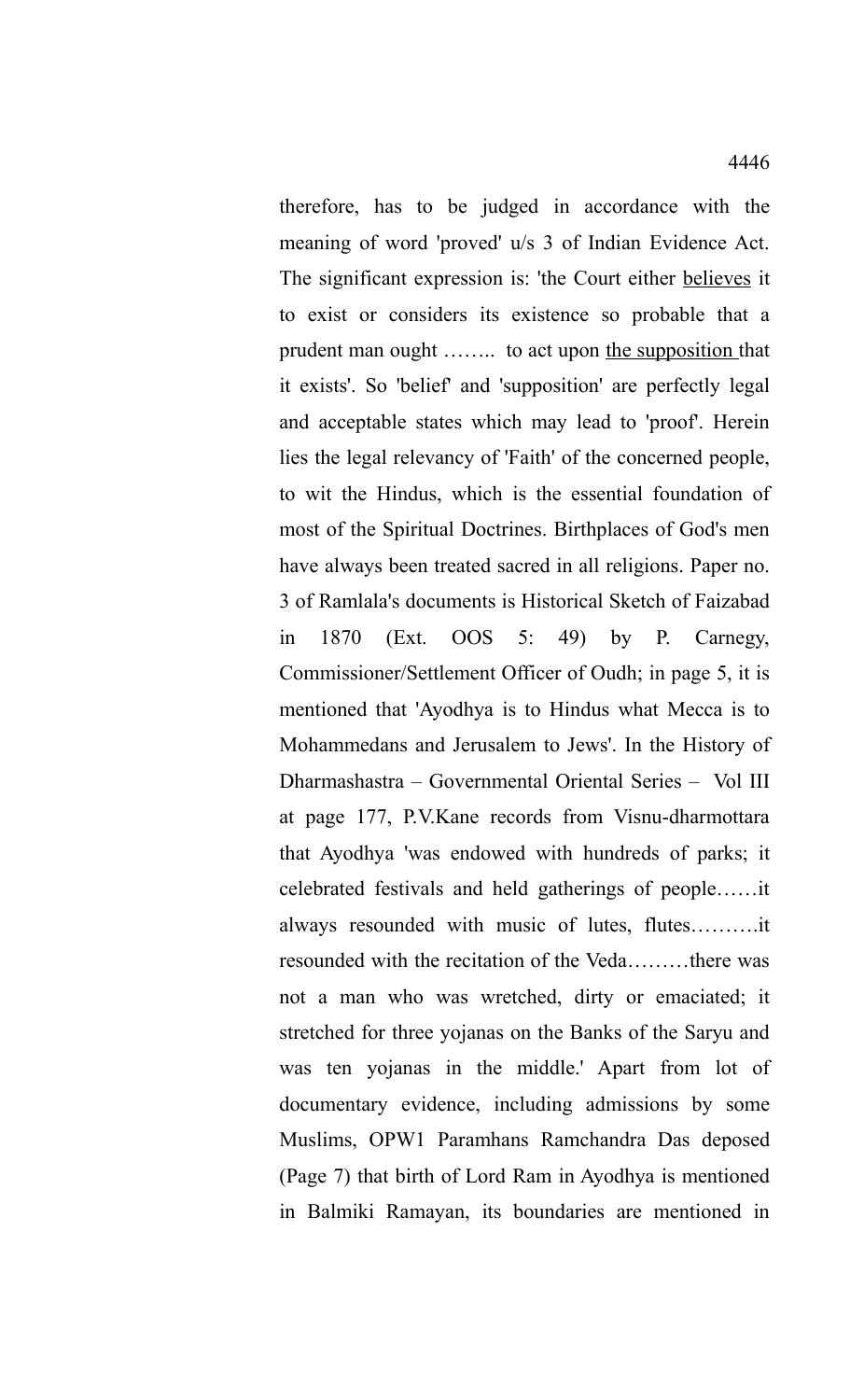therefore, has to be judged in accordance with the meaning of word 'proved' u/s 3 of Indian Evidence Act. The significant expression is: 'the Court either <u>believes</u> it to exist or considers its existence so probable that a prudent man ought …….. to act upon <u>the supposition</u> that it exists'. So 'belief' and 'supposition' are perfectly legal and acceptable states which may lead to 'proof'. Herein lies the legal relevancy of 'Faith' of the concerned people, to wit the Hindus, which is the essential foundation of most of the Spiritual Doctrines. Birthplaces of God's men have always been treated sacred in all religions. Paper no. 3 of Ramlala's documents is Historical Sketch of Faizabad in 1870 (Ext. OOS 5: 49) by P. Carnegy, Commissioner/Settlement Officer of Oudh; in page 5, it is mentioned that 'Ayodhya is to Hindus what Mecca is to Mohammedans and Jerusalem to Jews'. In the History of Dharmashastra – Governmental Oriental Series – Vol III at page 177, P.V.Kane records from Visnu-dharmottara that Ayodhya 'was endowed with hundreds of parks; it celebrated festivals and held gatherings of people……it always resounded with music of lutes, flutes……….it resounded with the recitation of the Veda………there was not a man who was wretched, dirty or emaciated; it stretched for three yojanas on the Banks of the Saryu and was ten yojanas in the middle.' Apart from lot of documentary evidence, including admissions by some Muslims, OPW1 Paramhans Ramchandra Das deposed (Page 7) that birth of Lord Ram in Ayodhya is mentioned in Balmiki Ramayan, its boundaries are mentioned in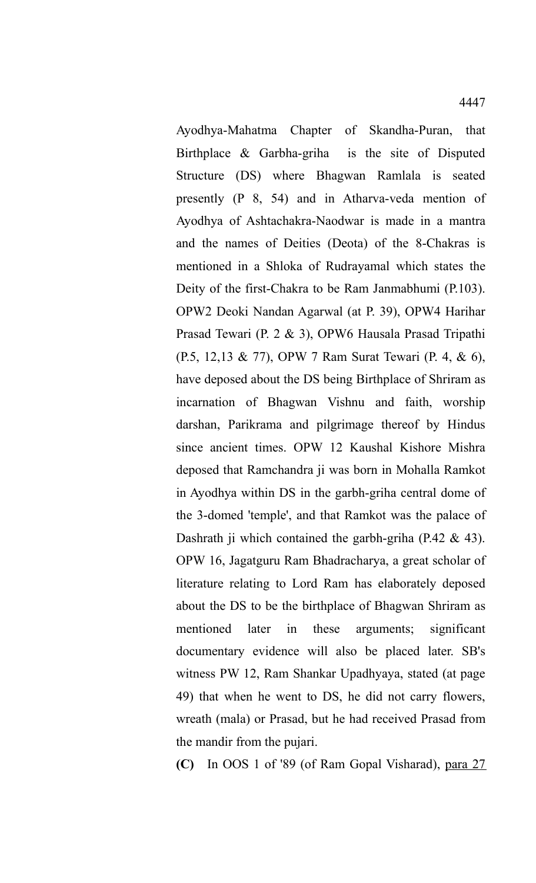Ayodhya-Mahatma Chapter of Skandha-Puran, that Birthplace & Garbha-griha is the site of Disputed Structure (DS) where Bhagwan Ramlala is seated presently (P 8, 54) and in Atharva-veda mention of Ayodhya of Ashtachakra-Naodwar is made in a mantra and the names of Deities (Deota) of the 8-Chakras is mentioned in a Shloka of Rudrayamal which states the Deity of the first-Chakra to be Ram Janmabhumi (P.103). OPW2 Deoki Nandan Agarwal (at P. 39), OPW4 Harihar Prasad Tewari (P. 2 & 3), OPW6 Hausala Prasad Tripathi (P.5, 12,13 & 77), OPW 7 Ram Surat Tewari (P. 4, & 6), have deposed about the DS being Birthplace of Shriram as incarnation of Bhagwan Vishnu and faith, worship darshan, Parikrama and pilgrimage thereof by Hindus since ancient times. OPW 12 Kaushal Kishore Mishra deposed that Ramchandra ji was born in Mohalla Ramkot in Ayodhya within DS in the garbh-griha central dome of the 3-domed 'temple', and that Ramkot was the palace of Dashrath ji which contained the garbh-griha (P.42 & 43). OPW 16, Jagatguru Ram Bhadracharya, a great scholar of literature relating to Lord Ram has elaborately deposed about the DS to be the birthplace of Bhagwan Shriram as mentioned later in these arguments; significant documentary evidence will also be placed later. SB's witness PW 12, Ram Shankar Upadhyaya, stated (at page 49) that when he went to DS, he did not carry flowers, wreath (mala) or Prasad, but he had received Prasad from the mandir from the pujari.

**(C)** In OOS 1 of '89 (of Ram Gopal Visharad), para 27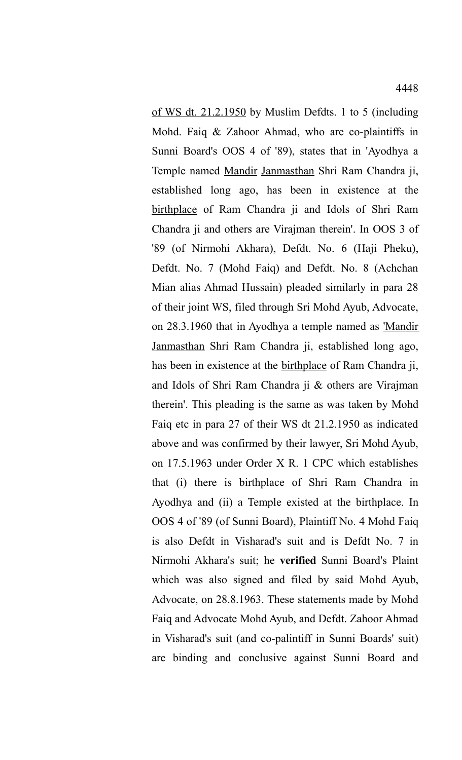of WS dt. 21.2.1950 by Muslim Defdts. 1 to 5 (including Mohd. Faiq & Zahoor Ahmad, who are co-plaintiffs in Sunni Board's OOS 4 of '89), states that in 'Ayodhya a Temple named Mandir Janmasthan Shri Ram Chandra ji, established long ago, has been in existence at the birthplace of Ram Chandra ji and Idols of Shri Ram Chandra ji and others are Virajman therein'. In OOS 3 of '89 (of Nirmohi Akhara), Defdt. No. 6 (Haji Pheku), Defdt. No. 7 (Mohd Faiq) and Defdt. No. 8 (Achchan Mian alias Ahmad Hussain) pleaded similarly in para 28 of their joint WS, filed through Sri Mohd Ayub, Advocate, on 28.3.1960 that in Ayodhya a temple named as 'Mandir Janmasthan Shri Ram Chandra ji, established long ago, has been in existence at the birthplace of Ram Chandra ji, and Idols of Shri Ram Chandra ji & others are Virajman therein'. This pleading is the same as was taken by Mohd Faiq etc in para 27 of their WS dt 21.2.1950 as indicated above and was confirmed by their lawyer, Sri Mohd Ayub, on 17.5.1963 under Order X R. 1 CPC which establishes that (i) there is birthplace of Shri Ram Chandra in Ayodhya and (ii) a Temple existed at the birthplace. In OOS 4 of '89 (of Sunni Board), Plaintiff No. 4 Mohd Faiq is also Defdt in Visharad's suit and is Defdt No. 7 in Nirmohi Akhara's suit; he **verified** Sunni Board's Plaint which was also signed and filed by said Mohd Ayub, Advocate, on 28.8.1963. These statements made by Mohd Faiq and Advocate Mohd Ayub, and Defdt. Zahoor Ahmad in Visharad's suit (and co-palintiff in Sunni Boards' suit) are binding and conclusive against Sunni Board and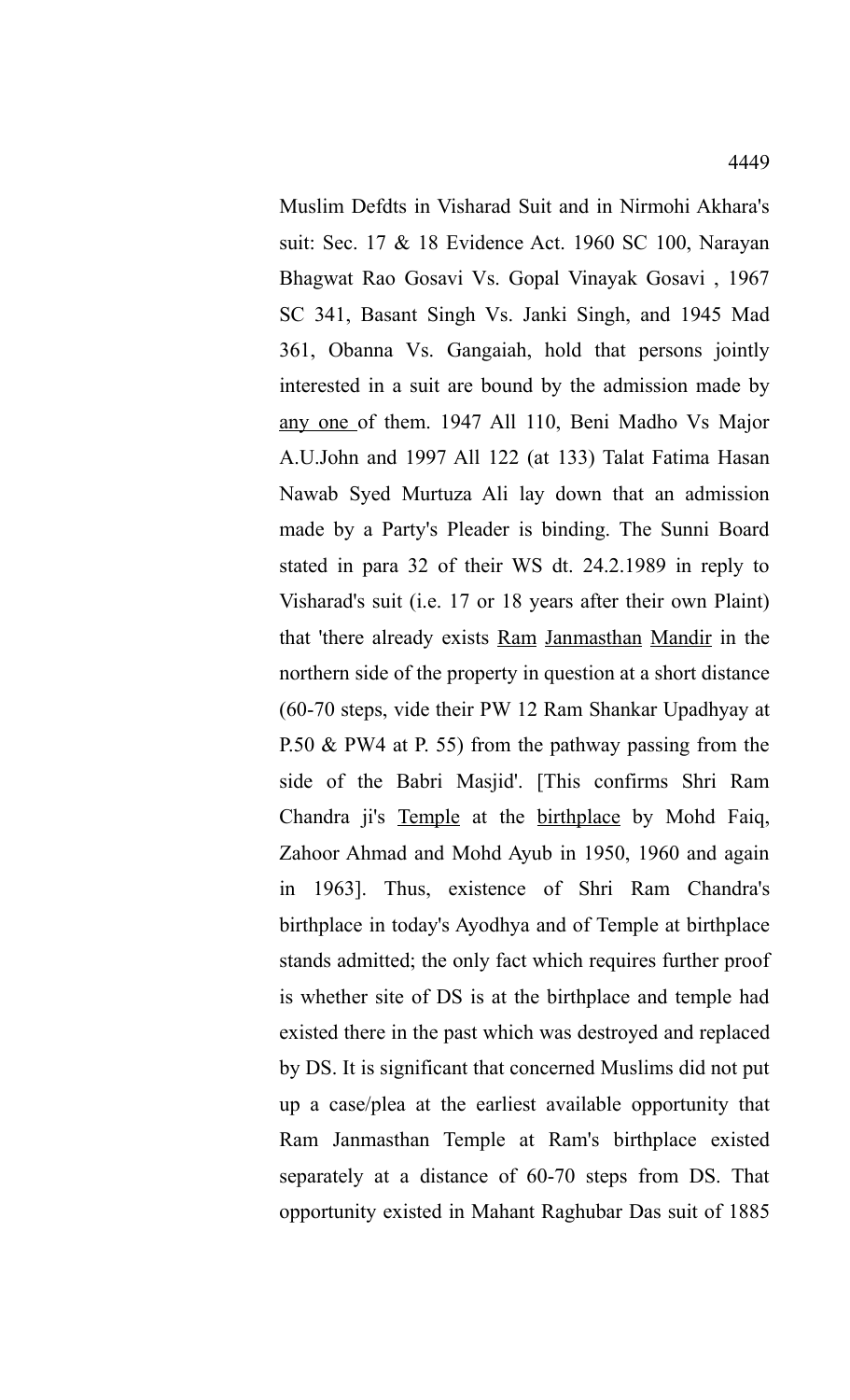Muslim Defdts in Visharad Suit and in Nirmohi Akhara's suit: Sec. 17 & 18 Evidence Act. 1960 SC 100, Narayan Bhagwat Rao Gosavi Vs. Gopal Vinayak Gosavi , 1967 SC 341, Basant Singh Vs. Janki Singh, and 1945 Mad 361, Obanna Vs. Gangaiah, hold that persons jointly interested in a suit are bound by the admission made by <u>any one</u> of them. 1947 All 110, Beni Madho Vs Major A.U.John and 1997 All 122 (at 133) Talat Fatima Hasan Nawab Syed Murtuza Ali lay down that an admission made by a Party's Pleader is binding. The Sunni Board stated in para 32 of their WS dt. 24.2.1989 in reply to Visharad's suit (i.e. 17 or 18 years after their own Plaint) that 'there already exists <u>Ram</u> <u>Janmasthan</u> <u>Mandir</u> in the northern side of the property in question at a short distance (60-70 steps, vide their PW 12 Ram Shankar Upadhyay at P.50 & PW4 at P. 55) from the pathway passing from the side of the Babri Masjid'. [This confirms Shri Ram Chandra ji's <u>Temple</u> at the <u>birthplace</u> by Mohd Faiq, Zahoor Ahmad and Mohd Ayub in 1950, 1960 and again in 1963]. Thus, existence of Shri Ram Chandra's birthplace in today's Ayodhya and of Temple at birthplace stands admitted; the only fact which requires further proof is whether site of DS is at the birthplace and temple had existed there in the past which was destroyed and replaced by DS. It is significant that concerned Muslims did not put up a case/plea at the earliest available opportunity that Ram Janmasthan Temple at Ram's birthplace existed separately at a distance of 60-70 steps from DS. That opportunity existed in Mahant Raghubar Das suit of 1885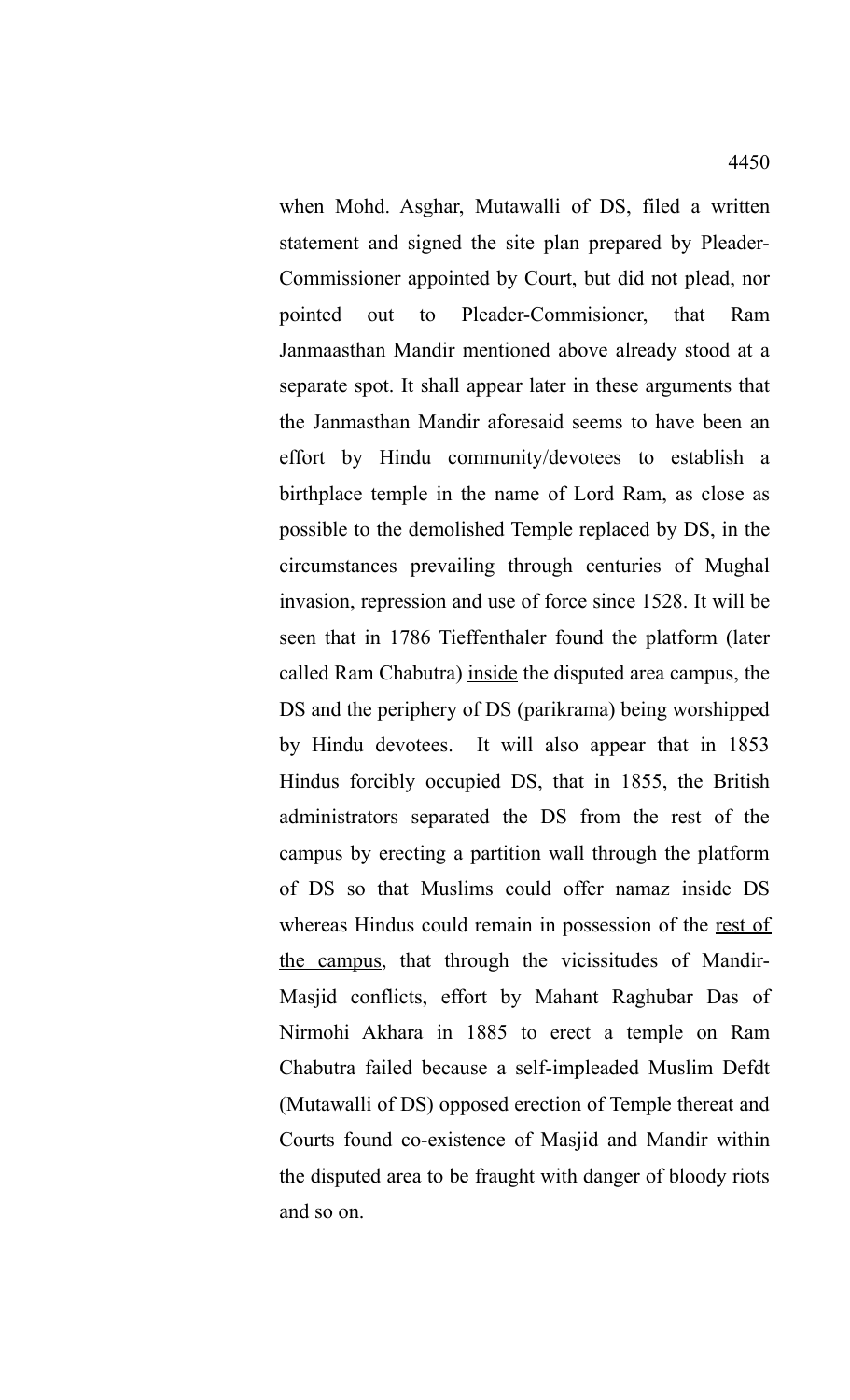when Mohd. Asghar, Mutawalli of DS, filed a written statement and signed the site plan prepared by Pleader-Commissioner appointed by Court, but did not plead, nor pointed out to Pleader-Commisioner, that Ram Janmaasthan Mandir mentioned above already stood at a separate spot. It shall appear later in these arguments that the Janmasthan Mandir aforesaid seems to have been an effort by Hindu community/devotees to establish a birthplace temple in the name of Lord Ram, as close as possible to the demolished Temple replaced by DS, in the circumstances prevailing through centuries of Mughal invasion, repression and use of force since 1528. It will be seen that in 1786 Tieffenthaler found the platform (later called Ram Chabutra) <u>inside</u> the disputed area campus, the DS and the periphery of DS (parikrama) being worshipped by Hindu devotees. It will also appear that in 1853 Hindus forcibly occupied DS, that in 1855, the British administrators separated the DS from the rest of the campus by erecting a partition wall through the platform of DS so that Muslims could offer namaz inside DS whereas Hindus could remain in possession of the <u>rest of the campus</u>, that through the vicissitudes of Mandir-Masjid conflicts, effort by Mahant Raghubar Das of Nirmohi Akhara in 1885 to erect a temple on Ram Chabutra failed because a self-impleaded Muslim Defdt (Mutawalli of DS) opposed erection of Temple thereat and Courts found co-existence of Masjid and Mandir within the disputed area to be fraught with danger of bloody riots and so on.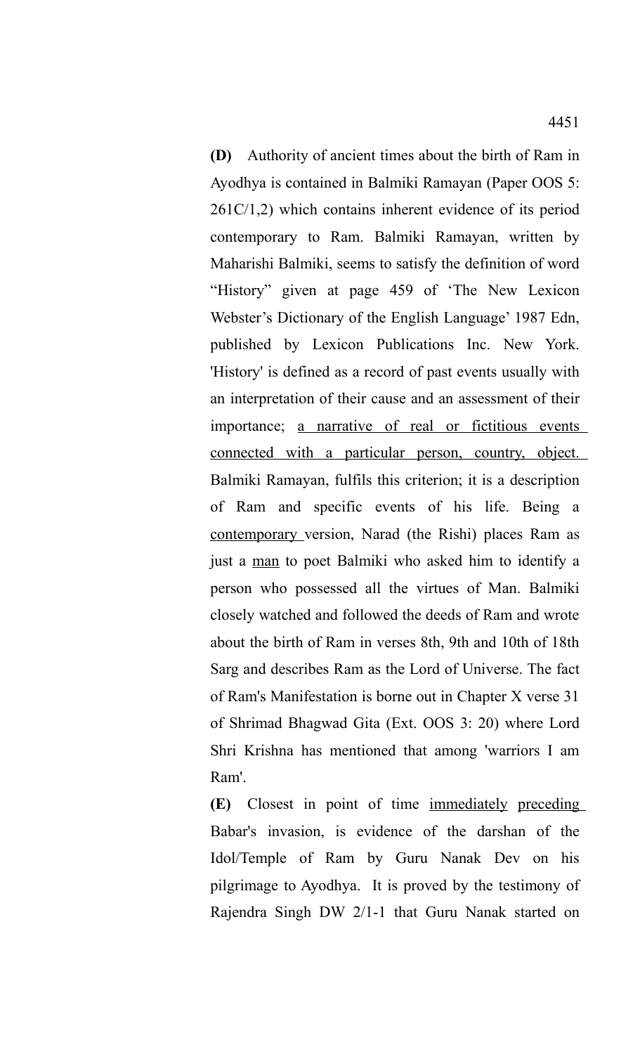**(D)** Authority of ancient times about the birth of Ram in Ayodhya is contained in Balmiki Ramayan (Paper OOS 5: 261C/1,2) which contains inherent evidence of its period contemporary to Ram. Balmiki Ramayan, written by Maharishi Balmiki, seems to satisfy the definition of word "History" given at page 459 of 'The New Lexicon Webster's Dictionary of the English Language' 1987 Edn, published by Lexicon Publications Inc. New York. 'History' is defined as a record of past events usually with an interpretation of their cause and an assessment of their importance; <u>a narrative of real or fictitious events connected with a particular person, country, object.</u> Balmiki Ramayan, fulfils this criterion; it is a description of Ram and specific events of his life. Being a <u>contemporary</u> version, Narad (the Rishi) places Ram as just a <u>man</u> to poet Balmiki who asked him to identify a person who possessed all the virtues of Man. Balmiki closely watched and followed the deeds of Ram and wrote about the birth of Ram in verses 8th, 9th and 10th of 18th Sarg and describes Ram as the Lord of Universe. The fact of Ram's Manifestation is borne out in Chapter X verse 31 of Shrimad Bhagwad Gita (Ext. OOS 3: 20) where Lord Shri Krishna has mentioned that among 'warriors I am Ram'.

**(E)** Closest in point of time <u>immediately</u> <u>preceding</u> Babar's invasion, is evidence of the darshan of the Idol/Temple of Ram by Guru Nanak Dev on his pilgrimage to Ayodhya. It is proved by the testimony of Rajendra Singh DW 2/1-1 that Guru Nanak started on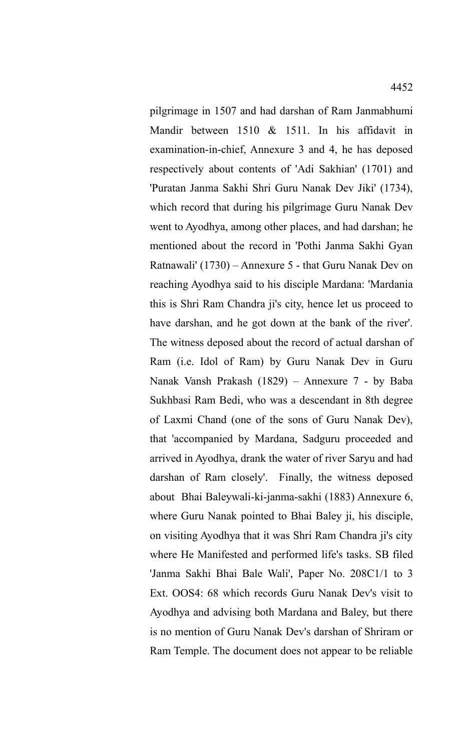pilgrimage in 1507 and had darshan of Ram Janmabhumi Mandir between 1510 & 1511. In his affidavit in examination-in-chief, Annexure 3 and 4, he has deposed respectively about contents of 'Adi Sakhian' (1701) and 'Puratan Janma Sakhi Shri Guru Nanak Dev Jiki' (1734), which record that during his pilgrimage Guru Nanak Dev went to Ayodhya, among other places, and had darshan; he mentioned about the record in 'Pothi Janma Sakhi Gyan Ratnawali' (1730) – Annexure 5 - that Guru Nanak Dev on reaching Ayodhya said to his disciple Mardana: 'Mardania this is Shri Ram Chandra ji's city, hence let us proceed to have darshan, and he got down at the bank of the river'. The witness deposed about the record of actual darshan of Ram (i.e. Idol of Ram) by Guru Nanak Dev in Guru Nanak Vansh Prakash (1829) – Annexure 7 - by Baba Sukhbasi Ram Bedi, who was a descendant in 8th degree of Laxmi Chand (one of the sons of Guru Nanak Dev), that 'accompanied by Mardana, Sadguru proceeded and arrived in Ayodhya, drank the water of river Saryu and had darshan of Ram closely'. Finally, the witness deposed about Bhai Baleywali-ki-janma-sakhi (1883) Annexure 6, where Guru Nanak pointed to Bhai Baley ji, his disciple, on visiting Ayodhya that it was Shri Ram Chandra ji's city where He Manifested and performed life's tasks. SB filed 'Janma Sakhi Bhai Bale Wali', Paper No. 208C1/1 to 3 Ext. OOS4: 68 which records Guru Nanak Dev's visit to Ayodhya and advising both Mardana and Baley, but there is no mention of Guru Nanak Dev's darshan of Shriram or Ram Temple. The document does not appear to be reliable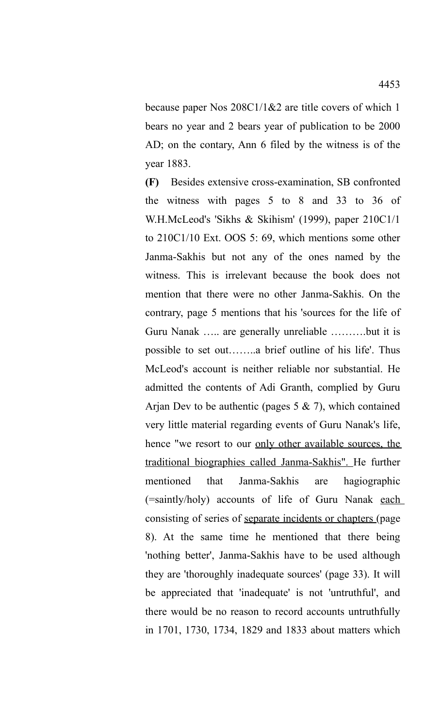because paper Nos 208C1/1&2 are title covers of which 1 bears no year and 2 bears year of publication to be 2000 AD; on the contary, Ann 6 filed by the witness is of the year 1883.

**(F)** Besides extensive cross-examination, SB confronted the witness with pages 5 to 8 and 33 to 36 of W.H.McLeod's 'Sikhs & Skihism' (1999), paper 210C1/1 to 210C1/10 Ext. OOS 5: 69, which mentions some other Janma-Sakhis but not any of the ones named by the witness. This is irrelevant because the book does not mention that there were no other Janma-Sakhis. On the contrary, page 5 mentions that his 'sources for the life of Guru Nanak ….. are generally unreliable ……….but it is possible to set out……..a brief outline of his life'. Thus McLeod's account is neither reliable nor substantial. He admitted the contents of Adi Granth, complied by Guru Arjan Dev to be authentic (pages 5 & 7), which contained very little material regarding events of Guru Nanak's life, hence "we resort to our only other available sources, the traditional biographies called Janma-Sakhis". He further mentioned that Janma-Sakhis are hagiographic (=saintly/holy) accounts of life of Guru Nanak each consisting of series of separate incidents or chapters (page 8). At the same time he mentioned that there being 'nothing better', Janma-Sakhis have to be used although they are 'thoroughly inadequate sources' (page 33). It will be appreciated that 'inadequate' is not 'untruthful', and there would be no reason to record accounts untruthfully in 1701, 1730, 1734, 1829 and 1833 about matters which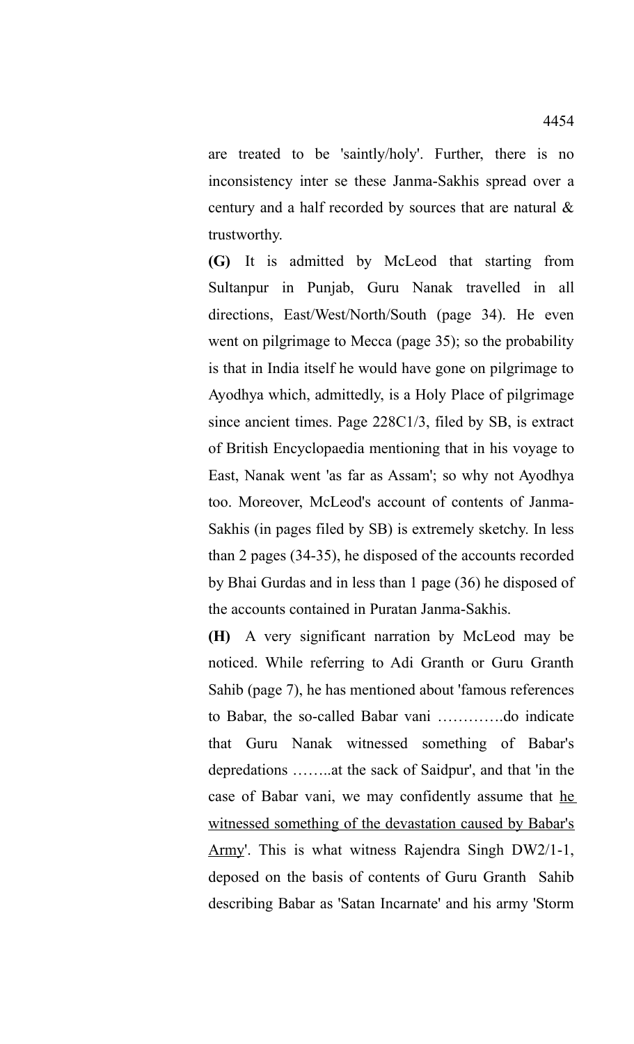are treated to be 'saintly/holy'. Further, there is no inconsistency inter se these Janma-Sakhis spread over a century and a half recorded by sources that are natural & trustworthy.

**(G)** It is admitted by McLeod that starting from Sultanpur in Punjab, Guru Nanak travelled in all directions, East/West/North/South (page 34). He even went on pilgrimage to Mecca (page 35); so the probability is that in India itself he would have gone on pilgrimage to Ayodhya which, admittedly, is a Holy Place of pilgrimage since ancient times. Page 228C1/3, filed by SB, is extract of British Encyclopaedia mentioning that in his voyage to East, Nanak went 'as far as Assam'; so why not Ayodhya too. Moreover, McLeod's account of contents of Janma-Sakhis (in pages filed by SB) is extremely sketchy. In less than 2 pages (34-35), he disposed of the accounts recorded by Bhai Gurdas and in less than 1 page (36) he disposed of the accounts contained in Puratan Janma-Sakhis.

**(H)** A very significant narration by McLeod may be noticed. While referring to Adi Granth or Guru Granth Sahib (page 7), he has mentioned about 'famous references to Babar, the so-called Babar vani ………….do indicate that Guru Nanak witnessed something of Babar's depredations ……..at the sack of Saidpur', and that 'in the case of Babar vani, we may confidently assume that <u>he witnessed something of the devastation caused by Babar's Army</u>'. This is what witness Rajendra Singh DW2/1-1, deposed on the basis of contents of Guru Granth Sahib describing Babar as 'Satan Incarnate' and his army 'Storm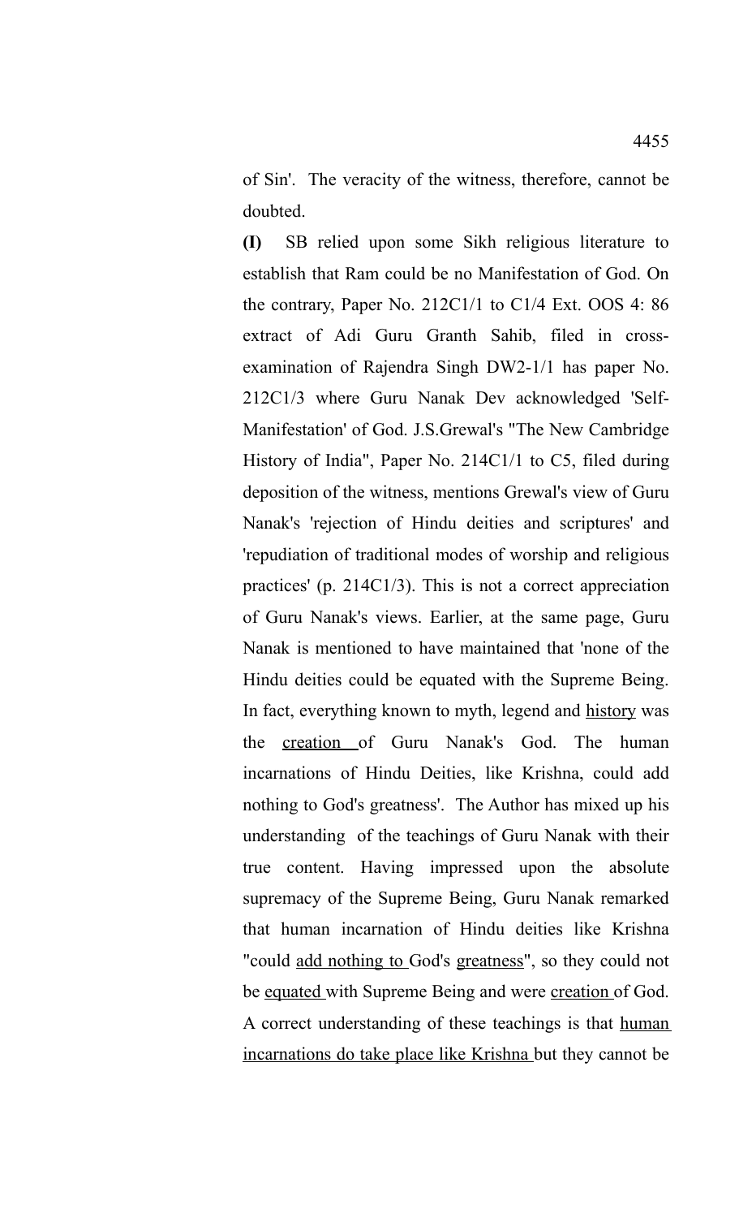of Sin'. The veracity of the witness, therefore, cannot be doubted.

**(I)** SB relied upon some Sikh religious literature to establish that Ram could be no Manifestation of God. On the contrary, Paper No. 212C1/1 to C1/4 Ext. OOS 4: 86 extract of Adi Guru Granth Sahib, filed in cross-examination of Rajendra Singh DW2-1/1 has paper No. 212C1/3 where Guru Nanak Dev acknowledged 'Self-Manifestation' of God. J.S.Grewal's "The New Cambridge History of India", Paper No. 214C1/1 to C5, filed during deposition of the witness, mentions Grewal's view of Guru Nanak's 'rejection of Hindu deities and scriptures' and 'repudiation of traditional modes of worship and religious practices' (p. 214C1/3). This is not a correct appreciation of Guru Nanak's views. Earlier, at the same page, Guru Nanak is mentioned to have maintained that 'none of the Hindu deities could be equated with the Supreme Being. In fact, everything known to myth, legend and <u>history</u> was the <u>creation</u> of Guru Nanak's God. The human incarnations of Hindu Deities, like Krishna, could add nothing to God's greatness'. The Author has mixed up his understanding of the teachings of Guru Nanak with their true content. Having impressed upon the absolute supremacy of the Supreme Being, Guru Nanak remarked that human incarnation of Hindu deities like Krishna "could <u>add nothing to</u> God's <u>greatness</u>", so they could not be <u>equated</u> with Supreme Being and were <u>creation</u> of God. A correct understanding of these teachings is that <u>human incarnations do take place like Krishna</u> but they cannot be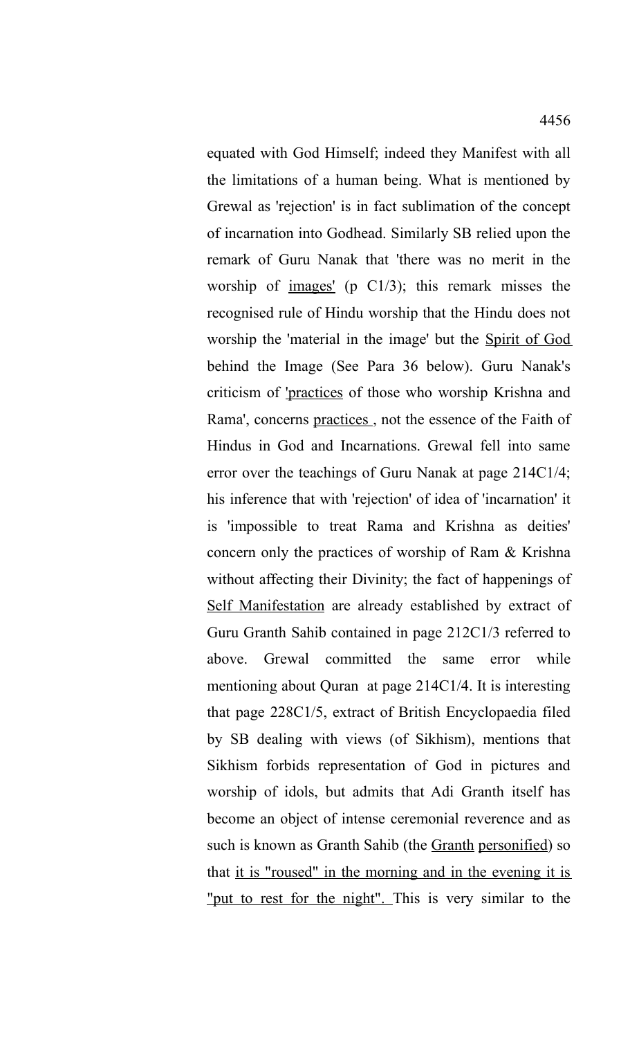equated with God Himself; indeed they Manifest with all the limitations of a human being. What is mentioned by Grewal as 'rejection' is in fact sublimation of the concept of incarnation into Godhead. Similarly SB relied upon the remark of Guru Nanak that 'there was no merit in the worship of images' (p C1/3); this remark misses the recognised rule of Hindu worship that the Hindu does not worship the 'material in the image' but the Spirit of God behind the Image (See Para 36 below). Guru Nanak's criticism of 'practices of those who worship Krishna and Rama', concerns practices , not the essence of the Faith of Hindus in God and Incarnations. Grewal fell into same error over the teachings of Guru Nanak at page 214C1/4; his inference that with 'rejection' of idea of 'incarnation' it is 'impossible to treat Rama and Krishna as deities' concern only the practices of worship of Ram & Krishna without affecting their Divinity; the fact of happenings of Self Manifestation are already established by extract of Guru Granth Sahib contained in page 212C1/3 referred to above. Grewal committed the same error while mentioning about Quran at page 214C1/4. It is interesting that page 228C1/5, extract of British Encyclopaedia filed by SB dealing with views (of Sikhism), mentions that Sikhism forbids representation of God in pictures and worship of idols, but admits that Adi Granth itself has become an object of intense ceremonial reverence and as such is known as Granth Sahib (the Granth personified) so that it is "roused" in the morning and in the evening it is "put to rest for the night". This is very similar to the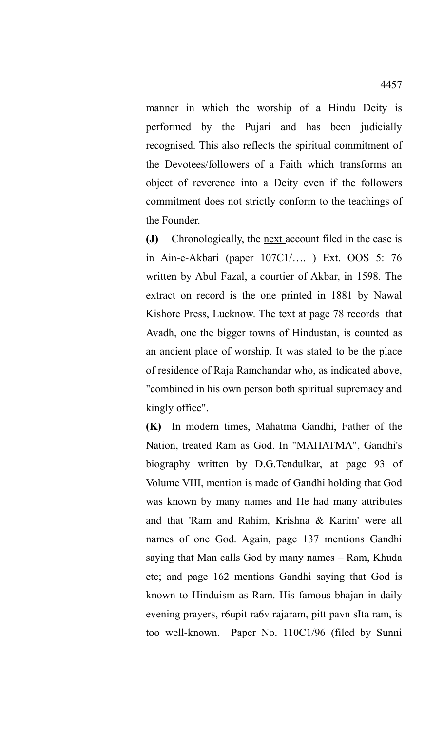manner in which the worship of a Hindu Deity is performed by the Pujari and has been judicially recognised. This also reflects the spiritual commitment of the Devotees/followers of a Faith which transforms an object of reverence into a Deity even if the followers commitment does not strictly conform to the teachings of the Founder.

**(J)** Chronologically, the next account filed in the case is in Ain-e-Akbari (paper 107C1/…. ) Ext. OOS 5: 76 written by Abul Fazal, a courtier of Akbar, in 1598. The extract on record is the one printed in 1881 by Nawal Kishore Press, Lucknow. The text at page 78 records that Avadh, one the bigger towns of Hindustan, is counted as an ancient place of worship. It was stated to be the place of residence of Raja Ramchandar who, as indicated above, "combined in his own person both spiritual supremacy and kingly office".

**(K)** In modern times, Mahatma Gandhi, Father of the Nation, treated Ram as God. In "MAHATMA", Gandhi's biography written by D.G.Tendulkar, at page 93 of Volume VIII, mention is made of Gandhi holding that God was known by many names and He had many attributes and that 'Ram and Rahim, Krishna & Karim' were all names of one God. Again, page 137 mentions Gandhi saying that Man calls God by many names – Ram, Khuda etc; and page 162 mentions Gandhi saying that God is known to Hinduism as Ram. His famous bhajan in daily evening prayers, r6upit ra6v rajaram, pitt pavn sIta ram, is too well-known. Paper No. 110C1/96 (filed by Sunni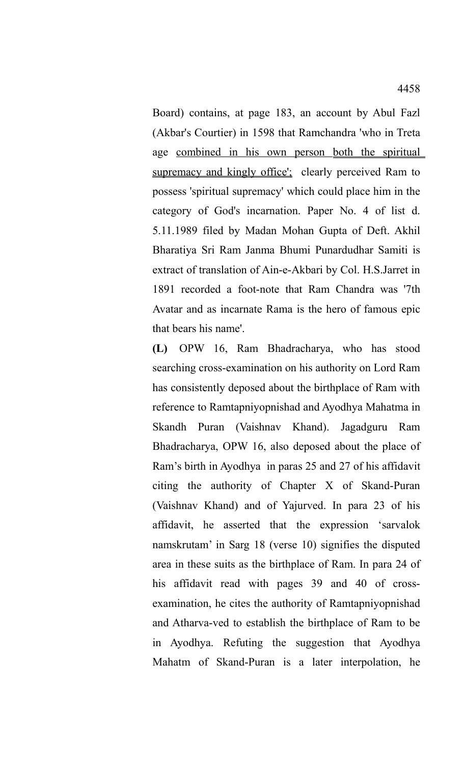Board) contains, at page 183, an account by Abul Fazl (Akbar's Courtier) in 1598 that Ramchandra 'who in Treta age combined in his own person both the spiritual supremacy and kingly office'; clearly perceived Ram to possess 'spiritual supremacy' which could place him in the category of God's incarnation. Paper No. 4 of list d. 5.11.1989 filed by Madan Mohan Gupta of Deft. Akhil Bharatiya Sri Ram Janma Bhumi Punardudhar Samiti is extract of translation of Ain-e-Akbari by Col. H.S.Jarret in 1891 recorded a foot-note that Ram Chandra was '7th Avatar and as incarnate Rama is the hero of famous epic that bears his name'.

**(L)** OPW 16, Ram Bhadracharya, who has stood searching cross-examination on his authority on Lord Ram has consistently deposed about the birthplace of Ram with reference to Ramtapniyopnishad and Ayodhya Mahatma in Skandh Puran (Vaishnav Khand). Jagadguru Ram Bhadracharya, OPW 16, also deposed about the place of Ram's birth in Ayodhya in paras 25 and 27 of his affidavit citing the authority of Chapter X of Skand-Puran (Vaishnav Khand) and of Yajurved. In para 23 of his affidavit, he asserted that the expression 'sarvalok namskrutam' in Sarg 18 (verse 10) signifies the disputed area in these suits as the birthplace of Ram. In para 24 of his affidavit read with pages 39 and 40 of cross-examination, he cites the authority of Ramtapniyopnishad and Atharva-ved to establish the birthplace of Ram to be in Ayodhya. Refuting the suggestion that Ayodhya Mahatm of Skand-Puran is a later interpolation, he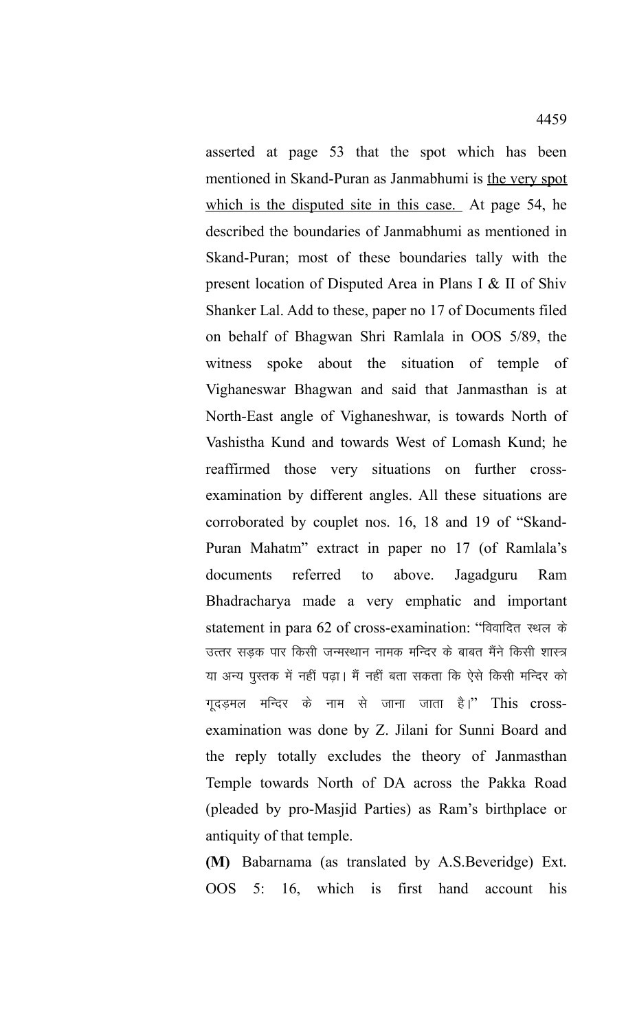asserted at page 53 that the spot which has been mentioned in Skand-Puran as Janmabhumi is <u>the very spot which is the disputed site in this case.</u> At page 54, he described the boundaries of Janmabhumi as mentioned in Skand-Puran; most of these boundaries tally with the present location of Disputed Area in Plans I & II of Shiv Shanker Lal. Add to these, paper no 17 of Documents filed on behalf of Bhagwan Shri Ramlala in OOS 5/89, the witness spoke about the situation of temple of Vighaneswar Bhagwan and said that Janmasthan is at North-East angle of Vighaneshwar, is towards North of Vashistha Kund and towards West of Lomash Kund; he reaffirmed those very situations on further cross-examination by different angles. All these situations are corroborated by couplet nos. 16, 18 and 19 of "Skand-Puran Mahatm" extract in paper no 17 (of Ramlala's documents referred to above. Jagadguru Ram Bhadracharya made a very emphatic and important statement in para 62 of cross-examination: "विवादित स्थल के उत्तर सड़क पार किसी जन्मस्थान नामक मन्दिर के बाबत मैंने किसी शास्त्र या अन्य पुस्तक में नहीं पढ़ा। मैं नहीं बता सकता कि ऐसे किसी मन्दिर को गूदड़मल मन्दिर के नाम से जाना जाता है।" This cross-examination was done by Z. Jilani for Sunni Board and the reply totally excludes the theory of Janmasthan Temple towards North of DA across the Pakka Road (pleaded by pro-Masjid Parties) as Ram's birthplace or antiquity of that temple.

**(M)** Babarnama (as translated by A.S.Beveridge) Ext. OOS 5: 16, which is first hand account his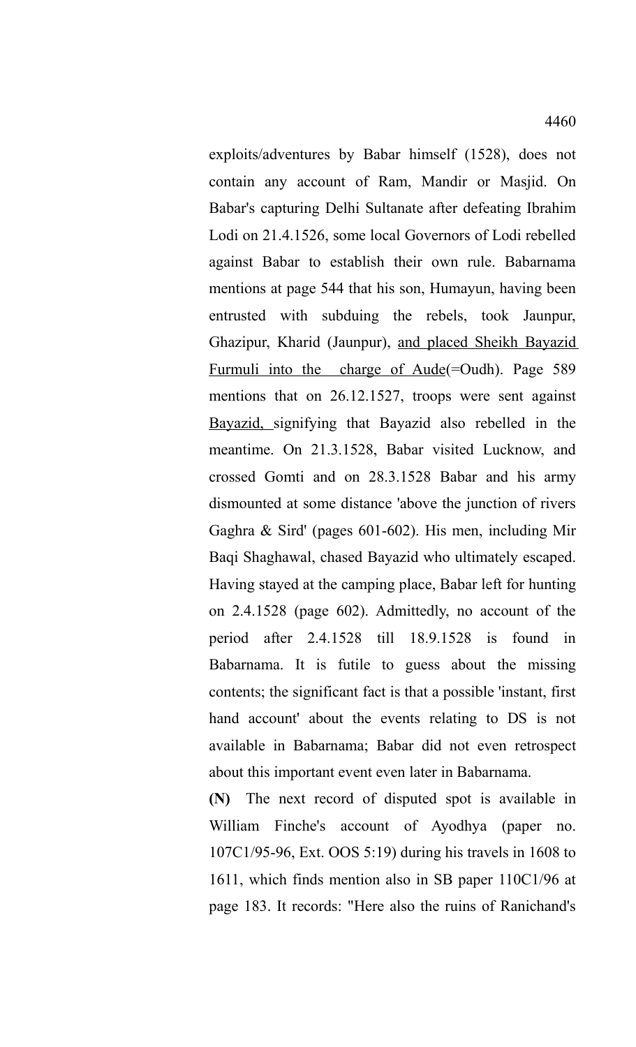exploits/adventures by Babar himself (1528), does not contain any account of Ram, Mandir or Masjid. On Babar's capturing Delhi Sultanate after defeating Ibrahim Lodi on 21.4.1526, some local Governors of Lodi rebelled against Babar to establish their own rule. Babarnama mentions at page 544 that his son, Humayun, having been entrusted with subduing the rebels, took Jaunpur, Ghazipur, Kharid (Jaunpur), <u>and placed Sheikh Bayazid Furmuli into the charge of Aude</u>(=Oudh). Page 589 mentions that on 26.12.1527, troops were sent against <u>Bayazid,</u> signifying that Bayazid also rebelled in the meantime. On 21.3.1528, Babar visited Lucknow, and crossed Gomti and on 28.3.1528 Babar and his army dismounted at some distance 'above the junction of rivers Gaghra & Sird' (pages 601-602). His men, including Mir Baqi Shaghawal, chased Bayazid who ultimately escaped. Having stayed at the camping place, Babar left for hunting on 2.4.1528 (page 602). Admittedly, no account of the period after 2.4.1528 till 18.9.1528 is found in Babarnama. It is futile to guess about the missing contents; the significant fact is that a possible 'instant, first hand account' about the events relating to DS is not available in Babarnama; Babar did not even retrospect about this important event even later in Babarnama.

**(N)** The next record of disputed spot is available in William Finche's account of Ayodhya (paper no. 107C1/95-96, Ext. OOS 5:19) during his travels in 1608 to 1611, which finds mention also in SB paper 110C1/96 at page 183. It records: "Here also the ruins of Ranichand's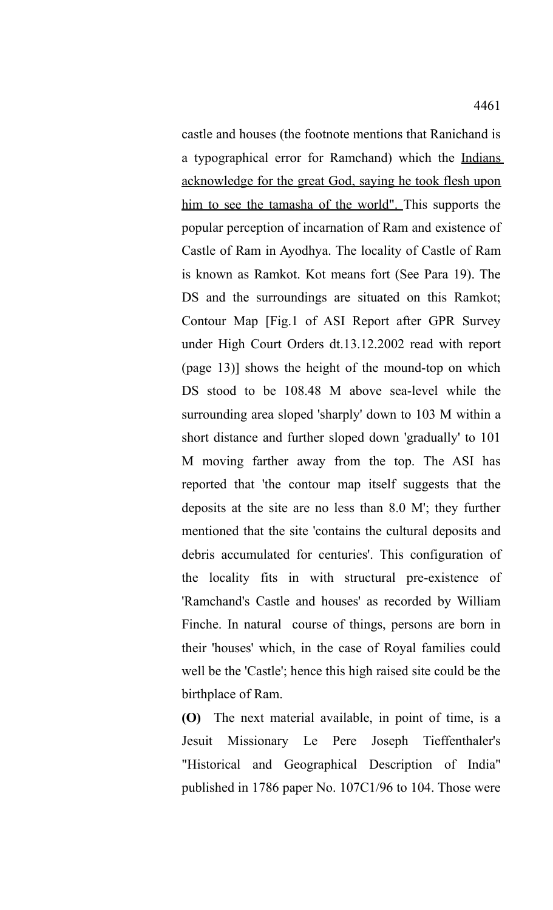castle and houses (the footnote mentions that Ranichand is a typographical error for Ramchand) which the <u>Indians acknowledge for the great God, saying he took flesh upon him to see the tamasha of the world".</u> This supports the popular perception of incarnation of Ram and existence of Castle of Ram in Ayodhya. The locality of Castle of Ram is known as Ramkot. Kot means fort (See Para 19). The DS and the surroundings are situated on this Ramkot; Contour Map [Fig.1 of ASI Report after GPR Survey under High Court Orders dt.13.12.2002 read with report (page 13)] shows the height of the mound-top on which DS stood to be 108.48 M above sea-level while the surrounding area sloped 'sharply' down to 103 M within a short distance and further sloped down 'gradually' to 101 M moving farther away from the top. The ASI has reported that 'the contour map itself suggests that the deposits at the site are no less than 8.0 M'; they further mentioned that the site 'contains the cultural deposits and debris accumulated for centuries'. This configuration of the locality fits in with structural pre-existence of 'Ramchand's Castle and houses' as recorded by William Finche. In natural course of things, persons are born in their 'houses' which, in the case of Royal families could well be the 'Castle'; hence this high raised site could be the birthplace of Ram.

**(O)** The next material available, in point of time, is a Jesuit Missionary Le Pere Joseph Tieffenthaler's "Historical and Geographical Description of India" published in 1786 paper No. 107C1/96 to 104. Those were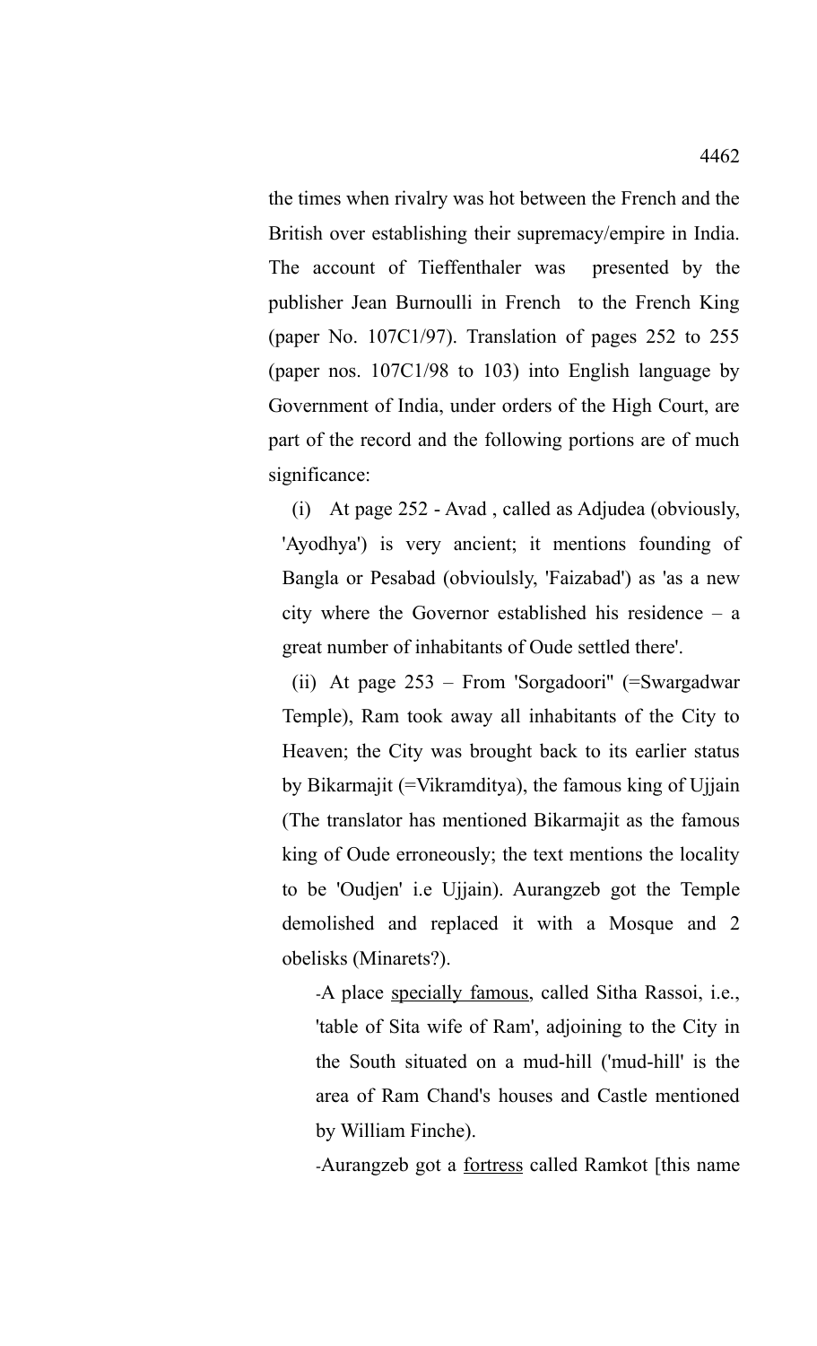the times when rivalry was hot between the French and the British over establishing their supremacy/empire in India. The account of Tieffenthaler was presented by the publisher Jean Burnoulli in French to the French King (paper No. 107C1/97). Translation of pages 252 to 255 (paper nos. 107C1/98 to 103) into English language by Government of India, under orders of the High Court, are part of the record and the following portions are of much significance:

(i) At page 252 - Avad , called as Adjudea (obviously, 'Ayodhya') is very ancient; it mentions founding of Bangla or Pesabad (obvioulsly, 'Faizabad') as 'as a new city where the Governor established his residence – a great number of inhabitants of Oude settled there'.

(ii) At page 253 – From 'Sorgadoori" (=Swargadwar Temple), Ram took away all inhabitants of the City to Heaven; the City was brought back to its earlier status by Bikarmajit (=Vikramditya), the famous king of Ujjain (The translator has mentioned Bikarmajit as the famous king of Oude erroneously; the text mentions the locality to be 'Oudjen' i.e Ujjain). Aurangzeb got the Temple demolished and replaced it with a Mosque and 2 obelisks (Minarets?).

-A place <u>specially famous</u>, called Sitha Rassoi, i.e., 'table of Sita wife of Ram', adjoining to the City in the South situated on a mud-hill ('mud-hill' is the area of Ram Chand's houses and Castle mentioned by William Finche).

-Aurangzeb got a <u>fortress</u> called Ramkot [this name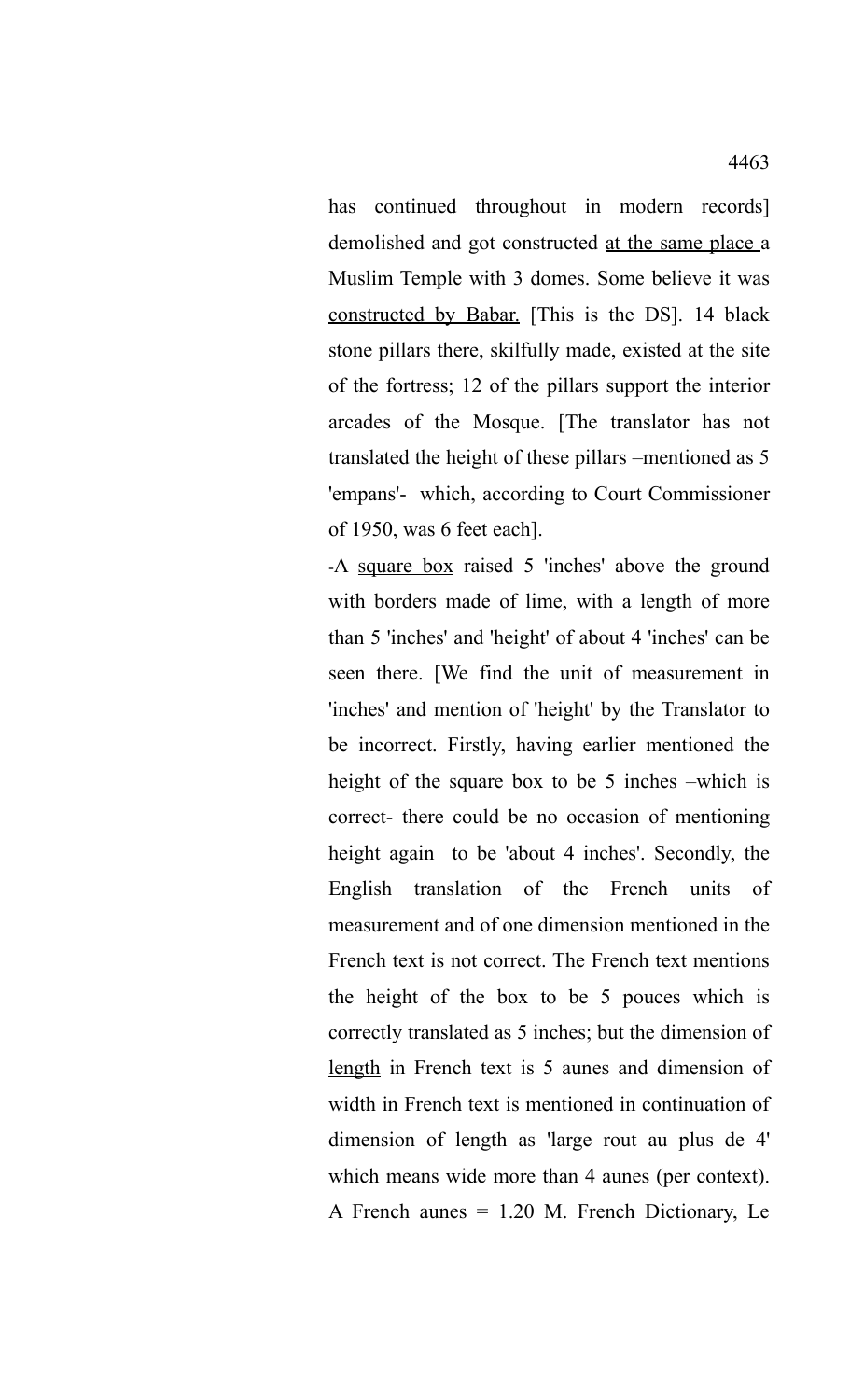has continued throughout in modern records] demolished and got constructed at the same place a Muslim Temple with 3 domes. Some believe it was constructed by Babar. [This is the DS]. 14 black stone pillars there, skilfully made, existed at the site of the fortress; 12 of the pillars support the interior arcades of the Mosque. [The translator has not translated the height of these pillars –mentioned as 5 'empans'- which, according to Court Commissioner of 1950, was 6 feet each].

-A square box raised 5 'inches' above the ground with borders made of lime, with a length of more than 5 'inches' and 'height' of about 4 'inches' can be seen there. [We find the unit of measurement in 'inches' and mention of 'height' by the Translator to be incorrect. Firstly, having earlier mentioned the height of the square box to be 5 inches –which is correct- there could be no occasion of mentioning height again to be 'about 4 inches'. Secondly, the English translation of the French units of measurement and of one dimension mentioned in the French text is not correct. The French text mentions the height of the box to be 5 pouces which is correctly translated as 5 inches; but the dimension of length in French text is 5 aunes and dimension of width in French text is mentioned in continuation of dimension of length as 'large rout au plus de 4' which means wide more than 4 aunes (per context). A French aunes = 1.20 M. French Dictionary, Le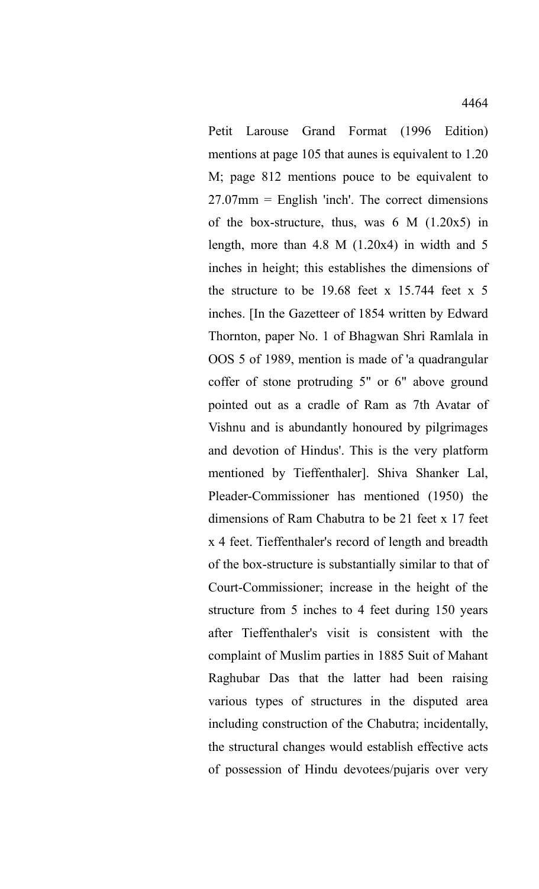Petit Larouse Grand Format (1996 Edition) mentions at page 105 that aunes is equivalent to 1.20 M; page 812 mentions pouce to be equivalent to 27.07mm = English 'inch'. The correct dimensions of the box-structure, thus, was 6 M (1.20x5) in length, more than 4.8 M (1.20x4) in width and 5 inches in height; this establishes the dimensions of the structure to be 19.68 feet x 15.744 feet x 5 inches. [In the Gazetteer of 1854 written by Edward Thornton, paper No. 1 of Bhagwan Shri Ramlala in OOS 5 of 1989, mention is made of 'a quadrangular coffer of stone protruding 5" or 6" above ground pointed out as a cradle of Ram as 7th Avatar of Vishnu and is abundantly honoured by pilgrimages and devotion of Hindus'. This is the very platform mentioned by Tieffenthaler]. Shiva Shanker Lal, Pleader-Commissioner has mentioned (1950) the dimensions of Ram Chabutra to be 21 feet x 17 feet x 4 feet. Tieffenthaler's record of length and breadth of the box-structure is substantially similar to that of Court-Commissioner; increase in the height of the structure from 5 inches to 4 feet during 150 years after Tieffenthaler's visit is consistent with the complaint of Muslim parties in 1885 Suit of Mahant Raghubar Das that the latter had been raising various types of structures in the disputed area including construction of the Chabutra; incidentally, the structural changes would establish effective acts of possession of Hindu devotees/pujaris over very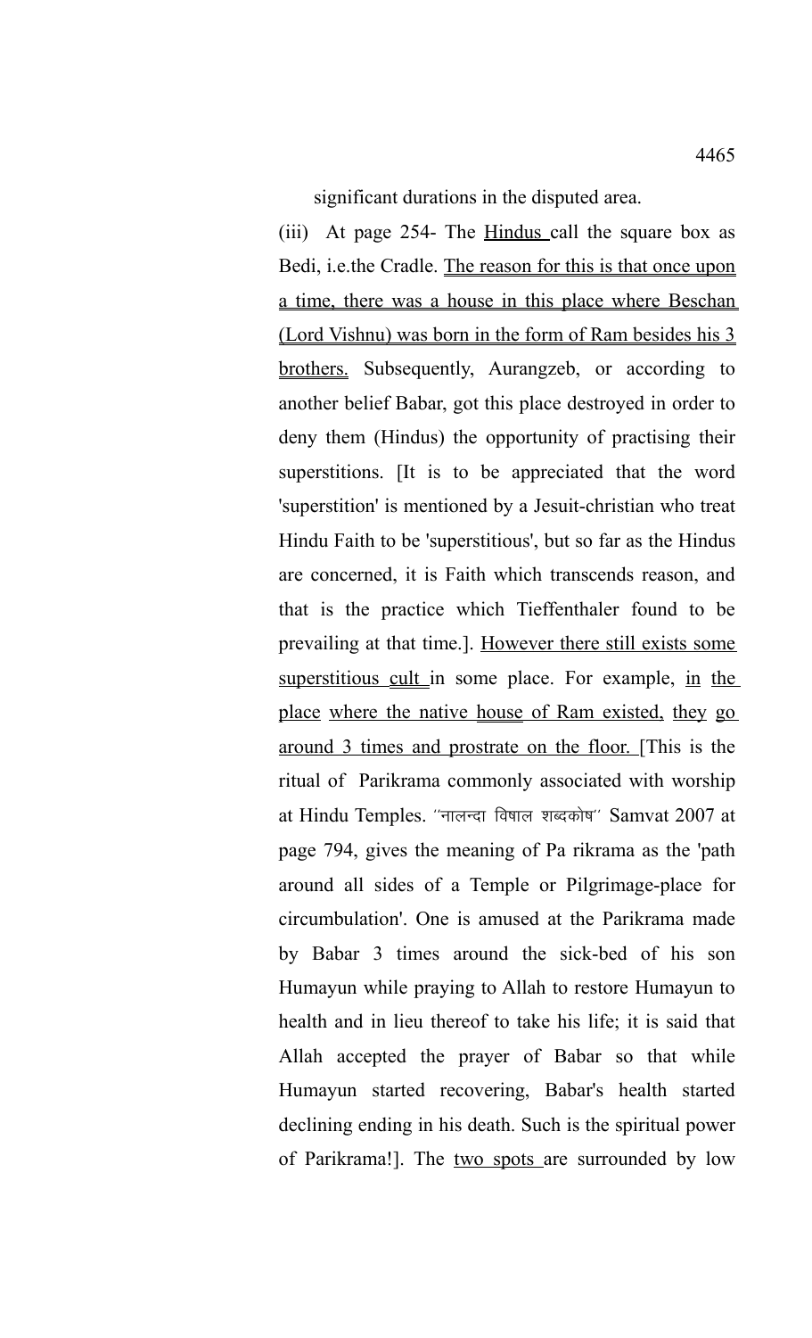significant durations in the disputed area.

(iii) At page 254- The Hindus call the square box as Bedi, i.e.the Cradle. The reason for this is that once upon a time, there was a house in this place where Beschan (Lord Vishnu) was born in the form of Ram besides his 3 brothers. Subsequently, Aurangzeb, or according to another belief Babar, got this place destroyed in order to deny them (Hindus) the opportunity of practising their superstitions. [It is to be appreciated that the word 'superstition' is mentioned by a Jesuit-christian who treat Hindu Faith to be 'superstitious', but so far as the Hindus are concerned, it is Faith which transcends reason, and that is the practice which Tieffenthaler found to be prevailing at that time.]. However there still exists some superstitious cult in some place. For example, in the place where the native house of Ram existed, they go around 3 times and prostrate on the floor. [This is the ritual of Parikrama commonly associated with worship at Hindu Temples. ''नालन्दा विषाल शब्दकोष'' Samvat 2007 at page 794, gives the meaning of Pa rikrama as the 'path around all sides of a Temple or Pilgrimage-place for circumbulation'. One is amused at the Parikrama made by Babar 3 times around the sick-bed of his son Humayun while praying to Allah to restore Humayun to health and in lieu thereof to take his life; it is said that Allah accepted the prayer of Babar so that while Humayun started recovering, Babar's health started declining ending in his death. Such is the spiritual power of Parikrama!]. The two spots are surrounded by low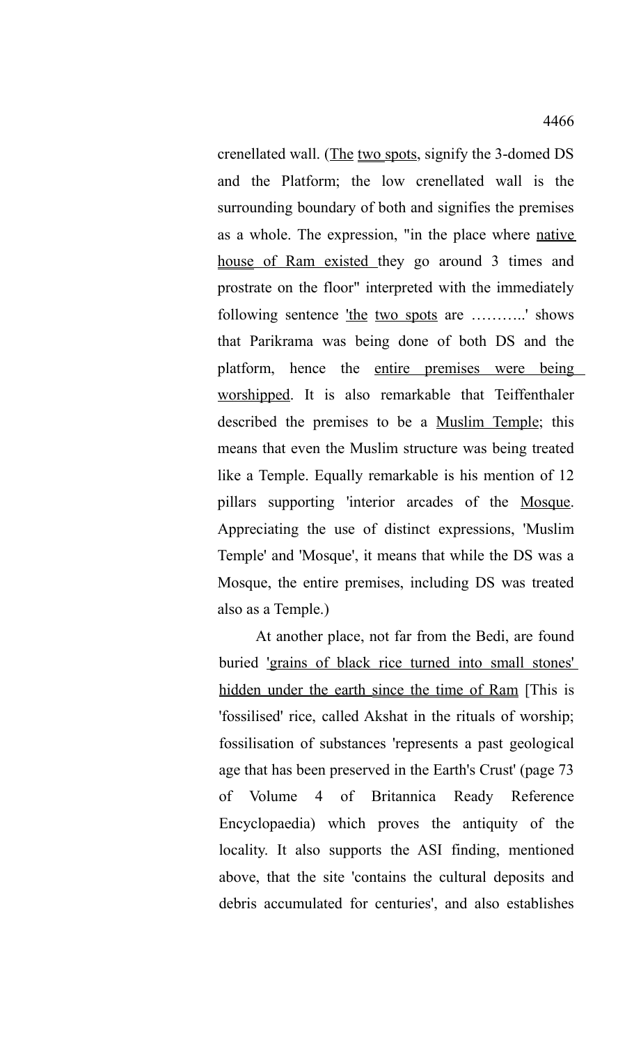crenellated wall. (The two spots, signify the 3-domed DS and the Platform; the low crenellated wall is the surrounding boundary of both and signifies the premises as a whole. The expression, "in the place where native house of Ram existed they go around 3 times and prostrate on the floor" interpreted with the immediately following sentence 'the two spots are ………..' shows that Parikrama was being done of both DS and the platform, hence the entire premises were being worshipped. It is also remarkable that Teiffenthaler described the premises to be a Muslim Temple; this means that even the Muslim structure was being treated like a Temple. Equally remarkable is his mention of 12 pillars supporting 'interior arcades of the Mosque. Appreciating the use of distinct expressions, 'Muslim Temple' and 'Mosque', it means that while the DS was a Mosque, the entire premises, including DS was treated also as a Temple.)

At another place, not far from the Bedi, are found buried 'grains of black rice turned into small stones' hidden under the earth since the time of Ram [This is 'fossilised' rice, called Akshat in the rituals of worship; fossilisation of substances 'represents a past geological age that has been preserved in the Earth's Crust' (page 73 of Volume 4 of Britannica Ready Reference Encyclopaedia) which proves the antiquity of the locality. It also supports the ASI finding, mentioned above, that the site 'contains the cultural deposits and debris accumulated for centuries', and also establishes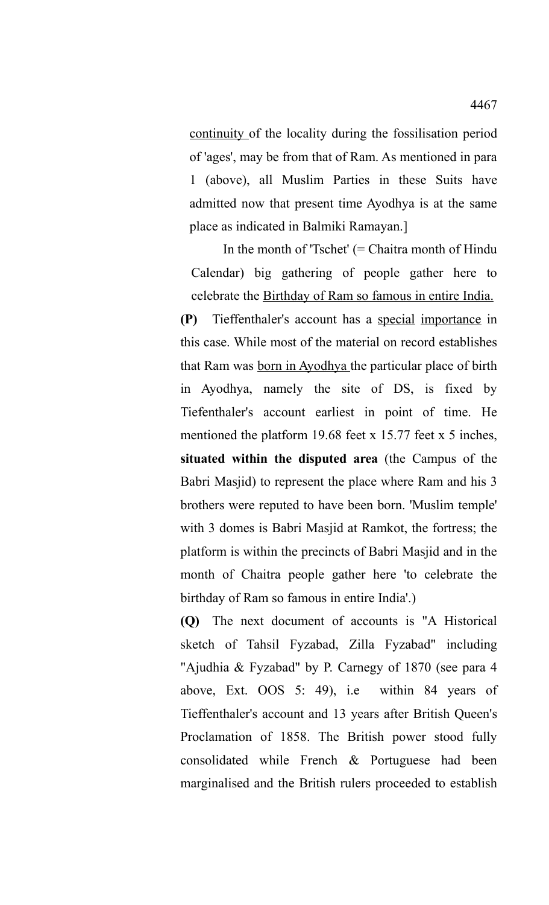continuity of the locality during the fossilisation period of 'ages', may be from that of Ram. As mentioned in para 1 (above), all Muslim Parties in these Suits have admitted now that present time Ayodhya is at the same place as indicated in Balmiki Ramayan.]

In the month of 'Tschet' (= Chaitra month of Hindu Calendar) big gathering of people gather here to celebrate the Birthday of Ram so famous in entire India.

**(P)** Tieffenthaler's account has a special importance in this case. While most of the material on record establishes that Ram was born in Ayodhya the particular place of birth in Ayodhya, namely the site of DS, is fixed by Tiefenthaler's account earliest in point of time. He mentioned the platform 19.68 feet x 15.77 feet x 5 inches, **situated within the disputed area** (the Campus of the Babri Masjid) to represent the place where Ram and his 3 brothers were reputed to have been born. 'Muslim temple' with 3 domes is Babri Masjid at Ramkot, the fortress; the platform is within the precincts of Babri Masjid and in the month of Chaitra people gather here 'to celebrate the birthday of Ram so famous in entire India'.)

**(Q)** The next document of accounts is "A Historical sketch of Tahsil Fyzabad, Zilla Fyzabad" including "Ajudhia & Fyzabad" by P. Carnegy of 1870 (see para 4 above, Ext. OOS 5: 49), i.e within 84 years of Tieffenthaler's account and 13 years after British Queen's Proclamation of 1858. The British power stood fully consolidated while French & Portuguese had been marginalised and the British rulers proceeded to establish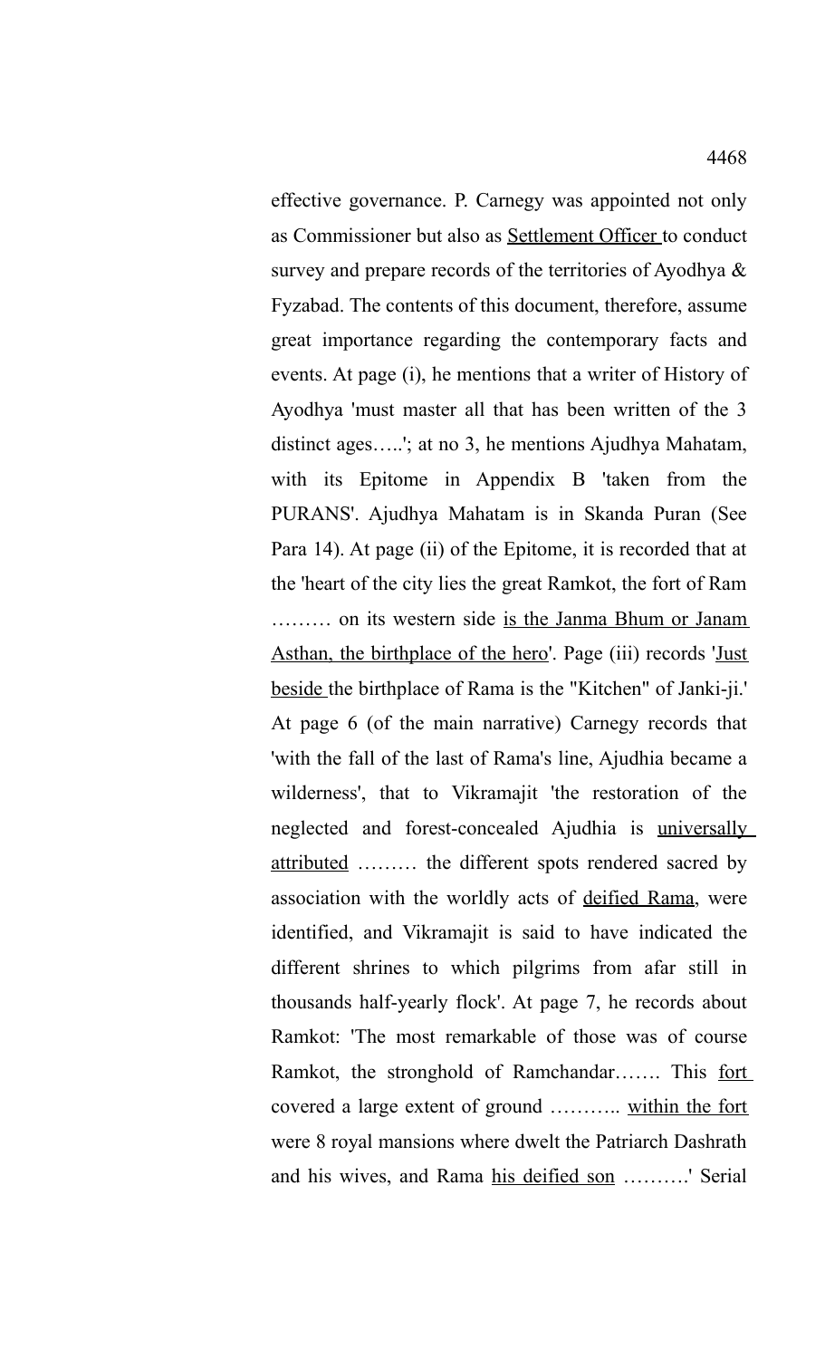effective governance. P. Carnegy was appointed not only as Commissioner but also as <u>Settlement Officer</u> to conduct survey and prepare records of the territories of Ayodhya & Fyzabad. The contents of this document, therefore, assume great importance regarding the contemporary facts and events. At page (i), he mentions that a writer of History of Ayodhya 'must master all that has been written of the 3 distinct ages…..'; at no 3, he mentions Ajudhya Mahatam, with its Epitome in Appendix B 'taken from the PURANS'. Ajudhya Mahatam is in Skanda Puran (See Para 14). At page (ii) of the Epitome, it is recorded that at the 'heart of the city lies the great Ramkot, the fort of Ram ……… on its western side <u>is the Janma Bhum or Janam Asthan, the birthplace of the hero</u>'. Page (iii) records '<u>Just beside</u> the birthplace of Rama is the "Kitchen" of Janki-ji.' At page 6 (of the main narrative) Carnegy records that 'with the fall of the last of Rama's line, Ajudhia became a wilderness', that to Vikramajit 'the restoration of the neglected and forest-concealed Ajudhia is <u>universally attributed</u> ……… the different spots rendered sacred by association with the worldly acts of <u>deified Rama</u>, were identified, and Vikramajit is said to have indicated the different shrines to which pilgrims from afar still in thousands half-yearly flock'. At page 7, he records about Ramkot: 'The most remarkable of those was of course Ramkot, the stronghold of Ramchandar……. This <u>fort</u> covered a large extent of ground ……….. <u>within the fort</u> were 8 royal mansions where dwelt the Patriarch Dashrath and his wives, and Rama <u>his deified son</u> ……….' Serial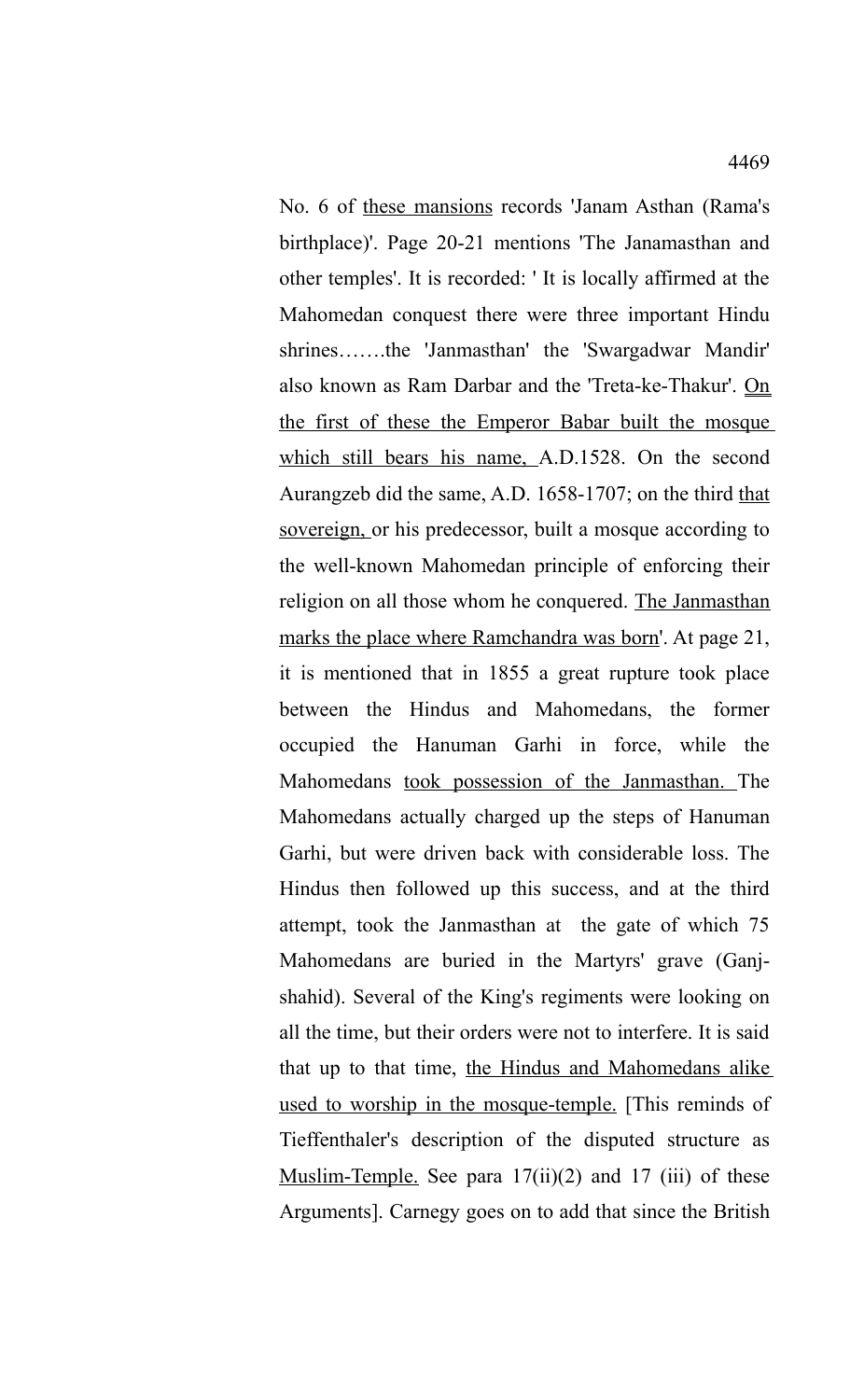No. 6 of <u>these mansions</u> records 'Janam Asthan (Rama's birthplace)'. Page 20-21 mentions 'The Janamasthan and other temples'. It is recorded: ' It is locally affirmed at the Mahomedan conquest there were three important Hindu shrines…….the 'Janmasthan' the 'Swargadwar Mandir' also known as Ram Darbar and the 'Treta-ke-Thakur'. <u>On the first of these the Emperor Babar built the mosque which still bears his name,</u> A.D.1528. On the second Aurangzeb did the same, A.D. 1658-1707; on the third <u>that sovereign,</u> or his predecessor, built a mosque according to the well-known Mahomedan principle of enforcing their religion on all those whom he conquered. <u>The Janmasthan marks the place where Ramchandra was born</u>'. At page 21, it is mentioned that in 1855 a great rupture took place between the Hindus and Mahomedans, the former occupied the Hanuman Garhi in force, while the Mahomedans <u>took possession of the Janmasthan.</u> The Mahomedans actually charged up the steps of Hanuman Garhi, but were driven back with considerable loss. The Hindus then followed up this success, and at the third attempt, took the Janmasthan at the gate of which 75 Mahomedans are buried in the Martyrs' grave (Ganj-shahid). Several of the King's regiments were looking on all the time, but their orders were not to interfere. It is said that up to that time, <u>the Hindus and Mahomedans alike used to worship in the mosque-temple.</u> [This reminds of Tieffenthaler's description of the disputed structure as <u>Muslim-Temple.</u> See para 17(ii)(2) and 17 (iii) of these Arguments]. Carnegy goes on to add that since the British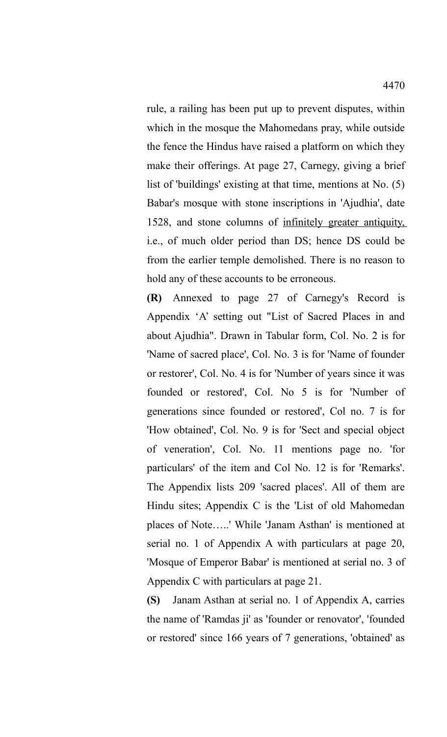rule, a railing has been put up to prevent disputes, within which in the mosque the Mahomedans pray, while outside the fence the Hindus have raised a platform on which they make their offerings. At page 27, Carnegy, giving a brief list of 'buildings' existing at that time, mentions at No. (5) Babar's mosque with stone inscriptions in 'Ajudhia', date 1528, and stone columns of <u>infinitely greater antiquity,</u> i.e., of much older period than DS; hence DS could be from the earlier temple demolished. There is no reason to hold any of these accounts to be erroneous.

**(R)** Annexed to page 27 of Carnegy's Record is Appendix 'A' setting out "List of Sacred Places in and about Ajudhia". Drawn in Tabular form, Col. No. 2 is for 'Name of sacred place', Col. No. 3 is for 'Name of founder or restorer', Col. No. 4 is for 'Number of years since it was founded or restored', Col. No 5 is for 'Number of generations since founded or restored', Col no. 7 is for 'How obtained', Col. No. 9 is for 'Sect and special object of veneration', Col. No. 11 mentions page no. 'for particulars' of the item and Col No. 12 is for 'Remarks'. The Appendix lists 209 'sacred places'. All of them are Hindu sites; Appendix C is the 'List of old Mahomedan places of Note…..' While 'Janam Asthan' is mentioned at serial no. 1 of Appendix A with particulars at page 20, 'Mosque of Emperor Babar' is mentioned at serial no. 3 of Appendix C with particulars at page 21.

**(S)** Janam Asthan at serial no. 1 of Appendix A, carries the name of 'Ramdas ji' as 'founder or renovator', 'founded or restored' since 166 years of 7 generations, 'obtained' as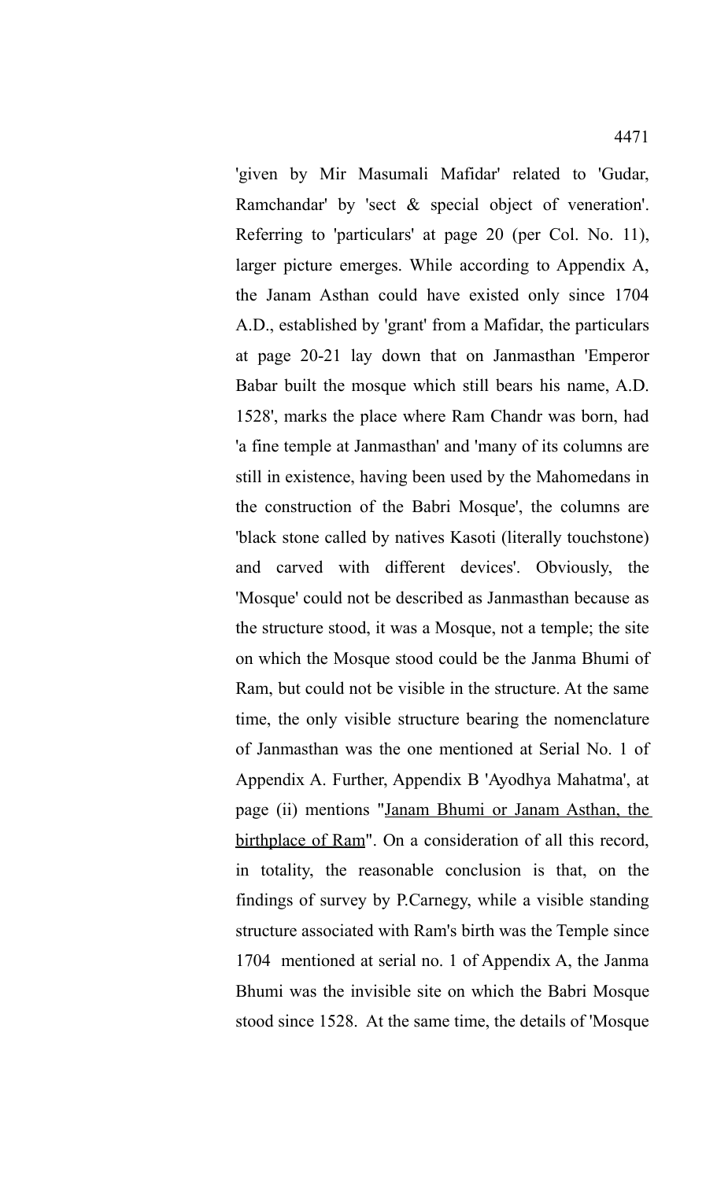'given by Mir Masumali Mafidar' related to 'Gudar, Ramchandar' by 'sect & special object of veneration'. Referring to 'particulars' at page 20 (per Col. No. 11), larger picture emerges. While according to Appendix A, the Janam Asthan could have existed only since 1704 A.D., established by 'grant' from a Mafidar, the particulars at page 20-21 lay down that on Janmasthan 'Emperor Babar built the mosque which still bears his name, A.D. 1528', marks the place where Ram Chandr was born, had 'a fine temple at Janmasthan' and 'many of its columns are still in existence, having been used by the Mahomedans in the construction of the Babri Mosque', the columns are 'black stone called by natives Kasoti (literally touchstone) and carved with different devices'. Obviously, the 'Mosque' could not be described as Janmasthan because as the structure stood, it was a Mosque, not a temple; the site on which the Mosque stood could be the Janma Bhumi of Ram, but could not be visible in the structure. At the same time, the only visible structure bearing the nomenclature of Janmasthan was the one mentioned at Serial No. 1 of Appendix A. Further, Appendix B 'Ayodhya Mahatma', at page (ii) mentions "<u>Janam Bhumi or Janam Asthan, the birthplace of Ram</u>". On a consideration of all this record, in totality, the reasonable conclusion is that, on the findings of survey by P.Carnegy, while a visible standing structure associated with Ram's birth was the Temple since 1704 mentioned at serial no. 1 of Appendix A, the Janma Bhumi was the invisible site on which the Babri Mosque stood since 1528. At the same time, the details of 'Mosque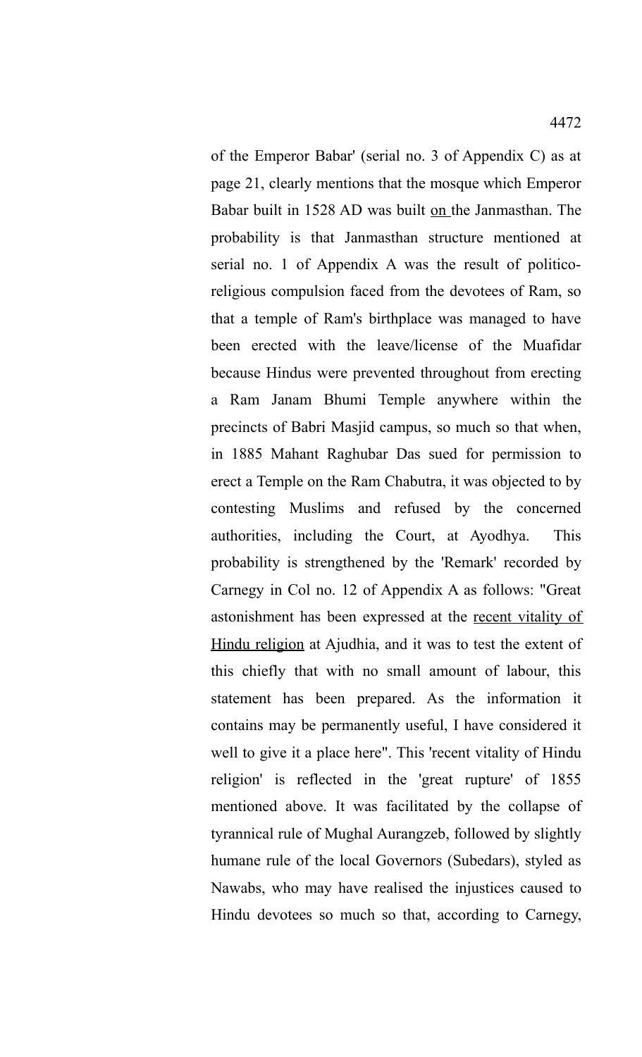of the Emperor Babar' (serial no. 3 of Appendix C) as at page 21, clearly mentions that the mosque which Emperor Babar built in 1528 AD was built <u>on</u> the Janmasthan. The probability is that Janmasthan structure mentioned at serial no. 1 of Appendix A was the result of politico-religious compulsion faced from the devotees of Ram, so that a temple of Ram's birthplace was managed to have been erected with the leave/license of the Muafidar because Hindus were prevented throughout from erecting a Ram Janam Bhumi Temple anywhere within the precincts of Babri Masjid campus, so much so that when, in 1885 Mahant Raghubar Das sued for permission to erect a Temple on the Ram Chabutra, it was objected to by contesting Muslims and refused by the concerned authorities, including the Court, at Ayodhya. This probability is strengthened by the 'Remark' recorded by Carnegy in Col no. 12 of Appendix A as follows: "Great astonishment has been expressed at the <u>recent vitality of Hindu religion</u> at Ajudhia, and it was to test the extent of this chiefly that with no small amount of labour, this statement has been prepared. As the information it contains may be permanently useful, I have considered it well to give it a place here". This 'recent vitality of Hindu religion' is reflected in the 'great rupture' of 1855 mentioned above. It was facilitated by the collapse of tyrannical rule of Mughal Aurangzeb, followed by slightly humane rule of the local Governors (Subedars), styled as Nawabs, who may have realised the injustices caused to Hindu devotees so much so that, according to Carnegy,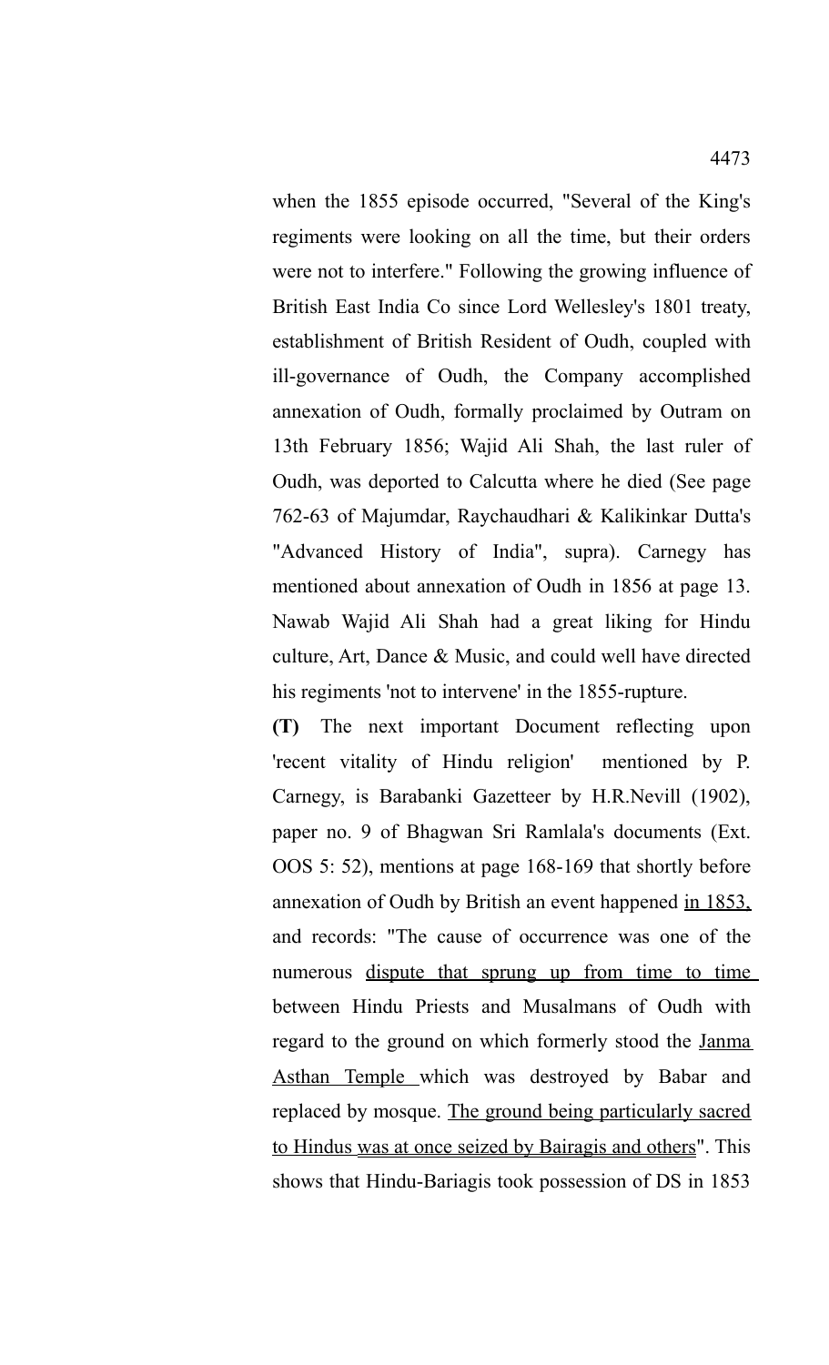when the 1855 episode occurred, "Several of the King's regiments were looking on all the time, but their orders were not to interfere." Following the growing influence of British East India Co since Lord Wellesley's 1801 treaty, establishment of British Resident of Oudh, coupled with ill-governance of Oudh, the Company accomplished annexation of Oudh, formally proclaimed by Outram on 13th February 1856; Wajid Ali Shah, the last ruler of Oudh, was deported to Calcutta where he died (See page 762-63 of Majumdar, Raychaudhari & Kalikinkar Dutta's "Advanced History of India", supra). Carnegy has mentioned about annexation of Oudh in 1856 at page 13. Nawab Wajid Ali Shah had a great liking for Hindu culture, Art, Dance & Music, and could well have directed his regiments 'not to intervene' in the 1855-rupture.

**(T)** The next important Document reflecting upon 'recent vitality of Hindu religion' mentioned by P. Carnegy, is Barabanki Gazetteer by H.R.Nevill (1902), paper no. 9 of Bhagwan Sri Ramlala's documents (Ext. OOS 5: 52), mentions at page 168-169 that shortly before annexation of Oudh by British an event happened <u>in 1853,</u> and records: "The cause of occurrence was one of the numerous <u>dispute that sprung up from time to time</u> between Hindu Priests and Musalmans of Oudh with regard to the ground on which formerly stood the <u>Janma Asthan Temple</u> which was destroyed by Babar and replaced by mosque. <u>The ground being particularly sacred to Hindus was at once seized by Bairagis and others</u>". This shows that Hindu-Bariagis took possession of DS in 1853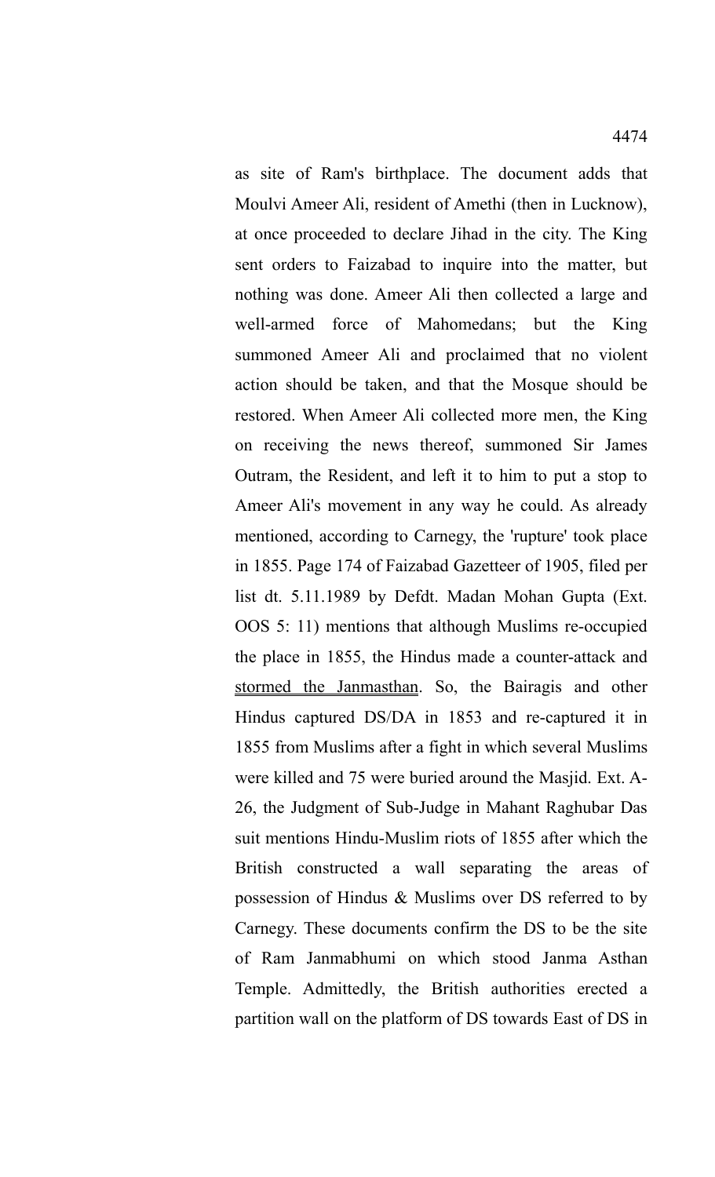as site of Ram's birthplace. The document adds that Moulvi Ameer Ali, resident of Amethi (then in Lucknow), at once proceeded to declare Jihad in the city. The King sent orders to Faizabad to inquire into the matter, but nothing was done. Ameer Ali then collected a large and well-armed force of Mahomedans; but the King summoned Ameer Ali and proclaimed that no violent action should be taken, and that the Mosque should be restored. When Ameer Ali collected more men, the King on receiving the news thereof, summoned Sir James Outram, the Resident, and left it to him to put a stop to Ameer Ali's movement in any way he could. As already mentioned, according to Carnegy, the 'rupture' took place in 1855. Page 174 of Faizabad Gazetteer of 1905, filed per list dt. 5.11.1989 by Defdt. Madan Mohan Gupta (Ext. OOS 5: 11) mentions that although Muslims re-occupied the place in 1855, the Hindus made a counter-attack and stormed the Janmasthan. So, the Bairagis and other Hindus captured DS/DA in 1853 and re-captured it in 1855 from Muslims after a fight in which several Muslims were killed and 75 were buried around the Masjid. Ext. A-26, the Judgment of Sub-Judge in Mahant Raghubar Das suit mentions Hindu-Muslim riots of 1855 after which the British constructed a wall separating the areas of possession of Hindus & Muslims over DS referred to by Carnegy. These documents confirm the DS to be the site of Ram Janmabhumi on which stood Janma Asthan Temple. Admittedly, the British authorities erected a partition wall on the platform of DS towards East of DS in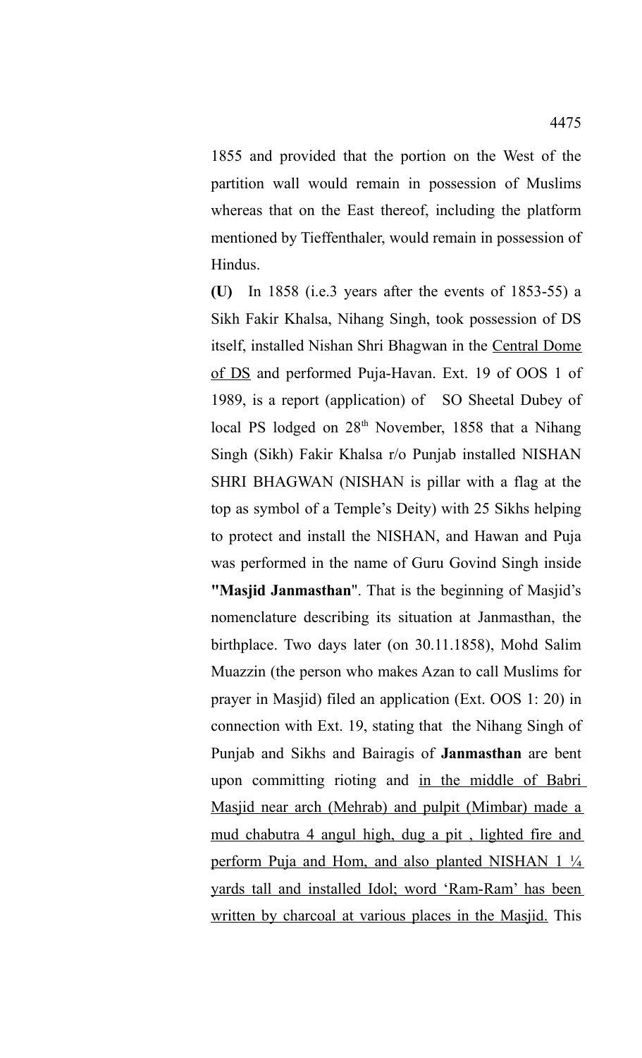1855 and provided that the portion on the West of the partition wall would remain in possession of Muslims whereas that on the East thereof, including the platform mentioned by Tieffenthaler, would remain in possession of Hindus.

**(U)** In 1858 (i.e.3 years after the events of 1853-55) a Sikh Fakir Khalsa, Nihang Singh, took possession of DS itself, installed Nishan Shri Bhagwan in the <u>Central Dome of DS</u> and performed Puja-Havan. Ext. 19 of OOS 1 of 1989, is a report (application) of SO Sheetal Dubey of local PS lodged on 28th November, 1858 that a Nihang Singh (Sikh) Fakir Khalsa r/o Punjab installed NISHAN SHRI BHAGWAN (NISHAN is pillar with a flag at the top as symbol of a Temple's Deity) with 25 Sikhs helping to protect and install the NISHAN, and Hawan and Puja was performed in the name of Guru Govind Singh inside **"Masjid Janmasthan**". That is the beginning of Masjid's nomenclature describing its situation at Janmasthan, the birthplace. Two days later (on 30.11.1858), Mohd Salim Muazzin (the person who makes Azan to call Muslims for prayer in Masjid) filed an application (Ext. OOS 1: 20) in connection with Ext. 19, stating that the Nihang Singh of Punjab and Sikhs and Bairagis of **Janmasthan** are bent upon committing rioting and <u>in the middle of Babri Masjid near arch (Mehrab) and pulpit (Mimbar) made a mud chabutra 4 angul high, dug a pit , lighted fire and perform Puja and Hom, and also planted NISHAN 1 ¼ yards tall and installed Idol; word 'Ram-Ram' has been written by charcoal at various places in the Masjid.</u> This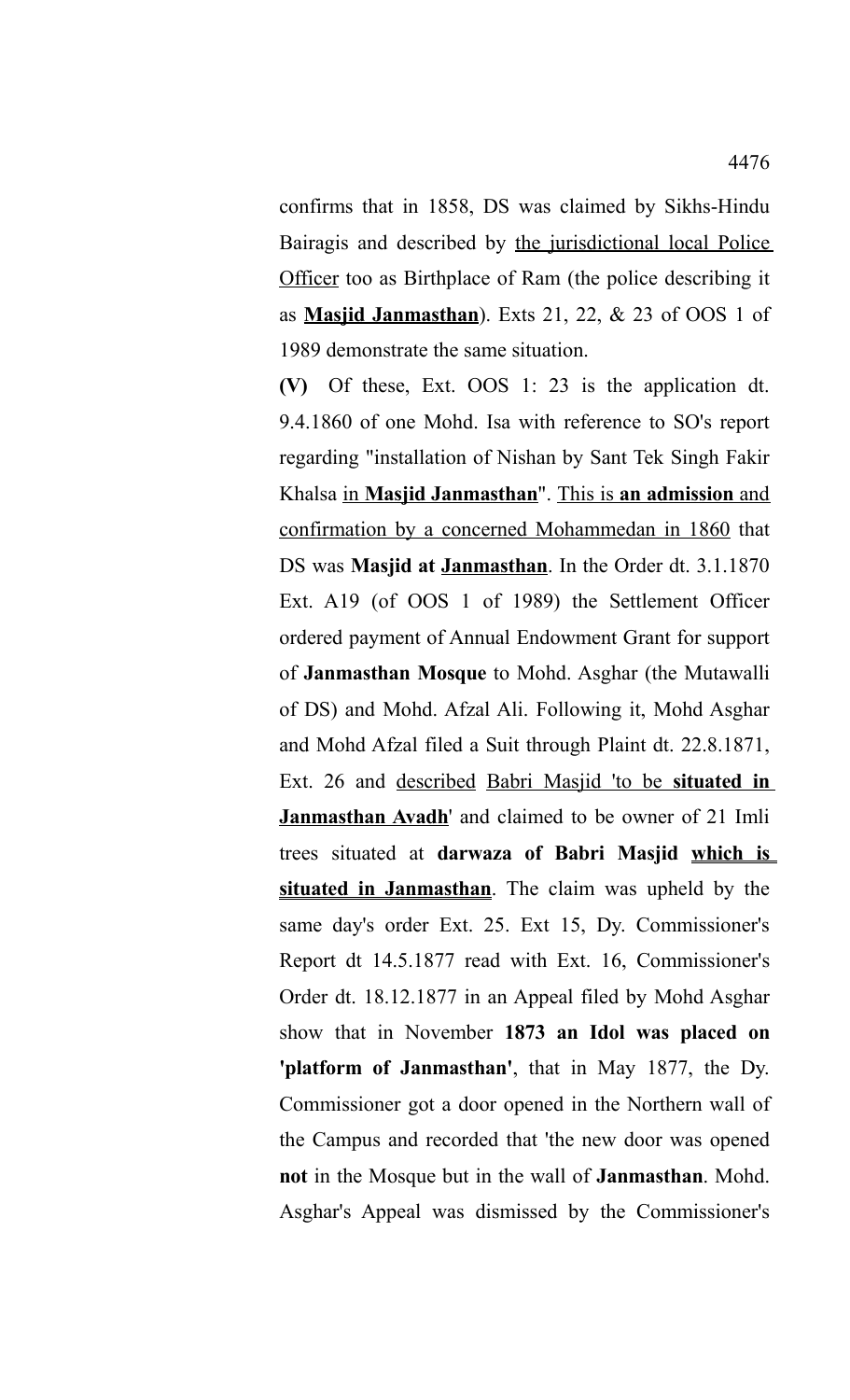confirms that in 1858, DS was claimed by Sikhs-Hindu Bairagis and described by <u>the jurisdictional local Police Officer</u> too as Birthplace of Ram (the police describing it as **<u>Masjid Janmasthan</u>**). Exts 21, 22, & 23 of OOS 1 of 1989 demonstrate the same situation.

**(V)** Of these, Ext. OOS 1: 23 is the application dt. 9.4.1860 of one Mohd. Isa with reference to SO's report regarding "installation of Nishan by Sant Tek Singh Fakir Khalsa <u>in **Masjid Janmasthan**</u>". <u>This is **an admission** and confirmation by a concerned Mohammedan in 1860</u> that DS was **Masjid at <u>Janmasthan</u>**. In the Order dt. 3.1.1870 Ext. A19 (of OOS 1 of 1989) the Settlement Officer ordered payment of Annual Endowment Grant for support of **Janmasthan Mosque** to Mohd. Asghar (the Mutawalli of DS) and Mohd. Afzal Ali. Following it, Mohd Asghar and Mohd Afzal filed a Suit through Plaint dt. 22.8.1871, Ext. 26 and <u>described</u> <u>Babri Masjid 'to be **situated in Janmasthan Avadh**</u>' and claimed to be owner of 21 Imli trees situated at **darwaza of Babri Masjid <u>which is situated in Janmasthan</u>**. The claim was upheld by the same day's order Ext. 25. Ext 15, Dy. Commissioner's Report dt 14.5.1877 read with Ext. 16, Commissioner's Order dt. 18.12.1877 in an Appeal filed by Mohd Asghar show that in November **1873 an Idol was placed on 'platform of Janmasthan'**, that in May 1877, the Dy. Commissioner got a door opened in the Northern wall of the Campus and recorded that 'the new door was opened **not** in the Mosque but in the wall of **Janmasthan**. Mohd. Asghar's Appeal was dismissed by the Commissioner's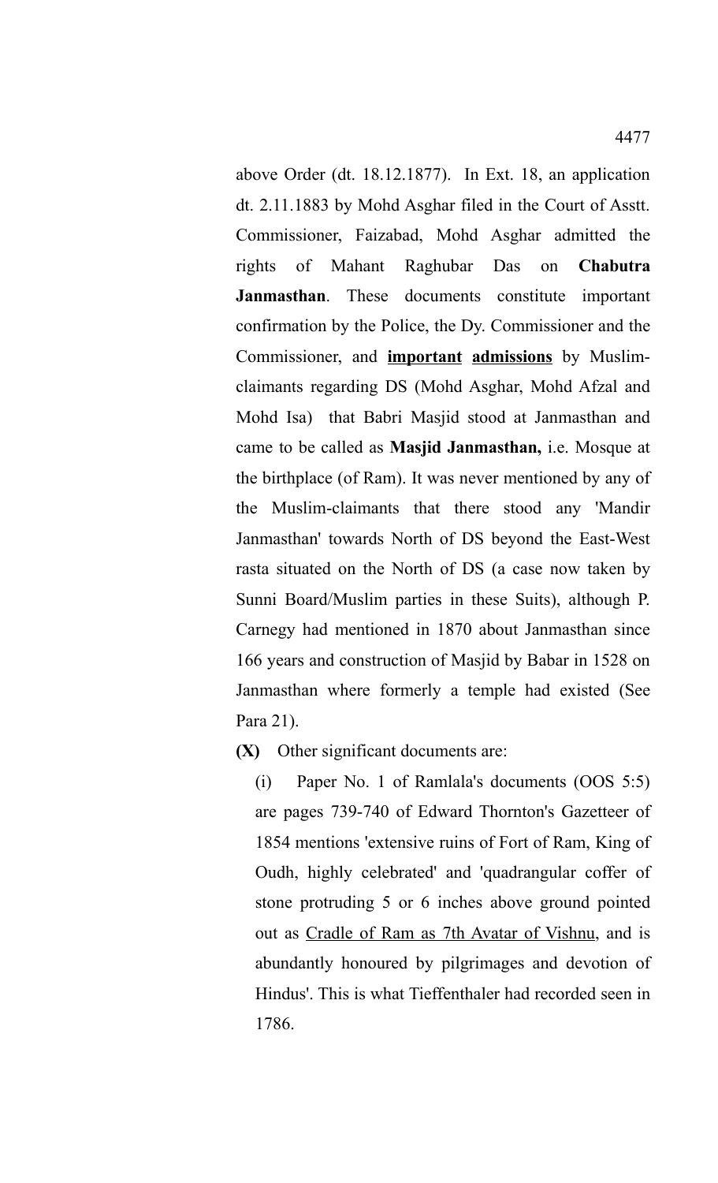above Order (dt. 18.12.1877). In Ext. 18, an application dt. 2.11.1883 by Mohd Asghar filed in the Court of Asstt. Commissioner, Faizabad, Mohd Asghar admitted the rights of Mahant Raghubar Das on **Chabutra Janmasthan**. These documents constitute important confirmation by the Police, the Dy. Commissioner and the Commissioner, and **important admissions** by Muslim-claimants regarding DS (Mohd Asghar, Mohd Afzal and Mohd Isa) that Babri Masjid stood at Janmasthan and came to be called as **Masjid Janmasthan,** i.e. Mosque at the birthplace (of Ram). It was never mentioned by any of the Muslim-claimants that there stood any 'Mandir Janmasthan' towards North of DS beyond the East-West rasta situated on the North of DS (a case now taken by Sunni Board/Muslim parties in these Suits), although P. Carnegy had mentioned in 1870 about Janmasthan since 166 years and construction of Masjid by Babar in 1528 on Janmasthan where formerly a temple had existed (See Para 21).

**(X)** Other significant documents are:

(i) Paper No. 1 of Ramlala's documents (OOS 5:5) are pages 739-740 of Edward Thornton's Gazetteer of 1854 mentions 'extensive ruins of Fort of Ram, King of Oudh, highly celebrated' and 'quadrangular coffer of stone protruding 5 or 6 inches above ground pointed out as Cradle of Ram as 7th Avatar of Vishnu, and is abundantly honoured by pilgrimages and devotion of Hindus'. This is what Tieffenthaler had recorded seen in 1786.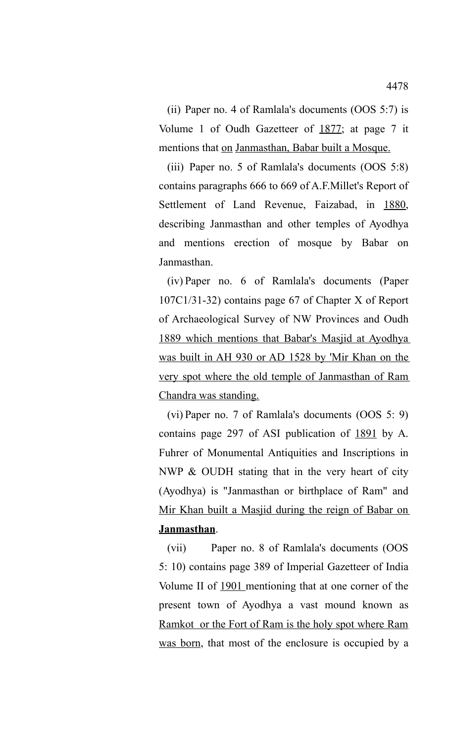(ii) Paper no. 4 of Ramlala's documents (OOS 5:7) is Volume 1 of Oudh Gazetteer of <u>1877</u>; at page 7 it mentions that <u>on</u> <u>Janmasthan, Babar built a Mosque.</u>

(iii) Paper no. 5 of Ramlala's documents (OOS 5:8) contains paragraphs 666 to 669 of A.F.Millet's Report of Settlement of Land Revenue, Faizabad, in <u>1880</u>, describing Janmasthan and other temples of Ayodhya and mentions erection of mosque by Babar on Janmasthan.

(iv) Paper no. 6 of Ramlala's documents (Paper 107C1/31-32) contains page 67 of Chapter X of Report of Archaeological Survey of NW Provinces and Oudh <u>1889 which mentions that Babar's Masjid at Ayodhya was built in AH 930 or AD 1528 by 'Mir Khan on the very spot where the old temple of Janmasthan of Ram Chandra was standing.</u>

(vi) Paper no. 7 of Ramlala's documents (OOS 5: 9) contains page 297 of ASI publication of <u>1891</u> by A. Fuhrer of Monumental Antiquities and Inscriptions in NWP & OUDH stating that in the very heart of city (Ayodhya) is "Janmasthan or birthplace of Ram" and <u>Mir Khan built a Masjid during the reign of Babar on</u> <u>**Janmasthan**</u>.

(vii) Paper no. 8 of Ramlala's documents (OOS 5: 10) contains page 389 of Imperial Gazetteer of India Volume II of <u>1901</u> mentioning that at one corner of the present town of Ayodhya a vast mound known as <u>Ramkot or the Fort of Ram is the holy spot where Ram was born</u>, that most of the enclosure is occupied by a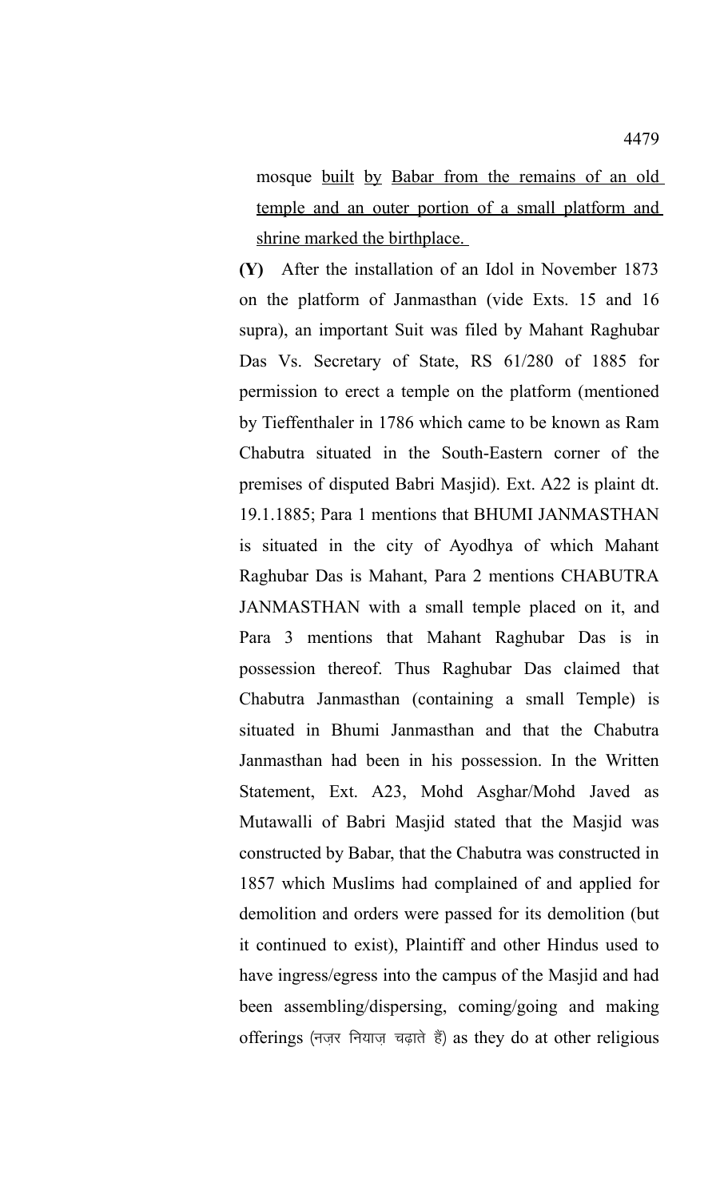mosque <u>built</u> <u>by</u> <u>Babar from the remains of an old temple and an outer portion of a small platform and shrine marked the birthplace.</u>

**(Y)** After the installation of an Idol in November 1873 on the platform of Janmasthan (vide Exts. 15 and 16 supra), an important Suit was filed by Mahant Raghubar Das Vs. Secretary of State, RS 61/280 of 1885 for permission to erect a temple on the platform (mentioned by Tieffenthaler in 1786 which came to be known as Ram Chabutra situated in the South-Eastern corner of the premises of disputed Babri Masjid). Ext. A22 is plaint dt. 19.1.1885; Para 1 mentions that BHUMI JANMASTHAN is situated in the city of Ayodhya of which Mahant Raghubar Das is Mahant, Para 2 mentions CHABUTRA JANMASTHAN with a small temple placed on it, and Para 3 mentions that Mahant Raghubar Das is in possession thereof. Thus Raghubar Das claimed that Chabutra Janmasthan (containing a small Temple) is situated in Bhumi Janmasthan and that the Chabutra Janmasthan had been in his possession. In the Written Statement, Ext. A23, Mohd Asghar/Mohd Javed as Mutawalli of Babri Masjid stated that the Masjid was constructed by Babar, that the Chabutra was constructed in 1857 which Muslims had complained of and applied for demolition and orders were passed for its demolition (but it continued to exist), Plaintiff and other Hindus used to have ingress/egress into the campus of the Masjid and had been assembling/dispersing, coming/going and making offerings (नज़र नियाज़ चढ़ाते हैं) as they do at other religious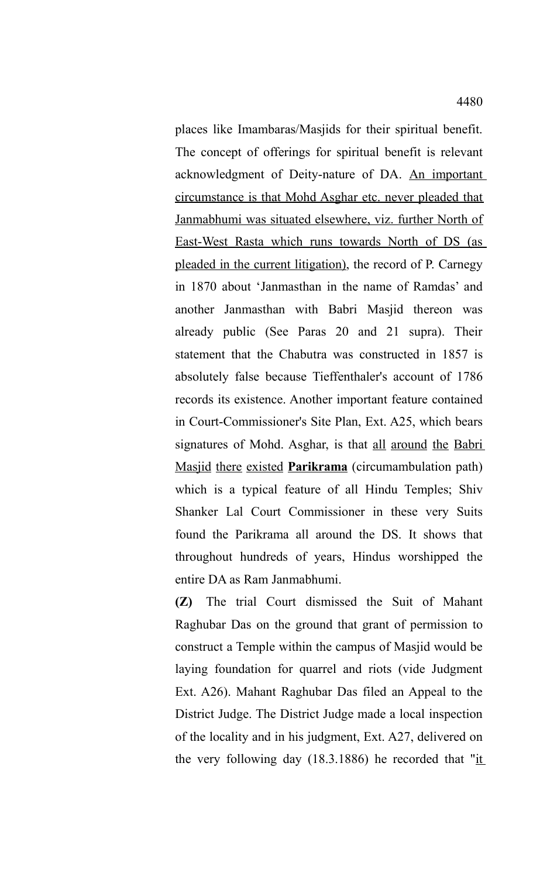places like Imambaras/Masjids for their spiritual benefit. The concept of offerings for spiritual benefit is relevant acknowledgment of Deity-nature of DA. <u>An important circumstance is that Mohd Asghar etc. never pleaded that Janmabhumi was situated elsewhere, viz. further North of East-West Rasta which runs towards North of DS (as pleaded in the current litigation)</u>, the record of P. Carnegy in 1870 about 'Janmasthan in the name of Ramdas' and another Janmasthan with Babri Masjid thereon was already public (See Paras 20 and 21 supra). Their statement that the Chabutra was constructed in 1857 is absolutely false because Tieffenthaler's account of 1786 records its existence. Another important feature contained in Court-Commissioner's Site Plan, Ext. A25, which bears signatures of Mohd. Asghar, is that <u>all around the Babri Masjid there existed</u> <u>**Parikrama**</u> (circumambulation path) which is a typical feature of all Hindu Temples; Shiv Shanker Lal Court Commissioner in these very Suits found the Parikrama all around the DS. It shows that throughout hundreds of years, Hindus worshipped the entire DA as Ram Janmabhumi.

**(Z)** The trial Court dismissed the Suit of Mahant Raghubar Das on the ground that grant of permission to construct a Temple within the campus of Masjid would be laying foundation for quarrel and riots (vide Judgment Ext. A26). Mahant Raghubar Das filed an Appeal to the District Judge. The District Judge made a local inspection of the locality and in his judgment, Ext. A27, delivered on the very following day (18.3.1886) he recorded that "<u>it</u>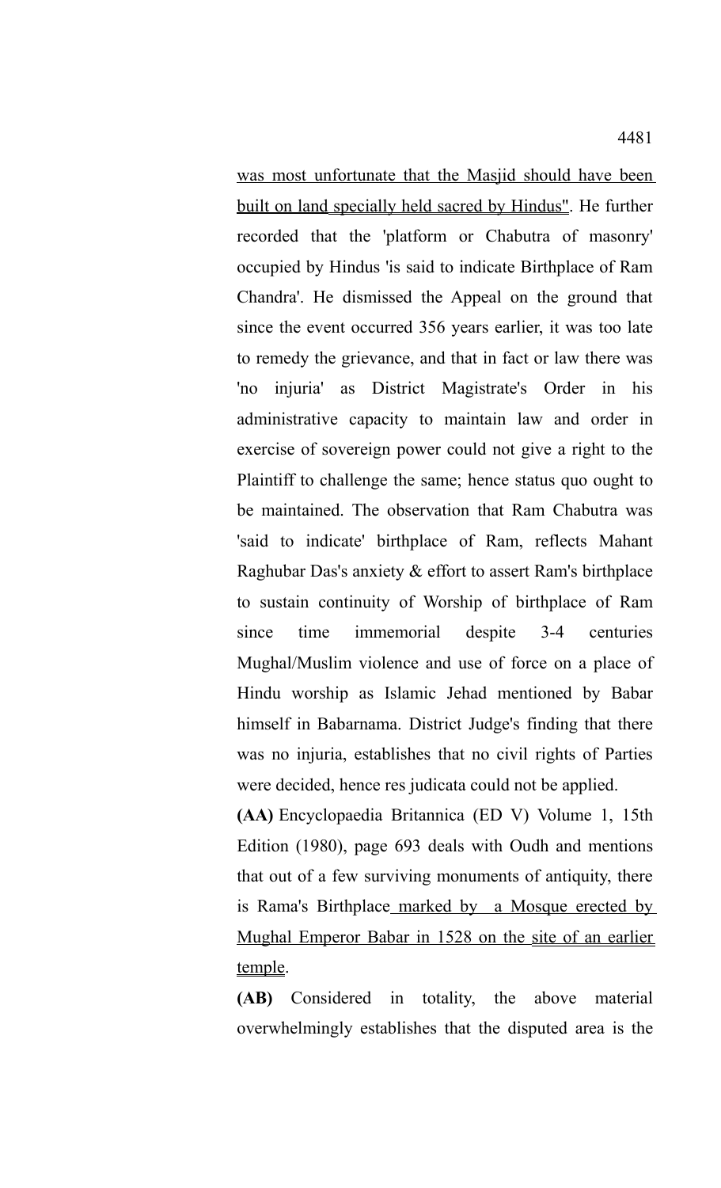was most unfortunate that the Masjid should have been built on land specially held sacred by Hindus". He further recorded that the 'platform or Chabutra of masonry' occupied by Hindus 'is said to indicate Birthplace of Ram Chandra'. He dismissed the Appeal on the ground that since the event occurred 356 years earlier, it was too late to remedy the grievance, and that in fact or law there was 'no injuria' as District Magistrate's Order in his administrative capacity to maintain law and order in exercise of sovereign power could not give a right to the Plaintiff to challenge the same; hence status quo ought to be maintained. The observation that Ram Chabutra was 'said to indicate' birthplace of Ram, reflects Mahant Raghubar Das's anxiety & effort to assert Ram's birthplace to sustain continuity of Worship of birthplace of Ram since time immemorial despite 3-4 centuries Mughal/Muslim violence and use of force on a place of Hindu worship as Islamic Jehad mentioned by Babar himself in Babarnama. District Judge's finding that there was no injuria, establishes that no civil rights of Parties were decided, hence res judicata could not be applied.

**(AA)** Encyclopaedia Britannica (ED V) Volume 1, 15th Edition (1980), page 693 deals with Oudh and mentions that out of a few surviving monuments of antiquity, there is Rama's Birthplace marked by a Mosque erected by Mughal Emperor Babar in 1528 on the site of an earlier temple.

**(AB)** Considered in totality, the above material overwhelmingly establishes that the disputed area is the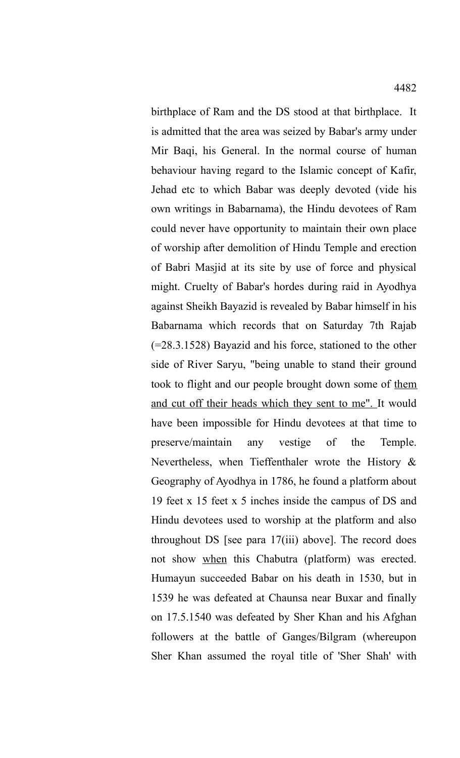birthplace of Ram and the DS stood at that birthplace. It is admitted that the area was seized by Babar's army under Mir Baqi, his General. In the normal course of human behaviour having regard to the Islamic concept of Kafir, Jehad etc to which Babar was deeply devoted (vide his own writings in Babarnama), the Hindu devotees of Ram could never have opportunity to maintain their own place of worship after demolition of Hindu Temple and erection of Babri Masjid at its site by use of force and physical might. Cruelty of Babar's hordes during raid in Ayodhya against Sheikh Bayazid is revealed by Babar himself in his Babarnama which records that on Saturday 7th Rajab (=28.3.1528) Bayazid and his force, stationed to the other side of River Saryu, "being unable to stand their ground took to flight and our people brought down some of <u>them and cut off their heads which they sent to me".</u> It would have been impossible for Hindu devotees at that time to preserve/maintain any vestige of the Temple. Nevertheless, when Tieffenthaler wrote the History & Geography of Ayodhya in 1786, he found a platform about 19 feet x 15 feet x 5 inches inside the campus of DS and Hindu devotees used to worship at the platform and also throughout DS [see para 17(iii) above]. The record does not show <u>when</u> this Chabutra (platform) was erected. Humayun succeeded Babar on his death in 1530, but in 1539 he was defeated at Chaunsa near Buxar and finally on 17.5.1540 was defeated by Sher Khan and his Afghan followers at the battle of Ganges/Bilgram (whereupon Sher Khan assumed the royal title of 'Sher Shah' with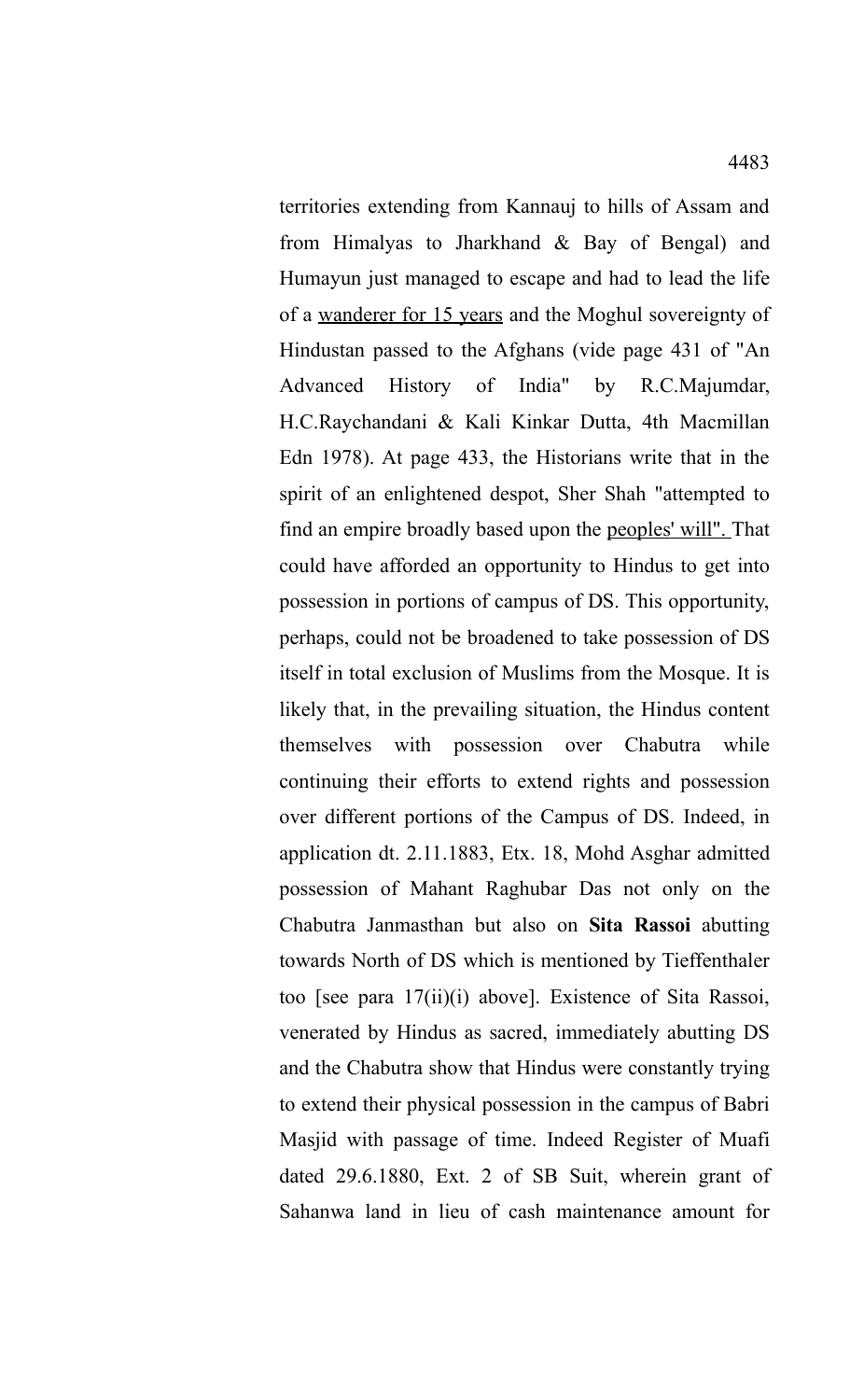territories extending from Kannauj to hills of Assam and from Himalyas to Jharkhand & Bay of Bengal) and Humayun just managed to escape and had to lead the life of a <u>wanderer for 15 years</u> and the Moghul sovereignty of Hindustan passed to the Afghans (vide page 431 of "An Advanced History of India" by R.C.Majumdar, H.C.Raychandani & Kali Kinkar Dutta, 4th Macmillan Edn 1978). At page 433, the Historians write that in the spirit of an enlightened despot, Sher Shah "attempted to find an empire broadly based upon the <u>peoples' will".</u> That could have afforded an opportunity to Hindus to get into possession in portions of campus of DS. This opportunity, perhaps, could not be broadened to take possession of DS itself in total exclusion of Muslims from the Mosque. It is likely that, in the prevailing situation, the Hindus content themselves with possession over Chabutra while continuing their efforts to extend rights and possession over different portions of the Campus of DS. Indeed, in application dt. 2.11.1883, Etx. 18, Mohd Asghar admitted possession of Mahant Raghubar Das not only on the Chabutra Janmasthan but also on **Sita Rassoi** abutting towards North of DS which is mentioned by Tieffenthaler too [see para 17(ii)(i) above]. Existence of Sita Rassoi, venerated by Hindus as sacred, immediately abutting DS and the Chabutra show that Hindus were constantly trying to extend their physical possession in the campus of Babri Masjid with passage of time. Indeed Register of Muafi dated 29.6.1880, Ext. 2 of SB Suit, wherein grant of Sahanwa land in lieu of cash maintenance amount for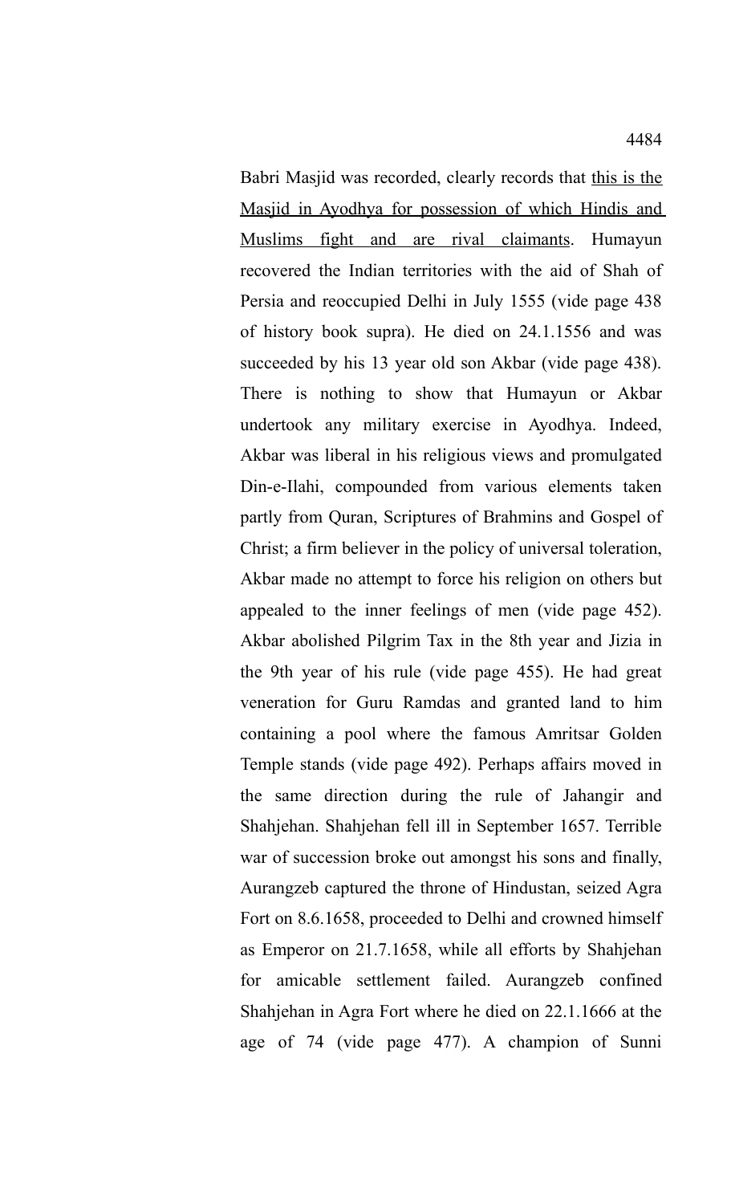Babri Masjid was recorded, clearly records that <u>this is the Masjid in Ayodhya for possession of which Hindis and Muslims fight and are rival claimants</u>. Humayun recovered the Indian territories with the aid of Shah of Persia and reoccupied Delhi in July 1555 (vide page 438 of history book supra). He died on 24.1.1556 and was succeeded by his 13 year old son Akbar (vide page 438). There is nothing to show that Humayun or Akbar undertook any military exercise in Ayodhya. Indeed, Akbar was liberal in his religious views and promulgated Din-e-Ilahi, compounded from various elements taken partly from Quran, Scriptures of Brahmins and Gospel of Christ; a firm believer in the policy of universal toleration, Akbar made no attempt to force his religion on others but appealed to the inner feelings of men (vide page 452). Akbar abolished Pilgrim Tax in the 8th year and Jizia in the 9th year of his rule (vide page 455). He had great veneration for Guru Ramdas and granted land to him containing a pool where the famous Amritsar Golden Temple stands (vide page 492). Perhaps affairs moved in the same direction during the rule of Jahangir and Shahjehan. Shahjehan fell ill in September 1657. Terrible war of succession broke out amongst his sons and finally, Aurangzeb captured the throne of Hindustan, seized Agra Fort on 8.6.1658, proceeded to Delhi and crowned himself as Emperor on 21.7.1658, while all efforts by Shahjehan for amicable settlement failed. Aurangzeb confined Shahjehan in Agra Fort where he died on 22.1.1666 at the age of 74 (vide page 477). A champion of Sunni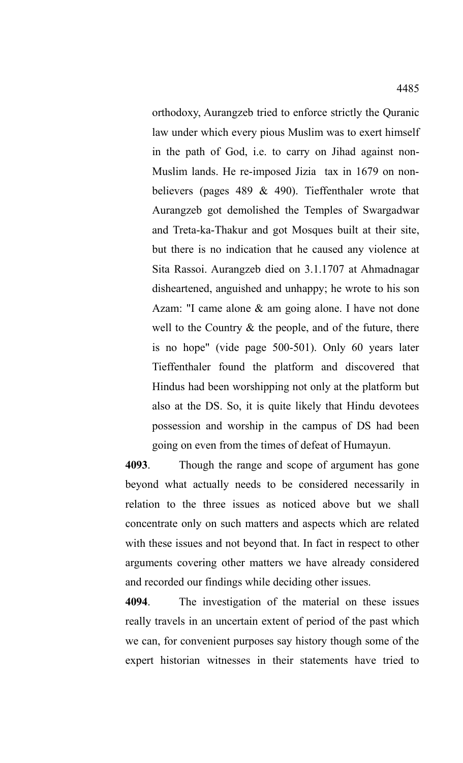orthodoxy, Aurangzeb tried to enforce strictly the Quranic law under which every pious Muslim was to exert himself in the path of God, i.e. to carry on Jihad against non-Muslim lands. He re-imposed Jizia tax in 1679 on non-believers (pages 489 & 490). Tieffenthaler wrote that Aurangzeb got demolished the Temples of Swargadwar and Treta-ka-Thakur and got Mosques built at their site, but there is no indication that he caused any violence at Sita Rassoi. Aurangzeb died on 3.1.1707 at Ahmadnagar disheartened, anguished and unhappy; he wrote to his son Azam: "I came alone & am going alone. I have not done well to the Country & the people, and of the future, there is no hope" (vide page 500-501). Only 60 years later Tieffenthaler found the platform and discovered that Hindus had been worshipping not only at the platform but also at the DS. So, it is quite likely that Hindu devotees possession and worship in the campus of DS had been going on even from the times of defeat of Humayun.

**4093**. Though the range and scope of argument has gone beyond what actually needs to be considered necessarily in relation to the three issues as noticed above but we shall concentrate only on such matters and aspects which are related with these issues and not beyond that. In fact in respect to other arguments covering other matters we have already considered and recorded our findings while deciding other issues.

**4094**. The investigation of the material on these issues really travels in an uncertain extent of period of the past which we can, for convenient purposes say history though some of the expert historian witnesses in their statements have tried to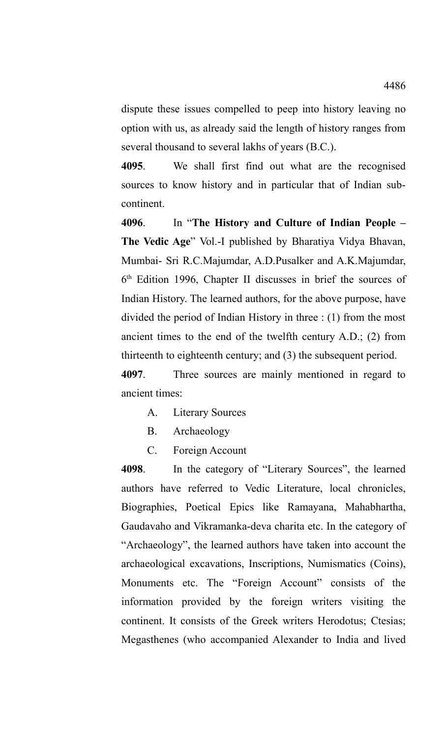dispute these issues compelled to peep into history leaving no option with us, as already said the length of history ranges from several thousand to several lakhs of years (B.C.).

**4095**. We shall first find out what are the recognised sources to know history and in particular that of Indian sub-continent.

**4096**. In "**The History and Culture of Indian People – The Vedic Age**" Vol.-I published by Bharatiya Vidya Bhavan, Mumbai- Sri R.C.Majumdar, A.D.Pusalker and A.K.Majumdar, 6th Edition 1996, Chapter II discusses in brief the sources of Indian History. The learned authors, for the above purpose, have divided the period of Indian History in three : (1) from the most ancient times to the end of the twelfth century A.D.; (2) from thirteenth to eighteenth century; and (3) the subsequent period.

**4097**. Three sources are mainly mentioned in regard to ancient times:

A. Literary Sources

B. Archaeology

C. Foreign Account

**4098**. In the category of "Literary Sources", the learned authors have referred to Vedic Literature, local chronicles, Biographies, Poetical Epics like Ramayana, Mahabhartha, Gaudavaho and Vikramanka-deva charita etc. In the category of "Archaeology", the learned authors have taken into account the archaeological excavations, Inscriptions, Numismatics (Coins), Monuments etc. The "Foreign Account" consists of the information provided by the foreign writers visiting the continent. It consists of the Greek writers Herodotus; Ctesias; Megasthenes (who accompanied Alexander to India and lived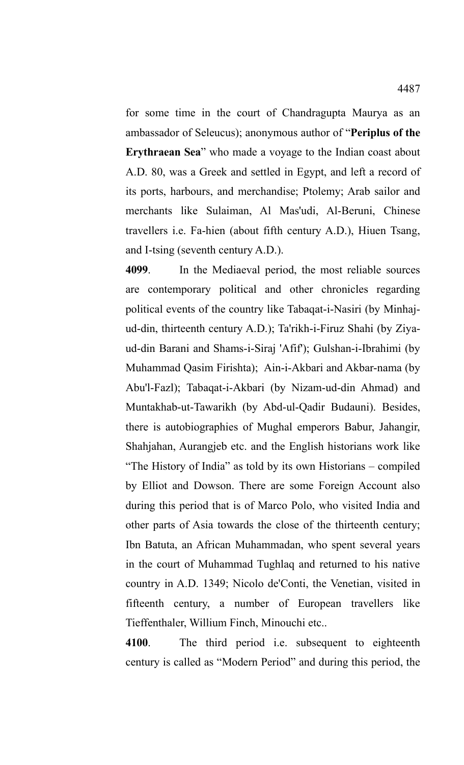for some time in the court of Chandragupta Maurya as an ambassador of Seleucus); anonymous author of "**Periplus of the Erythraean Sea**" who made a voyage to the Indian coast about A.D. 80, was a Greek and settled in Egypt, and left a record of its ports, harbours, and merchandise; Ptolemy; Arab sailor and merchants like Sulaiman, Al Mas'udi, Al-Beruni, Chinese travellers i.e. Fa-hien (about fifth century A.D.), Hiuen Tsang, and I-tsing (seventh century A.D.).

**4099**. In the Mediaeval period, the most reliable sources are contemporary political and other chronicles regarding political events of the country like Tabaqat-i-Nasiri (by Minhaj-ud-din, thirteenth century A.D.); Ta'rikh-i-Firuz Shahi (by Ziya-ud-din Barani and Shams-i-Siraj 'Afif'); Gulshan-i-Ibrahimi (by Muhammad Qasim Firishta); Ain-i-Akbari and Akbar-nama (by Abu'l-Fazl); Tabaqat-i-Akbari (by Nizam-ud-din Ahmad) and Muntakhab-ut-Tawarikh (by Abd-ul-Qadir Budauni). Besides, there is autobiographies of Mughal emperors Babur, Jahangir, Shahjahan, Aurangjeb etc. and the English historians work like "The History of India" as told by its own Historians – compiled by Elliot and Dowson. There are some Foreign Account also during this period that is of Marco Polo, who visited India and other parts of Asia towards the close of the thirteenth century; Ibn Batuta, an African Muhammadan, who spent several years in the court of Muhammad Tughlaq and returned to his native country in A.D. 1349; Nicolo de'Conti, the Venetian, visited in fifteenth century, a number of European travellers like Tieffenthaler, Willium Finch, Minouchi etc..

**4100**. The third period i.e. subsequent to eighteenth century is called as "Modern Period" and during this period, the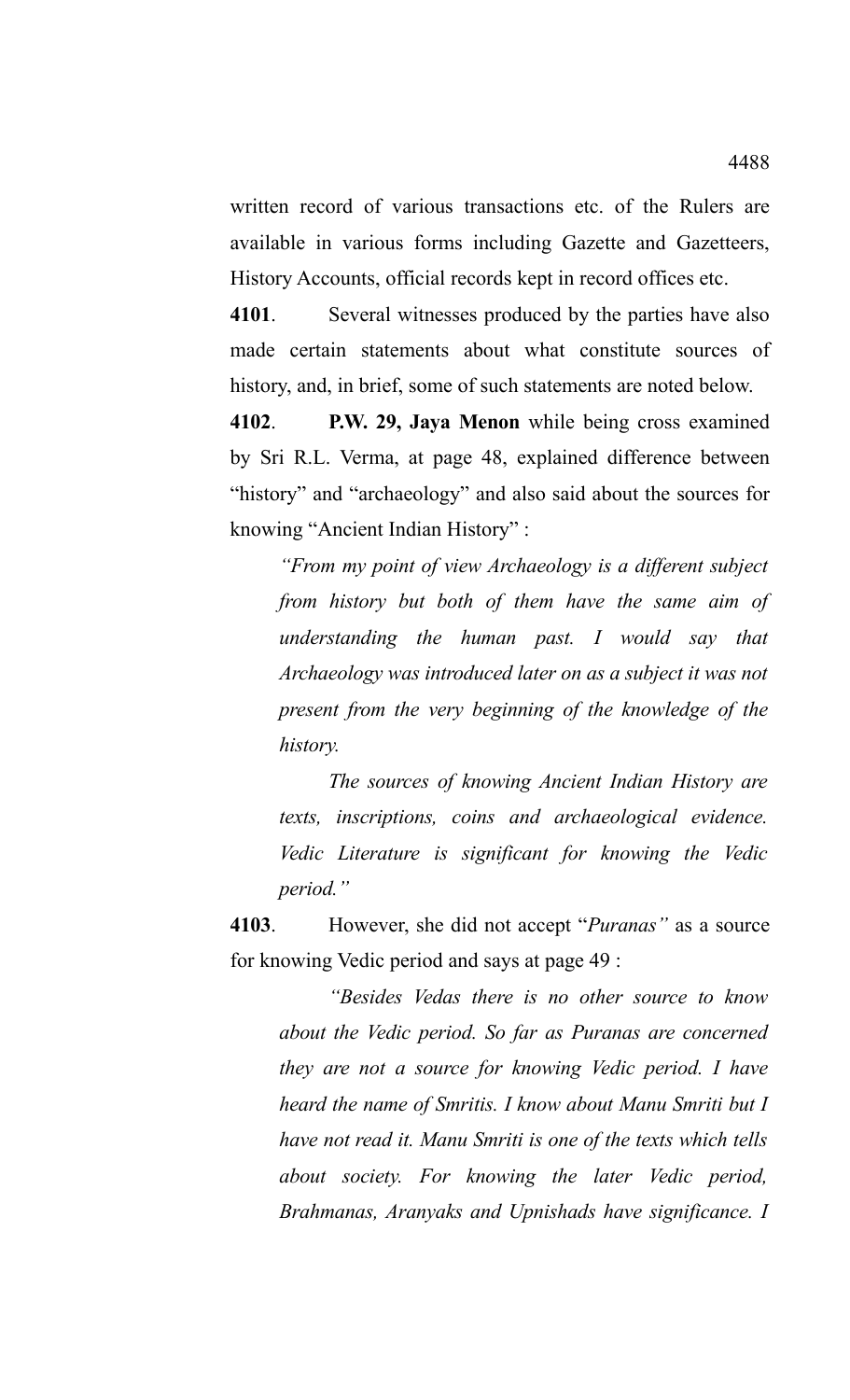written record of various transactions etc. of the Rulers are available in various forms including Gazette and Gazetteers, History Accounts, official records kept in record offices etc.

**4101**. Several witnesses produced by the parties have also made certain statements about what constitute sources of history, and, in brief, some of such statements are noted below.

**4102**. **P.W. 29, Jaya Menon** while being cross examined by Sri R.L. Verma, at page 48, explained difference between "history" and "archaeology" and also said about the sources for knowing "Ancient Indian History" :

> *"From my point of view Archaeology is a different subject from history but both of them have the same aim of understanding the human past. I would say that Archaeology was introduced later on as a subject it was not present from the very beginning of the knowledge of the history.*
>
> *The sources of knowing Ancient Indian History are texts, inscriptions, coins and archaeological evidence. Vedic Literature is significant for knowing the Vedic period."*

**4103**. However, she did not accept "*Puranas"* as a source for knowing Vedic period and says at page 49 :

> *"Besides Vedas there is no other source to know about the Vedic period. So far as Puranas are concerned they are not a source for knowing Vedic period. I have heard the name of Smritis. I know about Manu Smriti but I have not read it. Manu Smriti is one of the texts which tells about society. For knowing the later Vedic period, Brahmanas, Aranyaks and Upnishads have significance. I*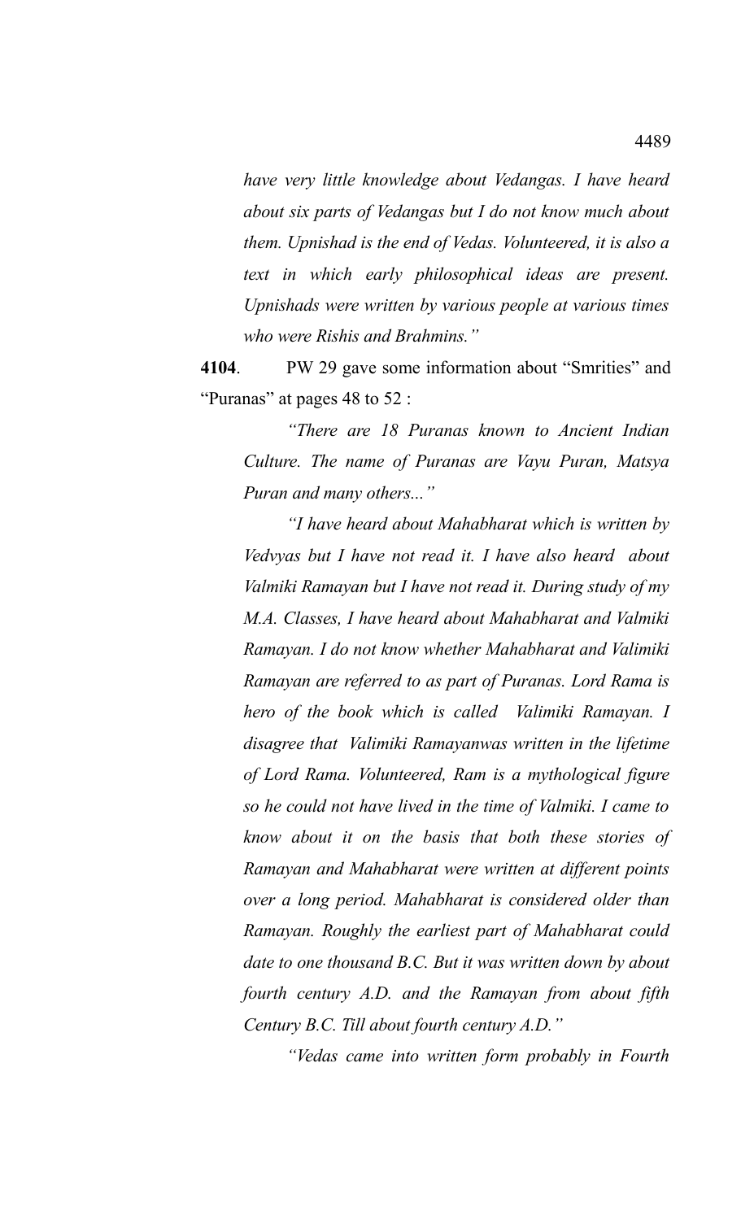*have very little knowledge about Vedangas. I have heard about six parts of Vedangas but I do not know much about them. Upnishad is the end of Vedas. Volunteered, it is also a text in which early philosophical ideas are present. Upnishads were written by various people at various times who were Rishis and Brahmins."*

**4104**. PW 29 gave some information about "Smrities" and "Puranas" at pages 48 to 52 :

*"There are 18 Puranas known to Ancient Indian Culture. The name of Puranas are Vayu Puran, Matsya Puran and many others..."*

*"I have heard about Mahabharat which is written by Vedvyas but I have not read it. I have also heard about Valmiki Ramayan but I have not read it. During study of my M.A. Classes, I have heard about Mahabharat and Valmiki Ramayan. I do not know whether Mahabharat and Valimiki Ramayan are referred to as part of Puranas. Lord Rama is hero of the book which is called Valimiki Ramayan. I disagree that Valimiki Ramayanwas written in the lifetime of Lord Rama. Volunteered, Ram is a mythological figure so he could not have lived in the time of Valmiki. I came to know about it on the basis that both these stories of Ramayan and Mahabharat were written at different points over a long period. Mahabharat is considered older than Ramayan. Roughly the earliest part of Mahabharat could date to one thousand B.C. But it was written down by about fourth century A.D. and the Ramayan from about fifth Century B.C. Till about fourth century A.D."*

*"Vedas came into written form probably in Fourth*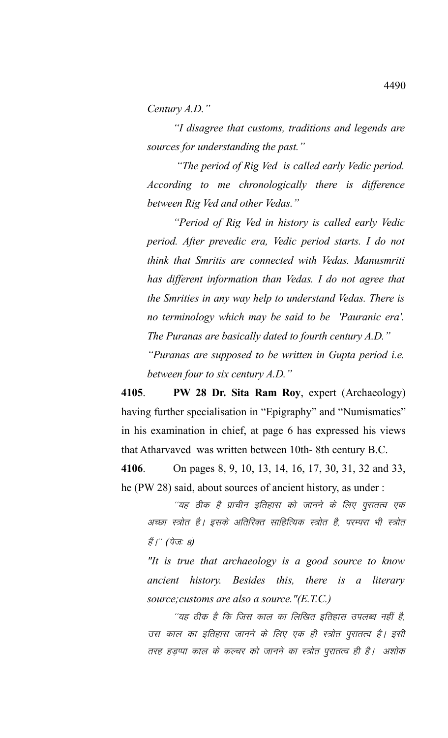*Century A.D.”*

*“I disagree that customs, traditions and legends are sources for understanding the past.”*

*“The period of Rig Ved is called early Vedic period. According to me chronologically there is difference between Rig Ved and other Vedas.”*

*“Period of Rig Ved in history is called early Vedic period. After prevedic era, Vedic period starts. I do not think that Smritis are connected with Vedas. Manusmriti has different information than Vedas. I do not agree that the Smrities in any way help to understand Vedas. There is no terminology which may be said to be 'Pauranic era'. The Puranas are basically dated to fourth century A.D.”*

*“Puranas are supposed to be written in Gupta period i.e. between four to six century A.D.”*

**4105**. **PW 28 Dr. Sita Ram Roy**, expert (Archaeology) having further specialisation in “Epigraphy” and “Numismatics” in his examination in chief, at page 6 has expressed his views that Atharvaved was written between 10th- 8th century B.C.

**4106**. On pages 8, 9, 10, 13, 14, 16, 17, 30, 31, 32 and 33, he (PW 28) said, about sources of ancient history, as under :

*´´यह ठीक है प्राचीन इतिहास को जानने के लिए पुरातत्व एक अच्छा स्त्रोत है। इसके अतिरिक्त साहित्यिक स्त्रोत है, परम्परा भी स्त्रोत हैं।´´ (पेजः 8)*

*"It is true that archaeology is a good source to know ancient history. Besides this, there is a literary source;customs are also a source."(E.T.C.)*

*´´यह ठीक है कि जिस काल का लिखित इतिहास उपलब्ध नहीं है, उस काल का इतिहास जानने के लिए एक ही स्त्रोत पुरातत्व है। इसी तरह हड़प्पा काल के कल्चर को जानने का स्त्रोत पुरातत्व ही है। अशोक*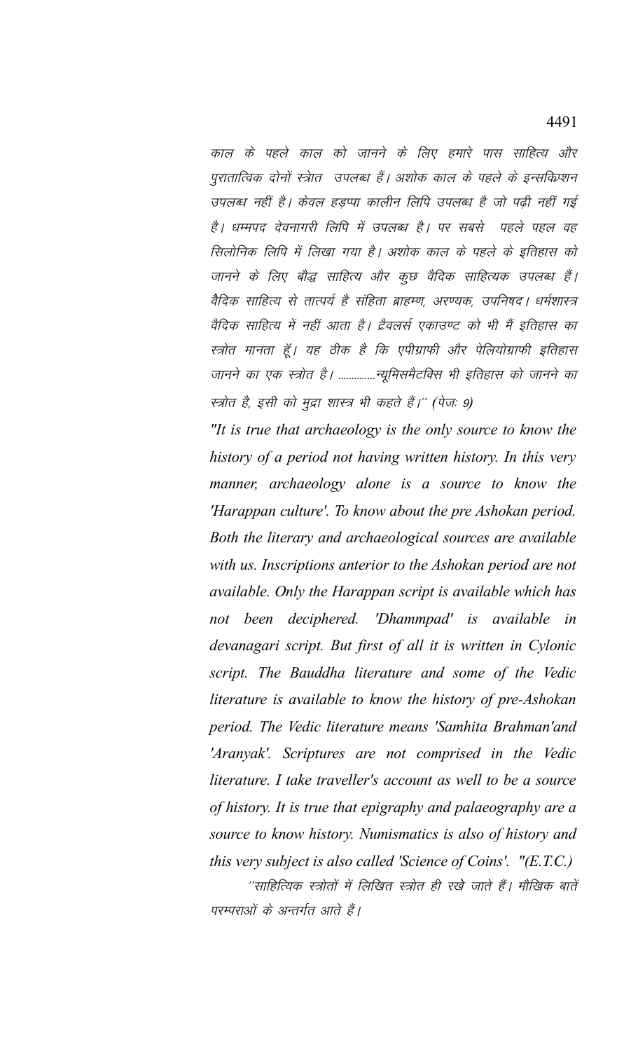काल के पहले काल को जानने के लिए हमारे पास साहित्य और पुरातात्विक दोनों स्त्रोत उपलब्ध हैं। अशोक काल के पहले के इन्सक्रिप्शन उपलब्ध नहीं है। केवल हड़प्पा कालीन लिपि उपलब्ध है जो पढ़ी नहीं गई है। धम्मपद देवनागरी लिपि में उपलब्ध है। पर सबसे पहले पहल वह सिलोनिक लिपि में लिखा गया है। अशोक काल के पहले के इतिहास को जानने के लिए बौद्ध साहित्य और कुछ वैदिक साहित्यक उपलब्ध हैं। वैदिक साहित्य से तात्पर्य है संहिता ब्राहम्ण, अरण्यक, उपनिषद। धर्मशास्त्र वैदिक साहित्य में नहीं आता है। ट्रैवलर्स एकाउण्ट को भी मैं इतिहास का स्त्रोत मानता हूँ। यह ठीक है कि एपीग्राफी और पेलियोग्राफी इतिहास जानने का एक स्त्रोत है। ..............न्यूमिसमैटक्सि भी इतिहास को जानने का स्त्रोत है, इसी को मुद्रा शास्त्र भी कहते हैं।'' (पेजः 9)

*"It is true that archaeology is the only source to know the history of a period not having written history. In this very manner, archaeology alone is a source to know the 'Harappan culture'. To know about the pre Ashokan period. Both the literary and archaeological sources are available with us. Inscriptions anterior to the Ashokan period are not available. Only the Harappan script is available which has not been deciphered. 'Dhammpad' is available in devanagari script. But first of all it is written in Cylonic script. The Bauddha literature and some of the Vedic literature is available to know the history of pre-Ashokan period. The Vedic literature means 'Samhita Brahman'and 'Aranyak'. Scriptures are not comprised in the Vedic literature. I take traveller's account as well to be a source of history. It is true that epigraphy and palaeography are a source to know history. Numismatics is also of history and this very subject is also called 'Science of Coins'. "(E.T.C.)*

''साहित्यिक स्त्रोतों में लिखित स्त्रोत ही रखे जाते हैं। मौखिक बातें परम्पराओं के अन्तर्गत आते हैं।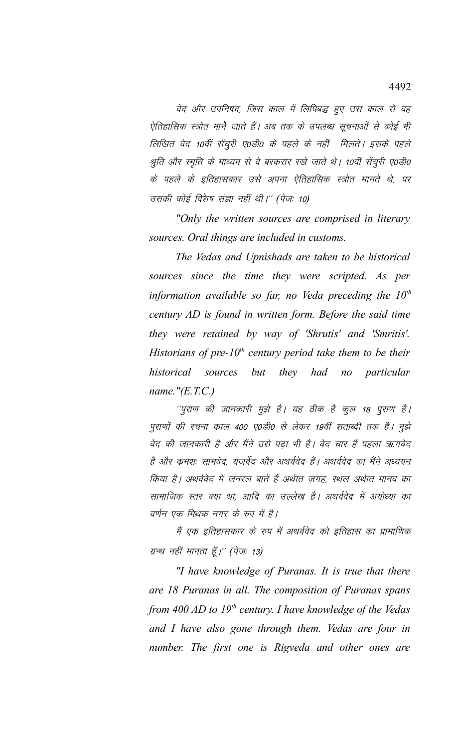वेद और उपनिषद, जिस काल में लिपिबद्ध हुए उस काल से वह ऐतिहासिक स्त्रोत माने जाते हैं। अब तक के उपलब्ध सूचनाओं से कोई भी लिखित वेद 10वीं सेंचुरी ए0डी0 के पहले के नहीं मिलते। इसके पहले श्रुति और स्मृति के माध्यम से वे बरकरार रखे जाते थे। 10वीं सेंचुरी ए0डी0 के पहले के इतिहासकार उसे अपना ऐतिहासिक स्त्रोत मानते थे, पर उसकी कोई विशेष संज्ञा नहीं थी।'' (पेजः 10)

*"Only the written sources are comprised in literary sources. Oral things are included in customs.*

*The Vedas and Upnishads are taken to be historical sources since the time they were scripted. As per information available so far, no Veda preceding the 10th century AD is found in written form. Before the said time they were retained by way of 'Shrutis' and 'Smritis'. Historians of pre-10th century period take them to be their historical sources but they had no particular name."(E.T.C.)*

''पुराण की जानकारी मुझे है। यह ठीक है कुल 18 पुराण हैं। पुराणों की रचना काल 400 ए0डी0 से लेकर 19वीं शताब्दी तक है। मुझे वेद की जानकारी है और मैंने उसे पढ़ा भी है। वेद चार हैं पहला ऋगवेद है और क्रमशः सामवेद, यजर्वेद और अथर्ववेद हैं। अथर्ववेद का मैंने अध्ययन किया है। अथर्ववेद में जनरल बातें हैं अर्थात जगह, स्थल अर्थात मानव का सामाजिक स्तर क्या था, आदि का उल्लेख है। अथर्ववेद में अयोध्या का वर्णन एक मिथक नगर के रुप में है।

मैं एक इतिहासकार के रुप में अथर्ववेद को इतिहास का प्रामाणिक ग्रन्थ नहीं मानता हूँ।'' (पेजः 13)

*"I have knowledge of Puranas. It is true that there are 18 Puranas in all. The composition of Puranas spans from 400 AD to 19th century. I have knowledge of the Vedas and I have also gone through them. Vedas are four in number. The first one is Rigveda and other ones are*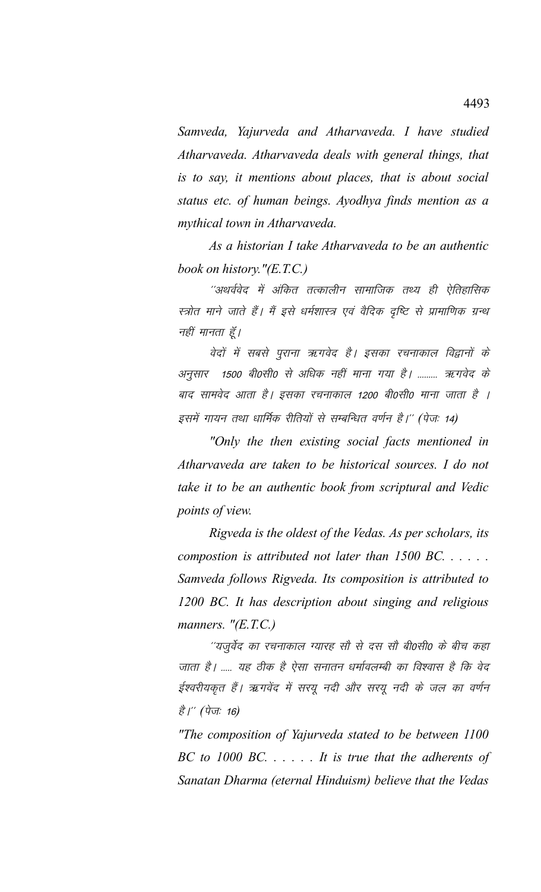*Samveda, Yajurveda and Atharvaveda. I have studied Atharvaveda. Atharvaveda deals with general things, that is to say, it mentions about places, that is about social status etc. of human beings. Ayodhya finds mention as a mythical town in Atharvaveda.*

*As a historian I take Atharvaveda to be an authentic book on history."(E.T.C.)*

*''अथर्ववेद में अंकित तत्कालीन सामाजिक तथ्य ही ऐतिहासिक स्त्रोत माने जाते हैं। मैं इसे धर्मशास्त्र एवं वैदिक दृष्टि से प्रामाणिक ग्रन्थ नहीं मानता हूँ।*

*वेदों में सबसे पुराना ऋगवेद है। इसका रचनाकाल विद्वानों के अनुसार 1500 बी0सी0 से अधिक नहीं माना गया है। ......... ऋगवेद के बाद सामवेद आता है। इसका रचनाकाल 1200 बी0सी0 माना जाता है। इसमें गायन तथा धार्मिक रीतियों से सम्बन्धित वर्णन है।'' (पेजः 14)*

*"Only the then existing social facts mentioned in Atharvaveda are taken to be historical sources. I do not take it to be an authentic book from scriptural and Vedic points of view.*

*Rigveda is the oldest of the Vedas. As per scholars, its compostion is attributed not later than 1500 BC. . . . . . Samveda follows Rigveda. Its composition is attributed to 1200 BC. It has description about singing and religious manners. "(E.T.C.)*

*''यजुर्वेद का रचनाकाल ग्यारह सौ से दस सौ बी0सी0 के बीच कहा जाता है। ..... यह ठीक है ऐसा सनातन धर्मावलम्बी का विश्वास है कि वेद ईश्वरीयकृत हैं। ऋगवेद में सरयू नदी और सरयू नदी के जल का वर्णन है।'' (पेजः 16)*

*"The composition of Yajurveda stated to be between 1100 BC to 1000 BC. . . . . . It is true that the adherents of Sanatan Dharma (eternal Hinduism) believe that the Vedas*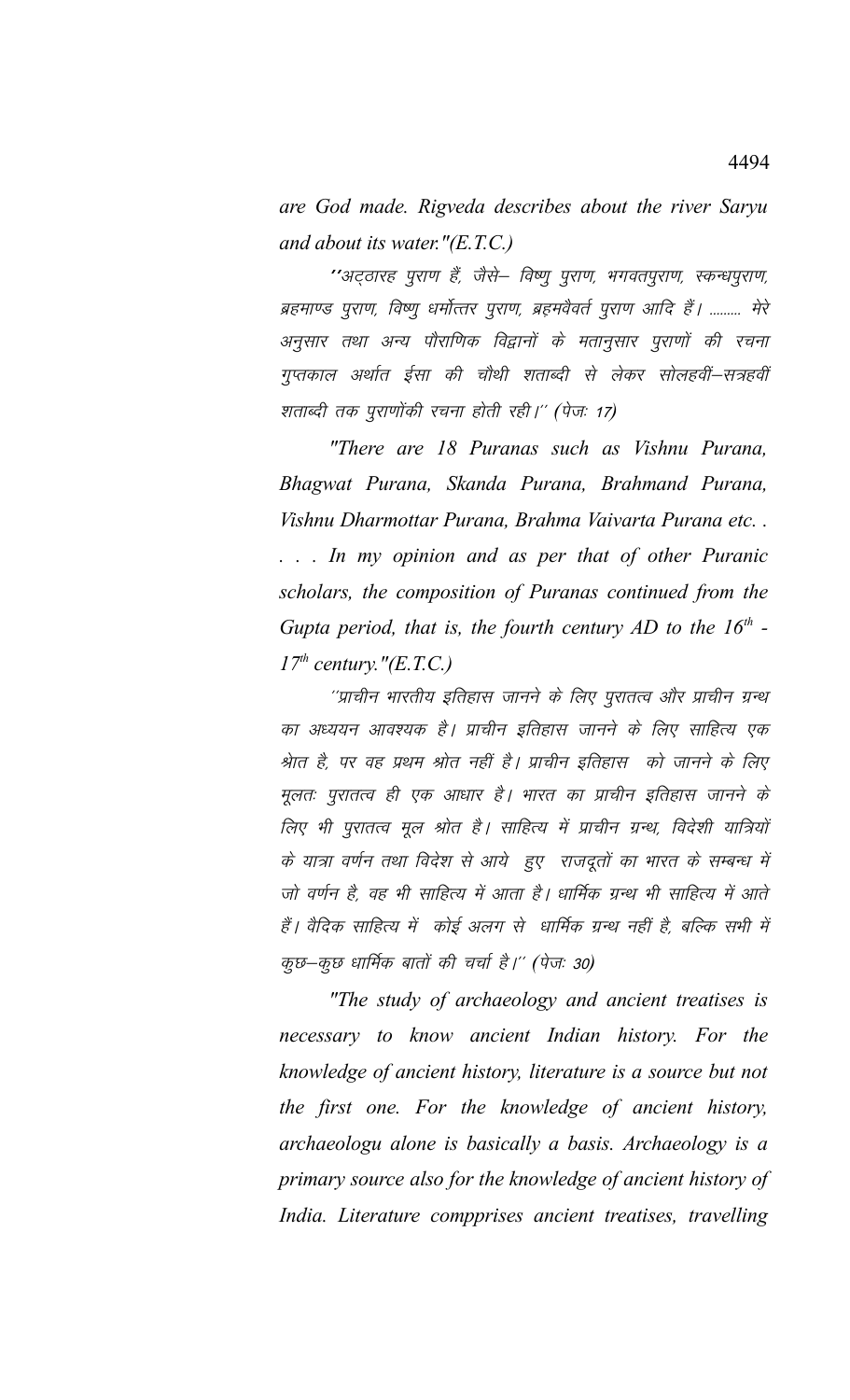*are God made. Rigveda describes about the river Saryu and about its water."(E.T.C.)*

*''अट्ठारह पुराण हैं, जैसे– विष्णु पुराण, भगवतपुराण, स्कन्धपुराण, ब्रहमाण्ड पुराण, विष्णु धर्मोत्तर पुराण, ब्रहमवैवर्त पुराण आदि हैं। ......... मेरे अनुसार तथा अन्य पौराणिक विद्वानों के मतानुसार पुराणों की रचना गुप्तकाल अर्थात ईसा की चौथी शताब्दी से लेकर सोलहवीं–सत्रहवीं शताब्दी तक पुराणोंकी रचना होती रही।'' (पेजः 17)*

*"There are 18 Puranas such as Vishnu Purana, Bhagwat Purana, Skanda Purana, Brahmand Purana, Vishnu Dharmottar Purana, Brahma Vaivarta Purana etc. . . . . In my opinion and as per that of other Puranic scholars, the composition of Puranas continued from the Gupta period, that is, the fourth century AD to the 16th - 17th century."(E.T.C.)*

*''प्राचीन भारतीय इतिहास जानने के लिए पुरातत्व और प्राचीन ग्रन्थ का अध्ययन आवश्यक है। प्राचीन इतिहास जानने के लिए साहित्य एक श्रोत है, पर वह प्रथम श्रोत नहीं है। प्राचीन इतिहास को जानने के लिए मूलतः पुरातत्व ही एक आधार है। भारत का प्राचीन इतिहास जानने के लिए भी पुरातत्व मूल श्रोत है। साहित्य में प्राचीन ग्रन्थ, विदेशी यात्रियों के यात्रा वर्णन तथा विदेश से आये हुए राजदूतों का भारत के सम्बन्ध में जो वर्णन है, वह भी साहित्य में आता है। धार्मिक ग्रन्थ भी साहित्य में आते हैं। वैदिक साहित्य में कोई अलग से धार्मिक ग्रन्थ नहीं है, बल्कि सभी में कुछ–कुछ धार्मिक बातों की चर्चा है।'' (पेजः 30)*

*"The study of archaeology and ancient treatises is necessary to know ancient Indian history. For the knowledge of ancient history, literature is a source but not the first one. For the knowledge of ancient history, archaeologu alone is basically a basis. Archaeology is a primary source also for the knowledge of ancient history of India. Literature compprises ancient treatises, travelling*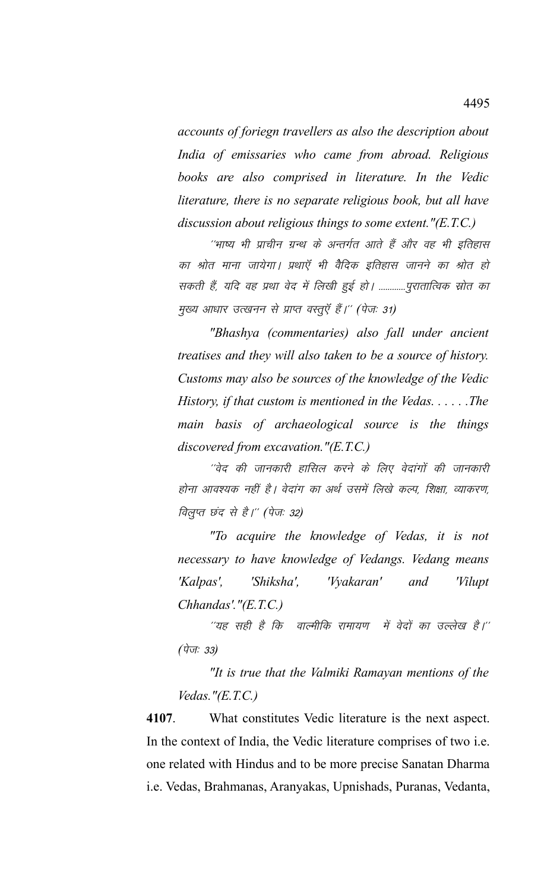*accounts of foriegn travellers as also the description about India of emissaries who came from abroad. Religious books are also comprised in literature. In the Vedic literature, there is no separate religious book, but all have discussion about religious things to some extent."(E.T.C.)*

*´´भाष्य भी प्राचीन ग्रन्थ के अन्तर्गत आते हैं और वह भी इतिहास का श्रोत माना जायेगा। प्रथाएँ भी वैदिक इतिहास जानने का श्रोत हो सकती हैं, यदि वह प्रथा वेद में लिखी हुई हो। ............पुरातात्विक स्रोत का मुख्य आधार उत्खनन से प्राप्त वस्तुएँ हैं।´´ (पेजः 31)*

*"Bhashya (commentaries) also fall under ancient treatises and they will also taken to be a source of history. Customs may also be sources of the knowledge of the Vedic History, if that custom is mentioned in the Vedas. . . . . .The main basis of archaeological source is the things discovered from excavation."(E.T.C.)*

*´´वेद की जानकारी हासिल करने के लिए वेदांगों की जानकारी होना आवश्यक नहीं है। वेदांग का अर्थ उसमें लिखे कल्प, शिक्षा, व्याकरण, विलुप्त छंद से है।´´ (पेजः 32)*

*"To acquire the knowledge of Vedas, it is not necessary to have knowledge of Vedangs. Vedang means 'Kalpas', 'Shiksha', 'Vyakaran' and 'Vilupt Chhandas'."(E.T.C.)*

*´´यह सही है कि वाल्मीकि रामायण में वेदों का उल्लेख है।´´ (पेजः 33)*

*"It is true that the Valmiki Ramayan mentions of the Vedas."(E.T.C.)*

**4107**. What constitutes Vedic literature is the next aspect. In the context of India, the Vedic literature comprises of two i.e. one related with Hindus and to be more precise Sanatan Dharma i.e. Vedas, Brahmanas, Aranyakas, Upnishads, Puranas, Vedanta,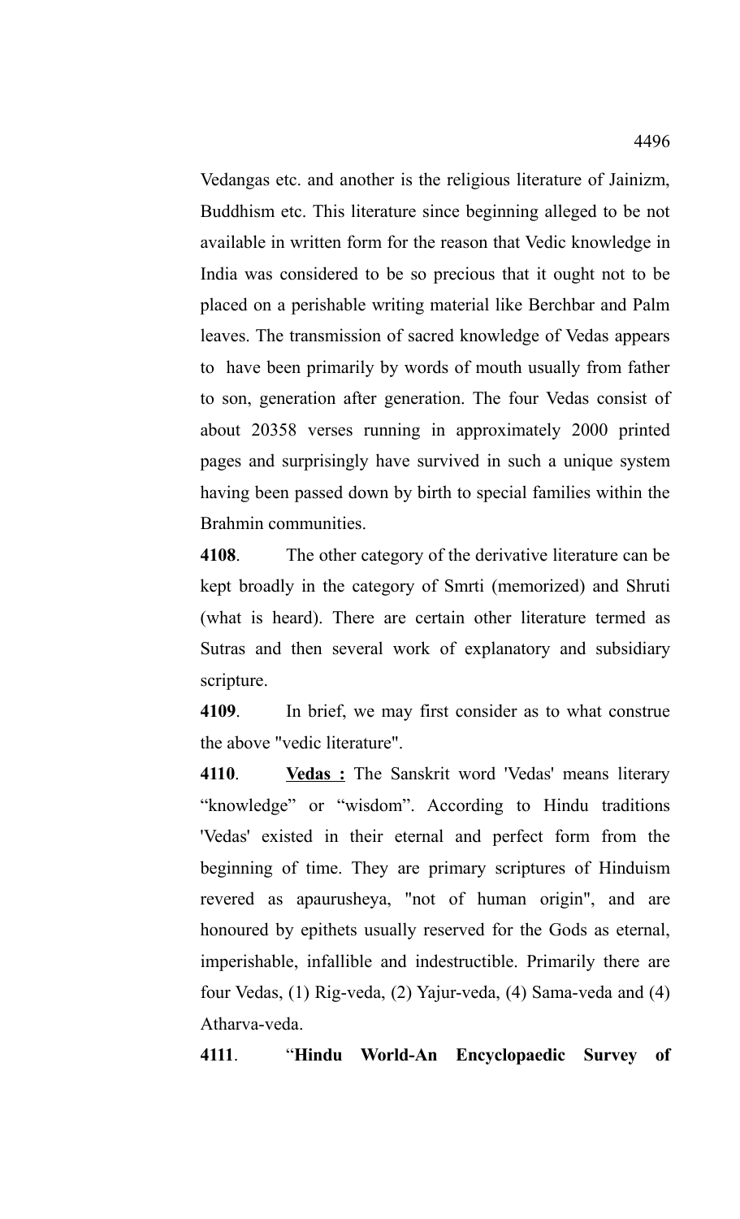Vedangas etc. and another is the religious literature of Jainizm, Buddhism etc. This literature since beginning alleged to be not available in written form for the reason that Vedic knowledge in India was considered to be so precious that it ought not to be placed on a perishable writing material like Berchbar and Palm leaves. The transmission of sacred knowledge of Vedas appears to have been primarily by words of mouth usually from father to son, generation after generation. The four Vedas consist of about 20358 verses running in approximately 2000 printed pages and surprisingly have survived in such a unique system having been passed down by birth to special families within the Brahmin communities.

**4108**. The other category of the derivative literature can be kept broadly in the category of Smrti (memorized) and Shruti (what is heard). There are certain other literature termed as Sutras and then several work of explanatory and subsidiary scripture.

**4109**. In brief, we may first consider as to what construe the above "vedic literature".

**4110**. **<u>Vedas :</u>** The Sanskrit word 'Vedas' means literary “knowledge” or “wisdom”. According to Hindu traditions 'Vedas' existed in their eternal and perfect form from the beginning of time. They are primary scriptures of Hinduism revered as apaurusheya, "not of human origin", and are honoured by epithets usually reserved for the Gods as eternal, imperishable, infallible and indestructible. Primarily there are four Vedas, (1) Rig-veda, (2) Yajur-veda, (4) Sama-veda and (4) Atharva-veda.

**4111**. “**Hindu World-An Encyclopaedic Survey of**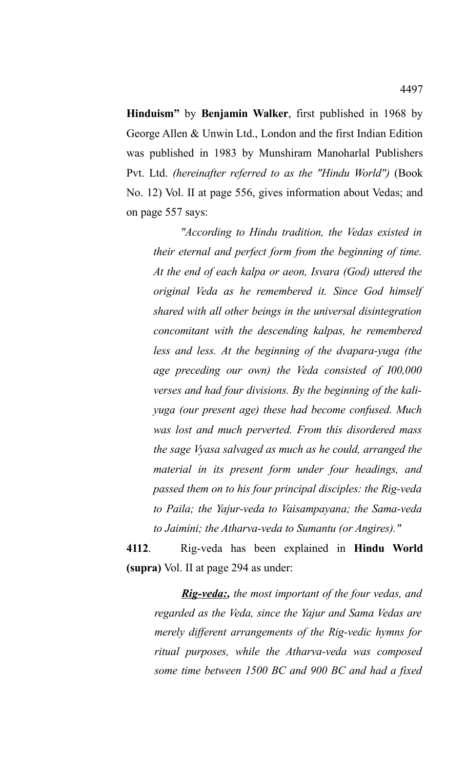**Hinduism"** by **Benjamin Walker**, first published in 1968 by George Allen & Unwin Ltd., London and the first Indian Edition was published in 1983 by Munshiram Manoharlal Publishers Pvt. Ltd. *(hereinafter referred to as the "Hindu World")* (Book No. 12) Vol. II at page 556, gives information about Vedas; and on page 557 says:

> *"According to Hindu tradition, the Vedas existed in their eternal and perfect form from the beginning of time. At the end of each kalpa or aeon, Isvara (God) uttered the original Veda as he remembered it. Since God himself shared with all other beings in the universal disintegration concomitant with the descending kalpas, he remembered less and less. At the beginning of the dvapara-yuga (the age preceding our own) the Veda consisted of I00,000 verses and had four divisions. By the beginning of the kali-yuga (our present age) these had become confused. Much was lost and much perverted. From this disordered mass the sage Vyasa salvaged as much as he could, arranged the material in its present form under four headings, and passed them on to his four principal disciples: the Rig-veda to Paila; the Yajur-veda to Vaisampayana; the Sama-veda to Jaimini; the Atharva-veda to Sumantu (or Angires)."*

**4112**. Rig-veda has been explained in **Hindu World (supra)** Vol. II at page 294 as under:

> ***Rig-veda:,*** *the most important of the four vedas, and regarded as the Veda, since the Yajur and Sama Vedas are merely different arrangements of the Rig-vedic hymns for ritual purposes, while the Atharva-veda was composed some time between 1500 BC and 900 BC and had a fixed*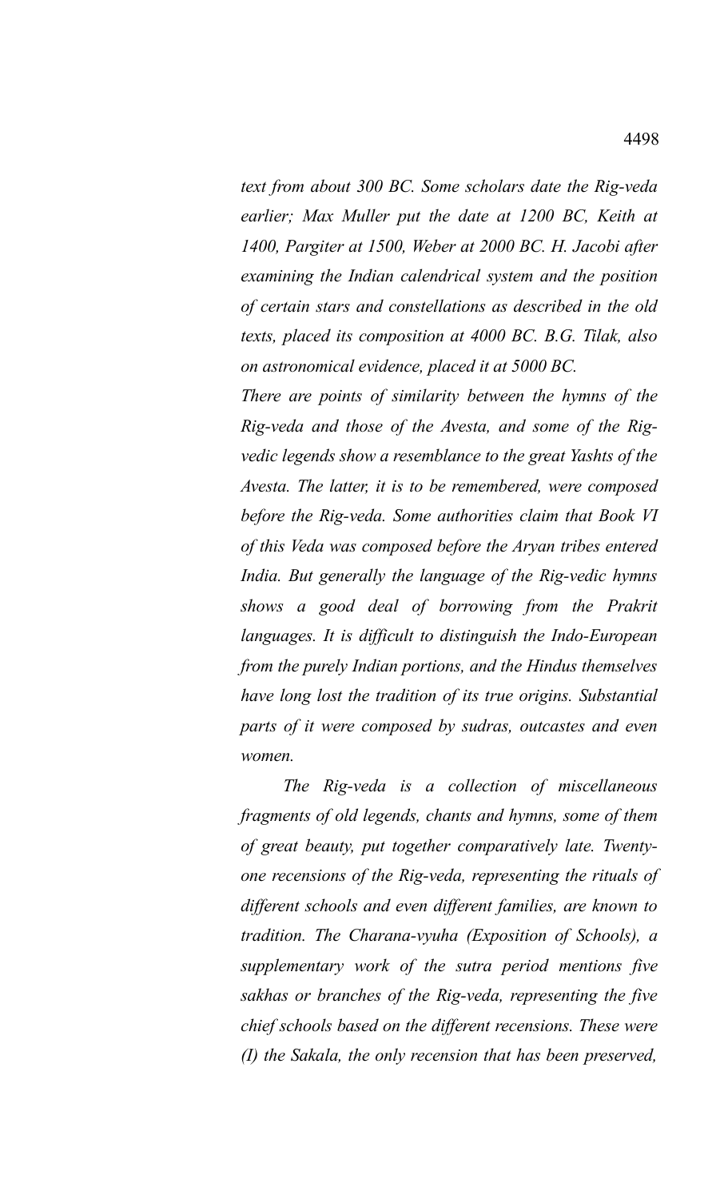*text from about 300 BC. Some scholars date the Rig-veda earlier; Max Muller put the date at 1200 BC, Keith at 1400, Pargiter at 1500, Weber at 2000 BC. H. Jacobi after examining the Indian calendrical system and the position of certain stars and constellations as described in the old texts, placed its composition at 4000 BC. B.G. Tilak, also on astronomical evidence, placed it at 5000 BC.*

*There are points of similarity between the hymns of the Rig-veda and those of the Avesta, and some of the Rig-vedic legends show a resemblance to the great Yashts of the Avesta. The latter, it is to be remembered, were composed before the Rig-veda. Some authorities claim that Book VI of this Veda was composed before the Aryan tribes entered India. But generally the language of the Rig-vedic hymns shows a good deal of borrowing from the Prakrit languages. It is difficult to distinguish the Indo-European from the purely Indian portions, and the Hindus themselves have long lost the tradition of its true origins. Substantial parts of it were composed by sudras, outcastes and even women.*

*The Rig-veda is a collection of miscellaneous fragments of old legends, chants and hymns, some of them of great beauty, put together comparatively late. Twenty-one recensions of the Rig-veda, representing the rituals of different schools and even different families, are known to tradition. The Charana-vyuha (Exposition of Schools), a supplementary work of the sutra period mentions five sakhas or branches of the Rig-veda, representing the five chief schools based on the different recensions. These were (I) the Sakala, the only recension that has been preserved,*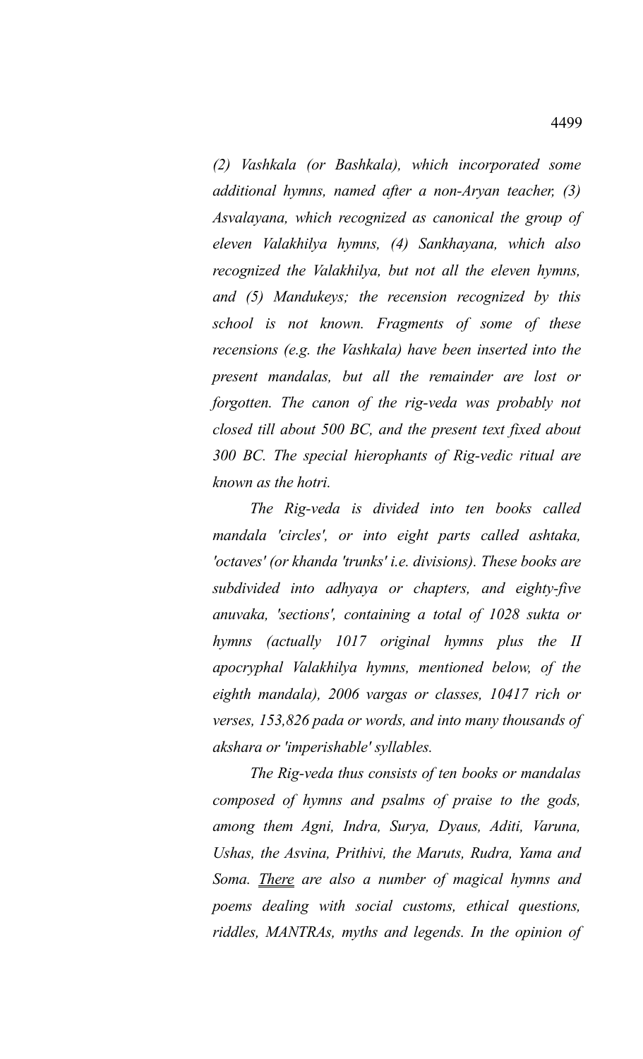*(2) Vashkala (or Bashkala), which incorporated some additional hymns, named after a non-Aryan teacher, (3) Asvalayana, which recognized as canonical the group of eleven Valakhilya hymns, (4) Sankhayana, which also recognized the Valakhilya, but not all the eleven hymns, and (5) Mandukeys; the recension recognized by this school is not known. Fragments of some of these recensions (e.g. the Vashkala) have been inserted into the present mandalas, but all the remainder are lost or forgotten. The canon of the rig-veda was probably not closed till about 500 BC, and the present text fixed about 300 BC. The special hierophants of Rig-vedic ritual are known as the hotri.*

*The Rig-veda is divided into ten books called mandala 'circles', or into eight parts called ashtaka, 'octaves' (or khanda 'trunks' i.e. divisions). These books are subdivided into adhyaya or chapters, and eighty-five anuvaka, 'sections', containing a total of 1028 sukta or hymns (actually 1017 original hymns plus the II apocryphal Valakhilya hymns, mentioned below, of the eighth mandala), 2006 vargas or classes, 10417 rich or verses, 153,826 pada or words, and into many thousands of akshara or 'imperishable' syllables.*

*The Rig-veda thus consists of ten books or mandalas composed of hymns and psalms of praise to the gods, among them Agni, Indra, Surya, Dyaus, Aditi, Varuna, Ushas, the Asvina, Prithivi, the Maruts, Rudra, Yama and Soma. There are also a number of magical hymns and poems dealing with social customs, ethical questions, riddles, MANTRAs, myths and legends. In the opinion of*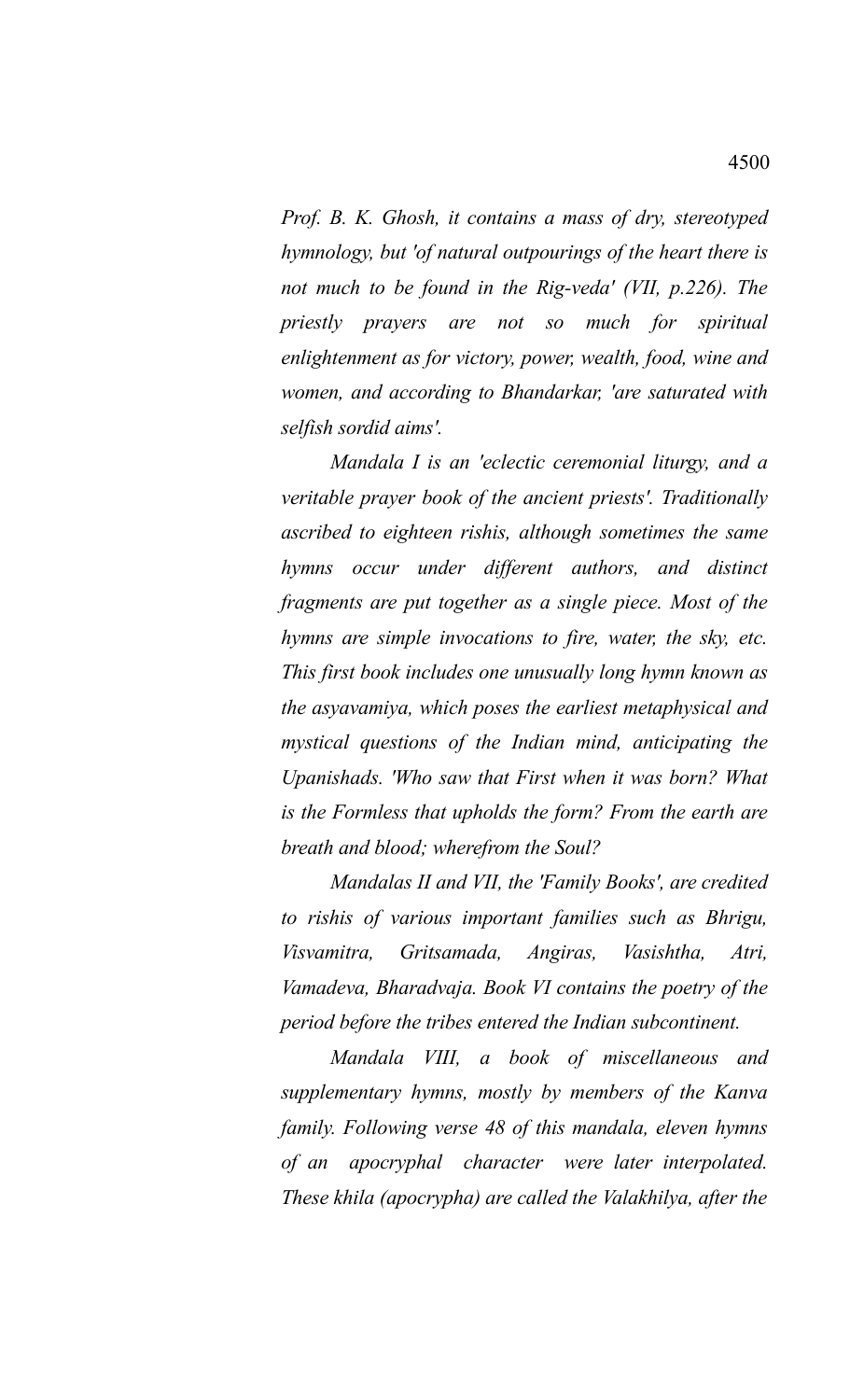*Prof. B. K. Ghosh, it contains a mass of dry, stereotyped hymnology, but 'of natural outpourings of the heart there is not much to be found in the Rig-veda' (VII, p.226). The priestly prayers are not so much for spiritual enlightenment as for victory, power, wealth, food, wine and women, and according to Bhandarkar, 'are saturated with selfish sordid aims'.*

*Mandala I is an 'eclectic ceremonial liturgy, and a veritable prayer book of the ancient priests'. Traditionally ascribed to eighteen rishis, although sometimes the same hymns occur under different authors, and distinct fragments are put together as a single piece. Most of the hymns are simple invocations to fire, water, the sky, etc. This first book includes one unusually long hymn known as the asyavamiya, which poses the earliest metaphysical and mystical questions of the Indian mind, anticipating the Upanishads. 'Who saw that First when it was born? What is the Formless that upholds the form? From the earth are breath and blood; wherefrom the Soul?*

*Mandalas II and VII, the 'Family Books', are credited to rishis of various important families such as Bhrigu, Visvamitra, Gritsamada, Angiras, Vasishtha, Atri, Vamadeva, Bharadvaja. Book VI contains the poetry of the period before the tribes entered the Indian subcontinent.*

*Mandala VIII, a book of miscellaneous and supplementary hymns, mostly by members of the Kanva family. Following verse 48 of this mandala, eleven hymns of an apocryphal character were later interpolated. These khila (apocrypha) are called the Valakhilya, after the*